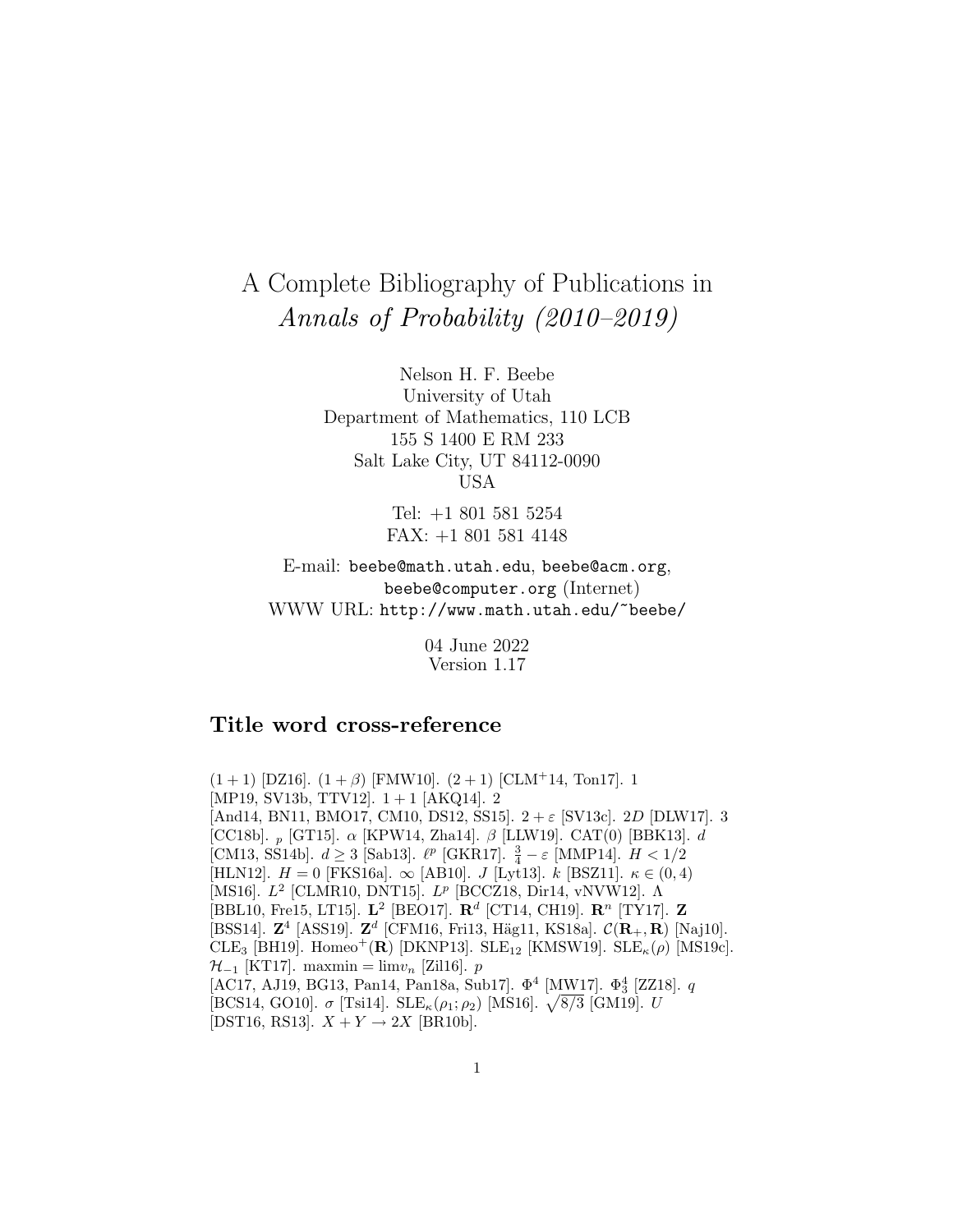# A Complete Bibliography of Publications in *Annals of Probability (2010–2019)*

Nelson H. F. Beebe
University of Utah
Department of Mathematics, 110 LCB
155 S 1400 E RM 233
Salt Lake City, UT 84112-0090
USA

Tel: +1 801 581 5254
FAX: +1 801 581 4148

E-mail: `beebe@math.utah.edu`, `beebe@acm.org`, `beebe@computer.org` (Internet)
WWW URL: `http://www.math.utah.edu/~beebe/`

04 June 2022
Version 1.17

## Title word cross-reference

$(1+1)$ [DZ16]. $(1+\beta)$ [FMW10]. $(2+1)$ [CLM+14, Ton17]. 1 [MP19, SV13b, TTV12]. $1+1$ [AKQ14]. 2 [And14, BN11, BMO17, CM10, DS12, SS15]. $2+\varepsilon$ [SV13c]. $2D$ [DLW17]. 3 [CC18b]. ${}_p$ [GT15]. $\alpha$ [KPW14, Zha14]. $\beta$ [LLW19]. CAT(0) [BBK13]. $d$ [CM13, SS14b]. $d \geq 3$ [Sab13]. $\ell^p$ [GKR17]. $\frac{3}{4}-\varepsilon$ [MMP14]. $H < 1/2$ [HLN12]. $H=0$ [FKS16a]. $\infty$ [AB10]. $J$ [Lyt13]. $k$ [BSZ11]. $\kappa \in (0,4)$ [MS16]. $L^2$ [CLMR10, DNT15]. $L^p$ [BCCZ18, Dir14, vNVW12]. $\Lambda$ [BBL10, Fre15, LT15]. $\mathbf{L}^2$ [BEO17]. $\mathbf{R}^d$ [CT14, CH19]. $\mathbf{R}^n$ [TY17]. $\mathbf{Z}$ [BSS14]. $\mathbf{Z}^4$ [ASS19]. $\mathbf{Z}^d$ [CFM16, Fri13, Häg11, KS18a]. $\mathcal{C}(\mathbf{R}_+,\mathbf{R})$ [Naj10]. $\mathrm{CLE}_3$ [BH19]. $\mathrm{Homeo}^+(\mathbf{R})$ [DKNP13]. $\mathrm{SLE}_{12}$ [KMSW19]. $\mathrm{SLE}_\kappa(\rho)$ [MS19c]. $\mathcal{H}_{-1}$ [KT17]. $\mathrm{maxmin} = \lim v_n$ [Zil16]. $p$ [AC17, AJ19, BG13, Pan14, Pan18a, Sub17]. $\Phi^4$ [MW17]. $\Phi^4_3$ [ZZ18]. $q$ [BCS14, GO10]. $\sigma$ [Tsi14]. $\mathrm{SLE}_\kappa(\rho_1;\rho_2)$ [MS16]. $\sqrt{8/3}$ [GM19]. $U$ [DST16, RS13]. $X+Y \to 2X$ [BR10b].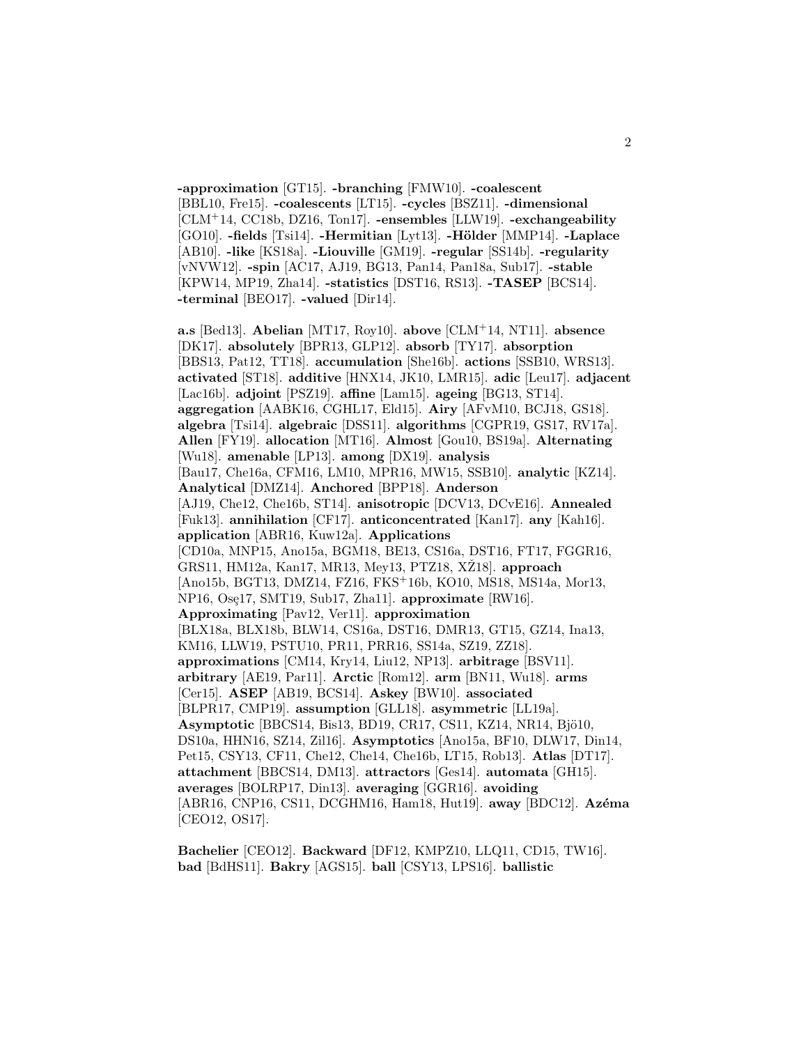**-approximation** [GT15]. **-branching** [FMW10]. **-coalescent** [BBL10, Fre15]. **-coalescents** [LT15]. **-cycles** [BSZ11]. **-dimensional** [CLM$^{+}$14, CC18b, DZ16, Ton17]. **-ensembles** [LLW19]. **-exchangeability** [GO10]. **-fields** [Tsi14]. **-Hermitian** [Lyt13]. **-Hölder** [MMP14]. **-Laplace** [AB10]. **-like** [KS18a]. **-Liouville** [GM19]. **-regular** [SS14b]. **-regularity** [vNVW12]. **-spin** [AC17, AJ19, BG13, Pan14, Pan18a, Sub17]. **-stable** [KPW14, MP19, Zha14]. **-statistics** [DST16, RS13]. **-TASEP** [BCS14]. **-terminal** [BEO17]. **-valued** [Dir14].

**a.s** [Bed13]. **Abelian** [MT17, Roy10]. **above** [CLM$^{+}$14, NT11]. **absence** [DK17]. **absolutely** [BPR13, GLP12]. **absorb** [TY17]. **absorption** [BBS13, Pat12, TT18]. **accumulation** [She16b]. **actions** [SSB10, WRS13]. **activated** [ST18]. **additive** [HNX14, JK10, LMR15]. **adic** [Leu17]. **adjacent** [Lac16b]. **adjoint** [PSZ19]. **affine** [Lam15]. **ageing** [BG13, ST14]. **aggregation** [AABK16, CGHL17, Eld15]. **Airy** [AFvM10, BCJ18, GS18]. **algebra** [Tsi14]. **algebraic** [DSS11]. **algorithms** [CGPR19, GS17, RV17a]. **Allen** [FY19]. **allocation** [MT16]. **Almost** [Gou10, BS19a]. **Alternating** [Wu18]. **amenable** [LP13]. **among** [DX19]. **analysis** [Bau17, Che16a, CFM16, LM10, MPR16, MW15, SSB10]. **analytic** [KZ14]. **Analytical** [DMZ14]. **Anchored** [BPP18]. **Anderson** [AJ19, Che12, Che16b, ST14]. **anisotropic** [DCV13, DCvE16]. **Annealed** [Fuk13]. **annihilation** [CF17]. **anticoncentrated** [Kan17]. **any** [Kah16]. **application** [ABR16, Kuw12a]. **Applications** [CD10a, MNP15, Ano15a, BGM18, BE13, CS16a, DST16, FT17, FGGR16, GRS11, HM12a, Kan17, MR13, Mey13, PTZ18, XŽ18]. **approach** [Ano15b, BGT13, DMZ14, FZ16, FKS$^{+}$16b, KO10, MS18, MS14a, Mor13, NP16, Osę17, SMT19, Sub17, Zha11]. **approximate** [RW16]. **Approximating** [Pav12, Ver11]. **approximation** [BLX18a, BLX18b, BLW14, CS16a, DST16, DMR13, GT15, GZ14, Ina13, KM16, LLW19, PSTU10, PR11, PRR16, SS14a, SZ19, ZZ18]. **approximations** [CM14, Kry14, Liu12, NP13]. **arbitrage** [BSV11]. **arbitrary** [AE19, Par11]. **Arctic** [Rom12]. **arm** [BN11, Wu18]. **arms** [Cer15]. **ASEP** [AB19, BCS14]. **Askey** [BW10]. **associated** [BLPR17, CMP19]. **assumption** [GLL18]. **asymmetric** [LL19a]. **Asymptotic** [BBCS14, Bis13, BD19, CR17, CS11, KZ14, NR14, Bjö10, DS10a, HHN16, SZ14, Zil16]. **Asymptotics** [Ano15a, BF10, DLW17, Din14, Pet15, CSY13, CF11, Che12, Che14, Che16b, LT15, Rob13]. **Atlas** [DT17]. **attachment** [BBCS14, DM13]. **attractors** [Ges14]. **automata** [GH15]. **averages** [BOLRP17, Din13]. **averaging** [GGR16]. **avoiding** [ABR16, CNP16, CS11, DCGHM16, Ham18, Hut19]. **away** [BDC12]. **Azéma** [CEO12, OS17].

**Bachelier** [CEO12]. **Backward** [DF12, KMPZ10, LLQ11, CD15, TW16]. **bad** [BdHS11]. **Bakry** [AGS15]. **ball** [CSY13, LPS16]. **ballistic**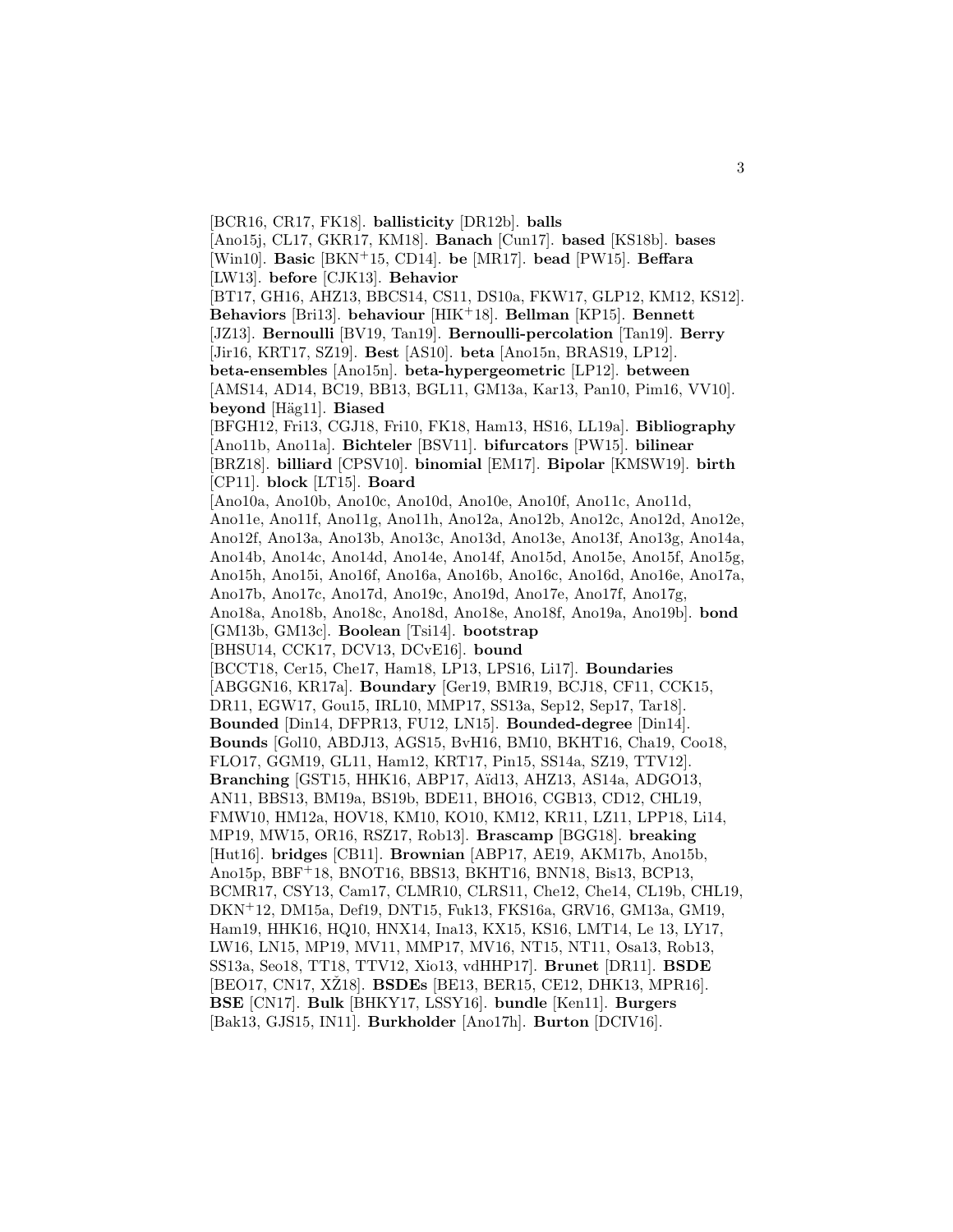[BCR16, CR17, FK18]. **ballisticity** [DR12b]. **balls** [Ano15j, CL17, GKR17, KM18]. **Banach** [Cun17]. **based** [KS18b]. **bases** [Win10]. **Basic** [BKN+15, CD14]. **be** [MR17]. **bead** [PW15]. **Beffara** [LW13]. **before** [CJK13]. **Behavior** [BT17, GH16, AHZ13, BBCS14, CS11, DS10a, FKW17, GLP12, KM12, KS12]. **Behaviors** [Bri13]. **behaviour** [HIK+18]. **Bellman** [KP15]. **Bennett** [JZ13]. **Bernoulli** [BV19, Tan19]. **Bernoulli-percolation** [Tan19]. **Berry** [Jir16, KRT17, SZ19]. **Best** [AS10]. **beta** [Ano15n, BRAS19, LP12]. **beta-ensembles** [Ano15n]. **beta-hypergeometric** [LP12]. **between** [AMS14, AD14, BC19, BB13, BGL11, GM13a, Kar13, Pan10, Pim16, VV10]. **beyond** [Häg11]. **Biased** [BFGH12, Fri13, CGJ18, Fri10, FK18, Ham13, HS16, LL19a]. **Bibliography** [Ano11b, Ano11a]. **Bichteler** [BSV11]. **bifurcators** [PW15]. **bilinear** [BRZ18]. **billiard** [CPSV10]. **binomial** [EM17]. **Bipolar** [KMSW19]. **birth** [CP11]. **block** [LT15]. **Board** [Ano10a, Ano10b, Ano10c, Ano10d, Ano10e, Ano10f, Ano11c, Ano11d, Ano11e, Ano11f, Ano11g, Ano11h, Ano12a, Ano12b, Ano12c, Ano12d, Ano12e, Ano12f, Ano13a, Ano13b, Ano13c, Ano13d, Ano13e, Ano13f, Ano13g, Ano14a, Ano14b, Ano14c, Ano14d, Ano14e, Ano14f, Ano15d, Ano15e, Ano15f, Ano15g, Ano15h, Ano15i, Ano16f, Ano16a, Ano16b, Ano16c, Ano16d, Ano16e, Ano17a, Ano17b, Ano17c, Ano17d, Ano19c, Ano19d, Ano17e, Ano17f, Ano17g, Ano18a, Ano18b, Ano18c, Ano18d, Ano18e, Ano18f, Ano19a, Ano19b]. **bond** [GM13b, GM13c]. **Boolean** [Tsi14]. **bootstrap** [BHSU14, CCK17, DCV13, DCvE16]. **bound** [BCCT18, Cer15, Che17, Ham18, LP13, LPS16, Li17]. **Boundaries** [ABGGN16, KR17a]. **Boundary** [Ger19, BMR19, BCJ18, CF11, CCK15, DR11, EGW17, Gou15, IRL10, MMP17, SS13a, Sep12, Sep17, Tar18]. **Bounded** [Din14, DFPR13, FU12, LN15]. **Bounded-degree** [Din14]. **Bounds** [Gol10, ABDJ13, AGS15, BvH16, BM10, BKHT16, Cha19, Coo18, FLO17, GGM19, GL11, Ham12, KRT17, Pin15, SS14a, SZ19, TTV12]. **Branching** [GST15, HHK16, ABP17, Aïd13, AHZ13, AS14a, ADGO13, AN11, BBS13, BM19a, BS19b, BDE11, BHO16, CGB13, CD12, CHL19, FMW10, HM12a, HOV18, KM10, KO10, KM12, KR11, LZ11, LPP18, Li14, MP19, MW15, OR16, RSZ17, Rob13]. **Brascamp** [BGG18]. **breaking** [Hut16]. **bridges** [CB11]. **Brownian** [ABP17, AE19, AKM17b, Ano15b, Ano15p, BBF+18, BNOT16, BBS13, BKHT16, BNN18, Bis13, BCP13, BCMR17, CSY13, Cam17, CLMR10, CLRS11, Che12, Che14, CL19b, CHL19, DKN+12, DM15a, Def19, DNT15, Fuk13, FKS16a, GRV16, GM13a, GM19, Ham19, HHK16, HQ10, HNX14, Ina13, KX15, KS16, LMT14, Le 13, LY17, LW16, LN15, MP19, MV11, MMP17, MV16, NT15, NT11, Osa13, Rob13, SS13a, Seo18, TT18, TTV12, Xio13, vdHHP17]. **Brunet** [DR11]. **BSDE** [BEO17, CN17, XŽ18]. **BSDEs** [BE13, BER15, CE12, DHK13, MPR16]. **BSE** [CN17]. **Bulk** [BHKY17, LSSY16]. **bundle** [Ken11]. **Burgers** [Bak13, GJS15, IN11]. **Burkholder** [Ano17h]. **Burton** [DCIV16].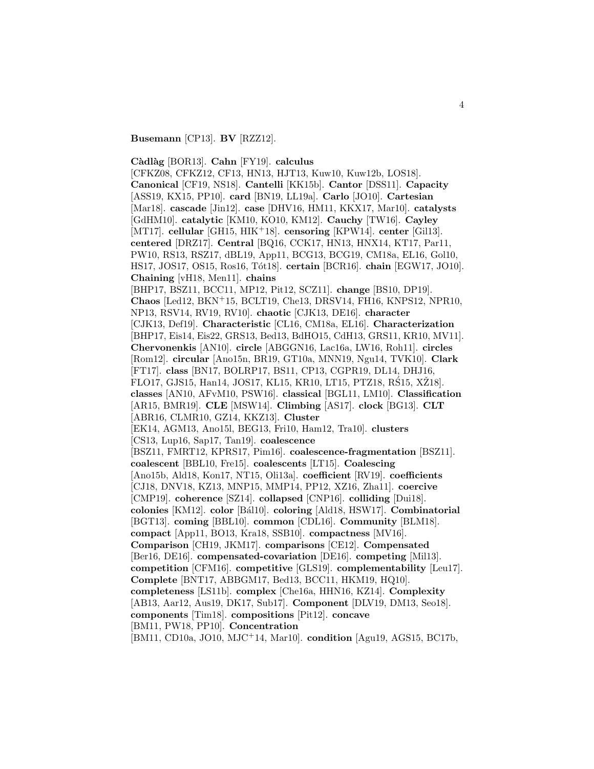**Busemann** [CP13]. **BV** [RZZ12].

**Càdlàg** [BOR13]. **Cahn** [FY19]. **calculus** [CFKZ08, CFKZ12, CF13, HN13, HJT13, Kuw10, Kuw12b, LOS18]. **Canonical** [CF19, NS18]. **Cantelli** [KK15b]. **Cantor** [DSS11]. **Capacity** [ASS19, KX15, PP10]. **card** [BN19, LL19a]. **Carlo** [JO10]. **Cartesian** [Mar18]. **cascade** [Jin12]. **case** [DHV16, HM11, KKX17, Mar10]. **catalysts** [GdHM10]. **catalytic** [KM10, KO10, KM12]. **Cauchy** [TW16]. **Cayley** [MT17]. **cellular** [GH15, HIK+18]. **censoring** [KPW14]. **center** [Gil13]. **centered** [DRZ17]. **Central** [BQ16, CCK17, HN13, HNX14, KT17, Par11, PW10, RS13, RSZ17, dBL19, App11, BCG13, BCG19, CM18a, EL16, Gol10, HS17, JOS17, OS15, Ros16, Tót18]. **certain** [BCR16]. **chain** [EGW17, JO10]. **Chaining** [vH18, Men11]. **chains** [BHP17, BSZ11, BCC11, MP12, Pit12, SCZ11]. **change** [BS10, DP19]. **Chaos** [Led12, BKN+15, BCLT19, Che13, DRSV14, FH16, KNPS12, NPR10, NP13, RSV14, RV19, RV10]. **chaotic** [CJK13, DE16]. **character** [CJK13, Def19]. **Characteristic** [CL16, CM18a, EL16]. **Characterization** [BHP17, Eis14, Eis22, GRS13, Bed13, BdHO15, CdH13, GRS11, KR10, MV11]. **Chervonenkis** [AN10]. **circle** [ABGGN16, Lac16a, LW16, Roh11]. **circles** [Rom12]. **circular** [Ano15n, BR19, GT10a, MNN19, Ngu14, TVK10]. **Clark** [FT17]. **class** [BN17, BOLRP17, BS11, CP13, CGPR19, DL14, DHJ16, FLO17, GJS15, Han14, JOS17, KL15, KR10, LT15, PTZ18, RŚ15, XŽ18]. **classes** [AN10, AFvM10, PSW16]. **classical** [BGL11, LM10]. **Classification** [AR15, BMR19]. **CLE** [MSW14]. **Climbing** [AS17]. **clock** [BG13]. **CLT** [ABR16, CLMR10, GZ14, KKZ13]. **Cluster** [EK14, AGM13, Ano15l, BEG13, Fri10, Ham12, Tra10]. **clusters** [CS13, Lup16, Sap17, Tan19]. **coalescence** [BSZ11, FMRT12, KPRS17, Pim16]. **coalescence-fragmentation** [BSZ11]. **coalescent** [BBL10, Fre15]. **coalescents** [LT15]. **Coalescing** [Ano15b, Ald18, Kon17, NT15, Oli13a]. **coefficient** [RV19]. **coefficients** [CJ18, DNV18, KZ13, MNP15, MMP14, PP12, XZ16, Zha11]. **coercive** [CMP19]. **coherence** [SZ14]. **collapsed** [CNP16]. **colliding** [Dui18]. **colonies** [KM12]. **color** [Bál10]. **coloring** [Ald18, HSW17]. **Combinatorial** [BGT13]. **coming** [BBL10]. **common** [CDL16]. **Community** [BLM18]. **compact** [App11, BO13, Kra18, SSB10]. **compactness** [MV16]. **Comparison** [CH19, JKM17]. **comparisons** [CE12]. **Compensated** [Ber16, DE16]. **compensated-covariation** [DE16]. **competing** [Mil13]. **competition** [CFM16]. **competitive** [GLS19]. **complementability** [Leu17]. **Complete** [BNT17, ABBGM17, Bed13, BCC11, HKM19, HQ10]. **completeness** [LS11b]. **complex** [Che16a, HHN16, KZ14]. **Complexity** [AB13, Aar12, Aus19, DK17, Sub17]. **Component** [DLV19, DM13, Seo18]. **components** [Tim18]. **compositions** [Pit12]. **concave** [BM11, PW18, PP10]. **Concentration** [BM11, CD10a, JO10, MJC+14, Mar10]. **condition** [Agu19, AGS15, BC17b,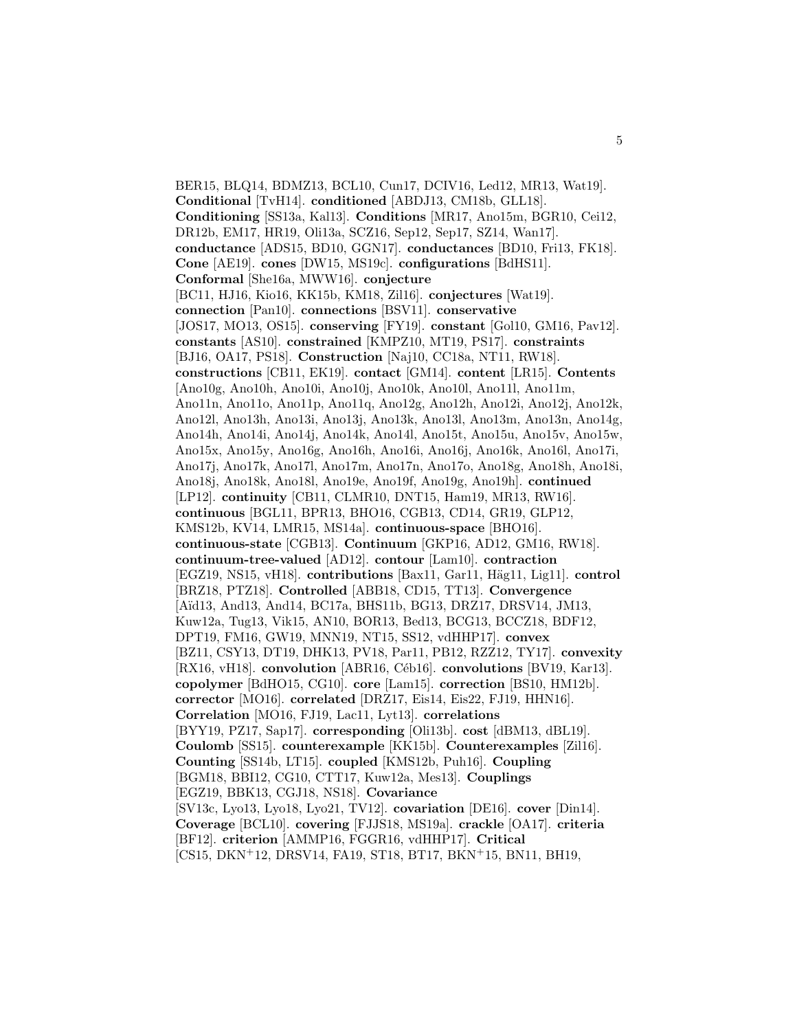BER15, BLQ14, BDMZ13, BCL10, Cun17, DCIV16, Led12, MR13, Wat19]. **Conditional** [TvH14]. **conditioned** [ABDJ13, CM18b, GLL18]. **Conditioning** [SS13a, Kal13]. **Conditions** [MR17, Ano15m, BGR10, Cei12, DR12b, EM17, HR19, Oli13a, SCZ16, Sep12, Sep17, SZ14, Wan17]. **conductance** [ADS15, BD10, GGN17]. **conductances** [BD10, Fri13, FK18]. **Cone** [AE19]. **cones** [DW15, MS19c]. **configurations** [BdHS11]. **Conformal** [She16a, MWW16]. **conjecture** [BC11, HJ16, Kio16, KK15b, KM18, Zil16]. **conjectures** [Wat19]. **connection** [Pan10]. **connections** [BSV11]. **conservative** [JOS17, MO13, OS15]. **conserving** [FY19]. **constant** [Gol10, GM16, Pav12]. **constants** [AS10]. **constrained** [KMPZ10, MT19, PS17]. **constraints** [BJ16, OA17, PS18]. **Construction** [Naj10, CC18a, NT11, RW18]. **constructions** [CB11, EK19]. **contact** [GM14]. **content** [LR15]. **Contents** [Ano10g, Ano10h, Ano10i, Ano10j, Ano10k, Ano10l, Ano11l, Ano11m, Ano11n, Ano11o, Ano11p, Ano11q, Ano12g, Ano12h, Ano12i, Ano12j, Ano12k, Ano12l, Ano13h, Ano13i, Ano13j, Ano13k, Ano13l, Ano13m, Ano13n, Ano14g, Ano14h, Ano14i, Ano14j, Ano14k, Ano14l, Ano15t, Ano15u, Ano15v, Ano15w, Ano15x, Ano15y, Ano16g, Ano16h, Ano16i, Ano16j, Ano16k, Ano16l, Ano17i, Ano17j, Ano17k, Ano17l, Ano17m, Ano17n, Ano17o, Ano18g, Ano18h, Ano18i, Ano18j, Ano18k, Ano18l, Ano19e, Ano19f, Ano19g, Ano19h]. **continued** [LP12]. **continuity** [CB11, CLMR10, DNT15, Ham19, MR13, RW16]. **continuous** [BGL11, BPR13, BHO16, CGB13, CD14, GR19, GLP12, KMS12b, KV14, LMR15, MS14a]. **continuous-space** [BHO16]. **continuous-state** [CGB13]. **Continuum** [GKP16, AD12, GM16, RW18]. **continuum-tree-valued** [AD12]. **contour** [Lam10]. **contraction** [EGZ19, NS15, vH18]. **contributions** [Bax11, Gar11, Häg11, Lig11]. **control** [BRZ18, PTZ18]. **Controlled** [ABB18, CD15, TT13]. **Convergence** [Aïd13, And13, And14, BC17a, BHS11b, BG13, DRZ17, DRSV14, JM13, Kuw12a, Tug13, Vik15, AN10, BOR13, Bed13, BCG13, BCCZ18, BDF12, DPT19, FM16, GW19, MNN19, NT15, SS12, vdHHP17]. **convex** [BZ11, CSY13, DT19, DHK13, PV18, Par11, PB12, RZZ12, TY17]. **convexity** [RX16, vH18]. **convolution** [ABR16, Céb16]. **convolutions** [BV19, Kar13]. **copolymer** [BdHO15, CG10]. **core** [Lam15]. **correction** [BS10, HM12b]. **corrector** [MO16]. **correlated** [DRZ17, Eis14, Eis22, FJ19, HHN16]. **Correlation** [MO16, FJ19, Lac11, Lyt13]. **correlations** [BYY19, PZ17, Sap17]. **corresponding** [Oli13b]. **cost** [dBM13, dBL19]. **Coulomb** [SS15]. **counterexample** [KK15b]. **Counterexamples** [Zil16]. **Counting** [SS14b, LT15]. **coupled** [KMS12b, Puh16]. **Coupling** [BGM18, BBI12, CG10, CTT17, Kuw12a, Mes13]. **Couplings** [EGZ19, BBK13, CGJ18, NS18]. **Covariance** [SV13c, Lyo13, Lyo18, Lyo21, TV12]. **covariation** [DE16]. **cover** [Din14]. **Coverage** [BCL10]. **covering** [FJJS18, MS19a]. **crackle** [OA17]. **criteria** [BF12]. **criterion** [AMMP16, FGGR16, vdHHP17]. **Critical** [CS15, DKN+12, DRSV14, FA19, ST18, BT17, BKN+15, BN11, BH19,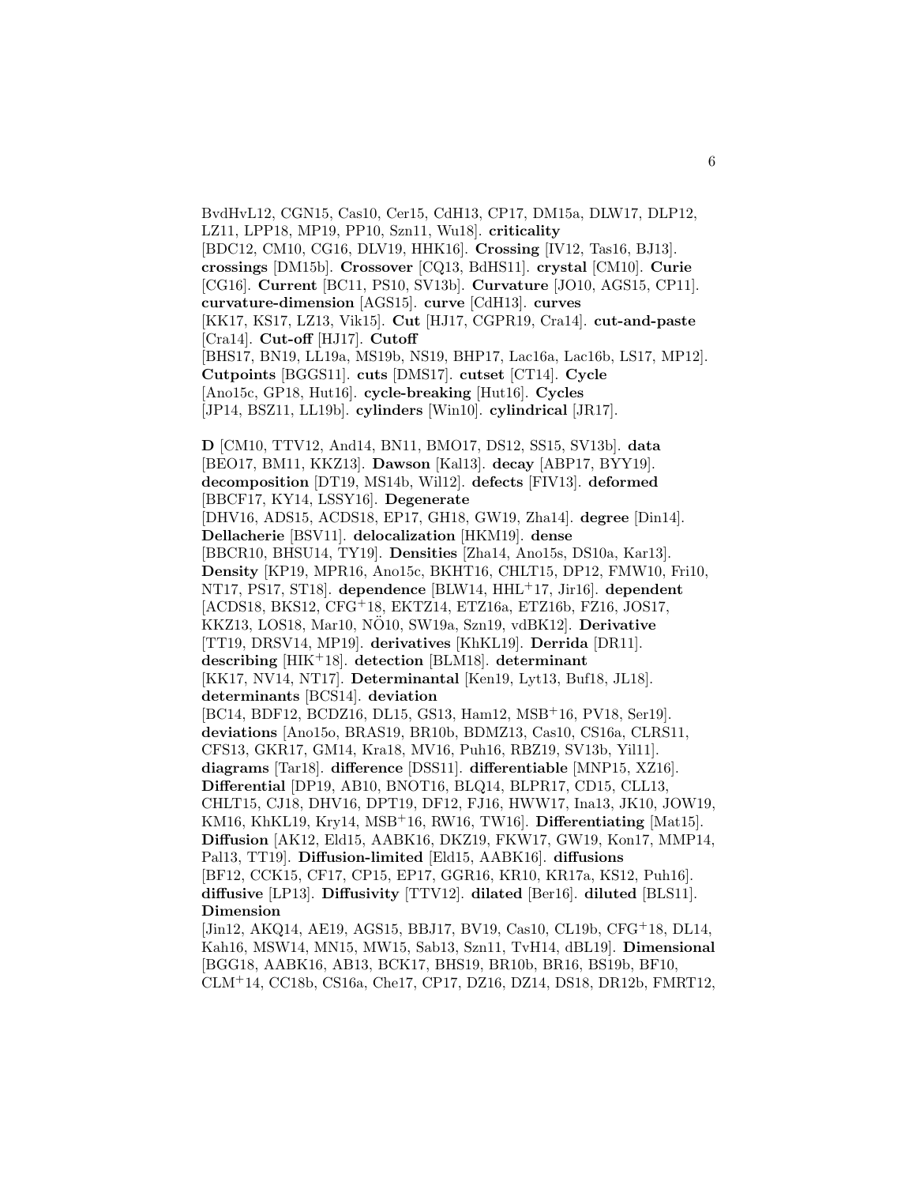BvdHvL12, CGN15, Cas10, Cer15, CdH13, CP17, DM15a, DLW17, DLP12, LZ11, LPP18, MP19, PP10, Szn11, Wu18]. **criticality** [BDC12, CM10, CG16, DLV19, HHK16]. **Crossing** [IV12, Tas16, BJ13]. **crossings** [DM15b]. **Crossover** [CQ13, BdHS11]. **crystal** [CM10]. **Curie** [CG16]. **Current** [BC11, PS10, SV13b]. **Curvature** [JO10, AGS15, CP11]. **curvature-dimension** [AGS15]. **curve** [CdH13]. **curves** [KK17, KS17, LZ13, Vik15]. **Cut** [HJ17, CGPR19, Cra14]. **cut-and-paste** [Cra14]. **Cut-off** [HJ17]. **Cutoff** [BHS17, BN19, LL19a, MS19b, NS19, BHP17, Lac16a, Lac16b, LS17, MP12]. **Cutpoints** [BGGS11]. **cuts** [DMS17]. **cutset** [CT14]. **Cycle** [Ano15c, GP18, Hut16]. **cycle-breaking** [Hut16]. **Cycles** [JP14, BSZ11, LL19b]. **cylinders** [Win10]. **cylindrical** [JR17].

**D** [CM10, TTV12, And14, BN11, BMO17, DS12, SS15, SV13b]. **data** [BEO17, BM11, KKZ13]. **Dawson** [Kal13]. **decay** [ABP17, BYY19]. **decomposition** [DT19, MS14b, Wil12]. **defects** [FIV13]. **deformed** [BBCF17, KY14, LSSY16]. **Degenerate** [DHV16, ADS15, ACDS18, EP17, GH18, GW19, Zha14]. **degree** [Din14]. **Dellacherie** [BSV11]. **delocalization** [HKM19]. **dense** [BBCR10, BHSU14, TY19]. **Densities** [Zha14, Ano15s, DS10a, Kar13]. **Density** [KP19, MPR16, Ano15c, BKHT16, CHLT15, DP12, FMW10, Fri10, NT17, PS17, ST18]. **dependence** [BLW14, HHL+17, Jir16]. **dependent** [ACDS18, BKS12, CFG+18, EKTZ14, ETZ16a, ETZ16b, FZ16, JOS17, KKZ13, LOS18, Mar10, NÖ10, SW19a, Szn19, vdBK12]. **Derivative** [TT19, DRSV14, MP19]. **derivatives** [KhKL19]. **Derrida** [DR11]. **describing** [HIK+18]. **detection** [BLM18]. **determinant** [KK17, NV14, NT17]. **Determinantal** [Ken19, Lyt13, Buf18, JL18]. **determinants** [BCS14]. **deviation** [BC14, BDF12, BCDZ16, DL15, GS13, Ham12, MSB+16, PV18, Ser19]. **deviations** [Ano15o, BRAS19, BR10b, BDMZ13, Cas10, CS16a, CLRS11, CFS13, GKR17, GM14, Kra18, MV16, Puh16, RBZ19, SV13b, Yil11]. **diagrams** [Tar18]. **difference** [DSS11]. **differentiable** [MNP15, XZ16]. **Differential** [DP19, AB10, BNOT16, BLQ14, BLPR17, CD15, CLL13, CHLT15, CJ18, DHV16, DPT19, DF12, FJ16, HWW17, Ina13, JK10, JOW19, KM16, KhKL19, Kry14, MSB+16, RW16, TW16]. **Differentiating** [Mat15]. **Diffusion** [AK12, Eld15, AABK16, DKZ19, FKW17, GW19, Kon17, MMP14, Pal13, TT19]. **Diffusion-limited** [Eld15, AABK16]. **diffusions** [BF12, CCK15, CF17, CP15, EP17, GGR16, KR10, KR17a, KS12, Puh16]. **diffusive** [LP13]. **Diffusivity** [TTV12]. **dilated** [Ber16]. **diluted** [BLS11]. **Dimension** [Jin12, AKQ14, AE19, AGS15, BBJ17, BV19, Cas10, CL19b, CFG+18, DL14, Kah16, MSW14, MN15, MW15, Sab13, Szn11, TvH14, dBL19]. **Dimensional** [BGG18, AABK16, AB13, BCK17, BHS19, BR10b, BR16, BS19b, BF10, CLM+14, CC18b, CS16a, Che17, CP17, DZ16, DZ14, DS18, DR12b, FMRT12,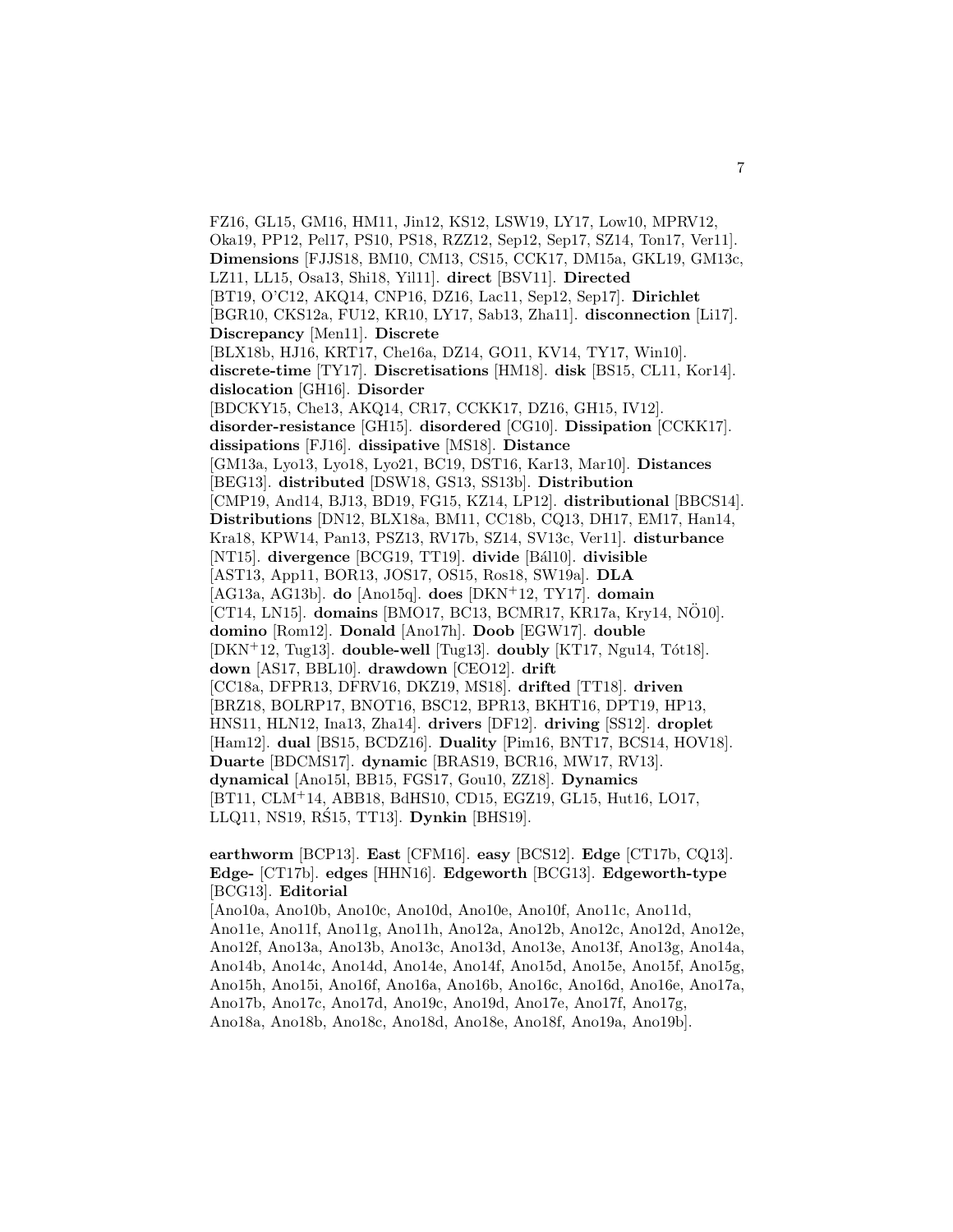FZ16, GL15, GM16, HM11, Jin12, KS12, LSW19, LY17, Low10, MPRV12, Oka19, PP12, Pel17, PS10, PS18, RZZ12, Sep12, Sep17, SZ14, Ton17, Ver11]. **Dimensions** [FJJS18, BM10, CM13, CS15, CCK17, DM15a, GKL19, GM13c, LZ11, LL15, Osa13, Shi18, Yil11]. **direct** [BSV11]. **Directed** [BT19, O'C12, AKQ14, CNP16, DZ16, Lac11, Sep12, Sep17]. **Dirichlet** [BGR10, CKS12a, FU12, KR10, LY17, Sab13, Zha11]. **disconnection** [Li17]. **Discrepancy** [Men11]. **Discrete** [BLX18b, HJ16, KRT17, Che16a, DZ14, GO11, KV14, TY17, Win10]. **discrete-time** [TY17]. **Discretisations** [HM18]. **disk** [BS15, CL11, Kor14]. **dislocation** [GH16]. **Disorder** [BDCKY15, Che13, AKQ14, CR17, CCKK17, DZ16, GH15, IV12]. **disorder-resistance** [GH15]. **disordered** [CG10]. **Dissipation** [CCKK17]. **dissipations** [FJ16]. **dissipative** [MS18]. **Distance** [GM13a, Lyo13, Lyo18, Lyo21, BC19, DST16, Kar13, Mar10]. **Distances** [BEG13]. **distributed** [DSW18, GS13, SS13b]. **Distribution** [CMP19, And14, BJ13, BD19, FG15, KZ14, LP12]. **distributional** [BBCS14]. **Distributions** [DN12, BLX18a, BM11, CC18b, CQ13, DH17, EM17, Han14, Kra18, KPW14, Pan13, PSZ13, RV17b, SZ14, SV13c, Ver11]. **disturbance** [NT15]. **divergence** [BCG19, TT19]. **divide** [Bál10]. **divisible** [AST13, App11, BOR13, JOS17, OS15, Ros18, SW19a]. **DLA** [AG13a, AG13b]. **do** [Ano15q]. **does** [DKN+12, TY17]. **domain** [CT14, LN15]. **domains** [BMO17, BC13, BCMR17, KR17a, Kry14, NÖ10]. **domino** [Rom12]. **Donald** [Ano17h]. **Doob** [EGW17]. **double** [DKN+12, Tug13]. **double-well** [Tug13]. **doubly** [KT17, Ngu14, Tót18]. **down** [AS17, BBL10]. **drawdown** [CEO12]. **drift** [CC18a, DFPR13, DFRV16, DKZ19, MS18]. **drifted** [TT18]. **driven** [BRZ18, BOLRP17, BNOT16, BSC12, BPR13, BKHT16, DPT19, HP13, HNS11, HLN12, Ina13, Zha14]. **drivers** [DF12]. **driving** [SS12]. **droplet** [Ham12]. **dual** [BS15, BCDZ16]. **Duality** [Pim16, BNT17, BCS14, HOV18]. **Duarte** [BDCMS17]. **dynamic** [BRAS19, BCR16, MW17, RV13]. **dynamical** [Ano15l, BB15, FGS17, Gou10, ZZ18]. **Dynamics** [BT11, CLM+14, ABB18, BdHS10, CD15, EGZ19, GL15, Hut16, LO17, LLQ11, NS19, RŚ15, TT13]. **Dynkin** [BHS19].

**earthworm** [BCP13]. **East** [CFM16]. **easy** [BCS12]. **Edge** [CT17b, CQ13]. **Edge-** [CT17b]. **edges** [HHN16]. **Edgeworth** [BCG13]. **Edgeworth-type** [BCG13]. **Editorial** [Ano10a, Ano10b, Ano10c, Ano10d, Ano10e, Ano10f, Ano11c, Ano11d, Ano11e, Ano11f, Ano11g, Ano11h, Ano12a, Ano12b, Ano12c, Ano12d, Ano12e, Ano12f, Ano13a, Ano13b, Ano13c, Ano13d, Ano13e, Ano13f, Ano13g, Ano14a, Ano14b, Ano14c, Ano14d, Ano14e, Ano14f, Ano15d, Ano15e, Ano15f, Ano15g, Ano15h, Ano15i, Ano16f, Ano16a, Ano16b, Ano16c, Ano16d, Ano16e, Ano17a, Ano17b, Ano17c, Ano17d, Ano19c, Ano19d, Ano17e, Ano17f, Ano17g, Ano18a, Ano18b, Ano18c, Ano18d, Ano18e, Ano18f, Ano19a, Ano19b].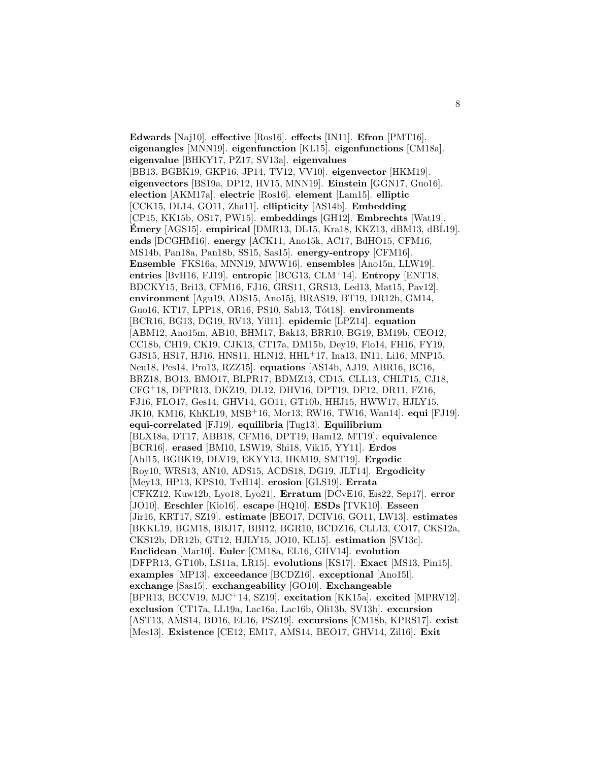**Edwards** [Naj10]. **effective** [Ros16]. **effects** [IN11]. **Efron** [PMT16]. **eigenangles** [MNN19]. **eigenfunction** [KL15]. **eigenfunctions** [CM18a]. **eigenvalue** [BHKY17, PZ17, SV13a]. **eigenvalues** [BB13, BGBK19, GKP16, JP14, TV12, VV10]. **eigenvector** [HKM19]. **eigenvectors** [BS19a, DP12, HV15, MNN19]. **Einstein** [GGN17, Guo16]. **election** [AKM17a]. **electric** [Ros16]. **element** [Lam15]. **elliptic** [CCK15, DL14, GO11, Zha11]. **ellipticity** [AS14b]. **Embedding** [CP15, KK15b, OS17, PW15]. **embeddings** [GH12]. **Embrechts** [Wat19]. **Émery** [AGS15]. **empirical** [DMR13, DL15, Kra18, KKZ13, dBM13, dBL19]. **ends** [DCGHM16]. **energy** [ACK11, Ano15k, AC17, BdHO15, CFM16, MS14b, Pan18a, Pan18b, SS15, Sas15]. **energy-entropy** [CFM16]. **Ensemble** [FKS16a, MNN19, MWW16]. **ensembles** [Ano15n, LLW19]. **entries** [BvH16, FJ19]. **entropic** [BCG13, CLM+14]. **Entropy** [ENT18, BDCKY15, Bri13, CFM16, FJ16, GRS11, GRS13, Led13, Mat15, Pav12]. **environment** [Agu19, ADS15, Ano15j, BRAS19, BT19, DR12b, GM14, Guo16, KT17, LPP18, OR16, PS10, Sab13, Tót18]. **environments** [BCR16, BG13, DG19, RV13, Yil11]. **epidemic** [LPZ14]. **equation** [ABM12, Ano15m, AB10, BHM17, Bak13, BRR10, BG19, BM19b, CEO12, CC18b, CH19, CK19, CJK13, CT17a, DM15b, Dey19, Flo14, FH16, FY19, GJS15, HS17, HJ16, HNS11, HLN12, HHL+17, Ina13, IN11, Li16, MNP15, Neu18, Pes14, Pro13, RZZ15]. **equations** [AS14b, AJ19, ABR16, BC16, BRZ18, BO13, BMO17, BLPR17, BDMZ13, CD15, CLL13, CHLT15, CJ18, CFG+18, DFPR13, DKZ19, DL12, DHV16, DPT19, DF12, DR11, FZ16, FJ16, FLO17, Ges14, GHV14, GO11, GT10b, HHJ15, HWW17, HJLY15, JK10, KM16, KhKL19, MSB+16, Mor13, RW16, TW16, Wan14]. **equi** [FJ19]. **equi-correlated** [FJ19]. **equilibria** [Tug13]. **Equilibrium** [BLX18a, DT17, ABB18, CFM16, DPT19, Ham12, MT19]. **equivalence** [BCR16]. **erased** [BM10, LSW19, Shi18, Vik15, YY11]. **Erdos** [Ahl15, BGBK19, DLV19, EKYY13, HKM19, SMT19]. **Ergodic** [Roy10, WRS13, AN10, ADS15, ACDS18, DG19, JLT14]. **Ergodicity** [Mey13, HP13, KPS10, TvH14]. **erosion** [GLS19]. **Errata** [CFKZ12, Kuw12b, Lyo18, Lyo21]. **Erratum** [DCvE16, Eis22, Sep17]. **error** [JO10]. **Erschler** [Kio16]. **escape** [HQ10]. **ESDs** [TVK10]. **Esseen** [Jir16, KRT17, SZ19]. **estimate** [BEO17, DCIV16, GO11, LW13]. **estimates** [BKKL19, BGM18, BBJ17, BBI12, BGR10, BCDZ16, CLL13, CO17, CKS12a, CKS12b, DR12b, GT12, HJLY15, JO10, KL15]. **estimation** [SV13c]. **Euclidean** [Mar10]. **Euler** [CM18a, EL16, GHV14]. **evolution** [DFPR13, GT10b, LS11a, LR15]. **evolutions** [KS17]. **Exact** [MS13, Pin15]. **examples** [MP13]. **exceedance** [BCDZ16]. **exceptional** [Ano15l]. **exchange** [Sas15]. **exchangeability** [GO10]. **Exchangeable** [BPR13, BCCV19, MJC+14, SZ19]. **excitation** [KK15a]. **excited** [MPRV12]. **exclusion** [CT17a, LL19a, Lac16a, Lac16b, Oli13b, SV13b]. **excursion** [AST13, AMS14, BD16, EL16, PSZ19]. **excursions** [CM18b, KPRS17]. **exist** [Mes13]. **Existence** [CE12, EM17, AMS14, BEO17, GHV14, Zil16]. **Exit**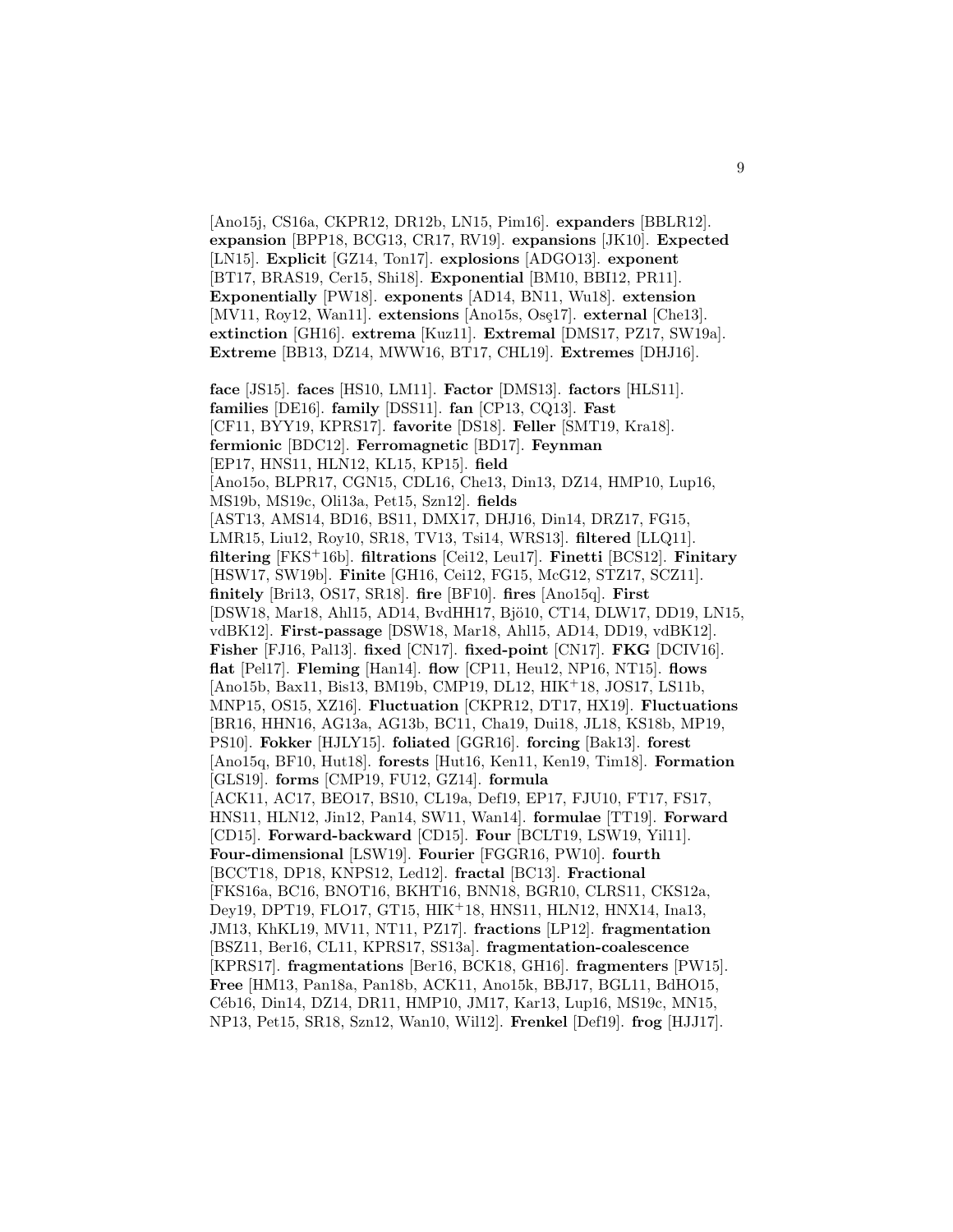[Ano15j, CS16a, CKPR12, DR12b, LN15, Pim16]. **expanders** [BBLR12]. **expansion** [BPP18, BCG13, CR17, RV19]. **expansions** [JK10]. **Expected** [LN15]. **Explicit** [GZ14, Ton17]. **explosions** [ADGO13]. **exponent** [BT17, BRAS19, Cer15, Shi18]. **Exponential** [BM10, BBI12, PR11]. **Exponentially** [PW18]. **exponents** [AD14, BN11, Wu18]. **extension** [MV11, Roy12, Wan11]. **extensions** [Ano15s, Osę17]. **external** [Che13]. **extinction** [GH16]. **extrema** [Kuz11]. **Extremal** [DMS17, PZ17, SW19a]. **Extreme** [BB13, DZ14, MWW16, BT17, CHL19]. **Extremes** [DHJ16].

**face** [JS15]. **faces** [HS10, LM11]. **Factor** [DMS13]. **factors** [HLS11]. **families** [DE16]. **family** [DSS11]. **fan** [CP13, CQ13]. **Fast** [CF11, BYY19, KPRS17]. **favorite** [DS18]. **Feller** [SMT19, Kra18]. **fermionic** [BDC12]. **Ferromagnetic** [BD17]. **Feynman** [EP17, HNS11, HLN12, KL15, KP15]. **field** [Ano15o, BLPR17, CGN15, CDL16, Che13, Din13, DZ14, HMP10, Lup16, MS19b, MS19c, Oli13a, Pet15, Szn12]. **fields** [AST13, AMS14, BD16, BS11, DMX17, DHJ16, Din14, DRZ17, FG15, LMR15, Liu12, Roy10, SR18, TV13, Tsi14, WRS13]. **filtered** [LLQ11]. **filtering** [FKS+16b]. **filtrations** [Cei12, Leu17]. **Finetti** [BCS12]. **Finitary** [HSW17, SW19b]. **Finite** [GH16, Cei12, FG15, McG12, STZ17, SCZ11]. **finitely** [Bri13, OS17, SR18]. **fire** [BF10]. **fires** [Ano15q]. **First** [DSW18, Mar18, Ahl15, AD14, BvdHH17, Bjö10, CT14, DLW17, DD19, LN15, vdBK12]. **First-passage** [DSW18, Mar18, Ahl15, AD14, DD19, vdBK12]. **Fisher** [FJ16, Pal13]. **fixed** [CN17]. **fixed-point** [CN17]. **FKG** [DCIV16]. **flat** [Pel17]. **Fleming** [Han14]. **flow** [CP11, Heu12, NP16, NT15]. **flows** [Ano15b, Bax11, Bis13, BM19b, CMP19, DL12, HIK+18, JOS17, LS11b, MNP15, OS15, XZ16]. **Fluctuation** [CKPR12, DT17, HX19]. **Fluctuations** [BR16, HHN16, AG13a, AG13b, BC11, Cha19, Dui18, JL18, KS18b, MP19, PS10]. **Fokker** [HJLY15]. **foliated** [GGR16]. **forcing** [Bak13]. **forest** [Ano15q, BF10, Hut18]. **forests** [Hut16, Ken11, Ken19, Tim18]. **Formation** [GLS19]. **forms** [CMP19, FU12, GZ14]. **formula** [ACK11, AC17, BEO17, BS10, CL19a, Def19, EP17, FJU10, FT17, FS17, HNS11, HLN12, Jin12, Pan14, SW11, Wan14]. **formulae** [TT19]. **Forward** [CD15]. **Forward-backward** [CD15]. **Four** [BCLT19, LSW19, Yil11]. **Four-dimensional** [LSW19]. **Fourier** [FGGR16, PW10]. **fourth** [BCCT18, DP18, KNPS12, Led12]. **fractal** [BC13]. **Fractional** [FKS16a, BC16, BNOT16, BKHT16, BNN18, BGR10, CLRS11, CKS12a, Dey19, DPT19, FLO17, GT15, HIK+18, HNS11, HLN12, HNX14, Ina13, JM13, KhKL19, MV11, NT11, PZ17]. **fractions** [LP12]. **fragmentation** [BSZ11, Ber16, CL11, KPRS17, SS13a]. **fragmentation-coalescence** [KPRS17]. **fragmentations** [Ber16, BCK18, GH16]. **fragmenters** [PW15]. **Free** [HM13, Pan18a, Pan18b, ACK11, Ano15k, BBJ17, BGL11, BdHO15, Céb16, Din14, DZ14, DR11, HMP10, JM17, Kar13, Lup16, MS19c, MN15, NP13, Pet15, SR18, Szn12, Wan10, Wil12]. **Frenkel** [Def19]. **frog** [HJJ17].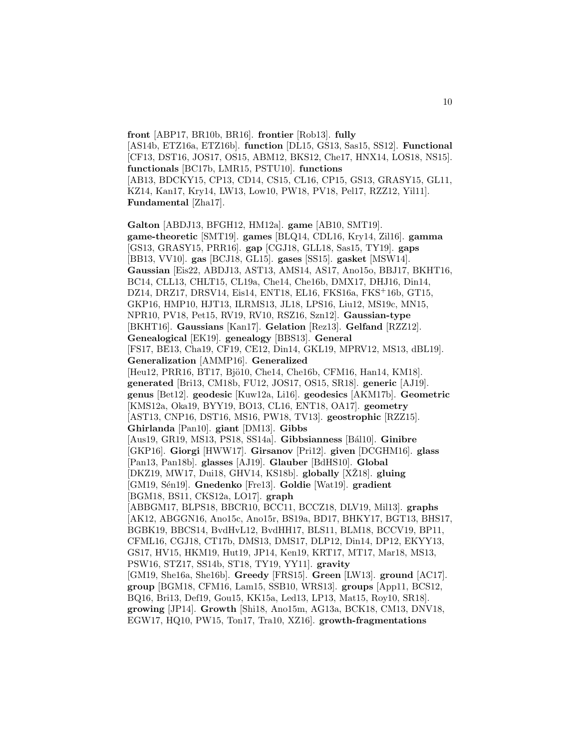**front** [ABP17, BR10b, BR16]. **frontier** [Rob13]. **fully** [AS14b, ETZ16a, ETZ16b]. **function** [DL15, GS13, Sas15, SS12]. **Functional** [CF13, DST16, JOS17, OS15, ABM12, BKS12, Che17, HNX14, LOS18, NS15]. **functionals** [BC17b, LMR15, PSTU10]. **functions** [AB13, BDCKY15, CP13, CD14, CS15, CL16, CP15, GS13, GRASY15, GL11, KZ14, Kan17, Kry14, LW13, Low10, PW18, PV18, Pel17, RZZ12, Yil11]. **Fundamental** [Zha17].

**Galton** [ABDJ13, BFGH12, HM12a]. **game** [AB10, SMT19]. **game-theoretic** [SMT19]. **games** [BLQ14, CDL16, Kry14, Zil16]. **gamma** [GS13, GRASY15, PRR16]. **gap** [CGJ18, GLL18, Sas15, TY19]. **gaps** [BB13, VV10]. **gas** [BCJ18, GL15]. **gases** [SS15]. **gasket** [MSW14]. **Gaussian** [Eis22, ABDJ13, AST13, AMS14, AS17, Ano15o, BBJ17, BKHT16, BC14, CLL13, CHLT15, CL19a, Che14, Che16b, DMX17, DHJ16, Din14, DZ14, DRZ17, DRSV14, Eis14, ENT18, EL16, FKS16a, FKS+16b, GT15, GKP16, HMP10, HJT13, ILRMS13, JL18, LPS16, Liu12, MS19c, MN15, NPR10, PV18, Pet15, RV19, RV10, RSZ16, Szn12]. **Gaussian-type** [BKHT16]. **Gaussians** [Kan17]. **Gelation** [Rez13]. **Gelfand** [RZZ12]. **Genealogical** [EK19]. **genealogy** [BBS13]. **General** [FS17, BE13, Cha19, CF19, CE12, Din14, GKL19, MPRV12, MS13, dBL19]. **Generalization** [AMMP16]. **Generalized** [Heu12, PRR16, BT17, Bjö10, Che14, Che16b, CFM16, Han14, KM18]. **generated** [Bri13, CM18b, FU12, JOS17, OS15, SR18]. **generic** [AJ19]. **genus** [Bet12]. **geodesic** [Kuw12a, Li16]. **geodesics** [AKM17b]. **Geometric** [KMS12a, Oka19, BYY19, BO13, CL16, ENT18, OA17]. **geometry** [AST13, CNP16, DST16, MS16, PW18, TV13]. **geostrophic** [RZZ15]. **Ghirlanda** [Pan10]. **giant** [DM13]. **Gibbs** [Aus19, GR19, MS13, PS18, SS14a]. **Gibbsianness** [Bál10]. **Ginibre** [GKP16]. **Giorgi** [HWW17]. **Girsanov** [Pri12]. **given** [DCGHM16]. **glass** [Pan13, Pan18b]. **glasses** [AJ19]. **Glauber** [BdHS10]. **Global** [DKZ19, MW17, Dui18, GHV14, KS18b]. **globally** [XŽ18]. **gluing** [GM19, Sén19]. **Gnedenko** [Fre13]. **Goldie** [Wat19]. **gradient** [BGM18, BS11, CKS12a, LO17]. **graph** [ABBGM17, BLPS18, BBCR10, BCC11, BCCZ18, DLV19, Mil13]. **graphs** [AK12, ABGGN16, Ano15c, Ano15r, BS19a, BD17, BHKY17, BGT13, BHS17, BGBK19, BBCS14, BvdHvL12, BvdHH17, BLS11, BLM18, BCCV19, BP11, CFML16, CGJ18, CT17b, DMS13, DMS17, DLP12, Din14, DP12, EKYY13, GS17, HV15, HKM19, Hut19, JP14, Ken19, KRT17, MT17, Mar18, MS13, PSW16, STZ17, SS14b, ST18, TY19, YY11]. **gravity** [GM19, She16a, She16b]. **Greedy** [FRS15]. **Green** [LW13]. **ground** [AC17]. **group** [BGM18, CFM16, Lam15, SSB10, WRS13]. **groups** [App11, BCS12, BQ16, Bri13, Def19, Gou15, KK15a, Led13, LP13, Mat15, Roy10, SR18]. **growing** [JP14]. **Growth** [Shi18, Ano15m, AG13a, BCK18, CM13, DNV18, EGW17, HQ10, PW15, Ton17, Tra10, XZ16]. **growth-fragmentations**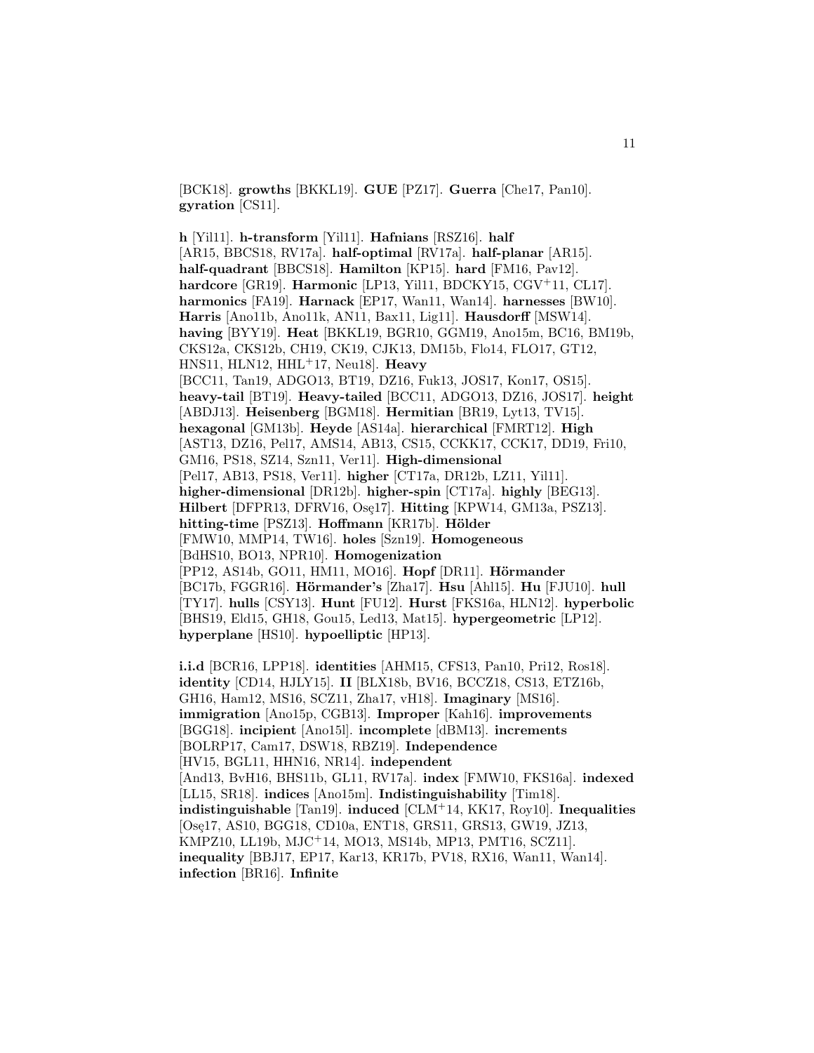[BCK18]. **growths** [BKKL19]. **GUE** [PZ17]. **Guerra** [Che17, Pan10]. **gyration** [CS11].

**h** [Yil11]. **h-transform** [Yil11]. **Hafnians** [RSZ16]. **half** [AR15, BBCS18, RV17a]. **half-optimal** [RV17a]. **half-planar** [AR15]. **half-quadrant** [BBCS18]. **Hamilton** [KP15]. **hard** [FM16, Pav12]. **hardcore** [GR19]. **Harmonic** [LP13, Yil11, BDCKY15, CGV+11, CL17]. **harmonics** [FA19]. **Harnack** [EP17, Wan11, Wan14]. **harnesses** [BW10]. **Harris** [Ano11b, Ano11k, AN11, Bax11, Lig11]. **Hausdorff** [MSW14]. **having** [BYY19]. **Heat** [BKKL19, BGR10, GGM19, Ano15m, BC16, BM19b, CKS12a, CKS12b, CH19, CK19, CJK13, DM15b, Flo14, FLO17, GT12, HNS11, HLN12, HHL+17, Neu18]. **Heavy** [BCC11, Tan19, ADGO13, BT19, DZ16, Fuk13, JOS17, Kon17, OS15]. **heavy-tail** [BT19]. **Heavy-tailed** [BCC11, ADGO13, DZ16, JOS17]. **height** [ABDJ13]. **Heisenberg** [BGM18]. **Hermitian** [BR19, Lyt13, TV15]. **hexagonal** [GM13b]. **Heyde** [AS14a]. **hierarchical** [FMRT12]. **High** [AST13, DZ16, Pel17, AMS14, AB13, CS15, CCKK17, CCK17, DD19, Fri10, GM16, PS18, SZ14, Szn11, Ver11]. **High-dimensional** [Pel17, AB13, PS18, Ver11]. **higher** [CT17a, DR12b, LZ11, Yil11]. **higher-dimensional** [DR12b]. **higher-spin** [CT17a]. **highly** [BEG13]. **Hilbert** [DFPR13, DFRV16, Osę17]. **Hitting** [KPW14, GM13a, PSZ13]. **hitting-time** [PSZ13]. **Hoffmann** [KR17b]. **Hölder** [FMW10, MMP14, TW16]. **holes** [Szn19]. **Homogeneous** [BdHS10, BO13, NPR10]. **Homogenization** [PP12, AS14b, GO11, HM11, MO16]. **Hopf** [DR11]. **Hörmander** [BC17b, FGGR16]. **Hörmander's** [Zha17]. **Hsu** [Ahl15]. **Hu** [FJU10]. **hull** [TY17]. **hulls** [CSY13]. **Hunt** [FU12]. **Hurst** [FKS16a, HLN12]. **hyperbolic** [BHS19, Eld15, GH18, Gou15, Led13, Mat15]. **hypergeometric** [LP12]. **hyperplane** [HS10]. **hypoelliptic** [HP13].

**i.i.d** [BCR16, LPP18]. **identities** [AHM15, CFS13, Pan10, Pri12, Ros18]. **identity** [CD14, HJLY15]. **II** [BLX18b, BV16, BCCZ18, CS13, ETZ16b, GH16, Ham12, MS16, SCZ11, Zha17, vH18]. **Imaginary** [MS16]. **immigration** [Ano15p, CGB13]. **Improper** [Kah16]. **improvements** [BGG18]. **incipient** [Ano15l]. **incomplete** [dBM13]. **increments** [BOLRP17, Cam17, DSW18, RBZ19]. **Independence** [HV15, BGL11, HHN16, NR14]. **independent** [And13, BvH16, BHS11b, GL11, RV17a]. **index** [FMW10, FKS16a]. **indexed** [LL15, SR18]. **indices** [Ano15m]. **Indistinguishability** [Tim18]. **indistinguishable** [Tan19]. **induced** [CLM+14, KK17, Roy10]. **Inequalities** [Osę17, AS10, BGG18, CD10a, ENT18, GRS11, GRS13, GW19, JZ13, KMPZ10, LL19b, MJC+14, MO13, MS14b, MP13, PMT16, SCZ11]. **inequality** [BBJ17, EP17, Kar13, KR17b, PV18, RX16, Wan11, Wan14]. **infection** [BR16]. **Infinite**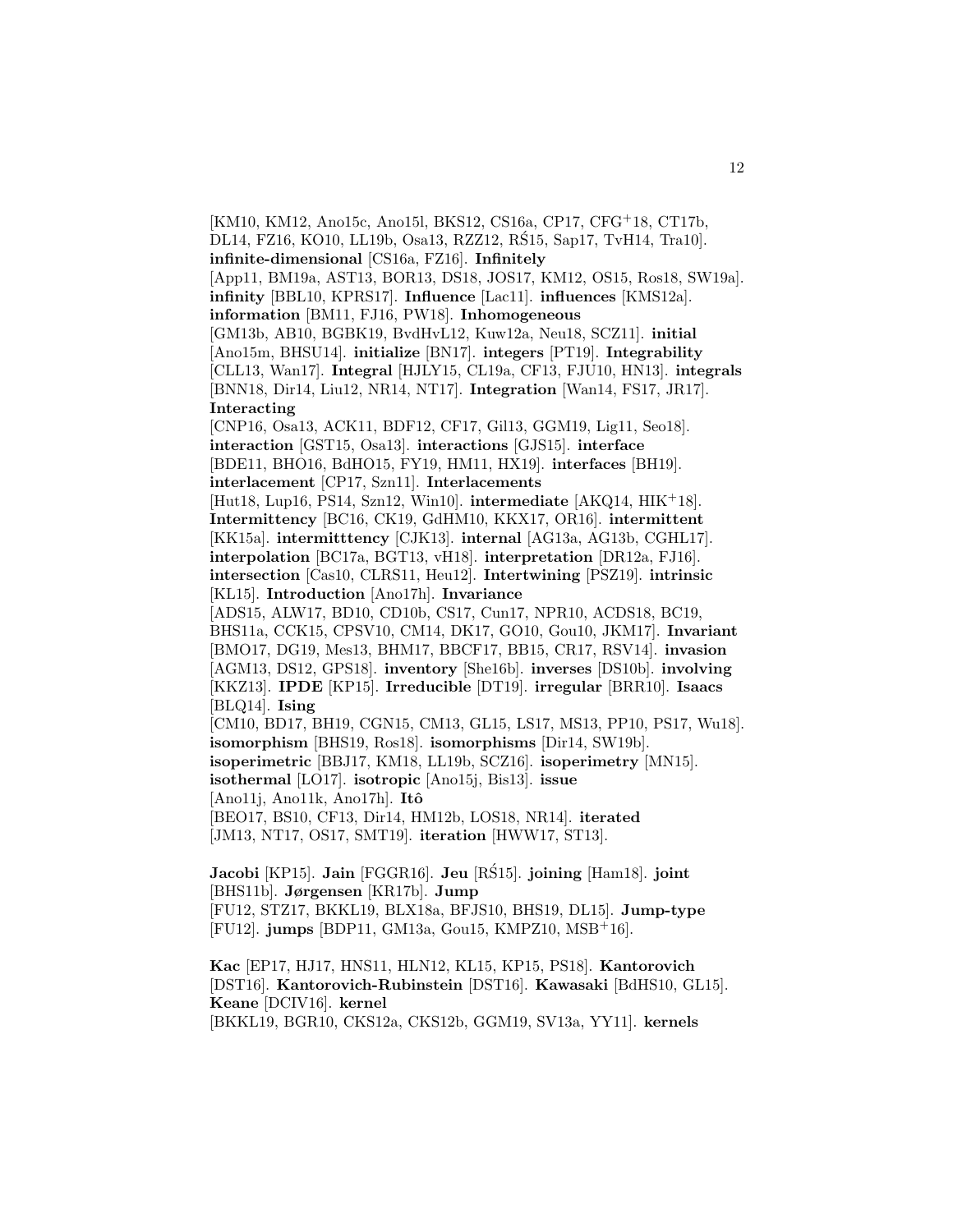[KM10, KM12, Ano15c, Ano15l, BKS12, CS16a, CP17, CFG+18, CT17b, DL14, FZ16, KO10, LL19b, Osa13, RZZ12, RŚ15, Sap17, TvH14, Tra10]. **infinite-dimensional** [CS16a, FZ16]. **Infinitely** [App11, BM19a, AST13, BOR13, DS18, JOS17, KM12, OS15, Ros18, SW19a]. **infinity** [BBL10, KPRS17]. **Influence** [Lac11]. **influences** [KMS12a]. **information** [BM11, FJ16, PW18]. **Inhomogeneous** [GM13b, AB10, BGBK19, BvdHvL12, Kuw12a, Neu18, SCZ11]. **initial** [Ano15m, BHSU14]. **initialize** [BN17]. **integers** [PT19]. **Integrability** [CLL13, Wan17]. **Integral** [HJLY15, CL19a, CF13, FJU10, HN13]. **integrals** [BNN18, Dir14, Liu12, NR14, NT17]. **Integration** [Wan14, FS17, JR17]. **Interacting** [CNP16, Osa13, ACK11, BDF12, CF17, Gil13, GGM19, Lig11, Seo18]. **interaction** [GST15, Osa13]. **interactions** [GJS15]. **interface** [BDE11, BHO16, BdHO15, FY19, HM11, HX19]. **interfaces** [BH19]. **interlacement** [CP17, Szn11]. **Interlacements** [Hut18, Lup16, PS14, Szn12, Win10]. **intermediate** [AKQ14, HIK+18]. **Intermittency** [BC16, CK19, GdHM10, KKX17, OR16]. **intermittent** [KK15a]. **intermitttency** [CJK13]. **internal** [AG13a, AG13b, CGHL17]. **interpolation** [BC17a, BGT13, vH18]. **interpretation** [DR12a, FJ16]. **intersection** [Cas10, CLRS11, Heu12]. **Intertwining** [PSZ19]. **intrinsic** [KL15]. **Introduction** [Ano17h]. **Invariance** [ADS15, ALW17, BD10, CD10b, CS17, Cun17, NPR10, ACDS18, BC19, BHS11a, CCK15, CPSV10, CM14, DK17, GO10, Gou10, JKM17]. **Invariant** [BMO17, DG19, Mes13, BHM17, BBCF17, BB15, CR17, RSV14]. **invasion** [AGM13, DS12, GPS18]. **inventory** [She16b]. **inverses** [DS10b]. **involving** [KKZ13]. **IPDE** [KP15]. **Irreducible** [DT19]. **irregular** [BRR10]. **Isaacs** [BLQ14]. **Ising** [CM10, BD17, BH19, CGN15, CM13, GL15, LS17, MS13, PP10, PS17, Wu18]. **isomorphism** [BHS19, Ros18]. **isomorphisms** [Dir14, SW19b]. **isoperimetric** [BBJ17, KM18, LL19b, SCZ16]. **isoperimetry** [MN15]. **isothermal** [LO17]. **isotropic** [Ano15j, Bis13]. **issue** [Ano11j, Ano11k, Ano17h]. **Itô** [BEO17, BS10, CF13, Dir14, HM12b, LOS18, NR14]. **iterated** [JM13, NT17, OS17, SMT19]. **iteration** [HWW17, ST13].

**Jacobi** [KP15]. **Jain** [FGGR16]. **Jeu** [RŚ15]. **joining** [Ham18]. **joint** [BHS11b]. **Jørgensen** [KR17b]. **Jump** [FU12, STZ17, BKKL19, BLX18a, BFJS10, BHS19, DL15]. **Jump-type** [FU12]. **jumps** [BDP11, GM13a, Gou15, KMPZ10, MSB+16].

**Kac** [EP17, HJ17, HNS11, HLN12, KL15, KP15, PS18]. **Kantorovich** [DST16]. **Kantorovich-Rubinstein** [DST16]. **Kawasaki** [BdHS10, GL15]. **Keane** [DCIV16]. **kernel** [BKKL19, BGR10, CKS12a, CKS12b, GGM19, SV13a, YY11]. **kernels**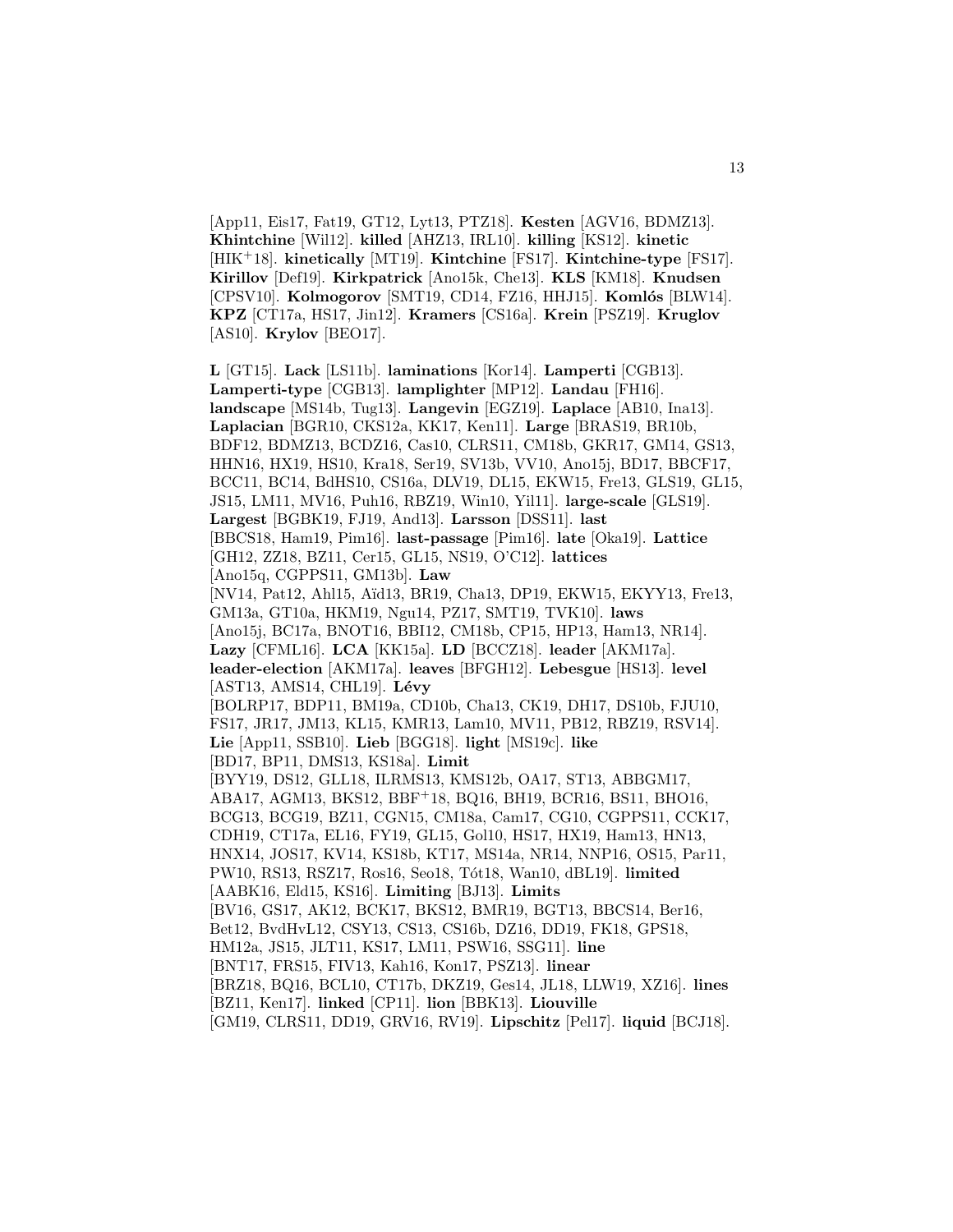[App11, Eis17, Fat19, GT12, Lyt13, PTZ18]. **Kesten** [AGV16, BDMZ13]. **Khintchine** [Wil12]. **killed** [AHZ13, IRL10]. **killing** [KS12]. **kinetic** [HIK+18]. **kinetically** [MT19]. **Kintchine** [FS17]. **Kintchine-type** [FS17]. **Kirillov** [Def19]. **Kirkpatrick** [Ano15k, Che13]. **KLS** [KM18]. **Knudsen** [CPSV10]. **Kolmogorov** [SMT19, CD14, FZ16, HHJ15]. **Komlós** [BLW14]. **KPZ** [CT17a, HS17, Jin12]. **Kramers** [CS16a]. **Krein** [PSZ19]. **Kruglov** [AS10]. **Krylov** [BEO17].

**L** [GT15]. **Lack** [LS11b]. **laminations** [Kor14]. **Lamperti** [CGB13]. **Lamperti-type** [CGB13]. **lamplighter** [MP12]. **Landau** [FH16]. **landscape** [MS14b, Tug13]. **Langevin** [EGZ19]. **Laplace** [AB10, Ina13]. **Laplacian** [BGR10, CKS12a, KK17, Ken11]. **Large** [BRAS19, BR10b, BDF12, BDMZ13, BCDZ16, Cas10, CLRS11, CM18b, GKR17, GM14, GS13, HHN16, HX19, HS10, Kra18, Ser19, SV13b, VV10, Ano15j, BD17, BBCF17, BCC11, BC14, BdHS10, CS16a, DLV19, DL15, EKW15, Fre13, GLS19, GL15, JS15, LM11, MV16, Puh16, RBZ19, Win10, Yil11]. **large-scale** [GLS19]. **Largest** [BGBK19, FJ19, And13]. **Larsson** [DSS11]. **last** [BBCS18, Ham19, Pim16]. **last-passage** [Pim16]. **late** [Oka19]. **Lattice** [GH12, ZZ18, BZ11, Cer15, GL15, NS19, O'C12]. **lattices** [Ano15q, CGPPS11, GM13b]. **Law** [NV14, Pat12, Ahl15, Aïd13, BR19, Cha13, DP19, EKW15, EKYY13, Fre13, GM13a, GT10a, HKM19, Ngu14, PZ17, SMT19, TVK10]. **laws** [Ano15j, BC17a, BNOT16, BBI12, CM18b, CP15, HP13, Ham13, NR14]. **Lazy** [CFML16]. **LCA** [KK15a]. **LD** [BCCZ18]. **leader** [AKM17a]. **leader-election** [AKM17a]. **leaves** [BFGH12]. **Lebesgue** [HS13]. **level** [AST13, AMS14, CHL19]. **Lévy** [BOLRP17, BDP11, BM19a, CD10b, Cha13, CK19, DH17, DS10b, FJU10, FS17, JR17, JM13, KL15, KMR13, Lam10, MV11, PB12, RBZ19, RSV14]. **Lie** [App11, SSB10]. **Lieb** [BGG18]. **light** [MS19c]. **like** [BD17, BP11, DMS13, KS18a]. **Limit** [BYY19, DS12, GLL18, ILRMS13, KMS12b, OA17, ST13, ABBGM17, ABA17, AGM13, BKS12, BBF+18, BQ16, BH19, BCR16, BS11, BHO16, BCG13, BCG19, BZ11, CGN15, CM18a, Cam17, CG10, CGPPS11, CCK17, CDH19, CT17a, EL16, FY19, GL15, Gol10, HS17, HX19, Ham13, HN13, HNX14, JOS17, KV14, KS18b, KT17, MS14a, NR14, NNP16, OS15, Par11, PW10, RS13, RSZ17, Ros16, Seo18, Tót18, Wan10, dBL19]. **limited** [AABK16, Eld15, KS16]. **Limiting** [BJ13]. **Limits** [BV16, GS17, AK12, BCK17, BKS12, BMR19, BGT13, BBCS14, Ber16, Bet12, BvdHvL12, CSY13, CS13, CS16b, DZ16, DD19, FK18, GPS18, HM12a, JS15, JLT11, KS17, LM11, PSW16, SSG11]. **line** [BNT17, FRS15, FIV13, Kah16, Kon17, PSZ13]. **linear** [BRZ18, BQ16, BCL10, CT17b, DKZ19, Ges14, JL18, LLW19, XZ16]. **lines** [BZ11, Ken17]. **linked** [CP11]. **lion** [BBK13]. **Liouville** [GM19, CLRS11, DD19, GRV16, RV19]. **Lipschitz** [Pel17]. **liquid** [BCJ18].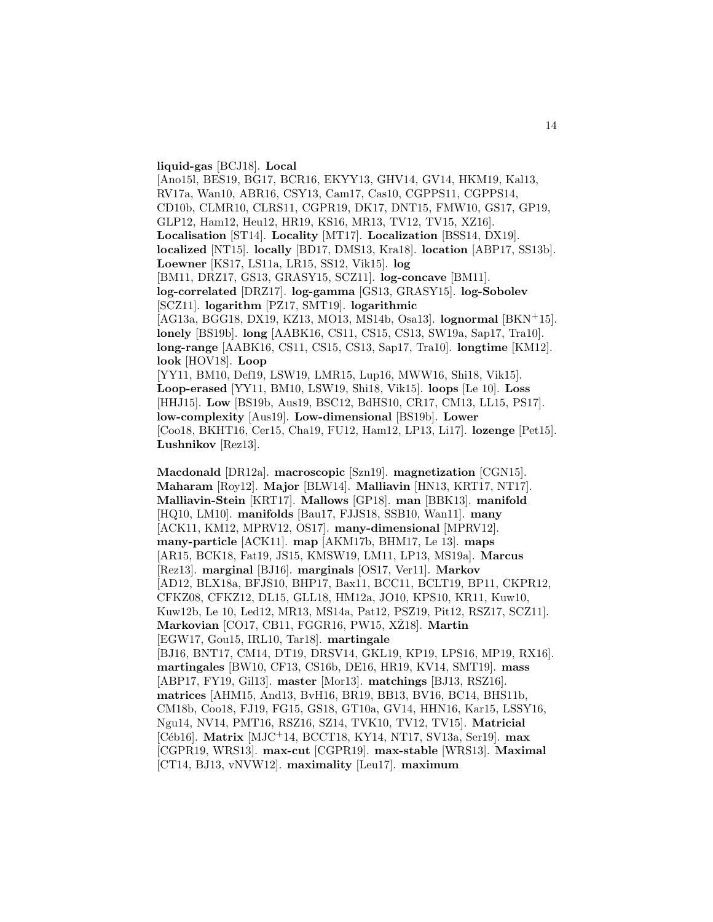**liquid-gas** [BCJ18]. **Local** [Ano15l, BES19, BG17, BCR16, EKYY13, GHV14, GV14, HKM19, Kal13, RV17a, Wan10, ABR16, CSY13, Cam17, Cas10, CGPPS11, CGPPS14, CD10b, CLMR10, CLRS11, CGPR19, DK17, DNT15, FMW10, GS17, GP19, GLP12, Ham12, Heu12, HR19, KS16, MR13, TV12, TV15, XZ16]. **Localisation** [ST14]. **Locality** [MT17]. **Localization** [BSS14, DX19]. **localized** [NT15]. **locally** [BD17, DMS13, Kra18]. **location** [ABP17, SS13b]. **Loewner** [KS17, LS11a, LR15, SS12, Vik15]. **log** [BM11, DRZ17, GS13, GRASY15, SCZ11]. **log-concave** [BM11]. **log-correlated** [DRZ17]. **log-gamma** [GS13, GRASY15]. **log-Sobolev** [SCZ11]. **logarithm** [PZ17, SMT19]. **logarithmic** [AG13a, BGG18, DX19, KZ13, MO13, MS14b, Osa13]. **lognormal** [BKN+15]. **lonely** [BS19b]. **long** [AABK16, CS11, CS15, CS13, SW19a, Sap17, Tra10]. **long-range** [AABK16, CS11, CS15, CS13, Sap17, Tra10]. **longtime** [KM12]. **look** [HOV18]. **Loop** [YY11, BM10, Def19, LSW19, LMR15, Lup16, MWW16, Shi18, Vik15]. **Loop-erased** [YY11, BM10, LSW19, Shi18, Vik15]. **loops** [Le 10]. **Loss** [HHJ15]. **Low** [BS19b, Aus19, BSC12, BdHS10, CR17, CM13, LL15, PS17]. **low-complexity** [Aus19]. **Low-dimensional** [BS19b]. **Lower** [Coo18, BKHT16, Cer15, Cha19, FU12, Ham12, LP13, Li17]. **lozenge** [Pet15]. **Lushnikov** [Rez13].

**Macdonald** [DR12a]. **macroscopic** [Szn19]. **magnetization** [CGN15]. **Maharam** [Roy12]. **Major** [BLW14]. **Malliavin** [HN13, KRT17, NT17]. **Malliavin-Stein** [KRT17]. **Mallows** [GP18]. **man** [BBK13]. **manifold** [HQ10, LM10]. **manifolds** [Bau17, FJJS18, SSB10, Wan11]. **many** [ACK11, KM12, MPRV12, OS17]. **many-dimensional** [MPRV12]. **many-particle** [ACK11]. **map** [AKM17b, BHM17, Le 13]. **maps** [AR15, BCK18, Fat19, JS15, KMSW19, LM11, LP13, MS19a]. **Marcus** [Rez13]. **marginal** [BJ16]. **marginals** [OS17, Ver11]. **Markov** [AD12, BLX18a, BFJS10, BHP17, Bax11, BCC11, BCLT19, BP11, CKPR12, CFKZ08, CFKZ12, DL15, GLL18, HM12a, JO10, KPS10, KR11, Kuw10, Kuw12b, Le 10, Led12, MR13, MS14a, Pat12, PSZ19, Pit12, RSZ17, SCZ11]. **Markovian** [CO17, CB11, FGGR16, PW15, XŽ18]. **Martin** [EGW17, Gou15, IRL10, Tar18]. **martingale** [BJ16, BNT17, CM14, DT19, DRSV14, GKL19, KP19, LPS16, MP19, RX16]. **martingales** [BW10, CF13, CS16b, DE16, HR19, KV14, SMT19]. **mass** [ABP17, FY19, Gil13]. **master** [Mor13]. **matchings** [BJ13, RSZ16]. **matrices** [AHM15, And13, BvH16, BR19, BB13, BV16, BC14, BHS11b, CM18b, Coo18, FJ19, FG15, GS18, GT10a, GV14, HHN16, Kar15, LSSY16, Ngu14, NV14, PMT16, RSZ16, SZ14, TVK10, TV12, TV15]. **Matricial** [Céb16]. **Matrix** [MJC+14, BCCT18, KY14, NT17, SV13a, Ser19]. **max** [CGPR19, WRS13]. **max-cut** [CGPR19]. **max-stable** [WRS13]. **Maximal** [CT14, BJ13, vNVW12]. **maximality** [Leu17]. **maximum**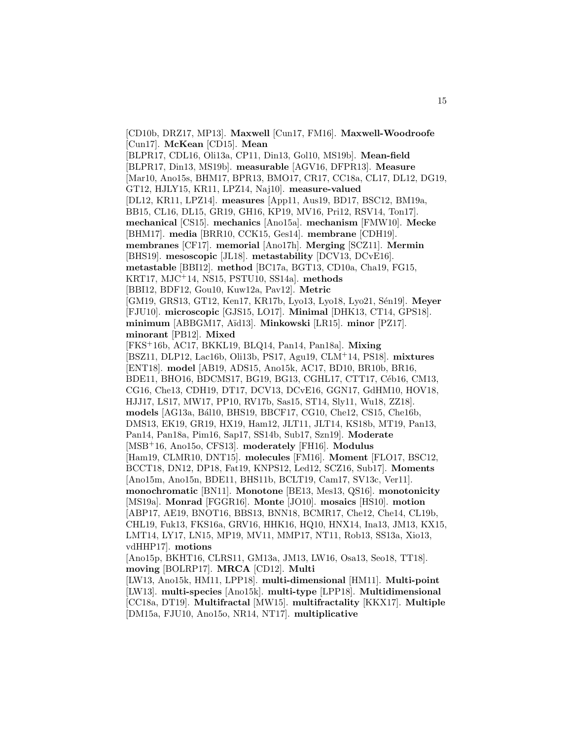[CD10b, DRZ17, MP13]. **Maxwell** [Cun17, FM16]. **Maxwell-Woodroofe** [Cun17]. **McKean** [CD15]. **Mean** [BLPR17, CDL16, Oli13a, CP11, Din13, Gol10, MS19b]. **Mean-field** [BLPR17, Din13, MS19b]. **measurable** [AGV16, DFPR13]. **Measure** [Mar10, Ano15s, BHM17, BPR13, BMO17, CR17, CC18a, CL17, DL12, DG19, GT12, HJLY15, KR11, LPZ14, Naj10]. **measure-valued** [DL12, KR11, LPZ14]. **measures** [App11, Aus19, BD17, BSC12, BM19a, BB15, CL16, DL15, GR19, GH16, KP19, MV16, Pri12, RSV14, Ton17]. **mechanical** [CS15]. **mechanics** [Ano15a]. **mechanism** [FMW10]. **Mecke** [BHM17]. **media** [BRR10, CCK15, Ges14]. **membrane** [CDH19]. **membranes** [CF17]. **memorial** [Ano17h]. **Merging** [SCZ11]. **Mermin** [BHS19]. **mesoscopic** [JL18]. **metastability** [DCV13, DCvE16]. **metastable** [BBI12]. **method** [BC17a, BGT13, CD10a, Cha19, FG15, KRT17, MJC+14, NS15, PSTU10, SS14a]. **methods** [BBI12, BDF12, Gou10, Kuw12a, Pav12]. **Metric** [GM19, GRS13, GT12, Ken17, KR17b, Lyo13, Lyo18, Lyo21, Sén19]. **Meyer** [FJU10]. **microscopic** [GJS15, LO17]. **Minimal** [DHK13, CT14, GPS18]. **minimum** [ABBGM17, Aïd13]. **Minkowski** [LR15]. **minor** [PZ17]. **minorant** [PB12]. **Mixed** [FKS+16b, AC17, BKKL19, BLQ14, Pan14, Pan18a]. **Mixing** [BSZ11, DLP12, Lac16b, Oli13b, PS17, Agu19, CLM+14, PS18]. **mixtures** [ENT18]. **model** [AB19, ADS15, Ano15k, AC17, BD10, BR10b, BR16, BDE11, BHO16, BDCMS17, BG19, BG13, CGHL17, CTT17, Céb16, CM13, CG16, Che13, CDH19, DT17, DCV13, DCvE16, GGN17, GdHM10, HOV18, HJJ17, LS17, MW17, PP10, RV17b, Sas15, ST14, Sly11, Wu18, ZZ18]. **models** [AG13a, Bál10, BHS19, BBCF17, CG10, Che12, CS15, Che16b, DMS13, EK19, GR19, HX19, Ham12, JLT11, JLT14, KS18b, MT19, Pan13, Pan14, Pan18a, Pim16, Sap17, SS14b, Sub17, Szn19]. **Moderate** [MSB+16, Ano15o, CFS13]. **moderately** [FH16]. **Modulus** [Ham19, CLMR10, DNT15]. **molecules** [FM16]. **Moment** [FLO17, BSC12, BCCT18, DN12, DP18, Fat19, KNPS12, Led12, SCZ16, Sub17]. **Moments** [Ano15m, Ano15n, BDE11, BHS11b, BCLT19, Cam17, SV13c, Ver11]. **monochromatic** [BN11]. **Monotone** [BE13, Mes13, QS16]. **monotonicity** [MS19a]. **Monrad** [FGGR16]. **Monte** [JO10]. **mosaics** [HS10]. **motion** [ABP17, AE19, BNOT16, BBS13, BNN18, BCMR17, Che12, Che14, CL19b, CHL19, Fuk13, FKS16a, GRV16, HHK16, HQ10, HNX14, Ina13, JM13, KX15, LMT14, LY17, LN15, MP19, MV11, MMP17, NT11, Rob13, SS13a, Xio13, vdHHP17]. **motions** [Ano15p, BKHT16, CLRS11, GM13a, JM13, LW16, Osa13, Seo18, TT18]. **moving** [BOLRP17]. **MRCA** [CD12]. **Multi** [LW13, Ano15k, HM11, LPP18]. **multi-dimensional** [HM11]. **Multi-point** [LW13]. **multi-species** [Ano15k]. **multi-type** [LPP18]. **Multidimensional** [CC18a, DT19]. **Multifractal** [MW15]. **multifractality** [KKX17]. **Multiple** [DM15a, FJU10, Ano15o, NR14, NT17]. **multiplicative**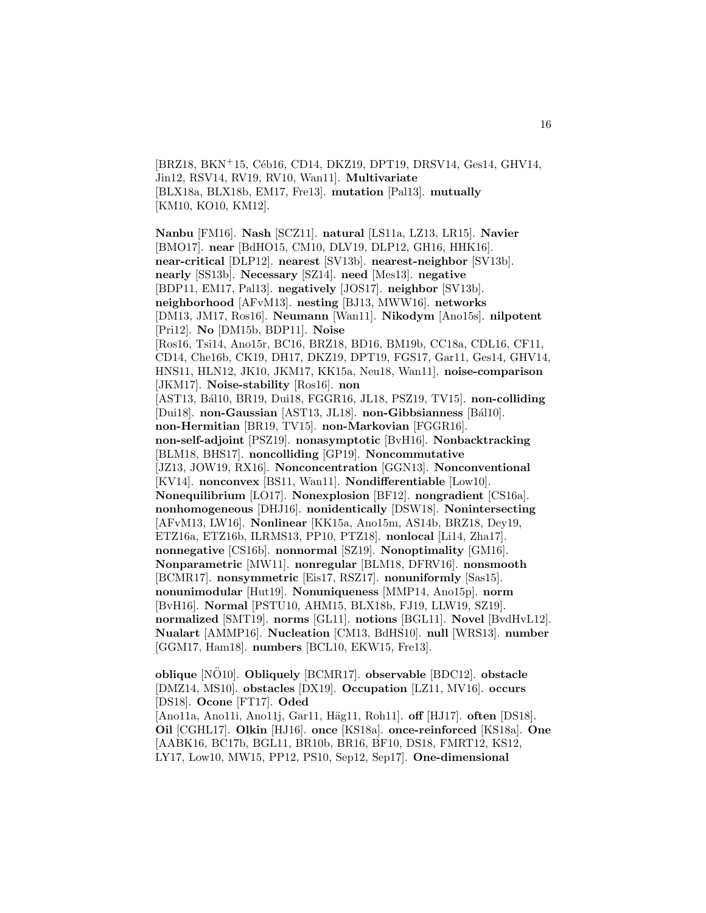[BRZ18, BKN$^+$15, Céb16, CD14, DKZ19, DPT19, DRSV14, Ges14, GHV14, Jin12, RSV14, RV19, RV10, Wan11]. **Multivariate** [BLX18a, BLX18b, EM17, Fre13]. **mutation** [Pal13]. **mutually** [KM10, KO10, KM12].

**Nanbu** [FM16]. **Nash** [SCZ11]. **natural** [LS11a, LZ13, LR15]. **Navier** [BMO17]. **near** [BdHO15, CM10, DLV19, DLP12, GH16, HHK16]. **near-critical** [DLP12]. **nearest** [SV13b]. **nearest-neighbor** [SV13b]. **nearly** [SS13b]. **Necessary** [SZ14]. **need** [Mes13]. **negative** [BDP11, EM17, Pal13]. **negatively** [JOS17]. **neighbor** [SV13b]. **neighborhood** [AFvM13]. **nesting** [BJ13, MWW16]. **networks** [DM13, JM17, Ros16]. **Neumann** [Wan11]. **Nikodym** [Ano15s]. **nilpotent** [Pri12]. **No** [DM15b, BDP11]. **Noise** [Ros16, Tsi14, Ano15r, BC16, BRZ18, BD16, BM19b, CC18a, CDL16, CF11, CD14, Che16b, CK19, DH17, DKZ19, DPT19, FGS17, Gar11, Ges14, GHV14, HNS11, HLN12, JK10, JKM17, KK15a, Neu18, Wan11]. **noise-comparison** [JKM17]. **Noise-stability** [Ros16]. **non** [AST13, Bál10, BR19, Dui18, FGGR16, JL18, PSZ19, TV15]. **non-colliding** [Dui18]. **non-Gaussian** [AST13, JL18]. **non-Gibbsianness** [Bál10]. **non-Hermitian** [BR19, TV15]. **non-Markovian** [FGGR16]. **non-self-adjoint** [PSZ19]. **nonasymptotic** [BvH16]. **Nonbacktracking** [BLM18, BHS17]. **noncolliding** [GP19]. **Noncommutative** [JZ13, JOW19, RX16]. **Nonconcentration** [GGN13]. **Nonconventional** [KV14]. **nonconvex** [BS11, Wan11]. **Nondifferentiable** [Low10]. **Nonequilibrium** [LO17]. **Nonexplosion** [BF12]. **nongradient** [CS16a]. **nonhomogeneous** [DHJ16]. **nonidentically** [DSW18]. **Nonintersecting** [AFvM13, LW16]. **Nonlinear** [KK15a, Ano15m, AS14b, BRZ18, Dey19, ETZ16a, ETZ16b, ILRMS13, PP10, PTZ18]. **nonlocal** [Li14, Zha17]. **nonnegative** [CS16b]. **nonnormal** [SZ19]. **Nonoptimality** [GM16]. **Nonparametric** [MW11]. **nonregular** [BLM18, DFRV16]. **nonsmooth** [BCMR17]. **nonsymmetric** [Eis17, RSZ17]. **nonuniformly** [Sas15]. **nonunimodular** [Hut19]. **Nonuniqueness** [MMP14, Ano15p]. **norm** [BvH16]. **Normal** [PSTU10, AHM15, BLX18b, FJ19, LLW19, SZ19]. **normalized** [SMT19]. **norms** [GL11]. **notions** [BGL11]. **Novel** [BvdHvL12]. **Nualart** [AMMP16]. **Nucleation** [CM13, BdHS10]. **null** [WRS13]. **number** [GGM17, Ham18]. **numbers** [BCL10, EKW15, Fre13].

**oblique** [NÖ10]. **Obliquely** [BCMR17]. **observable** [BDC12]. **obstacle** [DMZ14, MS10]. **obstacles** [DX19]. **Occupation** [LZ11, MV16]. **occurs** [DS18]. **Ocone** [FT17]. **Oded** [Ano11a, Ano11i, Ano11j, Gar11, Häg11, Roh11]. **off** [HJ17]. **often** [DS18]. **Oil** [CGHL17]. **Olkin** [HJ16]. **once** [KS18a]. **once-reinforced** [KS18a]. **One** [AABK16, BC17b, BGL11, BR10b, BR16, BF10, DS18, FMRT12, KS12, LY17, Low10, MW15, PP12, PS10, Sep12, Sep17]. **One-dimensional**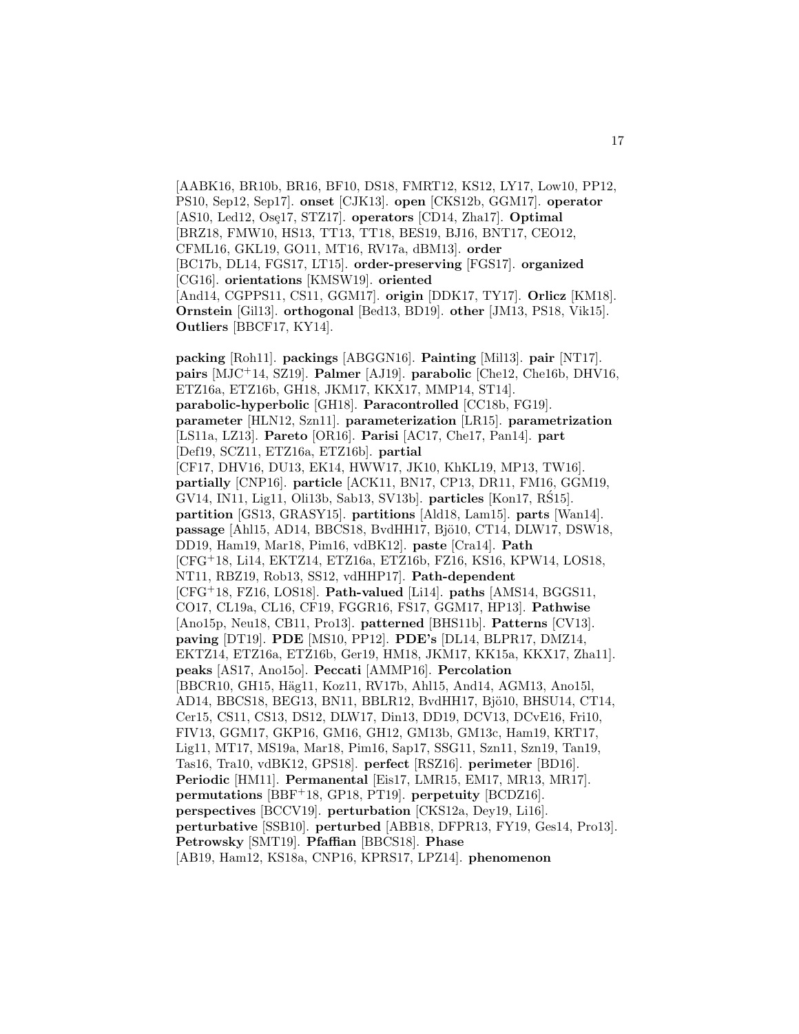[AABK16, BR10b, BR16, BF10, DS18, FMRT12, KS12, LY17, Low10, PP12, PS10, Sep12, Sep17]. **onset** [CJK13]. **open** [CKS12b, GGM17]. **operator** [AS10, Led12, Osę17, STZ17]. **operators** [CD14, Zha17]. **Optimal** [BRZ18, FMW10, HS13, TT13, TT18, BES19, BJ16, BNT17, CEO12, CFML16, GKL19, GO11, MT16, RV17a, dBM13]. **order** [BC17b, DL14, FGS17, LT15]. **order-preserving** [FGS17]. **organized** [CG16]. **orientations** [KMSW19]. **oriented** [And14, CGPPS11, CS11, GGM17]. **origin** [DDK17, TY17]. **Orlicz** [KM18]. **Ornstein** [Gil13]. **orthogonal** [Bed13, BD19]. **other** [JM13, PS18, Vik15]. **Outliers** [BBCF17, KY14].

**packing** [Roh11]. **packings** [ABGGN16]. **Painting** [Mil13]. **pair** [NT17]. **pairs** [MJC⁺14, SZ19]. **Palmer** [AJ19]. **parabolic** [Che12, Che16b, DHV16, ETZ16a, ETZ16b, GH18, JKM17, KKX17, MMP14, ST14]. **parabolic-hyperbolic** [GH18]. **Paracontrolled** [CC18b, FG19]. **parameter** [HLN12, Szn11]. **parameterization** [LR15]. **parametrization** [LS11a, LZ13]. **Pareto** [OR16]. **Parisi** [AC17, Che17, Pan14]. **part** [Def19, SCZ11, ETZ16a, ETZ16b]. **partial** [CF17, DHV16, DU13, EK14, HWW17, JK10, KhKL19, MP13, TW16]. **partially** [CNP16]. **particle** [ACK11, BN17, CP13, DR11, FM16, GGM19, GV14, IN11, Lig11, Oli13b, Sab13, SV13b]. **particles** [Kon17, RŚ15]. **partition** [GS13, GRASY15]. **partitions** [Ald18, Lam15]. **parts** [Wan14]. **passage** [Ahl15, AD14, BBCS18, BvdHH17, Bjö10, CT14, DLW17, DSW18, DD19, Ham19, Mar18, Pim16, vdBK12]. **paste** [Cra14]. **Path** [CFG⁺18, Li14, EKTZ14, ETZ16a, ETZ16b, FZ16, KS16, KPW14, LOS18, NT11, RBZ19, Rob13, SS12, vdHHP17]. **Path-dependent** [CFG⁺18, FZ16, LOS18]. **Path-valued** [Li14]. **paths** [AMS14, BGGS11, CO17, CL19a, CL16, CF19, FGGR16, FS17, GGM17, HP13]. **Pathwise** [Ano15p, Neu18, CB11, Pro13]. **patterned** [BHS11b]. **Patterns** [CV13]. **paving** [DT19]. **PDE** [MS10, PP12]. **PDE's** [DL14, BLPR17, DMZ14, EKTZ14, ETZ16a, ETZ16b, Ger19, HM18, JKM17, KK15a, KKX17, Zha11]. **peaks** [AS17, Ano15o]. **Peccati** [AMMP16]. **Percolation** [BBCR10, GH15, Häg11, Koz11, RV17b, Ahl15, And14, AGM13, Ano15l, AD14, BBCS18, BEG13, BN11, BBLR12, BvdHH17, Bjö10, BHSU14, CT14, Cer15, CS11, CS13, DS12, DLW17, Din13, DD19, DCV13, DCvE16, Fri10, FIV13, GGM17, GKP16, GM16, GH12, GM13b, GM13c, Ham19, KRT17, Lig11, MT17, MS19a, Mar18, Pim16, Sap17, SSG11, Szn11, Szn19, Tan19, Tas16, Tra10, vdBK12, GPS18]. **perfect** [RSZ16]. **perimeter** [BD16]. **Periodic** [HM11]. **Permanental** [Eis17, LMR15, EM17, MR13, MR17]. **permutations** [BBF⁺18, GP18, PT19]. **perpetuity** [BCDZ16]. **perspectives** [BCCV19]. **perturbation** [CKS12a, Dey19, Li16]. **perturbative** [SSB10]. **perturbed** [ABB18, DFPR13, FY19, Ges14, Pro13]. **Petrowsky** [SMT19]. **Pfaffian** [BBCS18]. **Phase** [AB19, Ham12, KS18a, CNP16, KPRS17, LPZ14]. **phenomenon**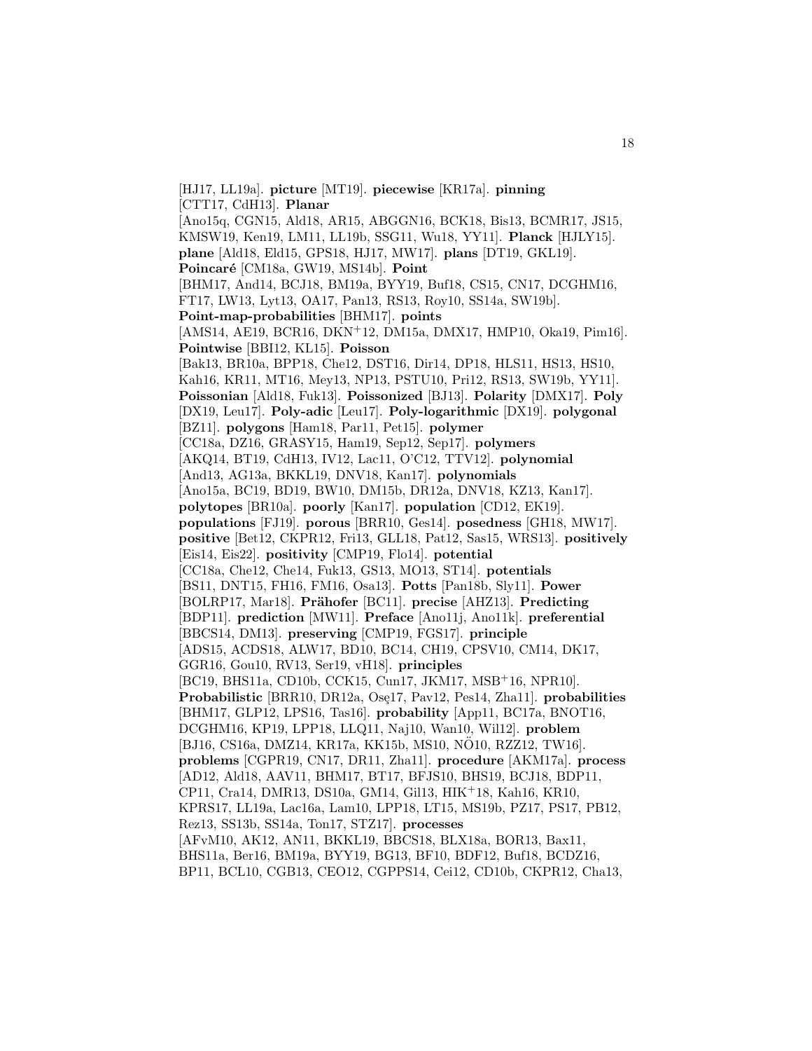[HJ17, LL19a]. **picture** [MT19]. **piecewise** [KR17a]. **pinning** [CTT17, CdH13]. **Planar** [Ano15q, CGN15, Ald18, AR15, ABGGN16, BCK18, Bis13, BCMR17, JS15, KMSW19, Ken19, LM11, LL19b, SSG11, Wu18, YY11]. **Planck** [HJLY15]. **plane** [Ald18, Eld15, GPS18, HJ17, MW17]. **plans** [DT19, GKL19]. **Poincaré** [CM18a, GW19, MS14b]. **Point** [BHM17, And14, BCJ18, BM19a, BYY19, Buf18, CS15, CN17, DCGHM16, FT17, LW13, Lyt13, OA17, Pan13, RS13, Roy10, SS14a, SW19b]. **Point-map-probabilities** [BHM17]. **points** [AMS14, AE19, BCR16, DKN+12, DM15a, DMX17, HMP10, Oka19, Pim16]. **Pointwise** [BBI12, KL15]. **Poisson** [Bak13, BR10a, BPP18, Che12, DST16, Dir14, DP18, HLS11, HS13, HS10, Kah16, KR11, MT16, Mey13, NP13, PSTU10, Pri12, RS13, SW19b, YY11]. **Poissonian** [Ald18, Fuk13]. **Poissonized** [BJ13]. **Polarity** [DMX17]. **Poly** [DX19, Leu17]. **Poly-adic** [Leu17]. **Poly-logarithmic** [DX19]. **polygonal** [BZ11]. **polygons** [Ham18, Par11, Pet15]. **polymer** [CC18a, DZ16, GRASY15, Ham19, Sep12, Sep17]. **polymers** [AKQ14, BT19, CdH13, IV12, Lac11, O'C12, TTV12]. **polynomial** [And13, AG13a, BKKL19, DNV18, Kan17]. **polynomials** [Ano15a, BC19, BD19, BW10, DM15b, DR12a, DNV18, KZ13, Kan17]. **polytopes** [BR10a]. **poorly** [Kan17]. **population** [CD12, EK19]. **populations** [FJ19]. **porous** [BRR10, Ges14]. **posedness** [GH18, MW17]. **positive** [Bet12, CKPR12, Fri13, GLL18, Pat12, Sas15, WRS13]. **positively** [Eis14, Eis22]. **positivity** [CMP19, Flo14]. **potential** [CC18a, Che12, Che14, Fuk13, GS13, MO13, ST14]. **potentials** [BS11, DNT15, FH16, FM16, Osa13]. **Potts** [Pan18b, Sly11]. **Power** [BOLRP17, Mar18]. **Prähofer** [BC11]. **precise** [AHZ13]. **Predicting** [BDP11]. **prediction** [MW11]. **Preface** [Ano11j, Ano11k]. **preferential** [BBCS14, DM13]. **preserving** [CMP19, FGS17]. **principle** [ADS15, ACDS18, ALW17, BD10, BC14, CH19, CPSV10, CM14, DK17, GGR16, Gou10, RV13, Ser19, vH18]. **principles** [BC19, BHS11a, CD10b, CCK15, Cun17, JKM17, MSB+16, NPR10]. **Probabilistic** [BRR10, DR12a, Osę17, Pav12, Pes14, Zha11]. **probabilities** [BHM17, GLP12, LPS16, Tas16]. **probability** [App11, BC17a, BNOT16, DCGHM16, KP19, LPP18, LLQ11, Naj10, Wan10, Wil12]. **problem** [BJ16, CS16a, DMZ14, KR17a, KK15b, MS10, NÖ10, RZZ12, TW16]. **problems** [CGPR19, CN17, DR11, Zha11]. **procedure** [AKM17a]. **process** [AD12, Ald18, AAV11, BHM17, BT17, BFJS10, BHS19, BCJ18, BDP11, CP11, Cra14, DMR13, DS10a, GM14, Gil13, HIK+18, Kah16, KR10, KPRS17, LL19a, Lac16a, Lam10, LPP18, LT15, MS19b, PZ17, PS17, PB12, Rez13, SS13b, SS14a, Ton17, STZ17]. **processes** [AFvM10, AK12, AN11, BKKL19, BBCS18, BLX18a, BOR13, Bax11, BHS11a, Ber16, BM19a, BYY19, BG13, BF10, BDF12, Buf18, BCDZ16, BP11, BCL10, CGB13, CEO12, CGPPS14, Cei12, CD10b, CKPR12, Cha13,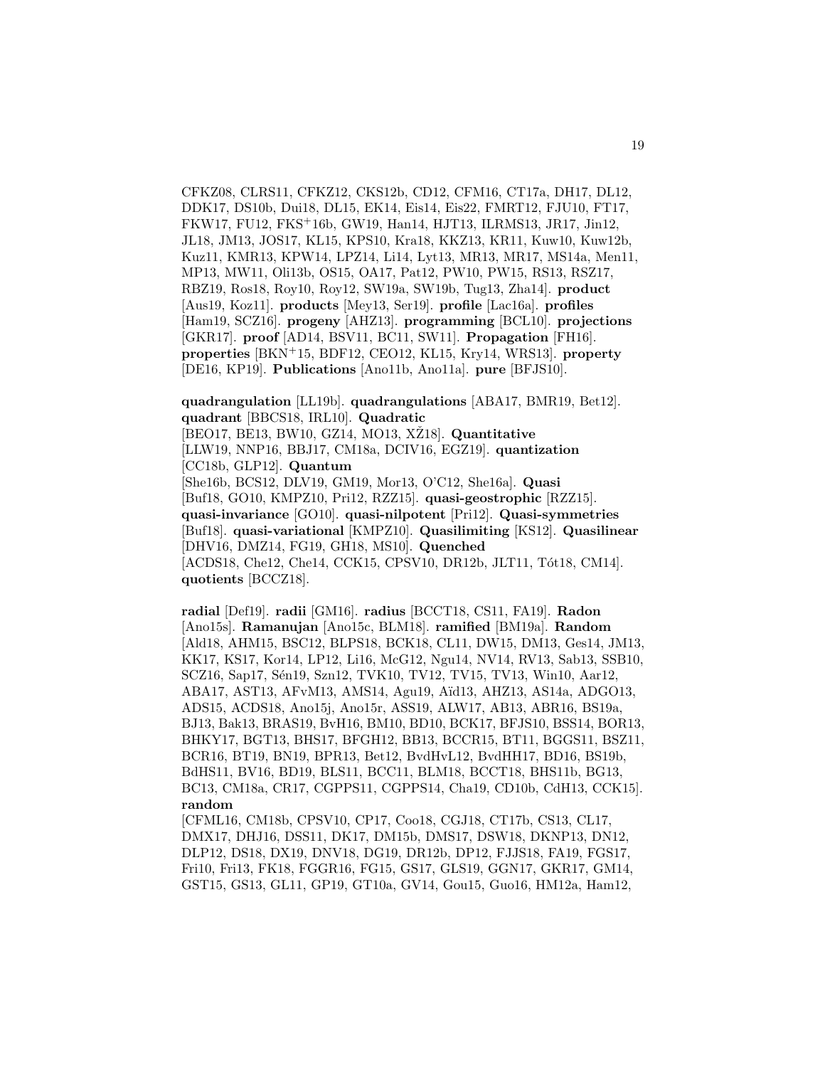CFKZ08, CLRS11, CFKZ12, CKS12b, CD12, CFM16, CT17a, DH17, DL12, DDK17, DS10b, Dui18, DL15, EK14, Eis14, Eis22, FMRT12, FJU10, FT17, FKW17, FU12, FKS+16b, GW19, Han14, HJT13, ILRMS13, JR17, Jin12, JL18, JM13, JOS17, KL15, KPS10, Kra18, KKZ13, KR11, Kuw10, Kuw12b, Kuz11, KMR13, KPW14, LPZ14, Li14, Lyt13, MR13, MR17, MS14a, Men11, MP13, MW11, Oli13b, OS15, OA17, Pat12, PW10, PW15, RS13, RSZ17, RBZ19, Ros18, Roy10, Roy12, SW19a, SW19b, Tug13, Zha14]. **product** [Aus19, Koz11]. **products** [Mey13, Ser19]. **profile** [Lac16a]. **profiles** [Ham19, SCZ16]. **progeny** [AHZ13]. **programming** [BCL10]. **projections** [GKR17]. **proof** [AD14, BSV11, BC11, SW11]. **Propagation** [FH16]. **properties** [BKN+15, BDF12, CEO12, KL15, Kry14, WRS13]. **property** [DE16, KP19]. **Publications** [Ano11b, Ano11a]. **pure** [BFJS10].

**quadrangulation** [LL19b]. **quadrangulations** [ABA17, BMR19, Bet12]. **quadrant** [BBCS18, IRL10]. **Quadratic** [BEO17, BE13, BW10, GZ14, MO13, XŽ18]. **Quantitative** [LLW19, NNP16, BBJ17, CM18a, DCIV16, EGZ19]. **quantization** [CC18b, GLP12]. **Quantum** [She16b, BCS12, DLV19, GM19, Mor13, O'C12, She16a]. **Quasi** [Buf18, GO10, KMPZ10, Pri12, RZZ15]. **quasi-geostrophic** [RZZ15]. **quasi-invariance** [GO10]. **quasi-nilpotent** [Pri12]. **Quasi-symmetries** [Buf18]. **quasi-variational** [KMPZ10]. **Quasilimiting** [KS12]. **Quasilinear** [DHV16, DMZ14, FG19, GH18, MS10]. **Quenched** [ACDS18, Che12, Che14, CCK15, CPSV10, DR12b, JLT11, Tót18, CM14]. **quotients** [BCCZ18].

**radial** [Def19]. **radii** [GM16]. **radius** [BCCT18, CS11, FA19]. **Radon** [Ano15s]. **Ramanujan** [Ano15c, BLM18]. **ramified** [BM19a]. **Random** [Ald18, AHM15, BSC12, BLPS18, BCK18, CL11, DW15, DM13, Ges14, JM13, KK17, KS17, Kor14, LP12, Li16, McG12, Ngu14, NV14, RV13, Sab13, SSB10, SCZ16, Sap17, Sén19, Szn12, TVK10, TV12, TV15, TV13, Win10, Aar12, ABA17, AST13, AFvM13, AMS14, Agu19, Aïd13, AHZ13, AS14a, ADGO13, ADS15, ACDS18, Ano15j, Ano15r, ASS19, ALW17, AB13, ABR16, BS19a, BJ13, Bak13, BRAS19, BvH16, BM10, BD10, BCK17, BFJS10, BSS14, BOR13, BHKY17, BGT13, BHS17, BFGH12, BB13, BCCR15, BT11, BGGS11, BSZ11, BCR16, BT19, BN19, BPR13, Bet12, BvdHvL12, BvdHH17, BD16, BS19b, BdHS11, BV16, BD19, BLS11, BCC11, BLM18, BCCT18, BHS11b, BG13, BC13, CM18a, CR17, CGPPS11, CGPPS14, Cha19, CD10b, CdH13, CCK15]. **random** [CFML16, CM18b, CPSV10, CP17, Coo18, CGJ18, CT17b, CS13, CL17, DMX17, DHJ16, DSS11, DK17, DM15b, DMS17, DSW18, DKNP13, DN12, DLP12, DS18, DX19, DNV18, DG19, DR12b, DP12, FJJS18, FA19, FGS17, Fri10, Fri13, FK18, FGGR16, FG15, GS17, GLS19, GGN17, GKR17, GM14, GST15, GS13, GL11, GP19, GT10a, GV14, Gou15, Guo16, HM12a, Ham12,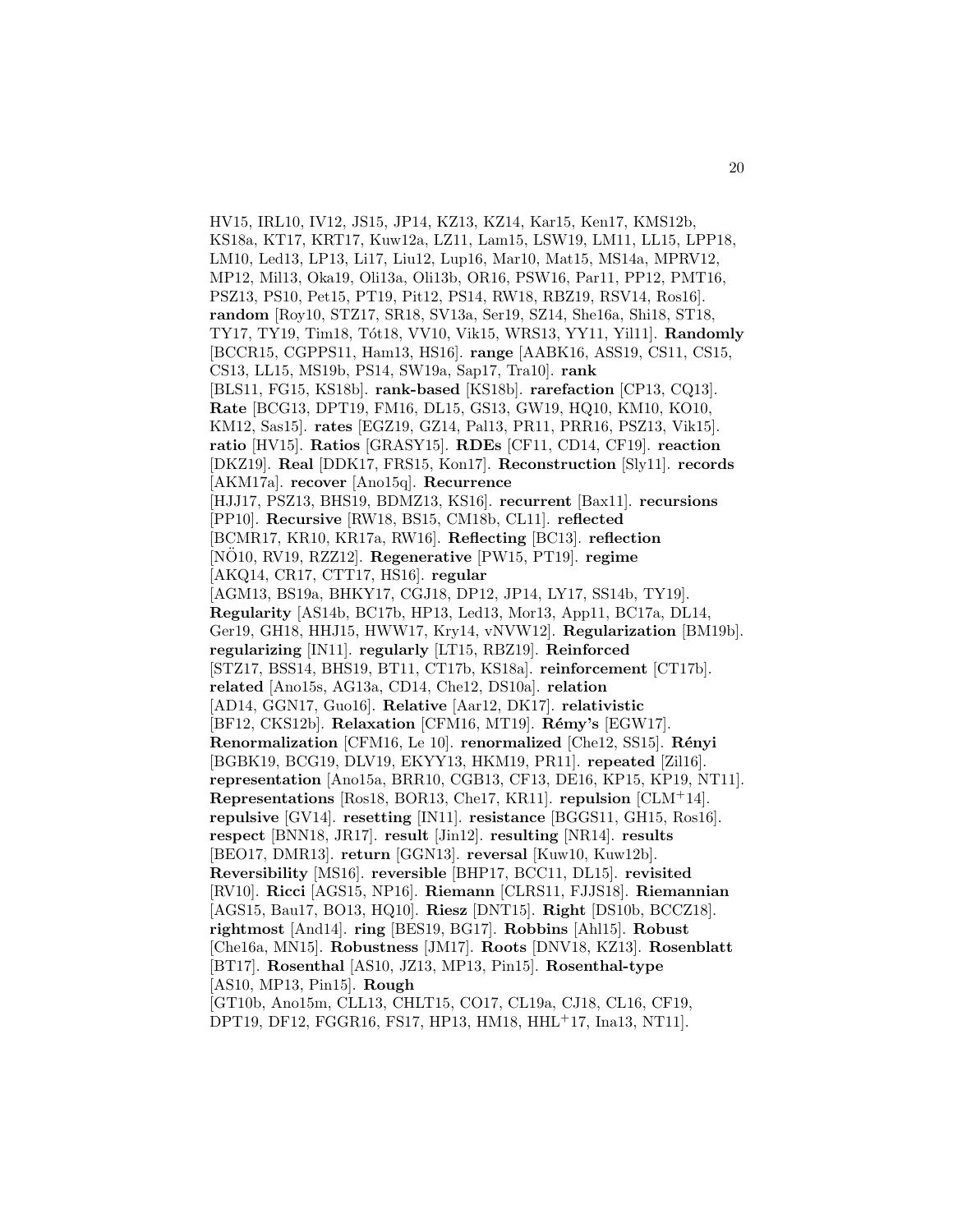HV15, IRL10, IV12, JS15, JP14, KZ13, KZ14, Kar15, Ken17, KMS12b, KS18a, KT17, KRT17, Kuw12a, LZ11, Lam15, LSW19, LM11, LL15, LPP18, LM10, Led13, LP13, Li17, Liu12, Lup16, Mar10, Mat15, MS14a, MPRV12, MP12, Mil13, Oka19, Oli13a, Oli13b, OR16, PSW16, Par11, PP12, PMT16, PSZ13, PS10, Pet15, PT19, Pit12, PS14, RW18, RBZ19, RSV14, Ros16]. **random** [Roy10, STZ17, SR18, SV13a, Ser19, SZ14, She16a, Shi18, ST18, TY17, TY19, Tim18, Tót18, VV10, Vik15, WRS13, YY11, Yil11]. **Randomly** [BCCR15, CGPPS11, Ham13, HS16]. **range** [AABK16, ASS19, CS11, CS15, CS13, LL15, MS19b, PS14, SW19a, Sap17, Tra10]. **rank** [BLS11, FG15, KS18b]. **rank-based** [KS18b]. **rarefaction** [CP13, CQ13]. **Rate** [BCG13, DPT19, FM16, DL15, GS13, GW19, HQ10, KM10, KO10, KM12, Sas15]. **rates** [EGZ19, GZ14, Pal13, PR11, PRR16, PSZ13, Vik15]. **ratio** [HV15]. **Ratios** [GRASY15]. **RDEs** [CF11, CD14, CF19]. **reaction** [DKZ19]. **Real** [DDK17, FRS15, Kon17]. **Reconstruction** [Sly11]. **records** [AKM17a]. **recover** [Ano15q]. **Recurrence** [HJJ17, PSZ13, BHS19, BDMZ13, KS16]. **recurrent** [Bax11]. **recursions** [PP10]. **Recursive** [RW18, BS15, CM18b, CL11]. **reflected** [BCMR17, KR10, KR17a, RW16]. **Reflecting** [BC13]. **reflection** [NÖ10, RV19, RZZ12]. **Regenerative** [PW15, PT19]. **regime** [AKQ14, CR17, CTT17, HS16]. **regular** [AGM13, BS19a, BHKY17, CGJ18, DP12, JP14, LY17, SS14b, TY19]. **Regularity** [AS14b, BC17b, HP13, Led13, Mor13, App11, BC17a, DL14, Ger19, GH18, HHJ15, HWW17, Kry14, vNVW12]. **Regularization** [BM19b]. **regularizing** [IN11]. **regularly** [LT15, RBZ19]. **Reinforced** [STZ17, BSS14, BHS19, BT11, CT17b, KS18a]. **reinforcement** [CT17b]. **related** [Ano15s, AG13a, CD14, Che12, DS10a]. **relation** [AD14, GGN17, Guo16]. **Relative** [Aar12, DK17]. **relativistic** [BF12, CKS12b]. **Relaxation** [CFM16, MT19]. **Rémy's** [EGW17]. **Renormalization** [CFM16, Le 10]. **renormalized** [Che12, SS15]. **Rényi** [BGBK19, BCG19, DLV19, EKYY13, HKM19, PR11]. **repeated** [Zil16]. **representation** [Ano15a, BRR10, CGB13, CF13, DE16, KP15, KP19, NT11]. **Representations** [Ros18, BOR13, Che17, KR11]. **repulsion** [CLM+14]. **repulsive** [GV14]. **resetting** [IN11]. **resistance** [BGGS11, GH15, Ros16]. **respect** [BNN18, JR17]. **result** [Jin12]. **resulting** [NR14]. **results** [BEO17, DMR13]. **return** [GGN13]. **reversal** [Kuw10, Kuw12b]. **Reversibility** [MS16]. **reversible** [BHP17, BCC11, DL15]. **revisited** [RV10]. **Ricci** [AGS15, NP16]. **Riemann** [CLRS11, FJJS18]. **Riemannian** [AGS15, Bau17, BO13, HQ10]. **Riesz** [DNT15]. **Right** [DS10b, BCCZ18]. **rightmost** [And14]. **ring** [BES19, BG17]. **Robbins** [Ahl15]. **Robust** [Che16a, MN15]. **Robustness** [JM17]. **Roots** [DNV18, KZ13]. **Rosenblatt** [BT17]. **Rosenthal** [AS10, JZ13, MP13, Pin15]. **Rosenthal-type** [AS10, MP13, Pin15]. **Rough** [GT10b, Ano15m, CLL13, CHLT15, CO17, CL19a, CJ18, CL16, CF19, DPT19, DF12, FGGR16, FS17, HP13, HM18, HHL+17, Ina13, NT11].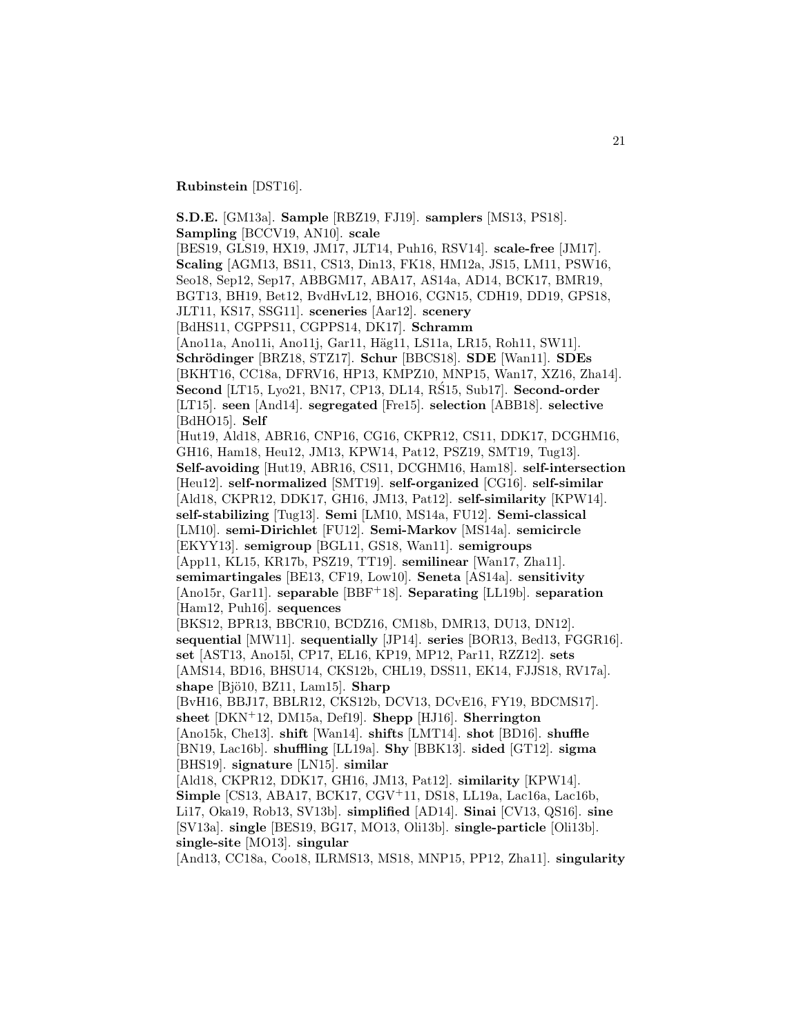**Rubinstein** [DST16].

**S.D.E.** [GM13a]. **Sample** [RBZ19, FJ19]. **samplers** [MS13, PS18]. **Sampling** [BCCV19, AN10]. **scale** [BES19, GLS19, HX19, JM17, JLT14, Puh16, RSV14]. **scale-free** [JM17]. **Scaling** [AGM13, BS11, CS13, Din13, FK18, HM12a, JS15, LM11, PSW16, Seo18, Sep12, Sep17, ABBGM17, ABA17, AS14a, AD14, BCK17, BMR19, BGT13, BH19, Bet12, BvdHvL12, BHO16, CGN15, CDH19, DD19, GPS18, JLT11, KS17, SSG11]. **sceneries** [Aar12]. **scenery** [BdHS11, CGPPS11, CGPPS14, DK17]. **Schramm** [Ano11a, Ano11i, Ano11j, Gar11, Häg11, LS11a, LR15, Roh11, SW11]. **Schrödinger** [BRZ18, STZ17]. **Schur** [BBCS18]. **SDE** [Wan11]. **SDEs** [BKHT16, CC18a, DFRV16, HP13, KMPZ10, MNP15, Wan17, XZ16, Zha14]. **Second** [LT15, Lyo21, BN17, CP13, DL14, RŚ15, Sub17]. **Second-order** [LT15]. **seen** [And14]. **segregated** [Fre15]. **selection** [ABB18]. **selective** [BdHO15]. **Self** [Hut19, Ald18, ABR16, CNP16, CG16, CKPR12, CS11, DDK17, DCGHM16, GH16, Ham18, Heu12, JM13, KPW14, Pat12, PSZ19, SMT19, Tug13]. **Self-avoiding** [Hut19, ABR16, CS11, DCGHM16, Ham18]. **self-intersection** [Heu12]. **self-normalized** [SMT19]. **self-organized** [CG16]. **self-similar** [Ald18, CKPR12, DDK17, GH16, JM13, Pat12]. **self-similarity** [KPW14]. **self-stabilizing** [Tug13]. **Semi** [LM10, MS14a, FU12]. **Semi-classical** [LM10]. **semi-Dirichlet** [FU12]. **Semi-Markov** [MS14a]. **semicircle** [EKYY13]. **semigroup** [BGL11, GS18, Wan11]. **semigroups** [App11, KL15, KR17b, PSZ19, TT19]. **semilinear** [Wan17, Zha11]. **semimartingales** [BE13, CF19, Low10]. **Seneta** [AS14a]. **sensitivity** [Ano15r, Gar11]. **separable** [BBF+18]. **Separating** [LL19b]. **separation** [Ham12, Puh16]. **sequences** [BKS12, BPR13, BBCR10, BCDZ16, CM18b, DMR13, DU13, DN12]. **sequential** [MW11]. **sequentially** [JP14]. **series** [BOR13, Bed13, FGGR16]. **set** [AST13, Ano15l, CP17, EL16, KP19, MP12, Par11, RZZ12]. **sets** [AMS14, BD16, BHSU14, CKS12b, CHL19, DSS11, EK14, FJJS18, RV17a]. **shape** [Bjö10, BZ11, Lam15]. **Sharp** [BvH16, BBJ17, BBLR12, CKS12b, DCV13, DCvE16, FY19, BDCMS17]. **sheet** [DKN+12, DM15a, Def19]. **Shepp** [HJ16]. **Sherrington** [Ano15k, Che13]. **shift** [Wan14]. **shifts** [LMT14]. **shot** [BD16]. **shuffle** [BN19, Lac16b]. **shuffling** [LL19a]. **Shy** [BBK13]. **sided** [GT12]. **sigma** [BHS19]. **signature** [LN15]. **similar** [Ald18, CKPR12, DDK17, GH16, JM13, Pat12]. **similarity** [KPW14]. **Simple** [CS13, ABA17, BCK17, CGV+11, DS18, LL19a, Lac16a, Lac16b, Li17, Oka19, Rob13, SV13b]. **simplified** [AD14]. **Sinai** [CV13, QS16]. **sine** [SV13a]. **single** [BES19, BG17, MO13, Oli13b]. **single-particle** [Oli13b]. **single-site** [MO13]. **singular** [And13, CC18a, Coo18, ILRMS13, MS18, MNP15, PP12, Zha11]. **singularity**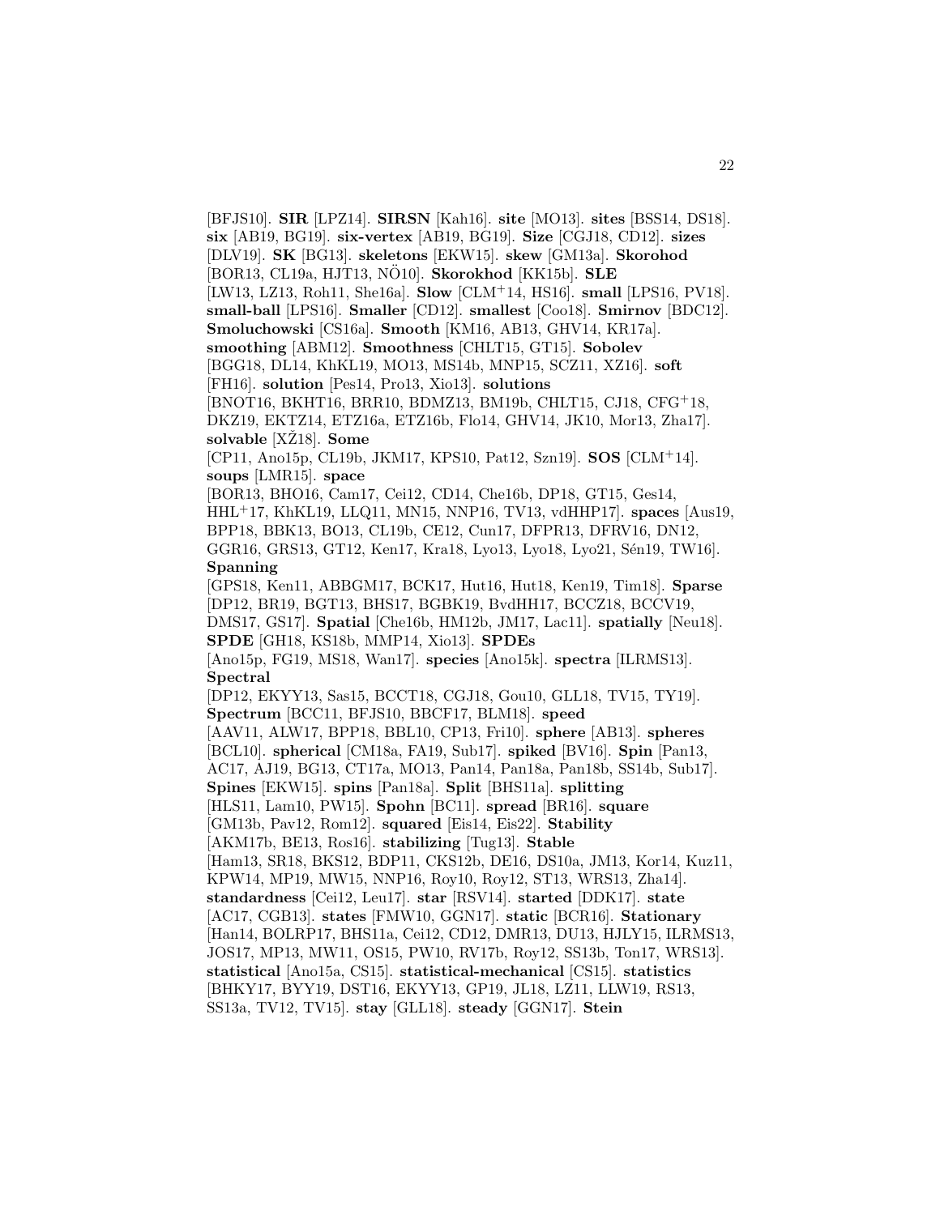[BFJS10]. **SIR** [LPZ14]. **SIRSN** [Kah16]. **site** [MO13]. **sites** [BSS14, DS18]. **six** [AB19, BG19]. **six-vertex** [AB19, BG19]. **Size** [CGJ18, CD12]. **sizes** [DLV19]. **SK** [BG13]. **skeletons** [EKW15]. **skew** [GM13a]. **Skorohod** [BOR13, CL19a, HJT13, NÖ10]. **Skorokhod** [KK15b]. **SLE** [LW13, LZ13, Roh11, She16a]. **Slow** [CLM⁺14, HS16]. **small** [LPS16, PV18]. **small-ball** [LPS16]. **Smaller** [CD12]. **smallest** [Coo18]. **Smirnov** [BDC12]. **Smoluchowski** [CS16a]. **Smooth** [KM16, AB13, GHV14, KR17a]. **smoothing** [ABM12]. **Smoothness** [CHLT15, GT15]. **Sobolev** [BGG18, DL14, KhKL19, MO13, MS14b, MNP15, SCZ11, XZ16]. **soft** [FH16]. **solution** [Pes14, Pro13, Xio13]. **solutions** [BNOT16, BKHT16, BRR10, BDMZ13, BM19b, CHLT15, CJ18, CFG⁺18, DKZ19, EKTZ14, ETZ16a, ETZ16b, Flo14, GHV14, JK10, Mor13, Zha17]. **solvable** [XŽ18]. **Some** [CP11, Ano15p, CL19b, JKM17, KPS10, Pat12, Szn19]. **SOS** [CLM⁺14]. **soups** [LMR15]. **space** [BOR13, BHO16, Cam17, Cei12, CD14, Che16b, DP18, GT15, Ges14, HHL⁺17, KhKL19, LLQ11, MN15, NNP16, TV13, vdHHP17]. **spaces** [Aus19, BPP18, BBK13, BO13, CL19b, CE12, Cun17, DFPR13, DFRV16, DN12, GGR16, GRS13, GT12, Ken17, Kra18, Lyo13, Lyo18, Lyo21, Sén19, TW16]. **Spanning** [GPS18, Ken11, ABBGM17, BCK17, Hut16, Hut18, Ken19, Tim18]. **Sparse** [DP12, BR19, BGT13, BHS17, BGBK19, BvdHH17, BCCZ18, BCCV19, DMS17, GS17]. **Spatial** [Che16b, HM12b, JM17, Lac11]. **spatially** [Neu18]. **SPDE** [GH18, KS18b, MMP14, Xio13]. **SPDEs** [Ano15p, FG19, MS18, Wan17]. **species** [Ano15k]. **spectra** [ILRMS13]. **Spectral** [DP12, EKYY13, Sas15, BCCT18, CGJ18, Gou10, GLL18, TV15, TY19]. **Spectrum** [BCC11, BFJS10, BBCF17, BLM18]. **speed** [AAV11, ALW17, BPP18, BBL10, CP13, Fri10]. **sphere** [AB13]. **spheres** [BCL10]. **spherical** [CM18a, FA19, Sub17]. **spiked** [BV16]. **Spin** [Pan13, AC17, AJ19, BG13, CT17a, MO13, Pan14, Pan18a, Pan18b, SS14b, Sub17]. **Spines** [EKW15]. **spins** [Pan18a]. **Split** [BHS11a]. **splitting** [HLS11, Lam10, PW15]. **Spohn** [BC11]. **spread** [BR16]. **square** [GM13b, Pav12, Rom12]. **squared** [Eis14, Eis22]. **Stability** [AKM17b, BE13, Ros16]. **stabilizing** [Tug13]. **Stable** [Ham13, SR18, BKS12, BDP11, CKS12b, DE16, DS10a, JM13, Kor14, Kuz11, KPW14, MP19, MW15, NNP16, Roy10, Roy12, ST13, WRS13, Zha14]. **standardness** [Cei12, Leu17]. **star** [RSV14]. **started** [DDK17]. **state** [AC17, CGB13]. **states** [FMW10, GGN17]. **static** [BCR16]. **Stationary** [Han14, BOLRP17, BHS11a, Cei12, CD12, DMR13, DU13, HJLY15, ILRMS13, JOS17, MP13, MW11, OS15, PW10, RV17b, Roy12, SS13b, Ton17, WRS13]. **statistical** [Ano15a, CS15]. **statistical-mechanical** [CS15]. **statistics** [BHKY17, BYY19, DST16, EKYY13, GP19, JL18, LZ11, LLW19, RS13, SS13a, TV12, TV15]. **stay** [GLL18]. **steady** [GGN17]. **Stein**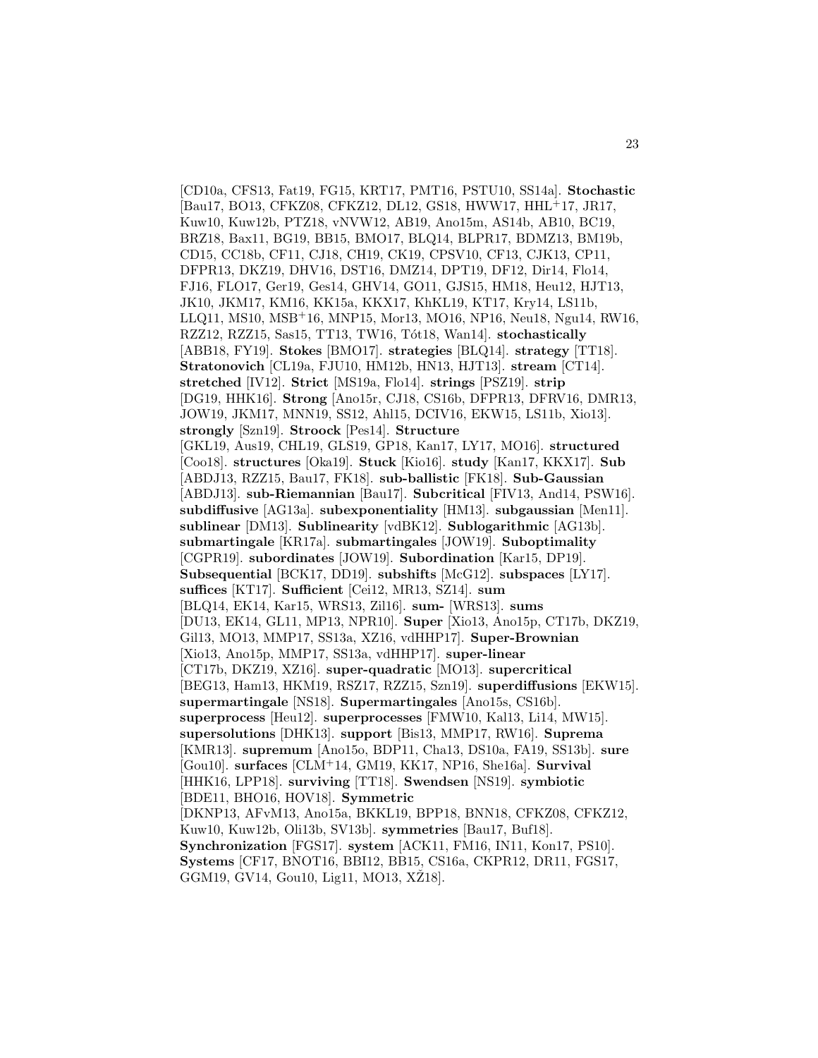[CD10a, CFS13, Fat19, FG15, KRT17, PMT16, PSTU10, SS14a]. **Stochastic** [Bau17, BO13, CFKZ08, CFKZ12, DL12, GS18, HWW17, HHL+17, JR17, Kuw10, Kuw12b, PTZ18, vNVW12, AB19, Ano15m, AS14b, AB10, BC19, BRZ18, Bax11, BG19, BB15, BMO17, BLQ14, BLPR17, BDMZ13, BM19b, CD15, CC18b, CF11, CJ18, CH19, CK19, CPSV10, CF13, CJK13, CP11, DFPR13, DKZ19, DHV16, DST16, DMZ14, DPT19, DF12, Dir14, Flo14, FJ16, FLO17, Ger19, Ges14, GHV14, GO11, GJS15, HM18, Heu12, HJT13, JK10, JKM17, KM16, KK15a, KKX17, KhKL19, KT17, Kry14, LS11b, LLQ11, MS10, MSB+16, MNP15, Mor13, MO16, NP16, Neu18, Ngu14, RW16, RZZ12, RZZ15, Sas15, TT13, TW16, Tót18, Wan14]. **stochastically** [ABB18, FY19]. **Stokes** [BMO17]. **strategies** [BLQ14]. **strategy** [TT18]. **Stratonovich** [CL19a, FJU10, HM12b, HN13, HJT13]. **stream** [CT14]. **stretched** [IV12]. **Strict** [MS19a, Flo14]. **strings** [PSZ19]. **strip** [DG19, HHK16]. **Strong** [Ano15r, CJ18, CS16b, DFPR13, DFRV16, DMR13, JOW19, JKM17, MNN19, SS12, Ahl15, DCIV16, EKW15, LS11b, Xio13]. **strongly** [Szn19]. **Stroock** [Pes14]. **Structure** [GKL19, Aus19, CHL19, GLS19, GP18, Kan17, LY17, MO16]. **structured** [Coo18]. **structures** [Oka19]. **Stuck** [Kio16]. **study** [Kan17, KKX17]. **Sub** [ABDJ13, RZZ15, Bau17, FK18]. **sub-ballistic** [FK18]. **Sub-Gaussian** [ABDJ13]. **sub-Riemannian** [Bau17]. **Subcritical** [FIV13, And14, PSW16]. **subdiffusive** [AG13a]. **subexponentiality** [HM13]. **subgaussian** [Men11]. **sublinear** [DM13]. **Sublinearity** [vdBK12]. **Sublogarithmic** [AG13b]. **submartingale** [KR17a]. **submartingales** [JOW19]. **Suboptimality** [CGPR19]. **subordinates** [JOW19]. **Subordination** [Kar15, DP19]. **Subsequential** [BCK17, DD19]. **subshifts** [McG12]. **subspaces** [LY17]. **suffices** [KT17]. **Sufficient** [Cei12, MR13, SZ14]. **sum** [BLQ14, EK14, Kar15, WRS13, Zil16]. **sum-** [WRS13]. **sums** [DU13, EK14, GL11, MP13, NPR10]. **Super** [Xio13, Ano15p, CT17b, DKZ19, Gil13, MO13, MMP17, SS13a, XZ16, vdHHP17]. **Super-Brownian** [Xio13, Ano15p, MMP17, SS13a, vdHHP17]. **super-linear** [CT17b, DKZ19, XZ16]. **super-quadratic** [MO13]. **supercritical** [BEG13, Ham13, HKM19, RSZ17, RZZ15, Szn19]. **superdiffusions** [EKW15]. **supermartingale** [NS18]. **Supermartingales** [Ano15s, CS16b]. **superprocess** [Heu12]. **superprocesses** [FMW10, Kal13, Li14, MW15]. **supersolutions** [DHK13]. **support** [Bis13, MMP17, RW16]. **Suprema** [KMR13]. **supremum** [Ano15o, BDP11, Cha13, DS10a, FA19, SS13b]. **sure** [Gou10]. **surfaces** [CLM+14, GM19, KK17, NP16, She16a]. **Survival** [HHK16, LPP18]. **surviving** [TT18]. **Swendsen** [NS19]. **symbiotic** [BDE11, BHO16, HOV18]. **Symmetric** [DKNP13, AFvM13, Ano15a, BKKL19, BPP18, BNN18, CFKZ08, CFKZ12, Kuw10, Kuw12b, Oli13b, SV13b]. **symmetries** [Bau17, Buf18]. **Synchronization** [FGS17]. **system** [ACK11, FM16, IN11, Kon17, PS10]. **Systems** [CF17, BNOT16, BBI12, BB15, CS16a, CKPR12, DR11, FGS17, GGM19, GV14, Gou10, Lig11, MO13, XŽ18].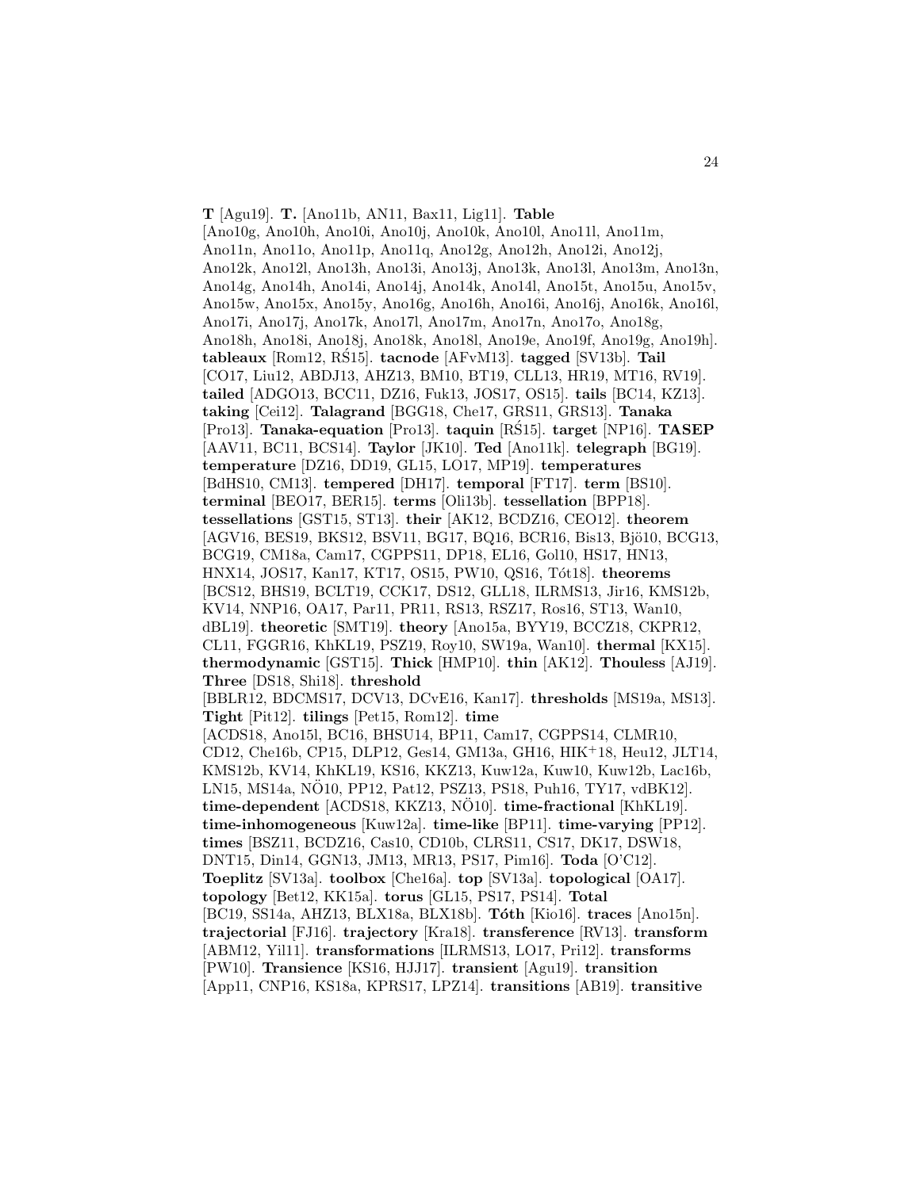**T** [Agu19]. **T.** [Ano11b, AN11, Bax11, Lig11]. **Table** [Ano10g, Ano10h, Ano10i, Ano10j, Ano10k, Ano10l, Ano11l, Ano11m, Ano11n, Ano11o, Ano11p, Ano11q, Ano12g, Ano12h, Ano12i, Ano12j, Ano12k, Ano12l, Ano13h, Ano13i, Ano13j, Ano13k, Ano13l, Ano13m, Ano13n, Ano14g, Ano14h, Ano14i, Ano14j, Ano14k, Ano14l, Ano15t, Ano15u, Ano15v, Ano15w, Ano15x, Ano15y, Ano16g, Ano16h, Ano16i, Ano16j, Ano16k, Ano16l, Ano17i, Ano17j, Ano17k, Ano17l, Ano17m, Ano17n, Ano17o, Ano18g, Ano18h, Ano18i, Ano18j, Ano18k, Ano18l, Ano19e, Ano19f, Ano19g, Ano19h]. **tableaux** [Rom12, RŚ15]. **tacnode** [AFvM13]. **tagged** [SV13b]. **Tail** [CO17, Liu12, ABDJ13, AHZ13, BM10, BT19, CLL13, HR19, MT16, RV19]. **tailed** [ADGO13, BCC11, DZ16, Fuk13, JOS17, OS15]. **tails** [BC14, KZ13]. **taking** [Cei12]. **Talagrand** [BGG18, Che17, GRS11, GRS13]. **Tanaka** [Pro13]. **Tanaka-equation** [Pro13]. **taquin** [RŚ15]. **target** [NP16]. **TASEP** [AAV11, BC11, BCS14]. **Taylor** [JK10]. **Ted** [Ano11k]. **telegraph** [BG19]. **temperature** [DZ16, DD19, GL15, LO17, MP19]. **temperatures** [BdHS10, CM13]. **tempered** [DH17]. **temporal** [FT17]. **term** [BS10]. **terminal** [BEO17, BER15]. **terms** [Oli13b]. **tessellation** [BPP18]. **tessellations** [GST15, ST13]. **their** [AK12, BCDZ16, CEO12]. **theorem** [AGV16, BES19, BKS12, BSV11, BG17, BQ16, BCR16, Bis13, Bjö10, BCG13, BCG19, CM18a, Cam17, CGPPS11, DP18, EL16, Gol10, HS17, HN13, HNX14, JOS17, Kan17, KT17, OS15, PW10, QS16, Tót18]. **theorems** [BCS12, BHS19, BCLT19, CCK17, DS12, GLL18, ILRMS13, Jir16, KMS12b, KV14, NNP16, OA17, Par11, PR11, RS13, RSZ17, Ros16, ST13, Wan10, dBL19]. **theoretic** [SMT19]. **theory** [Ano15a, BYY19, BCCZ18, CKPR12, CL11, FGGR16, KhKL19, PSZ19, Roy10, SW19a, Wan10]. **thermal** [KX15]. **thermodynamic** [GST15]. **Thick** [HMP10]. **thin** [AK12]. **Thouless** [AJ19]. **Three** [DS18, Shi18]. **threshold** [BBLR12, BDCMS17, DCV13, DCvE16, Kan17]. **thresholds** [MS19a, MS13]. **Tight** [Pit12]. **tilings** [Pet15, Rom12]. **time** [ACDS18, Ano15l, BC16, BHSU14, BP11, Cam17, CGPPS14, CLMR10, CD12, Che16b, CP15, DLP12, Ges14, GM13a, GH16, HIK+18, Heu12, JLT14, KMS12b, KV14, KhKL19, KS16, KKZ13, Kuw12a, Kuw10, Kuw12b, Lac16b, LN15, MS14a, NÖ10, PP12, Pat12, PSZ13, PS18, Puh16, TY17, vdBK12]. **time-dependent** [ACDS18, KKZ13, NÖ10]. **time-fractional** [KhKL19]. **time-inhomogeneous** [Kuw12a]. **time-like** [BP11]. **time-varying** [PP12]. **times** [BSZ11, BCDZ16, Cas10, CD10b, CLRS11, CS17, DK17, DSW18, DNT15, Din14, GGN13, JM13, MR13, PS17, Pim16]. **Toda** [O'C12]. **Toeplitz** [SV13a]. **toolbox** [Che16a]. **top** [SV13a]. **topological** [OA17]. **topology** [Bet12, KK15a]. **torus** [GL15, PS17, PS14]. **Total** [BC19, SS14a, AHZ13, BLX18a, BLX18b]. **Tóth** [Kio16]. **traces** [Ano15n]. **trajectorial** [FJ16]. **trajectory** [Kra18]. **transference** [RV13]. **transform** [ABM12, Yil11]. **transformations** [ILRMS13, LO17, Pri12]. **transforms** [PW10]. **Transience** [KS16, HJJ17]. **transient** [Agu19]. **transition** [App11, CNP16, KS18a, KPRS17, LPZ14]. **transitions** [AB19]. **transitive**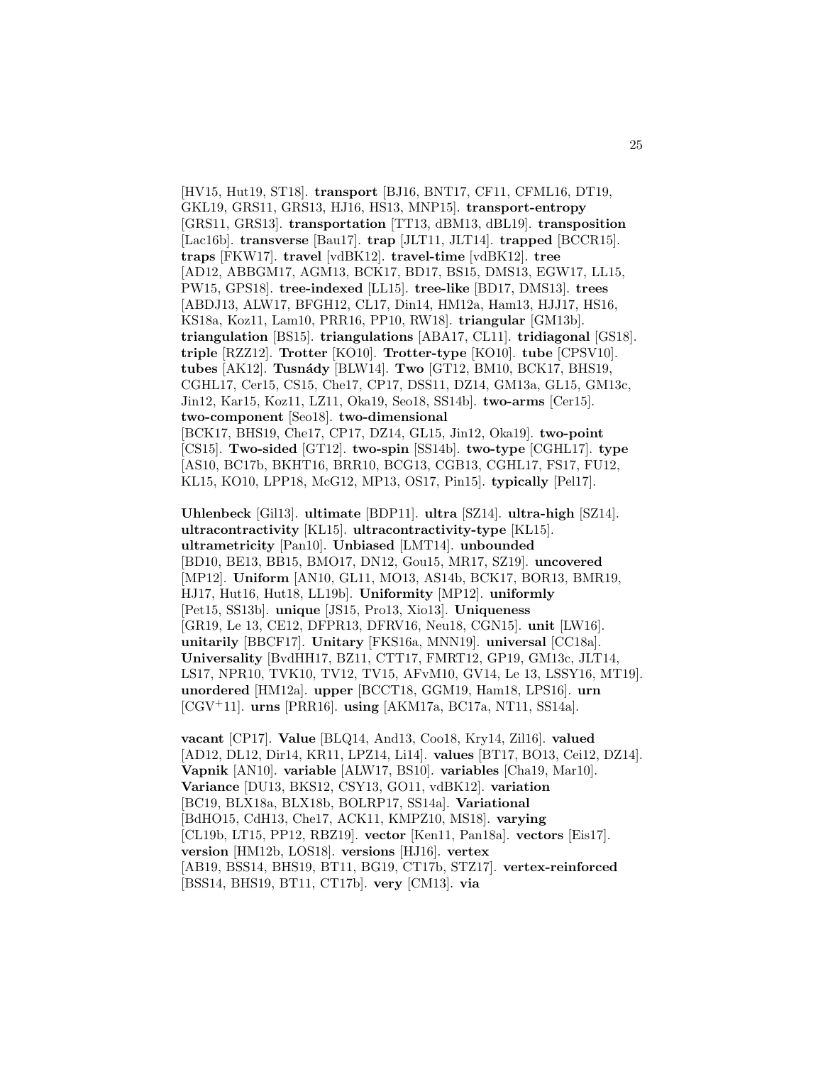[HV15, Hut19, ST18]. **transport** [BJ16, BNT17, CF11, CFML16, DT19, GKL19, GRS11, GRS13, HJ16, HS13, MNP15]. **transport-entropy** [GRS11, GRS13]. **transportation** [TT13, dBM13, dBL19]. **transposition** [Lac16b]. **transverse** [Bau17]. **trap** [JLT11, JLT14]. **trapped** [BCCR15]. **traps** [FKW17]. **travel** [vdBK12]. **travel-time** [vdBK12]. **tree** [AD12, ABBGM17, AGM13, BCK17, BD17, BS15, DMS13, EGW17, LL15, PW15, GPS18]. **tree-indexed** [LL15]. **tree-like** [BD17, DMS13]. **trees** [ABDJ13, ALW17, BFGH12, CL17, Din14, HM12a, Ham13, HJJ17, HS16, KS18a, Koz11, Lam10, PRR16, PP10, RW18]. **triangular** [GM13b]. **triangulation** [BS15]. **triangulations** [ABA17, CL11]. **tridiagonal** [GS18]. **triple** [RZZ12]. **Trotter** [KO10]. **Trotter-type** [KO10]. **tube** [CPSV10]. **tubes** [AK12]. **Tusnády** [BLW14]. **Two** [GT12, BM10, BCK17, BHS19, CGHL17, Cer15, CS15, Che17, CP17, DSS11, DZ14, GM13a, GL15, GM13c, Jin12, Kar15, Koz11, LZ11, Oka19, Seo18, SS14b]. **two-arms** [Cer15]. **two-component** [Seo18]. **two-dimensional** [BCK17, BHS19, Che17, CP17, DZ14, GL15, Jin12, Oka19]. **two-point** [CS15]. **Two-sided** [GT12]. **two-spin** [SS14b]. **two-type** [CGHL17]. **type** [AS10, BC17b, BKHT16, BRR10, BCG13, CGB13, CGHL17, FS17, FU12, KL15, KO10, LPP18, McG12, MP13, OS17, Pin15]. **typically** [Pel17].

**Uhlenbeck** [Gil13]. **ultimate** [BDP11]. **ultra** [SZ14]. **ultra-high** [SZ14]. **ultracontractivity** [KL15]. **ultracontractivity-type** [KL15]. **ultrametricity** [Pan10]. **Unbiased** [LMT14]. **unbounded** [BD10, BE13, BB15, BMO17, DN12, Gou15, MR17, SZ19]. **uncovered** [MP12]. **Uniform** [AN10, GL11, MO13, AS14b, BCK17, BOR13, BMR19, HJ17, Hut16, Hut18, LL19b]. **Uniformity** [MP12]. **uniformly** [Pet15, SS13b]. **unique** [JS15, Pro13, Xio13]. **Uniqueness** [GR19, Le 13, CE12, DFPR13, DFRV16, Neu18, CGN15]. **unit** [LW16]. **unitarily** [BBCF17]. **Unitary** [FKS16a, MNN19]. **universal** [CC18a]. **Universality** [BvdHH17, BZ11, CTT17, FMRT12, GP19, GM13c, JLT14, LS17, NPR10, TVK10, TV12, TV15, AFvM10, GV14, Le 13, LSSY16, MT19]. **unordered** [HM12a]. **upper** [BCCT18, GGM19, Ham18, LPS16]. **urn** [CGV$^+$11]. **urns** [PRR16]. **using** [AKM17a, BC17a, NT11, SS14a].

**vacant** [CP17]. **Value** [BLQ14, And13, Coo18, Kry14, Zil16]. **valued** [AD12, DL12, Dir14, KR11, LPZ14, Li14]. **values** [BT17, BO13, Cei12, DZ14]. **Vapnik** [AN10]. **variable** [ALW17, BS10]. **variables** [Cha19, Mar10]. **Variance** [DU13, BKS12, CSY13, GO11, vdBK12]. **variation** [BC19, BLX18a, BLX18b, BOLRP17, SS14a]. **Variational** [BdHO15, CdH13, Che17, ACK11, KMPZ10, MS18]. **varying** [CL19b, LT15, PP12, RBZ19]. **vector** [Ken11, Pan18a]. **vectors** [Eis17]. **version** [HM12b, LOS18]. **versions** [HJ16]. **vertex** [AB19, BSS14, BHS19, BT11, BG19, CT17b, STZ17]. **vertex-reinforced** [BSS14, BHS19, BT11, CT17b]. **very** [CM13]. **via**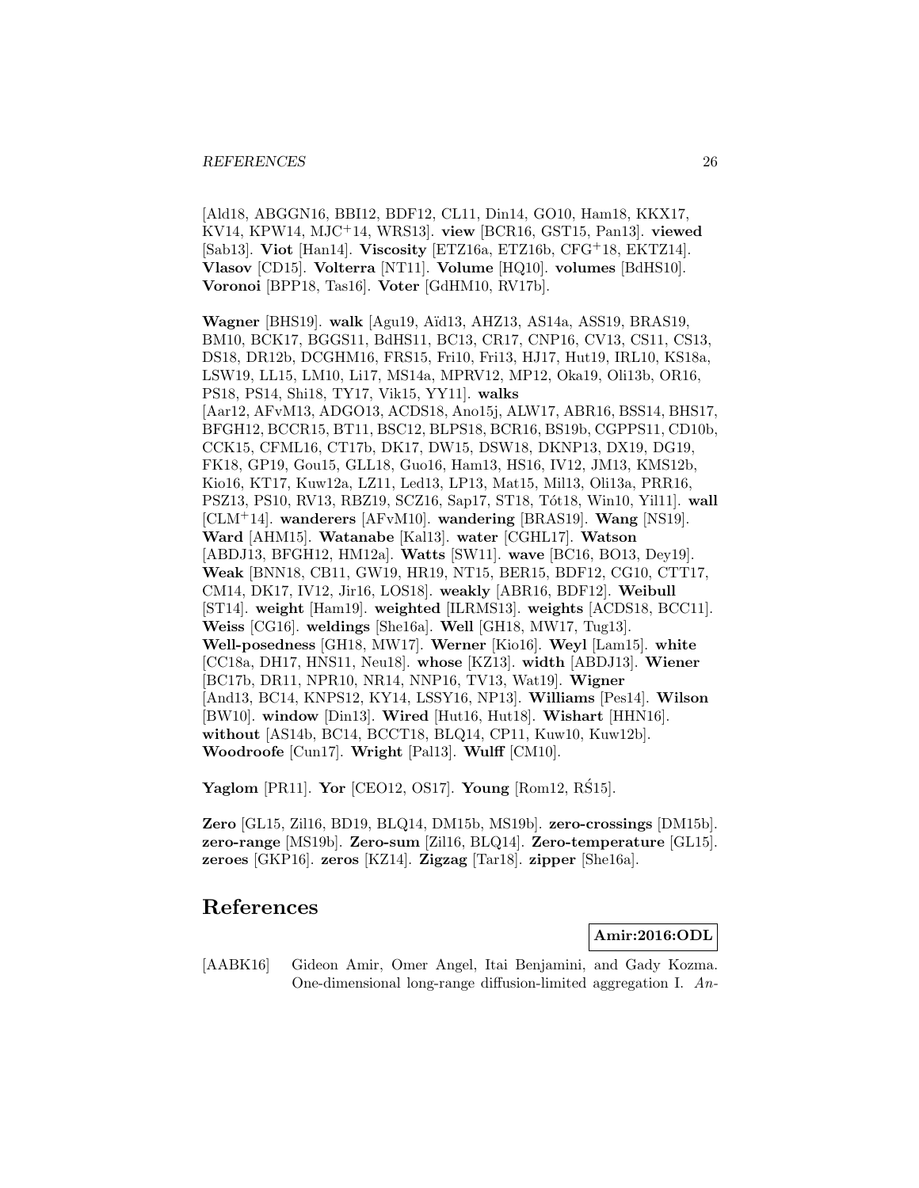[Ald18, ABGGN16, BBI12, BDF12, CL11, Din14, GO10, Ham18, KKX17, KV14, KPW14, MJC[+]14, WRS13]. **view** [BCR16, GST15, Pan13]. **viewed** [Sab13]. **Viot** [Han14]. **Viscosity** [ETZ16a, ETZ16b, CFG[+]18, EKTZ14]. **Vlasov** [CD15]. **Volterra** [NT11]. **Volume** [HQ10]. **volumes** [BdHS10]. **Voronoi** [BPP18, Tas16]. **Voter** [GdHM10, RV17b].

**Wagner** [BHS19]. **walk** [Agu19, Aïd13, AHZ13, AS14a, ASS19, BRAS19, BM10, BCK17, BGGS11, BdHS11, BC13, CR17, CNP16, CV13, CS11, CS13, DS18, DR12b, DCGHM16, FRS15, Fri10, Fri13, HJ17, Hut19, IRL10, KS18a, LSW19, LL15, LM10, Li17, MS14a, MPRV12, MP12, Oka19, Oli13b, OR16, PS18, PS14, Shi18, TY17, Vik15, YY11]. **walks** [Aar12, AFvM13, ADGO13, ACDS18, Ano15j, ALW17, ABR16, BSS14, BHS17, BFGH12, BCCR15, BT11, BSC12, BLPS18, BCR16, BS19b, CGPPS11, CD10b, CCK15, CFML16, CT17b, DK17, DW15, DSW18, DKNP13, DX19, DG19, FK18, GP19, Gou15, GLL18, Guo16, Ham13, HS16, IV12, JM13, KMS12b, Kio16, KT17, Kuw12a, LZ11, Led13, LP13, Mat15, Mil13, Oli13a, PRR16, PSZ13, PS10, RV13, RBZ19, SCZ16, Sap17, ST18, Tót18, Win10, Yil11]. **wall** [CLM[+]14]. **wanderers** [AFvM10]. **wandering** [BRAS19]. **Wang** [NS19]. **Ward** [AHM15]. **Watanabe** [Kal13]. **water** [CGHL17]. **Watson** [ABDJ13, BFGH12, HM12a]. **Watts** [SW11]. **wave** [BC16, BO13, Dey19]. **Weak** [BNN18, CB11, GW19, HR19, NT15, BER15, BDF12, CG10, CTT17, CM14, DK17, IV12, Jir16, LOS18]. **weakly** [ABR16, BDF12]. **Weibull** [ST14]. **weight** [Ham19]. **weighted** [ILRMS13]. **weights** [ACDS18, BCC11]. **Weiss** [CG16]. **weldings** [She16a]. **Well** [GH18, MW17, Tug13]. **Well-posedness** [GH18, MW17]. **Werner** [Kio16]. **Weyl** [Lam15]. **white** [CC18a, DH17, HNS11, Neu18]. **whose** [KZ13]. **width** [ABDJ13]. **Wiener** [BC17b, DR11, NPR10, NR14, NNP16, TV13, Wat19]. **Wigner** [And13, BC14, KNPS12, KY14, LSSY16, NP13]. **Williams** [Pes14]. **Wilson** [BW10]. **window** [Din13]. **Wired** [Hut16, Hut18]. **Wishart** [HHN16]. **without** [AS14b, BC14, BCCT18, BLQ14, CP11, Kuw10, Kuw12b]. **Woodroofe** [Cun17]. **Wright** [Pal13]. **Wulff** [CM10].

**Yaglom** [PR11]. **Yor** [CEO12, OS17]. **Young** [Rom12, RŚ15].

**Zero** [GL15, Zil16, BD19, BLQ14, DM15b, MS19b]. **zero-crossings** [DM15b]. **zero-range** [MS19b]. **Zero-sum** [Zil16, BLQ14]. **Zero-temperature** [GL15]. **zeroes** [GKP16]. **zeros** [KZ14]. **Zigzag** [Tar18]. **zipper** [She16a].

# References

**Amir:2016:ODL**

[AABK16] Gideon Amir, Omer Angel, Itai Benjamini, and Gady Kozma. One-dimensional long-range diffusion-limited aggregation I. *An-*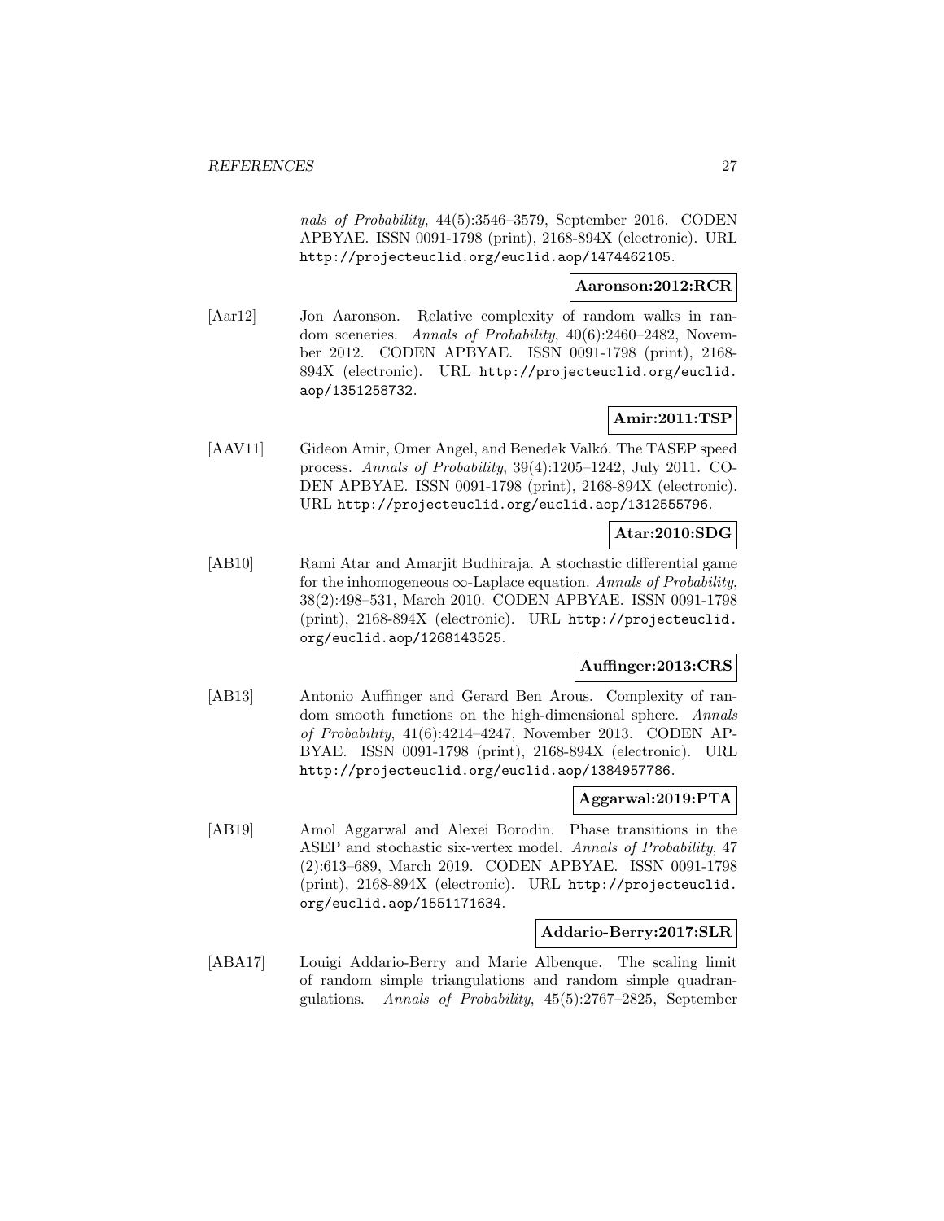*nals of Probability*, 44(5):3546–3579, September 2016. CODEN APBYAE. ISSN 0091-1798 (print), 2168-894X (electronic). URL http://projecteuclid.org/euclid.aop/1474462105.

**Aaronson:2012:RCR**

[Aar12] Jon Aaronson. Relative complexity of random walks in random sceneries. *Annals of Probability*, 40(6):2460–2482, November 2012. CODEN APBYAE. ISSN 0091-1798 (print), 2168-894X (electronic). URL http://projecteuclid.org/euclid.aop/1351258732.

**Amir:2011:TSP**

[AAV11] Gideon Amir, Omer Angel, and Benedek Valkó. The TASEP speed process. *Annals of Probability*, 39(4):1205–1242, July 2011. CODEN APBYAE. ISSN 0091-1798 (print), 2168-894X (electronic). URL http://projecteuclid.org/euclid.aop/1312555796.

**Atar:2010:SDG**

[AB10] Rami Atar and Amarjit Budhiraja. A stochastic differential game for the inhomogeneous $\infty$-Laplace equation. *Annals of Probability*, 38(2):498–531, March 2010. CODEN APBYAE. ISSN 0091-1798 (print), 2168-894X (electronic). URL http://projecteuclid.org/euclid.aop/1268143525.

**Auffinger:2013:CRS**

[AB13] Antonio Auffinger and Gerard Ben Arous. Complexity of random smooth functions on the high-dimensional sphere. *Annals of Probability*, 41(6):4214–4247, November 2013. CODEN APBYAE. ISSN 0091-1798 (print), 2168-894X (electronic). URL http://projecteuclid.org/euclid.aop/1384957786.

**Aggarwal:2019:PTA**

[AB19] Amol Aggarwal and Alexei Borodin. Phase transitions in the ASEP and stochastic six-vertex model. *Annals of Probability*, 47 (2):613–689, March 2019. CODEN APBYAE. ISSN 0091-1798 (print), 2168-894X (electronic). URL http://projecteuclid.org/euclid.aop/1551171634.

**Addario-Berry:2017:SLR**

[ABA17] Louigi Addario-Berry and Marie Albenque. The scaling limit of random simple triangulations and random simple quadrangulations. *Annals of Probability*, 45(5):2767–2825, September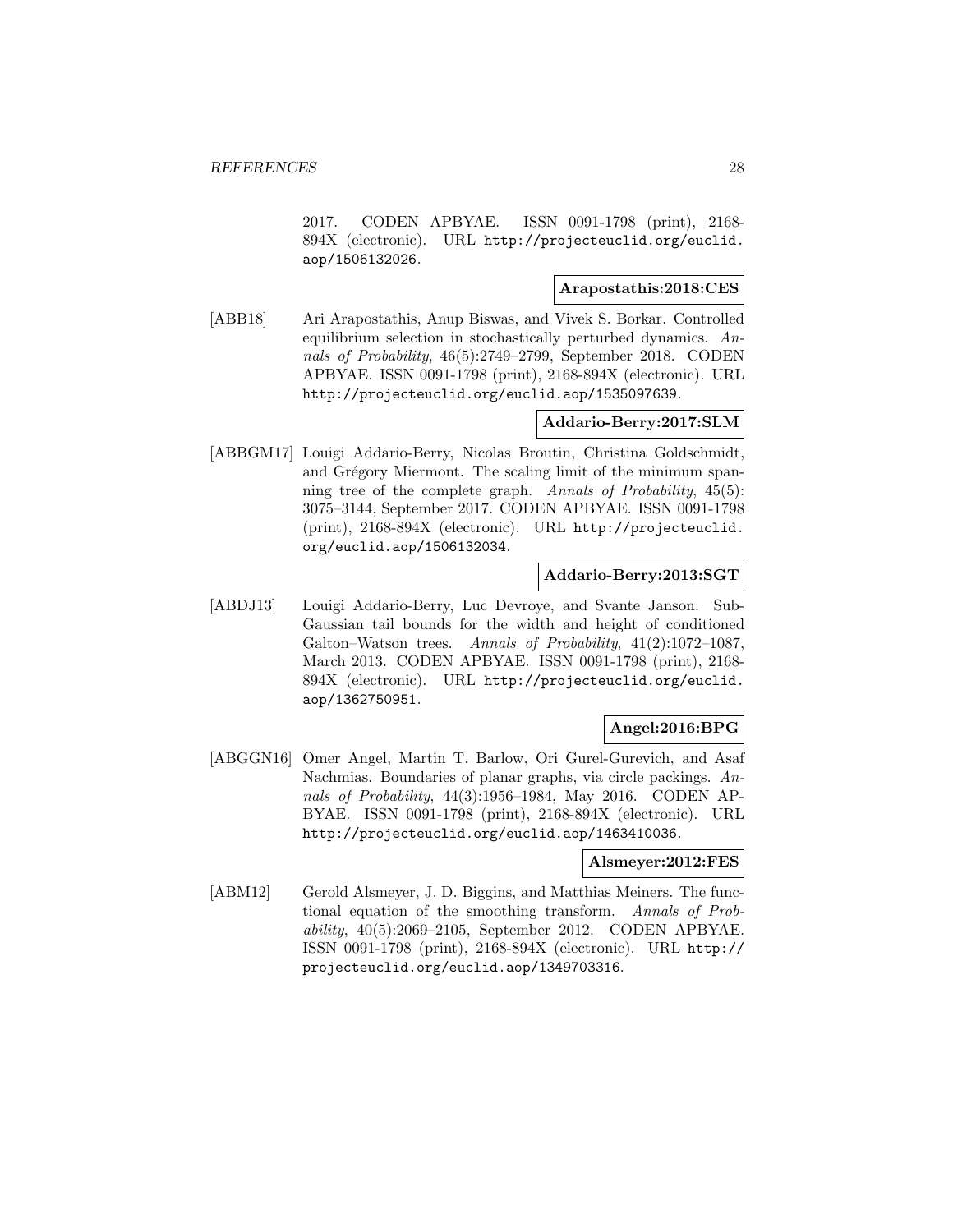2017. CODEN APBYAE. ISSN 0091-1798 (print), 2168-894X (electronic). URL http://projecteuclid.org/euclid.aop/1506132026.

**Arapostathis:2018:CES**

[ABB18] Ari Arapostathis, Anup Biswas, and Vivek S. Borkar. Controlled equilibrium selection in stochastically perturbed dynamics. *Annals of Probability*, 46(5):2749–2799, September 2018. CODEN APBYAE. ISSN 0091-1798 (print), 2168-894X (electronic). URL http://projecteuclid.org/euclid.aop/1535097639.

**Addario-Berry:2017:SLM**

[ABBGM17] Louigi Addario-Berry, Nicolas Broutin, Christina Goldschmidt, and Grégory Miermont. The scaling limit of the minimum spanning tree of the complete graph. *Annals of Probability*, 45(5): 3075–3144, September 2017. CODEN APBYAE. ISSN 0091-1798 (print), 2168-894X (electronic). URL http://projecteuclid.org/euclid.aop/1506132034.

**Addario-Berry:2013:SGT**

[ABDJ13] Louigi Addario-Berry, Luc Devroye, and Svante Janson. Sub-Gaussian tail bounds for the width and height of conditioned Galton–Watson trees. *Annals of Probability*, 41(2):1072–1087, March 2013. CODEN APBYAE. ISSN 0091-1798 (print), 2168-894X (electronic). URL http://projecteuclid.org/euclid.aop/1362750951.

**Angel:2016:BPG**

[ABGGN16] Omer Angel, Martin T. Barlow, Ori Gurel-Gurevich, and Asaf Nachmias. Boundaries of planar graphs, via circle packings. *Annals of Probability*, 44(3):1956–1984, May 2016. CODEN APBYAE. ISSN 0091-1798 (print), 2168-894X (electronic). URL http://projecteuclid.org/euclid.aop/1463410036.

**Alsmeyer:2012:FES**

[ABM12] Gerold Alsmeyer, J. D. Biggins, and Matthias Meiners. The functional equation of the smoothing transform. *Annals of Probability*, 40(5):2069–2105, September 2012. CODEN APBYAE. ISSN 0091-1798 (print), 2168-894X (electronic). URL http://projecteuclid.org/euclid.aop/1349703316.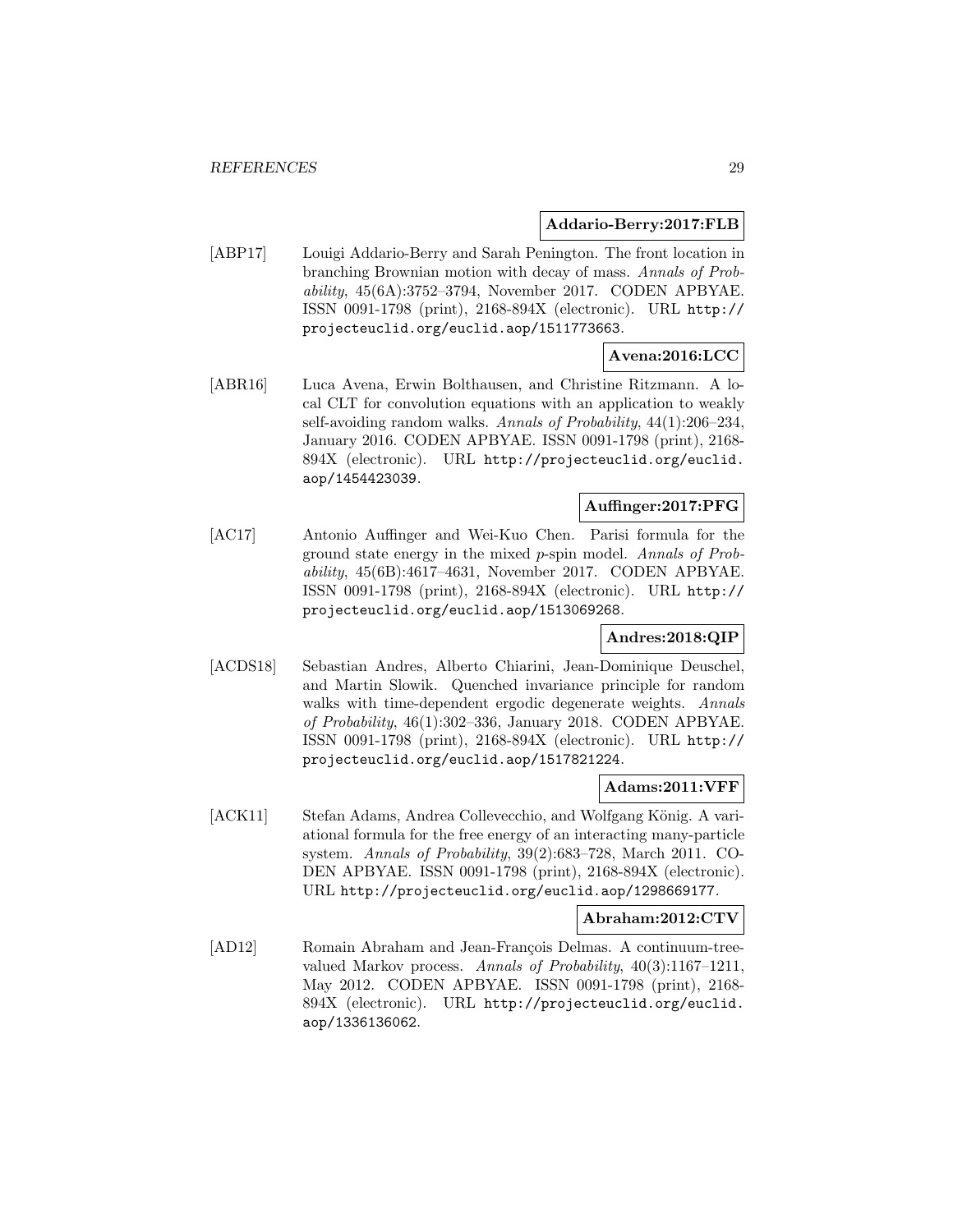**Addario-Berry:2017:FLB**

[ABP17] Louigi Addario-Berry and Sarah Penington. The front location in branching Brownian motion with decay of mass. *Annals of Probability*, 45(6A):3752–3794, November 2017. CODEN APBYAE. ISSN 0091-1798 (print), 2168-894X (electronic). URL http://projecteuclid.org/euclid.aop/1511773663.

**Avena:2016:LCC**

[ABR16] Luca Avena, Erwin Bolthausen, and Christine Ritzmann. A local CLT for convolution equations with an application to weakly self-avoiding random walks. *Annals of Probability*, 44(1):206–234, January 2016. CODEN APBYAE. ISSN 0091-1798 (print), 2168-894X (electronic). URL http://projecteuclid.org/euclid.aop/1454423039.

**Auffinger:2017:PFG**

[AC17] Antonio Auffinger and Wei-Kuo Chen. Parisi formula for the ground state energy in the mixed $p$-spin model. *Annals of Probability*, 45(6B):4617–4631, November 2017. CODEN APBYAE. ISSN 0091-1798 (print), 2168-894X (electronic). URL http://projecteuclid.org/euclid.aop/1513069268.

**Andres:2018:QIP**

[ACDS18] Sebastian Andres, Alberto Chiarini, Jean-Dominique Deuschel, and Martin Slowik. Quenched invariance principle for random walks with time-dependent ergodic degenerate weights. *Annals of Probability*, 46(1):302–336, January 2018. CODEN APBYAE. ISSN 0091-1798 (print), 2168-894X (electronic). URL http://projecteuclid.org/euclid.aop/1517821224.

**Adams:2011:VFF**

[ACK11] Stefan Adams, Andrea Collevecchio, and Wolfgang König. A variational formula for the free energy of an interacting many-particle system. *Annals of Probability*, 39(2):683–728, March 2011. CODEN APBYAE. ISSN 0091-1798 (print), 2168-894X (electronic). URL http://projecteuclid.org/euclid.aop/1298669177.

**Abraham:2012:CTV**

[AD12] Romain Abraham and Jean-François Delmas. A continuum-tree-valued Markov process. *Annals of Probability*, 40(3):1167–1211, May 2012. CODEN APBYAE. ISSN 0091-1798 (print), 2168-894X (electronic). URL http://projecteuclid.org/euclid.aop/1336136062.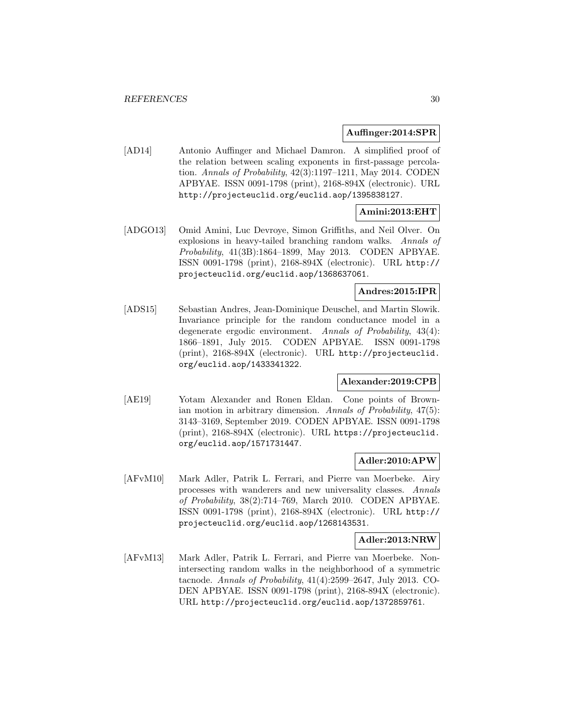**Auffinger:2014:SPR**

[AD14] Antonio Auffinger and Michael Damron. A simplified proof of the relation between scaling exponents in first-passage percolation. *Annals of Probability*, 42(3):1197–1211, May 2014. CODEN APBYAE. ISSN 0091-1798 (print), 2168-894X (electronic). URL http://projecteuclid.org/euclid.aop/1395838127.

**Amini:2013:EHT**

[ADGO13] Omid Amini, Luc Devroye, Simon Griffiths, and Neil Olver. On explosions in heavy-tailed branching random walks. *Annals of Probability*, 41(3B):1864–1899, May 2013. CODEN APBYAE. ISSN 0091-1798 (print), 2168-894X (electronic). URL http://projecteuclid.org/euclid.aop/1368637061.

**Andres:2015:IPR**

[ADS15] Sebastian Andres, Jean-Dominique Deuschel, and Martin Slowik. Invariance principle for the random conductance model in a degenerate ergodic environment. *Annals of Probability*, 43(4): 1866–1891, July 2015. CODEN APBYAE. ISSN 0091-1798 (print), 2168-894X (electronic). URL http://projecteuclid.org/euclid.aop/1433341322.

**Alexander:2019:CPB**

[AE19] Yotam Alexander and Ronen Eldan. Cone points of Brownian motion in arbitrary dimension. *Annals of Probability*, 47(5): 3143–3169, September 2019. CODEN APBYAE. ISSN 0091-1798 (print), 2168-894X (electronic). URL https://projecteuclid.org/euclid.aop/1571731447.

**Adler:2010:APW**

[AFvM10] Mark Adler, Patrik L. Ferrari, and Pierre van Moerbeke. Airy processes with wanderers and new universality classes. *Annals of Probability*, 38(2):714–769, March 2010. CODEN APBYAE. ISSN 0091-1798 (print), 2168-894X (electronic). URL http://projecteuclid.org/euclid.aop/1268143531.

**Adler:2013:NRW**

[AFvM13] Mark Adler, Patrik L. Ferrari, and Pierre van Moerbeke. Non-intersecting random walks in the neighborhood of a symmetric tacnode. *Annals of Probability*, 41(4):2599–2647, July 2013. CODEN APBYAE. ISSN 0091-1798 (print), 2168-894X (electronic). URL http://projecteuclid.org/euclid.aop/1372859761.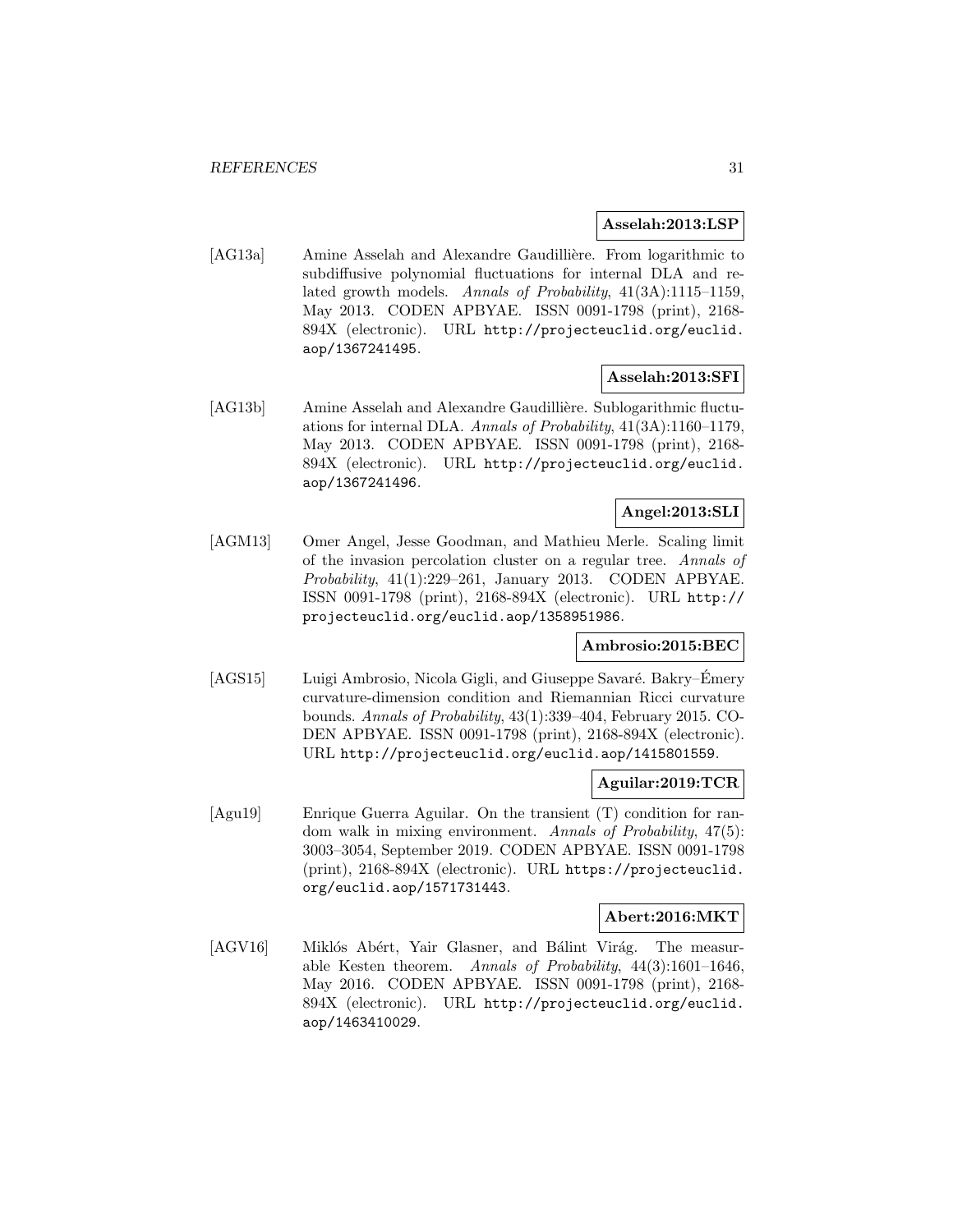**Asselah:2013:LSP**

[AG13a] Amine Asselah and Alexandre Gaudillière. From logarithmic to subdiffusive polynomial fluctuations for internal DLA and related growth models. *Annals of Probability*, 41(3A):1115–1159, May 2013. CODEN APBYAE. ISSN 0091-1798 (print), 2168-894X (electronic). URL http://projecteuclid.org/euclid.aop/1367241495.

**Asselah:2013:SFI**

[AG13b] Amine Asselah and Alexandre Gaudillière. Sublogarithmic fluctuations for internal DLA. *Annals of Probability*, 41(3A):1160–1179, May 2013. CODEN APBYAE. ISSN 0091-1798 (print), 2168-894X (electronic). URL http://projecteuclid.org/euclid.aop/1367241496.

**Angel:2013:SLI**

[AGM13] Omer Angel, Jesse Goodman, and Mathieu Merle. Scaling limit of the invasion percolation cluster on a regular tree. *Annals of Probability*, 41(1):229–261, January 2013. CODEN APBYAE. ISSN 0091-1798 (print), 2168-894X (electronic). URL http://projecteuclid.org/euclid.aop/1358951986.

**Ambrosio:2015:BEC**

[AGS15] Luigi Ambrosio, Nicola Gigli, and Giuseppe Savaré. Bakry–Émery curvature-dimension condition and Riemannian Ricci curvature bounds. *Annals of Probability*, 43(1):339–404, February 2015. CODEN APBYAE. ISSN 0091-1798 (print), 2168-894X (electronic). URL http://projecteuclid.org/euclid.aop/1415801559.

**Aguilar:2019:TCR**

[Agu19] Enrique Guerra Aguilar. On the transient (T) condition for random walk in mixing environment. *Annals of Probability*, 47(5): 3003–3054, September 2019. CODEN APBYAE. ISSN 0091-1798 (print), 2168-894X (electronic). URL https://projecteuclid.org/euclid.aop/1571731443.

**Abert:2016:MKT**

[AGV16] Miklós Abért, Yair Glasner, and Bálint Virág. The measurable Kesten theorem. *Annals of Probability*, 44(3):1601–1646, May 2016. CODEN APBYAE. ISSN 0091-1798 (print), 2168-894X (electronic). URL http://projecteuclid.org/euclid.aop/1463410029.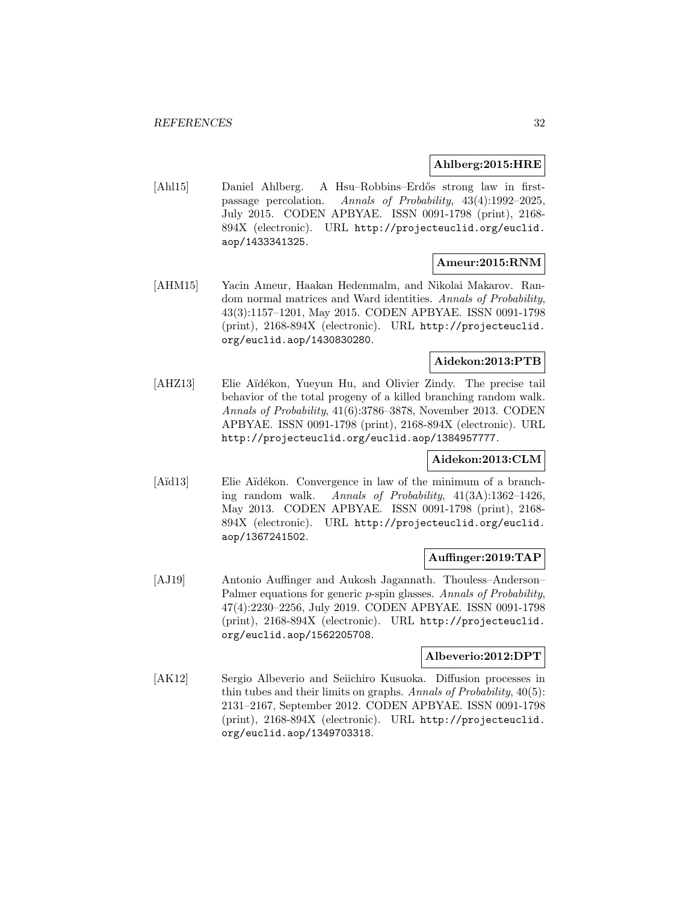**Ahlberg:2015:HRE**

[Ahl15] Daniel Ahlberg. A Hsu–Robbins–Erdős strong law in first-passage percolation. *Annals of Probability*, 43(4):1992–2025, July 2015. CODEN APBYAE. ISSN 0091-1798 (print), 2168-894X (electronic). URL http://projecteuclid.org/euclid.aop/1433341325.

**Ameur:2015:RNM**

[AHM15] Yacin Ameur, Haakan Hedenmalm, and Nikolai Makarov. Random normal matrices and Ward identities. *Annals of Probability*, 43(3):1157–1201, May 2015. CODEN APBYAE. ISSN 0091-1798 (print), 2168-894X (electronic). URL http://projecteuclid.org/euclid.aop/1430830280.

**Aidekon:2013:PTB**

[AHZ13] Elie Aïdékon, Yueyun Hu, and Olivier Zindy. The precise tail behavior of the total progeny of a killed branching random walk. *Annals of Probability*, 41(6):3786–3878, November 2013. CODEN APBYAE. ISSN 0091-1798 (print), 2168-894X (electronic). URL http://projecteuclid.org/euclid.aop/1384957777.

**Aidekon:2013:CLM**

[Aïd13] Elie Aïdékon. Convergence in law of the minimum of a branching random walk. *Annals of Probability*, 41(3A):1362–1426, May 2013. CODEN APBYAE. ISSN 0091-1798 (print), 2168-894X (electronic). URL http://projecteuclid.org/euclid.aop/1367241502.

**Auffinger:2019:TAP**

[AJ19] Antonio Auffinger and Aukosh Jagannath. Thouless–Anderson–Palmer equations for generic $p$-spin glasses. *Annals of Probability*, 47(4):2230–2256, July 2019. CODEN APBYAE. ISSN 0091-1798 (print), 2168-894X (electronic). URL http://projecteuclid.org/euclid.aop/1562205708.

**Albeverio:2012:DPT**

[AK12] Sergio Albeverio and Seiichiro Kusuoka. Diffusion processes in thin tubes and their limits on graphs. *Annals of Probability*, 40(5):2131–2167, September 2012. CODEN APBYAE. ISSN 0091-1798 (print), 2168-894X (electronic). URL http://projecteuclid.org/euclid.aop/1349703318.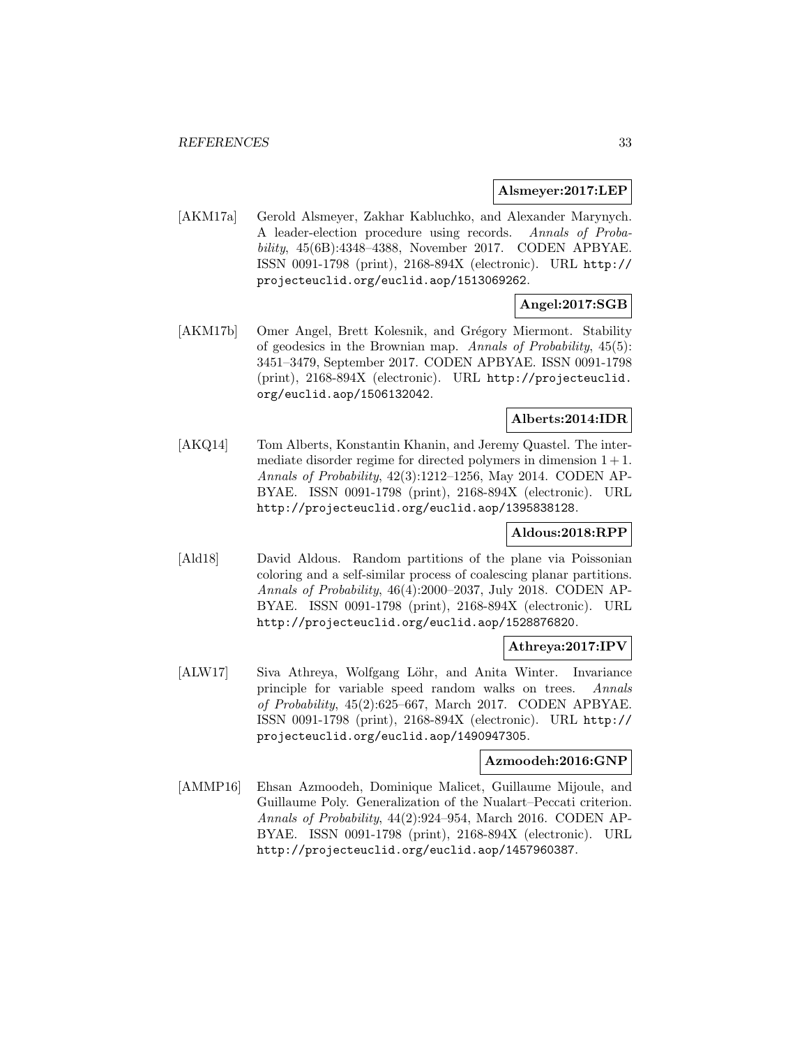**Alsmeyer:2017:LEP**

[AKM17a] Gerold Alsmeyer, Zakhar Kabluchko, and Alexander Marynych. A leader-election procedure using records. *Annals of Probability*, 45(6B):4348–4388, November 2017. CODEN APBYAE. ISSN 0091-1798 (print), 2168-894X (electronic). URL http://projecteuclid.org/euclid.aop/1513069262.

**Angel:2017:SGB**

[AKM17b] Omer Angel, Brett Kolesnik, and Grégory Miermont. Stability of geodesics in the Brownian map. *Annals of Probability*, 45(5): 3451–3479, September 2017. CODEN APBYAE. ISSN 0091-1798 (print), 2168-894X (electronic). URL http://projecteuclid.org/euclid.aop/1506132042.

**Alberts:2014:IDR**

[AKQ14] Tom Alberts, Konstantin Khanin, and Jeremy Quastel. The intermediate disorder regime for directed polymers in dimension $1+1$. *Annals of Probability*, 42(3):1212–1256, May 2014. CODEN APBYAE. ISSN 0091-1798 (print), 2168-894X (electronic). URL http://projecteuclid.org/euclid.aop/1395838128.

**Aldous:2018:RPP**

[Ald18] David Aldous. Random partitions of the plane via Poissonian coloring and a self-similar process of coalescing planar partitions. *Annals of Probability*, 46(4):2000–2037, July 2018. CODEN APBYAE. ISSN 0091-1798 (print), 2168-894X (electronic). URL http://projecteuclid.org/euclid.aop/1528876820.

**Athreya:2017:IPV**

[ALW17] Siva Athreya, Wolfgang Löhr, and Anita Winter. Invariance principle for variable speed random walks on trees. *Annals of Probability*, 45(2):625–667, March 2017. CODEN APBYAE. ISSN 0091-1798 (print), 2168-894X (electronic). URL http://projecteuclid.org/euclid.aop/1490947305.

**Azmoodeh:2016:GNP**

[AMMP16] Ehsan Azmoodeh, Dominique Malicet, Guillaume Mijoule, and Guillaume Poly. Generalization of the Nualart–Peccati criterion. *Annals of Probability*, 44(2):924–954, March 2016. CODEN APBYAE. ISSN 0091-1798 (print), 2168-894X (electronic). URL http://projecteuclid.org/euclid.aop/1457960387.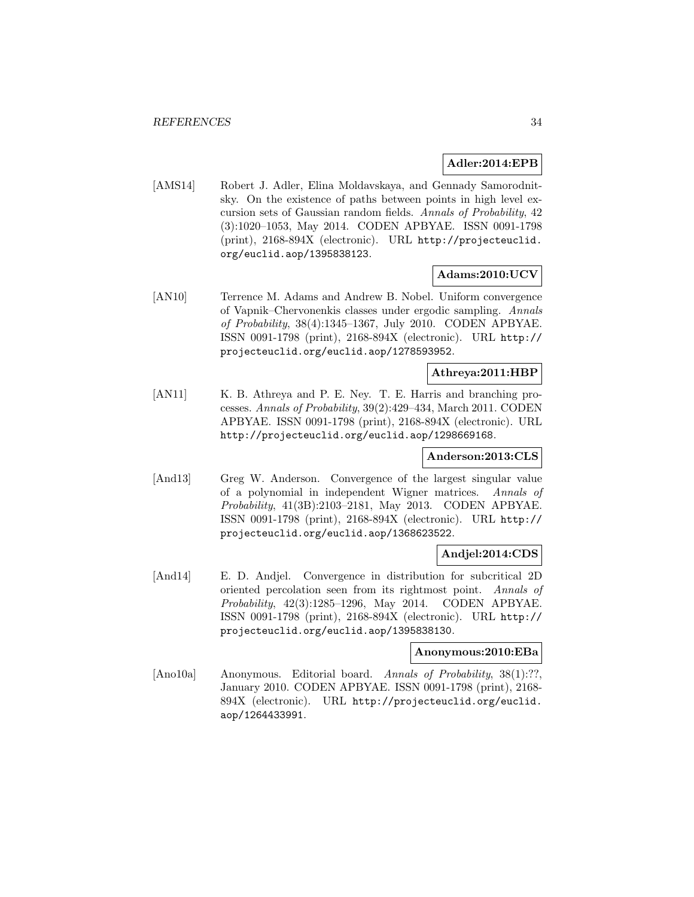**Adler:2014:EPB**

[AMS14] Robert J. Adler, Elina Moldavskaya, and Gennady Samorodnitsky. On the existence of paths between points in high level excursion sets of Gaussian random fields. *Annals of Probability*, 42 (3):1020–1053, May 2014. CODEN APBYAE. ISSN 0091-1798 (print), 2168-894X (electronic). URL http://projecteuclid.org/euclid.aop/1395838123.

**Adams:2010:UCV**

[AN10] Terrence M. Adams and Andrew B. Nobel. Uniform convergence of Vapnik–Chervonenkis classes under ergodic sampling. *Annals of Probability*, 38(4):1345–1367, July 2010. CODEN APBYAE. ISSN 0091-1798 (print), 2168-894X (electronic). URL http://projecteuclid.org/euclid.aop/1278593952.

**Athreya:2011:HBP**

[AN11] K. B. Athreya and P. E. Ney. T. E. Harris and branching processes. *Annals of Probability*, 39(2):429–434, March 2011. CODEN APBYAE. ISSN 0091-1798 (print), 2168-894X (electronic). URL http://projecteuclid.org/euclid.aop/1298669168.

**Anderson:2013:CLS**

[And13] Greg W. Anderson. Convergence of the largest singular value of a polynomial in independent Wigner matrices. *Annals of Probability*, 41(3B):2103–2181, May 2013. CODEN APBYAE. ISSN 0091-1798 (print), 2168-894X (electronic). URL http://projecteuclid.org/euclid.aop/1368623522.

**Andjel:2014:CDS**

[And14] E. D. Andjel. Convergence in distribution for subcritical 2D oriented percolation seen from its rightmost point. *Annals of Probability*, 42(3):1285–1296, May 2014. CODEN APBYAE. ISSN 0091-1798 (print), 2168-894X (electronic). URL http://projecteuclid.org/euclid.aop/1395838130.

**Anonymous:2010:EBa**

[Ano10a] Anonymous. Editorial board. *Annals of Probability*, 38(1):??, January 2010. CODEN APBYAE. ISSN 0091-1798 (print), 2168-894X (electronic). URL http://projecteuclid.org/euclid.aop/1264433991.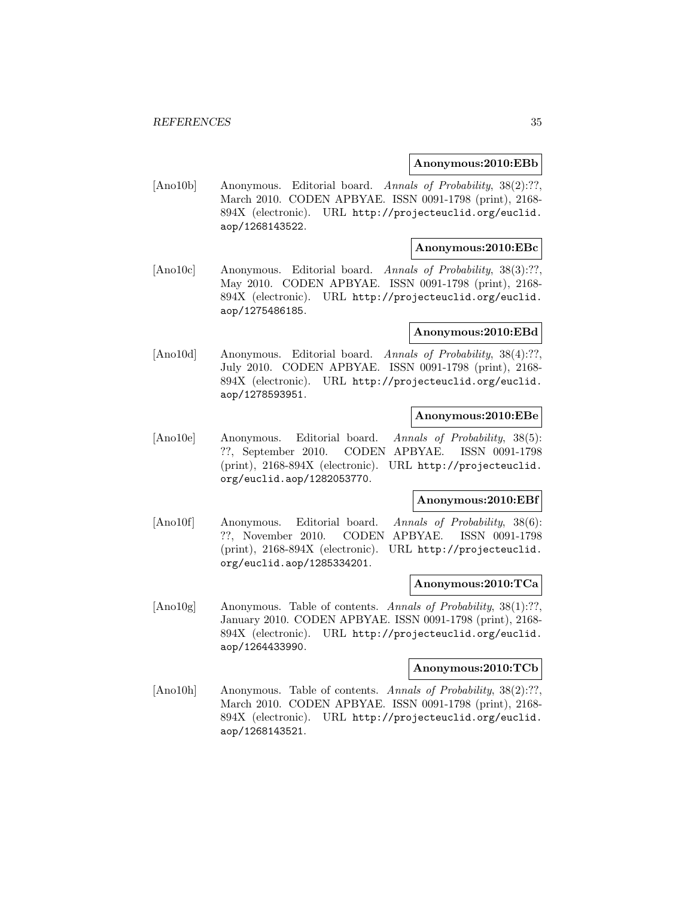**Anonymous:2010:EBb**

[Ano10b] Anonymous. Editorial board. *Annals of Probability*, 38(2):??, March 2010. CODEN APBYAE. ISSN 0091-1798 (print), 2168-894X (electronic). URL http://projecteuclid.org/euclid.aop/1268143522.

**Anonymous:2010:EBc**

[Ano10c] Anonymous. Editorial board. *Annals of Probability*, 38(3):??, May 2010. CODEN APBYAE. ISSN 0091-1798 (print), 2168-894X (electronic). URL http://projecteuclid.org/euclid.aop/1275486185.

**Anonymous:2010:EBd**

[Ano10d] Anonymous. Editorial board. *Annals of Probability*, 38(4):??, July 2010. CODEN APBYAE. ISSN 0091-1798 (print), 2168-894X (electronic). URL http://projecteuclid.org/euclid.aop/1278593951.

**Anonymous:2010:EBe**

[Ano10e] Anonymous. Editorial board. *Annals of Probability*, 38(5): ??, September 2010. CODEN APBYAE. ISSN 0091-1798 (print), 2168-894X (electronic). URL http://projecteuclid.org/euclid.aop/1282053770.

**Anonymous:2010:EBf**

[Ano10f] Anonymous. Editorial board. *Annals of Probability*, 38(6): ??, November 2010. CODEN APBYAE. ISSN 0091-1798 (print), 2168-894X (electronic). URL http://projecteuclid.org/euclid.aop/1285334201.

**Anonymous:2010:TCa**

[Ano10g] Anonymous. Table of contents. *Annals of Probability*, 38(1):??, January 2010. CODEN APBYAE. ISSN 0091-1798 (print), 2168-894X (electronic). URL http://projecteuclid.org/euclid.aop/1264433990.

**Anonymous:2010:TCb**

[Ano10h] Anonymous. Table of contents. *Annals of Probability*, 38(2):??, March 2010. CODEN APBYAE. ISSN 0091-1798 (print), 2168-894X (electronic). URL http://projecteuclid.org/euclid.aop/1268143521.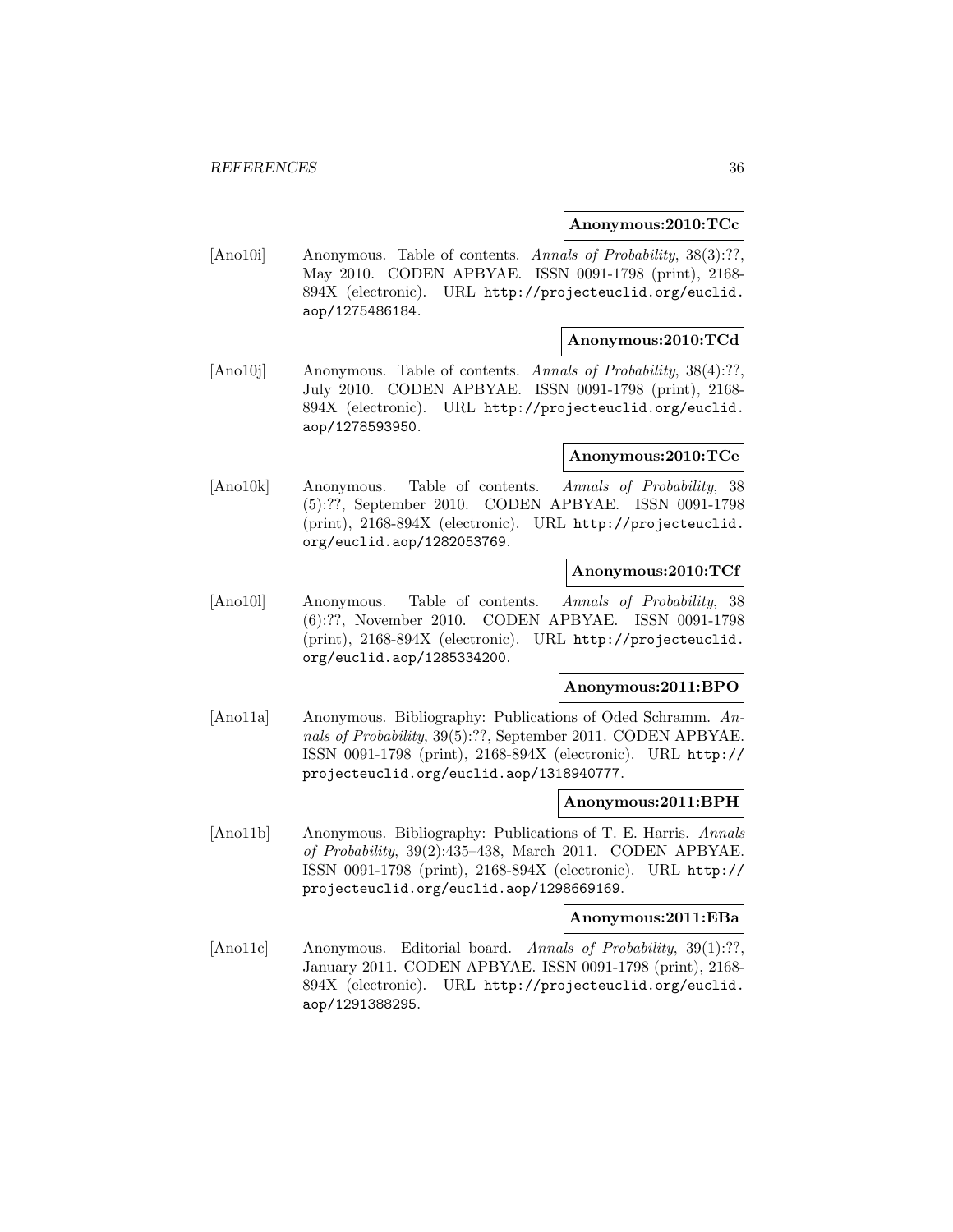**Anonymous:2010:TCc**

[Ano10i] Anonymous. Table of contents. *Annals of Probability*, 38(3):??, May 2010. CODEN APBYAE. ISSN 0091-1798 (print), 2168-894X (electronic). URL http://projecteuclid.org/euclid.aop/1275486184.

**Anonymous:2010:TCd**

[Ano10j] Anonymous. Table of contents. *Annals of Probability*, 38(4):??, July 2010. CODEN APBYAE. ISSN 0091-1798 (print), 2168-894X (electronic). URL http://projecteuclid.org/euclid.aop/1278593950.

**Anonymous:2010:TCe**

[Ano10k] Anonymous. Table of contents. *Annals of Probability*, 38 (5):??, September 2010. CODEN APBYAE. ISSN 0091-1798 (print), 2168-894X (electronic). URL http://projecteuclid.org/euclid.aop/1282053769.

**Anonymous:2010:TCf**

[Ano10l] Anonymous. Table of contents. *Annals of Probability*, 38 (6):??, November 2010. CODEN APBYAE. ISSN 0091-1798 (print), 2168-894X (electronic). URL http://projecteuclid.org/euclid.aop/1285334200.

**Anonymous:2011:BPO**

[Ano11a] Anonymous. Bibliography: Publications of Oded Schramm. *Annals of Probability*, 39(5):??, September 2011. CODEN APBYAE. ISSN 0091-1798 (print), 2168-894X (electronic). URL http://projecteuclid.org/euclid.aop/1318940777.

**Anonymous:2011:BPH**

[Ano11b] Anonymous. Bibliography: Publications of T. E. Harris. *Annals of Probability*, 39(2):435–438, March 2011. CODEN APBYAE. ISSN 0091-1798 (print), 2168-894X (electronic). URL http://projecteuclid.org/euclid.aop/1298669169.

**Anonymous:2011:EBa**

[Ano11c] Anonymous. Editorial board. *Annals of Probability*, 39(1):??, January 2011. CODEN APBYAE. ISSN 0091-1798 (print), 2168-894X (electronic). URL http://projecteuclid.org/euclid.aop/1291388295.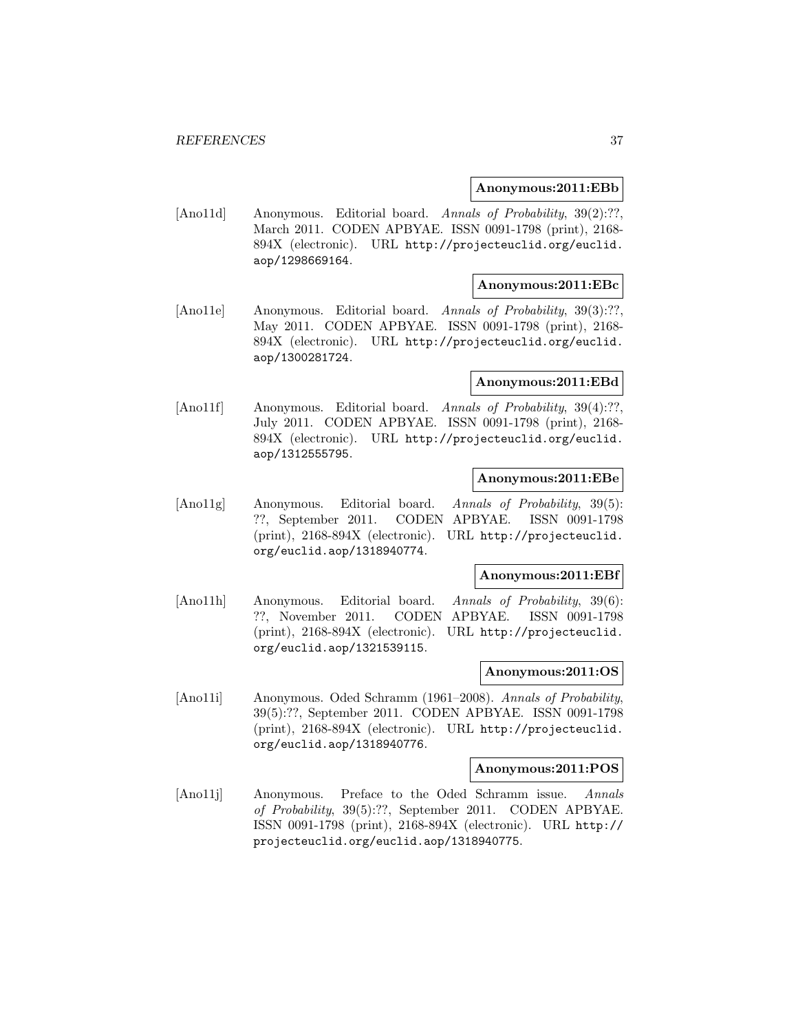**Anonymous:2011:EBb**

[Ano11d] Anonymous. Editorial board. *Annals of Probability*, 39(2):??, March 2011. CODEN APBYAE. ISSN 0091-1798 (print), 2168-894X (electronic). URL `http://projecteuclid.org/euclid.aop/1298669164`.

**Anonymous:2011:EBc**

[Ano11e] Anonymous. Editorial board. *Annals of Probability*, 39(3):??, May 2011. CODEN APBYAE. ISSN 0091-1798 (print), 2168-894X (electronic). URL `http://projecteuclid.org/euclid.aop/1300281724`.

**Anonymous:2011:EBd**

[Ano11f] Anonymous. Editorial board. *Annals of Probability*, 39(4):??, July 2011. CODEN APBYAE. ISSN 0091-1798 (print), 2168-894X (electronic). URL `http://projecteuclid.org/euclid.aop/1312555795`.

**Anonymous:2011:EBe**

[Ano11g] Anonymous. Editorial board. *Annals of Probability*, 39(5): ??, September 2011. CODEN APBYAE. ISSN 0091-1798 (print), 2168-894X (electronic). URL `http://projecteuclid.org/euclid.aop/1318940774`.

**Anonymous:2011:EBf**

[Ano11h] Anonymous. Editorial board. *Annals of Probability*, 39(6): ??, November 2011. CODEN APBYAE. ISSN 0091-1798 (print), 2168-894X (electronic). URL `http://projecteuclid.org/euclid.aop/1321539115`.

**Anonymous:2011:OS**

[Ano11i] Anonymous. Oded Schramm (1961–2008). *Annals of Probability*, 39(5):??, September 2011. CODEN APBYAE. ISSN 0091-1798 (print), 2168-894X (electronic). URL `http://projecteuclid.org/euclid.aop/1318940776`.

**Anonymous:2011:POS**

[Ano11j] Anonymous. Preface to the Oded Schramm issue. *Annals of Probability*, 39(5):??, September 2011. CODEN APBYAE. ISSN 0091-1798 (print), 2168-894X (electronic). URL `http://projecteuclid.org/euclid.aop/1318940775`.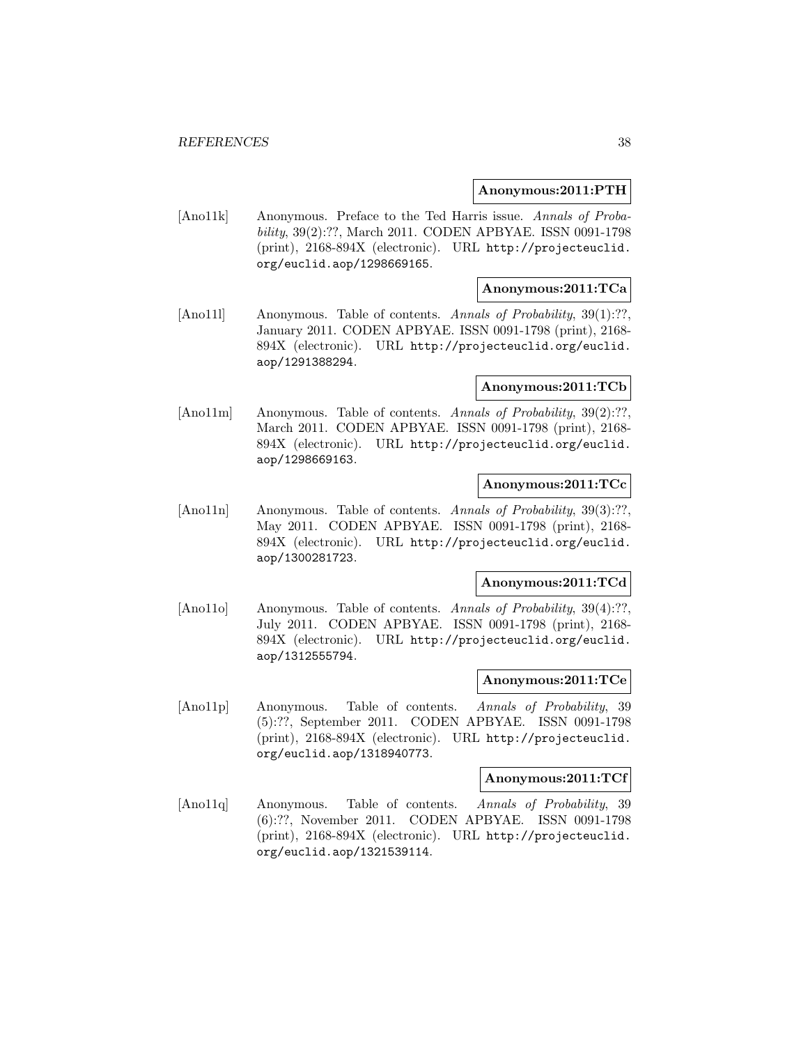**Anonymous:2011:PTH**

[Ano11k] Anonymous. Preface to the Ted Harris issue. *Annals of Probability*, 39(2):??, March 2011. CODEN APBYAE. ISSN 0091-1798 (print), 2168-894X (electronic). URL `http://projecteuclid.org/euclid.aop/1298669165`.

**Anonymous:2011:TCa**

[Ano11l] Anonymous. Table of contents. *Annals of Probability*, 39(1):??, January 2011. CODEN APBYAE. ISSN 0091-1798 (print), 2168-894X (electronic). URL `http://projecteuclid.org/euclid.aop/1291388294`.

**Anonymous:2011:TCb**

[Ano11m] Anonymous. Table of contents. *Annals of Probability*, 39(2):??, March 2011. CODEN APBYAE. ISSN 0091-1798 (print), 2168-894X (electronic). URL `http://projecteuclid.org/euclid.aop/1298669163`.

**Anonymous:2011:TCc**

[Ano11n] Anonymous. Table of contents. *Annals of Probability*, 39(3):??, May 2011. CODEN APBYAE. ISSN 0091-1798 (print), 2168-894X (electronic). URL `http://projecteuclid.org/euclid.aop/1300281723`.

**Anonymous:2011:TCd**

[Ano11o] Anonymous. Table of contents. *Annals of Probability*, 39(4):??, July 2011. CODEN APBYAE. ISSN 0091-1798 (print), 2168-894X (electronic). URL `http://projecteuclid.org/euclid.aop/1312555794`.

**Anonymous:2011:TCe**

[Ano11p] Anonymous. Table of contents. *Annals of Probability*, 39 (5):??, September 2011. CODEN APBYAE. ISSN 0091-1798 (print), 2168-894X (electronic). URL `http://projecteuclid.org/euclid.aop/1318940773`.

**Anonymous:2011:TCf**

[Ano11q] Anonymous. Table of contents. *Annals of Probability*, 39 (6):??, November 2011. CODEN APBYAE. ISSN 0091-1798 (print), 2168-894X (electronic). URL `http://projecteuclid.org/euclid.aop/1321539114`.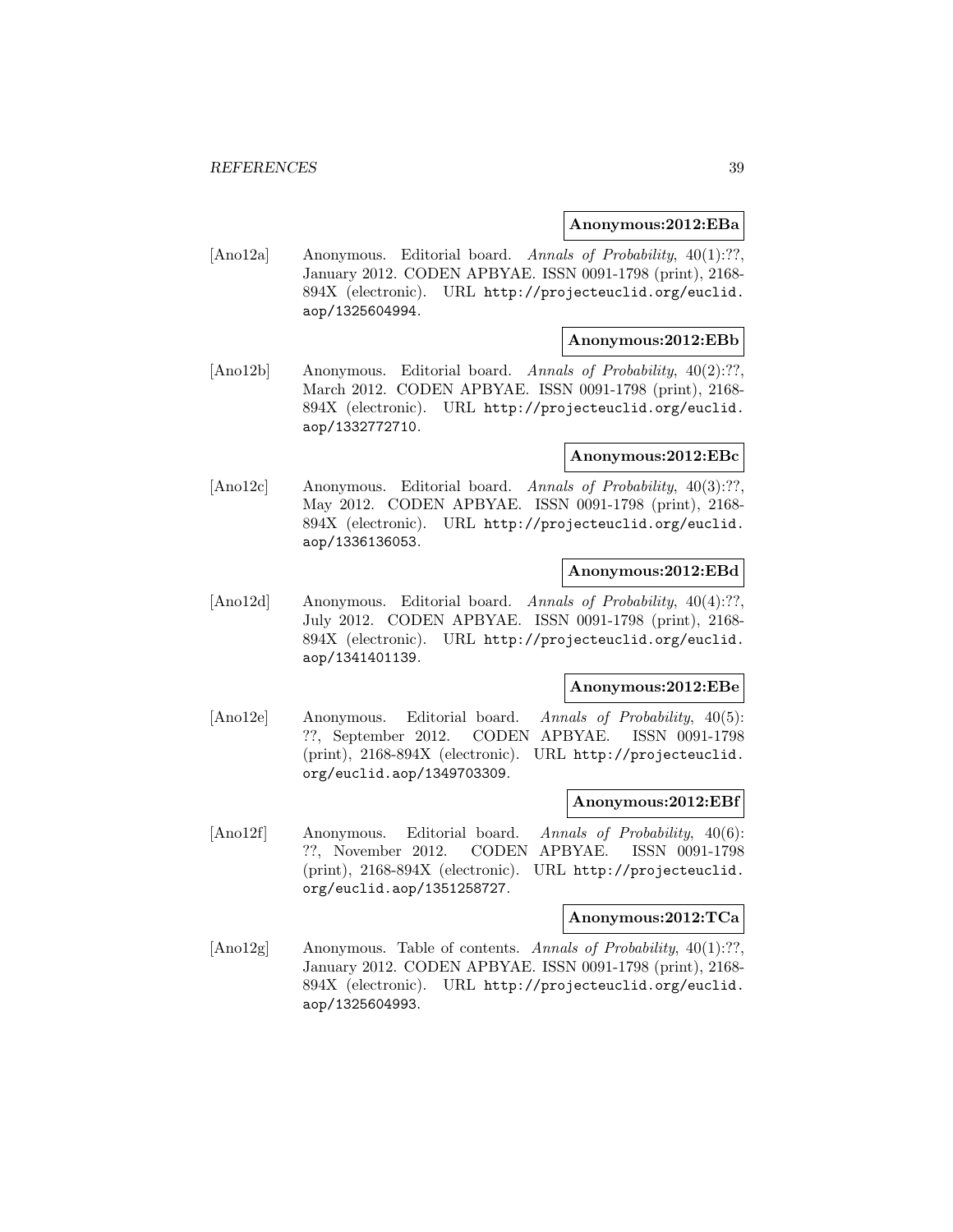**Anonymous:2012:EBa**

[Ano12a] Anonymous. Editorial board. *Annals of Probability*, 40(1):??, January 2012. CODEN APBYAE. ISSN 0091-1798 (print), 2168-894X (electronic). URL http://projecteuclid.org/euclid.aop/1325604994.

**Anonymous:2012:EBb**

[Ano12b] Anonymous. Editorial board. *Annals of Probability*, 40(2):??, March 2012. CODEN APBYAE. ISSN 0091-1798 (print), 2168-894X (electronic). URL http://projecteuclid.org/euclid.aop/1332772710.

**Anonymous:2012:EBc**

[Ano12c] Anonymous. Editorial board. *Annals of Probability*, 40(3):??, May 2012. CODEN APBYAE. ISSN 0091-1798 (print), 2168-894X (electronic). URL http://projecteuclid.org/euclid.aop/1336136053.

**Anonymous:2012:EBd**

[Ano12d] Anonymous. Editorial board. *Annals of Probability*, 40(4):??, July 2012. CODEN APBYAE. ISSN 0091-1798 (print), 2168-894X (electronic). URL http://projecteuclid.org/euclid.aop/1341401139.

**Anonymous:2012:EBe**

[Ano12e] Anonymous. Editorial board. *Annals of Probability*, 40(5):??, September 2012. CODEN APBYAE. ISSN 0091-1798 (print), 2168-894X (electronic). URL http://projecteuclid.org/euclid.aop/1349703309.

**Anonymous:2012:EBf**

[Ano12f] Anonymous. Editorial board. *Annals of Probability*, 40(6):??, November 2012. CODEN APBYAE. ISSN 0091-1798 (print), 2168-894X (electronic). URL http://projecteuclid.org/euclid.aop/1351258727.

**Anonymous:2012:TCa**

[Ano12g] Anonymous. Table of contents. *Annals of Probability*, 40(1):??, January 2012. CODEN APBYAE. ISSN 0091-1798 (print), 2168-894X (electronic). URL http://projecteuclid.org/euclid.aop/1325604993.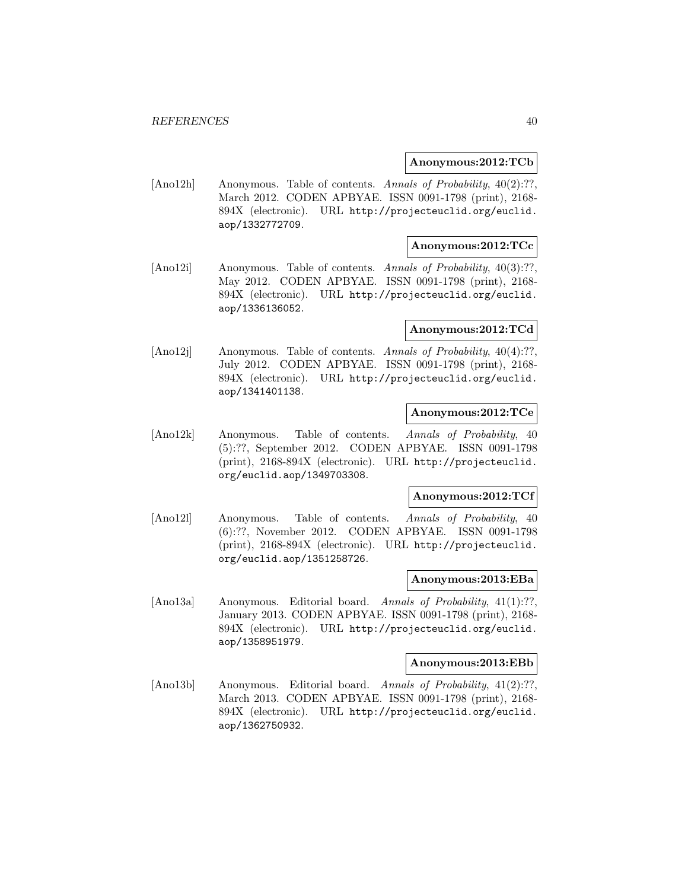**Anonymous:2012:TCb**

[Ano12h] Anonymous. Table of contents. *Annals of Probability*, 40(2):??, March 2012. CODEN APBYAE. ISSN 0091-1798 (print), 2168-894X (electronic). URL http://projecteuclid.org/euclid.aop/1332772709.

**Anonymous:2012:TCc**

[Ano12i] Anonymous. Table of contents. *Annals of Probability*, 40(3):??, May 2012. CODEN APBYAE. ISSN 0091-1798 (print), 2168-894X (electronic). URL http://projecteuclid.org/euclid.aop/1336136052.

**Anonymous:2012:TCd**

[Ano12j] Anonymous. Table of contents. *Annals of Probability*, 40(4):??, July 2012. CODEN APBYAE. ISSN 0091-1798 (print), 2168-894X (electronic). URL http://projecteuclid.org/euclid.aop/1341401138.

**Anonymous:2012:TCe**

[Ano12k] Anonymous. Table of contents. *Annals of Probability*, 40 (5):??, September 2012. CODEN APBYAE. ISSN 0091-1798 (print), 2168-894X (electronic). URL http://projecteuclid.org/euclid.aop/1349703308.

**Anonymous:2012:TCf**

[Ano12l] Anonymous. Table of contents. *Annals of Probability*, 40 (6):??, November 2012. CODEN APBYAE. ISSN 0091-1798 (print), 2168-894X (electronic). URL http://projecteuclid.org/euclid.aop/1351258726.

**Anonymous:2013:EBa**

[Ano13a] Anonymous. Editorial board. *Annals of Probability*, 41(1):??, January 2013. CODEN APBYAE. ISSN 0091-1798 (print), 2168-894X (electronic). URL http://projecteuclid.org/euclid.aop/1358951979.

**Anonymous:2013:EBb**

[Ano13b] Anonymous. Editorial board. *Annals of Probability*, 41(2):??, March 2013. CODEN APBYAE. ISSN 0091-1798 (print), 2168-894X (electronic). URL http://projecteuclid.org/euclid.aop/1362750932.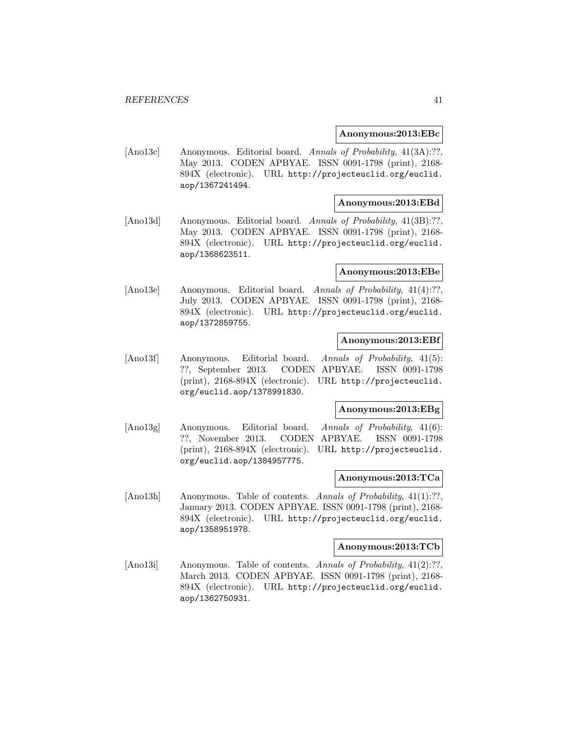**Anonymous:2013:EBc**

[Ano13c] Anonymous. Editorial board. *Annals of Probability*, 41(3A):??, May 2013. CODEN APBYAE. ISSN 0091-1798 (print), 2168-894X (electronic). URL `http://projecteuclid.org/euclid.aop/1367241494`.

**Anonymous:2013:EBd**

[Ano13d] Anonymous. Editorial board. *Annals of Probability*, 41(3B):??, May 2013. CODEN APBYAE. ISSN 0091-1798 (print), 2168-894X (electronic). URL `http://projecteuclid.org/euclid.aop/1368623511`.

**Anonymous:2013:EBe**

[Ano13e] Anonymous. Editorial board. *Annals of Probability*, 41(4):??, July 2013. CODEN APBYAE. ISSN 0091-1798 (print), 2168-894X (electronic). URL `http://projecteuclid.org/euclid.aop/1372859755`.

**Anonymous:2013:EBf**

[Ano13f] Anonymous. Editorial board. *Annals of Probability*, 41(5): ??, September 2013. CODEN APBYAE. ISSN 0091-1798 (print), 2168-894X (electronic). URL `http://projecteuclid.org/euclid.aop/1378991830`.

**Anonymous:2013:EBg**

[Ano13g] Anonymous. Editorial board. *Annals of Probability*, 41(6): ??, November 2013. CODEN APBYAE. ISSN 0091-1798 (print), 2168-894X (electronic). URL `http://projecteuclid.org/euclid.aop/1384957775`.

**Anonymous:2013:TCa**

[Ano13h] Anonymous. Table of contents. *Annals of Probability*, 41(1):??, January 2013. CODEN APBYAE. ISSN 0091-1798 (print), 2168-894X (electronic). URL `http://projecteuclid.org/euclid.aop/1358951978`.

**Anonymous:2013:TCb**

[Ano13i] Anonymous. Table of contents. *Annals of Probability*, 41(2):??, March 2013. CODEN APBYAE. ISSN 0091-1798 (print), 2168-894X (electronic). URL `http://projecteuclid.org/euclid.aop/1362750931`.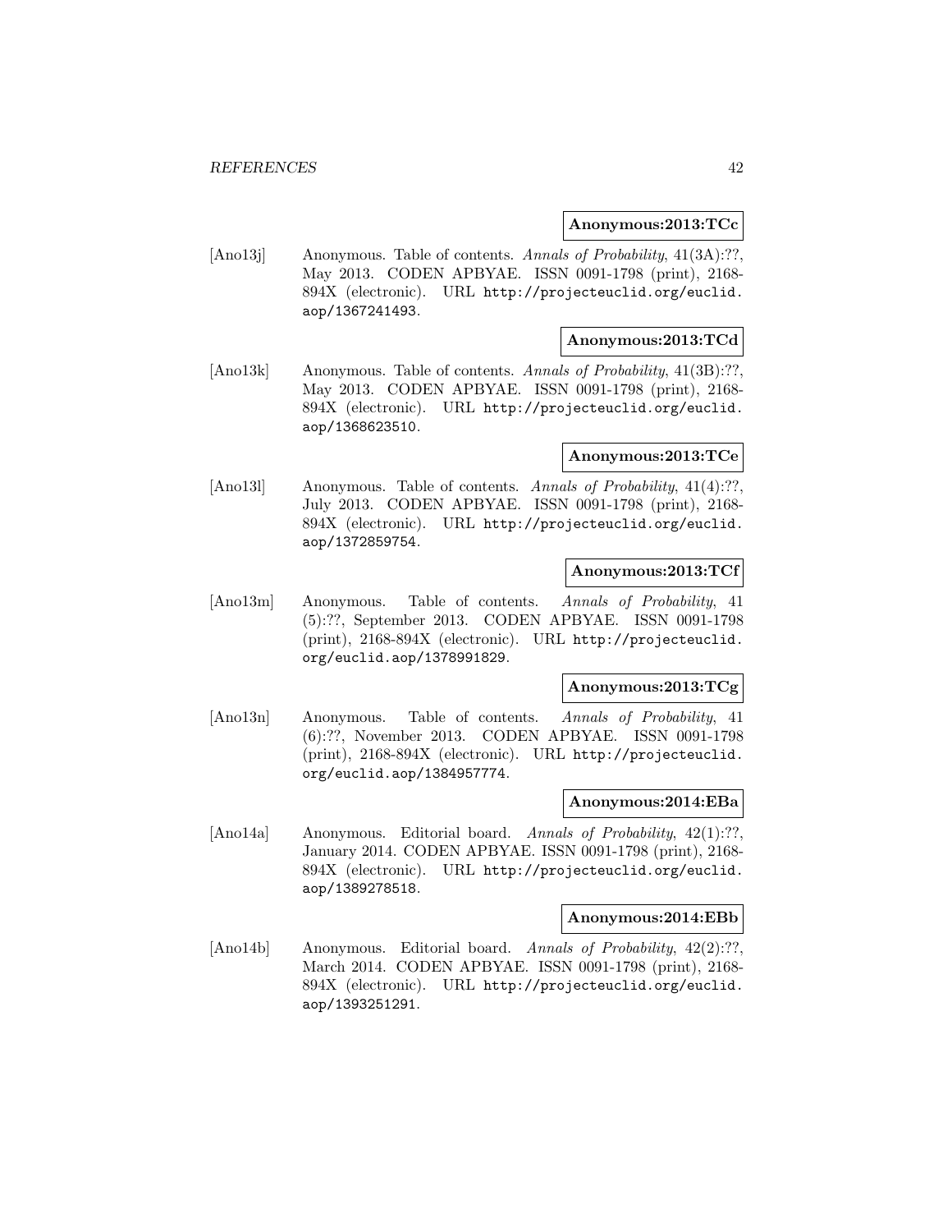**Anonymous:2013:TCc**

[Ano13j] Anonymous. Table of contents. *Annals of Probability*, 41(3A):??, May 2013. CODEN APBYAE. ISSN 0091-1798 (print), 2168-894X (electronic). URL `http://projecteuclid.org/euclid.aop/1367241493`.

**Anonymous:2013:TCd**

[Ano13k] Anonymous. Table of contents. *Annals of Probability*, 41(3B):??, May 2013. CODEN APBYAE. ISSN 0091-1798 (print), 2168-894X (electronic). URL `http://projecteuclid.org/euclid.aop/1368623510`.

**Anonymous:2013:TCe**

[Ano13l] Anonymous. Table of contents. *Annals of Probability*, 41(4):??, July 2013. CODEN APBYAE. ISSN 0091-1798 (print), 2168-894X (electronic). URL `http://projecteuclid.org/euclid.aop/1372859754`.

**Anonymous:2013:TCf**

[Ano13m] Anonymous. Table of contents. *Annals of Probability*, 41 (5):??, September 2013. CODEN APBYAE. ISSN 0091-1798 (print), 2168-894X (electronic). URL `http://projecteuclid.org/euclid.aop/1378991829`.

**Anonymous:2013:TCg**

[Ano13n] Anonymous. Table of contents. *Annals of Probability*, 41 (6):??, November 2013. CODEN APBYAE. ISSN 0091-1798 (print), 2168-894X (electronic). URL `http://projecteuclid.org/euclid.aop/1384957774`.

**Anonymous:2014:EBa**

[Ano14a] Anonymous. Editorial board. *Annals of Probability*, 42(1):??, January 2014. CODEN APBYAE. ISSN 0091-1798 (print), 2168-894X (electronic). URL `http://projecteuclid.org/euclid.aop/1389278518`.

**Anonymous:2014:EBb**

[Ano14b] Anonymous. Editorial board. *Annals of Probability*, 42(2):??, March 2014. CODEN APBYAE. ISSN 0091-1798 (print), 2168-894X (electronic). URL `http://projecteuclid.org/euclid.aop/1393251291`.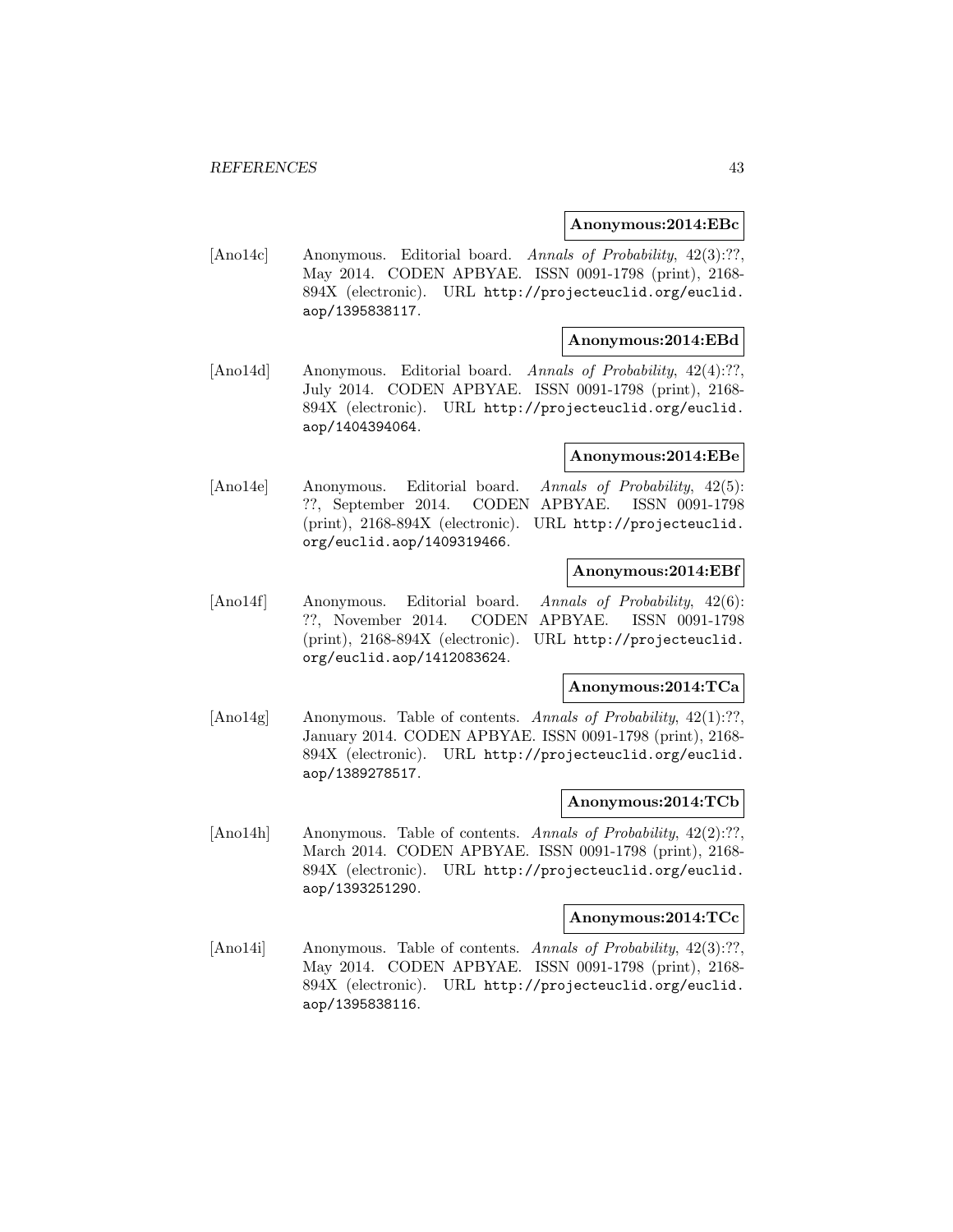**Anonymous:2014:EBc**

[Ano14c] Anonymous. Editorial board. *Annals of Probability*, 42(3):??, May 2014. CODEN APBYAE. ISSN 0091-1798 (print), 2168-894X (electronic). URL http://projecteuclid.org/euclid.aop/1395838117.

**Anonymous:2014:EBd**

[Ano14d] Anonymous. Editorial board. *Annals of Probability*, 42(4):??, July 2014. CODEN APBYAE. ISSN 0091-1798 (print), 2168-894X (electronic). URL http://projecteuclid.org/euclid.aop/1404394064.

**Anonymous:2014:EBe**

[Ano14e] Anonymous. Editorial board. *Annals of Probability*, 42(5): ??, September 2014. CODEN APBYAE. ISSN 0091-1798 (print), 2168-894X (electronic). URL http://projecteuclid.org/euclid.aop/1409319466.

**Anonymous:2014:EBf**

[Ano14f] Anonymous. Editorial board. *Annals of Probability*, 42(6): ??, November 2014. CODEN APBYAE. ISSN 0091-1798 (print), 2168-894X (electronic). URL http://projecteuclid.org/euclid.aop/1412083624.

**Anonymous:2014:TCa**

[Ano14g] Anonymous. Table of contents. *Annals of Probability*, 42(1):??, January 2014. CODEN APBYAE. ISSN 0091-1798 (print), 2168-894X (electronic). URL http://projecteuclid.org/euclid.aop/1389278517.

**Anonymous:2014:TCb**

[Ano14h] Anonymous. Table of contents. *Annals of Probability*, 42(2):??, March 2014. CODEN APBYAE. ISSN 0091-1798 (print), 2168-894X (electronic). URL http://projecteuclid.org/euclid.aop/1393251290.

**Anonymous:2014:TCc**

[Ano14i] Anonymous. Table of contents. *Annals of Probability*, 42(3):??, May 2014. CODEN APBYAE. ISSN 0091-1798 (print), 2168-894X (electronic). URL http://projecteuclid.org/euclid.aop/1395838116.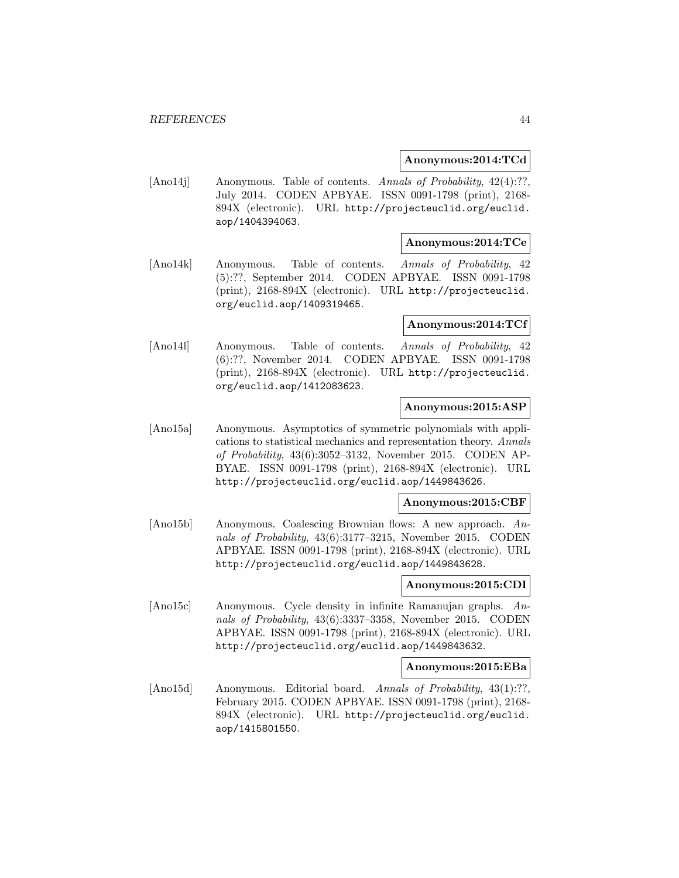**Anonymous:2014:TCd**

[Ano14j] Anonymous. Table of contents. *Annals of Probability*, 42(4):??, July 2014. CODEN APBYAE. ISSN 0091-1798 (print), 2168-894X (electronic). URL http://projecteuclid.org/euclid.aop/1404394063.

**Anonymous:2014:TCe**

[Ano14k] Anonymous. Table of contents. *Annals of Probability*, 42 (5):??, September 2014. CODEN APBYAE. ISSN 0091-1798 (print), 2168-894X (electronic). URL http://projecteuclid.org/euclid.aop/1409319465.

**Anonymous:2014:TCf**

[Ano14l] Anonymous. Table of contents. *Annals of Probability*, 42 (6):??, November 2014. CODEN APBYAE. ISSN 0091-1798 (print), 2168-894X (electronic). URL http://projecteuclid.org/euclid.aop/1412083623.

**Anonymous:2015:ASP**

[Ano15a] Anonymous. Asymptotics of symmetric polynomials with applications to statistical mechanics and representation theory. *Annals of Probability*, 43(6):3052–3132, November 2015. CODEN APBYAE. ISSN 0091-1798 (print), 2168-894X (electronic). URL http://projecteuclid.org/euclid.aop/1449843626.

**Anonymous:2015:CBF**

[Ano15b] Anonymous. Coalescing Brownian flows: A new approach. *Annals of Probability*, 43(6):3177–3215, November 2015. CODEN APBYAE. ISSN 0091-1798 (print), 2168-894X (electronic). URL http://projecteuclid.org/euclid.aop/1449843628.

**Anonymous:2015:CDI**

[Ano15c] Anonymous. Cycle density in infinite Ramanujan graphs. *Annals of Probability*, 43(6):3337–3358, November 2015. CODEN APBYAE. ISSN 0091-1798 (print), 2168-894X (electronic). URL http://projecteuclid.org/euclid.aop/1449843632.

**Anonymous:2015:EBa**

[Ano15d] Anonymous. Editorial board. *Annals of Probability*, 43(1):??, February 2015. CODEN APBYAE. ISSN 0091-1798 (print), 2168-894X (electronic). URL http://projecteuclid.org/euclid.aop/1415801550.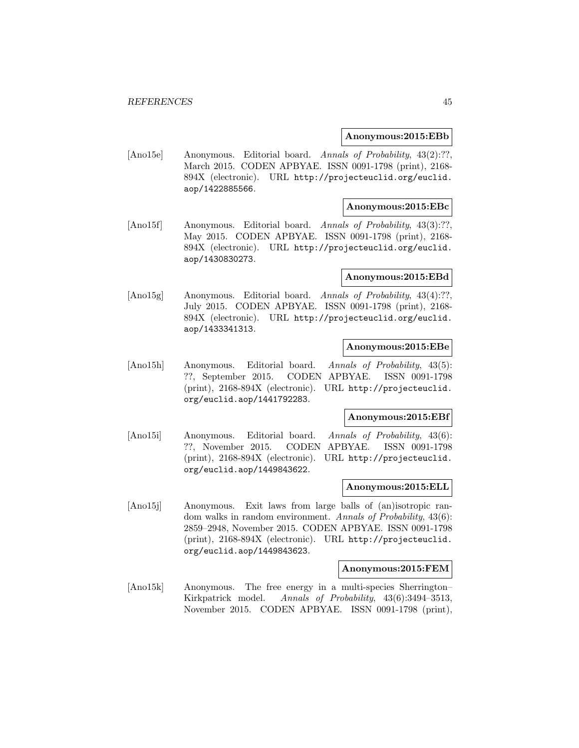**Anonymous:2015:EBb**

[Ano15e] Anonymous. Editorial board. *Annals of Probability*, 43(2):??, March 2015. CODEN APBYAE. ISSN 0091-1798 (print), 2168-894X (electronic). URL http://projecteuclid.org/euclid.aop/1422885566.

**Anonymous:2015:EBc**

[Ano15f] Anonymous. Editorial board. *Annals of Probability*, 43(3):??, May 2015. CODEN APBYAE. ISSN 0091-1798 (print), 2168-894X (electronic). URL http://projecteuclid.org/euclid.aop/1430830273.

**Anonymous:2015:EBd**

[Ano15g] Anonymous. Editorial board. *Annals of Probability*, 43(4):??, July 2015. CODEN APBYAE. ISSN 0091-1798 (print), 2168-894X (electronic). URL http://projecteuclid.org/euclid.aop/1433341313.

**Anonymous:2015:EBe**

[Ano15h] Anonymous. Editorial board. *Annals of Probability*, 43(5):??, September 2015. CODEN APBYAE. ISSN 0091-1798 (print), 2168-894X (electronic). URL http://projecteuclid.org/euclid.aop/1441792283.

**Anonymous:2015:EBf**

[Ano15i] Anonymous. Editorial board. *Annals of Probability*, 43(6):??, November 2015. CODEN APBYAE. ISSN 0091-1798 (print), 2168-894X (electronic). URL http://projecteuclid.org/euclid.aop/1449843622.

**Anonymous:2015:ELL**

[Ano15j] Anonymous. Exit laws from large balls of (an)isotropic random walks in random environment. *Annals of Probability*, 43(6):2859–2948, November 2015. CODEN APBYAE. ISSN 0091-1798 (print), 2168-894X (electronic). URL http://projecteuclid.org/euclid.aop/1449843623.

**Anonymous:2015:FEM**

[Ano15k] Anonymous. The free energy in a multi-species Sherrington–Kirkpatrick model. *Annals of Probability*, 43(6):3494–3513, November 2015. CODEN APBYAE. ISSN 0091-1798 (print),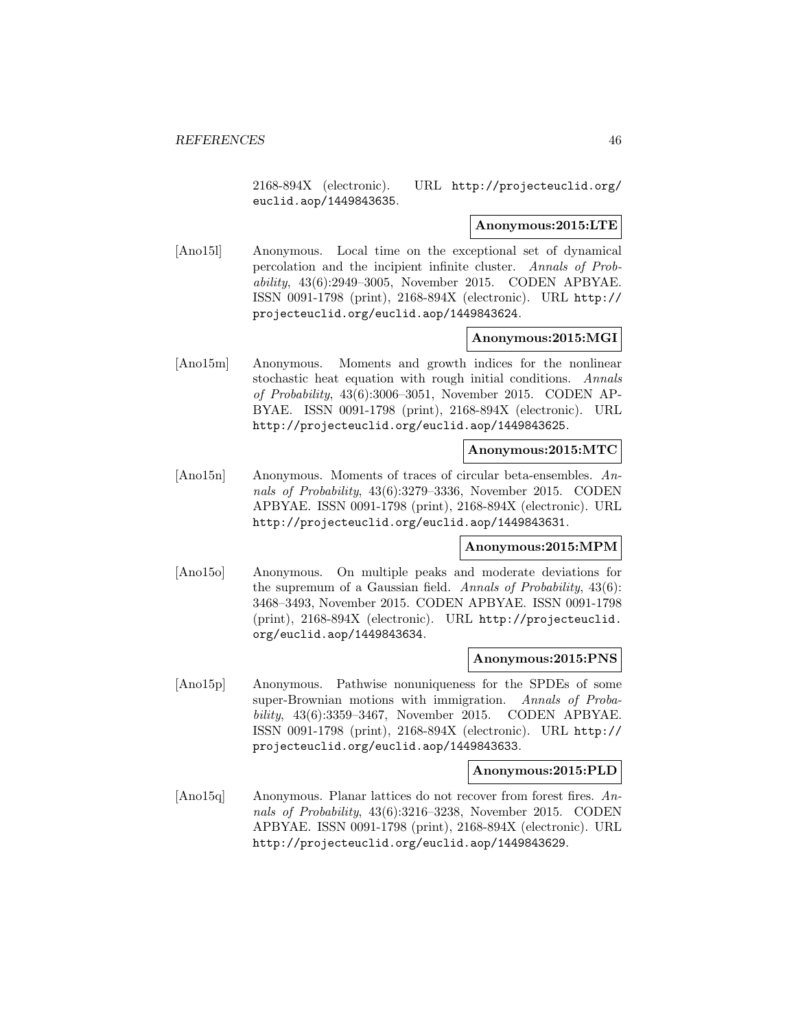2168-894X (electronic). URL http://projecteuclid.org/euclid.aop/1449843635.

**Anonymous:2015:LTE**

[Ano15l] Anonymous. Local time on the exceptional set of dynamical percolation and the incipient infinite cluster. *Annals of Probability*, 43(6):2949–3005, November 2015. CODEN APBYAE. ISSN 0091-1798 (print), 2168-894X (electronic). URL http://projecteuclid.org/euclid.aop/1449843624.

**Anonymous:2015:MGI**

[Ano15m] Anonymous. Moments and growth indices for the nonlinear stochastic heat equation with rough initial conditions. *Annals of Probability*, 43(6):3006–3051, November 2015. CODEN APBYAE. ISSN 0091-1798 (print), 2168-894X (electronic). URL http://projecteuclid.org/euclid.aop/1449843625.

**Anonymous:2015:MTC**

[Ano15n] Anonymous. Moments of traces of circular beta-ensembles. *Annals of Probability*, 43(6):3279–3336, November 2015. CODEN APBYAE. ISSN 0091-1798 (print), 2168-894X (electronic). URL http://projecteuclid.org/euclid.aop/1449843631.

**Anonymous:2015:MPM**

[Ano15o] Anonymous. On multiple peaks and moderate deviations for the supremum of a Gaussian field. *Annals of Probability*, 43(6):3468–3493, November 2015. CODEN APBYAE. ISSN 0091-1798 (print), 2168-894X (electronic). URL http://projecteuclid.org/euclid.aop/1449843634.

**Anonymous:2015:PNS**

[Ano15p] Anonymous. Pathwise nonuniqueness for the SPDEs of some super-Brownian motions with immigration. *Annals of Probability*, 43(6):3359–3467, November 2015. CODEN APBYAE. ISSN 0091-1798 (print), 2168-894X (electronic). URL http://projecteuclid.org/euclid.aop/1449843633.

**Anonymous:2015:PLD**

[Ano15q] Anonymous. Planar lattices do not recover from forest fires. *Annals of Probability*, 43(6):3216–3238, November 2015. CODEN APBYAE. ISSN 0091-1798 (print), 2168-894X (electronic). URL http://projecteuclid.org/euclid.aop/1449843629.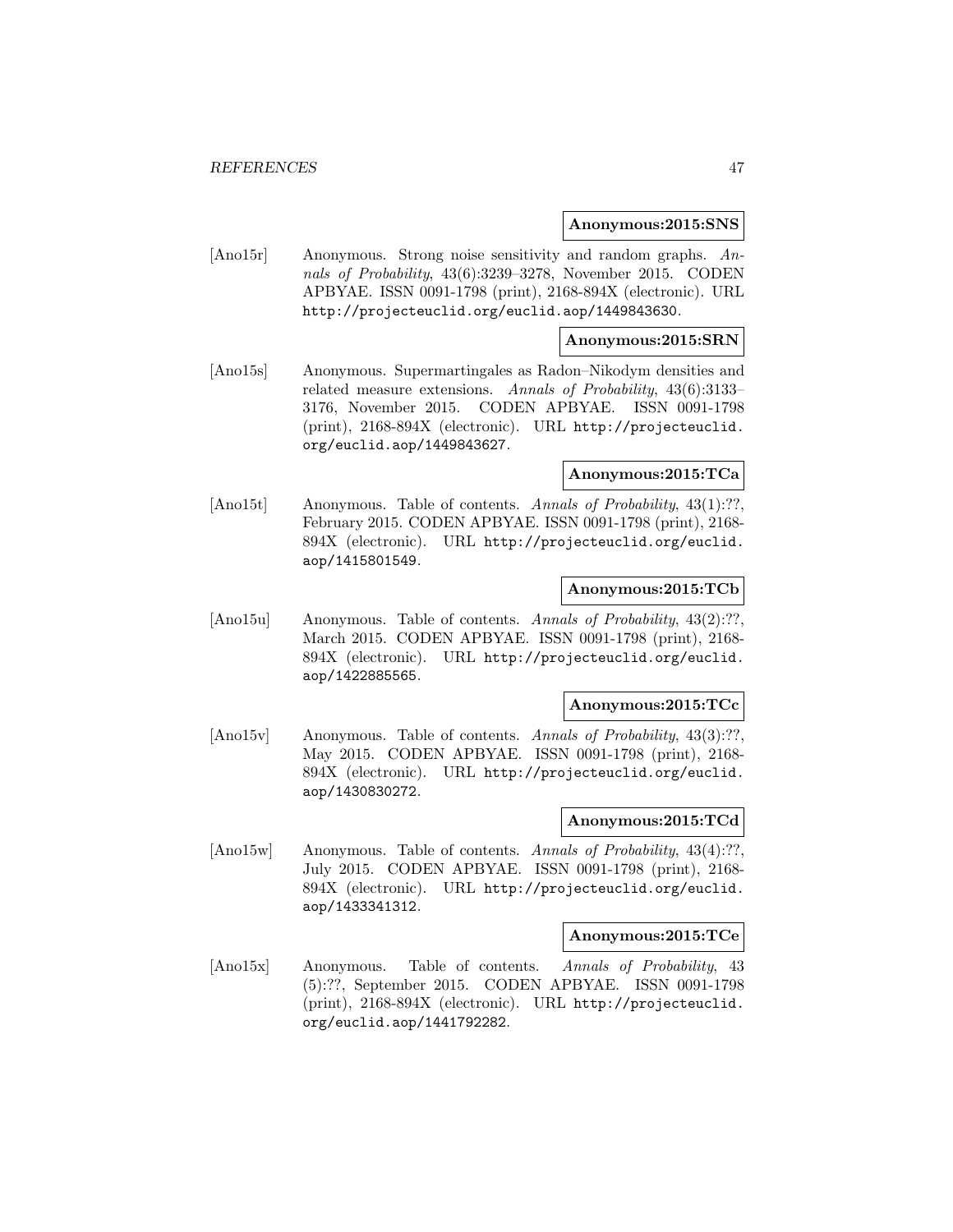**Anonymous:2015:SNS**

[Ano15r] Anonymous. Strong noise sensitivity and random graphs. *Annals of Probability*, 43(6):3239–3278, November 2015. CODEN APBYAE. ISSN 0091-1798 (print), 2168-894X (electronic). URL http://projecteuclid.org/euclid.aop/1449843630.

**Anonymous:2015:SRN**

[Ano15s] Anonymous. Supermartingales as Radon–Nikodym densities and related measure extensions. *Annals of Probability*, 43(6):3133–3176, November 2015. CODEN APBYAE. ISSN 0091-1798 (print), 2168-894X (electronic). URL http://projecteuclid.org/euclid.aop/1449843627.

**Anonymous:2015:TCa**

[Ano15t] Anonymous. Table of contents. *Annals of Probability*, 43(1):??, February 2015. CODEN APBYAE. ISSN 0091-1798 (print), 2168-894X (electronic). URL http://projecteuclid.org/euclid.aop/1415801549.

**Anonymous:2015:TCb**

[Ano15u] Anonymous. Table of contents. *Annals of Probability*, 43(2):??, March 2015. CODEN APBYAE. ISSN 0091-1798 (print), 2168-894X (electronic). URL http://projecteuclid.org/euclid.aop/1422885565.

**Anonymous:2015:TCc**

[Ano15v] Anonymous. Table of contents. *Annals of Probability*, 43(3):??, May 2015. CODEN APBYAE. ISSN 0091-1798 (print), 2168-894X (electronic). URL http://projecteuclid.org/euclid.aop/1430830272.

**Anonymous:2015:TCd**

[Ano15w] Anonymous. Table of contents. *Annals of Probability*, 43(4):??, July 2015. CODEN APBYAE. ISSN 0091-1798 (print), 2168-894X (electronic). URL http://projecteuclid.org/euclid.aop/1433341312.

**Anonymous:2015:TCe**

[Ano15x] Anonymous. Table of contents. *Annals of Probability*, 43 (5):??, September 2015. CODEN APBYAE. ISSN 0091-1798 (print), 2168-894X (electronic). URL http://projecteuclid.org/euclid.aop/1441792282.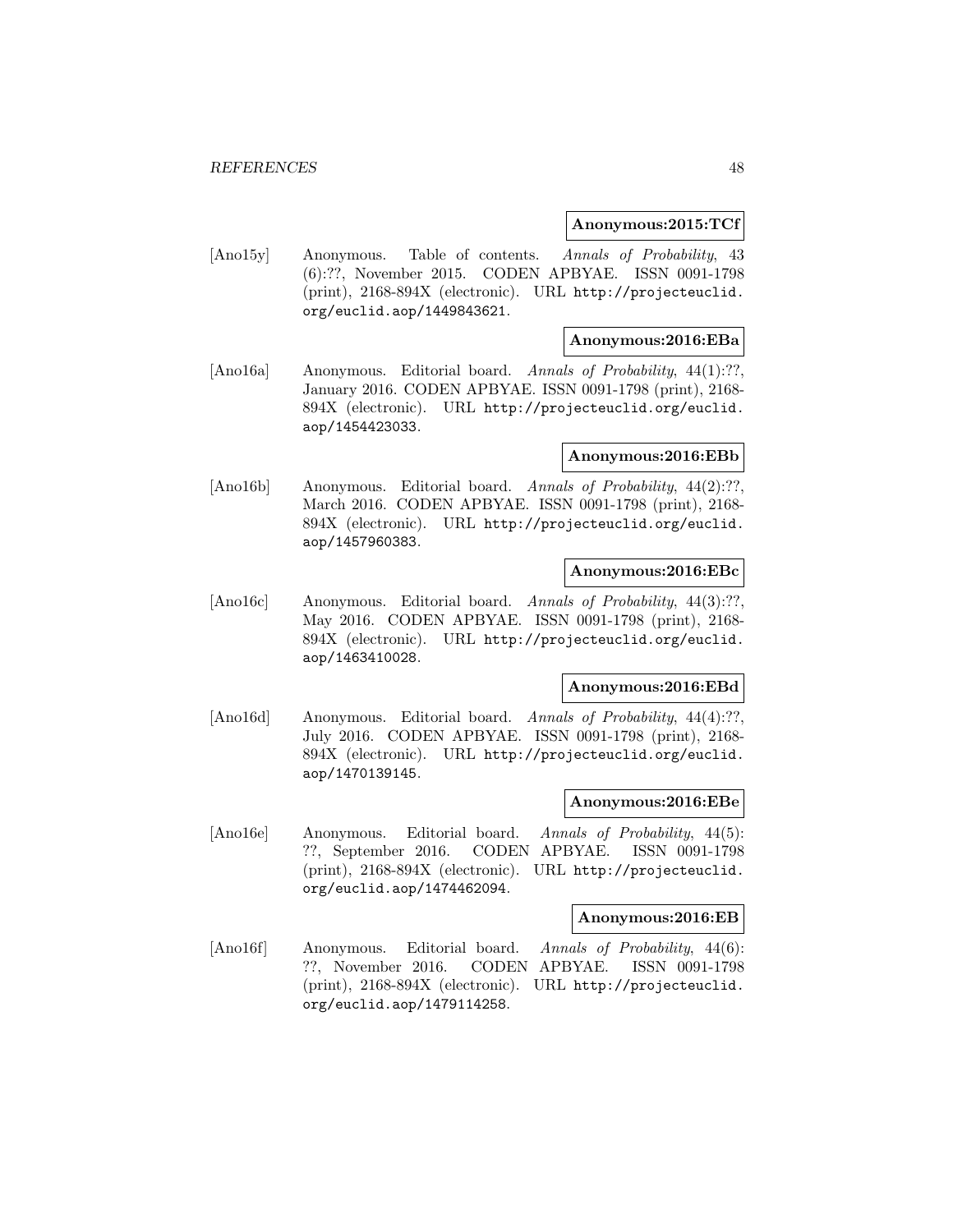**Anonymous:2015:TCf**

[Ano15y] Anonymous. Table of contents. *Annals of Probability*, 43 (6):??, November 2015. CODEN APBYAE. ISSN 0091-1798 (print), 2168-894X (electronic). URL `http://projecteuclid.org/euclid.aop/1449843621`.

**Anonymous:2016:EBa**

[Ano16a] Anonymous. Editorial board. *Annals of Probability*, 44(1):??, January 2016. CODEN APBYAE. ISSN 0091-1798 (print), 2168-894X (electronic). URL `http://projecteuclid.org/euclid.aop/1454423033`.

**Anonymous:2016:EBb**

[Ano16b] Anonymous. Editorial board. *Annals of Probability*, 44(2):??, March 2016. CODEN APBYAE. ISSN 0091-1798 (print), 2168-894X (electronic). URL `http://projecteuclid.org/euclid.aop/1457960383`.

**Anonymous:2016:EBc**

[Ano16c] Anonymous. Editorial board. *Annals of Probability*, 44(3):??, May 2016. CODEN APBYAE. ISSN 0091-1798 (print), 2168-894X (electronic). URL `http://projecteuclid.org/euclid.aop/1463410028`.

**Anonymous:2016:EBd**

[Ano16d] Anonymous. Editorial board. *Annals of Probability*, 44(4):??, July 2016. CODEN APBYAE. ISSN 0091-1798 (print), 2168-894X (electronic). URL `http://projecteuclid.org/euclid.aop/1470139145`.

**Anonymous:2016:EBe**

[Ano16e] Anonymous. Editorial board. *Annals of Probability*, 44(5): ??, September 2016. CODEN APBYAE. ISSN 0091-1798 (print), 2168-894X (electronic). URL `http://projecteuclid.org/euclid.aop/1474462094`.

**Anonymous:2016:EB**

[Ano16f] Anonymous. Editorial board. *Annals of Probability*, 44(6): ??, November 2016. CODEN APBYAE. ISSN 0091-1798 (print), 2168-894X (electronic). URL `http://projecteuclid.org/euclid.aop/1479114258`.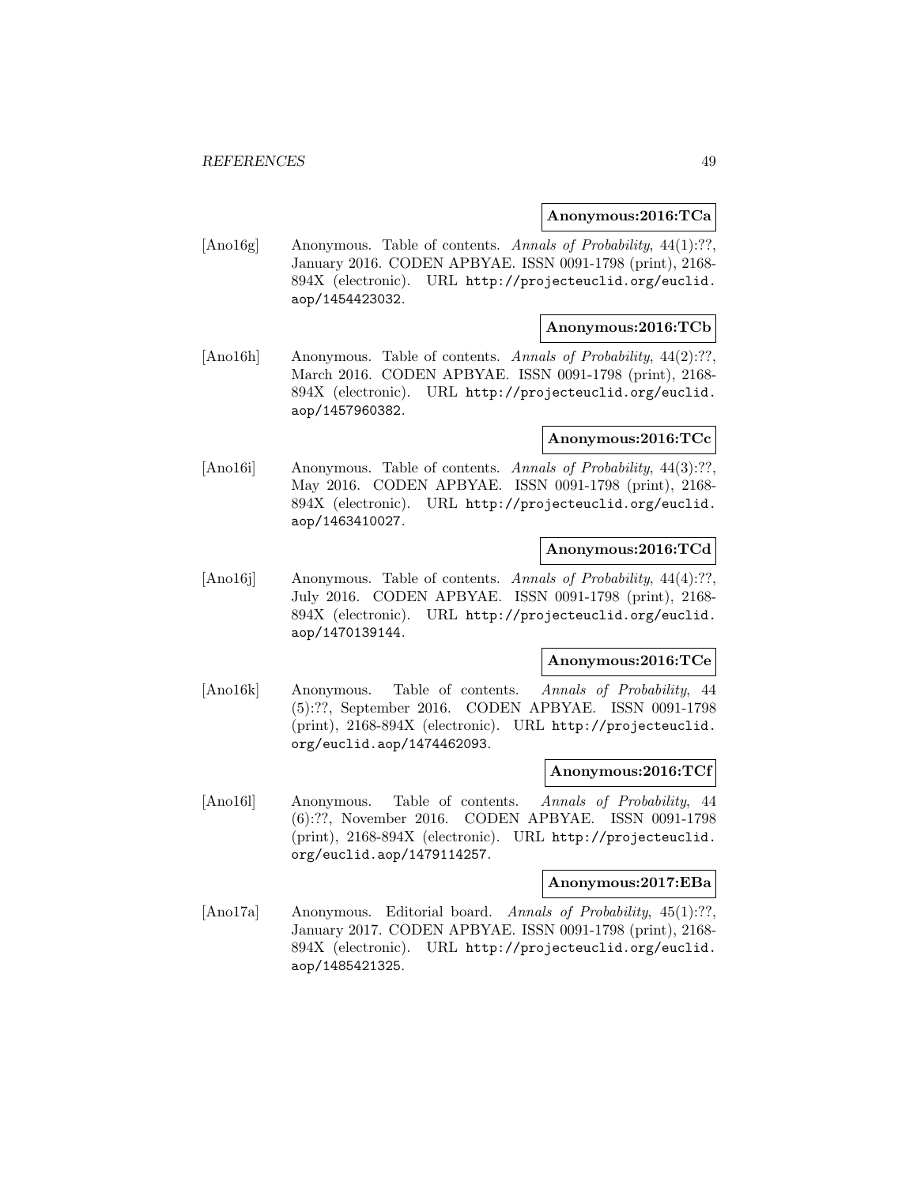**Anonymous:2016:TCa**

[Ano16g] Anonymous. Table of contents. *Annals of Probability*, 44(1):??, January 2016. CODEN APBYAE. ISSN 0091-1798 (print), 2168-894X (electronic). URL http://projecteuclid.org/euclid.aop/1454423032.

**Anonymous:2016:TCb**

[Ano16h] Anonymous. Table of contents. *Annals of Probability*, 44(2):??, March 2016. CODEN APBYAE. ISSN 0091-1798 (print), 2168-894X (electronic). URL http://projecteuclid.org/euclid.aop/1457960382.

**Anonymous:2016:TCc**

[Ano16i] Anonymous. Table of contents. *Annals of Probability*, 44(3):??, May 2016. CODEN APBYAE. ISSN 0091-1798 (print), 2168-894X (electronic). URL http://projecteuclid.org/euclid.aop/1463410027.

**Anonymous:2016:TCd**

[Ano16j] Anonymous. Table of contents. *Annals of Probability*, 44(4):??, July 2016. CODEN APBYAE. ISSN 0091-1798 (print), 2168-894X (electronic). URL http://projecteuclid.org/euclid.aop/1470139144.

**Anonymous:2016:TCe**

[Ano16k] Anonymous. Table of contents. *Annals of Probability*, 44 (5):??, September 2016. CODEN APBYAE. ISSN 0091-1798 (print), 2168-894X (electronic). URL http://projecteuclid.org/euclid.aop/1474462093.

**Anonymous:2016:TCf**

[Ano16l] Anonymous. Table of contents. *Annals of Probability*, 44 (6):??, November 2016. CODEN APBYAE. ISSN 0091-1798 (print), 2168-894X (electronic). URL http://projecteuclid.org/euclid.aop/1479114257.

**Anonymous:2017:EBa**

[Ano17a] Anonymous. Editorial board. *Annals of Probability*, 45(1):??, January 2017. CODEN APBYAE. ISSN 0091-1798 (print), 2168-894X (electronic). URL http://projecteuclid.org/euclid.aop/1485421325.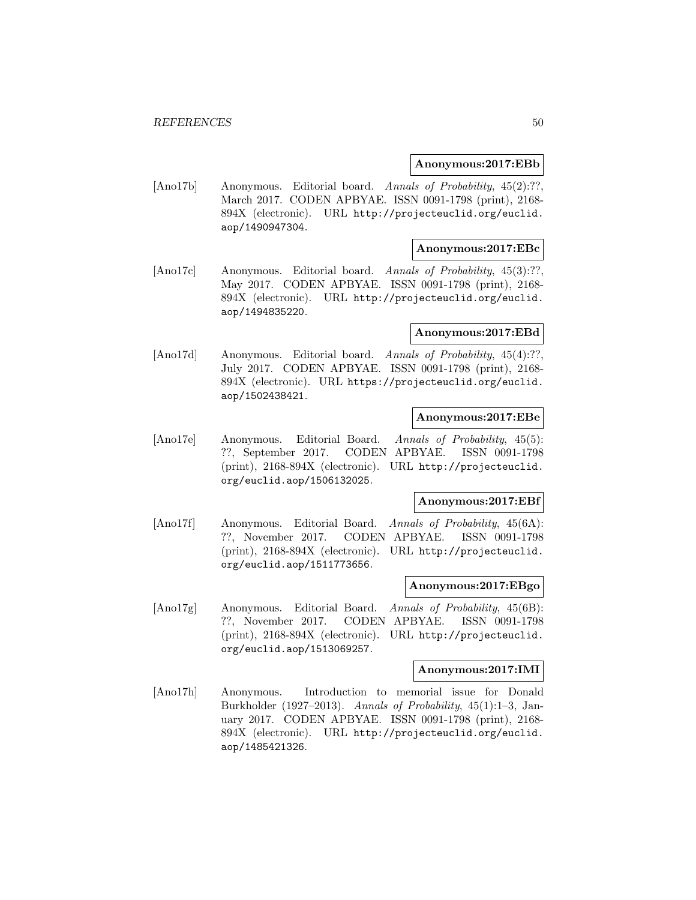**Anonymous:2017:EBb**

[Ano17b] Anonymous. Editorial board. *Annals of Probability*, 45(2):??, March 2017. CODEN APBYAE. ISSN 0091-1798 (print), 2168-894X (electronic). URL http://projecteuclid.org/euclid.aop/1490947304.

**Anonymous:2017:EBc**

[Ano17c] Anonymous. Editorial board. *Annals of Probability*, 45(3):??, May 2017. CODEN APBYAE. ISSN 0091-1798 (print), 2168-894X (electronic). URL http://projecteuclid.org/euclid.aop/1494835220.

**Anonymous:2017:EBd**

[Ano17d] Anonymous. Editorial board. *Annals of Probability*, 45(4):??, July 2017. CODEN APBYAE. ISSN 0091-1798 (print), 2168-894X (electronic). URL https://projecteuclid.org/euclid.aop/1502438421.

**Anonymous:2017:EBe**

[Ano17e] Anonymous. Editorial Board. *Annals of Probability*, 45(5): ??, September 2017. CODEN APBYAE. ISSN 0091-1798 (print), 2168-894X (electronic). URL http://projecteuclid.org/euclid.aop/1506132025.

**Anonymous:2017:EBf**

[Ano17f] Anonymous. Editorial Board. *Annals of Probability*, 45(6A): ??, November 2017. CODEN APBYAE. ISSN 0091-1798 (print), 2168-894X (electronic). URL http://projecteuclid.org/euclid.aop/1511773656.

**Anonymous:2017:EBgo**

[Ano17g] Anonymous. Editorial Board. *Annals of Probability*, 45(6B): ??, November 2017. CODEN APBYAE. ISSN 0091-1798 (print), 2168-894X (electronic). URL http://projecteuclid.org/euclid.aop/1513069257.

**Anonymous:2017:IMI**

[Ano17h] Anonymous. Introduction to memorial issue for Donald Burkholder (1927–2013). *Annals of Probability*, 45(1):1–3, January 2017. CODEN APBYAE. ISSN 0091-1798 (print), 2168-894X (electronic). URL http://projecteuclid.org/euclid.aop/1485421326.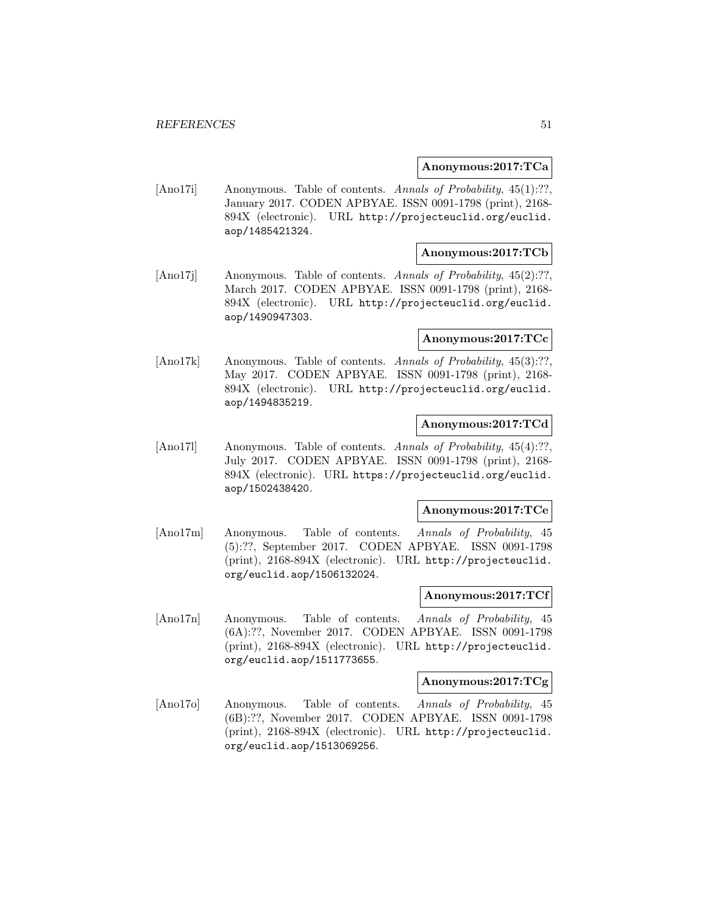**Anonymous:2017:TCa**

[Ano17i] Anonymous. Table of contents. *Annals of Probability*, 45(1):??, January 2017. CODEN APBYAE. ISSN 0091-1798 (print), 2168-894X (electronic). URL http://projecteuclid.org/euclid.aop/1485421324.

**Anonymous:2017:TCb**

[Ano17j] Anonymous. Table of contents. *Annals of Probability*, 45(2):??, March 2017. CODEN APBYAE. ISSN 0091-1798 (print), 2168-894X (electronic). URL http://projecteuclid.org/euclid.aop/1490947303.

**Anonymous:2017:TCc**

[Ano17k] Anonymous. Table of contents. *Annals of Probability*, 45(3):??, May 2017. CODEN APBYAE. ISSN 0091-1798 (print), 2168-894X (electronic). URL http://projecteuclid.org/euclid.aop/1494835219.

**Anonymous:2017:TCd**

[Ano17l] Anonymous. Table of contents. *Annals of Probability*, 45(4):??, July 2017. CODEN APBYAE. ISSN 0091-1798 (print), 2168-894X (electronic). URL https://projecteuclid.org/euclid.aop/1502438420.

**Anonymous:2017:TCe**

[Ano17m] Anonymous. Table of contents. *Annals of Probability*, 45 (5):??, September 2017. CODEN APBYAE. ISSN 0091-1798 (print), 2168-894X (electronic). URL http://projecteuclid.org/euclid.aop/1506132024.

**Anonymous:2017:TCf**

[Ano17n] Anonymous. Table of contents. *Annals of Probability*, 45 (6A):??, November 2017. CODEN APBYAE. ISSN 0091-1798 (print), 2168-894X (electronic). URL http://projecteuclid.org/euclid.aop/1511773655.

**Anonymous:2017:TCg**

[Ano17o] Anonymous. Table of contents. *Annals of Probability*, 45 (6B):??, November 2017. CODEN APBYAE. ISSN 0091-1798 (print), 2168-894X (electronic). URL http://projecteuclid.org/euclid.aop/1513069256.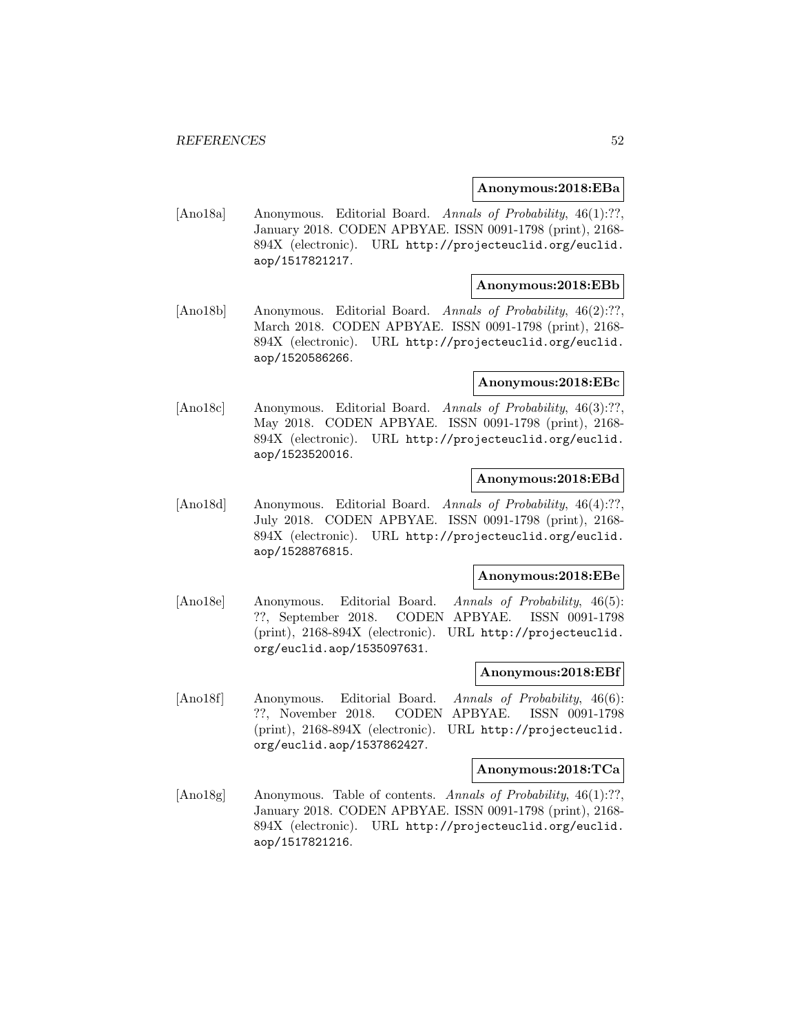**Anonymous:2018:EBa**

[Ano18a] Anonymous. Editorial Board. *Annals of Probability*, 46(1):??, January 2018. CODEN APBYAE. ISSN 0091-1798 (print), 2168-894X (electronic). URL http://projecteuclid.org/euclid.aop/1517821217.

**Anonymous:2018:EBb**

[Ano18b] Anonymous. Editorial Board. *Annals of Probability*, 46(2):??, March 2018. CODEN APBYAE. ISSN 0091-1798 (print), 2168-894X (electronic). URL http://projecteuclid.org/euclid.aop/1520586266.

**Anonymous:2018:EBc**

[Ano18c] Anonymous. Editorial Board. *Annals of Probability*, 46(3):??, May 2018. CODEN APBYAE. ISSN 0091-1798 (print), 2168-894X (electronic). URL http://projecteuclid.org/euclid.aop/1523520016.

**Anonymous:2018:EBd**

[Ano18d] Anonymous. Editorial Board. *Annals of Probability*, 46(4):??, July 2018. CODEN APBYAE. ISSN 0091-1798 (print), 2168-894X (electronic). URL http://projecteuclid.org/euclid.aop/1528876815.

**Anonymous:2018:EBe**

[Ano18e] Anonymous. Editorial Board. *Annals of Probability*, 46(5):??, September 2018. CODEN APBYAE. ISSN 0091-1798 (print), 2168-894X (electronic). URL http://projecteuclid.org/euclid.aop/1535097631.

**Anonymous:2018:EBf**

[Ano18f] Anonymous. Editorial Board. *Annals of Probability*, 46(6):??, November 2018. CODEN APBYAE. ISSN 0091-1798 (print), 2168-894X (electronic). URL http://projecteuclid.org/euclid.aop/1537862427.

**Anonymous:2018:TCa**

[Ano18g] Anonymous. Table of contents. *Annals of Probability*, 46(1):??, January 2018. CODEN APBYAE. ISSN 0091-1798 (print), 2168-894X (electronic). URL http://projecteuclid.org/euclid.aop/1517821216.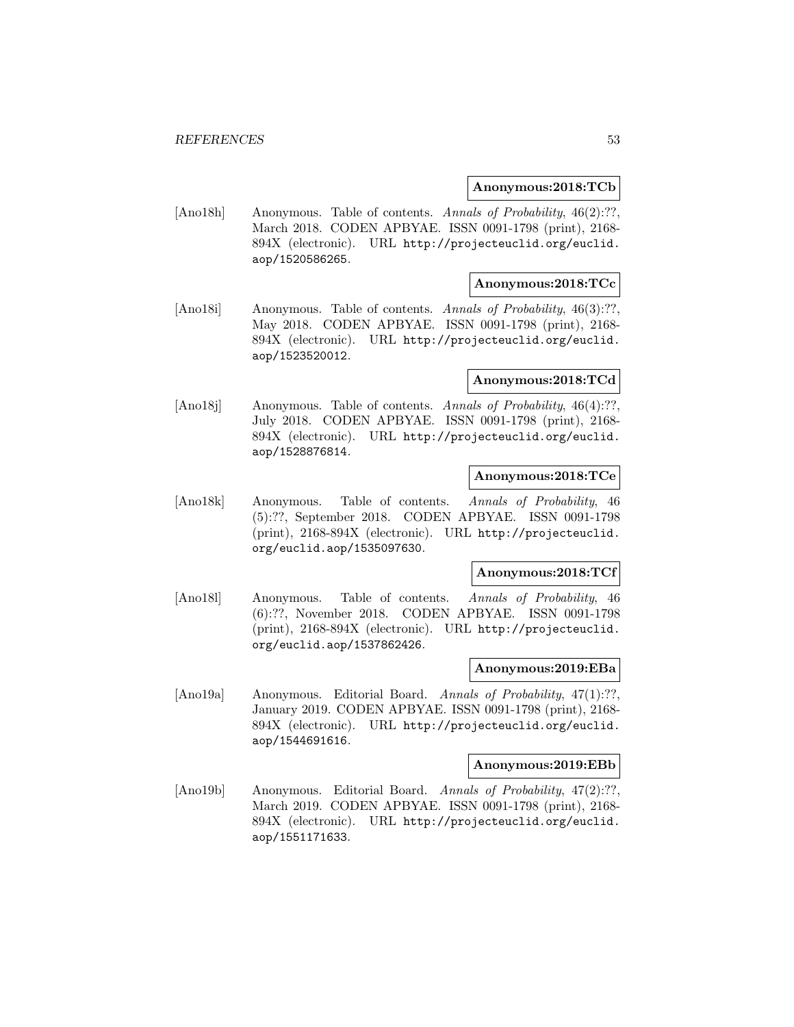**Anonymous:2018:TCb**

[Ano18h] Anonymous. Table of contents. *Annals of Probability*, 46(2):??, March 2018. CODEN APBYAE. ISSN 0091-1798 (print), 2168-894X (electronic). URL http://projecteuclid.org/euclid.aop/1520586265.

**Anonymous:2018:TCc**

[Ano18i] Anonymous. Table of contents. *Annals of Probability*, 46(3):??, May 2018. CODEN APBYAE. ISSN 0091-1798 (print), 2168-894X (electronic). URL http://projecteuclid.org/euclid.aop/1523520012.

**Anonymous:2018:TCd**

[Ano18j] Anonymous. Table of contents. *Annals of Probability*, 46(4):??, July 2018. CODEN APBYAE. ISSN 0091-1798 (print), 2168-894X (electronic). URL http://projecteuclid.org/euclid.aop/1528876814.

**Anonymous:2018:TCe**

[Ano18k] Anonymous. Table of contents. *Annals of Probability*, 46 (5):??, September 2018. CODEN APBYAE. ISSN 0091-1798 (print), 2168-894X (electronic). URL http://projecteuclid.org/euclid.aop/1535097630.

**Anonymous:2018:TCf**

[Ano18l] Anonymous. Table of contents. *Annals of Probability*, 46 (6):??, November 2018. CODEN APBYAE. ISSN 0091-1798 (print), 2168-894X (electronic). URL http://projecteuclid.org/euclid.aop/1537862426.

**Anonymous:2019:EBa**

[Ano19a] Anonymous. Editorial Board. *Annals of Probability*, 47(1):??, January 2019. CODEN APBYAE. ISSN 0091-1798 (print), 2168-894X (electronic). URL http://projecteuclid.org/euclid.aop/1544691616.

**Anonymous:2019:EBb**

[Ano19b] Anonymous. Editorial Board. *Annals of Probability*, 47(2):??, March 2019. CODEN APBYAE. ISSN 0091-1798 (print), 2168-894X (electronic). URL http://projecteuclid.org/euclid.aop/1551171633.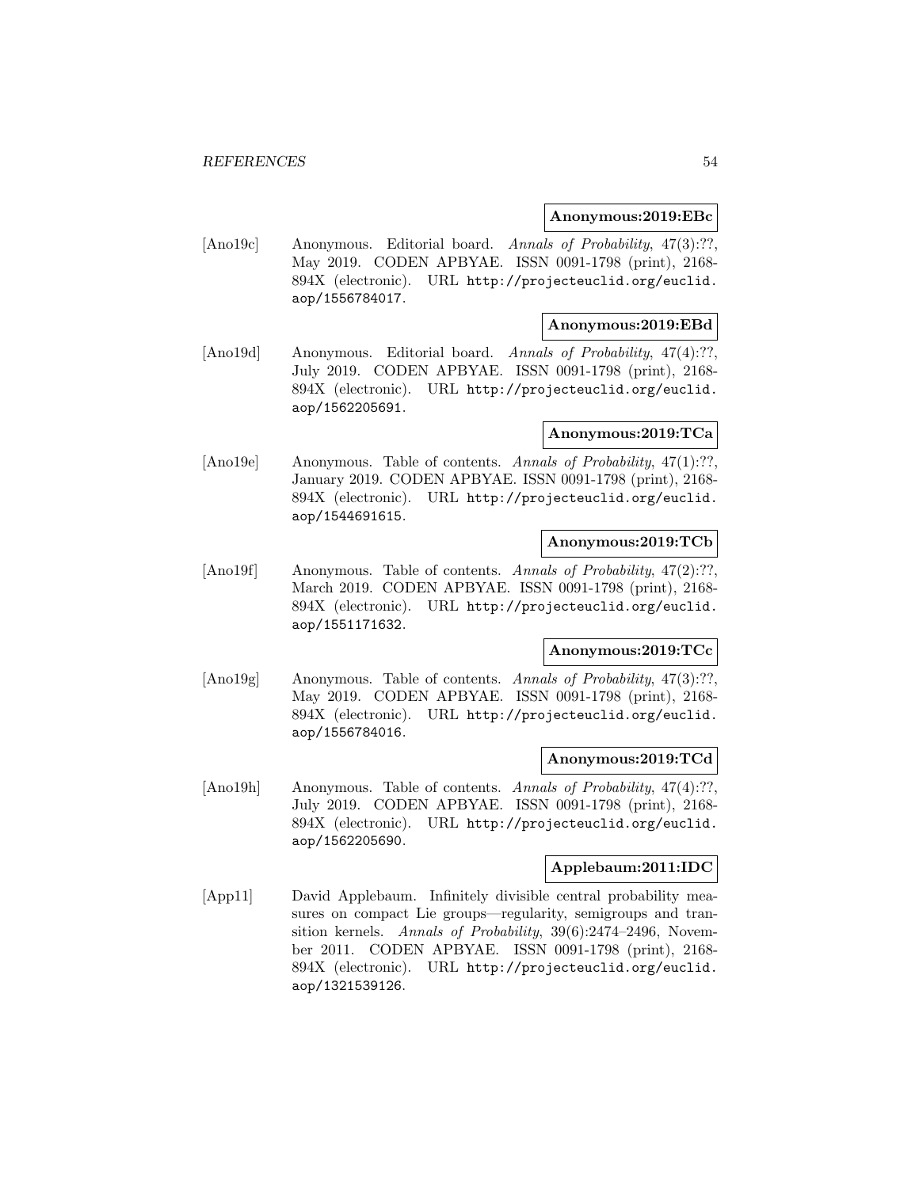**Anonymous:2019:EBc**

[Ano19c] Anonymous. Editorial board. *Annals of Probability*, 47(3):??, May 2019. CODEN APBYAE. ISSN 0091-1798 (print), 2168-894X (electronic). URL http://projecteuclid.org/euclid.aop/1556784017.

**Anonymous:2019:EBd**

[Ano19d] Anonymous. Editorial board. *Annals of Probability*, 47(4):??, July 2019. CODEN APBYAE. ISSN 0091-1798 (print), 2168-894X (electronic). URL http://projecteuclid.org/euclid.aop/1562205691.

**Anonymous:2019:TCa**

[Ano19e] Anonymous. Table of contents. *Annals of Probability*, 47(1):??, January 2019. CODEN APBYAE. ISSN 0091-1798 (print), 2168-894X (electronic). URL http://projecteuclid.org/euclid.aop/1544691615.

**Anonymous:2019:TCb**

[Ano19f] Anonymous. Table of contents. *Annals of Probability*, 47(2):??, March 2019. CODEN APBYAE. ISSN 0091-1798 (print), 2168-894X (electronic). URL http://projecteuclid.org/euclid.aop/1551171632.

**Anonymous:2019:TCc**

[Ano19g] Anonymous. Table of contents. *Annals of Probability*, 47(3):??, May 2019. CODEN APBYAE. ISSN 0091-1798 (print), 2168-894X (electronic). URL http://projecteuclid.org/euclid.aop/1556784016.

**Anonymous:2019:TCd**

[Ano19h] Anonymous. Table of contents. *Annals of Probability*, 47(4):??, July 2019. CODEN APBYAE. ISSN 0091-1798 (print), 2168-894X (electronic). URL http://projecteuclid.org/euclid.aop/1562205690.

**Applebaum:2011:IDC**

[App11] David Applebaum. Infinitely divisible central probability measures on compact Lie groups—regularity, semigroups and transition kernels. *Annals of Probability*, 39(6):2474–2496, November 2011. CODEN APBYAE. ISSN 0091-1798 (print), 2168-894X (electronic). URL http://projecteuclid.org/euclid.aop/1321539126.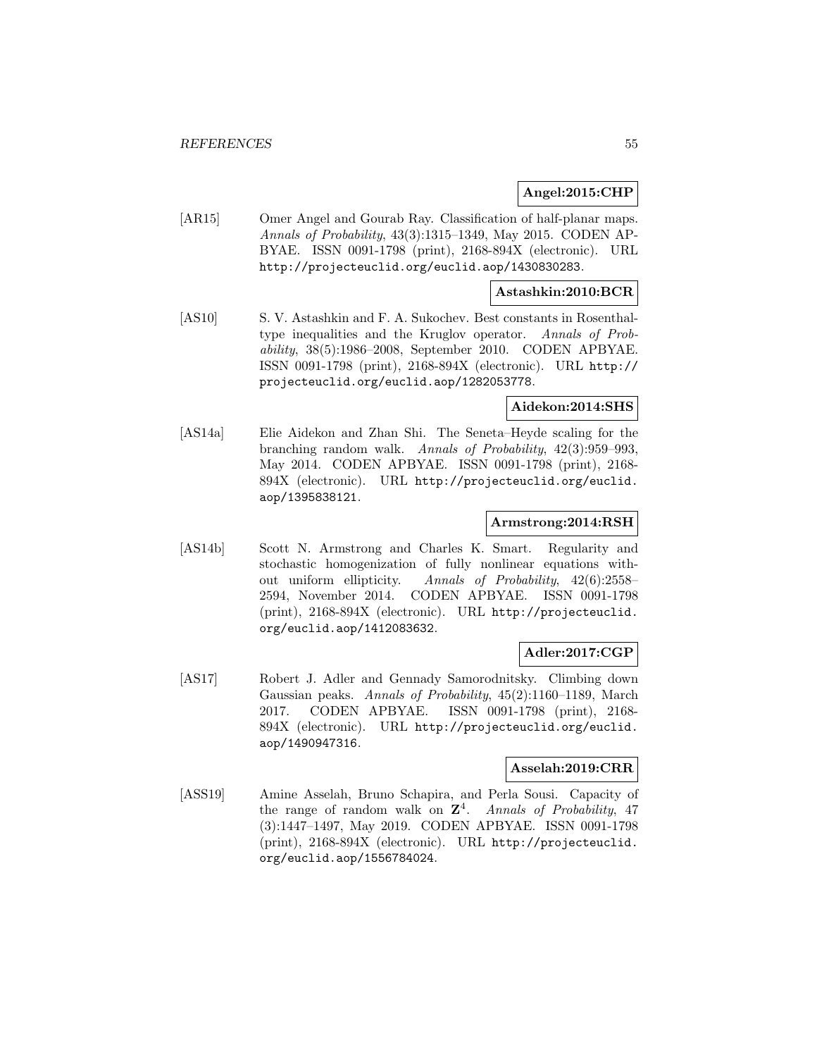**Angel:2015:CHP**

[AR15] Omer Angel and Gourab Ray. Classification of half-planar maps. *Annals of Probability*, 43(3):1315–1349, May 2015. CODEN APBYAE. ISSN 0091-1798 (print), 2168-894X (electronic). URL http://projecteuclid.org/euclid.aop/1430830283.

**Astashkin:2010:BCR**

[AS10] S. V. Astashkin and F. A. Sukochev. Best constants in Rosenthal-type inequalities and the Kruglov operator. *Annals of Probability*, 38(5):1986–2008, September 2010. CODEN APBYAE. ISSN 0091-1798 (print), 2168-894X (electronic). URL http://projecteuclid.org/euclid.aop/1282053778.

**Aidekon:2014:SHS**

[AS14a] Elie Aidekon and Zhan Shi. The Seneta–Heyde scaling for the branching random walk. *Annals of Probability*, 42(3):959–993, May 2014. CODEN APBYAE. ISSN 0091-1798 (print), 2168-894X (electronic). URL http://projecteuclid.org/euclid.aop/1395838121.

**Armstrong:2014:RSH**

[AS14b] Scott N. Armstrong and Charles K. Smart. Regularity and stochastic homogenization of fully nonlinear equations without uniform ellipticity. *Annals of Probability*, 42(6):2558–2594, November 2014. CODEN APBYAE. ISSN 0091-1798 (print), 2168-894X (electronic). URL http://projecteuclid.org/euclid.aop/1412083632.

**Adler:2017:CGP**

[AS17] Robert J. Adler and Gennady Samorodnitsky. Climbing down Gaussian peaks. *Annals of Probability*, 45(2):1160–1189, March 2017. CODEN APBYAE. ISSN 0091-1798 (print), 2168-894X (electronic). URL http://projecteuclid.org/euclid.aop/1490947316.

**Asselah:2019:CRR**

[ASS19] Amine Asselah, Bruno Schapira, and Perla Sousi. Capacity of the range of random walk on $\mathbf{Z}^4$. *Annals of Probability*, 47 (3):1447–1497, May 2019. CODEN APBYAE. ISSN 0091-1798 (print), 2168-894X (electronic). URL http://projecteuclid.org/euclid.aop/1556784024.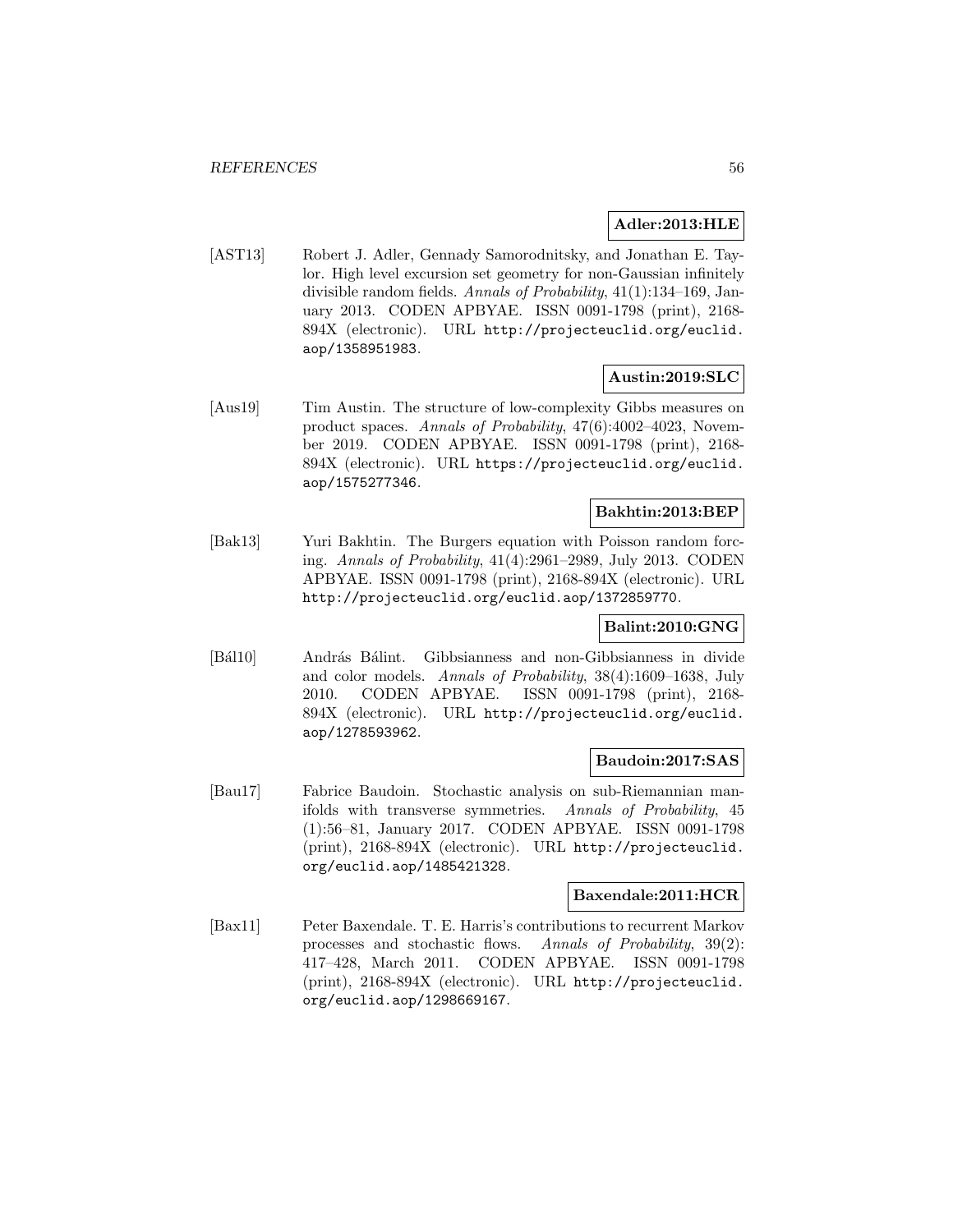**Adler:2013:HLE**

[AST13] Robert J. Adler, Gennady Samorodnitsky, and Jonathan E. Taylor. High level excursion set geometry for non-Gaussian infinitely divisible random fields. *Annals of Probability*, 41(1):134–169, January 2013. CODEN APBYAE. ISSN 0091-1798 (print), 2168-894X (electronic). URL http://projecteuclid.org/euclid.aop/1358951983.

**Austin:2019:SLC**

[Aus19] Tim Austin. The structure of low-complexity Gibbs measures on product spaces. *Annals of Probability*, 47(6):4002–4023, November 2019. CODEN APBYAE. ISSN 0091-1798 (print), 2168-894X (electronic). URL https://projecteuclid.org/euclid.aop/1575277346.

**Bakhtin:2013:BEP**

[Bak13] Yuri Bakhtin. The Burgers equation with Poisson random forcing. *Annals of Probability*, 41(4):2961–2989, July 2013. CODEN APBYAE. ISSN 0091-1798 (print), 2168-894X (electronic). URL http://projecteuclid.org/euclid.aop/1372859770.

**Balint:2010:GNG**

[Bál10] András Bálint. Gibbsianness and non-Gibbsianness in divide and color models. *Annals of Probability*, 38(4):1609–1638, July 2010. CODEN APBYAE. ISSN 0091-1798 (print), 2168-894X (electronic). URL http://projecteuclid.org/euclid.aop/1278593962.

**Baudoin:2017:SAS**

[Bau17] Fabrice Baudoin. Stochastic analysis on sub-Riemannian manifolds with transverse symmetries. *Annals of Probability*, 45 (1):56–81, January 2017. CODEN APBYAE. ISSN 0091-1798 (print), 2168-894X (electronic). URL http://projecteuclid.org/euclid.aop/1485421328.

**Baxendale:2011:HCR**

[Bax11] Peter Baxendale. T. E. Harris's contributions to recurrent Markov processes and stochastic flows. *Annals of Probability*, 39(2): 417–428, March 2011. CODEN APBYAE. ISSN 0091-1798 (print), 2168-894X (electronic). URL http://projecteuclid.org/euclid.aop/1298669167.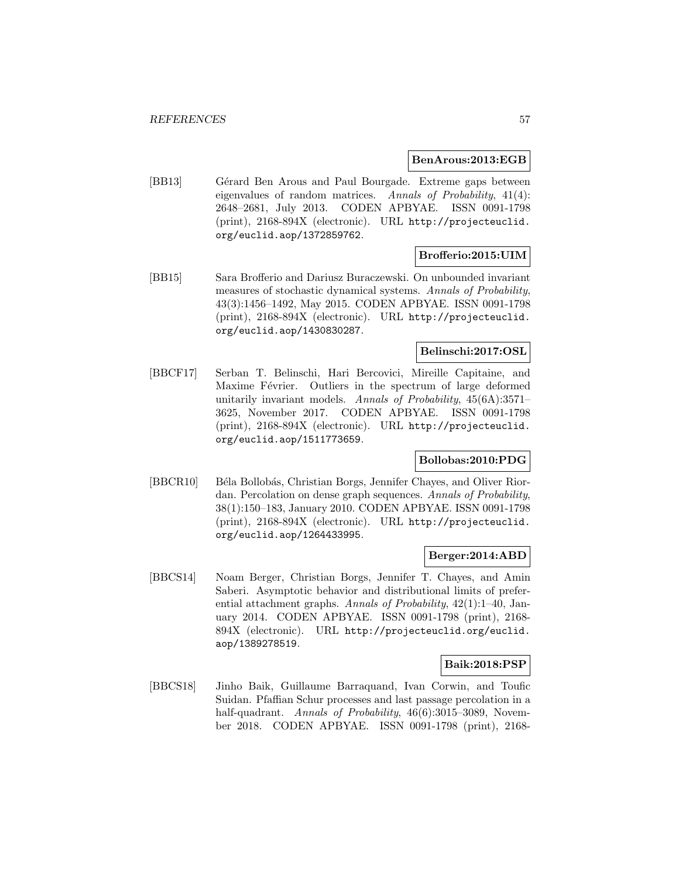**BenArous:2013:EGB**

[BB13] Gérard Ben Arous and Paul Bourgade. Extreme gaps between eigenvalues of random matrices. *Annals of Probability*, 41(4): 2648–2681, July 2013. CODEN APBYAE. ISSN 0091-1798 (print), 2168-894X (electronic). URL http://projecteuclid.org/euclid.aop/1372859762.

**Brofferio:2015:UIM**

[BB15] Sara Brofferio and Dariusz Buraczewski. On unbounded invariant measures of stochastic dynamical systems. *Annals of Probability*, 43(3):1456–1492, May 2015. CODEN APBYAE. ISSN 0091-1798 (print), 2168-894X (electronic). URL http://projecteuclid.org/euclid.aop/1430830287.

**Belinschi:2017:OSL**

[BBCF17] Serban T. Belinschi, Hari Bercovici, Mireille Capitaine, and Maxime Février. Outliers in the spectrum of large deformed unitarily invariant models. *Annals of Probability*, 45(6A):3571–3625, November 2017. CODEN APBYAE. ISSN 0091-1798 (print), 2168-894X (electronic). URL http://projecteuclid.org/euclid.aop/1511773659.

**Bollobas:2010:PDG**

[BBCR10] Béla Bollobás, Christian Borgs, Jennifer Chayes, and Oliver Riordan. Percolation on dense graph sequences. *Annals of Probability*, 38(1):150–183, January 2010. CODEN APBYAE. ISSN 0091-1798 (print), 2168-894X (electronic). URL http://projecteuclid.org/euclid.aop/1264433995.

**Berger:2014:ABD**

[BBCS14] Noam Berger, Christian Borgs, Jennifer T. Chayes, and Amin Saberi. Asymptotic behavior and distributional limits of preferential attachment graphs. *Annals of Probability*, 42(1):1–40, January 2014. CODEN APBYAE. ISSN 0091-1798 (print), 2168-894X (electronic). URL http://projecteuclid.org/euclid.aop/1389278519.

**Baik:2018:PSP**

[BBCS18] Jinho Baik, Guillaume Barraquand, Ivan Corwin, and Toufic Suidan. Pfaffian Schur processes and last passage percolation in a half-quadrant. *Annals of Probability*, 46(6):3015–3089, November 2018. CODEN APBYAE. ISSN 0091-1798 (print), 2168-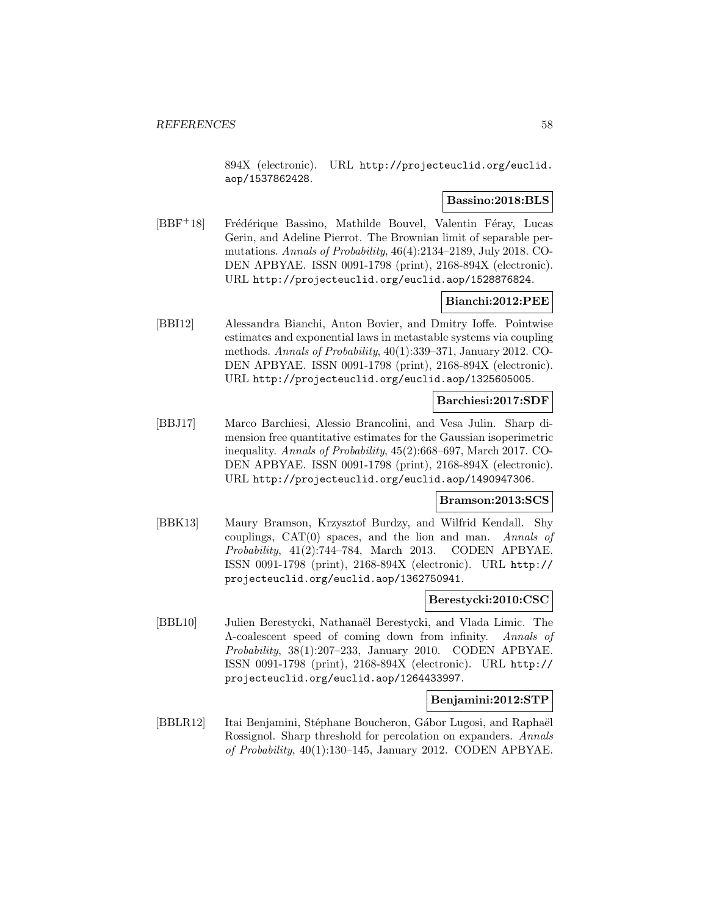894X (electronic). URL http://projecteuclid.org/euclid.aop/1537862428.

**Bassino:2018:BLS**

[BBF+18] Frédérique Bassino, Mathilde Bouvel, Valentin Féray, Lucas Gerin, and Adeline Pierrot. The Brownian limit of separable permutations. *Annals of Probability*, 46(4):2134–2189, July 2018. CODEN APBYAE. ISSN 0091-1798 (print), 2168-894X (electronic). URL http://projecteuclid.org/euclid.aop/1528876824.

**Bianchi:2012:PEE**

[BBI12] Alessandra Bianchi, Anton Bovier, and Dmitry Ioffe. Pointwise estimates and exponential laws in metastable systems via coupling methods. *Annals of Probability*, 40(1):339–371, January 2012. CODEN APBYAE. ISSN 0091-1798 (print), 2168-894X (electronic). URL http://projecteuclid.org/euclid.aop/1325605005.

**Barchiesi:2017:SDF**

[BBJ17] Marco Barchiesi, Alessio Brancolini, and Vesa Julin. Sharp dimension free quantitative estimates for the Gaussian isoperimetric inequality. *Annals of Probability*, 45(2):668–697, March 2017. CODEN APBYAE. ISSN 0091-1798 (print), 2168-894X (electronic). URL http://projecteuclid.org/euclid.aop/1490947306.

**Bramson:2013:SCS**

[BBK13] Maury Bramson, Krzysztof Burdzy, and Wilfrid Kendall. Shy couplings, CAT(0) spaces, and the lion and man. *Annals of Probability*, 41(2):744–784, March 2013. CODEN APBYAE. ISSN 0091-1798 (print), 2168-894X (electronic). URL http://projecteuclid.org/euclid.aop/1362750941.

**Berestycki:2010:CSC**

[BBL10] Julien Berestycki, Nathanaël Berestycki, and Vlada Limic. The $\Lambda$-coalescent speed of coming down from infinity. *Annals of Probability*, 38(1):207–233, January 2010. CODEN APBYAE. ISSN 0091-1798 (print), 2168-894X (electronic). URL http://projecteuclid.org/euclid.aop/1264433997.

**Benjamini:2012:STP**

[BBLR12] Itai Benjamini, Stéphane Boucheron, Gábor Lugosi, and Raphaël Rossignol. Sharp threshold for percolation on expanders. *Annals of Probability*, 40(1):130–145, January 2012. CODEN APBYAE.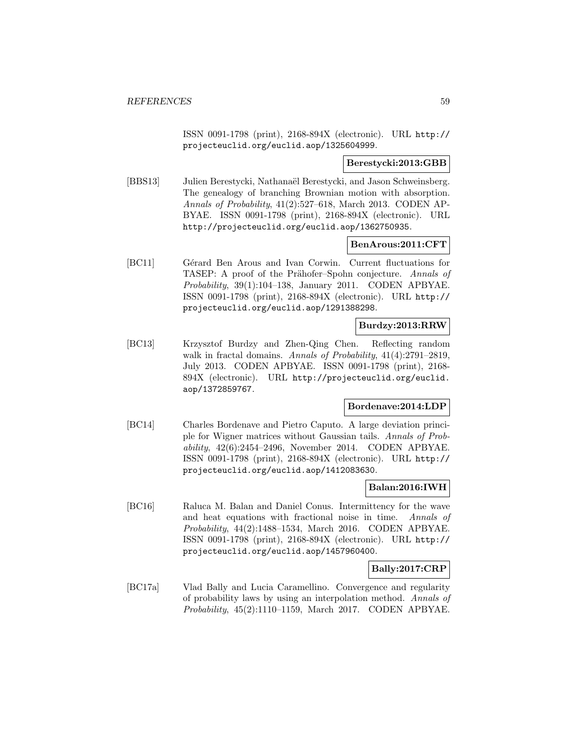ISSN 0091-1798 (print), 2168-894X (electronic). URL http://projecteuclid.org/euclid.aop/1325604999.

**Berestycki:2013:GBB**

[BBS13] Julien Berestycki, Nathanaël Berestycki, and Jason Schweinsberg. The genealogy of branching Brownian motion with absorption. *Annals of Probability*, 41(2):527–618, March 2013. CODEN APBYAE. ISSN 0091-1798 (print), 2168-894X (electronic). URL http://projecteuclid.org/euclid.aop/1362750935.

**BenArous:2011:CFT**

[BC11] Gérard Ben Arous and Ivan Corwin. Current fluctuations for TASEP: A proof of the Prähofer–Spohn conjecture. *Annals of Probability*, 39(1):104–138, January 2011. CODEN APBYAE. ISSN 0091-1798 (print), 2168-894X (electronic). URL http://projecteuclid.org/euclid.aop/1291388298.

**Burdzy:2013:RRW**

[BC13] Krzysztof Burdzy and Zhen-Qing Chen. Reflecting random walk in fractal domains. *Annals of Probability*, 41(4):2791–2819, July 2013. CODEN APBYAE. ISSN 0091-1798 (print), 2168-894X (electronic). URL http://projecteuclid.org/euclid.aop/1372859767.

**Bordenave:2014:LDP**

[BC14] Charles Bordenave and Pietro Caputo. A large deviation principle for Wigner matrices without Gaussian tails. *Annals of Probability*, 42(6):2454–2496, November 2014. CODEN APBYAE. ISSN 0091-1798 (print), 2168-894X (electronic). URL http://projecteuclid.org/euclid.aop/1412083630.

**Balan:2016:IWH**

[BC16] Raluca M. Balan and Daniel Conus. Intermittency for the wave and heat equations with fractional noise in time. *Annals of Probability*, 44(2):1488–1534, March 2016. CODEN APBYAE. ISSN 0091-1798 (print), 2168-894X (electronic). URL http://projecteuclid.org/euclid.aop/1457960400.

**Bally:2017:CRP**

[BC17a] Vlad Bally and Lucia Caramellino. Convergence and regularity of probability laws by using an interpolation method. *Annals of Probability*, 45(2):1110–1159, March 2017. CODEN APBYAE.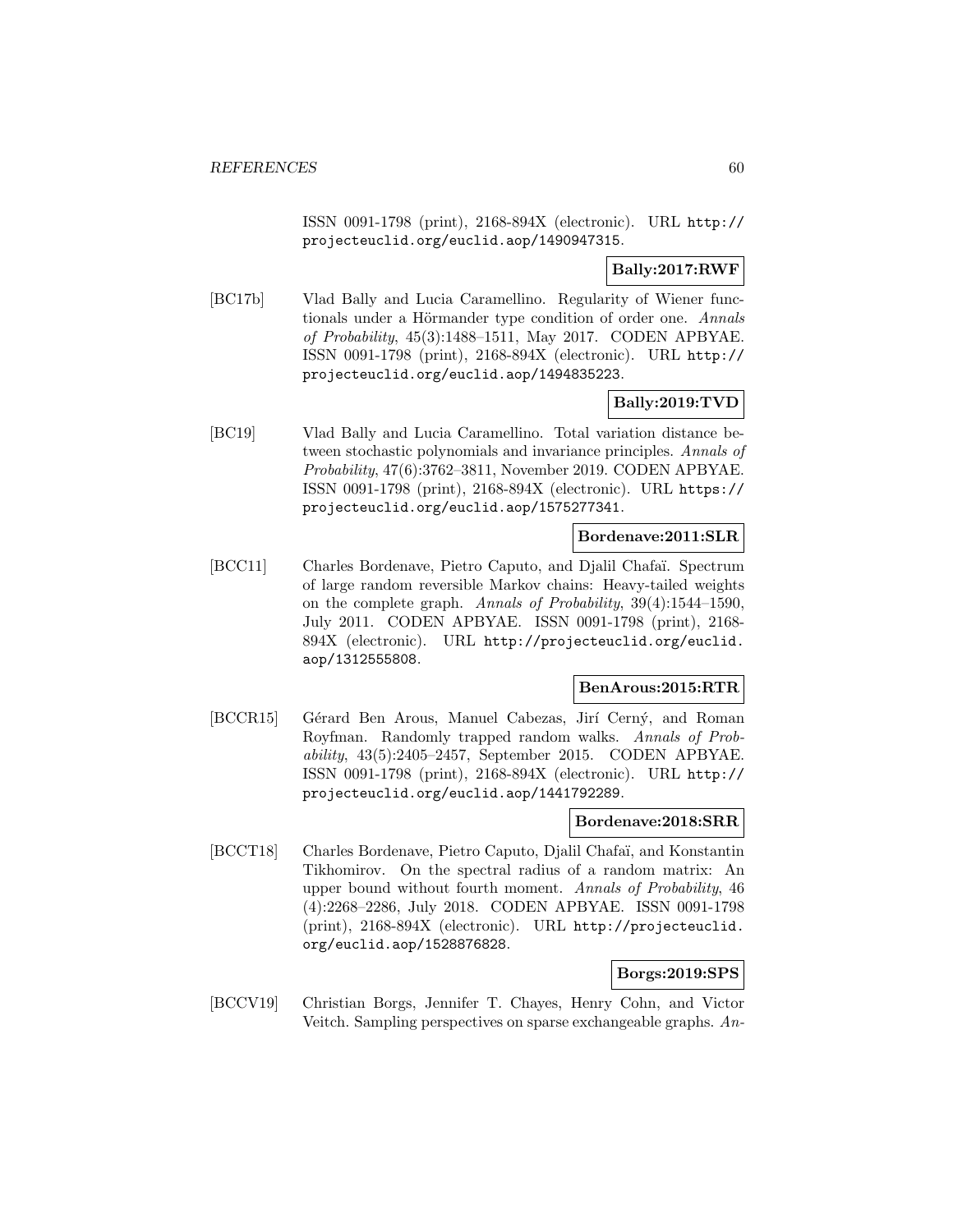ISSN 0091-1798 (print), 2168-894X (electronic). URL http://projecteuclid.org/euclid.aop/1490947315.

**Bally:2017:RWF**

[BC17b] Vlad Bally and Lucia Caramellino. Regularity of Wiener functionals under a Hörmander type condition of order one. *Annals of Probability*, 45(3):1488–1511, May 2017. CODEN APBYAE. ISSN 0091-1798 (print), 2168-894X (electronic). URL http://projecteuclid.org/euclid.aop/1494835223.

**Bally:2019:TVD**

[BC19] Vlad Bally and Lucia Caramellino. Total variation distance between stochastic polynomials and invariance principles. *Annals of Probability*, 47(6):3762–3811, November 2019. CODEN APBYAE. ISSN 0091-1798 (print), 2168-894X (electronic). URL https://projecteuclid.org/euclid.aop/1575277341.

**Bordenave:2011:SLR**

[BCC11] Charles Bordenave, Pietro Caputo, and Djalil Chafaï. Spectrum of large random reversible Markov chains: Heavy-tailed weights on the complete graph. *Annals of Probability*, 39(4):1544–1590, July 2011. CODEN APBYAE. ISSN 0091-1798 (print), 2168-894X (electronic). URL http://projecteuclid.org/euclid.aop/1312555808.

**BenArous:2015:RTR**

[BCCR15] Gérard Ben Arous, Manuel Cabezas, Jirí Cerný, and Roman Royfman. Randomly trapped random walks. *Annals of Probability*, 43(5):2405–2457, September 2015. CODEN APBYAE. ISSN 0091-1798 (print), 2168-894X (electronic). URL http://projecteuclid.org/euclid.aop/1441792289.

**Bordenave:2018:SRR**

[BCCT18] Charles Bordenave, Pietro Caputo, Djalil Chafaï, and Konstantin Tikhomirov. On the spectral radius of a random matrix: An upper bound without fourth moment. *Annals of Probability*, 46(4):2268–2286, July 2018. CODEN APBYAE. ISSN 0091-1798 (print), 2168-894X (electronic). URL http://projecteuclid.org/euclid.aop/1528876828.

**Borgs:2019:SPS**

[BCCV19] Christian Borgs, Jennifer T. Chayes, Henry Cohn, and Victor Veitch. Sampling perspectives on sparse exchangeable graphs. *An-*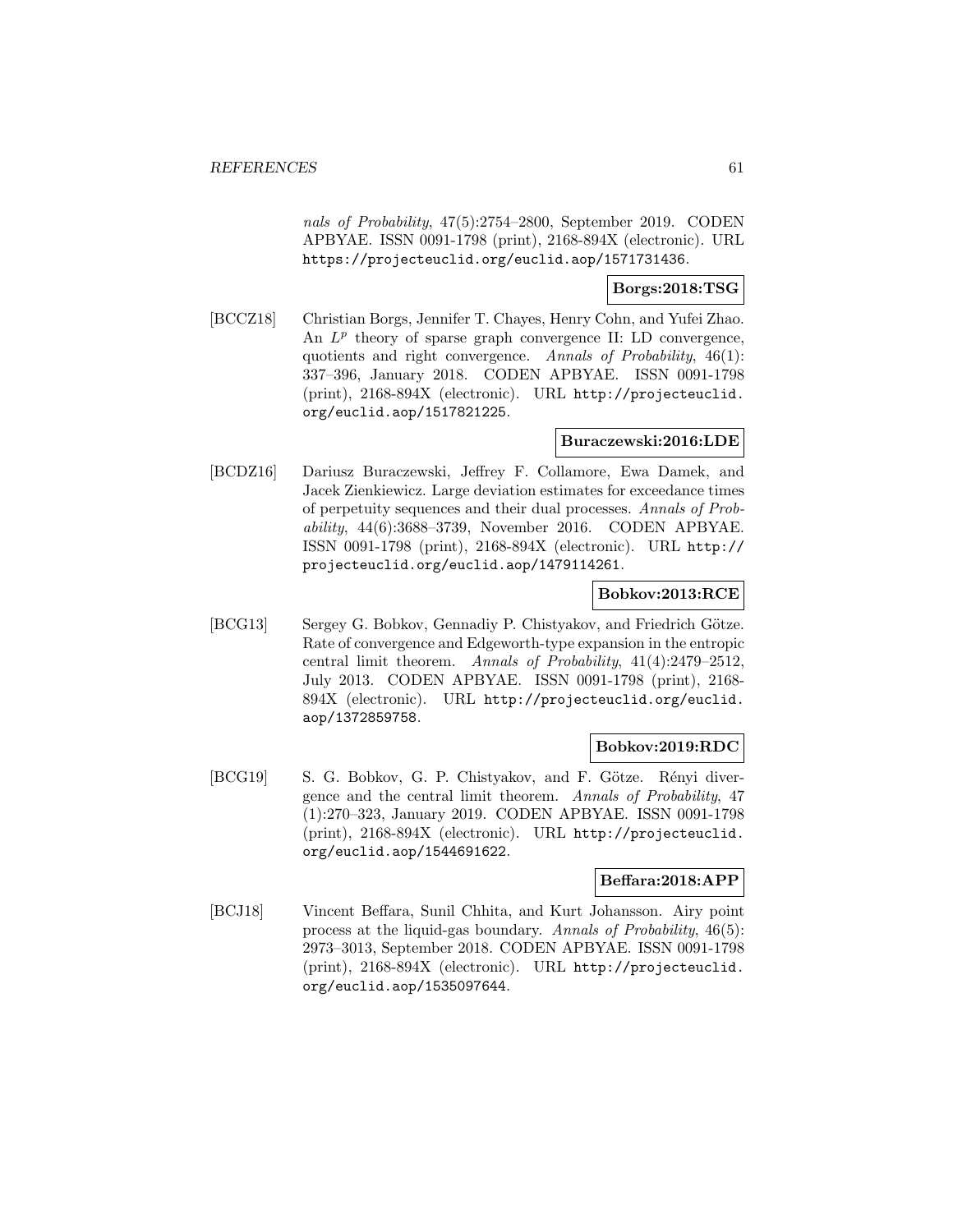*nals of Probability*, 47(5):2754–2800, September 2019. CODEN APBYAE. ISSN 0091-1798 (print), 2168-894X (electronic). URL https://projecteuclid.org/euclid.aop/1571731436.

**Borgs:2018:TSG**

[BCCZ18] Christian Borgs, Jennifer T. Chayes, Henry Cohn, and Yufei Zhao. An $L^p$ theory of sparse graph convergence II: LD convergence, quotients and right convergence. *Annals of Probability*, 46(1): 337–396, January 2018. CODEN APBYAE. ISSN 0091-1798 (print), 2168-894X (electronic). URL http://projecteuclid.org/euclid.aop/1517821225.

**Buraczewski:2016:LDE**

[BCDZ16] Dariusz Buraczewski, Jeffrey F. Collamore, Ewa Damek, and Jacek Zienkiewicz. Large deviation estimates for exceedance times of perpetuity sequences and their dual processes. *Annals of Probability*, 44(6):3688–3739, November 2016. CODEN APBYAE. ISSN 0091-1798 (print), 2168-894X (electronic). URL http://projecteuclid.org/euclid.aop/1479114261.

**Bobkov:2013:RCE**

[BCG13] Sergey G. Bobkov, Gennadiy P. Chistyakov, and Friedrich Götze. Rate of convergence and Edgeworth-type expansion in the entropic central limit theorem. *Annals of Probability*, 41(4):2479–2512, July 2013. CODEN APBYAE. ISSN 0091-1798 (print), 2168-894X (electronic). URL http://projecteuclid.org/euclid.aop/1372859758.

**Bobkov:2019:RDC**

[BCG19] S. G. Bobkov, G. P. Chistyakov, and F. Götze. Rényi divergence and the central limit theorem. *Annals of Probability*, 47 (1):270–323, January 2019. CODEN APBYAE. ISSN 0091-1798 (print), 2168-894X (electronic). URL http://projecteuclid.org/euclid.aop/1544691622.

**Beffara:2018:APP**

[BCJ18] Vincent Beffara, Sunil Chhita, and Kurt Johansson. Airy point process at the liquid-gas boundary. *Annals of Probability*, 46(5): 2973–3013, September 2018. CODEN APBYAE. ISSN 0091-1798 (print), 2168-894X (electronic). URL http://projecteuclid.org/euclid.aop/1535097644.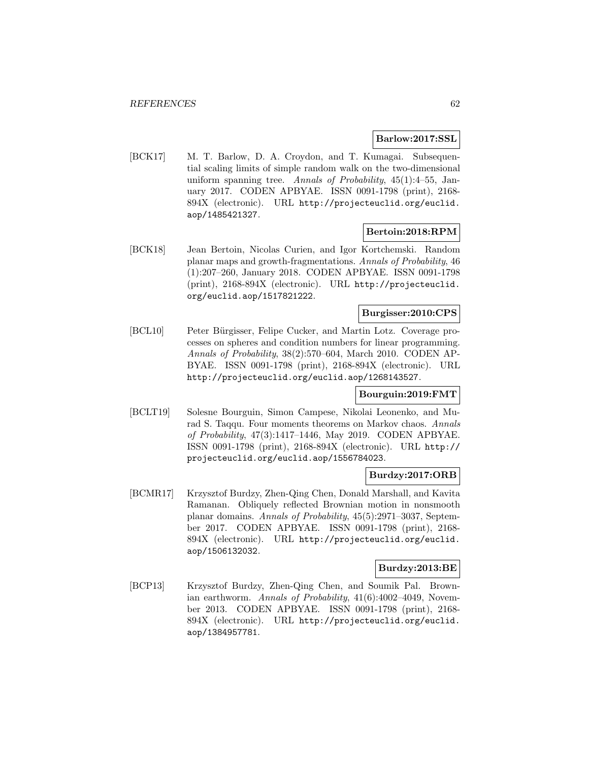**Barlow:2017:SSL**

[BCK17] M. T. Barlow, D. A. Croydon, and T. Kumagai. Subsequential scaling limits of simple random walk on the two-dimensional uniform spanning tree. *Annals of Probability*, 45(1):4–55, January 2017. CODEN APBYAE. ISSN 0091-1798 (print), 2168-894X (electronic). URL http://projecteuclid.org/euclid.aop/1485421327.

**Bertoin:2018:RPM**

[BCK18] Jean Bertoin, Nicolas Curien, and Igor Kortchemski. Random planar maps and growth-fragmentations. *Annals of Probability*, 46 (1):207–260, January 2018. CODEN APBYAE. ISSN 0091-1798 (print), 2168-894X (electronic). URL http://projecteuclid.org/euclid.aop/1517821222.

**Burgisser:2010:CPS**

[BCL10] Peter Bürgisser, Felipe Cucker, and Martin Lotz. Coverage processes on spheres and condition numbers for linear programming. *Annals of Probability*, 38(2):570–604, March 2010. CODEN APBYAE. ISSN 0091-1798 (print), 2168-894X (electronic). URL http://projecteuclid.org/euclid.aop/1268143527.

**Bourguin:2019:FMT**

[BCLT19] Solesne Bourguin, Simon Campese, Nikolai Leonenko, and Murad S. Taqqu. Four moments theorems on Markov chaos. *Annals of Probability*, 47(3):1417–1446, May 2019. CODEN APBYAE. ISSN 0091-1798 (print), 2168-894X (electronic). URL http://projecteuclid.org/euclid.aop/1556784023.

**Burdzy:2017:ORB**

[BCMR17] Krzysztof Burdzy, Zhen-Qing Chen, Donald Marshall, and Kavita Ramanan. Obliquely reflected Brownian motion in nonsmooth planar domains. *Annals of Probability*, 45(5):2971–3037, September 2017. CODEN APBYAE. ISSN 0091-1798 (print), 2168-894X (electronic). URL http://projecteuclid.org/euclid.aop/1506132032.

**Burdzy:2013:BE**

[BCP13] Krzysztof Burdzy, Zhen-Qing Chen, and Soumik Pal. Brownian earthworm. *Annals of Probability*, 41(6):4002–4049, November 2013. CODEN APBYAE. ISSN 0091-1798 (print), 2168-894X (electronic). URL http://projecteuclid.org/euclid.aop/1384957781.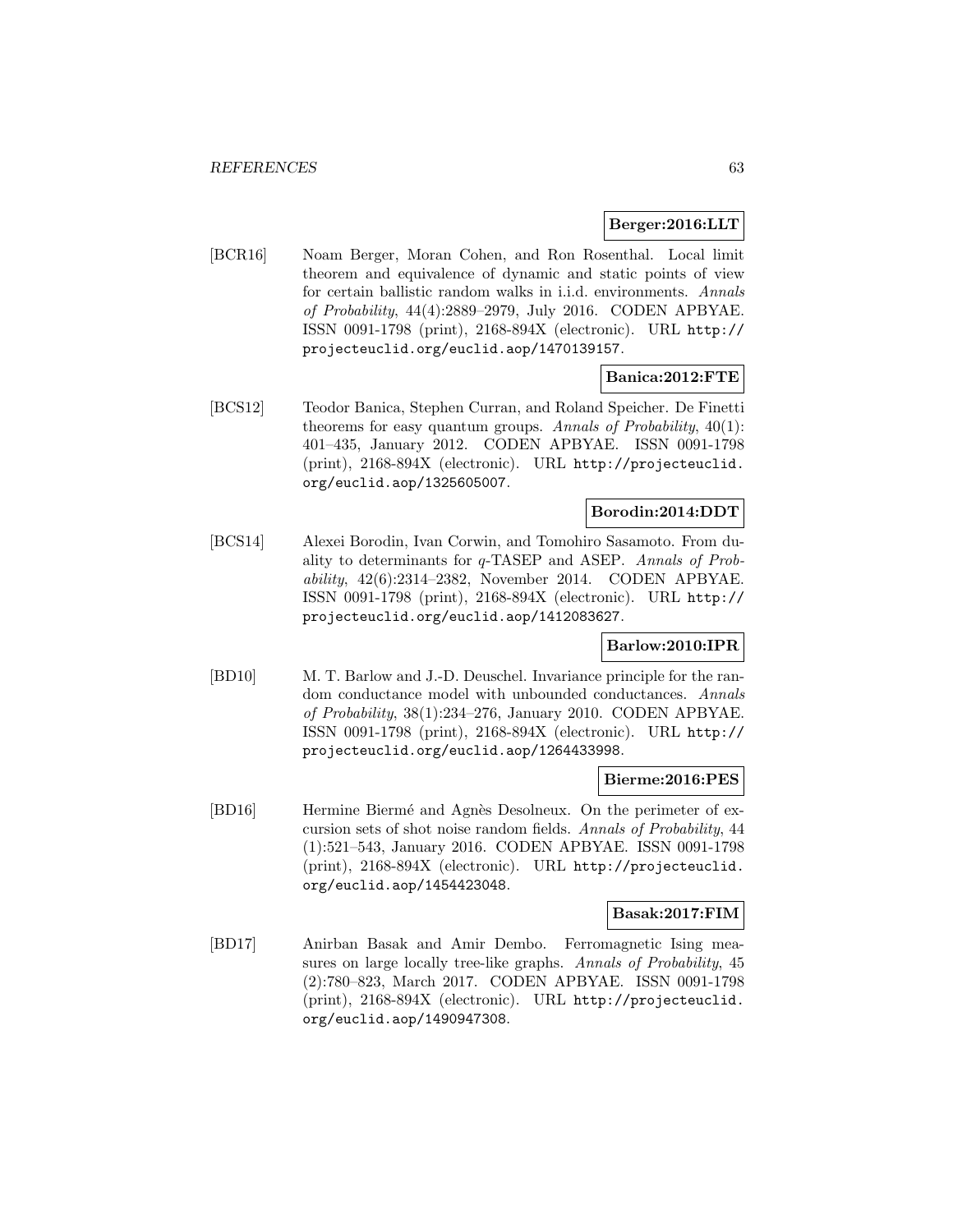**Berger:2016:LLT**

[BCR16] Noam Berger, Moran Cohen, and Ron Rosenthal. Local limit theorem and equivalence of dynamic and static points of view for certain ballistic random walks in i.i.d. environments. *Annals of Probability*, 44(4):2889–2979, July 2016. CODEN APBYAE. ISSN 0091-1798 (print), 2168-894X (electronic). URL http://projecteuclid.org/euclid.aop/1470139157.

**Banica:2012:FTE**

[BCS12] Teodor Banica, Stephen Curran, and Roland Speicher. De Finetti theorems for easy quantum groups. *Annals of Probability*, 40(1): 401–435, January 2012. CODEN APBYAE. ISSN 0091-1798 (print), 2168-894X (electronic). URL http://projecteuclid.org/euclid.aop/1325605007.

**Borodin:2014:DDT**

[BCS14] Alexei Borodin, Ivan Corwin, and Tomohiro Sasamoto. From duality to determinants for $q$-TASEP and ASEP. *Annals of Probability*, 42(6):2314–2382, November 2014. CODEN APBYAE. ISSN 0091-1798 (print), 2168-894X (electronic). URL http://projecteuclid.org/euclid.aop/1412083627.

**Barlow:2010:IPR**

[BD10] M. T. Barlow and J.-D. Deuschel. Invariance principle for the random conductance model with unbounded conductances. *Annals of Probability*, 38(1):234–276, January 2010. CODEN APBYAE. ISSN 0091-1798 (print), 2168-894X (electronic). URL http://projecteuclid.org/euclid.aop/1264433998.

**Bierme:2016:PES**

[BD16] Hermine Biermé and Agnès Desolneux. On the perimeter of excursion sets of shot noise random fields. *Annals of Probability*, 44 (1):521–543, January 2016. CODEN APBYAE. ISSN 0091-1798 (print), 2168-894X (electronic). URL http://projecteuclid.org/euclid.aop/1454423048.

**Basak:2017:FIM**

[BD17] Anirban Basak and Amir Dembo. Ferromagnetic Ising measures on large locally tree-like graphs. *Annals of Probability*, 45 (2):780–823, March 2017. CODEN APBYAE. ISSN 0091-1798 (print), 2168-894X (electronic). URL http://projecteuclid.org/euclid.aop/1490947308.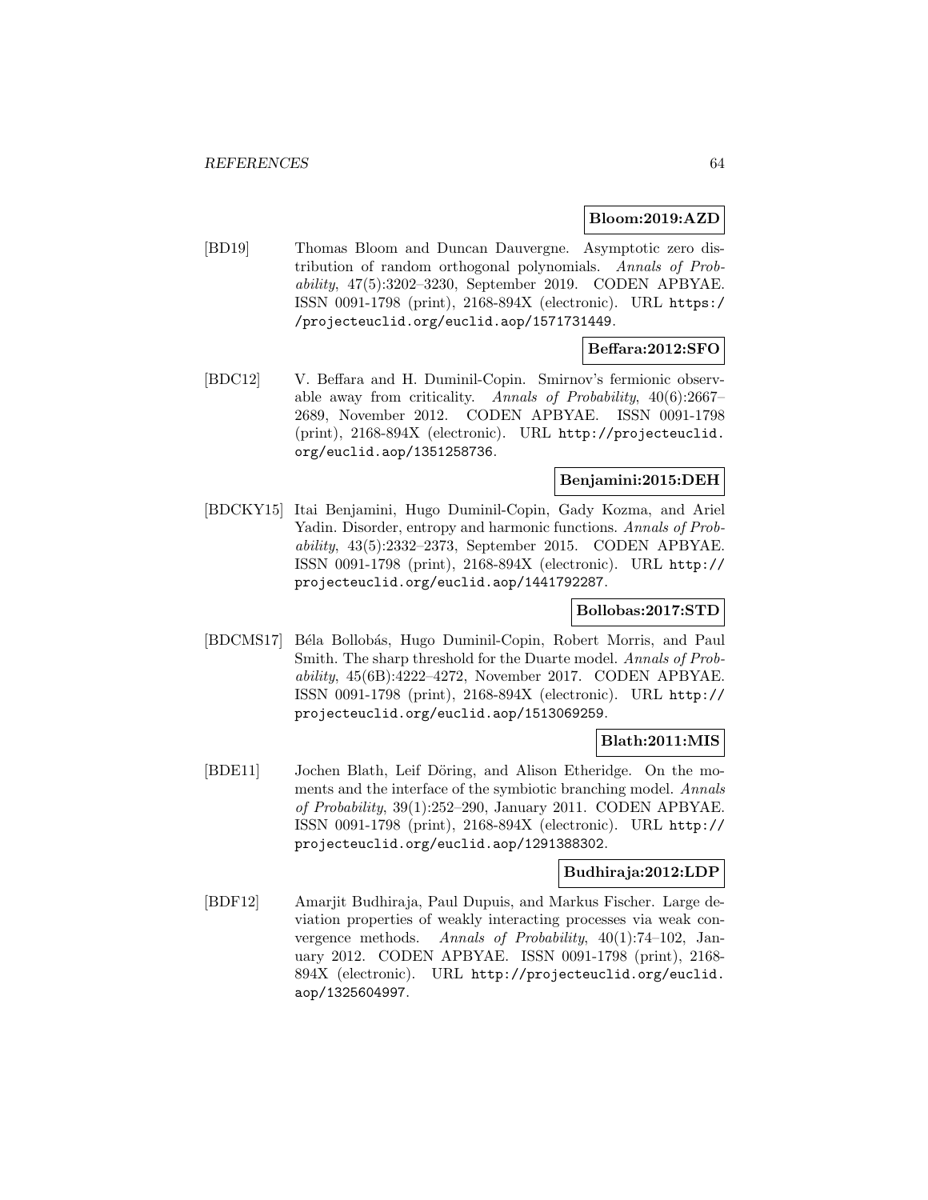**Bloom:2019:AZD**

[BD19] Thomas Bloom and Duncan Dauvergne. Asymptotic zero distribution of random orthogonal polynomials. *Annals of Probability*, 47(5):3202–3230, September 2019. CODEN APBYAE. ISSN 0091-1798 (print), 2168-894X (electronic). URL https://projecteuclid.org/euclid.aop/1571731449.

**Beffara:2012:SFO**

[BDC12] V. Beffara and H. Duminil-Copin. Smirnov's fermionic observable away from criticality. *Annals of Probability*, 40(6):2667–2689, November 2012. CODEN APBYAE. ISSN 0091-1798 (print), 2168-894X (electronic). URL http://projecteuclid.org/euclid.aop/1351258736.

**Benjamini:2015:DEH**

[BDCKY15] Itai Benjamini, Hugo Duminil-Copin, Gady Kozma, and Ariel Yadin. Disorder, entropy and harmonic functions. *Annals of Probability*, 43(5):2332–2373, September 2015. CODEN APBYAE. ISSN 0091-1798 (print), 2168-894X (electronic). URL http://projecteuclid.org/euclid.aop/1441792287.

**Bollobas:2017:STD**

[BDCMS17] Béla Bollobás, Hugo Duminil-Copin, Robert Morris, and Paul Smith. The sharp threshold for the Duarte model. *Annals of Probability*, 45(6B):4222–4272, November 2017. CODEN APBYAE. ISSN 0091-1798 (print), 2168-894X (electronic). URL http://projecteuclid.org/euclid.aop/1513069259.

**Blath:2011:MIS**

[BDE11] Jochen Blath, Leif Döring, and Alison Etheridge. On the moments and the interface of the symbiotic branching model. *Annals of Probability*, 39(1):252–290, January 2011. CODEN APBYAE. ISSN 0091-1798 (print), 2168-894X (electronic). URL http://projecteuclid.org/euclid.aop/1291388302.

**Budhiraja:2012:LDP**

[BDF12] Amarjit Budhiraja, Paul Dupuis, and Markus Fischer. Large deviation properties of weakly interacting processes via weak convergence methods. *Annals of Probability*, 40(1):74–102, January 2012. CODEN APBYAE. ISSN 0091-1798 (print), 2168-894X (electronic). URL http://projecteuclid.org/euclid.aop/1325604997.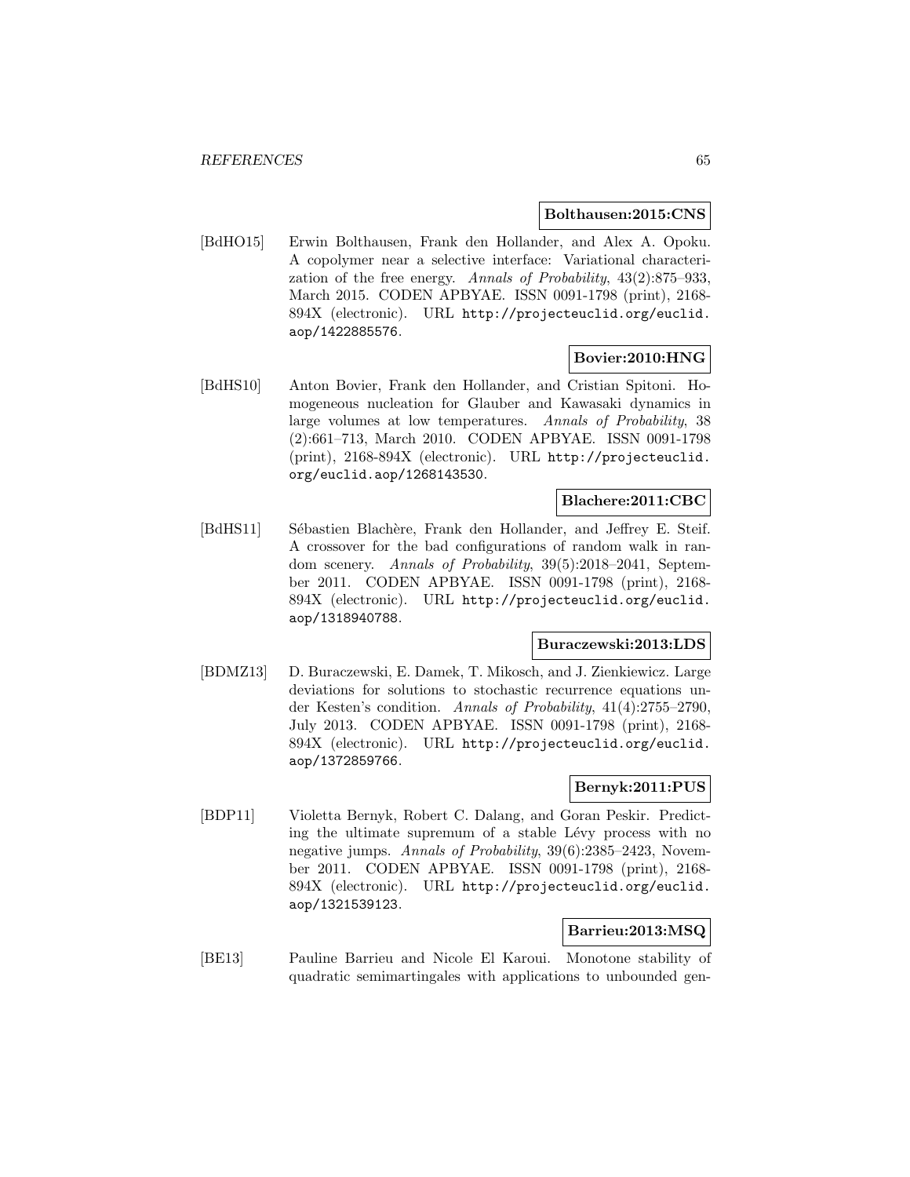**Bolthausen:2015:CNS**

[BdHO15] Erwin Bolthausen, Frank den Hollander, and Alex A. Opoku. A copolymer near a selective interface: Variational characterization of the free energy. *Annals of Probability*, 43(2):875–933, March 2015. CODEN APBYAE. ISSN 0091-1798 (print), 2168-894X (electronic). URL http://projecteuclid.org/euclid.aop/1422885576.

**Bovier:2010:HNG**

[BdHS10] Anton Bovier, Frank den Hollander, and Cristian Spitoni. Homogeneous nucleation for Glauber and Kawasaki dynamics in large volumes at low temperatures. *Annals of Probability*, 38 (2):661–713, March 2010. CODEN APBYAE. ISSN 0091-1798 (print), 2168-894X (electronic). URL http://projecteuclid.org/euclid.aop/1268143530.

**Blachere:2011:CBC**

[BdHS11] Sébastien Blachère, Frank den Hollander, and Jeffrey E. Steif. A crossover for the bad configurations of random walk in random scenery. *Annals of Probability*, 39(5):2018–2041, September 2011. CODEN APBYAE. ISSN 0091-1798 (print), 2168-894X (electronic). URL http://projecteuclid.org/euclid.aop/1318940788.

**Buraczewski:2013:LDS**

[BDMZ13] D. Buraczewski, E. Damek, T. Mikosch, and J. Zienkiewicz. Large deviations for solutions to stochastic recurrence equations under Kesten's condition. *Annals of Probability*, 41(4):2755–2790, July 2013. CODEN APBYAE. ISSN 0091-1798 (print), 2168-894X (electronic). URL http://projecteuclid.org/euclid.aop/1372859766.

**Bernyk:2011:PUS**

[BDP11] Violetta Bernyk, Robert C. Dalang, and Goran Peskir. Predicting the ultimate supremum of a stable Lévy process with no negative jumps. *Annals of Probability*, 39(6):2385–2423, November 2011. CODEN APBYAE. ISSN 0091-1798 (print), 2168-894X (electronic). URL http://projecteuclid.org/euclid.aop/1321539123.

**Barrieu:2013:MSQ**

[BE13] Pauline Barrieu and Nicole El Karoui. Monotone stability of quadratic semimartingales with applications to unbounded gen-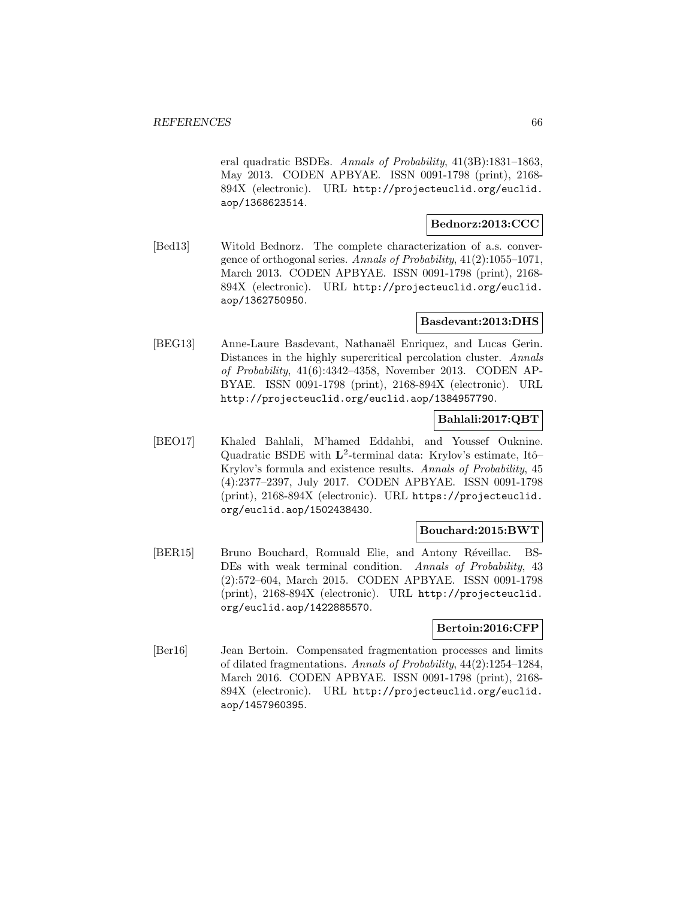eral quadratic BSDEs. *Annals of Probability*, 41(3B):1831–1863, May 2013. CODEN APBYAE. ISSN 0091-1798 (print), 2168-894X (electronic). URL http://projecteuclid.org/euclid.aop/1368623514.

**Bednorz:2013:CCC**

[Bed13] Witold Bednorz. The complete characterization of a.s. convergence of orthogonal series. *Annals of Probability*, 41(2):1055–1071, March 2013. CODEN APBYAE. ISSN 0091-1798 (print), 2168-894X (electronic). URL http://projecteuclid.org/euclid.aop/1362750950.

**Basdevant:2013:DHS**

[BEG13] Anne-Laure Basdevant, Nathanaël Enriquez, and Lucas Gerin. Distances in the highly supercritical percolation cluster. *Annals of Probability*, 41(6):4342–4358, November 2013. CODEN APBYAE. ISSN 0091-1798 (print), 2168-894X (electronic). URL http://projecteuclid.org/euclid.aop/1384957790.

**Bahlali:2017:QBT**

[BEO17] Khaled Bahlali, M'hamed Eddahbi, and Youssef Ouknine. Quadratic BSDE with $\mathbf{L}^2$-terminal data: Krylov's estimate, Itô–Krylov's formula and existence results. *Annals of Probability*, 45 (4):2377–2397, July 2017. CODEN APBYAE. ISSN 0091-1798 (print), 2168-894X (electronic). URL https://projecteuclid.org/euclid.aop/1502438430.

**Bouchard:2015:BWT**

[BER15] Bruno Bouchard, Romuald Elie, and Antony Réveillac. BSDEs with weak terminal condition. *Annals of Probability*, 43 (2):572–604, March 2015. CODEN APBYAE. ISSN 0091-1798 (print), 2168-894X (electronic). URL http://projecteuclid.org/euclid.aop/1422885570.

**Bertoin:2016:CFP**

[Ber16] Jean Bertoin. Compensated fragmentation processes and limits of dilated fragmentations. *Annals of Probability*, 44(2):1254–1284, March 2016. CODEN APBYAE. ISSN 0091-1798 (print), 2168-894X (electronic). URL http://projecteuclid.org/euclid.aop/1457960395.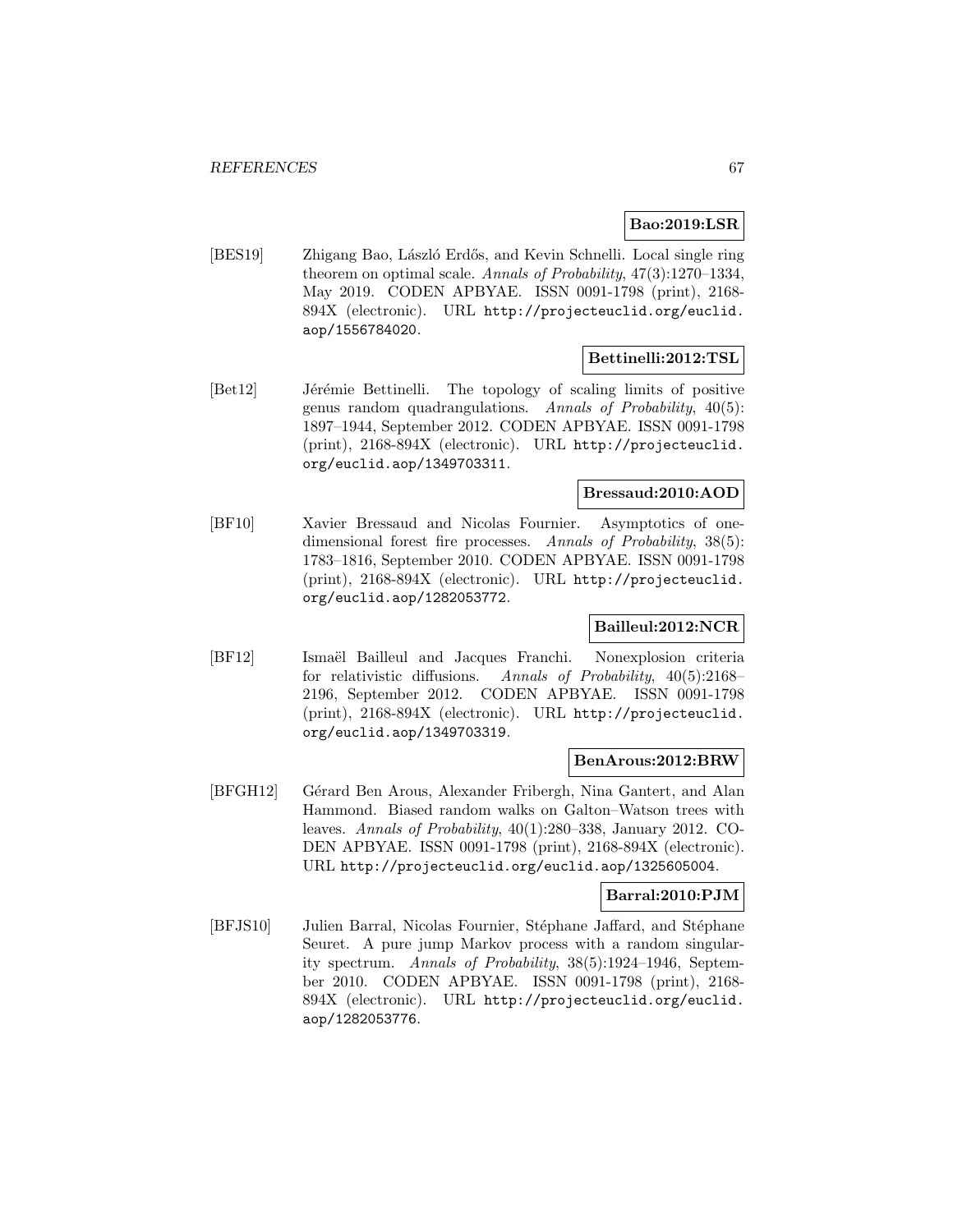**Bao:2019:LSR**

[BES19] Zhigang Bao, László Erdős, and Kevin Schnelli. Local single ring theorem on optimal scale. *Annals of Probability*, 47(3):1270–1334, May 2019. CODEN APBYAE. ISSN 0091-1798 (print), 2168-894X (electronic). URL http://projecteuclid.org/euclid.aop/1556784020.

**Bettinelli:2012:TSL**

[Bet12] Jérémie Bettinelli. The topology of scaling limits of positive genus random quadrangulations. *Annals of Probability*, 40(5): 1897–1944, September 2012. CODEN APBYAE. ISSN 0091-1798 (print), 2168-894X (electronic). URL http://projecteuclid.org/euclid.aop/1349703311.

**Bressaud:2010:AOD**

[BF10] Xavier Bressaud and Nicolas Fournier. Asymptotics of one-dimensional forest fire processes. *Annals of Probability*, 38(5): 1783–1816, September 2010. CODEN APBYAE. ISSN 0091-1798 (print), 2168-894X (electronic). URL http://projecteuclid.org/euclid.aop/1282053772.

**Bailleul:2012:NCR**

[BF12] Ismaël Bailleul and Jacques Franchi. Nonexplosion criteria for relativistic diffusions. *Annals of Probability*, 40(5):2168–2196, September 2012. CODEN APBYAE. ISSN 0091-1798 (print), 2168-894X (electronic). URL http://projecteuclid.org/euclid.aop/1349703319.

**BenArous:2012:BRW**

[BFGH12] Gérard Ben Arous, Alexander Fribergh, Nina Gantert, and Alan Hammond. Biased random walks on Galton–Watson trees with leaves. *Annals of Probability*, 40(1):280–338, January 2012. CODEN APBYAE. ISSN 0091-1798 (print), 2168-894X (electronic). URL http://projecteuclid.org/euclid.aop/1325605004.

**Barral:2010:PJM**

[BFJS10] Julien Barral, Nicolas Fournier, Stéphane Jaffard, and Stéphane Seuret. A pure jump Markov process with a random singularity spectrum. *Annals of Probability*, 38(5):1924–1946, September 2010. CODEN APBYAE. ISSN 0091-1798 (print), 2168-894X (electronic). URL http://projecteuclid.org/euclid.aop/1282053776.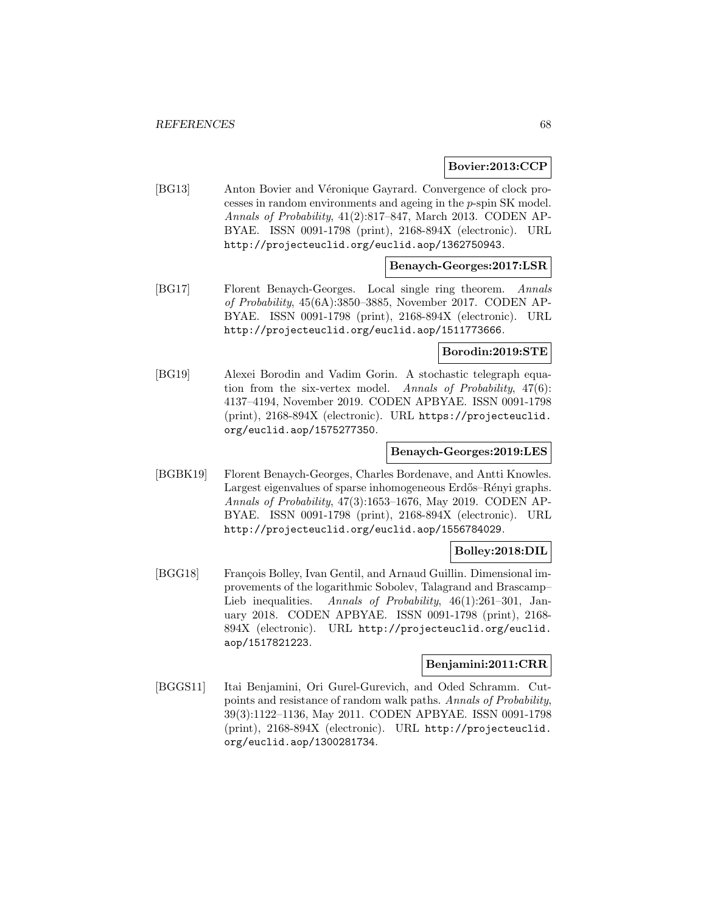**Bovier:2013:CCP**

[BG13] Anton Bovier and Véronique Gayrard. Convergence of clock processes in random environments and ageing in the $p$-spin SK model. *Annals of Probability*, 41(2):817–847, March 2013. CODEN APBYAE. ISSN 0091-1798 (print), 2168-894X (electronic). URL http://projecteuclid.org/euclid.aop/1362750943.

**Benaych-Georges:2017:LSR**

[BG17] Florent Benaych-Georges. Local single ring theorem. *Annals of Probability*, 45(6A):3850–3885, November 2017. CODEN APBYAE. ISSN 0091-1798 (print), 2168-894X (electronic). URL http://projecteuclid.org/euclid.aop/1511773666.

**Borodin:2019:STE**

[BG19] Alexei Borodin and Vadim Gorin. A stochastic telegraph equation from the six-vertex model. *Annals of Probability*, 47(6): 4137–4194, November 2019. CODEN APBYAE. ISSN 0091-1798 (print), 2168-894X (electronic). URL https://projecteuclid.org/euclid.aop/1575277350.

**Benaych-Georges:2019:LES**

[BGBK19] Florent Benaych-Georges, Charles Bordenave, and Antti Knowles. Largest eigenvalues of sparse inhomogeneous Erdős–Rényi graphs. *Annals of Probability*, 47(3):1653–1676, May 2019. CODEN APBYAE. ISSN 0091-1798 (print), 2168-894X (electronic). URL http://projecteuclid.org/euclid.aop/1556784029.

**Bolley:2018:DIL**

[BGG18] François Bolley, Ivan Gentil, and Arnaud Guillin. Dimensional improvements of the logarithmic Sobolev, Talagrand and Brascamp–Lieb inequalities. *Annals of Probability*, 46(1):261–301, January 2018. CODEN APBYAE. ISSN 0091-1798 (print), 2168-894X (electronic). URL http://projecteuclid.org/euclid.aop/1517821223.

**Benjamini:2011:CRR**

[BGGS11] Itai Benjamini, Ori Gurel-Gurevich, and Oded Schramm. Cutpoints and resistance of random walk paths. *Annals of Probability*, 39(3):1122–1136, May 2011. CODEN APBYAE. ISSN 0091-1798 (print), 2168-894X (electronic). URL http://projecteuclid.org/euclid.aop/1300281734.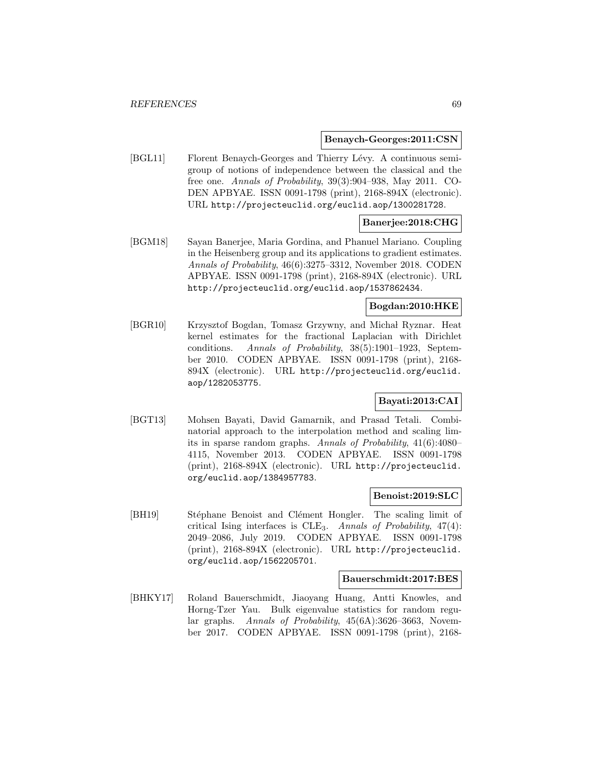**Benaych-Georges:2011:CSN**

[BGL11] Florent Benaych-Georges and Thierry Lévy. A continuous semigroup of notions of independence between the classical and the free one. *Annals of Probability*, 39(3):904–938, May 2011. CODEN APBYAE. ISSN 0091-1798 (print), 2168-894X (electronic). URL `http://projecteuclid.org/euclid.aop/1300281728`.

**Banerjee:2018:CHG**

[BGM18] Sayan Banerjee, Maria Gordina, and Phanuel Mariano. Coupling in the Heisenberg group and its applications to gradient estimates. *Annals of Probability*, 46(6):3275–3312, November 2018. CODEN APBYAE. ISSN 0091-1798 (print), 2168-894X (electronic). URL `http://projecteuclid.org/euclid.aop/1537862434`.

**Bogdan:2010:HKE**

[BGR10] Krzysztof Bogdan, Tomasz Grzywny, and Michał Ryznar. Heat kernel estimates for the fractional Laplacian with Dirichlet conditions. *Annals of Probability*, 38(5):1901–1923, September 2010. CODEN APBYAE. ISSN 0091-1798 (print), 2168-894X (electronic). URL `http://projecteuclid.org/euclid.aop/1282053775`.

**Bayati:2013:CAI**

[BGT13] Mohsen Bayati, David Gamarnik, and Prasad Tetali. Combinatorial approach to the interpolation method and scaling limits in sparse random graphs. *Annals of Probability*, 41(6):4080–4115, November 2013. CODEN APBYAE. ISSN 0091-1798 (print), 2168-894X (electronic). URL `http://projecteuclid.org/euclid.aop/1384957783`.

**Benoist:2019:SLC**

[BH19] Stéphane Benoist and Clément Hongler. The scaling limit of critical Ising interfaces is $\mathrm{CLE}_3$. *Annals of Probability*, 47(4): 2049–2086, July 2019. CODEN APBYAE. ISSN 0091-1798 (print), 2168-894X (electronic). URL `http://projecteuclid.org/euclid.aop/1562205701`.

**Bauerschmidt:2017:BES**

[BHKY17] Roland Bauerschmidt, Jiaoyang Huang, Antti Knowles, and Horng-Tzer Yau. Bulk eigenvalue statistics for random regular graphs. *Annals of Probability*, 45(6A):3626–3663, November 2017. CODEN APBYAE. ISSN 0091-1798 (print), 2168-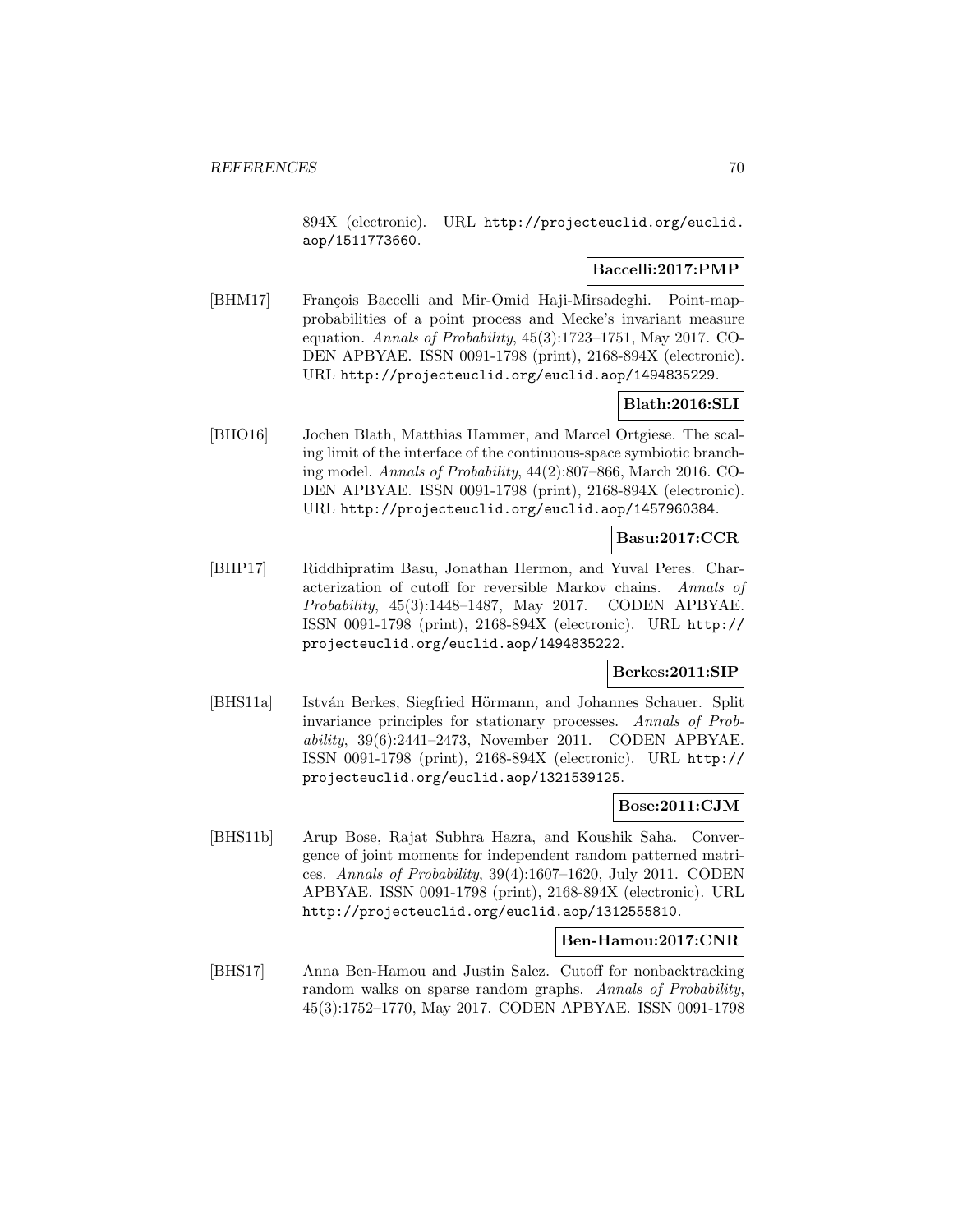894X (electronic). URL http://projecteuclid.org/euclid.aop/1511773660.

**Baccelli:2017:PMP**

[BHM17] François Baccelli and Mir-Omid Haji-Mirsadeghi. Point-map-probabilities of a point process and Mecke's invariant measure equation. *Annals of Probability*, 45(3):1723–1751, May 2017. CODEN APBYAE. ISSN 0091-1798 (print), 2168-894X (electronic). URL http://projecteuclid.org/euclid.aop/1494835229.

**Blath:2016:SLI**

[BHO16] Jochen Blath, Matthias Hammer, and Marcel Ortgiese. The scaling limit of the interface of the continuous-space symbiotic branching model. *Annals of Probability*, 44(2):807–866, March 2016. CODEN APBYAE. ISSN 0091-1798 (print), 2168-894X (electronic). URL http://projecteuclid.org/euclid.aop/1457960384.

**Basu:2017:CCR**

[BHP17] Riddhipratim Basu, Jonathan Hermon, and Yuval Peres. Characterization of cutoff for reversible Markov chains. *Annals of Probability*, 45(3):1448–1487, May 2017. CODEN APBYAE. ISSN 0091-1798 (print), 2168-894X (electronic). URL http://projecteuclid.org/euclid.aop/1494835222.

**Berkes:2011:SIP**

[BHS11a] István Berkes, Siegfried Hörmann, and Johannes Schauer. Split invariance principles for stationary processes. *Annals of Probability*, 39(6):2441–2473, November 2011. CODEN APBYAE. ISSN 0091-1798 (print), 2168-894X (electronic). URL http://projecteuclid.org/euclid.aop/1321539125.

**Bose:2011:CJM**

[BHS11b] Arup Bose, Rajat Subhra Hazra, and Koushik Saha. Convergence of joint moments for independent random patterned matrices. *Annals of Probability*, 39(4):1607–1620, July 2011. CODEN APBYAE. ISSN 0091-1798 (print), 2168-894X (electronic). URL http://projecteuclid.org/euclid.aop/1312555810.

**Ben-Hamou:2017:CNR**

[BHS17] Anna Ben-Hamou and Justin Salez. Cutoff for nonbacktracking random walks on sparse random graphs. *Annals of Probability*, 45(3):1752–1770, May 2017. CODEN APBYAE. ISSN 0091-1798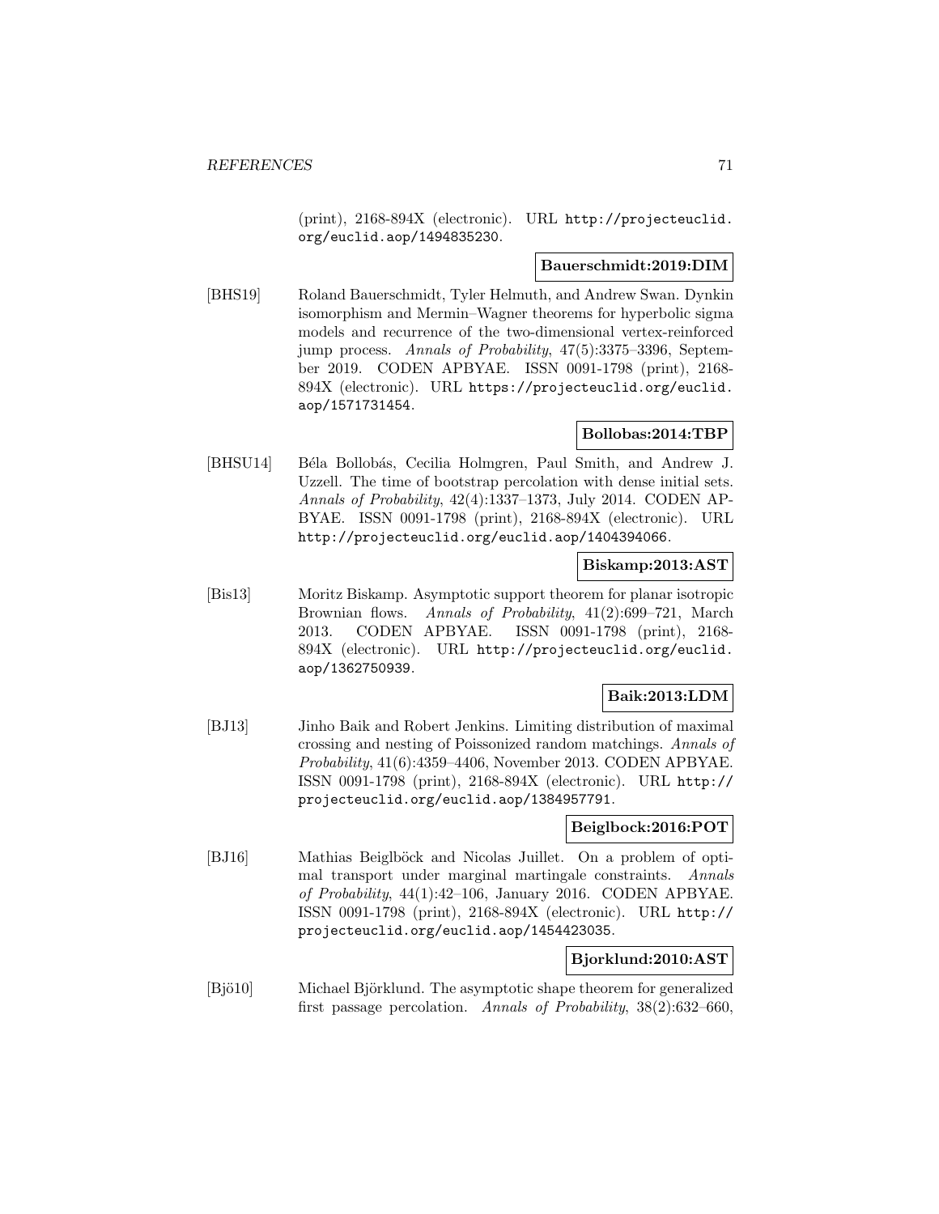(print), 2168-894X (electronic). URL http://projecteuclid.org/euclid.aop/1494835230.

**Bauerschmidt:2019:DIM**

[BHS19] Roland Bauerschmidt, Tyler Helmuth, and Andrew Swan. Dynkin isomorphism and Mermin–Wagner theorems for hyperbolic sigma models and recurrence of the two-dimensional vertex-reinforced jump process. *Annals of Probability*, 47(5):3375–3396, September 2019. CODEN APBYAE. ISSN 0091-1798 (print), 2168-894X (electronic). URL https://projecteuclid.org/euclid.aop/1571731454.

**Bollobas:2014:TBP**

[BHSU14] Béla Bollobás, Cecilia Holmgren, Paul Smith, and Andrew J. Uzzell. The time of bootstrap percolation with dense initial sets. *Annals of Probability*, 42(4):1337–1373, July 2014. CODEN APBYAE. ISSN 0091-1798 (print), 2168-894X (electronic). URL http://projecteuclid.org/euclid.aop/1404394066.

**Biskamp:2013:AST**

[Bis13] Moritz Biskamp. Asymptotic support theorem for planar isotropic Brownian flows. *Annals of Probability*, 41(2):699–721, March 2013. CODEN APBYAE. ISSN 0091-1798 (print), 2168-894X (electronic). URL http://projecteuclid.org/euclid.aop/1362750939.

**Baik:2013:LDM**

[BJ13] Jinho Baik and Robert Jenkins. Limiting distribution of maximal crossing and nesting of Poissonized random matchings. *Annals of Probability*, 41(6):4359–4406, November 2013. CODEN APBYAE. ISSN 0091-1798 (print), 2168-894X (electronic). URL http://projecteuclid.org/euclid.aop/1384957791.

**Beiglbock:2016:POT**

[BJ16] Mathias Beiglböck and Nicolas Juillet. On a problem of optimal transport under marginal martingale constraints. *Annals of Probability*, 44(1):42–106, January 2016. CODEN APBYAE. ISSN 0091-1798 (print), 2168-894X (electronic). URL http://projecteuclid.org/euclid.aop/1454423035.

**Bjorklund:2010:AST**

[Bjö10] Michael Björklund. The asymptotic shape theorem for generalized first passage percolation. *Annals of Probability*, 38(2):632–660,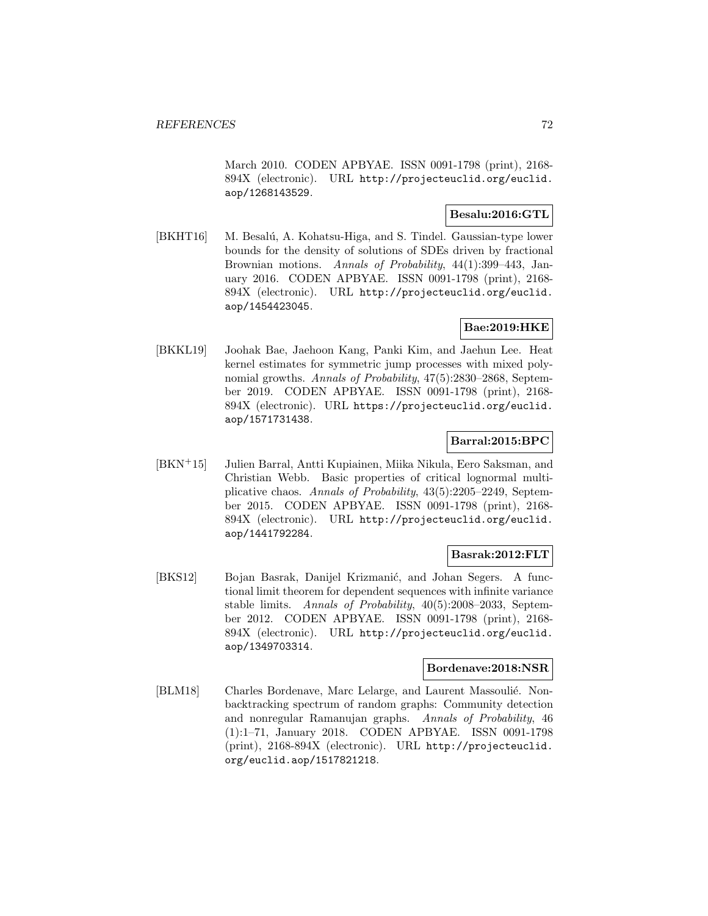March 2010. CODEN APBYAE. ISSN 0091-1798 (print), 2168-894X (electronic). URL http://projecteuclid.org/euclid.aop/1268143529.

**Besalu:2016:GTL**

[BKHT16] M. Besalú, A. Kohatsu-Higa, and S. Tindel. Gaussian-type lower bounds for the density of solutions of SDEs driven by fractional Brownian motions. *Annals of Probability*, 44(1):399–443, January 2016. CODEN APBYAE. ISSN 0091-1798 (print), 2168-894X (electronic). URL http://projecteuclid.org/euclid.aop/1454423045.

**Bae:2019:HKE**

[BKKL19] Joohak Bae, Jaehoon Kang, Panki Kim, and Jaehun Lee. Heat kernel estimates for symmetric jump processes with mixed polynomial growths. *Annals of Probability*, 47(5):2830–2868, September 2019. CODEN APBYAE. ISSN 0091-1798 (print), 2168-894X (electronic). URL https://projecteuclid.org/euclid.aop/1571731438.

**Barral:2015:BPC**

[BKN+15] Julien Barral, Antti Kupiainen, Miika Nikula, Eero Saksman, and Christian Webb. Basic properties of critical lognormal multiplicative chaos. *Annals of Probability*, 43(5):2205–2249, September 2015. CODEN APBYAE. ISSN 0091-1798 (print), 2168-894X (electronic). URL http://projecteuclid.org/euclid.aop/1441792284.

**Basrak:2012:FLT**

[BKS12] Bojan Basrak, Danijel Krizmanić, and Johan Segers. A functional limit theorem for dependent sequences with infinite variance stable limits. *Annals of Probability*, 40(5):2008–2033, September 2012. CODEN APBYAE. ISSN 0091-1798 (print), 2168-894X (electronic). URL http://projecteuclid.org/euclid.aop/1349703314.

**Bordenave:2018:NSR**

[BLM18] Charles Bordenave, Marc Lelarge, and Laurent Massoulié. Nonbacktracking spectrum of random graphs: Community detection and nonregular Ramanujan graphs. *Annals of Probability*, 46 (1):1–71, January 2018. CODEN APBYAE. ISSN 0091-1798 (print), 2168-894X (electronic). URL http://projecteuclid.org/euclid.aop/1517821218.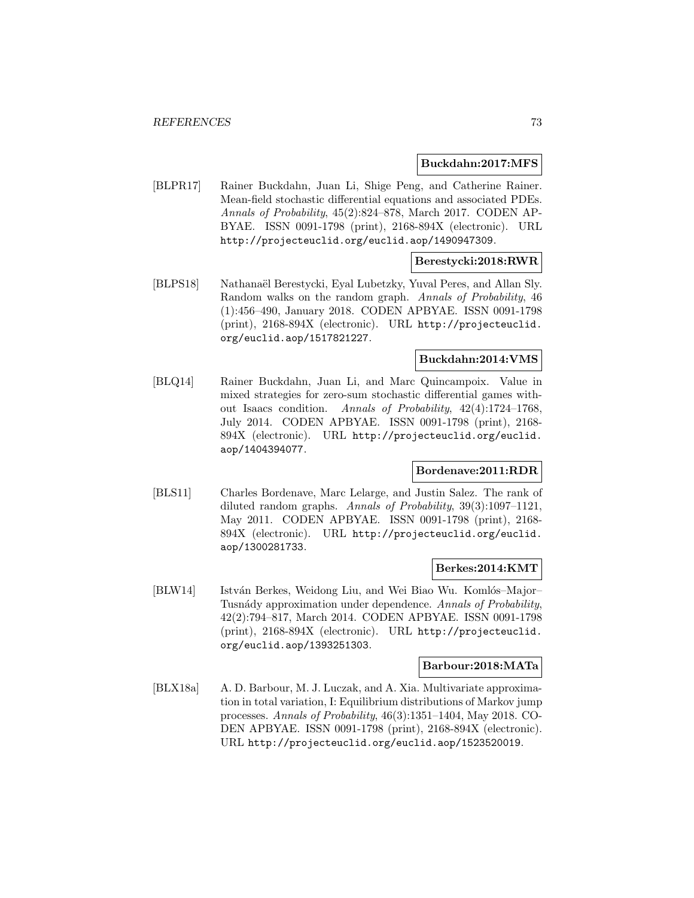**Buckdahn:2017:MFS**

[BLPR17] Rainer Buckdahn, Juan Li, Shige Peng, and Catherine Rainer. Mean-field stochastic differential equations and associated PDEs. *Annals of Probability*, 45(2):824–878, March 2017. CODEN APBYAE. ISSN 0091-1798 (print), 2168-894X (electronic). URL http://projecteuclid.org/euclid.aop/1490947309.

**Berestycki:2018:RWR**

[BLPS18] Nathanaël Berestycki, Eyal Lubetzky, Yuval Peres, and Allan Sly. Random walks on the random graph. *Annals of Probability*, 46 (1):456–490, January 2018. CODEN APBYAE. ISSN 0091-1798 (print), 2168-894X (electronic). URL http://projecteuclid.org/euclid.aop/1517821227.

**Buckdahn:2014:VMS**

[BLQ14] Rainer Buckdahn, Juan Li, and Marc Quincampoix. Value in mixed strategies for zero-sum stochastic differential games without Isaacs condition. *Annals of Probability*, 42(4):1724–1768, July 2014. CODEN APBYAE. ISSN 0091-1798 (print), 2168-894X (electronic). URL http://projecteuclid.org/euclid.aop/1404394077.

**Bordenave:2011:RDR**

[BLS11] Charles Bordenave, Marc Lelarge, and Justin Salez. The rank of diluted random graphs. *Annals of Probability*, 39(3):1097–1121, May 2011. CODEN APBYAE. ISSN 0091-1798 (print), 2168-894X (electronic). URL http://projecteuclid.org/euclid.aop/1300281733.

**Berkes:2014:KMT**

[BLW14] István Berkes, Weidong Liu, and Wei Biao Wu. Komlós–Major–Tusnády approximation under dependence. *Annals of Probability*, 42(2):794–817, March 2014. CODEN APBYAE. ISSN 0091-1798 (print), 2168-894X (electronic). URL http://projecteuclid.org/euclid.aop/1393251303.

**Barbour:2018:MATa**

[BLX18a] A. D. Barbour, M. J. Luczak, and A. Xia. Multivariate approximation in total variation, I: Equilibrium distributions of Markov jump processes. *Annals of Probability*, 46(3):1351–1404, May 2018. CODEN APBYAE. ISSN 0091-1798 (print), 2168-894X (electronic). URL http://projecteuclid.org/euclid.aop/1523520019.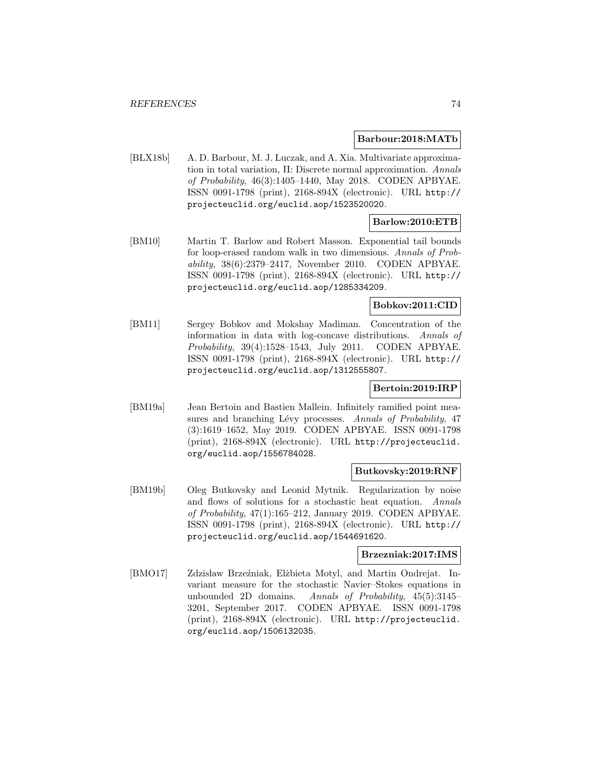**Barbour:2018:MATb**

[BLX18b] A. D. Barbour, M. J. Luczak, and A. Xia. Multivariate approximation in total variation, II: Discrete normal approximation. *Annals of Probability*, 46(3):1405–1440, May 2018. CODEN APBYAE. ISSN 0091-1798 (print), 2168-894X (electronic). URL http://projecteuclid.org/euclid.aop/1523520020.

**Barlow:2010:ETB**

[BM10] Martin T. Barlow and Robert Masson. Exponential tail bounds for loop-erased random walk in two dimensions. *Annals of Probability*, 38(6):2379–2417, November 2010. CODEN APBYAE. ISSN 0091-1798 (print), 2168-894X (electronic). URL http://projecteuclid.org/euclid.aop/1285334209.

**Bobkov:2011:CID**

[BM11] Sergey Bobkov and Mokshay Madiman. Concentration of the information in data with log-concave distributions. *Annals of Probability*, 39(4):1528–1543, July 2011. CODEN APBYAE. ISSN 0091-1798 (print), 2168-894X (electronic). URL http://projecteuclid.org/euclid.aop/1312555807.

**Bertoin:2019:IRP**

[BM19a] Jean Bertoin and Bastien Mallein. Infinitely ramified point measures and branching Lévy processes. *Annals of Probability*, 47 (3):1619–1652, May 2019. CODEN APBYAE. ISSN 0091-1798 (print), 2168-894X (electronic). URL http://projecteuclid.org/euclid.aop/1556784028.

**Butkovsky:2019:RNF**

[BM19b] Oleg Butkovsky and Leonid Mytnik. Regularization by noise and flows of solutions for a stochastic heat equation. *Annals of Probability*, 47(1):165–212, January 2019. CODEN APBYAE. ISSN 0091-1798 (print), 2168-894X (electronic). URL http://projecteuclid.org/euclid.aop/1544691620.

**Brzezniak:2017:IMS**

[BMO17] Zdzisław Brzeźniak, Elżbieta Motyl, and Martin Ondrejat. Invariant measure for the stochastic Navier–Stokes equations in unbounded 2D domains. *Annals of Probability*, 45(5):3145–3201, September 2017. CODEN APBYAE. ISSN 0091-1798 (print), 2168-894X (electronic). URL http://projecteuclid.org/euclid.aop/1506132035.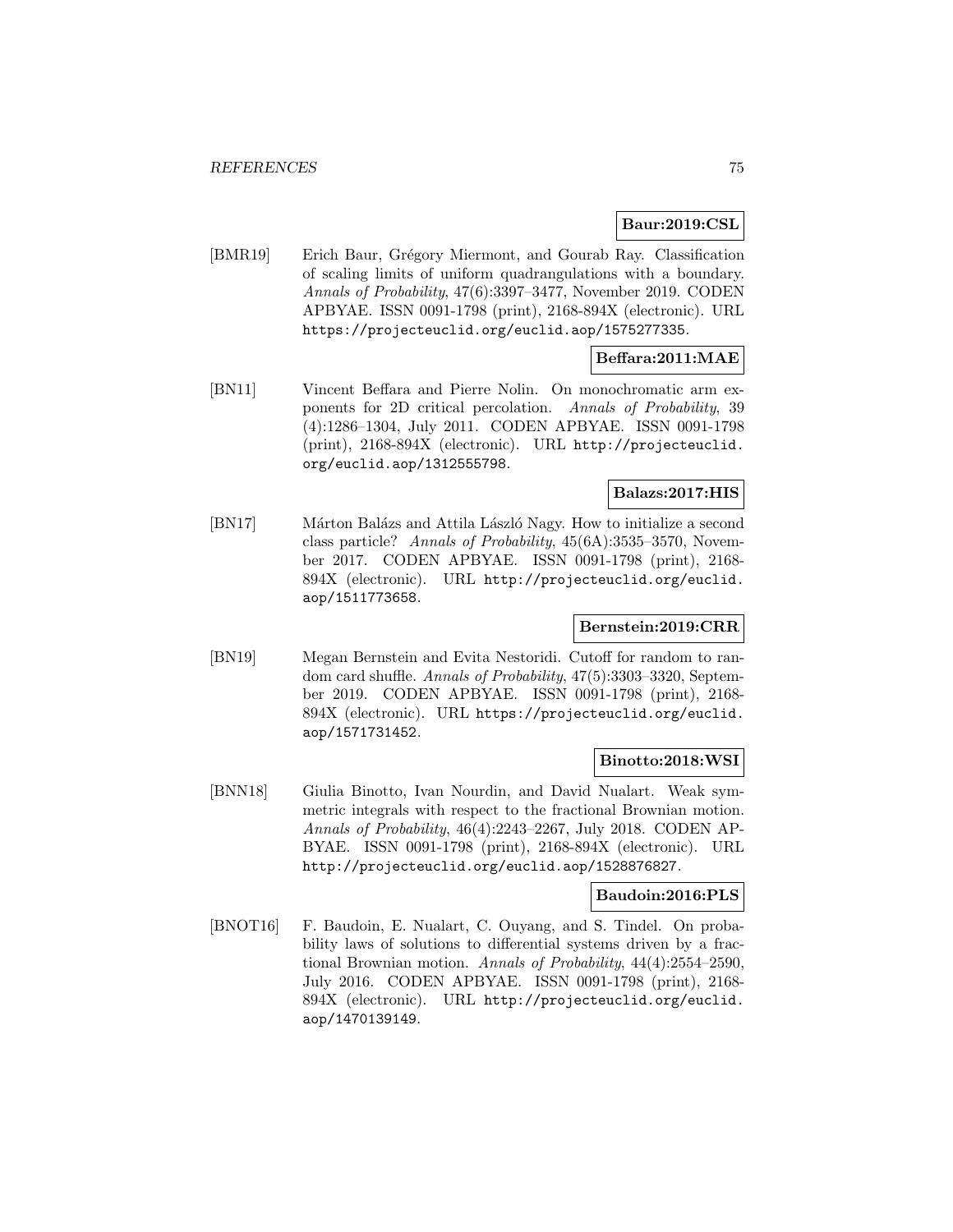**Baur:2019:CSL**

[BMR19] Erich Baur, Grégory Miermont, and Gourab Ray. Classification of scaling limits of uniform quadrangulations with a boundary. *Annals of Probability*, 47(6):3397–3477, November 2019. CODEN APBYAE. ISSN 0091-1798 (print), 2168-894X (electronic). URL https://projecteuclid.org/euclid.aop/1575277335.

**Beffara:2011:MAE**

[BN11] Vincent Beffara and Pierre Nolin. On monochromatic arm exponents for 2D critical percolation. *Annals of Probability*, 39 (4):1286–1304, July 2011. CODEN APBYAE. ISSN 0091-1798 (print), 2168-894X (electronic). URL http://projecteuclid.org/euclid.aop/1312555798.

**Balazs:2017:HIS**

[BN17] Márton Balázs and Attila László Nagy. How to initialize a second class particle? *Annals of Probability*, 45(6A):3535–3570, November 2017. CODEN APBYAE. ISSN 0091-1798 (print), 2168-894X (electronic). URL http://projecteuclid.org/euclid.aop/1511773658.

**Bernstein:2019:CRR**

[BN19] Megan Bernstein and Evita Nestoridi. Cutoff for random to random card shuffle. *Annals of Probability*, 47(5):3303–3320, September 2019. CODEN APBYAE. ISSN 0091-1798 (print), 2168-894X (electronic). URL https://projecteuclid.org/euclid.aop/1571731452.

**Binotto:2018:WSI**

[BNN18] Giulia Binotto, Ivan Nourdin, and David Nualart. Weak symmetric integrals with respect to the fractional Brownian motion. *Annals of Probability*, 46(4):2243–2267, July 2018. CODEN APBYAE. ISSN 0091-1798 (print), 2168-894X (electronic). URL http://projecteuclid.org/euclid.aop/1528876827.

**Baudoin:2016:PLS**

[BNOT16] F. Baudoin, E. Nualart, C. Ouyang, and S. Tindel. On probability laws of solutions to differential systems driven by a fractional Brownian motion. *Annals of Probability*, 44(4):2554–2590, July 2016. CODEN APBYAE. ISSN 0091-1798 (print), 2168-894X (electronic). URL http://projecteuclid.org/euclid.aop/1470139149.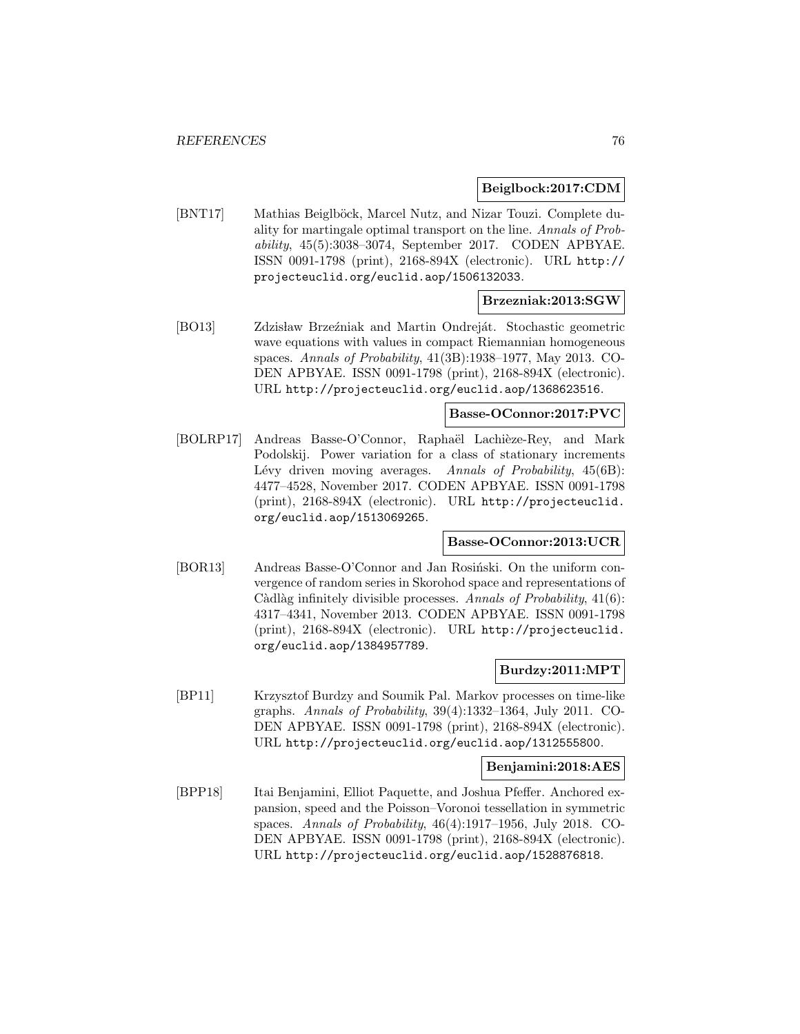**Beiglbock:2017:CDM**

[BNT17] Mathias Beiglböck, Marcel Nutz, and Nizar Touzi. Complete duality for martingale optimal transport on the line. *Annals of Probability*, 45(5):3038–3074, September 2017. CODEN APBYAE. ISSN 0091-1798 (print), 2168-894X (electronic). URL http://projecteuclid.org/euclid.aop/1506132033.

**Brzezniak:2013:SGW**

[BO13] Zdzisław Brzeźniak and Martin Ondreját. Stochastic geometric wave equations with values in compact Riemannian homogeneous spaces. *Annals of Probability*, 41(3B):1938–1977, May 2013. CODEN APBYAE. ISSN 0091-1798 (print), 2168-894X (electronic). URL http://projecteuclid.org/euclid.aop/1368623516.

**Basse-OConnor:2017:PVC**

[BOLRP17] Andreas Basse-O'Connor, Raphaël Lachièze-Rey, and Mark Podolskij. Power variation for a class of stationary increments Lévy driven moving averages. *Annals of Probability*, 45(6B): 4477–4528, November 2017. CODEN APBYAE. ISSN 0091-1798 (print), 2168-894X (electronic). URL http://projecteuclid.org/euclid.aop/1513069265.

**Basse-OConnor:2013:UCR**

[BOR13] Andreas Basse-O'Connor and Jan Rosiński. On the uniform convergence of random series in Skorohod space and representations of Càdlàg infinitely divisible processes. *Annals of Probability*, 41(6): 4317–4341, November 2013. CODEN APBYAE. ISSN 0091-1798 (print), 2168-894X (electronic). URL http://projecteuclid.org/euclid.aop/1384957789.

**Burdzy:2011:MPT**

[BP11] Krzysztof Burdzy and Soumik Pal. Markov processes on time-like graphs. *Annals of Probability*, 39(4):1332–1364, July 2011. CODEN APBYAE. ISSN 0091-1798 (print), 2168-894X (electronic). URL http://projecteuclid.org/euclid.aop/1312555800.

**Benjamini:2018:AES**

[BPP18] Itai Benjamini, Elliot Paquette, and Joshua Pfeffer. Anchored expansion, speed and the Poisson–Voronoi tessellation in symmetric spaces. *Annals of Probability*, 46(4):1917–1956, July 2018. CODEN APBYAE. ISSN 0091-1798 (print), 2168-894X (electronic). URL http://projecteuclid.org/euclid.aop/1528876818.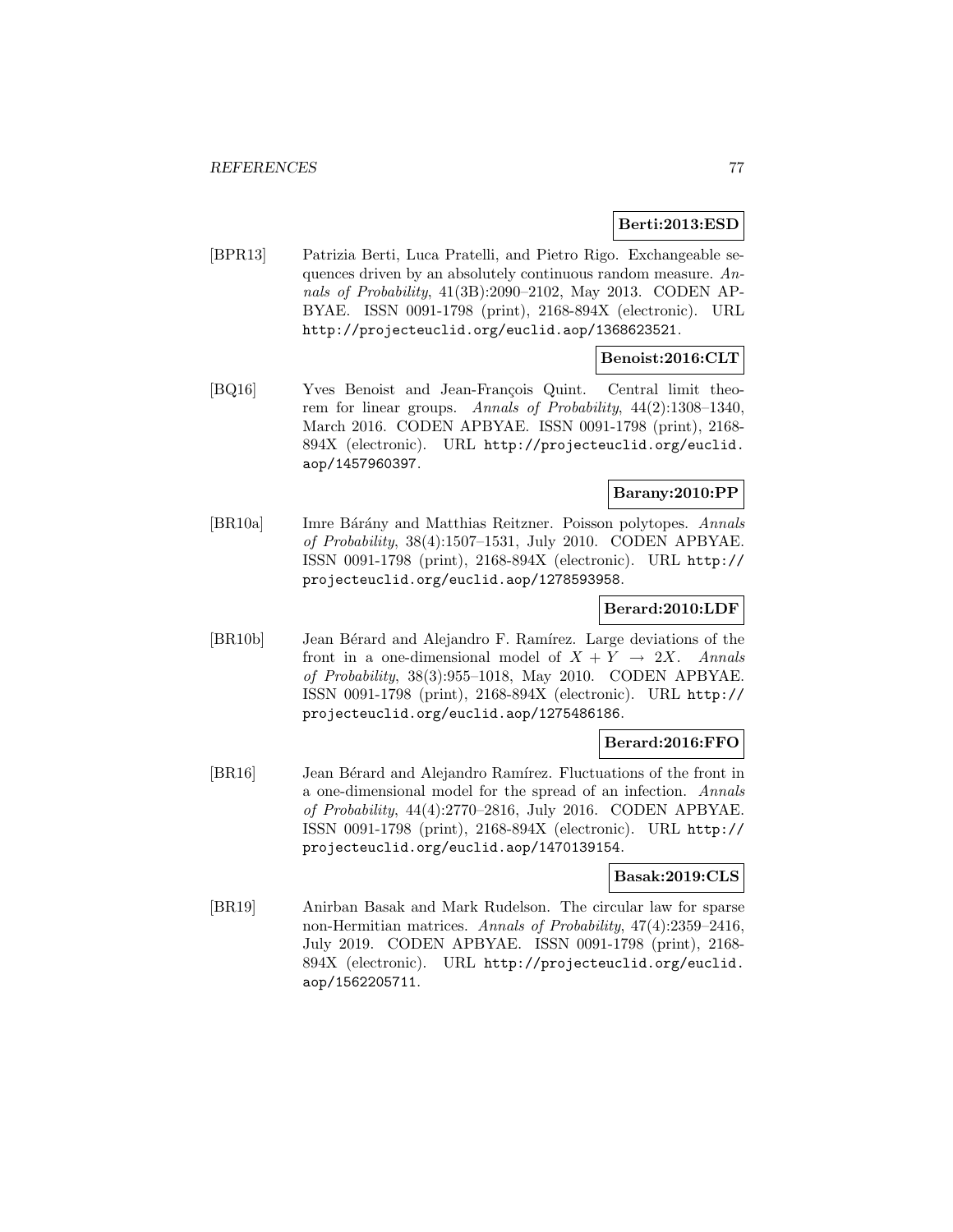**Berti:2013:ESD**

[BPR13] Patrizia Berti, Luca Pratelli, and Pietro Rigo. Exchangeable sequences driven by an absolutely continuous random measure. *Annals of Probability*, 41(3B):2090–2102, May 2013. CODEN APBYAE. ISSN 0091-1798 (print), 2168-894X (electronic). URL http://projecteuclid.org/euclid.aop/1368623521.

**Benoist:2016:CLT**

[BQ16] Yves Benoist and Jean-François Quint. Central limit theorem for linear groups. *Annals of Probability*, 44(2):1308–1340, March 2016. CODEN APBYAE. ISSN 0091-1798 (print), 2168-894X (electronic). URL http://projecteuclid.org/euclid.aop/1457960397.

**Barany:2010:PP**

[BR10a] Imre Bárány and Matthias Reitzner. Poisson polytopes. *Annals of Probability*, 38(4):1507–1531, July 2010. CODEN APBYAE. ISSN 0091-1798 (print), 2168-894X (electronic). URL http://projecteuclid.org/euclid.aop/1278593958.

**Berard:2010:LDF**

[BR10b] Jean Bérard and Alejandro F. Ramírez. Large deviations of the front in a one-dimensional model of $X + Y \rightarrow 2X$. *Annals of Probability*, 38(3):955–1018, May 2010. CODEN APBYAE. ISSN 0091-1798 (print), 2168-894X (electronic). URL http://projecteuclid.org/euclid.aop/1275486186.

**Berard:2016:FFO**

[BR16] Jean Bérard and Alejandro Ramírez. Fluctuations of the front in a one-dimensional model for the spread of an infection. *Annals of Probability*, 44(4):2770–2816, July 2016. CODEN APBYAE. ISSN 0091-1798 (print), 2168-894X (electronic). URL http://projecteuclid.org/euclid.aop/1470139154.

**Basak:2019:CLS**

[BR19] Anirban Basak and Mark Rudelson. The circular law for sparse non-Hermitian matrices. *Annals of Probability*, 47(4):2359–2416, July 2019. CODEN APBYAE. ISSN 0091-1798 (print), 2168-894X (electronic). URL http://projecteuclid.org/euclid.aop/1562205711.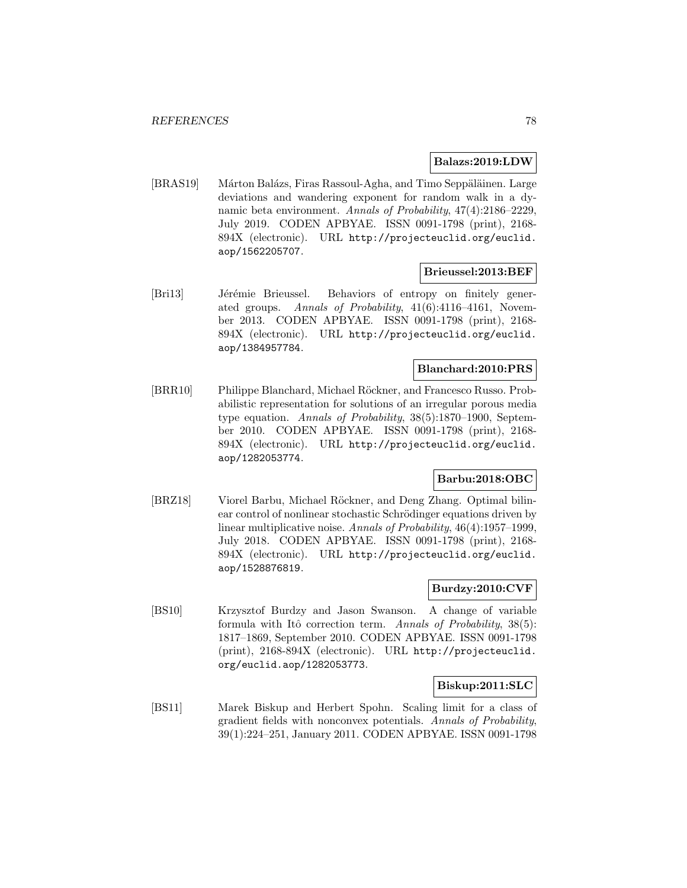**Balazs:2019:LDW**

[BRAS19] Márton Balázs, Firas Rassoul-Agha, and Timo Seppäläinen. Large deviations and wandering exponent for random walk in a dynamic beta environment. *Annals of Probability*, 47(4):2186–2229, July 2019. CODEN APBYAE. ISSN 0091-1798 (print), 2168-894X (electronic). URL `http://projecteuclid.org/euclid.aop/1562205707`.

**Brieussel:2013:BEF**

[Bri13] Jérémie Brieussel. Behaviors of entropy on finitely generated groups. *Annals of Probability*, 41(6):4116–4161, November 2013. CODEN APBYAE. ISSN 0091-1798 (print), 2168-894X (electronic). URL `http://projecteuclid.org/euclid.aop/1384957784`.

**Blanchard:2010:PRS**

[BRR10] Philippe Blanchard, Michael Röckner, and Francesco Russo. Probabilistic representation for solutions of an irregular porous media type equation. *Annals of Probability*, 38(5):1870–1900, September 2010. CODEN APBYAE. ISSN 0091-1798 (print), 2168-894X (electronic). URL `http://projecteuclid.org/euclid.aop/1282053774`.

**Barbu:2018:OBC**

[BRZ18] Viorel Barbu, Michael Röckner, and Deng Zhang. Optimal bilinear control of nonlinear stochastic Schrödinger equations driven by linear multiplicative noise. *Annals of Probability*, 46(4):1957–1999, July 2018. CODEN APBYAE. ISSN 0091-1798 (print), 2168-894X (electronic). URL `http://projecteuclid.org/euclid.aop/1528876819`.

**Burdzy:2010:CVF**

[BS10] Krzysztof Burdzy and Jason Swanson. A change of variable formula with Itô correction term. *Annals of Probability*, 38(5):1817–1869, September 2010. CODEN APBYAE. ISSN 0091-1798 (print), 2168-894X (electronic). URL `http://projecteuclid.org/euclid.aop/1282053773`.

**Biskup:2011:SLC**

[BS11] Marek Biskup and Herbert Spohn. Scaling limit for a class of gradient fields with nonconvex potentials. *Annals of Probability*, 39(1):224–251, January 2011. CODEN APBYAE. ISSN 0091-1798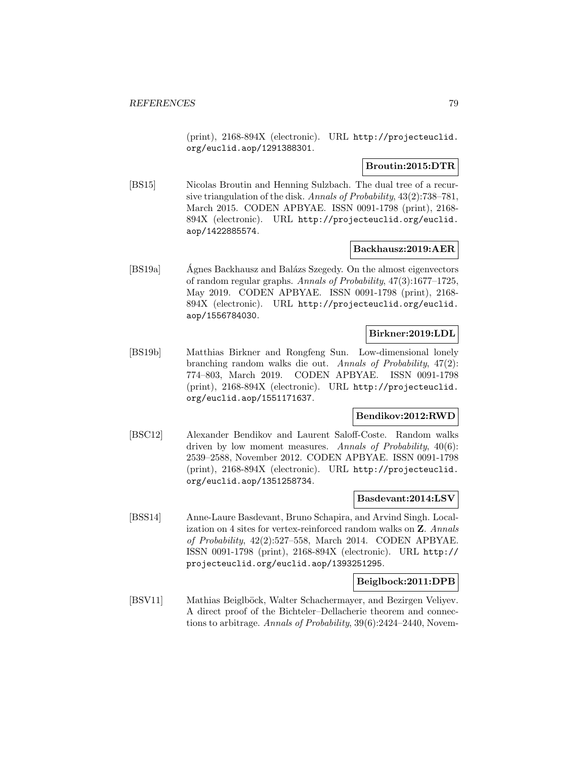(print), 2168-894X (electronic). URL http://projecteuclid.org/euclid.aop/1291388301.

**Broutin:2015:DTR**

[BS15] Nicolas Broutin and Henning Sulzbach. The dual tree of a recursive triangulation of the disk. *Annals of Probability*, 43(2):738–781, March 2015. CODEN APBYAE. ISSN 0091-1798 (print), 2168-894X (electronic). URL http://projecteuclid.org/euclid.aop/1422885574.

**Backhausz:2019:AER**

[BS19a] Ágnes Backhausz and Balázs Szegedy. On the almost eigenvectors of random regular graphs. *Annals of Probability*, 47(3):1677–1725, May 2019. CODEN APBYAE. ISSN 0091-1798 (print), 2168-894X (electronic). URL http://projecteuclid.org/euclid.aop/1556784030.

**Birkner:2019:LDL**

[BS19b] Matthias Birkner and Rongfeng Sun. Low-dimensional lonely branching random walks die out. *Annals of Probability*, 47(2): 774–803, March 2019. CODEN APBYAE. ISSN 0091-1798 (print), 2168-894X (electronic). URL http://projecteuclid.org/euclid.aop/1551171637.

**Bendikov:2012:RWD**

[BSC12] Alexander Bendikov and Laurent Saloff-Coste. Random walks driven by low moment measures. *Annals of Probability*, 40(6): 2539–2588, November 2012. CODEN APBYAE. ISSN 0091-1798 (print), 2168-894X (electronic). URL http://projecteuclid.org/euclid.aop/1351258734.

**Basdevant:2014:LSV**

[BSS14] Anne-Laure Basdevant, Bruno Schapira, and Arvind Singh. Localization on 4 sites for vertex-reinforced random walks on $\mathbf{Z}$. *Annals of Probability*, 42(2):527–558, March 2014. CODEN APBYAE. ISSN 0091-1798 (print), 2168-894X (electronic). URL http://projecteuclid.org/euclid.aop/1393251295.

**Beiglbock:2011:DPB**

[BSV11] Mathias Beiglböck, Walter Schachermayer, and Bezirgen Veliyev. A direct proof of the Bichteler–Dellacherie theorem and connections to arbitrage. *Annals of Probability*, 39(6):2424–2440, Novem-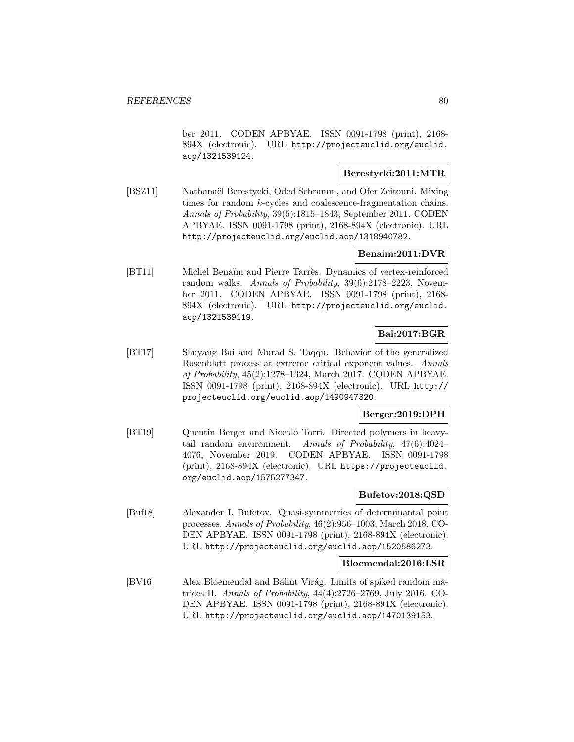ber 2011. CODEN APBYAE. ISSN 0091-1798 (print), 2168-894X (electronic). URL http://projecteuclid.org/euclid.aop/1321539124.

**Berestycki:2011:MTR**

[BSZ11] Nathanaël Berestycki, Oded Schramm, and Ofer Zeitouni. Mixing times for random $k$-cycles and coalescence-fragmentation chains. *Annals of Probability*, 39(5):1815–1843, September 2011. CODEN APBYAE. ISSN 0091-1798 (print), 2168-894X (electronic). URL http://projecteuclid.org/euclid.aop/1318940782.

**Benaim:2011:DVR**

[BT11] Michel Benaïm and Pierre Tarrès. Dynamics of vertex-reinforced random walks. *Annals of Probability*, 39(6):2178–2223, November 2011. CODEN APBYAE. ISSN 0091-1798 (print), 2168-894X (electronic). URL http://projecteuclid.org/euclid.aop/1321539119.

**Bai:2017:BGR**

[BT17] Shuyang Bai and Murad S. Taqqu. Behavior of the generalized Rosenblatt process at extreme critical exponent values. *Annals of Probability*, 45(2):1278–1324, March 2017. CODEN APBYAE. ISSN 0091-1798 (print), 2168-894X (electronic). URL http://projecteuclid.org/euclid.aop/1490947320.

**Berger:2019:DPH**

[BT19] Quentin Berger and Niccolò Torri. Directed polymers in heavy-tail random environment. *Annals of Probability*, 47(6):4024–4076, November 2019. CODEN APBYAE. ISSN 0091-1798 (print), 2168-894X (electronic). URL https://projecteuclid.org/euclid.aop/1575277347.

**Bufetov:2018:QSD**

[Buf18] Alexander I. Bufetov. Quasi-symmetries of determinantal point processes. *Annals of Probability*, 46(2):956–1003, March 2018. CODEN APBYAE. ISSN 0091-1798 (print), 2168-894X (electronic). URL http://projecteuclid.org/euclid.aop/1520586273.

**Bloemendal:2016:LSR**

[BV16] Alex Bloemendal and Bálint Virág. Limits of spiked random matrices II. *Annals of Probability*, 44(4):2726–2769, July 2016. CODEN APBYAE. ISSN 0091-1798 (print), 2168-894X (electronic). URL http://projecteuclid.org/euclid.aop/1470139153.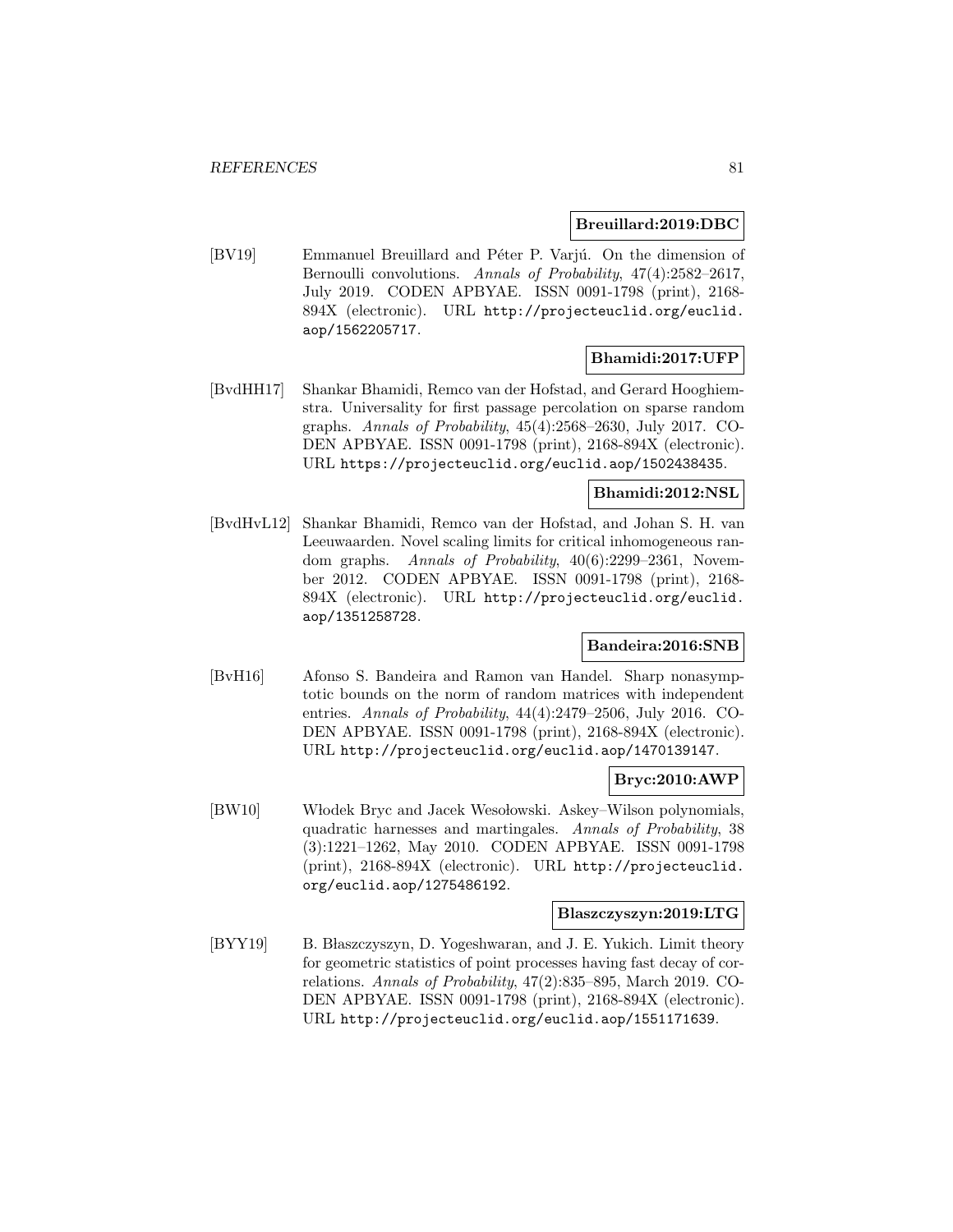**Breuillard:2019:DBC**

[BV19] Emmanuel Breuillard and Péter P. Varjú. On the dimension of Bernoulli convolutions. *Annals of Probability*, 47(4):2582–2617, July 2019. CODEN APBYAE. ISSN 0091-1798 (print), 2168-894X (electronic). URL http://projecteuclid.org/euclid.aop/1562205717.

**Bhamidi:2017:UFP**

[BvdHH17] Shankar Bhamidi, Remco van der Hofstad, and Gerard Hooghiemstra. Universality for first passage percolation on sparse random graphs. *Annals of Probability*, 45(4):2568–2630, July 2017. CODEN APBYAE. ISSN 0091-1798 (print), 2168-894X (electronic). URL https://projecteuclid.org/euclid.aop/1502438435.

**Bhamidi:2012:NSL**

[BvdHvL12] Shankar Bhamidi, Remco van der Hofstad, and Johan S. H. van Leeuwaarden. Novel scaling limits for critical inhomogeneous random graphs. *Annals of Probability*, 40(6):2299–2361, November 2012. CODEN APBYAE. ISSN 0091-1798 (print), 2168-894X (electronic). URL http://projecteuclid.org/euclid.aop/1351258728.

**Bandeira:2016:SNB**

[BvH16] Afonso S. Bandeira and Ramon van Handel. Sharp nonasymptotic bounds on the norm of random matrices with independent entries. *Annals of Probability*, 44(4):2479–2506, July 2016. CODEN APBYAE. ISSN 0091-1798 (print), 2168-894X (electronic). URL http://projecteuclid.org/euclid.aop/1470139147.

**Bryc:2010:AWP**

[BW10] Włodek Bryc and Jacek Wesołowski. Askey–Wilson polynomials, quadratic harnesses and martingales. *Annals of Probability*, 38 (3):1221–1262, May 2010. CODEN APBYAE. ISSN 0091-1798 (print), 2168-894X (electronic). URL http://projecteuclid.org/euclid.aop/1275486192.

**Blaszczyszyn:2019:LTG**

[BYY19] B. Błaszczyszyn, D. Yogeshwaran, and J. E. Yukich. Limit theory for geometric statistics of point processes having fast decay of correlations. *Annals of Probability*, 47(2):835–895, March 2019. CODEN APBYAE. ISSN 0091-1798 (print), 2168-894X (electronic). URL http://projecteuclid.org/euclid.aop/1551171639.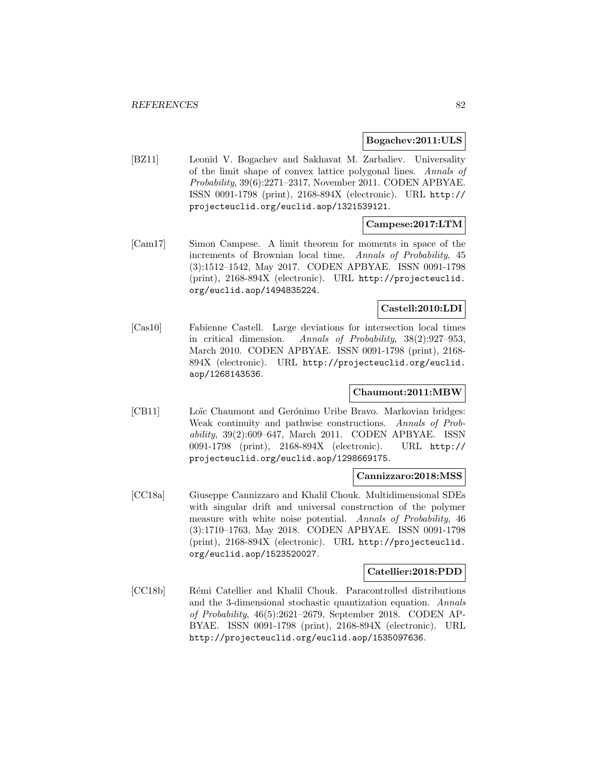**Bogachev:2011:ULS**

[BZ11] Leonid V. Bogachev and Sakhavat M. Zarbaliev. Universality of the limit shape of convex lattice polygonal lines. *Annals of Probability*, 39(6):2271–2317, November 2011. CODEN APBYAE. ISSN 0091-1798 (print), 2168-894X (electronic). URL http://projecteuclid.org/euclid.aop/1321539121.

**Campese:2017:LTM**

[Cam17] Simon Campese. A limit theorem for moments in space of the increments of Brownian local time. *Annals of Probability*, 45 (3):1512–1542, May 2017. CODEN APBYAE. ISSN 0091-1798 (print), 2168-894X (electronic). URL http://projecteuclid.org/euclid.aop/1494835224.

**Castell:2010:LDI**

[Cas10] Fabienne Castell. Large deviations for intersection local times in critical dimension. *Annals of Probability*, 38(2):927–953, March 2010. CODEN APBYAE. ISSN 0091-1798 (print), 2168-894X (electronic). URL http://projecteuclid.org/euclid.aop/1268143536.

**Chaumont:2011:MBW**

[CB11] Loïc Chaumont and Gerónimo Uribe Bravo. Markovian bridges: Weak continuity and pathwise constructions. *Annals of Probability*, 39(2):609–647, March 2011. CODEN APBYAE. ISSN 0091-1798 (print), 2168-894X (electronic). URL http://projecteuclid.org/euclid.aop/1298669175.

**Cannizzaro:2018:MSS**

[CC18a] Giuseppe Cannizzaro and Khalil Chouk. Multidimensional SDEs with singular drift and universal construction of the polymer measure with white noise potential. *Annals of Probability*, 46 (3):1710–1763, May 2018. CODEN APBYAE. ISSN 0091-1798 (print), 2168-894X (electronic). URL http://projecteuclid.org/euclid.aop/1523520027.

**Catellier:2018:PDD**

[CC18b] Rémi Catellier and Khalil Chouk. Paracontrolled distributions and the 3-dimensional stochastic quantization equation. *Annals of Probability*, 46(5):2621–2679, September 2018. CODEN APBYAE. ISSN 0091-1798 (print), 2168-894X (electronic). URL http://projecteuclid.org/euclid.aop/1535097636.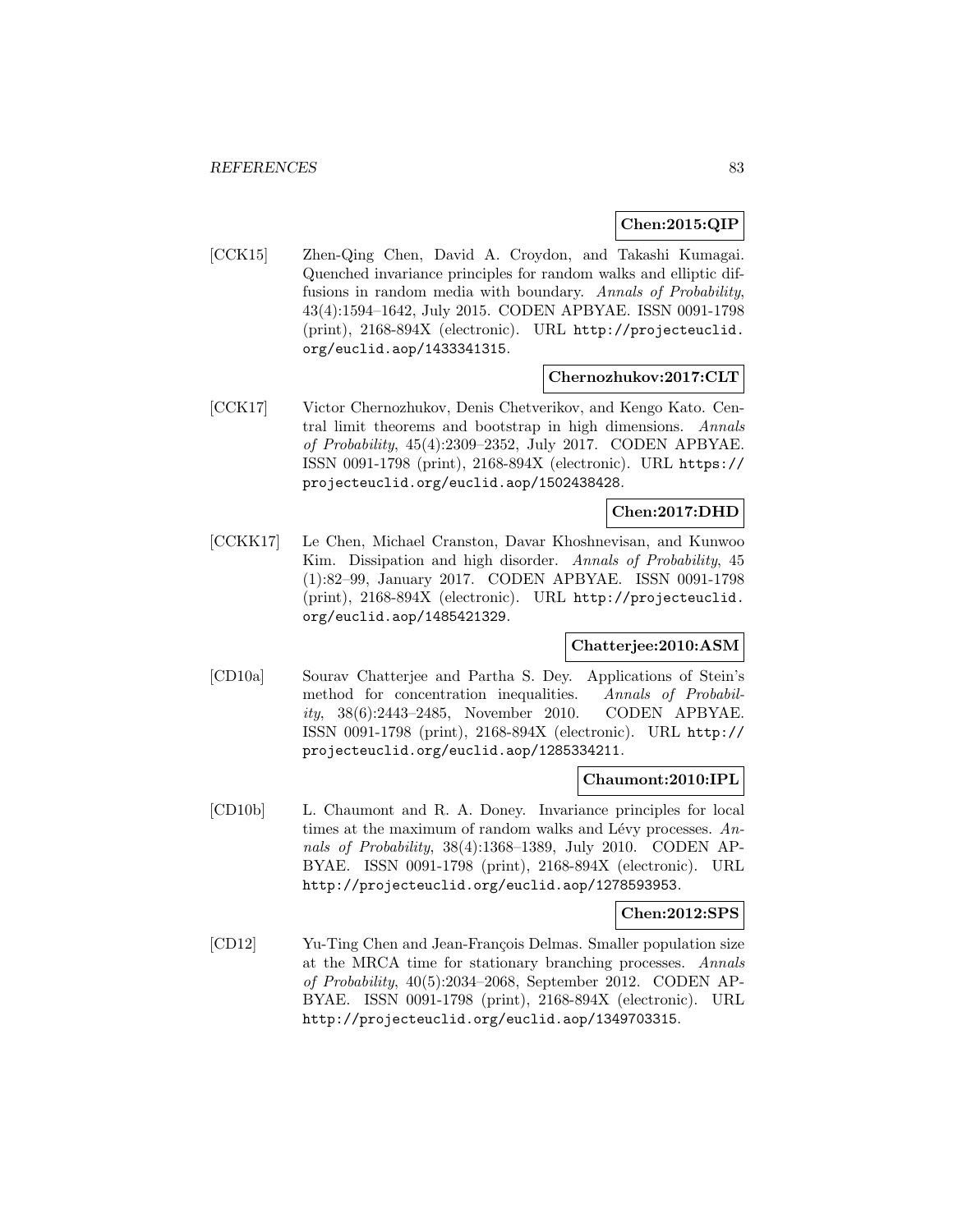**Chen:2015:QIP**

[CCK15] Zhen-Qing Chen, David A. Croydon, and Takashi Kumagai. Quenched invariance principles for random walks and elliptic diffusions in random media with boundary. *Annals of Probability*, 43(4):1594–1642, July 2015. CODEN APBYAE. ISSN 0091-1798 (print), 2168-894X (electronic). URL http://projecteuclid.org/euclid.aop/1433341315.

**Chernozhukov:2017:CLT**

[CCK17] Victor Chernozhukov, Denis Chetverikov, and Kengo Kato. Central limit theorems and bootstrap in high dimensions. *Annals of Probability*, 45(4):2309–2352, July 2017. CODEN APBYAE. ISSN 0091-1798 (print), 2168-894X (electronic). URL https://projecteuclid.org/euclid.aop/1502438428.

**Chen:2017:DHD**

[CCKK17] Le Chen, Michael Cranston, Davar Khoshnevisan, and Kunwoo Kim. Dissipation and high disorder. *Annals of Probability*, 45 (1):82–99, January 2017. CODEN APBYAE. ISSN 0091-1798 (print), 2168-894X (electronic). URL http://projecteuclid.org/euclid.aop/1485421329.

**Chatterjee:2010:ASM**

[CD10a] Sourav Chatterjee and Partha S. Dey. Applications of Stein's method for concentration inequalities. *Annals of Probability*, 38(6):2443–2485, November 2010. CODEN APBYAE. ISSN 0091-1798 (print), 2168-894X (electronic). URL http://projecteuclid.org/euclid.aop/1285334211.

**Chaumont:2010:IPL**

[CD10b] L. Chaumont and R. A. Doney. Invariance principles for local times at the maximum of random walks and Lévy processes. *Annals of Probability*, 38(4):1368–1389, July 2010. CODEN APBYAE. ISSN 0091-1798 (print), 2168-894X (electronic). URL http://projecteuclid.org/euclid.aop/1278593953.

**Chen:2012:SPS**

[CD12] Yu-Ting Chen and Jean-François Delmas. Smaller population size at the MRCA time for stationary branching processes. *Annals of Probability*, 40(5):2034–2068, September 2012. CODEN APBYAE. ISSN 0091-1798 (print), 2168-894X (electronic). URL http://projecteuclid.org/euclid.aop/1349703315.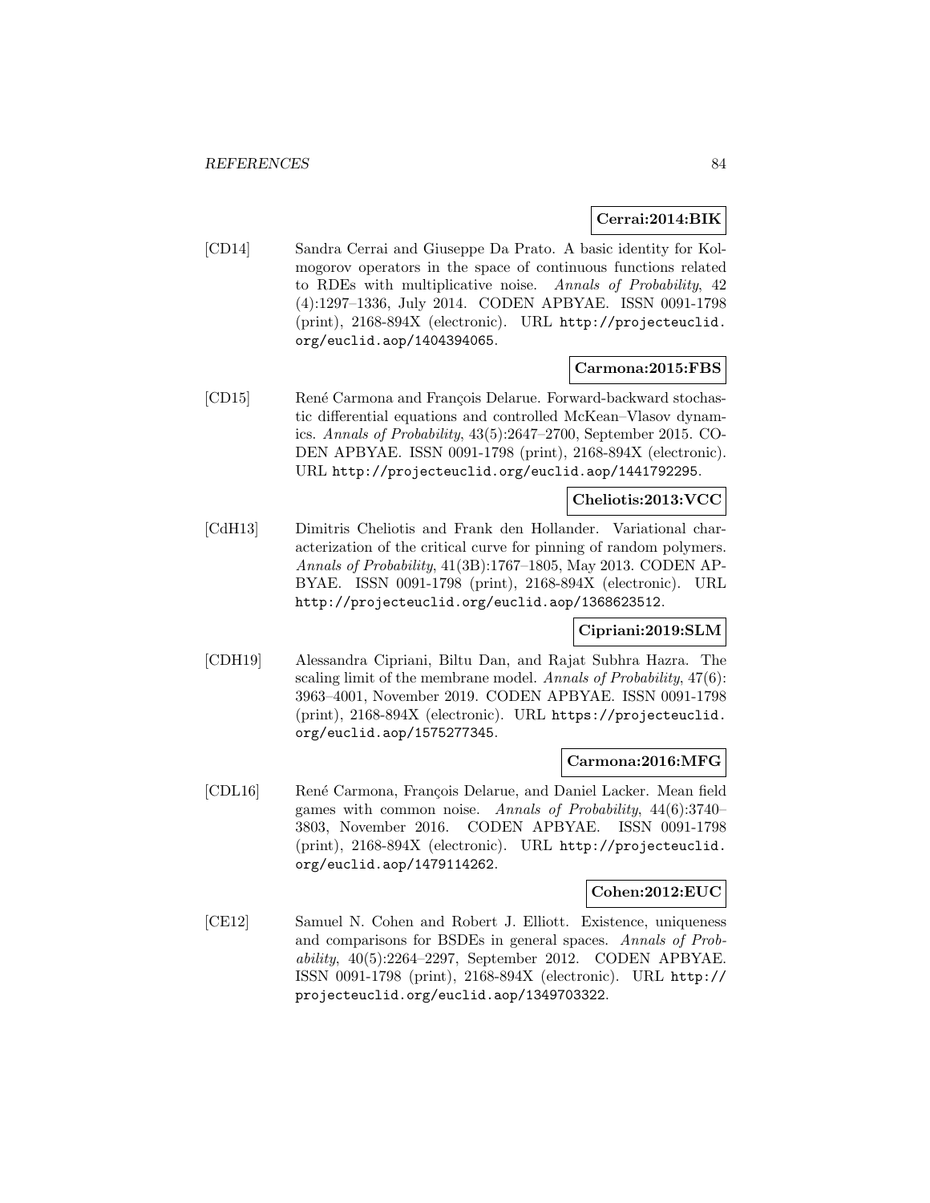**Cerrai:2014:BIK**

[CD14] Sandra Cerrai and Giuseppe Da Prato. A basic identity for Kolmogorov operators in the space of continuous functions related to RDEs with multiplicative noise. *Annals of Probability*, 42 (4):1297–1336, July 2014. CODEN APBYAE. ISSN 0091-1798 (print), 2168-894X (electronic). URL http://projecteuclid.org/euclid.aop/1404394065.

**Carmona:2015:FBS**

[CD15] René Carmona and François Delarue. Forward-backward stochastic differential equations and controlled McKean–Vlasov dynamics. *Annals of Probability*, 43(5):2647–2700, September 2015. CODEN APBYAE. ISSN 0091-1798 (print), 2168-894X (electronic). URL http://projecteuclid.org/euclid.aop/1441792295.

**Cheliotis:2013:VCC**

[CdH13] Dimitris Cheliotis and Frank den Hollander. Variational characterization of the critical curve for pinning of random polymers. *Annals of Probability*, 41(3B):1767–1805, May 2013. CODEN APBYAE. ISSN 0091-1798 (print), 2168-894X (electronic). URL http://projecteuclid.org/euclid.aop/1368623512.

**Cipriani:2019:SLM**

[CDH19] Alessandra Cipriani, Biltu Dan, and Rajat Subhra Hazra. The scaling limit of the membrane model. *Annals of Probability*, 47(6): 3963–4001, November 2019. CODEN APBYAE. ISSN 0091-1798 (print), 2168-894X (electronic). URL https://projecteuclid.org/euclid.aop/1575277345.

**Carmona:2016:MFG**

[CDL16] René Carmona, François Delarue, and Daniel Lacker. Mean field games with common noise. *Annals of Probability*, 44(6):3740–3803, November 2016. CODEN APBYAE. ISSN 0091-1798 (print), 2168-894X (electronic). URL http://projecteuclid.org/euclid.aop/1479114262.

**Cohen:2012:EUC**

[CE12] Samuel N. Cohen and Robert J. Elliott. Existence, uniqueness and comparisons for BSDEs in general spaces. *Annals of Probability*, 40(5):2264–2297, September 2012. CODEN APBYAE. ISSN 0091-1798 (print), 2168-894X (electronic). URL http://projecteuclid.org/euclid.aop/1349703322.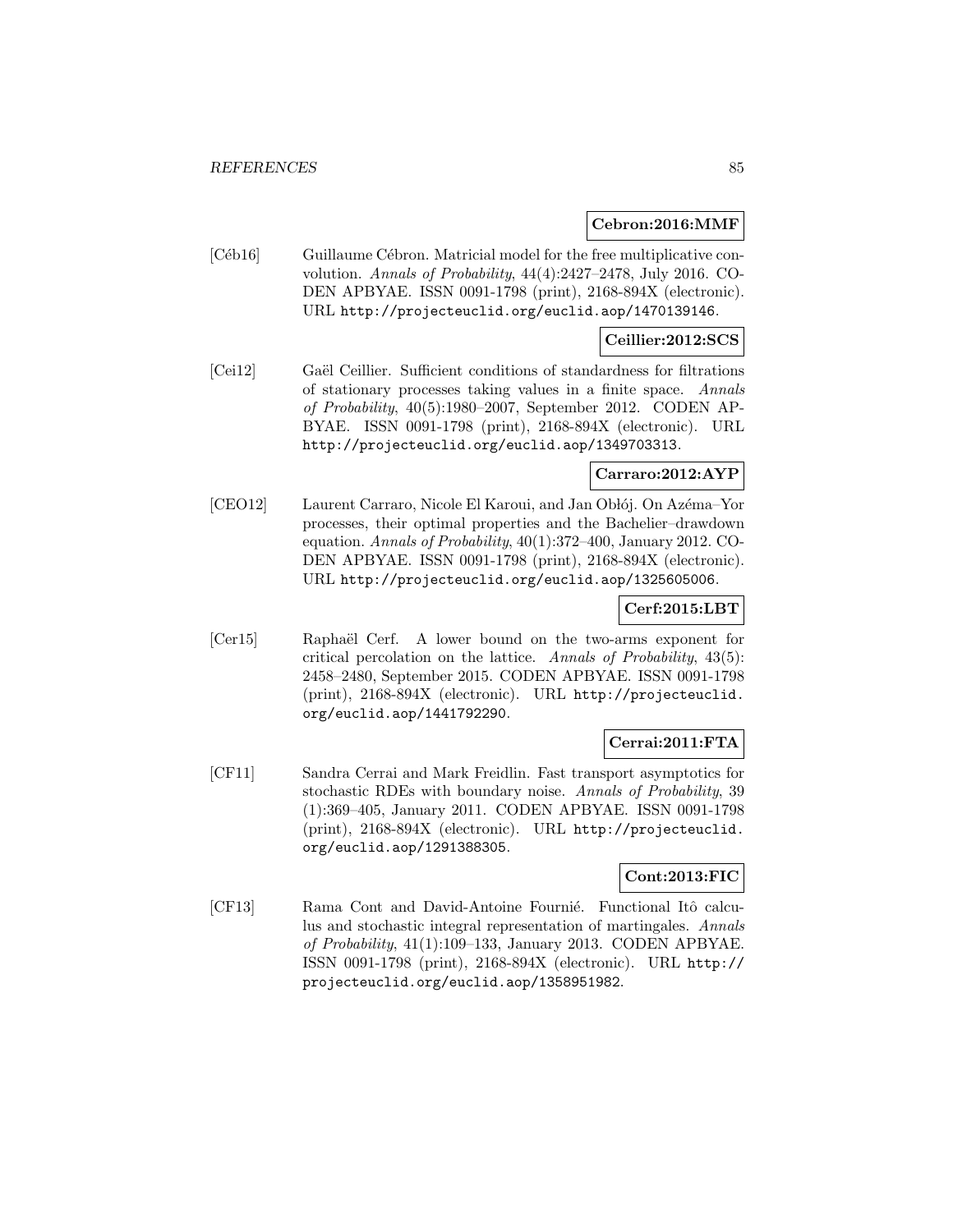**Cebron:2016:MMF**

[Céb16] Guillaume Cébron. Matricial model for the free multiplicative convolution. *Annals of Probability*, 44(4):2427–2478, July 2016. CODEN APBYAE. ISSN 0091-1798 (print), 2168-894X (electronic). URL `http://projecteuclid.org/euclid.aop/1470139146`.

**Ceillier:2012:SCS**

[Cei12] Gaël Ceillier. Sufficient conditions of standardness for filtrations of stationary processes taking values in a finite space. *Annals of Probability*, 40(5):1980–2007, September 2012. CODEN APBYAE. ISSN 0091-1798 (print), 2168-894X (electronic). URL `http://projecteuclid.org/euclid.aop/1349703313`.

**Carraro:2012:AYP**

[CEO12] Laurent Carraro, Nicole El Karoui, and Jan Obłój. On Azéma–Yor processes, their optimal properties and the Bachelier–drawdown equation. *Annals of Probability*, 40(1):372–400, January 2012. CODEN APBYAE. ISSN 0091-1798 (print), 2168-894X (electronic). URL `http://projecteuclid.org/euclid.aop/1325605006`.

**Cerf:2015:LBT**

[Cer15] Raphaël Cerf. A lower bound on the two-arms exponent for critical percolation on the lattice. *Annals of Probability*, 43(5): 2458–2480, September 2015. CODEN APBYAE. ISSN 0091-1798 (print), 2168-894X (electronic). URL `http://projecteuclid.org/euclid.aop/1441792290`.

**Cerrai:2011:FTA**

[CF11] Sandra Cerrai and Mark Freidlin. Fast transport asymptotics for stochastic RDEs with boundary noise. *Annals of Probability*, 39 (1):369–405, January 2011. CODEN APBYAE. ISSN 0091-1798 (print), 2168-894X (electronic). URL `http://projecteuclid.org/euclid.aop/1291388305`.

**Cont:2013:FIC**

[CF13] Rama Cont and David-Antoine Fournié. Functional Itô calculus and stochastic integral representation of martingales. *Annals of Probability*, 41(1):109–133, January 2013. CODEN APBYAE. ISSN 0091-1798 (print), 2168-894X (electronic). URL `http://projecteuclid.org/euclid.aop/1358951982`.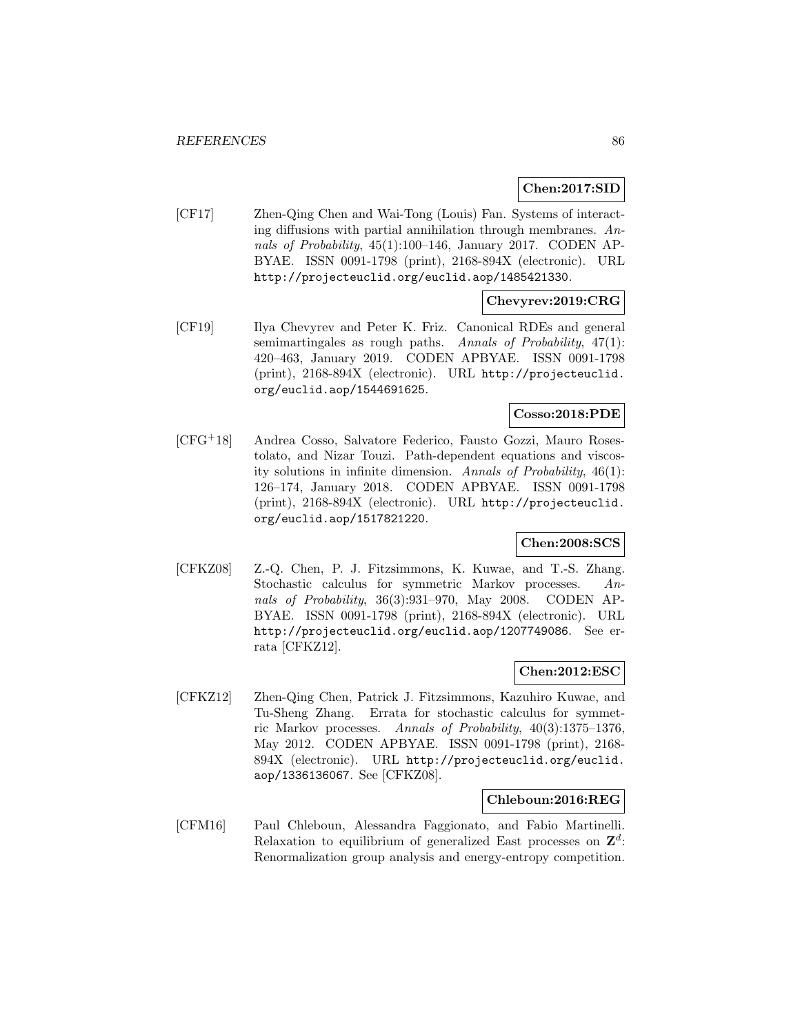**Chen:2017:SID**

[CF17] Zhen-Qing Chen and Wai-Tong (Louis) Fan. Systems of interacting diffusions with partial annihilation through membranes. *Annals of Probability*, 45(1):100–146, January 2017. CODEN APBYAE. ISSN 0091-1798 (print), 2168-894X (electronic). URL http://projecteuclid.org/euclid.aop/1485421330.

**Chevyrev:2019:CRG**

[CF19] Ilya Chevyrev and Peter K. Friz. Canonical RDEs and general semimartingales as rough paths. *Annals of Probability*, 47(1): 420–463, January 2019. CODEN APBYAE. ISSN 0091-1798 (print), 2168-894X (electronic). URL http://projecteuclid.org/euclid.aop/1544691625.

**Cosso:2018:PDE**

[CFG+18] Andrea Cosso, Salvatore Federico, Fausto Gozzi, Mauro Rosestolato, and Nizar Touzi. Path-dependent equations and viscosity solutions in infinite dimension. *Annals of Probability*, 46(1): 126–174, January 2018. CODEN APBYAE. ISSN 0091-1798 (print), 2168-894X (electronic). URL http://projecteuclid.org/euclid.aop/1517821220.

**Chen:2008:SCS**

[CFKZ08] Z.-Q. Chen, P. J. Fitzsimmons, K. Kuwae, and T.-S. Zhang. Stochastic calculus for symmetric Markov processes. *Annals of Probability*, 36(3):931–970, May 2008. CODEN APBYAE. ISSN 0091-1798 (print), 2168-894X (electronic). URL http://projecteuclid.org/euclid.aop/1207749086. See errata [CFKZ12].

**Chen:2012:ESC**

[CFKZ12] Zhen-Qing Chen, Patrick J. Fitzsimmons, Kazuhiro Kuwae, and Tu-Sheng Zhang. Errata for stochastic calculus for symmetric Markov processes. *Annals of Probability*, 40(3):1375–1376, May 2012. CODEN APBYAE. ISSN 0091-1798 (print), 2168-894X (electronic). URL http://projecteuclid.org/euclid.aop/1336136067. See [CFKZ08].

**Chleboun:2016:REG**

[CFM16] Paul Chleboun, Alessandra Faggionato, and Fabio Martinelli. Relaxation to equilibrium of generalized East processes on $\mathbf{Z}^d$: Renormalization group analysis and energy-entropy competition.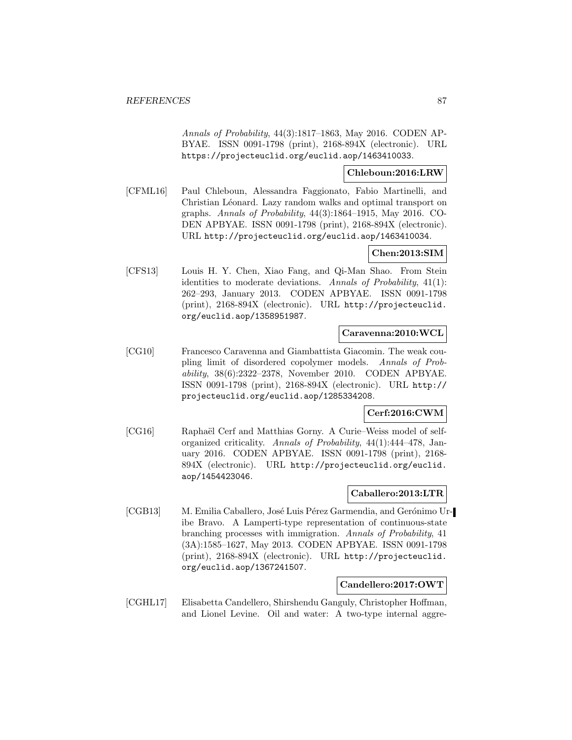*Annals of Probability*, 44(3):1817–1863, May 2016. CODEN APBYAE. ISSN 0091-1798 (print), 2168-894X (electronic). URL https://projecteuclid.org/euclid.aop/1463410033.

**Chleboun:2016:LRW**

[CFML16] Paul Chleboun, Alessandra Faggionato, Fabio Martinelli, and Christian Léonard. Lazy random walks and optimal transport on graphs. *Annals of Probability*, 44(3):1864–1915, May 2016. CODEN APBYAE. ISSN 0091-1798 (print), 2168-894X (electronic). URL http://projecteuclid.org/euclid.aop/1463410034.

**Chen:2013:SIM**

[CFS13] Louis H. Y. Chen, Xiao Fang, and Qi-Man Shao. From Stein identities to moderate deviations. *Annals of Probability*, 41(1): 262–293, January 2013. CODEN APBYAE. ISSN 0091-1798 (print), 2168-894X (electronic). URL http://projecteuclid.org/euclid.aop/1358951987.

**Caravenna:2010:WCL**

[CG10] Francesco Caravenna and Giambattista Giacomin. The weak coupling limit of disordered copolymer models. *Annals of Probability*, 38(6):2322–2378, November 2010. CODEN APBYAE. ISSN 0091-1798 (print), 2168-894X (electronic). URL http://projecteuclid.org/euclid.aop/1285334208.

**Cerf:2016:CWM**

[CG16] Raphaël Cerf and Matthias Gorny. A Curie–Weiss model of self-organized criticality. *Annals of Probability*, 44(1):444–478, January 2016. CODEN APBYAE. ISSN 0091-1798 (print), 2168-894X (electronic). URL http://projecteuclid.org/euclid.aop/1454423046.

**Caballero:2013:LTR**

[CGB13] M. Emilia Caballero, José Luis Pérez Garmendia, and Gerónimo Uribe Bravo. A Lamperti-type representation of continuous-state branching processes with immigration. *Annals of Probability*, 41 (3A):1585–1627, May 2013. CODEN APBYAE. ISSN 0091-1798 (print), 2168-894X (electronic). URL http://projecteuclid.org/euclid.aop/1367241507.

**Candellero:2017:OWT**

[CGHL17] Elisabetta Candellero, Shirshendu Ganguly, Christopher Hoffman, and Lionel Levine. Oil and water: A two-type internal aggre-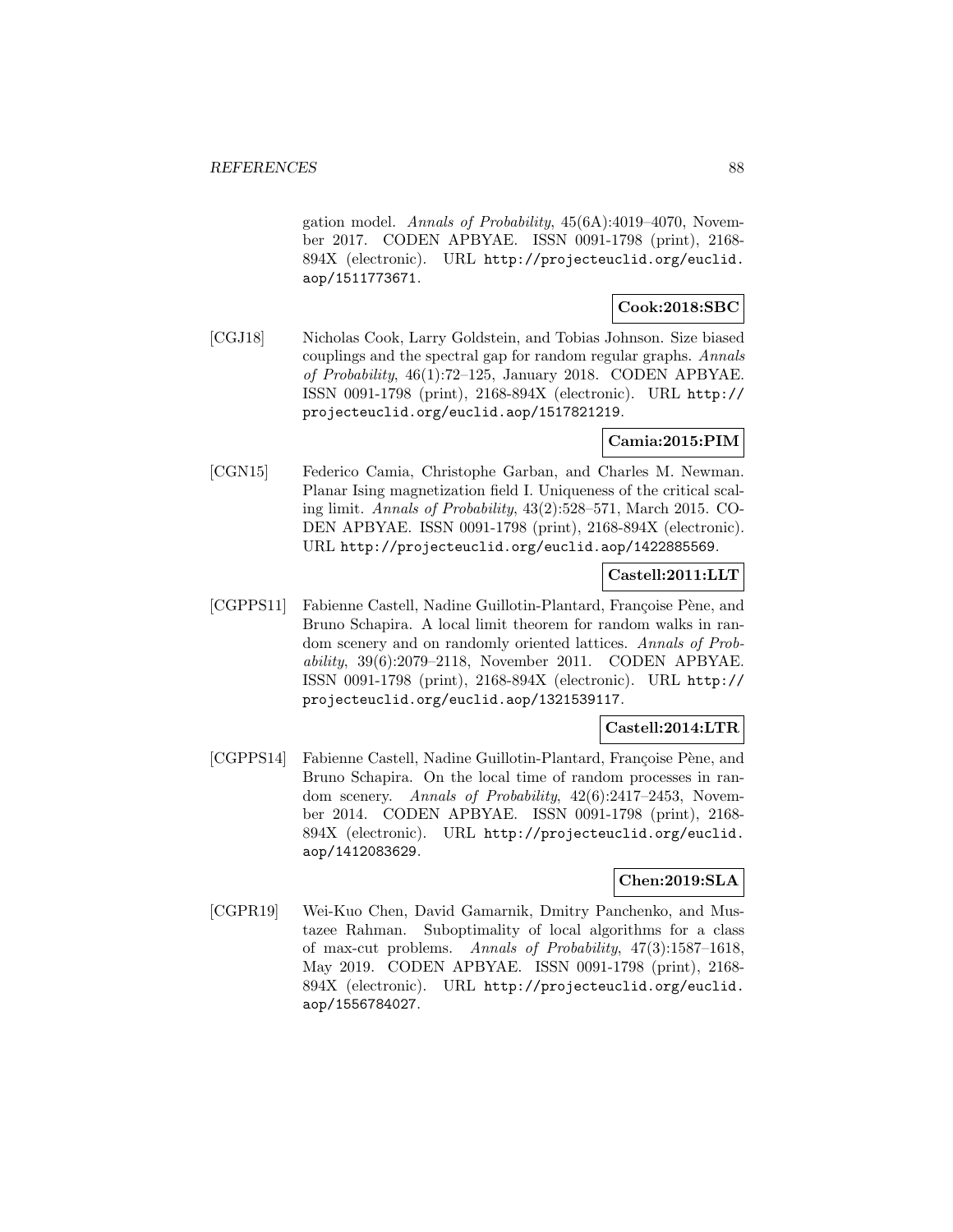gation model. *Annals of Probability*, 45(6A):4019–4070, November 2017. CODEN APBYAE. ISSN 0091-1798 (print), 2168-894X (electronic). URL http://projecteuclid.org/euclid.aop/1511773671.

**Cook:2018:SBC**

[CGJ18] Nicholas Cook, Larry Goldstein, and Tobias Johnson. Size biased couplings and the spectral gap for random regular graphs. *Annals of Probability*, 46(1):72–125, January 2018. CODEN APBYAE. ISSN 0091-1798 (print), 2168-894X (electronic). URL http://projecteuclid.org/euclid.aop/1517821219.

**Camia:2015:PIM**

[CGN15] Federico Camia, Christophe Garban, and Charles M. Newman. Planar Ising magnetization field I. Uniqueness of the critical scaling limit. *Annals of Probability*, 43(2):528–571, March 2015. CODEN APBYAE. ISSN 0091-1798 (print), 2168-894X (electronic). URL http://projecteuclid.org/euclid.aop/1422885569.

**Castell:2011:LLT**

[CGPPS11] Fabienne Castell, Nadine Guillotin-Plantard, Françoise Pène, and Bruno Schapira. A local limit theorem for random walks in random scenery and on randomly oriented lattices. *Annals of Probability*, 39(6):2079–2118, November 2011. CODEN APBYAE. ISSN 0091-1798 (print), 2168-894X (electronic). URL http://projecteuclid.org/euclid.aop/1321539117.

**Castell:2014:LTR**

[CGPPS14] Fabienne Castell, Nadine Guillotin-Plantard, Françoise Pène, and Bruno Schapira. On the local time of random processes in random scenery. *Annals of Probability*, 42(6):2417–2453, November 2014. CODEN APBYAE. ISSN 0091-1798 (print), 2168-894X (electronic). URL http://projecteuclid.org/euclid.aop/1412083629.

**Chen:2019:SLA**

[CGPR19] Wei-Kuo Chen, David Gamarnik, Dmitry Panchenko, and Mustazee Rahman. Suboptimality of local algorithms for a class of max-cut problems. *Annals of Probability*, 47(3):1587–1618, May 2019. CODEN APBYAE. ISSN 0091-1798 (print), 2168-894X (electronic). URL http://projecteuclid.org/euclid.aop/1556784027.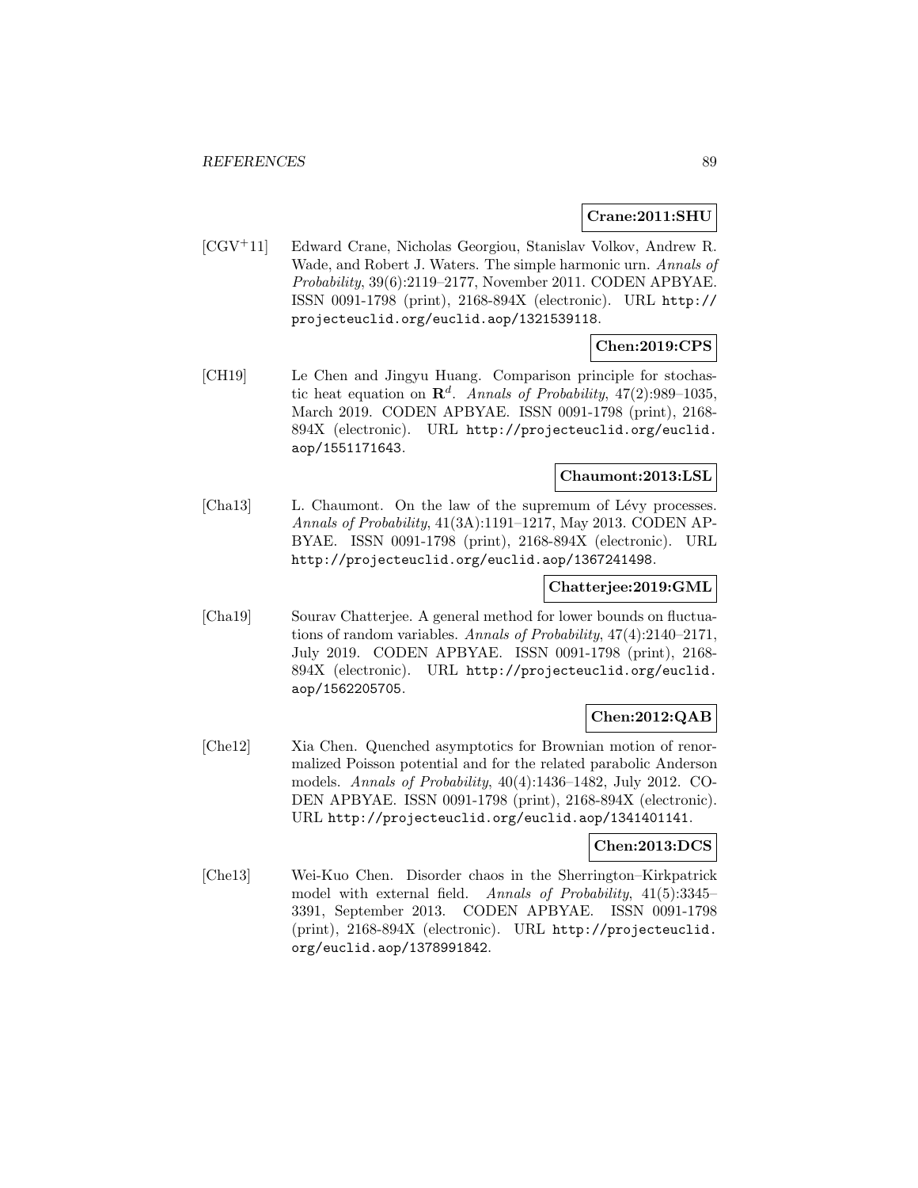**Crane:2011:SHU**

[CGV+11] Edward Crane, Nicholas Georgiou, Stanislav Volkov, Andrew R. Wade, and Robert J. Waters. The simple harmonic urn. *Annals of Probability*, 39(6):2119–2177, November 2011. CODEN APBYAE. ISSN 0091-1798 (print), 2168-894X (electronic). URL http://projecteuclid.org/euclid.aop/1321539118.

**Chen:2019:CPS**

[CH19] Le Chen and Jingyu Huang. Comparison principle for stochastic heat equation on $\mathbf{R}^d$. *Annals of Probability*, 47(2):989–1035, March 2019. CODEN APBYAE. ISSN 0091-1798 (print), 2168-894X (electronic). URL http://projecteuclid.org/euclid.aop/1551171643.

**Chaumont:2013:LSL**

[Cha13] L. Chaumont. On the law of the supremum of Lévy processes. *Annals of Probability*, 41(3A):1191–1217, May 2013. CODEN APBYAE. ISSN 0091-1798 (print), 2168-894X (electronic). URL http://projecteuclid.org/euclid.aop/1367241498.

**Chatterjee:2019:GML**

[Cha19] Sourav Chatterjee. A general method for lower bounds on fluctuations of random variables. *Annals of Probability*, 47(4):2140–2171, July 2019. CODEN APBYAE. ISSN 0091-1798 (print), 2168-894X (electronic). URL http://projecteuclid.org/euclid.aop/1562205705.

**Chen:2012:QAB**

[Che12] Xia Chen. Quenched asymptotics for Brownian motion of renormalized Poisson potential and for the related parabolic Anderson models. *Annals of Probability*, 40(4):1436–1482, July 2012. CODEN APBYAE. ISSN 0091-1798 (print), 2168-894X (electronic). URL http://projecteuclid.org/euclid.aop/1341401141.

**Chen:2013:DCS**

[Che13] Wei-Kuo Chen. Disorder chaos in the Sherrington–Kirkpatrick model with external field. *Annals of Probability*, 41(5):3345–3391, September 2013. CODEN APBYAE. ISSN 0091-1798 (print), 2168-894X (electronic). URL http://projecteuclid.org/euclid.aop/1378991842.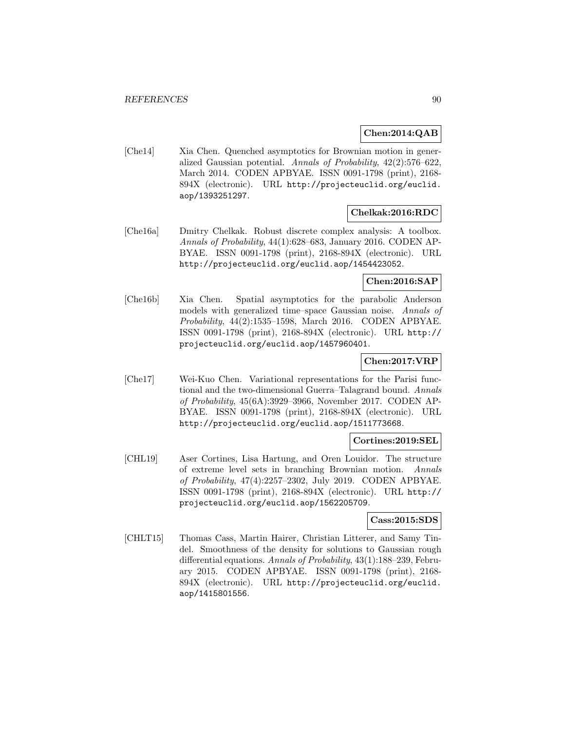**Chen:2014:QAB**

[Che14] Xia Chen. Quenched asymptotics for Brownian motion in generalized Gaussian potential. *Annals of Probability*, 42(2):576–622, March 2014. CODEN APBYAE. ISSN 0091-1798 (print), 2168-894X (electronic). URL `http://projecteuclid.org/euclid.aop/1393251297`.

**Chelkak:2016:RDC**

[Che16a] Dmitry Chelkak. Robust discrete complex analysis: A toolbox. *Annals of Probability*, 44(1):628–683, January 2016. CODEN APBYAE. ISSN 0091-1798 (print), 2168-894X (electronic). URL `http://projecteuclid.org/euclid.aop/1454423052`.

**Chen:2016:SAP**

[Che16b] Xia Chen. Spatial asymptotics for the parabolic Anderson models with generalized time–space Gaussian noise. *Annals of Probability*, 44(2):1535–1598, March 2016. CODEN APBYAE. ISSN 0091-1798 (print), 2168-894X (electronic). URL `http://projecteuclid.org/euclid.aop/1457960401`.

**Chen:2017:VRP**

[Che17] Wei-Kuo Chen. Variational representations for the Parisi functional and the two-dimensional Guerra–Talagrand bound. *Annals of Probability*, 45(6A):3929–3966, November 2017. CODEN APBYAE. ISSN 0091-1798 (print), 2168-894X (electronic). URL `http://projecteuclid.org/euclid.aop/1511773668`.

**Cortines:2019:SEL**

[CHL19] Aser Cortines, Lisa Hartung, and Oren Louidor. The structure of extreme level sets in branching Brownian motion. *Annals of Probability*, 47(4):2257–2302, July 2019. CODEN APBYAE. ISSN 0091-1798 (print), 2168-894X (electronic). URL `http://projecteuclid.org/euclid.aop/1562205709`.

**Cass:2015:SDS**

[CHLT15] Thomas Cass, Martin Hairer, Christian Litterer, and Samy Tindel. Smoothness of the density for solutions to Gaussian rough differential equations. *Annals of Probability*, 43(1):188–239, February 2015. CODEN APBYAE. ISSN 0091-1798 (print), 2168-894X (electronic). URL `http://projecteuclid.org/euclid.aop/1415801556`.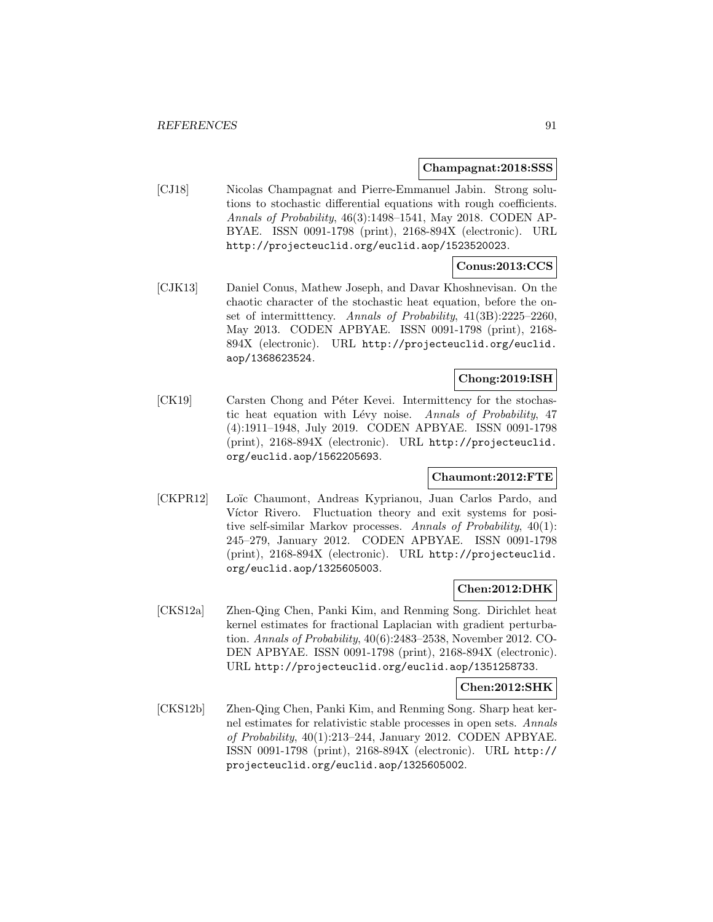**Champagnat:2018:SSS**

[CJ18] Nicolas Champagnat and Pierre-Emmanuel Jabin. Strong solutions to stochastic differential equations with rough coefficients. *Annals of Probability*, 46(3):1498–1541, May 2018. CODEN APBYAE. ISSN 0091-1798 (print), 2168-894X (electronic). URL http://projecteuclid.org/euclid.aop/1523520023.

**Conus:2013:CCS**

[CJK13] Daniel Conus, Mathew Joseph, and Davar Khoshnevisan. On the chaotic character of the stochastic heat equation, before the onset of intermitttency. *Annals of Probability*, 41(3B):2225–2260, May 2013. CODEN APBYAE. ISSN 0091-1798 (print), 2168-894X (electronic). URL http://projecteuclid.org/euclid.aop/1368623524.

**Chong:2019:ISH**

[CK19] Carsten Chong and Péter Kevei. Intermittency for the stochastic heat equation with Lévy noise. *Annals of Probability*, 47 (4):1911–1948, July 2019. CODEN APBYAE. ISSN 0091-1798 (print), 2168-894X (electronic). URL http://projecteuclid.org/euclid.aop/1562205693.

**Chaumont:2012:FTE**

[CKPR12] Loïc Chaumont, Andreas Kyprianou, Juan Carlos Pardo, and Víctor Rivero. Fluctuation theory and exit systems for positive self-similar Markov processes. *Annals of Probability*, 40(1): 245–279, January 2012. CODEN APBYAE. ISSN 0091-1798 (print), 2168-894X (electronic). URL http://projecteuclid.org/euclid.aop/1325605003.

**Chen:2012:DHK**

[CKS12a] Zhen-Qing Chen, Panki Kim, and Renming Song. Dirichlet heat kernel estimates for fractional Laplacian with gradient perturbation. *Annals of Probability*, 40(6):2483–2538, November 2012. CODEN APBYAE. ISSN 0091-1798 (print), 2168-894X (electronic). URL http://projecteuclid.org/euclid.aop/1351258733.

**Chen:2012:SHK**

[CKS12b] Zhen-Qing Chen, Panki Kim, and Renming Song. Sharp heat kernel estimates for relativistic stable processes in open sets. *Annals of Probability*, 40(1):213–244, January 2012. CODEN APBYAE. ISSN 0091-1798 (print), 2168-894X (electronic). URL http://projecteuclid.org/euclid.aop/1325605002.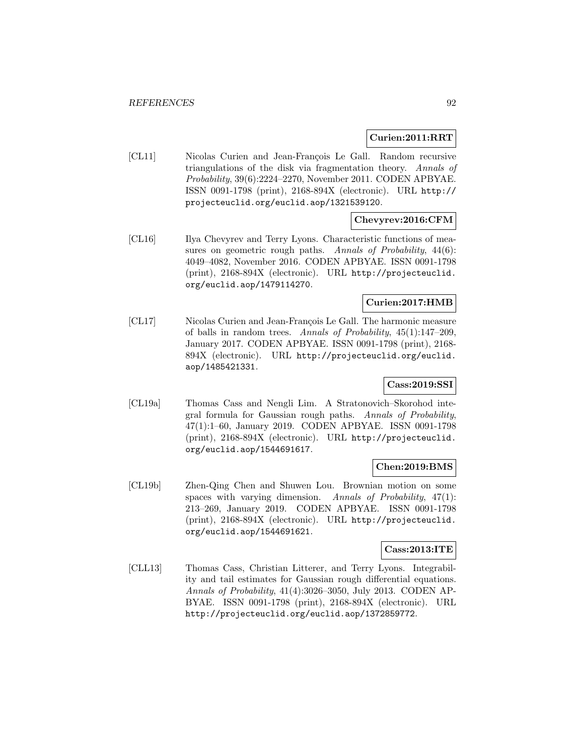**Curien:2011:RRT**

[CL11] Nicolas Curien and Jean-François Le Gall. Random recursive triangulations of the disk via fragmentation theory. *Annals of Probability*, 39(6):2224–2270, November 2011. CODEN APBYAE. ISSN 0091-1798 (print), 2168-894X (electronic). URL http://projecteuclid.org/euclid.aop/1321539120.

**Chevyrev:2016:CFM**

[CL16] Ilya Chevyrev and Terry Lyons. Characteristic functions of measures on geometric rough paths. *Annals of Probability*, 44(6): 4049–4082, November 2016. CODEN APBYAE. ISSN 0091-1798 (print), 2168-894X (electronic). URL http://projecteuclid.org/euclid.aop/1479114270.

**Curien:2017:HMB**

[CL17] Nicolas Curien and Jean-François Le Gall. The harmonic measure of balls in random trees. *Annals of Probability*, 45(1):147–209, January 2017. CODEN APBYAE. ISSN 0091-1798 (print), 2168-894X (electronic). URL http://projecteuclid.org/euclid.aop/1485421331.

**Cass:2019:SSI**

[CL19a] Thomas Cass and Nengli Lim. A Stratonovich–Skorohod integral formula for Gaussian rough paths. *Annals of Probability*, 47(1):1–60, January 2019. CODEN APBYAE. ISSN 0091-1798 (print), 2168-894X (electronic). URL http://projecteuclid.org/euclid.aop/1544691617.

**Chen:2019:BMS**

[CL19b] Zhen-Qing Chen and Shuwen Lou. Brownian motion on some spaces with varying dimension. *Annals of Probability*, 47(1): 213–269, January 2019. CODEN APBYAE. ISSN 0091-1798 (print), 2168-894X (electronic). URL http://projecteuclid.org/euclid.aop/1544691621.

**Cass:2013:ITE**

[CLL13] Thomas Cass, Christian Litterer, and Terry Lyons. Integrability and tail estimates for Gaussian rough differential equations. *Annals of Probability*, 41(4):3026–3050, July 2013. CODEN APBYAE. ISSN 0091-1798 (print), 2168-894X (electronic). URL http://projecteuclid.org/euclid.aop/1372859772.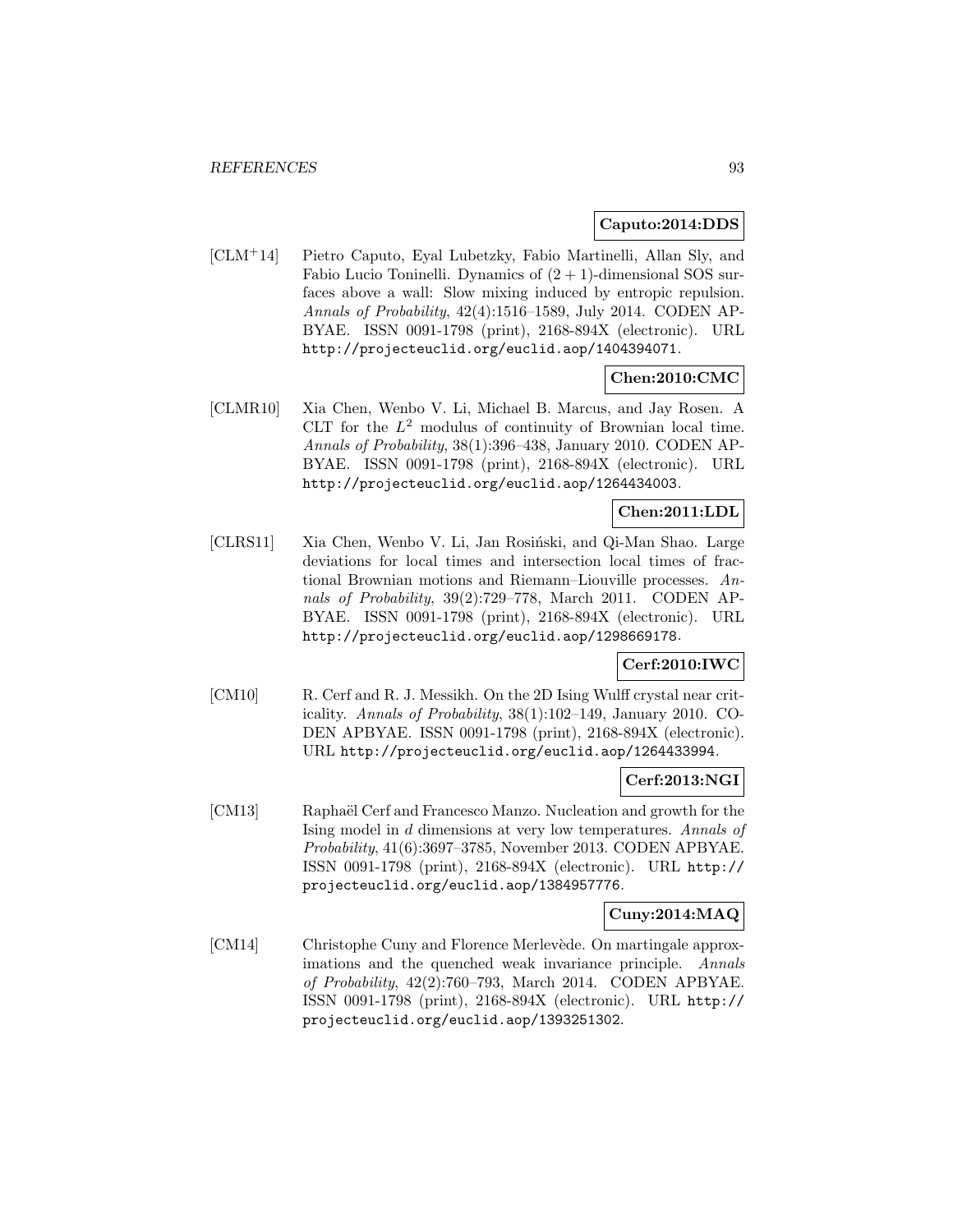**Caputo:2014:DDS**

[CLM+14] Pietro Caputo, Eyal Lubetzky, Fabio Martinelli, Allan Sly, and Fabio Lucio Toninelli. Dynamics of $(2+1)$-dimensional SOS surfaces above a wall: Slow mixing induced by entropic repulsion. *Annals of Probability*, 42(4):1516–1589, July 2014. CODEN APBYAE. ISSN 0091-1798 (print), 2168-894X (electronic). URL http://projecteuclid.org/euclid.aop/1404394071.

**Chen:2010:CMC**

[CLMR10] Xia Chen, Wenbo V. Li, Michael B. Marcus, and Jay Rosen. A CLT for the $L^2$ modulus of continuity of Brownian local time. *Annals of Probability*, 38(1):396–438, January 2010. CODEN APBYAE. ISSN 0091-1798 (print), 2168-894X (electronic). URL http://projecteuclid.org/euclid.aop/1264434003.

**Chen:2011:LDL**

[CLRS11] Xia Chen, Wenbo V. Li, Jan Rosiński, and Qi-Man Shao. Large deviations for local times and intersection local times of fractional Brownian motions and Riemann–Liouville processes. *Annals of Probability*, 39(2):729–778, March 2011. CODEN APBYAE. ISSN 0091-1798 (print), 2168-894X (electronic). URL http://projecteuclid.org/euclid.aop/1298669178.

**Cerf:2010:IWC**

[CM10] R. Cerf and R. J. Messikh. On the 2D Ising Wulff crystal near criticality. *Annals of Probability*, 38(1):102–149, January 2010. CODEN APBYAE. ISSN 0091-1798 (print), 2168-894X (electronic). URL http://projecteuclid.org/euclid.aop/1264433994.

**Cerf:2013:NGI**

[CM13] Raphaël Cerf and Francesco Manzo. Nucleation and growth for the Ising model in $d$ dimensions at very low temperatures. *Annals of Probability*, 41(6):3697–3785, November 2013. CODEN APBYAE. ISSN 0091-1798 (print), 2168-894X (electronic). URL http://projecteuclid.org/euclid.aop/1384957776.

**Cuny:2014:MAQ**

[CM14] Christophe Cuny and Florence Merlevède. On martingale approximations and the quenched weak invariance principle. *Annals of Probability*, 42(2):760–793, March 2014. CODEN APBYAE. ISSN 0091-1798 (print), 2168-894X (electronic). URL http://projecteuclid.org/euclid.aop/1393251302.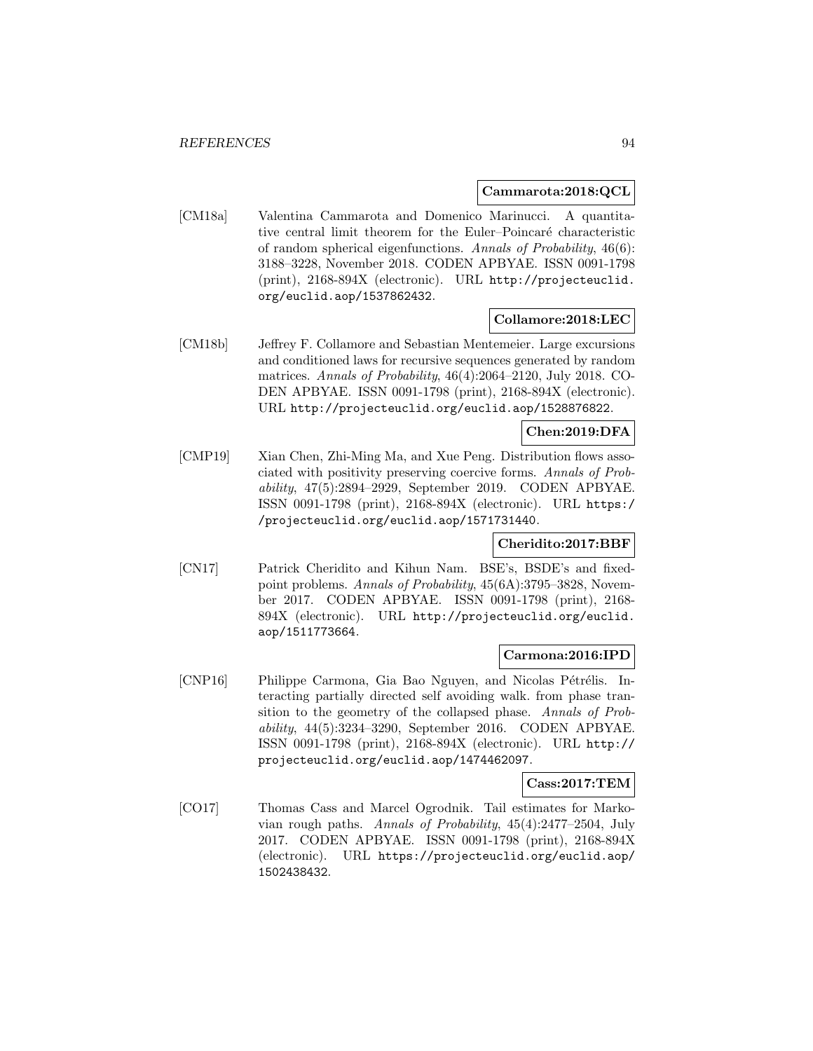**Cammarota:2018:QCL**

[CM18a] Valentina Cammarota and Domenico Marinucci. A quantitative central limit theorem for the Euler–Poincaré characteristic of random spherical eigenfunctions. *Annals of Probability*, 46(6): 3188–3228, November 2018. CODEN APBYAE. ISSN 0091-1798 (print), 2168-894X (electronic). URL http://projecteuclid.org/euclid.aop/1537862432.

**Collamore:2018:LEC**

[CM18b] Jeffrey F. Collamore and Sebastian Mentemeier. Large excursions and conditioned laws for recursive sequences generated by random matrices. *Annals of Probability*, 46(4):2064–2120, July 2018. CODEN APBYAE. ISSN 0091-1798 (print), 2168-894X (electronic). URL http://projecteuclid.org/euclid.aop/1528876822.

**Chen:2019:DFA**

[CMP19] Xian Chen, Zhi-Ming Ma, and Xue Peng. Distribution flows associated with positivity preserving coercive forms. *Annals of Probability*, 47(5):2894–2929, September 2019. CODEN APBYAE. ISSN 0091-1798 (print), 2168-894X (electronic). URL https://projecteuclid.org/euclid.aop/1571731440.

**Cheridito:2017:BBF**

[CN17] Patrick Cheridito and Kihun Nam. BSE's, BSDE's and fixed-point problems. *Annals of Probability*, 45(6A):3795–3828, November 2017. CODEN APBYAE. ISSN 0091-1798 (print), 2168-894X (electronic). URL http://projecteuclid.org/euclid.aop/1511773664.

**Carmona:2016:IPD**

[CNP16] Philippe Carmona, Gia Bao Nguyen, and Nicolas Pétrélis. Interacting partially directed self avoiding walk. from phase transition to the geometry of the collapsed phase. *Annals of Probability*, 44(5):3234–3290, September 2016. CODEN APBYAE. ISSN 0091-1798 (print), 2168-894X (electronic). URL http://projecteuclid.org/euclid.aop/1474462097.

**Cass:2017:TEM**

[CO17] Thomas Cass and Marcel Ogrodnik. Tail estimates for Markovian rough paths. *Annals of Probability*, 45(4):2477–2504, July 2017. CODEN APBYAE. ISSN 0091-1798 (print), 2168-894X (electronic). URL https://projecteuclid.org/euclid.aop/1502438432.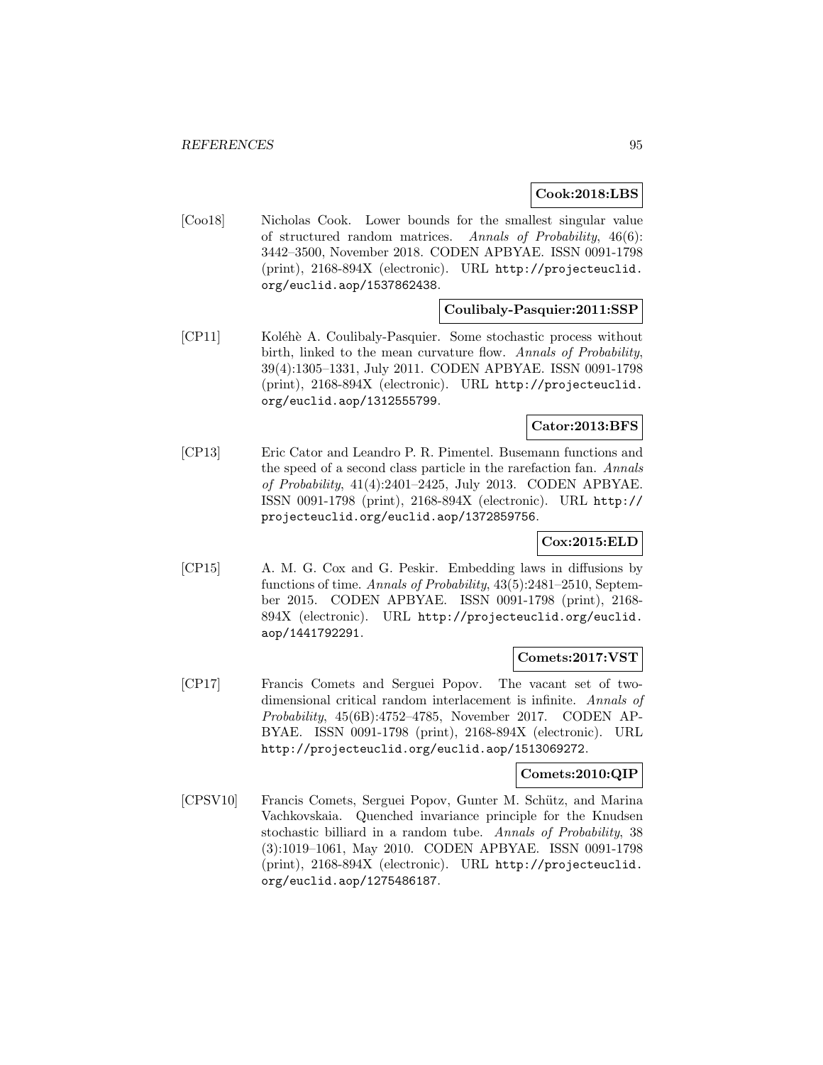**Cook:2018:LBS**

[Coo18] Nicholas Cook. Lower bounds for the smallest singular value of structured random matrices. *Annals of Probability*, 46(6): 3442–3500, November 2018. CODEN APBYAE. ISSN 0091-1798 (print), 2168-894X (electronic). URL http://projecteuclid.org/euclid.aop/1537862438.

**Coulibaly-Pasquier:2011:SSP**

[CP11] Koléhè A. Coulibaly-Pasquier. Some stochastic process without birth, linked to the mean curvature flow. *Annals of Probability*, 39(4):1305–1331, July 2011. CODEN APBYAE. ISSN 0091-1798 (print), 2168-894X (electronic). URL http://projecteuclid.org/euclid.aop/1312555799.

**Cator:2013:BFS**

[CP13] Eric Cator and Leandro P. R. Pimentel. Busemann functions and the speed of a second class particle in the rarefaction fan. *Annals of Probability*, 41(4):2401–2425, July 2013. CODEN APBYAE. ISSN 0091-1798 (print), 2168-894X (electronic). URL http://projecteuclid.org/euclid.aop/1372859756.

**Cox:2015:ELD**

[CP15] A. M. G. Cox and G. Peskir. Embedding laws in diffusions by functions of time. *Annals of Probability*, 43(5):2481–2510, September 2015. CODEN APBYAE. ISSN 0091-1798 (print), 2168-894X (electronic). URL http://projecteuclid.org/euclid.aop/1441792291.

**Comets:2017:VST**

[CP17] Francis Comets and Serguei Popov. The vacant set of two-dimensional critical random interlacement is infinite. *Annals of Probability*, 45(6B):4752–4785, November 2017. CODEN APBYAE. ISSN 0091-1798 (print), 2168-894X (electronic). URL http://projecteuclid.org/euclid.aop/1513069272.

**Comets:2010:QIP**

[CPSV10] Francis Comets, Serguei Popov, Gunter M. Schütz, and Marina Vachkovskaia. Quenched invariance principle for the Knudsen stochastic billiard in a random tube. *Annals of Probability*, 38 (3):1019–1061, May 2010. CODEN APBYAE. ISSN 0091-1798 (print), 2168-894X (electronic). URL http://projecteuclid.org/euclid.aop/1275486187.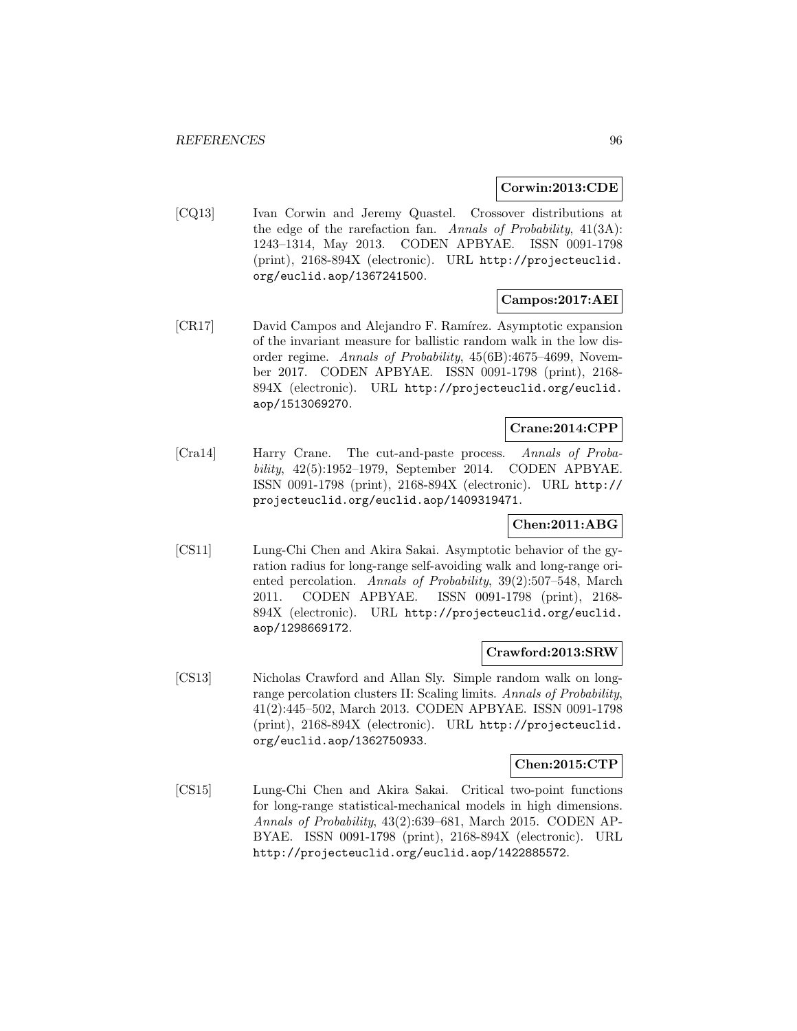**Corwin:2013:CDE**

[CQ13] Ivan Corwin and Jeremy Quastel. Crossover distributions at the edge of the rarefaction fan. *Annals of Probability*, 41(3A): 1243–1314, May 2013. CODEN APBYAE. ISSN 0091-1798 (print), 2168-894X (electronic). URL http://projecteuclid.org/euclid.aop/1367241500.

**Campos:2017:AEI**

[CR17] David Campos and Alejandro F. Ramírez. Asymptotic expansion of the invariant measure for ballistic random walk in the low disorder regime. *Annals of Probability*, 45(6B):4675–4699, November 2017. CODEN APBYAE. ISSN 0091-1798 (print), 2168-894X (electronic). URL http://projecteuclid.org/euclid.aop/1513069270.

**Crane:2014:CPP**

[Cra14] Harry Crane. The cut-and-paste process. *Annals of Probability*, 42(5):1952–1979, September 2014. CODEN APBYAE. ISSN 0091-1798 (print), 2168-894X (electronic). URL http://projecteuclid.org/euclid.aop/1409319471.

**Chen:2011:ABG**

[CS11] Lung-Chi Chen and Akira Sakai. Asymptotic behavior of the gyration radius for long-range self-avoiding walk and long-range oriented percolation. *Annals of Probability*, 39(2):507–548, March 2011. CODEN APBYAE. ISSN 0091-1798 (print), 2168-894X (electronic). URL http://projecteuclid.org/euclid.aop/1298669172.

**Crawford:2013:SRW**

[CS13] Nicholas Crawford and Allan Sly. Simple random walk on long-range percolation clusters II: Scaling limits. *Annals of Probability*, 41(2):445–502, March 2013. CODEN APBYAE. ISSN 0091-1798 (print), 2168-894X (electronic). URL http://projecteuclid.org/euclid.aop/1362750933.

**Chen:2015:CTP**

[CS15] Lung-Chi Chen and Akira Sakai. Critical two-point functions for long-range statistical-mechanical models in high dimensions. *Annals of Probability*, 43(2):639–681, March 2015. CODEN APBYAE. ISSN 0091-1798 (print), 2168-894X (electronic). URL http://projecteuclid.org/euclid.aop/1422885572.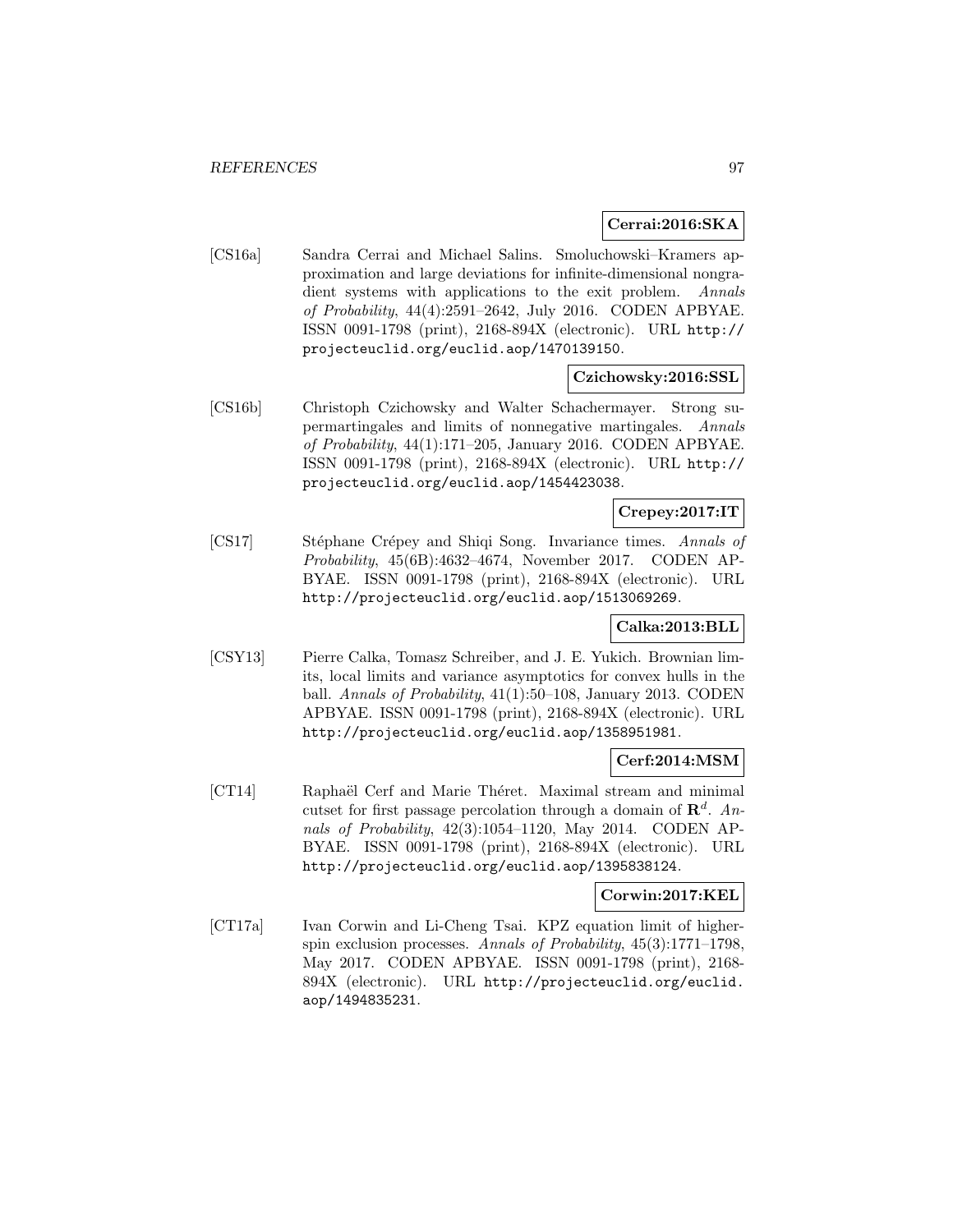**Cerrai:2016:SKA**

[CS16a] Sandra Cerrai and Michael Salins. Smoluchowski–Kramers approximation and large deviations for infinite-dimensional nongradient systems with applications to the exit problem. *Annals of Probability*, 44(4):2591–2642, July 2016. CODEN APBYAE. ISSN 0091-1798 (print), 2168-894X (electronic). URL http://projecteuclid.org/euclid.aop/1470139150.

**Czichowsky:2016:SSL**

[CS16b] Christoph Czichowsky and Walter Schachermayer. Strong supermartingales and limits of nonnegative martingales. *Annals of Probability*, 44(1):171–205, January 2016. CODEN APBYAE. ISSN 0091-1798 (print), 2168-894X (electronic). URL http://projecteuclid.org/euclid.aop/1454423038.

**Crepey:2017:IT**

[CS17] Stéphane Crépey and Shiqi Song. Invariance times. *Annals of Probability*, 45(6B):4632–4674, November 2017. CODEN APBYAE. ISSN 0091-1798 (print), 2168-894X (electronic). URL http://projecteuclid.org/euclid.aop/1513069269.

**Calka:2013:BLL**

[CSY13] Pierre Calka, Tomasz Schreiber, and J. E. Yukich. Brownian limits, local limits and variance asymptotics for convex hulls in the ball. *Annals of Probability*, 41(1):50–108, January 2013. CODEN APBYAE. ISSN 0091-1798 (print), 2168-894X (electronic). URL http://projecteuclid.org/euclid.aop/1358951981.

**Cerf:2014:MSM**

[CT14] Raphaël Cerf and Marie Théret. Maximal stream and minimal cutset for first passage percolation through a domain of $\mathbf{R}^d$. *Annals of Probability*, 42(3):1054–1120, May 2014. CODEN APBYAE. ISSN 0091-1798 (print), 2168-894X (electronic). URL http://projecteuclid.org/euclid.aop/1395838124.

**Corwin:2017:KEL**

[CT17a] Ivan Corwin and Li-Cheng Tsai. KPZ equation limit of higher-spin exclusion processes. *Annals of Probability*, 45(3):1771–1798, May 2017. CODEN APBYAE. ISSN 0091-1798 (print), 2168-894X (electronic). URL http://projecteuclid.org/euclid.aop/1494835231.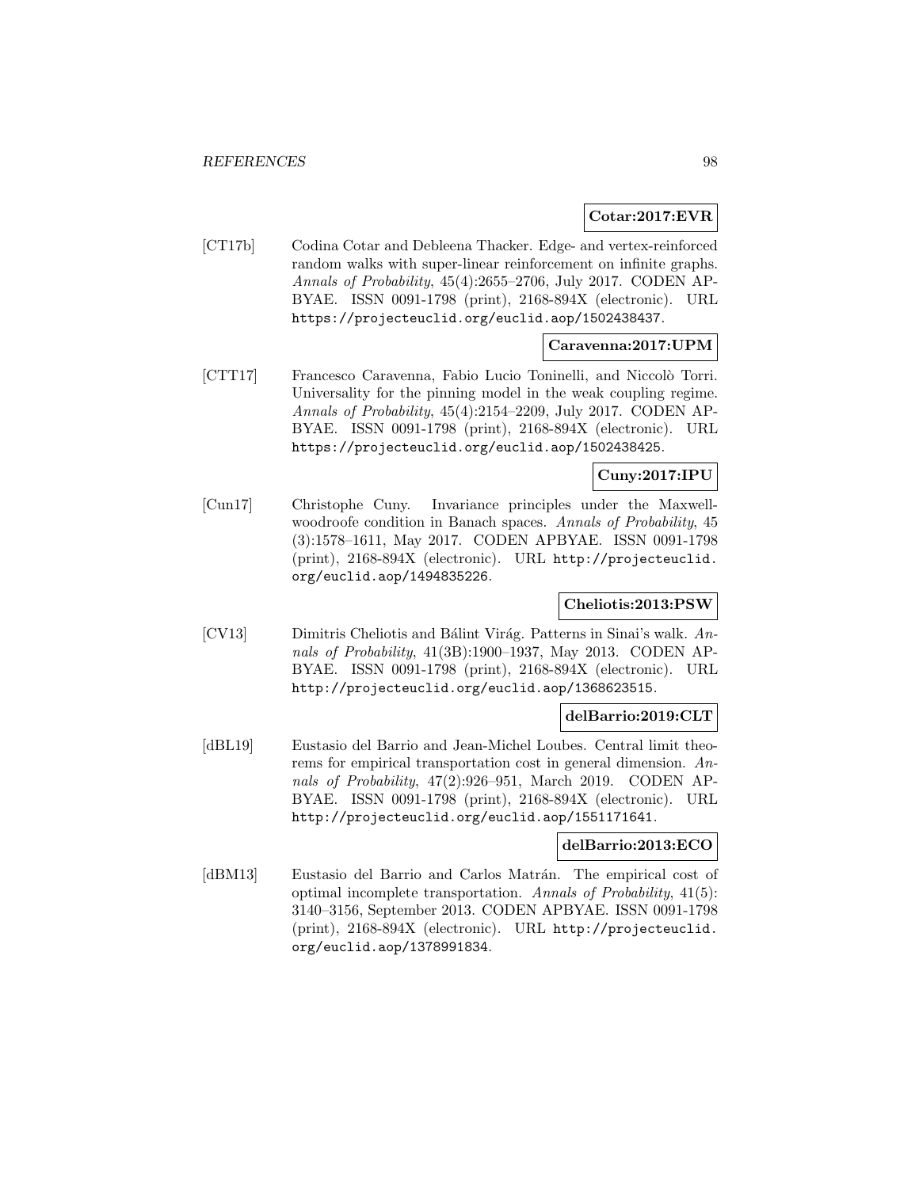**Cotar:2017:EVR**

[CT17b] Codina Cotar and Debleena Thacker. Edge- and vertex-reinforced random walks with super-linear reinforcement on infinite graphs. *Annals of Probability*, 45(4):2655–2706, July 2017. CODEN APBYAE. ISSN 0091-1798 (print), 2168-894X (electronic). URL https://projecteuclid.org/euclid.aop/1502438437.

**Caravenna:2017:UPM**

[CTT17] Francesco Caravenna, Fabio Lucio Toninelli, and Niccolò Torri. Universality for the pinning model in the weak coupling regime. *Annals of Probability*, 45(4):2154–2209, July 2017. CODEN APBYAE. ISSN 0091-1798 (print), 2168-894X (electronic). URL https://projecteuclid.org/euclid.aop/1502438425.

**Cuny:2017:IPU**

[Cun17] Christophe Cuny. Invariance principles under the Maxwell-woodroofe condition in Banach spaces. *Annals of Probability*, 45 (3):1578–1611, May 2017. CODEN APBYAE. ISSN 0091-1798 (print), 2168-894X (electronic). URL http://projecteuclid.org/euclid.aop/1494835226.

**Cheliotis:2013:PSW**

[CV13] Dimitris Cheliotis and Bálint Virág. Patterns in Sinai's walk. *Annals of Probability*, 41(3B):1900–1937, May 2013. CODEN APBYAE. ISSN 0091-1798 (print), 2168-894X (electronic). URL http://projecteuclid.org/euclid.aop/1368623515.

**delBarrio:2019:CLT**

[dBL19] Eustasio del Barrio and Jean-Michel Loubes. Central limit theorems for empirical transportation cost in general dimension. *Annals of Probability*, 47(2):926–951, March 2019. CODEN APBYAE. ISSN 0091-1798 (print), 2168-894X (electronic). URL http://projecteuclid.org/euclid.aop/1551171641.

**delBarrio:2013:ECO**

[dBM13] Eustasio del Barrio and Carlos Matrán. The empirical cost of optimal incomplete transportation. *Annals of Probability*, 41(5): 3140–3156, September 2013. CODEN APBYAE. ISSN 0091-1798 (print), 2168-894X (electronic). URL http://projecteuclid.org/euclid.aop/1378991834.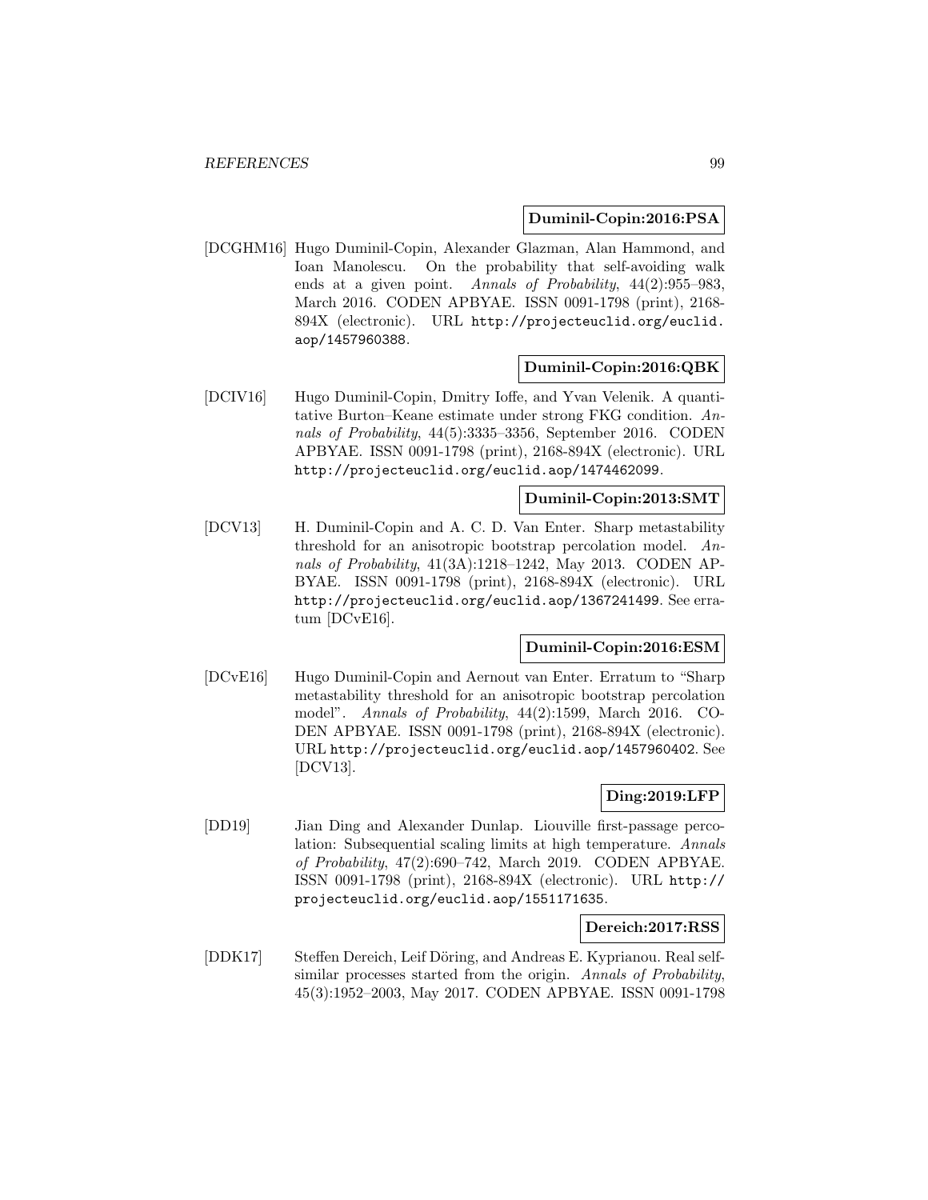**Duminil-Copin:2016:PSA**

[DCGHM16] Hugo Duminil-Copin, Alexander Glazman, Alan Hammond, and Ioan Manolescu. On the probability that self-avoiding walk ends at a given point. *Annals of Probability*, 44(2):955–983, March 2016. CODEN APBYAE. ISSN 0091-1798 (print), 2168-894X (electronic). URL http://projecteuclid.org/euclid.aop/1457960388.

**Duminil-Copin:2016:QBK**

[DCIV16] Hugo Duminil-Copin, Dmitry Ioffe, and Yvan Velenik. A quantitative Burton–Keane estimate under strong FKG condition. *Annals of Probability*, 44(5):3335–3356, September 2016. CODEN APBYAE. ISSN 0091-1798 (print), 2168-894X (electronic). URL http://projecteuclid.org/euclid.aop/1474462099.

**Duminil-Copin:2013:SMT**

[DCV13] H. Duminil-Copin and A. C. D. Van Enter. Sharp metastability threshold for an anisotropic bootstrap percolation model. *Annals of Probability*, 41(3A):1218–1242, May 2013. CODEN APBYAE. ISSN 0091-1798 (print), 2168-894X (electronic). URL http://projecteuclid.org/euclid.aop/1367241499. See erratum [DCvE16].

**Duminil-Copin:2016:ESM**

[DCvE16] Hugo Duminil-Copin and Aernout van Enter. Erratum to "Sharp metastability threshold for an anisotropic bootstrap percolation model". *Annals of Probability*, 44(2):1599, March 2016. CODEN APBYAE. ISSN 0091-1798 (print), 2168-894X (electronic). URL http://projecteuclid.org/euclid.aop/1457960402. See [DCV13].

**Ding:2019:LFP**

[DD19] Jian Ding and Alexander Dunlap. Liouville first-passage percolation: Subsequential scaling limits at high temperature. *Annals of Probability*, 47(2):690–742, March 2019. CODEN APBYAE. ISSN 0091-1798 (print), 2168-894X (electronic). URL http://projecteuclid.org/euclid.aop/1551171635.

**Dereich:2017:RSS**

[DDK17] Steffen Dereich, Leif Döring, and Andreas E. Kyprianou. Real self-similar processes started from the origin. *Annals of Probability*, 45(3):1952–2003, May 2017. CODEN APBYAE. ISSN 0091-1798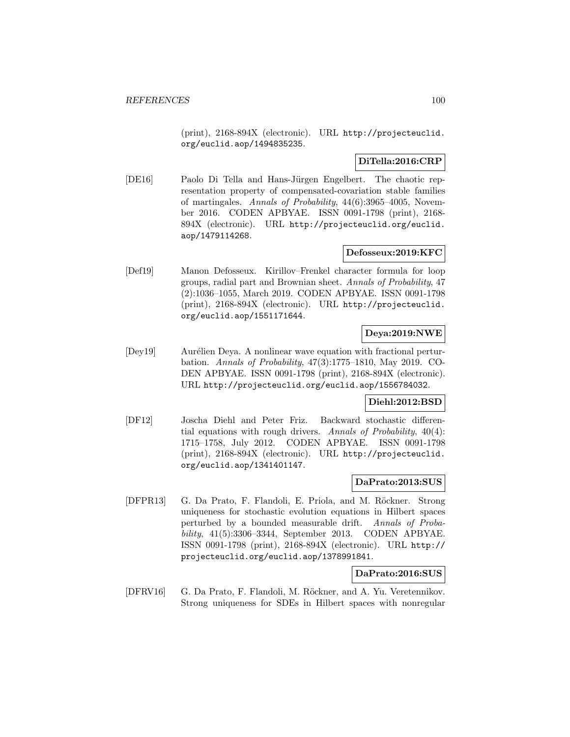(print), 2168-894X (electronic). URL http://projecteuclid.org/euclid.aop/1494835235.

**DiTella:2016:CRP**

[DE16] Paolo Di Tella and Hans-Jürgen Engelbert. The chaotic representation property of compensated-covariation stable families of martingales. *Annals of Probability*, 44(6):3965–4005, November 2016. CODEN APBYAE. ISSN 0091-1798 (print), 2168-894X (electronic). URL http://projecteuclid.org/euclid.aop/1479114268.

**Defosseux:2019:KFC**

[Def19] Manon Defosseux. Kirillov–Frenkel character formula for loop groups, radial part and Brownian sheet. *Annals of Probability*, 47 (2):1036–1055, March 2019. CODEN APBYAE. ISSN 0091-1798 (print), 2168-894X (electronic). URL http://projecteuclid.org/euclid.aop/1551171644.

**Deya:2019:NWE**

[Dey19] Aurélien Deya. A nonlinear wave equation with fractional perturbation. *Annals of Probability*, 47(3):1775–1810, May 2019. CODEN APBYAE. ISSN 0091-1798 (print), 2168-894X (electronic). URL http://projecteuclid.org/euclid.aop/1556784032.

**Diehl:2012:BSD**

[DF12] Joscha Diehl and Peter Friz. Backward stochastic differential equations with rough drivers. *Annals of Probability*, 40(4): 1715–1758, July 2012. CODEN APBYAE. ISSN 0091-1798 (print), 2168-894X (electronic). URL http://projecteuclid.org/euclid.aop/1341401147.

**DaPrato:2013:SUS**

[DFPR13] G. Da Prato, F. Flandoli, E. Priola, and M. Röckner. Strong uniqueness for stochastic evolution equations in Hilbert spaces perturbed by a bounded measurable drift. *Annals of Probability*, 41(5):3306–3344, September 2013. CODEN APBYAE. ISSN 0091-1798 (print), 2168-894X (electronic). URL http://projecteuclid.org/euclid.aop/1378991841.

**DaPrato:2016:SUS**

[DFRV16] G. Da Prato, F. Flandoli, M. Röckner, and A. Yu. Veretennikov. Strong uniqueness for SDEs in Hilbert spaces with nonregular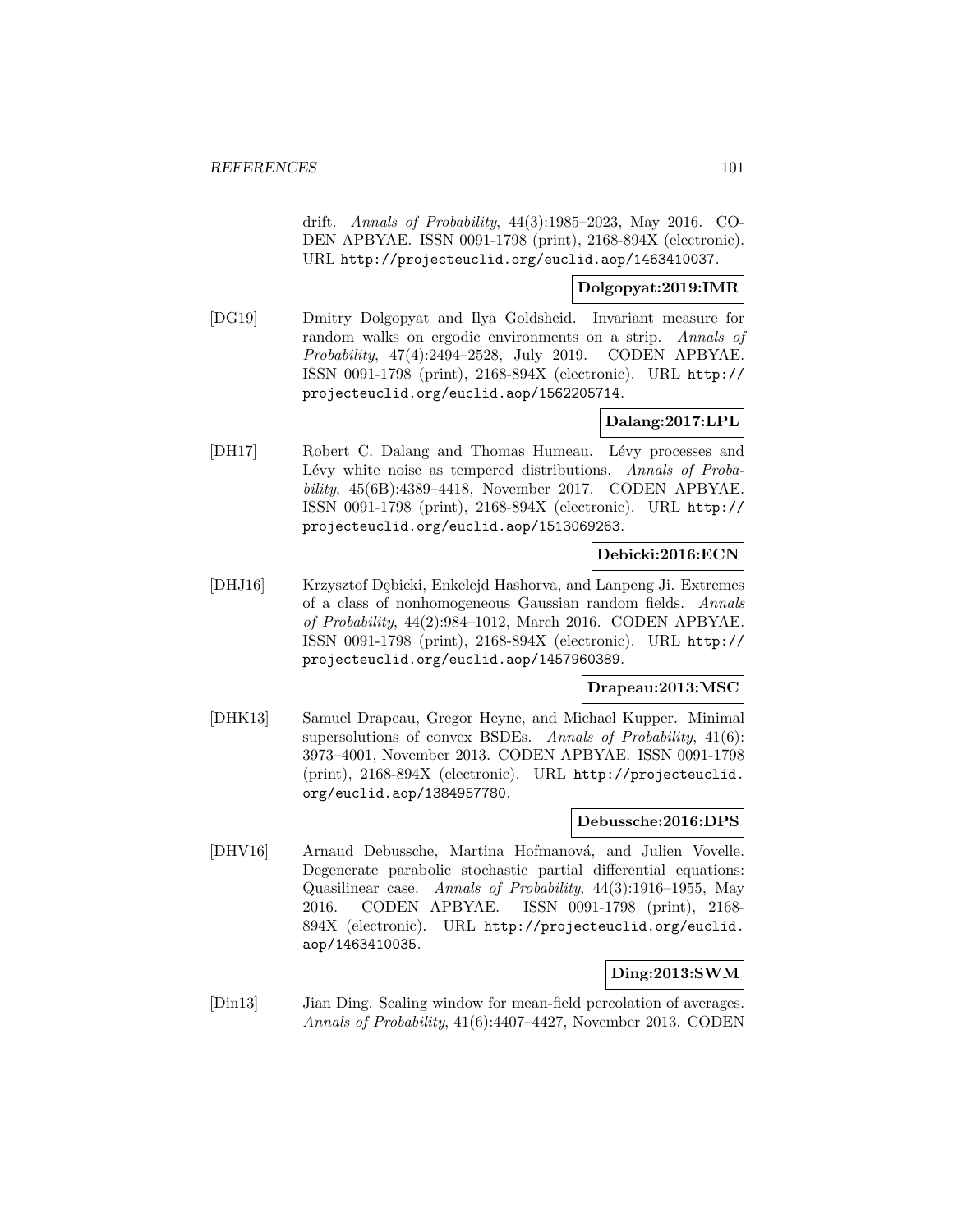drift. *Annals of Probability*, 44(3):1985–2023, May 2016. CODEN APBYAE. ISSN 0091-1798 (print), 2168-894X (electronic). URL `http://projecteuclid.org/euclid.aop/1463410037`.

**Dolgopyat:2019:IMR**

[DG19] Dmitry Dolgopyat and Ilya Goldsheid. Invariant measure for random walks on ergodic environments on a strip. *Annals of Probability*, 47(4):2494–2528, July 2019. CODEN APBYAE. ISSN 0091-1798 (print), 2168-894X (electronic). URL `http://projecteuclid.org/euclid.aop/1562205714`.

**Dalang:2017:LPL**

[DH17] Robert C. Dalang and Thomas Humeau. Lévy processes and Lévy white noise as tempered distributions. *Annals of Probability*, 45(6B):4389–4418, November 2017. CODEN APBYAE. ISSN 0091-1798 (print), 2168-894X (electronic). URL `http://projecteuclid.org/euclid.aop/1513069263`.

**Debicki:2016:ECN**

[DHJ16] Krzysztof Dębicki, Enkelejd Hashorva, and Lanpeng Ji. Extremes of a class of nonhomogeneous Gaussian random fields. *Annals of Probability*, 44(2):984–1012, March 2016. CODEN APBYAE. ISSN 0091-1798 (print), 2168-894X (electronic). URL `http://projecteuclid.org/euclid.aop/1457960389`.

**Drapeau:2013:MSC**

[DHK13] Samuel Drapeau, Gregor Heyne, and Michael Kupper. Minimal supersolutions of convex BSDEs. *Annals of Probability*, 41(6): 3973–4001, November 2013. CODEN APBYAE. ISSN 0091-1798 (print), 2168-894X (electronic). URL `http://projecteuclid.org/euclid.aop/1384957780`.

**Debussche:2016:DPS**

[DHV16] Arnaud Debussche, Martina Hofmanová, and Julien Vovelle. Degenerate parabolic stochastic partial differential equations: Quasilinear case. *Annals of Probability*, 44(3):1916–1955, May 2016. CODEN APBYAE. ISSN 0091-1798 (print), 2168-894X (electronic). URL `http://projecteuclid.org/euclid.aop/1463410035`.

**Ding:2013:SWM**

[Din13] Jian Ding. Scaling window for mean-field percolation of averages. *Annals of Probability*, 41(6):4407–4427, November 2013. CODEN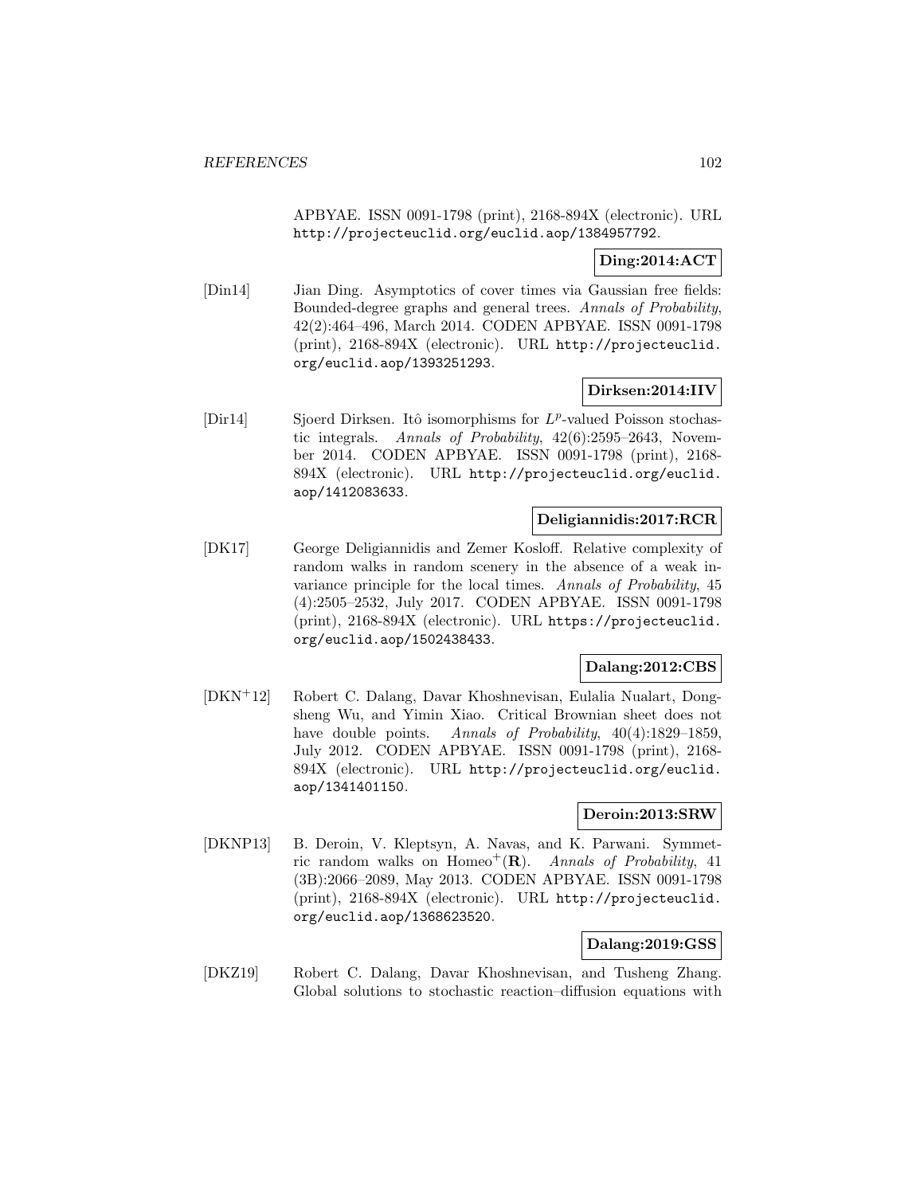APBYAE. ISSN 0091-1798 (print), 2168-894X (electronic). URL http://projecteuclid.org/euclid.aop/1384957792.

**Ding:2014:ACT**

[Din14] Jian Ding. Asymptotics of cover times via Gaussian free fields: Bounded-degree graphs and general trees. *Annals of Probability*, 42(2):464–496, March 2014. CODEN APBYAE. ISSN 0091-1798 (print), 2168-894X (electronic). URL http://projecteuclid.org/euclid.aop/1393251293.

**Dirksen:2014:IIV**

[Dir14] Sjoerd Dirksen. Itô isomorphisms for $L^p$-valued Poisson stochastic integrals. *Annals of Probability*, 42(6):2595–2643, November 2014. CODEN APBYAE. ISSN 0091-1798 (print), 2168-894X (electronic). URL http://projecteuclid.org/euclid.aop/1412083633.

**Deligiannidis:2017:RCR**

[DK17] George Deligiannidis and Zemer Kosloff. Relative complexity of random walks in random scenery in the absence of a weak invariance principle for the local times. *Annals of Probability*, 45(4):2505–2532, July 2017. CODEN APBYAE. ISSN 0091-1798 (print), 2168-894X (electronic). URL https://projecteuclid.org/euclid.aop/1502438433.

**Dalang:2012:CBS**

[DKN+12] Robert C. Dalang, Davar Khoshnevisan, Eulalia Nualart, Dongsheng Wu, and Yimin Xiao. Critical Brownian sheet does not have double points. *Annals of Probability*, 40(4):1829–1859, July 2012. CODEN APBYAE. ISSN 0091-1798 (print), 2168-894X (electronic). URL http://projecteuclid.org/euclid.aop/1341401150.

**Deroin:2013:SRW**

[DKNP13] B. Deroin, V. Kleptsyn, A. Navas, and K. Parwani. Symmetric random walks on $\mathrm{Homeo}^+(\mathbf{R})$. *Annals of Probability*, 41(3B):2066–2089, May 2013. CODEN APBYAE. ISSN 0091-1798 (print), 2168-894X (electronic). URL http://projecteuclid.org/euclid.aop/1368623520.

**Dalang:2019:GSS**

[DKZ19] Robert C. Dalang, Davar Khoshnevisan, and Tusheng Zhang. Global solutions to stochastic reaction–diffusion equations with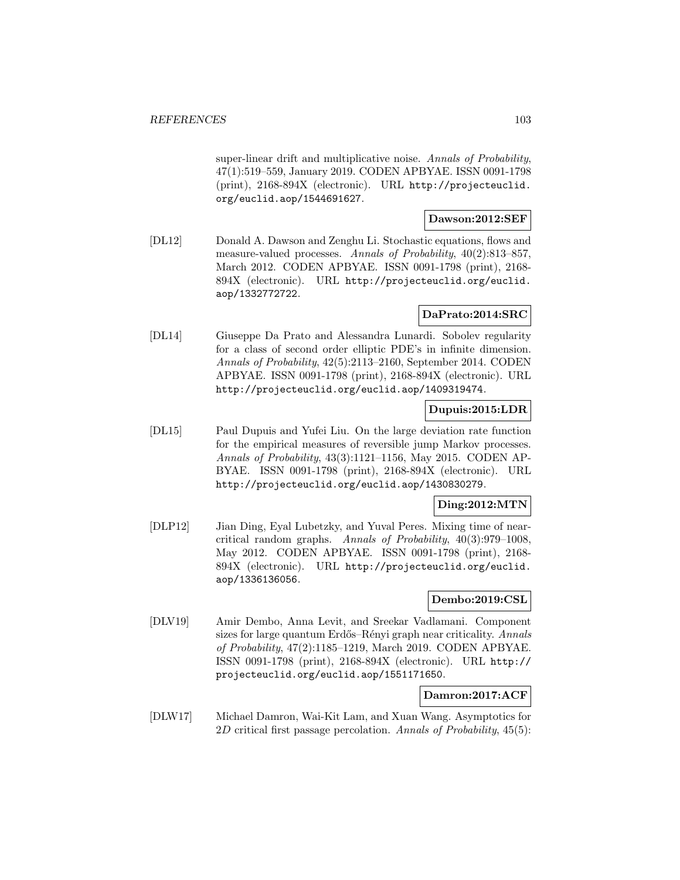super-linear drift and multiplicative noise. *Annals of Probability*, 47(1):519–559, January 2019. CODEN APBYAE. ISSN 0091-1798 (print), 2168-894X (electronic). URL http://projecteuclid.org/euclid.aop/1544691627.

**Dawson:2012:SEF**

[DL12] Donald A. Dawson and Zenghu Li. Stochastic equations, flows and measure-valued processes. *Annals of Probability*, 40(2):813–857, March 2012. CODEN APBYAE. ISSN 0091-1798 (print), 2168-894X (electronic). URL http://projecteuclid.org/euclid.aop/1332772722.

**DaPrato:2014:SRC**

[DL14] Giuseppe Da Prato and Alessandra Lunardi. Sobolev regularity for a class of second order elliptic PDE's in infinite dimension. *Annals of Probability*, 42(5):2113–2160, September 2014. CODEN APBYAE. ISSN 0091-1798 (print), 2168-894X (electronic). URL http://projecteuclid.org/euclid.aop/1409319474.

**Dupuis:2015:LDR**

[DL15] Paul Dupuis and Yufei Liu. On the large deviation rate function for the empirical measures of reversible jump Markov processes. *Annals of Probability*, 43(3):1121–1156, May 2015. CODEN APBYAE. ISSN 0091-1798 (print), 2168-894X (electronic). URL http://projecteuclid.org/euclid.aop/1430830279.

**Ding:2012:MTN**

[DLP12] Jian Ding, Eyal Lubetzky, and Yuval Peres. Mixing time of near-critical random graphs. *Annals of Probability*, 40(3):979–1008, May 2012. CODEN APBYAE. ISSN 0091-1798 (print), 2168-894X (electronic). URL http://projecteuclid.org/euclid.aop/1336136056.

**Dembo:2019:CSL**

[DLV19] Amir Dembo, Anna Levit, and Sreekar Vadlamani. Component sizes for large quantum Erdős–Rényi graph near criticality. *Annals of Probability*, 47(2):1185–1219, March 2019. CODEN APBYAE. ISSN 0091-1798 (print), 2168-894X (electronic). URL http://projecteuclid.org/euclid.aop/1551171650.

**Damron:2017:ACF**

[DLW17] Michael Damron, Wai-Kit Lam, and Xuan Wang. Asymptotics for 2*D* critical first passage percolation. *Annals of Probability*, 45(5):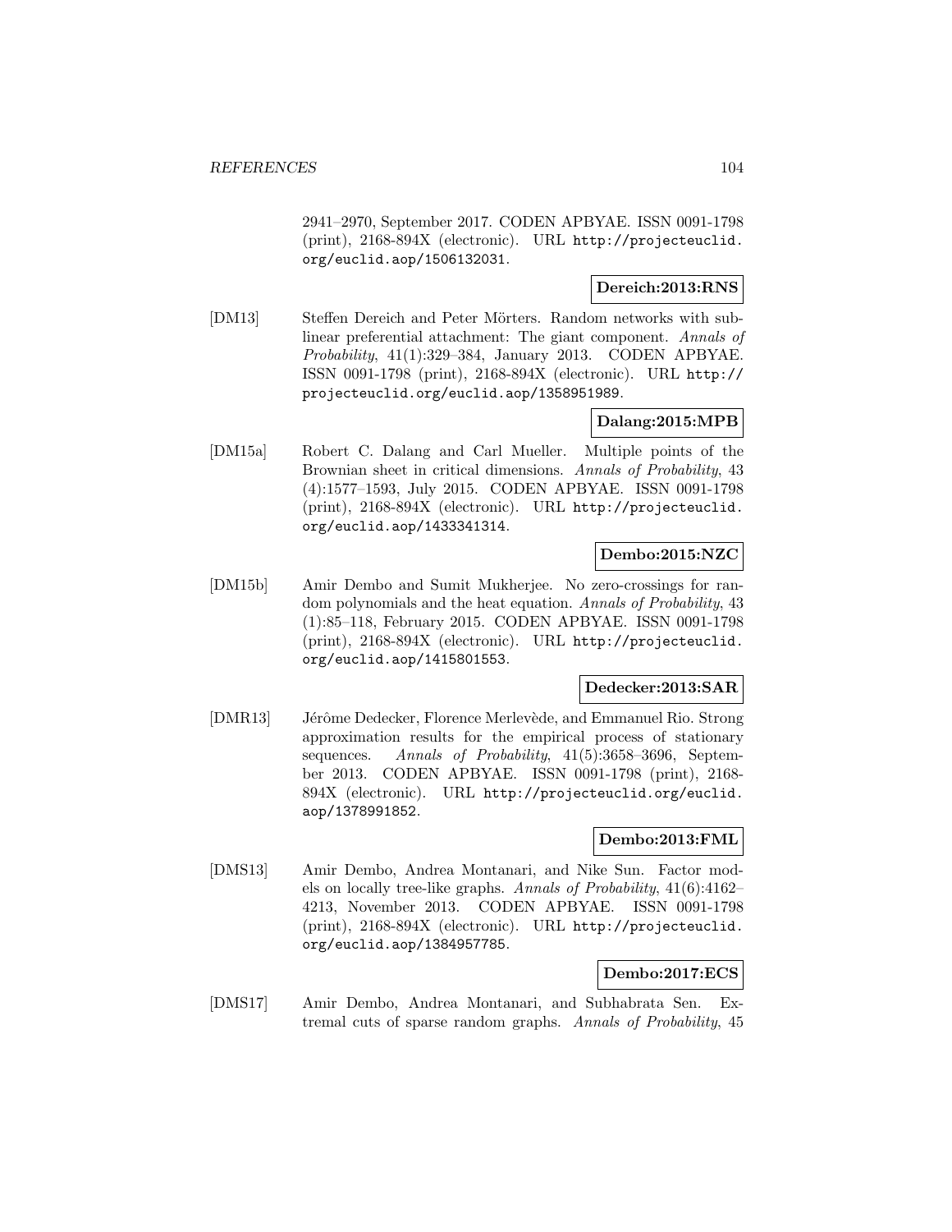2941–2970, September 2017. CODEN APBYAE. ISSN 0091-1798 (print), 2168-894X (electronic). URL http://projecteuclid.org/euclid.aop/1506132031.

**Dereich:2013:RNS**

[DM13] Steffen Dereich and Peter Mörters. Random networks with sublinear preferential attachment: The giant component. *Annals of Probability*, 41(1):329–384, January 2013. CODEN APBYAE. ISSN 0091-1798 (print), 2168-894X (electronic). URL http://projecteuclid.org/euclid.aop/1358951989.

**Dalang:2015:MPB**

[DM15a] Robert C. Dalang and Carl Mueller. Multiple points of the Brownian sheet in critical dimensions. *Annals of Probability*, 43 (4):1577–1593, July 2015. CODEN APBYAE. ISSN 0091-1798 (print), 2168-894X (electronic). URL http://projecteuclid.org/euclid.aop/1433341314.

**Dembo:2015:NZC**

[DM15b] Amir Dembo and Sumit Mukherjee. No zero-crossings for random polynomials and the heat equation. *Annals of Probability*, 43 (1):85–118, February 2015. CODEN APBYAE. ISSN 0091-1798 (print), 2168-894X (electronic). URL http://projecteuclid.org/euclid.aop/1415801553.

**Dedecker:2013:SAR**

[DMR13] Jérôme Dedecker, Florence Merlevède, and Emmanuel Rio. Strong approximation results for the empirical process of stationary sequences. *Annals of Probability*, 41(5):3658–3696, September 2013. CODEN APBYAE. ISSN 0091-1798 (print), 2168-894X (electronic). URL http://projecteuclid.org/euclid.aop/1378991852.

**Dembo:2013:FML**

[DMS13] Amir Dembo, Andrea Montanari, and Nike Sun. Factor models on locally tree-like graphs. *Annals of Probability*, 41(6):4162–4213, November 2013. CODEN APBYAE. ISSN 0091-1798 (print), 2168-894X (electronic). URL http://projecteuclid.org/euclid.aop/1384957785.

**Dembo:2017:ECS**

[DMS17] Amir Dembo, Andrea Montanari, and Subhabrata Sen. Extremal cuts of sparse random graphs. *Annals of Probability*, 45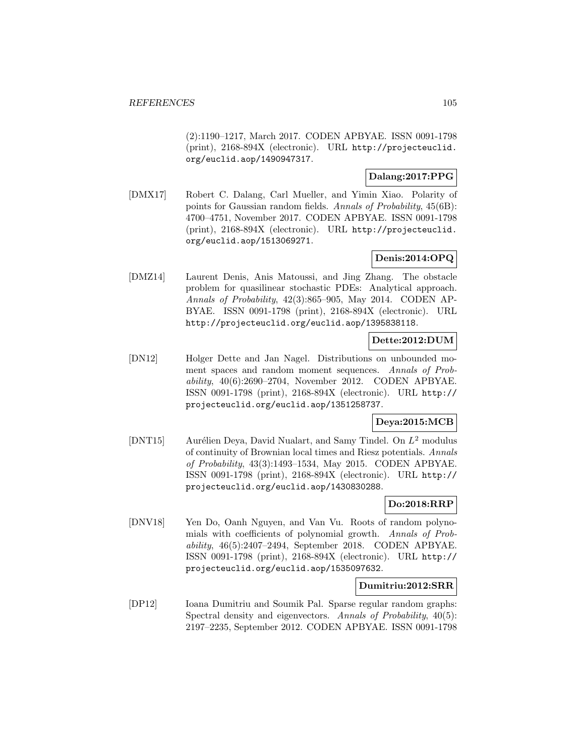(2):1190–1217, March 2017. CODEN APBYAE. ISSN 0091-1798 (print), 2168-894X (electronic). URL http://projecteuclid.org/euclid.aop/1490947317.

**Dalang:2017:PPG**

[DMX17] Robert C. Dalang, Carl Mueller, and Yimin Xiao. Polarity of points for Gaussian random fields. *Annals of Probability*, 45(6B): 4700–4751, November 2017. CODEN APBYAE. ISSN 0091-1798 (print), 2168-894X (electronic). URL http://projecteuclid.org/euclid.aop/1513069271.

**Denis:2014:OPQ**

[DMZ14] Laurent Denis, Anis Matoussi, and Jing Zhang. The obstacle problem for quasilinear stochastic PDEs: Analytical approach. *Annals of Probability*, 42(3):865–905, May 2014. CODEN APBYAE. ISSN 0091-1798 (print), 2168-894X (electronic). URL http://projecteuclid.org/euclid.aop/1395838118.

**Dette:2012:DUM**

[DN12] Holger Dette and Jan Nagel. Distributions on unbounded moment spaces and random moment sequences. *Annals of Probability*, 40(6):2690–2704, November 2012. CODEN APBYAE. ISSN 0091-1798 (print), 2168-894X (electronic). URL http://projecteuclid.org/euclid.aop/1351258737.

**Deya:2015:MCB**

[DNT15] Aurélien Deya, David Nualart, and Samy Tindel. On $L^2$ modulus of continuity of Brownian local times and Riesz potentials. *Annals of Probability*, 43(3):1493–1534, May 2015. CODEN APBYAE. ISSN 0091-1798 (print), 2168-894X (electronic). URL http://projecteuclid.org/euclid.aop/1430830288.

**Do:2018:RRP**

[DNV18] Yen Do, Oanh Nguyen, and Van Vu. Roots of random polynomials with coefficients of polynomial growth. *Annals of Probability*, 46(5):2407–2494, September 2018. CODEN APBYAE. ISSN 0091-1798 (print), 2168-894X (electronic). URL http://projecteuclid.org/euclid.aop/1535097632.

**Dumitriu:2012:SRR**

[DP12] Ioana Dumitriu and Soumik Pal. Sparse regular random graphs: Spectral density and eigenvectors. *Annals of Probability*, 40(5): 2197–2235, September 2012. CODEN APBYAE. ISSN 0091-1798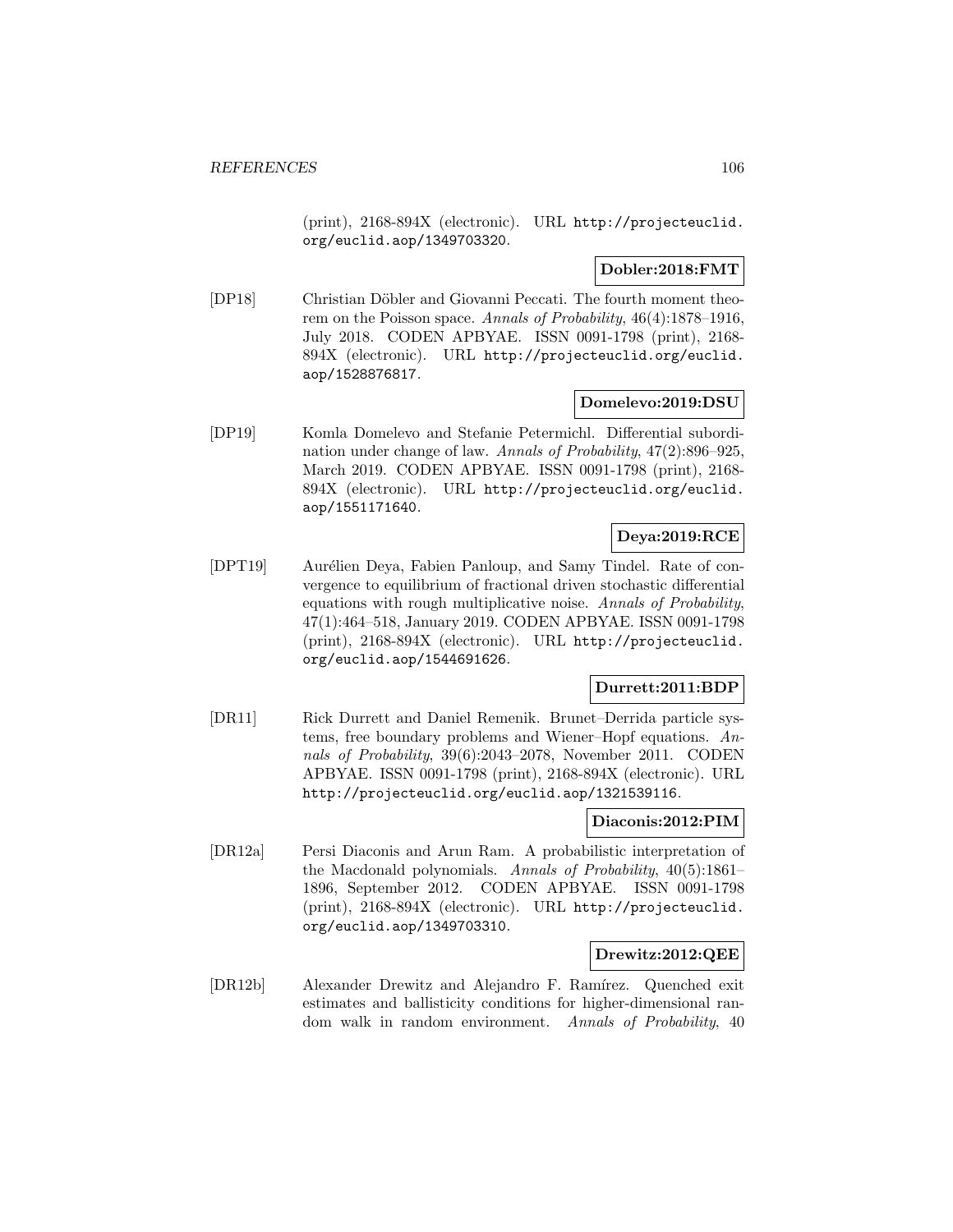(print), 2168-894X (electronic). URL http://projecteuclid.org/euclid.aop/1349703320.

**Dobler:2018:FMT**

[DP18] Christian Döbler and Giovanni Peccati. The fourth moment theorem on the Poisson space. *Annals of Probability*, 46(4):1878–1916, July 2018. CODEN APBYAE. ISSN 0091-1798 (print), 2168-894X (electronic). URL http://projecteuclid.org/euclid.aop/1528876817.

**Domelevo:2019:DSU**

[DP19] Komla Domelevo and Stefanie Petermichl. Differential subordination under change of law. *Annals of Probability*, 47(2):896–925, March 2019. CODEN APBYAE. ISSN 0091-1798 (print), 2168-894X (electronic). URL http://projecteuclid.org/euclid.aop/1551171640.

**Deya:2019:RCE**

[DPT19] Aurélien Deya, Fabien Panloup, and Samy Tindel. Rate of convergence to equilibrium of fractional driven stochastic differential equations with rough multiplicative noise. *Annals of Probability*, 47(1):464–518, January 2019. CODEN APBYAE. ISSN 0091-1798 (print), 2168-894X (electronic). URL http://projecteuclid.org/euclid.aop/1544691626.

**Durrett:2011:BDP**

[DR11] Rick Durrett and Daniel Remenik. Brunet–Derrida particle systems, free boundary problems and Wiener–Hopf equations. *Annals of Probability*, 39(6):2043–2078, November 2011. CODEN APBYAE. ISSN 0091-1798 (print), 2168-894X (electronic). URL http://projecteuclid.org/euclid.aop/1321539116.

**Diaconis:2012:PIM**

[DR12a] Persi Diaconis and Arun Ram. A probabilistic interpretation of the Macdonald polynomials. *Annals of Probability*, 40(5):1861–1896, September 2012. CODEN APBYAE. ISSN 0091-1798 (print), 2168-894X (electronic). URL http://projecteuclid.org/euclid.aop/1349703310.

**Drewitz:2012:QEE**

[DR12b] Alexander Drewitz and Alejandro F. Ramírez. Quenched exit estimates and ballisticity conditions for higher-dimensional random walk in random environment. *Annals of Probability*, 40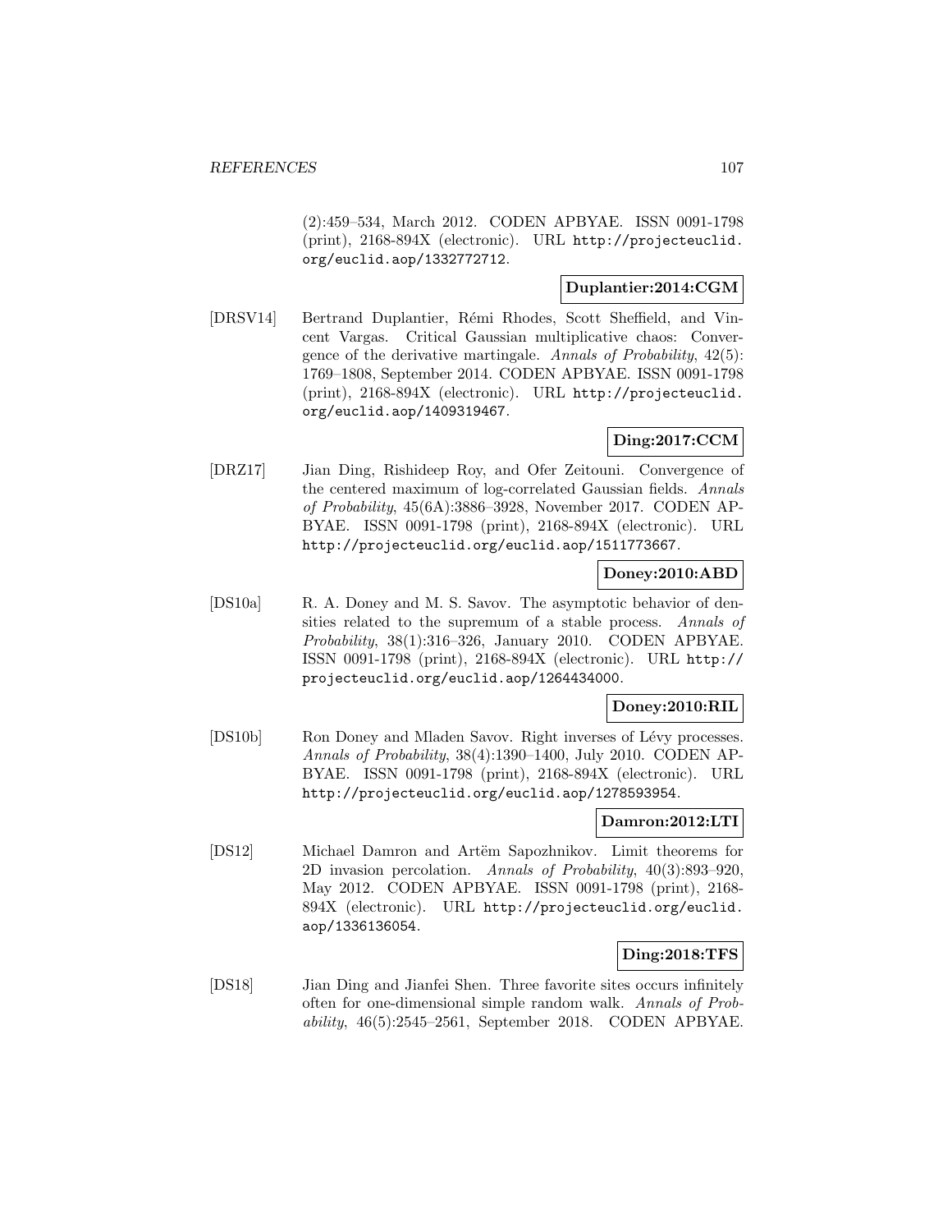(2):459–534, March 2012. CODEN APBYAE. ISSN 0091-1798 (print), 2168-894X (electronic). URL http://projecteuclid.org/euclid.aop/1332772712.

**Duplantier:2014:CGM**

[DRSV14] Bertrand Duplantier, Rémi Rhodes, Scott Sheffield, and Vincent Vargas. Critical Gaussian multiplicative chaos: Convergence of the derivative martingale. *Annals of Probability*, 42(5): 1769–1808, September 2014. CODEN APBYAE. ISSN 0091-1798 (print), 2168-894X (electronic). URL http://projecteuclid.org/euclid.aop/1409319467.

**Ding:2017:CCM**

[DRZ17] Jian Ding, Rishideep Roy, and Ofer Zeitouni. Convergence of the centered maximum of log-correlated Gaussian fields. *Annals of Probability*, 45(6A):3886–3928, November 2017. CODEN APBYAE. ISSN 0091-1798 (print), 2168-894X (electronic). URL http://projecteuclid.org/euclid.aop/1511773667.

**Doney:2010:ABD**

[DS10a] R. A. Doney and M. S. Savov. The asymptotic behavior of densities related to the supremum of a stable process. *Annals of Probability*, 38(1):316–326, January 2010. CODEN APBYAE. ISSN 0091-1798 (print), 2168-894X (electronic). URL http://projecteuclid.org/euclid.aop/1264434000.

**Doney:2010:RIL**

[DS10b] Ron Doney and Mladen Savov. Right inverses of Lévy processes. *Annals of Probability*, 38(4):1390–1400, July 2010. CODEN APBYAE. ISSN 0091-1798 (print), 2168-894X (electronic). URL http://projecteuclid.org/euclid.aop/1278593954.

**Damron:2012:LTI**

[DS12] Michael Damron and Artëm Sapozhnikov. Limit theorems for 2D invasion percolation. *Annals of Probability*, 40(3):893–920, May 2012. CODEN APBYAE. ISSN 0091-1798 (print), 2168-894X (electronic). URL http://projecteuclid.org/euclid.aop/1336136054.

**Ding:2018:TFS**

[DS18] Jian Ding and Jianfei Shen. Three favorite sites occurs infinitely often for one-dimensional simple random walk. *Annals of Probability*, 46(5):2545–2561, September 2018. CODEN APBYAE.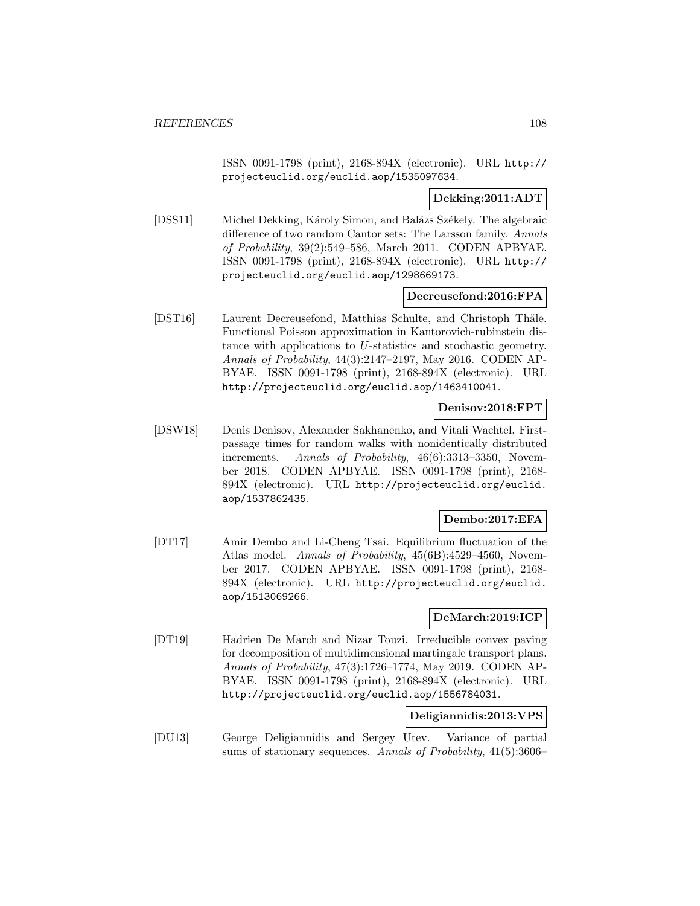ISSN 0091-1798 (print), 2168-894X (electronic). URL http://projecteuclid.org/euclid.aop/1535097634.

**Dekking:2011:ADT**

[DSS11] Michel Dekking, Károly Simon, and Balázs Székely. The algebraic difference of two random Cantor sets: The Larsson family. *Annals of Probability*, 39(2):549–586, March 2011. CODEN APBYAE. ISSN 0091-1798 (print), 2168-894X (electronic). URL http://projecteuclid.org/euclid.aop/1298669173.

**Decreusefond:2016:FPA**

[DST16] Laurent Decreusefond, Matthias Schulte, and Christoph Thäle. Functional Poisson approximation in Kantorovich-rubinstein distance with applications to $U$-statistics and stochastic geometry. *Annals of Probability*, 44(3):2147–2197, May 2016. CODEN APBYAE. ISSN 0091-1798 (print), 2168-894X (electronic). URL http://projecteuclid.org/euclid.aop/1463410041.

**Denisov:2018:FPT**

[DSW18] Denis Denisov, Alexander Sakhanenko, and Vitali Wachtel. First-passage times for random walks with nonidentically distributed increments. *Annals of Probability*, 46(6):3313–3350, November 2018. CODEN APBYAE. ISSN 0091-1798 (print), 2168-894X (electronic). URL http://projecteuclid.org/euclid.aop/1537862435.

**Dembo:2017:EFA**

[DT17] Amir Dembo and Li-Cheng Tsai. Equilibrium fluctuation of the Atlas model. *Annals of Probability*, 45(6B):4529–4560, November 2017. CODEN APBYAE. ISSN 0091-1798 (print), 2168-894X (electronic). URL http://projecteuclid.org/euclid.aop/1513069266.

**DeMarch:2019:ICP**

[DT19] Hadrien De March and Nizar Touzi. Irreducible convex paving for decomposition of multidimensional martingale transport plans. *Annals of Probability*, 47(3):1726–1774, May 2019. CODEN APBYAE. ISSN 0091-1798 (print), 2168-894X (electronic). URL http://projecteuclid.org/euclid.aop/1556784031.

**Deligiannidis:2013:VPS**

[DU13] George Deligiannidis and Sergey Utev. Variance of partial sums of stationary sequences. *Annals of Probability*, 41(5):3606–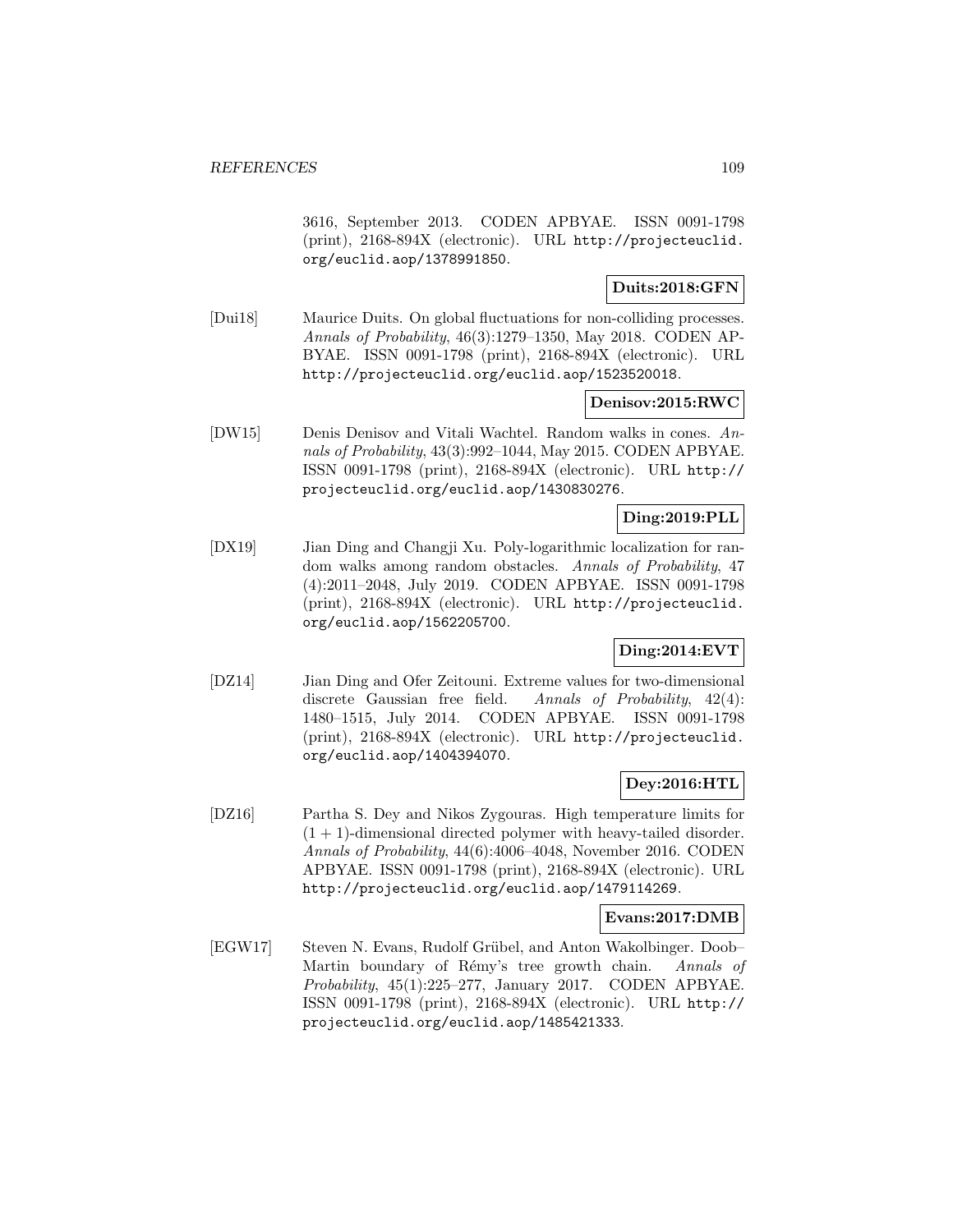3616, September 2013. CODEN APBYAE. ISSN 0091-1798 (print), 2168-894X (electronic). URL http://projecteuclid.org/euclid.aop/1378991850.

**Duits:2018:GFN**

[Dui18] Maurice Duits. On global fluctuations for non-colliding processes. *Annals of Probability*, 46(3):1279–1350, May 2018. CODEN APBYAE. ISSN 0091-1798 (print), 2168-894X (electronic). URL http://projecteuclid.org/euclid.aop/1523520018.

**Denisov:2015:RWC**

[DW15] Denis Denisov and Vitali Wachtel. Random walks in cones. *Annals of Probability*, 43(3):992–1044, May 2015. CODEN APBYAE. ISSN 0091-1798 (print), 2168-894X (electronic). URL http://projecteuclid.org/euclid.aop/1430830276.

**Ding:2019:PLL**

[DX19] Jian Ding and Changji Xu. Poly-logarithmic localization for random walks among random obstacles. *Annals of Probability*, 47 (4):2011–2048, July 2019. CODEN APBYAE. ISSN 0091-1798 (print), 2168-894X (electronic). URL http://projecteuclid.org/euclid.aop/1562205700.

**Ding:2014:EVT**

[DZ14] Jian Ding and Ofer Zeitouni. Extreme values for two-dimensional discrete Gaussian free field. *Annals of Probability*, 42(4): 1480–1515, July 2014. CODEN APBYAE. ISSN 0091-1798 (print), 2168-894X (electronic). URL http://projecteuclid.org/euclid.aop/1404394070.

**Dey:2016:HTL**

[DZ16] Partha S. Dey and Nikos Zygouras. High temperature limits for $(1+1)$-dimensional directed polymer with heavy-tailed disorder. *Annals of Probability*, 44(6):4006–4048, November 2016. CODEN APBYAE. ISSN 0091-1798 (print), 2168-894X (electronic). URL http://projecteuclid.org/euclid.aop/1479114269.

**Evans:2017:DMB**

[EGW17] Steven N. Evans, Rudolf Grübel, and Anton Wakolbinger. Doob–Martin boundary of Rémy's tree growth chain. *Annals of Probability*, 45(1):225–277, January 2017. CODEN APBYAE. ISSN 0091-1798 (print), 2168-894X (electronic). URL http://projecteuclid.org/euclid.aop/1485421333.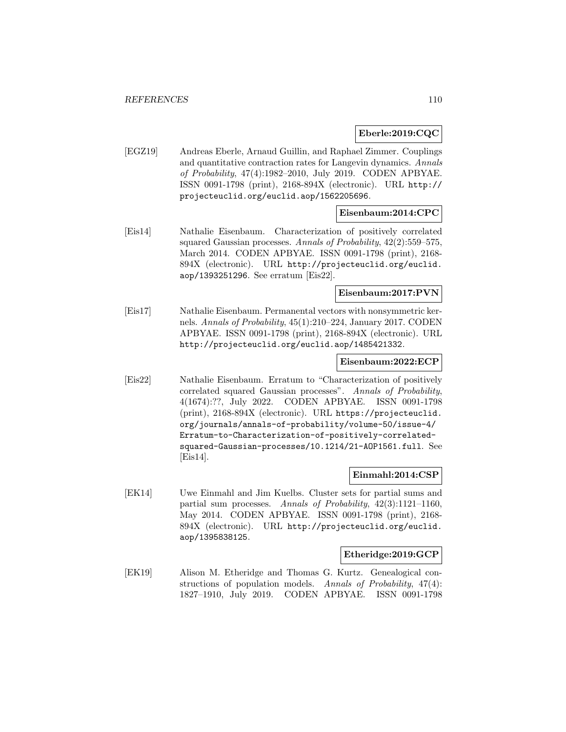**Eberle:2019:CQC**

[EGZ19] Andreas Eberle, Arnaud Guillin, and Raphael Zimmer. Couplings and quantitative contraction rates for Langevin dynamics. *Annals of Probability*, 47(4):1982–2010, July 2019. CODEN APBYAE. ISSN 0091-1798 (print), 2168-894X (electronic). URL `http://projecteuclid.org/euclid.aop/1562205696`.

**Eisenbaum:2014:CPC**

[Eis14] Nathalie Eisenbaum. Characterization of positively correlated squared Gaussian processes. *Annals of Probability*, 42(2):559–575, March 2014. CODEN APBYAE. ISSN 0091-1798 (print), 2168-894X (electronic). URL `http://projecteuclid.org/euclid.aop/1393251296`. See erratum [Eis22].

**Eisenbaum:2017:PVN**

[Eis17] Nathalie Eisenbaum. Permanental vectors with nonsymmetric kernels. *Annals of Probability*, 45(1):210–224, January 2017. CODEN APBYAE. ISSN 0091-1798 (print), 2168-894X (electronic). URL `http://projecteuclid.org/euclid.aop/1485421332`.

**Eisenbaum:2022:ECP**

[Eis22] Nathalie Eisenbaum. Erratum to "Characterization of positively correlated squared Gaussian processes". *Annals of Probability*, 4(1674):??, July 2022. CODEN APBYAE. ISSN 0091-1798 (print), 2168-894X (electronic). URL `https://projecteuclid.org/journals/annals-of-probability/volume-50/issue-4/Erratum-to-Characterization-of-positively-correlated-squared-Gaussian-processes/10.1214/21-AOP1561.full`. See [Eis14].

**Einmahl:2014:CSP**

[EK14] Uwe Einmahl and Jim Kuelbs. Cluster sets for partial sums and partial sum processes. *Annals of Probability*, 42(3):1121–1160, May 2014. CODEN APBYAE. ISSN 0091-1798 (print), 2168-894X (electronic). URL `http://projecteuclid.org/euclid.aop/1395838125`.

**Etheridge:2019:GCP**

[EK19] Alison M. Etheridge and Thomas G. Kurtz. Genealogical constructions of population models. *Annals of Probability*, 47(4): 1827–1910, July 2019. CODEN APBYAE. ISSN 0091-1798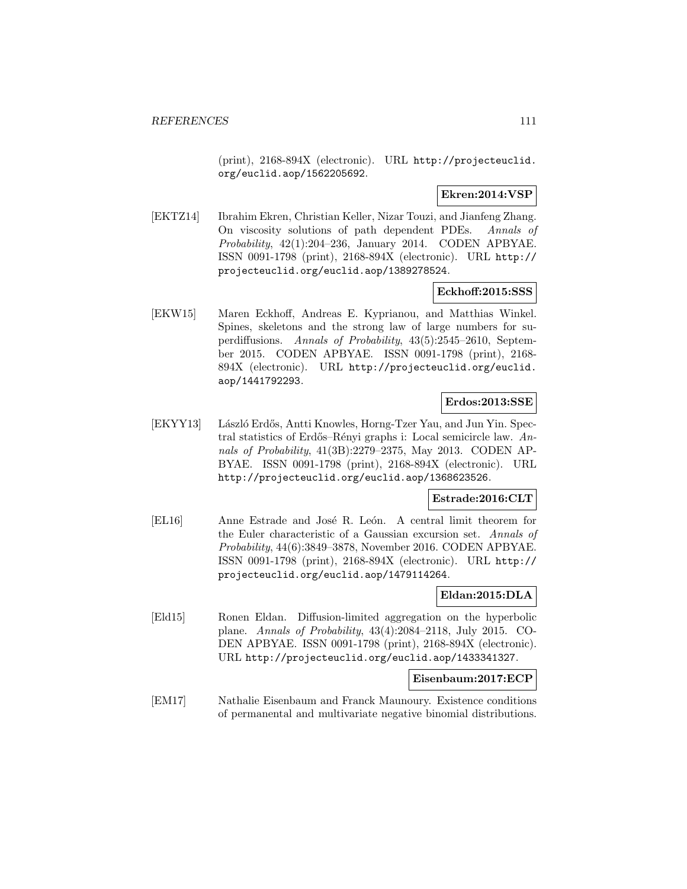(print), 2168-894X (electronic). URL http://projecteuclid.org/euclid.aop/1562205692.

**Ekren:2014:VSP**

[EKTZ14] Ibrahim Ekren, Christian Keller, Nizar Touzi, and Jianfeng Zhang. On viscosity solutions of path dependent PDEs. *Annals of Probability*, 42(1):204–236, January 2014. CODEN APBYAE. ISSN 0091-1798 (print), 2168-894X (electronic). URL http://projecteuclid.org/euclid.aop/1389278524.

**Eckhoff:2015:SSS**

[EKW15] Maren Eckhoff, Andreas E. Kyprianou, and Matthias Winkel. Spines, skeletons and the strong law of large numbers for superdiffusions. *Annals of Probability*, 43(5):2545–2610, September 2015. CODEN APBYAE. ISSN 0091-1798 (print), 2168-894X (electronic). URL http://projecteuclid.org/euclid.aop/1441792293.

**Erdos:2013:SSE**

[EKYY13] László Erdős, Antti Knowles, Horng-Tzer Yau, and Jun Yin. Spectral statistics of Erdős–Rényi graphs i: Local semicircle law. *Annals of Probability*, 41(3B):2279–2375, May 2013. CODEN APBYAE. ISSN 0091-1798 (print), 2168-894X (electronic). URL http://projecteuclid.org/euclid.aop/1368623526.

**Estrade:2016:CLT**

[EL16] Anne Estrade and José R. León. A central limit theorem for the Euler characteristic of a Gaussian excursion set. *Annals of Probability*, 44(6):3849–3878, November 2016. CODEN APBYAE. ISSN 0091-1798 (print), 2168-894X (electronic). URL http://projecteuclid.org/euclid.aop/1479114264.

**Eldan:2015:DLA**

[Eld15] Ronen Eldan. Diffusion-limited aggregation on the hyperbolic plane. *Annals of Probability*, 43(4):2084–2118, July 2015. CODEN APBYAE. ISSN 0091-1798 (print), 2168-894X (electronic). URL http://projecteuclid.org/euclid.aop/1433341327.

**Eisenbaum:2017:ECP**

[EM17] Nathalie Eisenbaum and Franck Maunoury. Existence conditions of permanental and multivariate negative binomial distributions.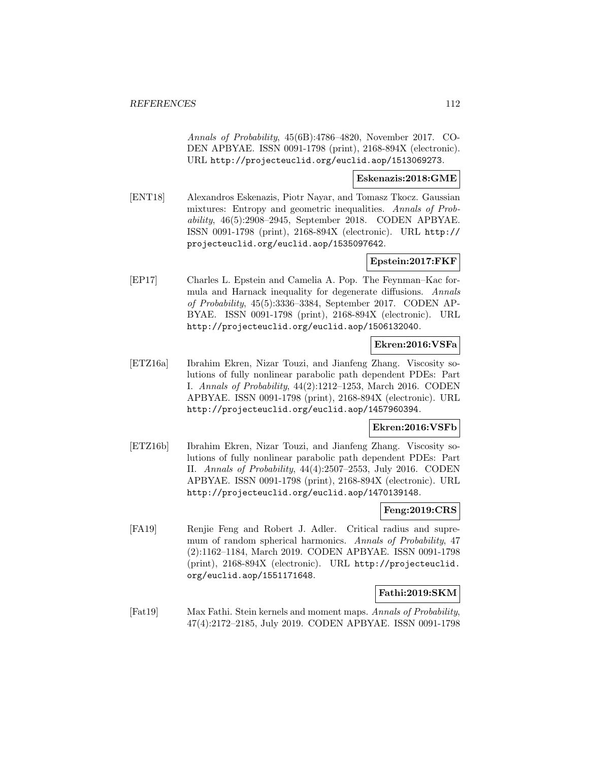*Annals of Probability*, 45(6B):4786–4820, November 2017. CODEN APBYAE. ISSN 0091-1798 (print), 2168-894X (electronic). URL http://projecteuclid.org/euclid.aop/1513069273.

**Eskenazis:2018:GME**

[ENT18] Alexandros Eskenazis, Piotr Nayar, and Tomasz Tkocz. Gaussian mixtures: Entropy and geometric inequalities. *Annals of Probability*, 46(5):2908–2945, September 2018. CODEN APBYAE. ISSN 0091-1798 (print), 2168-894X (electronic). URL http://projecteuclid.org/euclid.aop/1535097642.

**Epstein:2017:FKF**

[EP17] Charles L. Epstein and Camelia A. Pop. The Feynman–Kac formula and Harnack inequality for degenerate diffusions. *Annals of Probability*, 45(5):3336–3384, September 2017. CODEN APBYAE. ISSN 0091-1798 (print), 2168-894X (electronic). URL http://projecteuclid.org/euclid.aop/1506132040.

**Ekren:2016:VSFa**

[ETZ16a] Ibrahim Ekren, Nizar Touzi, and Jianfeng Zhang. Viscosity solutions of fully nonlinear parabolic path dependent PDEs: Part I. *Annals of Probability*, 44(2):1212–1253, March 2016. CODEN APBYAE. ISSN 0091-1798 (print), 2168-894X (electronic). URL http://projecteuclid.org/euclid.aop/1457960394.

**Ekren:2016:VSFb**

[ETZ16b] Ibrahim Ekren, Nizar Touzi, and Jianfeng Zhang. Viscosity solutions of fully nonlinear parabolic path dependent PDEs: Part II. *Annals of Probability*, 44(4):2507–2553, July 2016. CODEN APBYAE. ISSN 0091-1798 (print), 2168-894X (electronic). URL http://projecteuclid.org/euclid.aop/1470139148.

**Feng:2019:CRS**

[FA19] Renjie Feng and Robert J. Adler. Critical radius and supremum of random spherical harmonics. *Annals of Probability*, 47 (2):1162–1184, March 2019. CODEN APBYAE. ISSN 0091-1798 (print), 2168-894X (electronic). URL http://projecteuclid.org/euclid.aop/1551171648.

**Fathi:2019:SKM**

[Fat19] Max Fathi. Stein kernels and moment maps. *Annals of Probability*, 47(4):2172–2185, July 2019. CODEN APBYAE. ISSN 0091-1798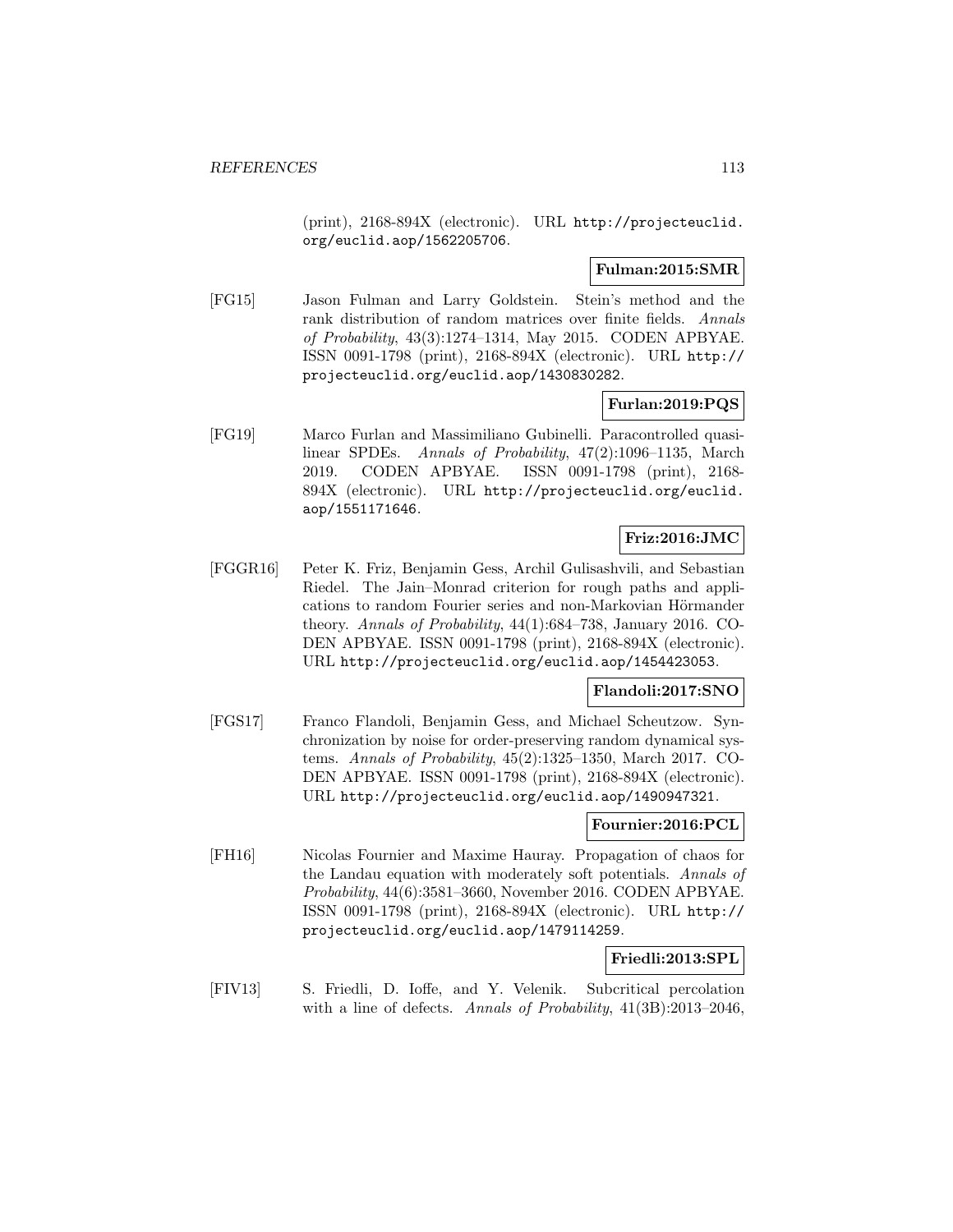(print), 2168-894X (electronic). URL http://projecteuclid.org/euclid.aop/1562205706.

**Fulman:2015:SMR**

[FG15] Jason Fulman and Larry Goldstein. Stein's method and the rank distribution of random matrices over finite fields. *Annals of Probability*, 43(3):1274–1314, May 2015. CODEN APBYAE. ISSN 0091-1798 (print), 2168-894X (electronic). URL http://projecteuclid.org/euclid.aop/1430830282.

**Furlan:2019:PQS**

[FG19] Marco Furlan and Massimiliano Gubinelli. Paracontrolled quasilinear SPDEs. *Annals of Probability*, 47(2):1096–1135, March 2019. CODEN APBYAE. ISSN 0091-1798 (print), 2168-894X (electronic). URL http://projecteuclid.org/euclid.aop/1551171646.

**Friz:2016:JMC**

[FGGR16] Peter K. Friz, Benjamin Gess, Archil Gulisashvili, and Sebastian Riedel. The Jain–Monrad criterion for rough paths and applications to random Fourier series and non-Markovian Hörmander theory. *Annals of Probability*, 44(1):684–738, January 2016. CODEN APBYAE. ISSN 0091-1798 (print), 2168-894X (electronic). URL http://projecteuclid.org/euclid.aop/1454423053.

**Flandoli:2017:SNO**

[FGS17] Franco Flandoli, Benjamin Gess, and Michael Scheutzow. Synchronization by noise for order-preserving random dynamical systems. *Annals of Probability*, 45(2):1325–1350, March 2017. CODEN APBYAE. ISSN 0091-1798 (print), 2168-894X (electronic). URL http://projecteuclid.org/euclid.aop/1490947321.

**Fournier:2016:PCL**

[FH16] Nicolas Fournier and Maxime Hauray. Propagation of chaos for the Landau equation with moderately soft potentials. *Annals of Probability*, 44(6):3581–3660, November 2016. CODEN APBYAE. ISSN 0091-1798 (print), 2168-894X (electronic). URL http://projecteuclid.org/euclid.aop/1479114259.

**Friedli:2013:SPL**

[FIV13] S. Friedli, D. Ioffe, and Y. Velenik. Subcritical percolation with a line of defects. *Annals of Probability*, 41(3B):2013–2046,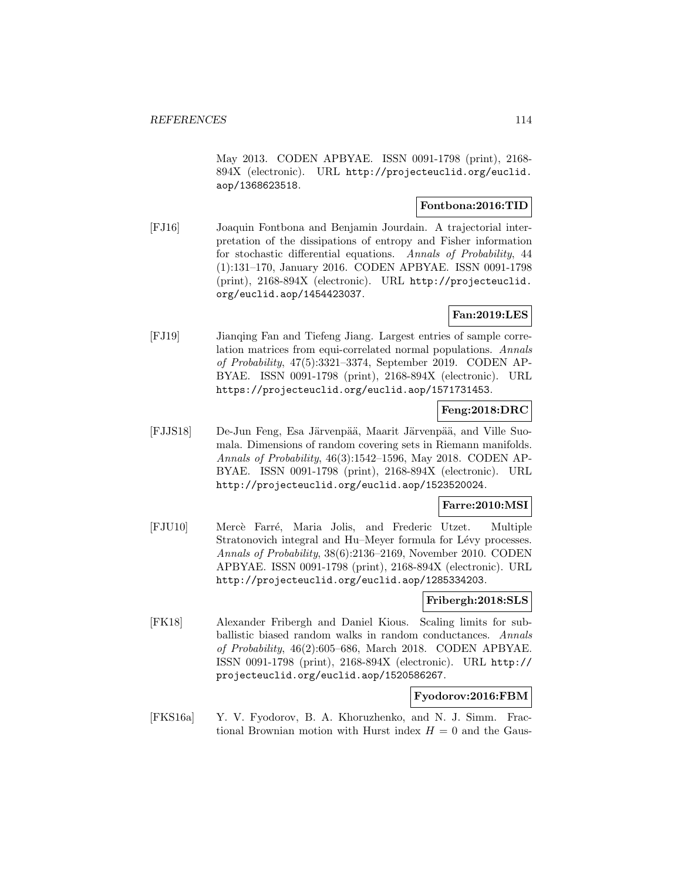May 2013. CODEN APBYAE. ISSN 0091-1798 (print), 2168-894X (electronic). URL http://projecteuclid.org/euclid.aop/1368623518.

**Fontbona:2016:TID**

[FJ16] Joaquin Fontbona and Benjamin Jourdain. A trajectorial interpretation of the dissipations of entropy and Fisher information for stochastic differential equations. *Annals of Probability*, 44 (1):131–170, January 2016. CODEN APBYAE. ISSN 0091-1798 (print), 2168-894X (electronic). URL http://projecteuclid.org/euclid.aop/1454423037.

**Fan:2019:LES**

[FJ19] Jianqing Fan and Tiefeng Jiang. Largest entries of sample correlation matrices from equi-correlated normal populations. *Annals of Probability*, 47(5):3321–3374, September 2019. CODEN APBYAE. ISSN 0091-1798 (print), 2168-894X (electronic). URL https://projecteuclid.org/euclid.aop/1571731453.

**Feng:2018:DRC**

[FJJS18] De-Jun Feng, Esa Järvenpää, Maarit Järvenpää, and Ville Suomala. Dimensions of random covering sets in Riemann manifolds. *Annals of Probability*, 46(3):1542–1596, May 2018. CODEN APBYAE. ISSN 0091-1798 (print), 2168-894X (electronic). URL http://projecteuclid.org/euclid.aop/1523520024.

**Farre:2010:MSI**

[FJU10] Mercè Farré, Maria Jolis, and Frederic Utzet. Multiple Stratonovich integral and Hu–Meyer formula for Lévy processes. *Annals of Probability*, 38(6):2136–2169, November 2010. CODEN APBYAE. ISSN 0091-1798 (print), 2168-894X (electronic). URL http://projecteuclid.org/euclid.aop/1285334203.

**Fribergh:2018:SLS**

[FK18] Alexander Fribergh and Daniel Kious. Scaling limits for sub-ballistic biased random walks in random conductances. *Annals of Probability*, 46(2):605–686, March 2018. CODEN APBYAE. ISSN 0091-1798 (print), 2168-894X (electronic). URL http://projecteuclid.org/euclid.aop/1520586267.

**Fyodorov:2016:FBM**

[FKS16a] Y. V. Fyodorov, B. A. Khoruzhenko, and N. J. Simm. Fractional Brownian motion with Hurst index $H = 0$ and the Gaus-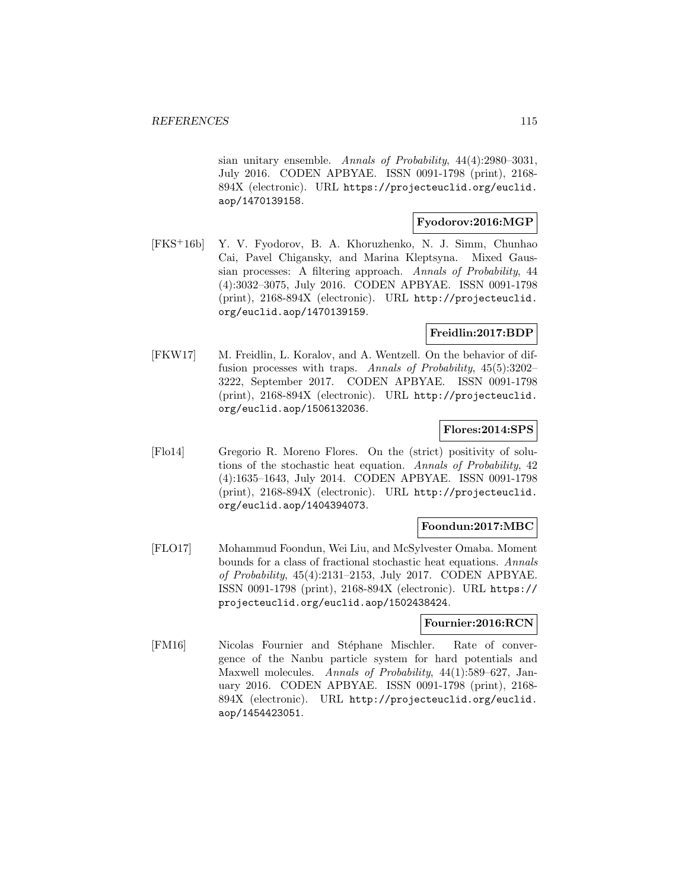sian unitary ensemble. *Annals of Probability*, 44(4):2980–3031, July 2016. CODEN APBYAE. ISSN 0091-1798 (print), 2168-894X (electronic). URL https://projecteuclid.org/euclid.aop/1470139158.

**Fyodorov:2016:MGP**

[FKS+16b] Y. V. Fyodorov, B. A. Khoruzhenko, N. J. Simm, Chunhao Cai, Pavel Chigansky, and Marina Kleptsyna. Mixed Gaussian processes: A filtering approach. *Annals of Probability*, 44 (4):3032–3075, July 2016. CODEN APBYAE. ISSN 0091-1798 (print), 2168-894X (electronic). URL http://projecteuclid.org/euclid.aop/1470139159.

**Freidlin:2017:BDP**

[FKW17] M. Freidlin, L. Koralov, and A. Wentzell. On the behavior of diffusion processes with traps. *Annals of Probability*, 45(5):3202–3222, September 2017. CODEN APBYAE. ISSN 0091-1798 (print), 2168-894X (electronic). URL http://projecteuclid.org/euclid.aop/1506132036.

**Flores:2014:SPS**

[Flo14] Gregorio R. Moreno Flores. On the (strict) positivity of solutions of the stochastic heat equation. *Annals of Probability*, 42 (4):1635–1643, July 2014. CODEN APBYAE. ISSN 0091-1798 (print), 2168-894X (electronic). URL http://projecteuclid.org/euclid.aop/1404394073.

**Foondun:2017:MBC**

[FLO17] Mohammud Foondun, Wei Liu, and McSylvester Omaba. Moment bounds for a class of fractional stochastic heat equations. *Annals of Probability*, 45(4):2131–2153, July 2017. CODEN APBYAE. ISSN 0091-1798 (print), 2168-894X (electronic). URL https://projecteuclid.org/euclid.aop/1502438424.

**Fournier:2016:RCN**

[FM16] Nicolas Fournier and Stéphane Mischler. Rate of convergence of the Nanbu particle system for hard potentials and Maxwell molecules. *Annals of Probability*, 44(1):589–627, January 2016. CODEN APBYAE. ISSN 0091-1798 (print), 2168-894X (electronic). URL http://projecteuclid.org/euclid.aop/1454423051.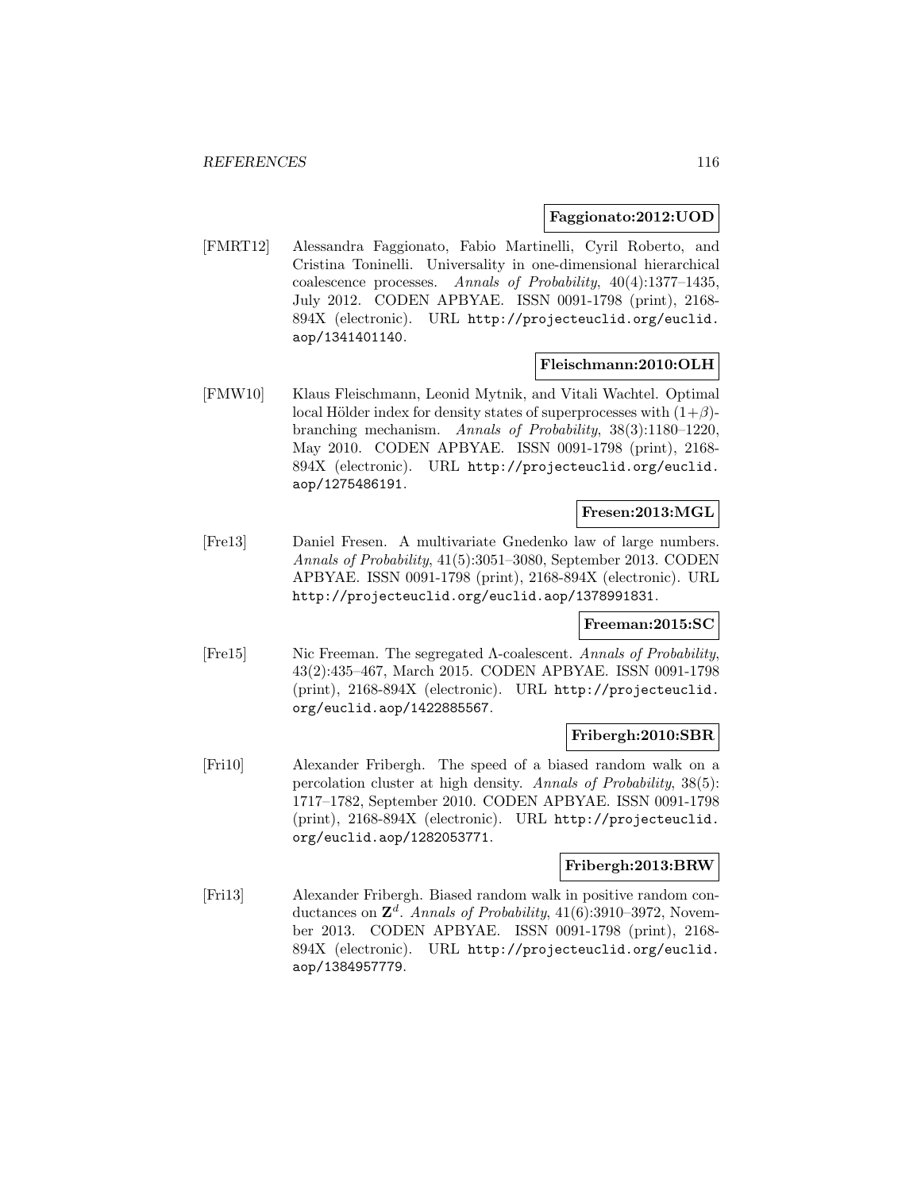**Faggionato:2012:UOD**

[FMRT12] Alessandra Faggionato, Fabio Martinelli, Cyril Roberto, and Cristina Toninelli. Universality in one-dimensional hierarchical coalescence processes. *Annals of Probability*, 40(4):1377–1435, July 2012. CODEN APBYAE. ISSN 0091-1798 (print), 2168-894X (electronic). URL http://projecteuclid.org/euclid.aop/1341401140.

**Fleischmann:2010:OLH**

[FMW10] Klaus Fleischmann, Leonid Mytnik, and Vitali Wachtel. Optimal local Hölder index for density states of superprocesses with $(1+\beta)$-branching mechanism. *Annals of Probability*, 38(3):1180–1220, May 2010. CODEN APBYAE. ISSN 0091-1798 (print), 2168-894X (electronic). URL http://projecteuclid.org/euclid.aop/1275486191.

**Fresen:2013:MGL**

[Fre13] Daniel Fresen. A multivariate Gnedenko law of large numbers. *Annals of Probability*, 41(5):3051–3080, September 2013. CODEN APBYAE. ISSN 0091-1798 (print), 2168-894X (electronic). URL http://projecteuclid.org/euclid.aop/1378991831.

**Freeman:2015:SC**

[Fre15] Nic Freeman. The segregated $\Lambda$-coalescent. *Annals of Probability*, 43(2):435–467, March 2015. CODEN APBYAE. ISSN 0091-1798 (print), 2168-894X (electronic). URL http://projecteuclid.org/euclid.aop/1422885567.

**Fribergh:2010:SBR**

[Fri10] Alexander Fribergh. The speed of a biased random walk on a percolation cluster at high density. *Annals of Probability*, 38(5): 1717–1782, September 2010. CODEN APBYAE. ISSN 0091-1798 (print), 2168-894X (electronic). URL http://projecteuclid.org/euclid.aop/1282053771.

**Fribergh:2013:BRW**

[Fri13] Alexander Fribergh. Biased random walk in positive random conductances on $\mathbf{Z}^d$. *Annals of Probability*, 41(6):3910–3972, November 2013. CODEN APBYAE. ISSN 0091-1798 (print), 2168-894X (electronic). URL http://projecteuclid.org/euclid.aop/1384957779.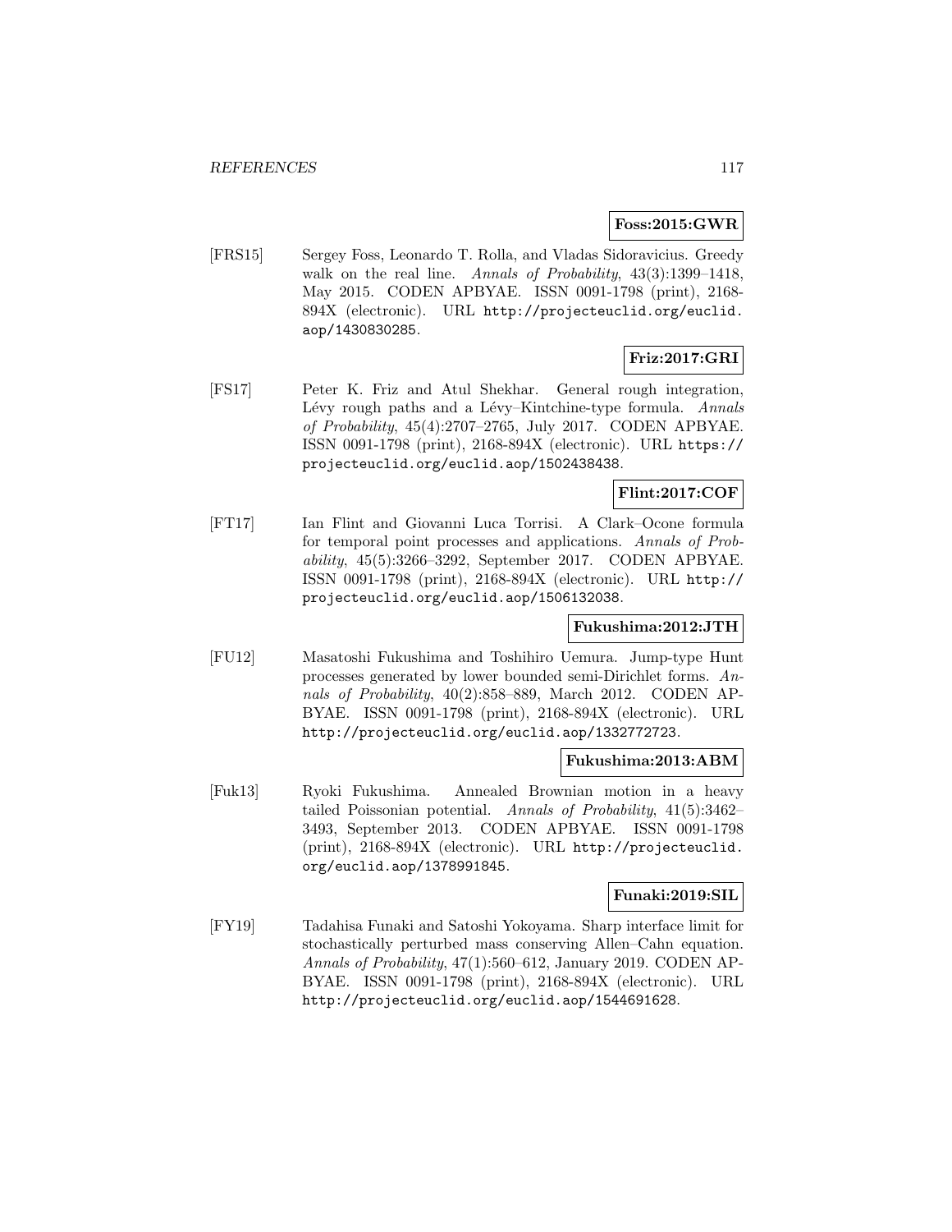**Foss:2015:GWR**

[FRS15] Sergey Foss, Leonardo T. Rolla, and Vladas Sidoravicius. Greedy walk on the real line. *Annals of Probability*, 43(3):1399–1418, May 2015. CODEN APBYAE. ISSN 0091-1798 (print), 2168-894X (electronic). URL http://projecteuclid.org/euclid.aop/1430830285.

**Friz:2017:GRI**

[FS17] Peter K. Friz and Atul Shekhar. General rough integration, Lévy rough paths and a Lévy–Kintchine-type formula. *Annals of Probability*, 45(4):2707–2765, July 2017. CODEN APBYAE. ISSN 0091-1798 (print), 2168-894X (electronic). URL https://projecteuclid.org/euclid.aop/1502438438.

**Flint:2017:COF**

[FT17] Ian Flint and Giovanni Luca Torrisi. A Clark–Ocone formula for temporal point processes and applications. *Annals of Probability*, 45(5):3266–3292, September 2017. CODEN APBYAE. ISSN 0091-1798 (print), 2168-894X (electronic). URL http://projecteuclid.org/euclid.aop/1506132038.

**Fukushima:2012:JTH**

[FU12] Masatoshi Fukushima and Toshihiro Uemura. Jump-type Hunt processes generated by lower bounded semi-Dirichlet forms. *Annals of Probability*, 40(2):858–889, March 2012. CODEN APBYAE. ISSN 0091-1798 (print), 2168-894X (electronic). URL http://projecteuclid.org/euclid.aop/1332772723.

**Fukushima:2013:ABM**

[Fuk13] Ryoki Fukushima. Annealed Brownian motion in a heavy tailed Poissonian potential. *Annals of Probability*, 41(5):3462–3493, September 2013. CODEN APBYAE. ISSN 0091-1798 (print), 2168-894X (electronic). URL http://projecteuclid.org/euclid.aop/1378991845.

**Funaki:2019:SIL**

[FY19] Tadahisa Funaki and Satoshi Yokoyama. Sharp interface limit for stochastically perturbed mass conserving Allen–Cahn equation. *Annals of Probability*, 47(1):560–612, January 2019. CODEN APBYAE. ISSN 0091-1798 (print), 2168-894X (electronic). URL http://projecteuclid.org/euclid.aop/1544691628.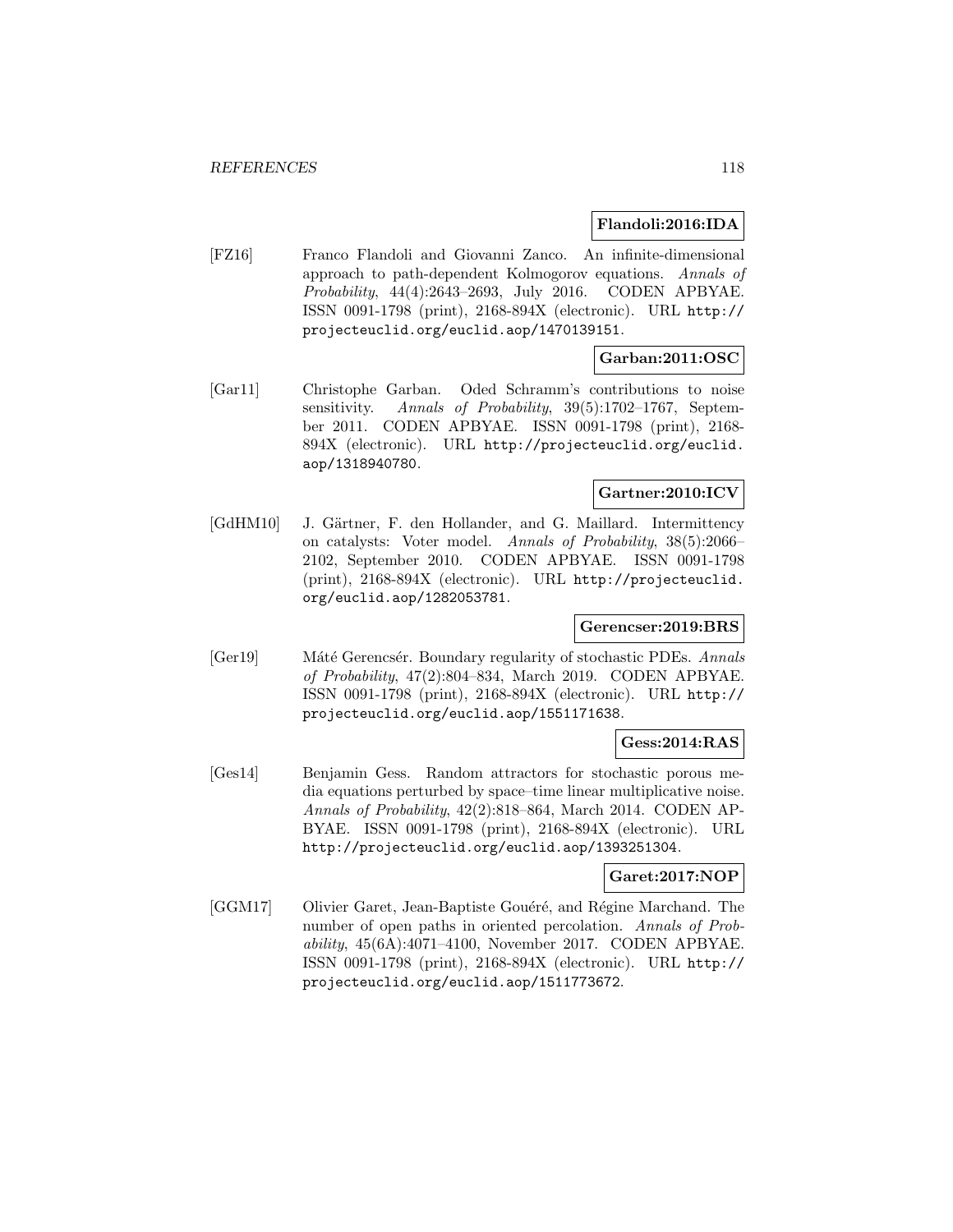**Flandoli:2016:IDA**

[FZ16] Franco Flandoli and Giovanni Zanco. An infinite-dimensional approach to path-dependent Kolmogorov equations. *Annals of Probability*, 44(4):2643–2693, July 2016. CODEN APBYAE. ISSN 0091-1798 (print), 2168-894X (electronic). URL http://projecteuclid.org/euclid.aop/1470139151.

**Garban:2011:OSC**

[Gar11] Christophe Garban. Oded Schramm's contributions to noise sensitivity. *Annals of Probability*, 39(5):1702–1767, September 2011. CODEN APBYAE. ISSN 0091-1798 (print), 2168-894X (electronic). URL http://projecteuclid.org/euclid.aop/1318940780.

**Gartner:2010:ICV**

[GdHM10] J. Gärtner, F. den Hollander, and G. Maillard. Intermittency on catalysts: Voter model. *Annals of Probability*, 38(5):2066–2102, September 2010. CODEN APBYAE. ISSN 0091-1798 (print), 2168-894X (electronic). URL http://projecteuclid.org/euclid.aop/1282053781.

**Gerencser:2019:BRS**

[Ger19] Máté Gerencsér. Boundary regularity of stochastic PDEs. *Annals of Probability*, 47(2):804–834, March 2019. CODEN APBYAE. ISSN 0091-1798 (print), 2168-894X (electronic). URL http://projecteuclid.org/euclid.aop/1551171638.

**Gess:2014:RAS**

[Ges14] Benjamin Gess. Random attractors for stochastic porous media equations perturbed by space–time linear multiplicative noise. *Annals of Probability*, 42(2):818–864, March 2014. CODEN APBYAE. ISSN 0091-1798 (print), 2168-894X (electronic). URL http://projecteuclid.org/euclid.aop/1393251304.

**Garet:2017:NOP**

[GGM17] Olivier Garet, Jean-Baptiste Gouéré, and Régine Marchand. The number of open paths in oriented percolation. *Annals of Probability*, 45(6A):4071–4100, November 2017. CODEN APBYAE. ISSN 0091-1798 (print), 2168-894X (electronic). URL http://projecteuclid.org/euclid.aop/1511773672.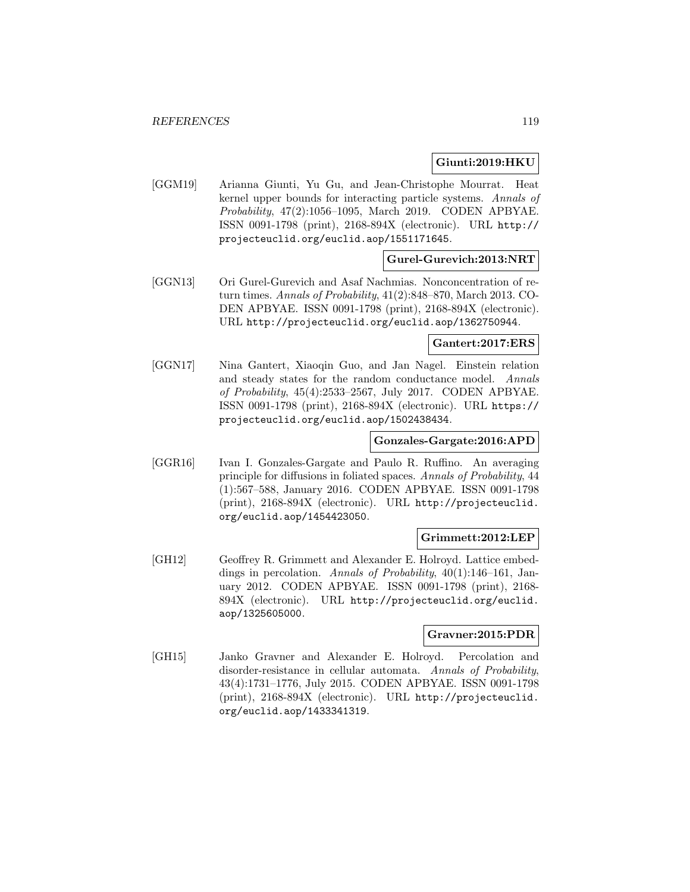**Giunti:2019:HKU**

[GGM19] Arianna Giunti, Yu Gu, and Jean-Christophe Mourrat. Heat kernel upper bounds for interacting particle systems. *Annals of Probability*, 47(2):1056–1095, March 2019. CODEN APBYAE. ISSN 0091-1798 (print), 2168-894X (electronic). URL http://projecteuclid.org/euclid.aop/1551171645.

**Gurel-Gurevich:2013:NRT**

[GGN13] Ori Gurel-Gurevich and Asaf Nachmias. Nonconcentration of return times. *Annals of Probability*, 41(2):848–870, March 2013. CODEN APBYAE. ISSN 0091-1798 (print), 2168-894X (electronic). URL http://projecteuclid.org/euclid.aop/1362750944.

**Gantert:2017:ERS**

[GGN17] Nina Gantert, Xiaoqin Guo, and Jan Nagel. Einstein relation and steady states for the random conductance model. *Annals of Probability*, 45(4):2533–2567, July 2017. CODEN APBYAE. ISSN 0091-1798 (print), 2168-894X (electronic). URL https://projecteuclid.org/euclid.aop/1502438434.

**Gonzales-Gargate:2016:APD**

[GGR16] Ivan I. Gonzales-Gargate and Paulo R. Ruffino. An averaging principle for diffusions in foliated spaces. *Annals of Probability*, 44 (1):567–588, January 2016. CODEN APBYAE. ISSN 0091-1798 (print), 2168-894X (electronic). URL http://projecteuclid.org/euclid.aop/1454423050.

**Grimmett:2012:LEP**

[GH12] Geoffrey R. Grimmett and Alexander E. Holroyd. Lattice embeddings in percolation. *Annals of Probability*, 40(1):146–161, January 2012. CODEN APBYAE. ISSN 0091-1798 (print), 2168-894X (electronic). URL http://projecteuclid.org/euclid.aop/1325605000.

**Gravner:2015:PDR**

[GH15] Janko Gravner and Alexander E. Holroyd. Percolation and disorder-resistance in cellular automata. *Annals of Probability*, 43(4):1731–1776, July 2015. CODEN APBYAE. ISSN 0091-1798 (print), 2168-894X (electronic). URL http://projecteuclid.org/euclid.aop/1433341319.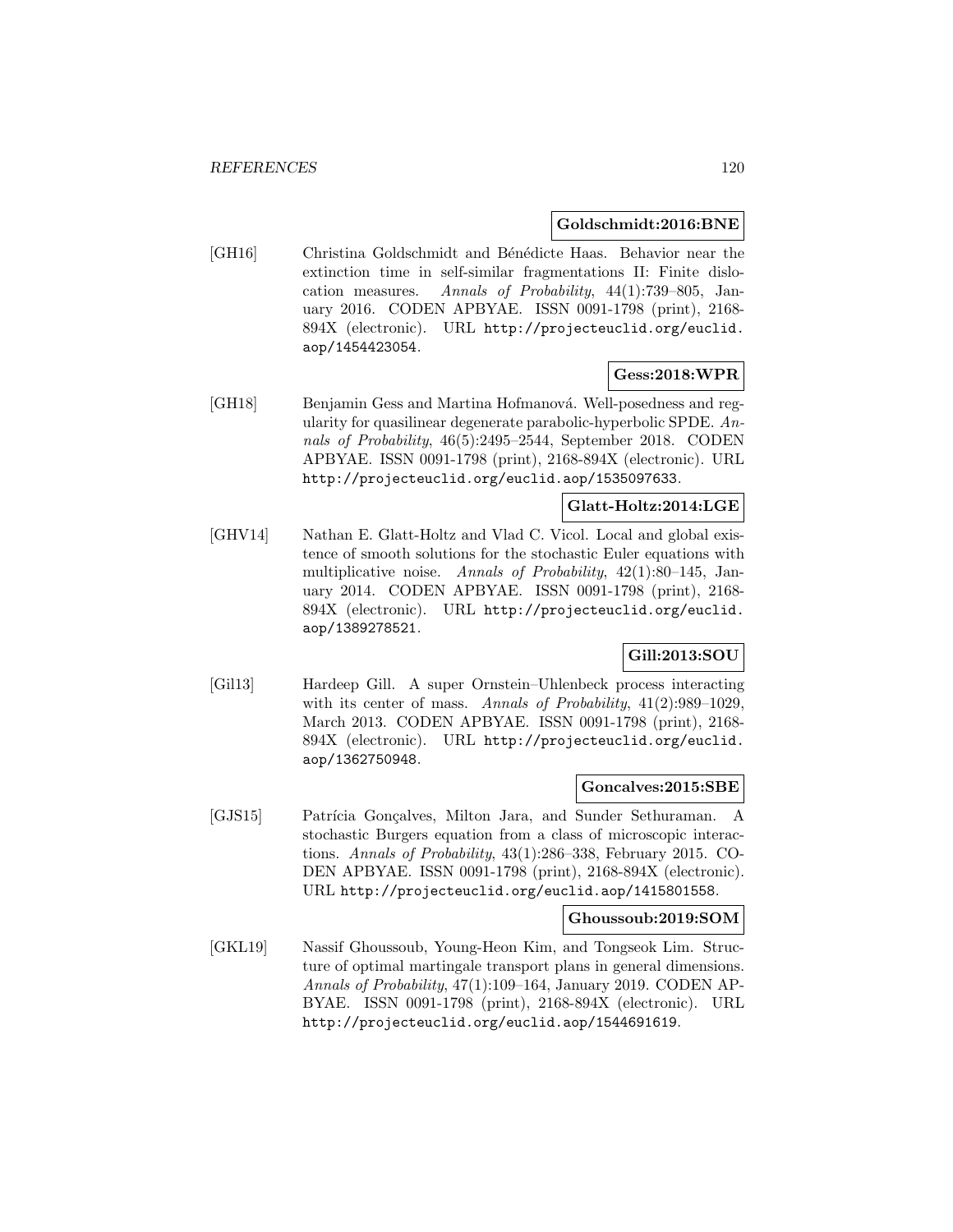**Goldschmidt:2016:BNE**

[GH16] Christina Goldschmidt and Bénédicte Haas. Behavior near the extinction time in self-similar fragmentations II: Finite dislocation measures. *Annals of Probability*, 44(1):739–805, January 2016. CODEN APBYAE. ISSN 0091-1798 (print), 2168-894X (electronic). URL http://projecteuclid.org/euclid.aop/1454423054.

**Gess:2018:WPR**

[GH18] Benjamin Gess and Martina Hofmanová. Well-posedness and regularity for quasilinear degenerate parabolic-hyperbolic SPDE. *Annals of Probability*, 46(5):2495–2544, September 2018. CODEN APBYAE. ISSN 0091-1798 (print), 2168-894X (electronic). URL http://projecteuclid.org/euclid.aop/1535097633.

**Glatt-Holtz:2014:LGE**

[GHV14] Nathan E. Glatt-Holtz and Vlad C. Vicol. Local and global existence of smooth solutions for the stochastic Euler equations with multiplicative noise. *Annals of Probability*, 42(1):80–145, January 2014. CODEN APBYAE. ISSN 0091-1798 (print), 2168-894X (electronic). URL http://projecteuclid.org/euclid.aop/1389278521.

**Gill:2013:SOU**

[Gil13] Hardeep Gill. A super Ornstein–Uhlenbeck process interacting with its center of mass. *Annals of Probability*, 41(2):989–1029, March 2013. CODEN APBYAE. ISSN 0091-1798 (print), 2168-894X (electronic). URL http://projecteuclid.org/euclid.aop/1362750948.

**Goncalves:2015:SBE**

[GJS15] Patrícia Gonçalves, Milton Jara, and Sunder Sethuraman. A stochastic Burgers equation from a class of microscopic interactions. *Annals of Probability*, 43(1):286–338, February 2015. CODEN APBYAE. ISSN 0091-1798 (print), 2168-894X (electronic). URL http://projecteuclid.org/euclid.aop/1415801558.

**Ghoussoub:2019:SOM**

[GKL19] Nassif Ghoussoub, Young-Heon Kim, and Tongseok Lim. Structure of optimal martingale transport plans in general dimensions. *Annals of Probability*, 47(1):109–164, January 2019. CODEN APBYAE. ISSN 0091-1798 (print), 2168-894X (electronic). URL http://projecteuclid.org/euclid.aop/1544691619.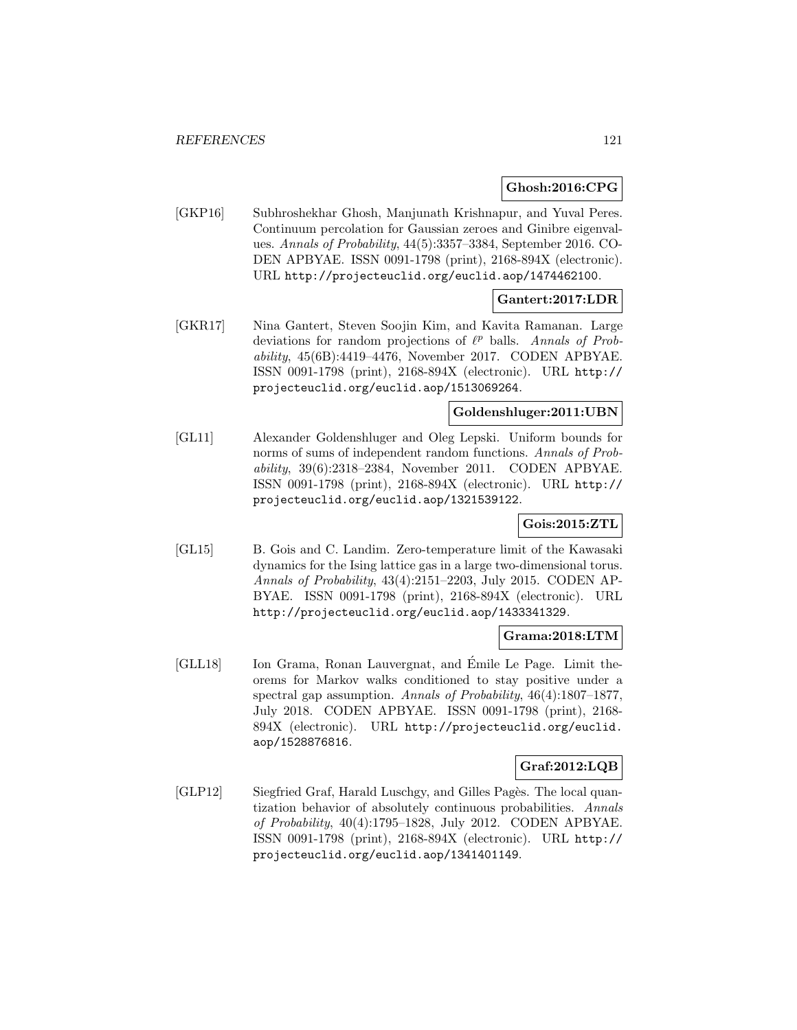**Ghosh:2016:CPG**

[GKP16] Subhroshekhar Ghosh, Manjunath Krishnapur, and Yuval Peres. Continuum percolation for Gaussian zeroes and Ginibre eigenvalues. *Annals of Probability*, 44(5):3357–3384, September 2016. CODEN APBYAE. ISSN 0091-1798 (print), 2168-894X (electronic). URL http://projecteuclid.org/euclid.aop/1474462100.

**Gantert:2017:LDR**

[GKR17] Nina Gantert, Steven Soojin Kim, and Kavita Ramanan. Large deviations for random projections of $\ell^p$ balls. *Annals of Probability*, 45(6B):4419–4476, November 2017. CODEN APBYAE. ISSN 0091-1798 (print), 2168-894X (electronic). URL http://projecteuclid.org/euclid.aop/1513069264.

**Goldenshluger:2011:UBN**

[GL11] Alexander Goldenshluger and Oleg Lepski. Uniform bounds for norms of sums of independent random functions. *Annals of Probability*, 39(6):2318–2384, November 2011. CODEN APBYAE. ISSN 0091-1798 (print), 2168-894X (electronic). URL http://projecteuclid.org/euclid.aop/1321539122.

**Gois:2015:ZTL**

[GL15] B. Gois and C. Landim. Zero-temperature limit of the Kawasaki dynamics for the Ising lattice gas in a large two-dimensional torus. *Annals of Probability*, 43(4):2151–2203, July 2015. CODEN APBYAE. ISSN 0091-1798 (print), 2168-894X (electronic). URL http://projecteuclid.org/euclid.aop/1433341329.

**Grama:2018:LTM**

[GLL18] Ion Grama, Ronan Lauvergnat, and Émile Le Page. Limit theorems for Markov walks conditioned to stay positive under a spectral gap assumption. *Annals of Probability*, 46(4):1807–1877, July 2018. CODEN APBYAE. ISSN 0091-1798 (print), 2168-894X (electronic). URL http://projecteuclid.org/euclid.aop/1528876816.

**Graf:2012:LQB**

[GLP12] Siegfried Graf, Harald Luschgy, and Gilles Pagès. The local quantization behavior of absolutely continuous probabilities. *Annals of Probability*, 40(4):1795–1828, July 2012. CODEN APBYAE. ISSN 0091-1798 (print), 2168-894X (electronic). URL http://projecteuclid.org/euclid.aop/1341401149.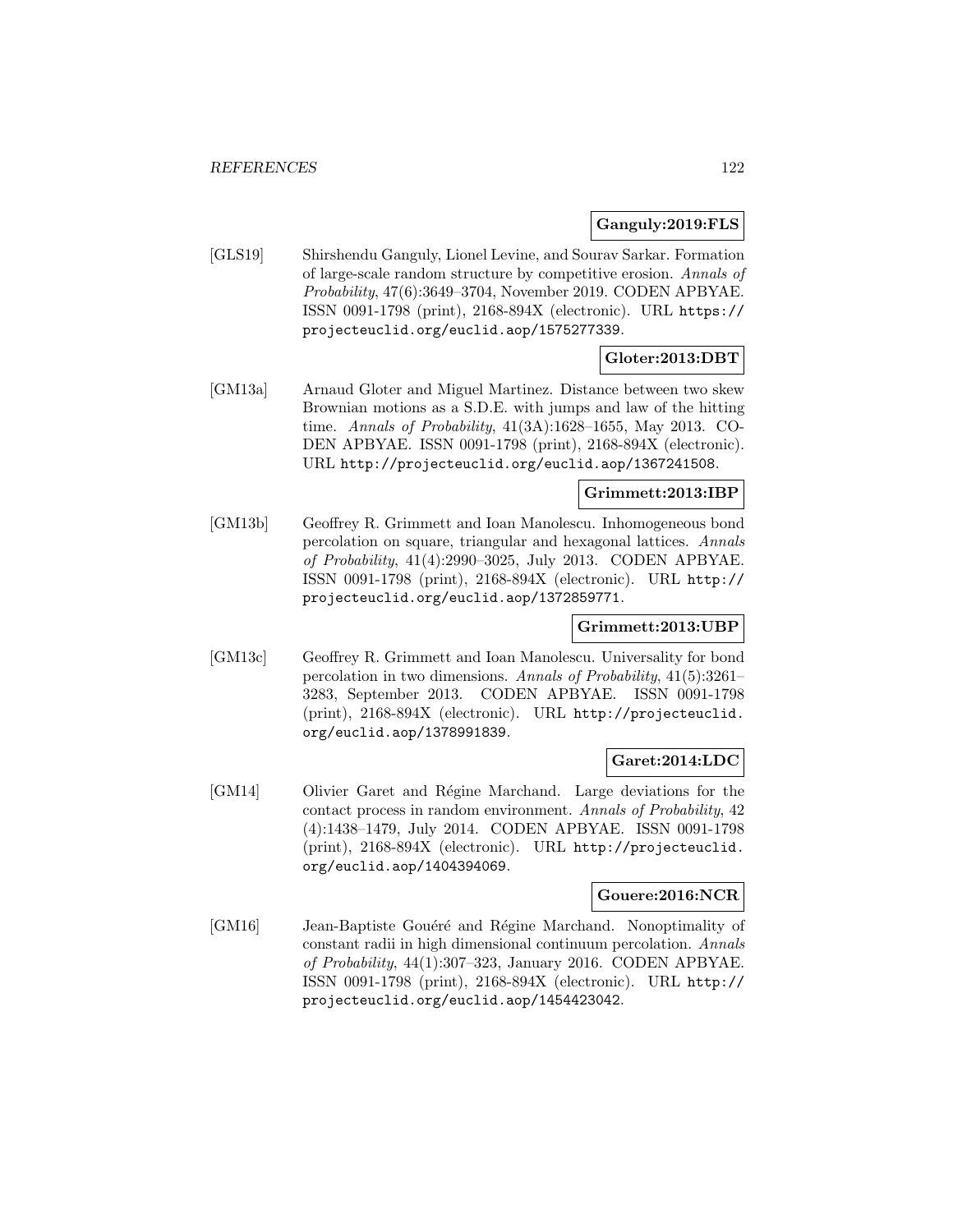**Ganguly:2019:FLS**

[GLS19] Shirshendu Ganguly, Lionel Levine, and Sourav Sarkar. Formation of large-scale random structure by competitive erosion. *Annals of Probability*, 47(6):3649–3704, November 2019. CODEN APBYAE. ISSN 0091-1798 (print), 2168-894X (electronic). URL https://projecteuclid.org/euclid.aop/1575277339.

**Gloter:2013:DBT**

[GM13a] Arnaud Gloter and Miguel Martinez. Distance between two skew Brownian motions as a S.D.E. with jumps and law of the hitting time. *Annals of Probability*, 41(3A):1628–1655, May 2013. CODEN APBYAE. ISSN 0091-1798 (print), 2168-894X (electronic). URL http://projecteuclid.org/euclid.aop/1367241508.

**Grimmett:2013:IBP**

[GM13b] Geoffrey R. Grimmett and Ioan Manolescu. Inhomogeneous bond percolation on square, triangular and hexagonal lattices. *Annals of Probability*, 41(4):2990–3025, July 2013. CODEN APBYAE. ISSN 0091-1798 (print), 2168-894X (electronic). URL http://projecteuclid.org/euclid.aop/1372859771.

**Grimmett:2013:UBP**

[GM13c] Geoffrey R. Grimmett and Ioan Manolescu. Universality for bond percolation in two dimensions. *Annals of Probability*, 41(5):3261–3283, September 2013. CODEN APBYAE. ISSN 0091-1798 (print), 2168-894X (electronic). URL http://projecteuclid.org/euclid.aop/1378991839.

**Garet:2014:LDC**

[GM14] Olivier Garet and Régine Marchand. Large deviations for the contact process in random environment. *Annals of Probability*, 42 (4):1438–1479, July 2014. CODEN APBYAE. ISSN 0091-1798 (print), 2168-894X (electronic). URL http://projecteuclid.org/euclid.aop/1404394069.

**Gouere:2016:NCR**

[GM16] Jean-Baptiste Gouéré and Régine Marchand. Nonoptimality of constant radii in high dimensional continuum percolation. *Annals of Probability*, 44(1):307–323, January 2016. CODEN APBYAE. ISSN 0091-1798 (print), 2168-894X (electronic). URL http://projecteuclid.org/euclid.aop/1454423042.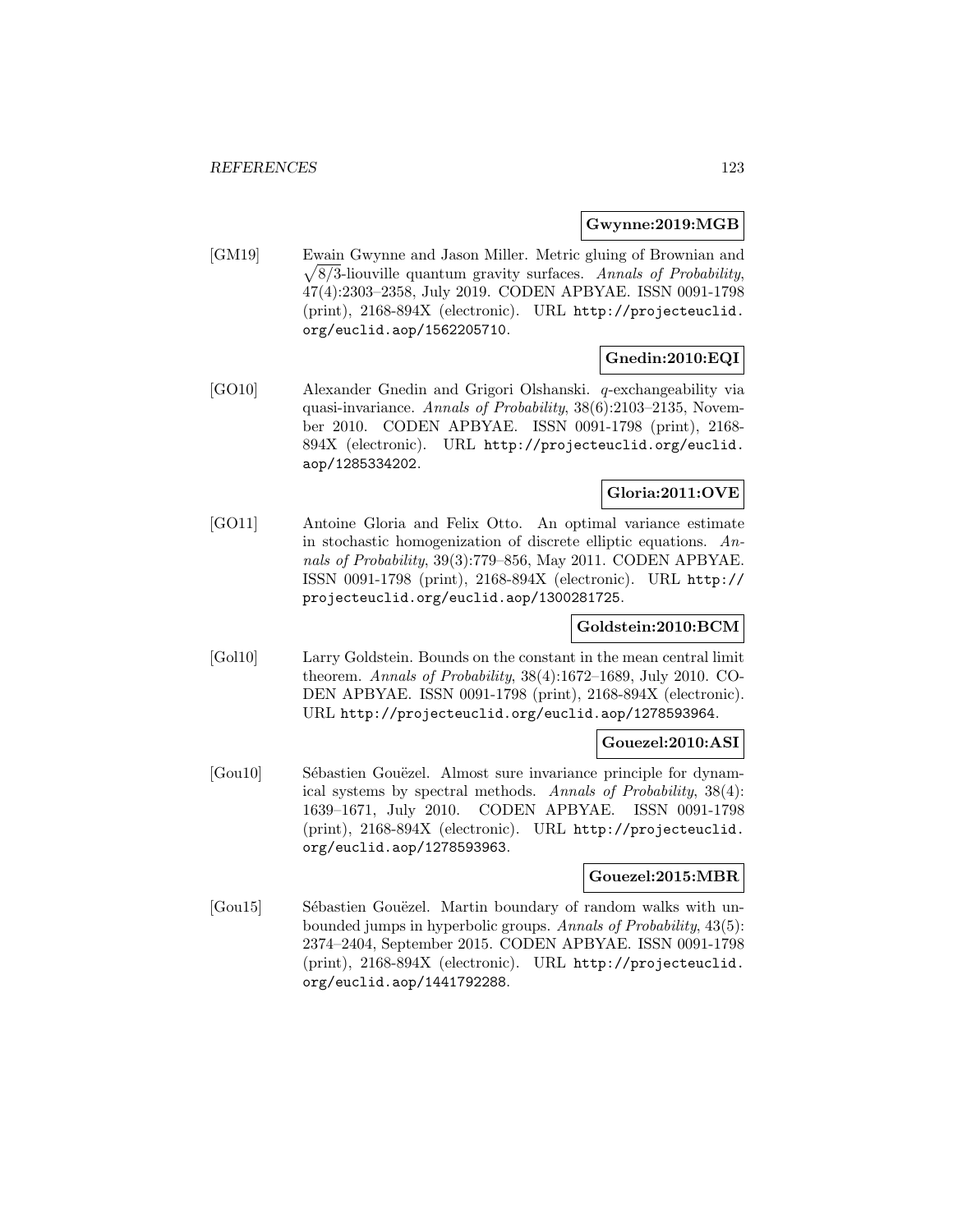**Gwynne:2019:MGB**

[GM19] Ewain Gwynne and Jason Miller. Metric gluing of Brownian and $\sqrt{8/3}$-liouville quantum gravity surfaces. *Annals of Probability*, 47(4):2303–2358, July 2019. CODEN APBYAE. ISSN 0091-1798 (print), 2168-894X (electronic). URL http://projecteuclid.org/euclid.aop/1562205710.

**Gnedin:2010:EQI**

[GO10] Alexander Gnedin and Grigori Olshanski. $q$-exchangeability via quasi-invariance. *Annals of Probability*, 38(6):2103–2135, November 2010. CODEN APBYAE. ISSN 0091-1798 (print), 2168-894X (electronic). URL http://projecteuclid.org/euclid.aop/1285334202.

**Gloria:2011:OVE**

[GO11] Antoine Gloria and Felix Otto. An optimal variance estimate in stochastic homogenization of discrete elliptic equations. *Annals of Probability*, 39(3):779–856, May 2011. CODEN APBYAE. ISSN 0091-1798 (print), 2168-894X (electronic). URL http://projecteuclid.org/euclid.aop/1300281725.

**Goldstein:2010:BCM**

[Gol10] Larry Goldstein. Bounds on the constant in the mean central limit theorem. *Annals of Probability*, 38(4):1672–1689, July 2010. CODEN APBYAE. ISSN 0091-1798 (print), 2168-894X (electronic). URL http://projecteuclid.org/euclid.aop/1278593964.

**Gouezel:2010:ASI**

[Gou10] Sébastien Gouëzel. Almost sure invariance principle for dynamical systems by spectral methods. *Annals of Probability*, 38(4): 1639–1671, July 2010. CODEN APBYAE. ISSN 0091-1798 (print), 2168-894X (electronic). URL http://projecteuclid.org/euclid.aop/1278593963.

**Gouezel:2015:MBR**

[Gou15] Sébastien Gouëzel. Martin boundary of random walks with unbounded jumps in hyperbolic groups. *Annals of Probability*, 43(5): 2374–2404, September 2015. CODEN APBYAE. ISSN 0091-1798 (print), 2168-894X (electronic). URL http://projecteuclid.org/euclid.aop/1441792288.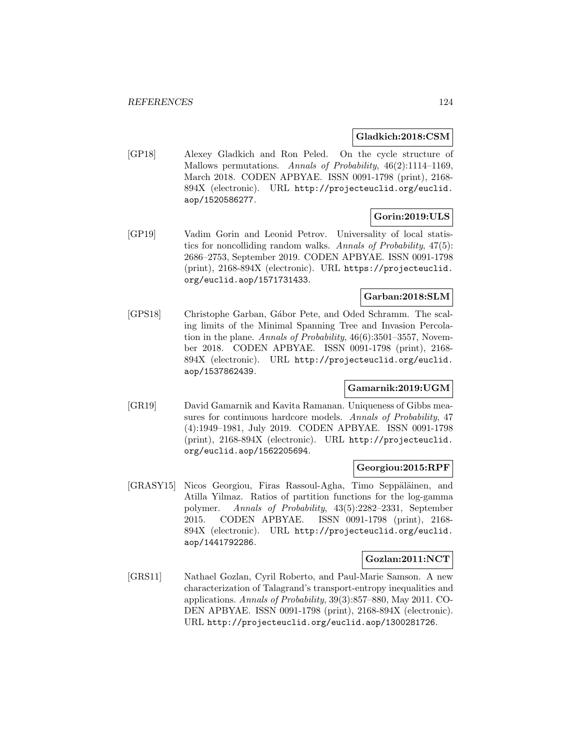**Gladkich:2018:CSM**

[GP18] Alexey Gladkich and Ron Peled. On the cycle structure of Mallows permutations. *Annals of Probability*, 46(2):1114–1169, March 2018. CODEN APBYAE. ISSN 0091-1798 (print), 2168-894X (electronic). URL http://projecteuclid.org/euclid.aop/1520586277.

**Gorin:2019:ULS**

[GP19] Vadim Gorin and Leonid Petrov. Universality of local statistics for noncolliding random walks. *Annals of Probability*, 47(5): 2686–2753, September 2019. CODEN APBYAE. ISSN 0091-1798 (print), 2168-894X (electronic). URL https://projecteuclid.org/euclid.aop/1571731433.

**Garban:2018:SLM**

[GPS18] Christophe Garban, Gábor Pete, and Oded Schramm. The scaling limits of the Minimal Spanning Tree and Invasion Percolation in the plane. *Annals of Probability*, 46(6):3501–3557, November 2018. CODEN APBYAE. ISSN 0091-1798 (print), 2168-894X (electronic). URL http://projecteuclid.org/euclid.aop/1537862439.

**Gamarnik:2019:UGM**

[GR19] David Gamarnik and Kavita Ramanan. Uniqueness of Gibbs measures for continuous hardcore models. *Annals of Probability*, 47 (4):1949–1981, July 2019. CODEN APBYAE. ISSN 0091-1798 (print), 2168-894X (electronic). URL http://projecteuclid.org/euclid.aop/1562205694.

**Georgiou:2015:RPF**

[GRASY15] Nicos Georgiou, Firas Rassoul-Agha, Timo Seppäläinen, and Atilla Yilmaz. Ratios of partition functions for the log-gamma polymer. *Annals of Probability*, 43(5):2282–2331, September 2015. CODEN APBYAE. ISSN 0091-1798 (print), 2168-894X (electronic). URL http://projecteuclid.org/euclid.aop/1441792286.

**Gozlan:2011:NCT**

[GRS11] Nathael Gozlan, Cyril Roberto, and Paul-Marie Samson. A new characterization of Talagrand's transport-entropy inequalities and applications. *Annals of Probability*, 39(3):857–880, May 2011. CODEN APBYAE. ISSN 0091-1798 (print), 2168-894X (electronic). URL http://projecteuclid.org/euclid.aop/1300281726.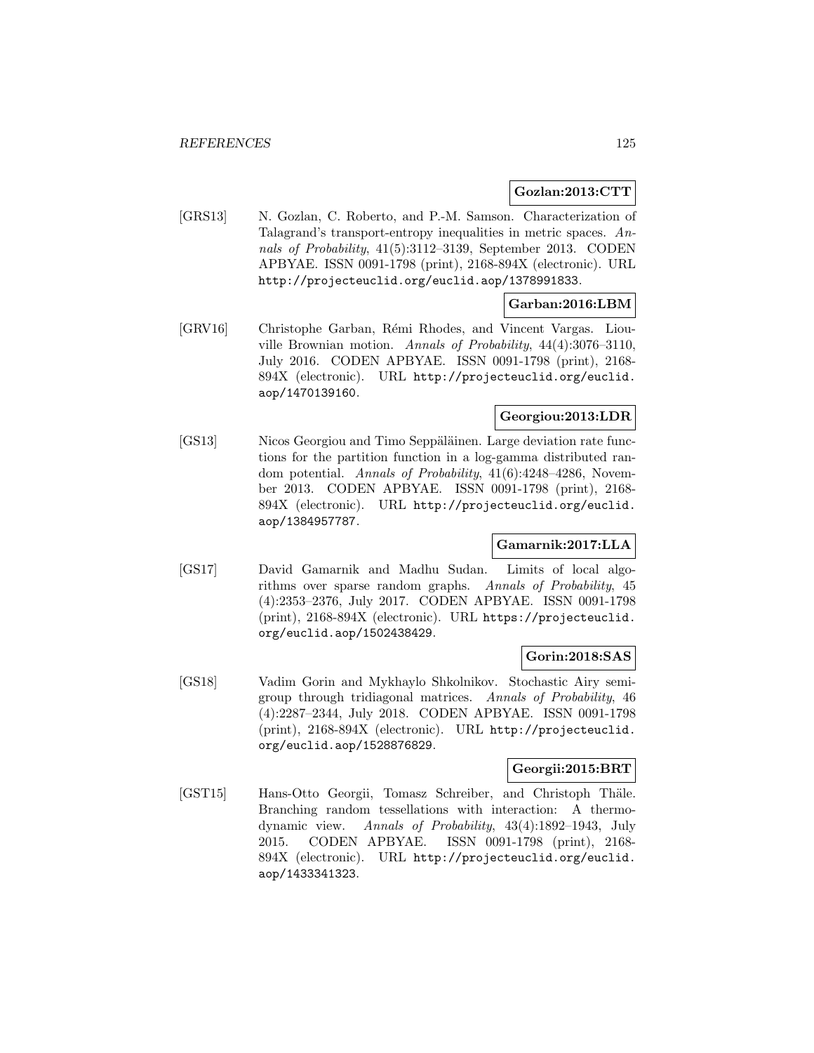**Gozlan:2013:CTT**

[GRS13] N. Gozlan, C. Roberto, and P.-M. Samson. Characterization of Talagrand's transport-entropy inequalities in metric spaces. *Annals of Probability*, 41(5):3112–3139, September 2013. CODEN APBYAE. ISSN 0091-1798 (print), 2168-894X (electronic). URL http://projecteuclid.org/euclid.aop/1378991833.

**Garban:2016:LBM**

[GRV16] Christophe Garban, Rémi Rhodes, and Vincent Vargas. Liouville Brownian motion. *Annals of Probability*, 44(4):3076–3110, July 2016. CODEN APBYAE. ISSN 0091-1798 (print), 2168-894X (electronic). URL http://projecteuclid.org/euclid.aop/1470139160.

**Georgiou:2013:LDR**

[GS13] Nicos Georgiou and Timo Seppäläinen. Large deviation rate functions for the partition function in a log-gamma distributed random potential. *Annals of Probability*, 41(6):4248–4286, November 2013. CODEN APBYAE. ISSN 0091-1798 (print), 2168-894X (electronic). URL http://projecteuclid.org/euclid.aop/1384957787.

**Gamarnik:2017:LLA**

[GS17] David Gamarnik and Madhu Sudan. Limits of local algorithms over sparse random graphs. *Annals of Probability*, 45 (4):2353–2376, July 2017. CODEN APBYAE. ISSN 0091-1798 (print), 2168-894X (electronic). URL https://projecteuclid.org/euclid.aop/1502438429.

**Gorin:2018:SAS**

[GS18] Vadim Gorin and Mykhaylo Shkolnikov. Stochastic Airy semigroup through tridiagonal matrices. *Annals of Probability*, 46 (4):2287–2344, July 2018. CODEN APBYAE. ISSN 0091-1798 (print), 2168-894X (electronic). URL http://projecteuclid.org/euclid.aop/1528876829.

**Georgii:2015:BRT**

[GST15] Hans-Otto Georgii, Tomasz Schreiber, and Christoph Thäle. Branching random tessellations with interaction: A thermodynamic view. *Annals of Probability*, 43(4):1892–1943, July 2015. CODEN APBYAE. ISSN 0091-1798 (print), 2168-894X (electronic). URL http://projecteuclid.org/euclid.aop/1433341323.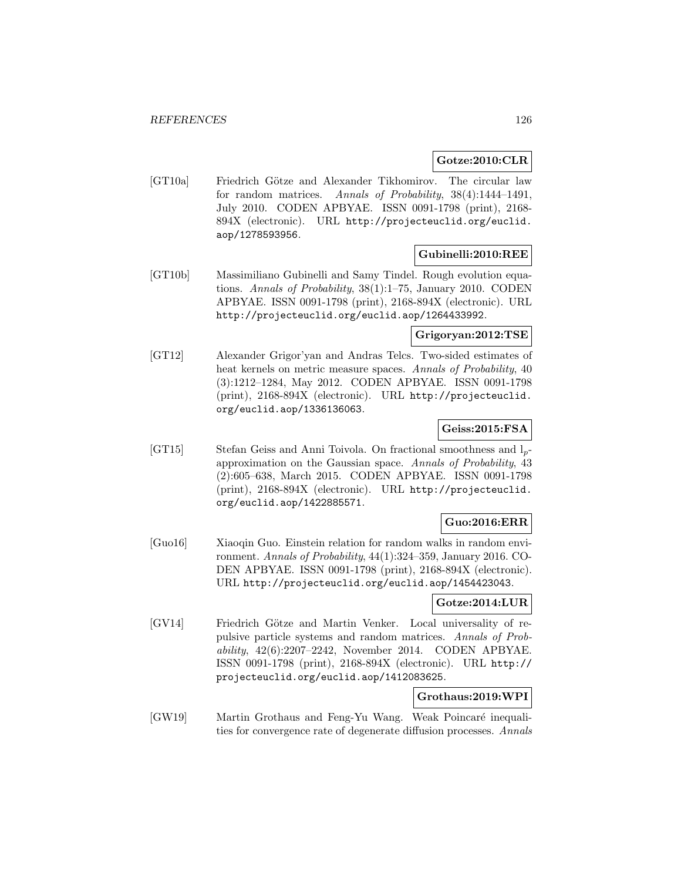**Gotze:2010:CLR**

[GT10a] Friedrich Götze and Alexander Tikhomirov. The circular law for random matrices. *Annals of Probability*, 38(4):1444–1491, July 2010. CODEN APBYAE. ISSN 0091-1798 (print), 2168-894X (electronic). URL http://projecteuclid.org/euclid.aop/1278593956.

**Gubinelli:2010:REE**

[GT10b] Massimiliano Gubinelli and Samy Tindel. Rough evolution equations. *Annals of Probability*, 38(1):1–75, January 2010. CODEN APBYAE. ISSN 0091-1798 (print), 2168-894X (electronic). URL http://projecteuclid.org/euclid.aop/1264433992.

**Grigoryan:2012:TSE**

[GT12] Alexander Grigor'yan and Andras Telcs. Two-sided estimates of heat kernels on metric measure spaces. *Annals of Probability*, 40 (3):1212–1284, May 2012. CODEN APBYAE. ISSN 0091-1798 (print), 2168-894X (electronic). URL http://projecteuclid.org/euclid.aop/1336136063.

**Geiss:2015:FSA**

[GT15] Stefan Geiss and Anni Toivola. On fractional smoothness and $l_p$-approximation on the Gaussian space. *Annals of Probability*, 43 (2):605–638, March 2015. CODEN APBYAE. ISSN 0091-1798 (print), 2168-894X (electronic). URL http://projecteuclid.org/euclid.aop/1422885571.

**Guo:2016:ERR**

[Guo16] Xiaoqin Guo. Einstein relation for random walks in random environment. *Annals of Probability*, 44(1):324–359, January 2016. CODEN APBYAE. ISSN 0091-1798 (print), 2168-894X (electronic). URL http://projecteuclid.org/euclid.aop/1454423043.

**Gotze:2014:LUR**

[GV14] Friedrich Götze and Martin Venker. Local universality of repulsive particle systems and random matrices. *Annals of Probability*, 42(6):2207–2242, November 2014. CODEN APBYAE. ISSN 0091-1798 (print), 2168-894X (electronic). URL http://projecteuclid.org/euclid.aop/1412083625.

**Grothaus:2019:WPI**

[GW19] Martin Grothaus and Feng-Yu Wang. Weak Poincaré inequalities for convergence rate of degenerate diffusion processes. *Annals*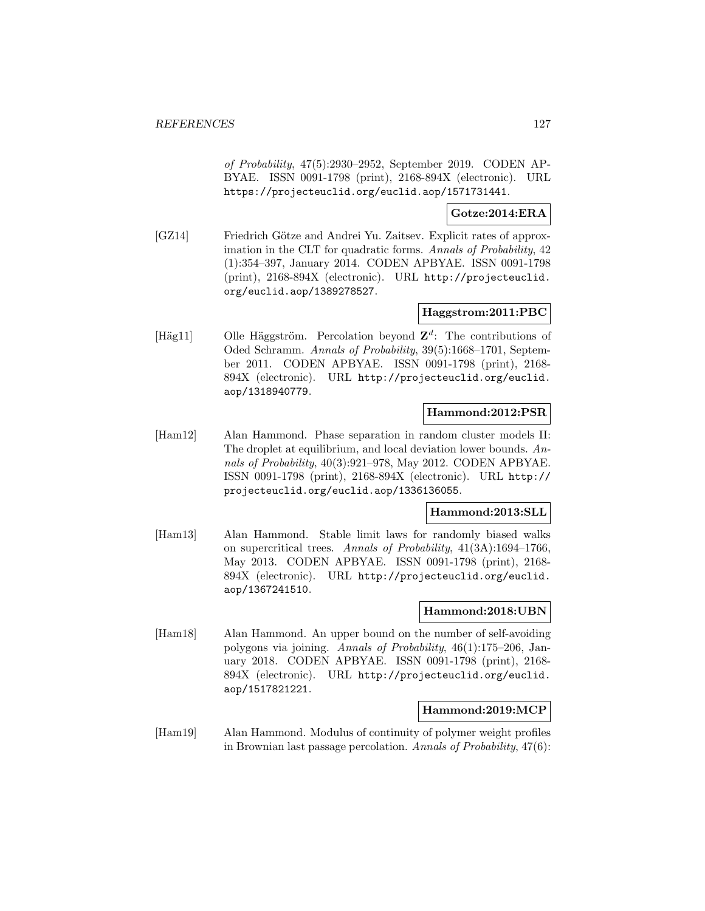*of Probability*, 47(5):2930–2952, September 2019. CODEN APBYAE. ISSN 0091-1798 (print), 2168-894X (electronic). URL https://projecteuclid.org/euclid.aop/1571731441.

**Gotze:2014:ERA**

[GZ14] Friedrich Götze and Andrei Yu. Zaitsev. Explicit rates of approximation in the CLT for quadratic forms. *Annals of Probability*, 42 (1):354–397, January 2014. CODEN APBYAE. ISSN 0091-1798 (print), 2168-894X (electronic). URL http://projecteuclid.org/euclid.aop/1389278527.

**Haggstrom:2011:PBC**

[Häg11] Olle Häggström. Percolation beyond $\mathbf{Z}^d$: The contributions of Oded Schramm. *Annals of Probability*, 39(5):1668–1701, September 2011. CODEN APBYAE. ISSN 0091-1798 (print), 2168-894X (electronic). URL http://projecteuclid.org/euclid.aop/1318940779.

**Hammond:2012:PSR**

[Ham12] Alan Hammond. Phase separation in random cluster models II: The droplet at equilibrium, and local deviation lower bounds. *Annals of Probability*, 40(3):921–978, May 2012. CODEN APBYAE. ISSN 0091-1798 (print), 2168-894X (electronic). URL http://projecteuclid.org/euclid.aop/1336136055.

**Hammond:2013:SLL**

[Ham13] Alan Hammond. Stable limit laws for randomly biased walks on supercritical trees. *Annals of Probability*, 41(3A):1694–1766, May 2013. CODEN APBYAE. ISSN 0091-1798 (print), 2168-894X (electronic). URL http://projecteuclid.org/euclid.aop/1367241510.

**Hammond:2018:UBN**

[Ham18] Alan Hammond. An upper bound on the number of self-avoiding polygons via joining. *Annals of Probability*, 46(1):175–206, January 2018. CODEN APBYAE. ISSN 0091-1798 (print), 2168-894X (electronic). URL http://projecteuclid.org/euclid.aop/1517821221.

**Hammond:2019:MCP**

[Ham19] Alan Hammond. Modulus of continuity of polymer weight profiles in Brownian last passage percolation. *Annals of Probability*, 47(6):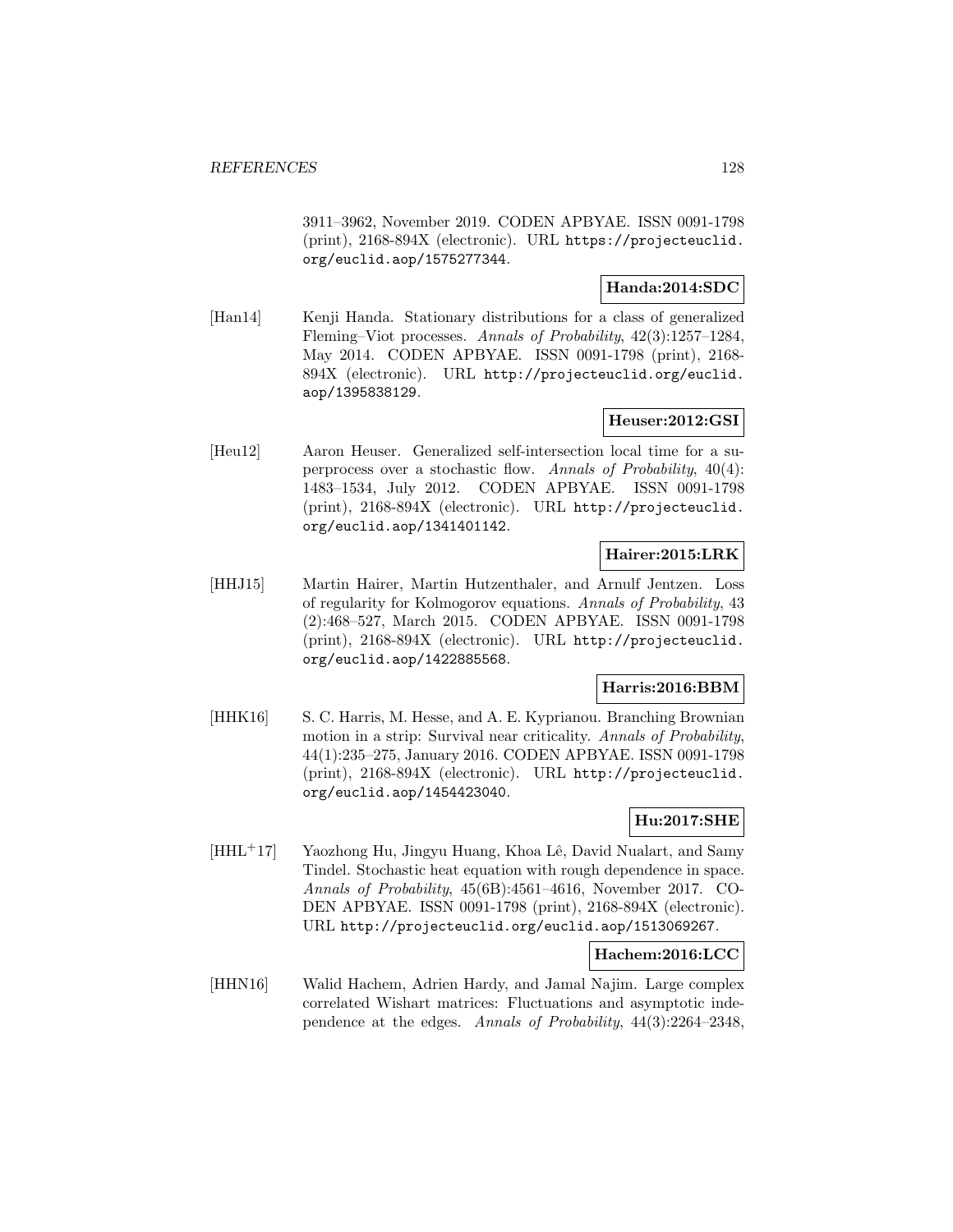3911–3962, November 2019. CODEN APBYAE. ISSN 0091-1798 (print), 2168-894X (electronic). URL https://projecteuclid.org/euclid.aop/1575277344.

**Handa:2014:SDC**

[Han14] Kenji Handa. Stationary distributions for a class of generalized Fleming–Viot processes. *Annals of Probability*, 42(3):1257–1284, May 2014. CODEN APBYAE. ISSN 0091-1798 (print), 2168-894X (electronic). URL http://projecteuclid.org/euclid.aop/1395838129.

**Heuser:2012:GSI**

[Heu12] Aaron Heuser. Generalized self-intersection local time for a superprocess over a stochastic flow. *Annals of Probability*, 40(4): 1483–1534, July 2012. CODEN APBYAE. ISSN 0091-1798 (print), 2168-894X (electronic). URL http://projecteuclid.org/euclid.aop/1341401142.

**Hairer:2015:LRK**

[HHJ15] Martin Hairer, Martin Hutzenthaler, and Arnulf Jentzen. Loss of regularity for Kolmogorov equations. *Annals of Probability*, 43 (2):468–527, March 2015. CODEN APBYAE. ISSN 0091-1798 (print), 2168-894X (electronic). URL http://projecteuclid.org/euclid.aop/1422885568.

**Harris:2016:BBM**

[HHK16] S. C. Harris, M. Hesse, and A. E. Kyprianou. Branching Brownian motion in a strip: Survival near criticality. *Annals of Probability*, 44(1):235–275, January 2016. CODEN APBYAE. ISSN 0091-1798 (print), 2168-894X (electronic). URL http://projecteuclid.org/euclid.aop/1454423040.

**Hu:2017:SHE**

[HHL+17] Yaozhong Hu, Jingyu Huang, Khoa Lê, David Nualart, and Samy Tindel. Stochastic heat equation with rough dependence in space. *Annals of Probability*, 45(6B):4561–4616, November 2017. CODEN APBYAE. ISSN 0091-1798 (print), 2168-894X (electronic). URL http://projecteuclid.org/euclid.aop/1513069267.

**Hachem:2016:LCC**

[HHN16] Walid Hachem, Adrien Hardy, and Jamal Najim. Large complex correlated Wishart matrices: Fluctuations and asymptotic independence at the edges. *Annals of Probability*, 44(3):2264–2348,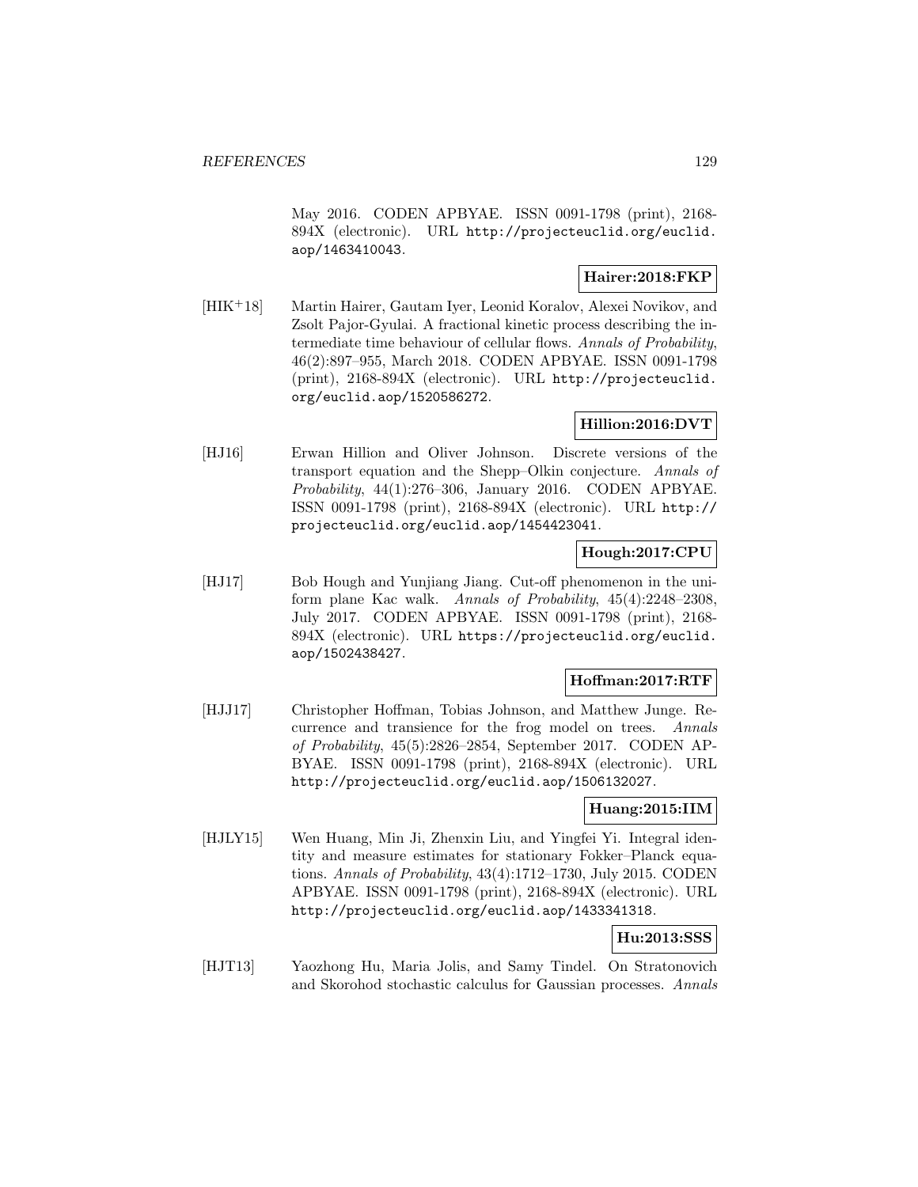May 2016. CODEN APBYAE. ISSN 0091-1798 (print), 2168-894X (electronic). URL http://projecteuclid.org/euclid.aop/1463410043.

**Hairer:2018:FKP**

[HIK+18] Martin Hairer, Gautam Iyer, Leonid Koralov, Alexei Novikov, and Zsolt Pajor-Gyulai. A fractional kinetic process describing the intermediate time behaviour of cellular flows. *Annals of Probability*, 46(2):897–955, March 2018. CODEN APBYAE. ISSN 0091-1798 (print), 2168-894X (electronic). URL http://projecteuclid.org/euclid.aop/1520586272.

**Hillion:2016:DVT**

[HJ16] Erwan Hillion and Oliver Johnson. Discrete versions of the transport equation and the Shepp–Olkin conjecture. *Annals of Probability*, 44(1):276–306, January 2016. CODEN APBYAE. ISSN 0091-1798 (print), 2168-894X (electronic). URL http://projecteuclid.org/euclid.aop/1454423041.

**Hough:2017:CPU**

[HJ17] Bob Hough and Yunjiang Jiang. Cut-off phenomenon in the uniform plane Kac walk. *Annals of Probability*, 45(4):2248–2308, July 2017. CODEN APBYAE. ISSN 0091-1798 (print), 2168-894X (electronic). URL https://projecteuclid.org/euclid.aop/1502438427.

**Hoffman:2017:RTF**

[HJJ17] Christopher Hoffman, Tobias Johnson, and Matthew Junge. Recurrence and transience for the frog model on trees. *Annals of Probability*, 45(5):2826–2854, September 2017. CODEN APBYAE. ISSN 0091-1798 (print), 2168-894X (electronic). URL http://projecteuclid.org/euclid.aop/1506132027.

**Huang:2015:IIM**

[HJLY15] Wen Huang, Min Ji, Zhenxin Liu, and Yingfei Yi. Integral identity and measure estimates for stationary Fokker–Planck equations. *Annals of Probability*, 43(4):1712–1730, July 2015. CODEN APBYAE. ISSN 0091-1798 (print), 2168-894X (electronic). URL http://projecteuclid.org/euclid.aop/1433341318.

**Hu:2013:SSS**

[HJT13] Yaozhong Hu, Maria Jolis, and Samy Tindel. On Stratonovich and Skorohod stochastic calculus for Gaussian processes. *Annals*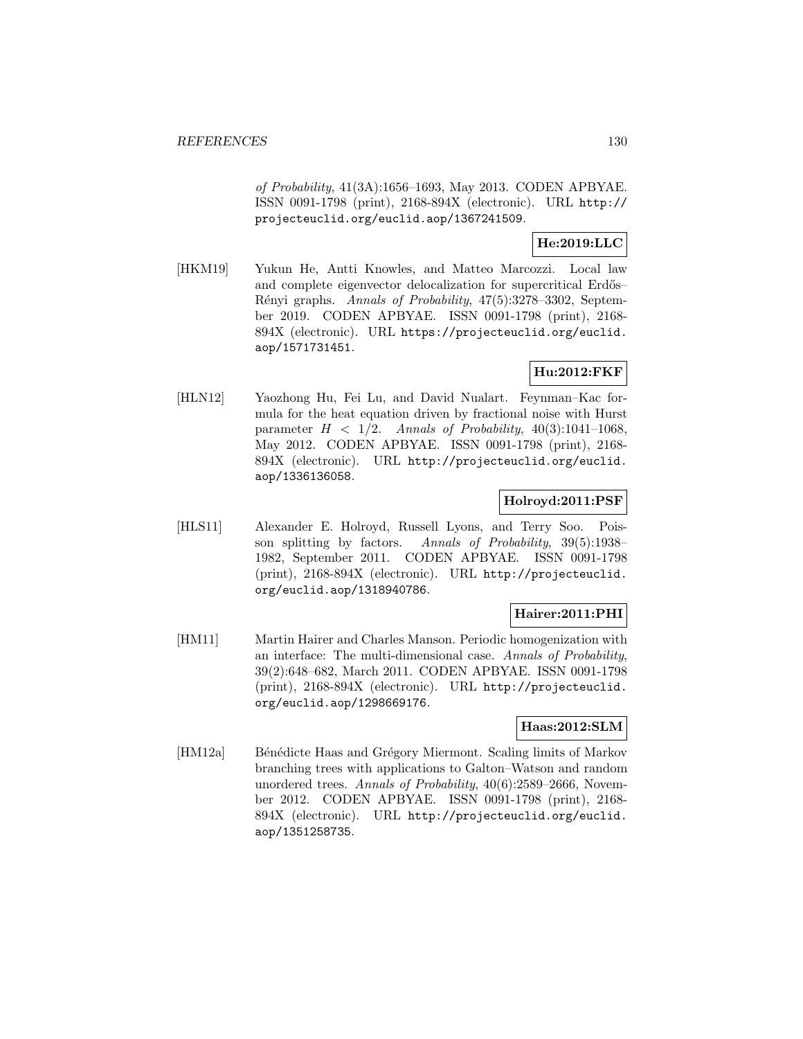*of Probability*, 41(3A):1656–1693, May 2013. CODEN APBYAE. ISSN 0091-1798 (print), 2168-894X (electronic). URL http://projecteuclid.org/euclid.aop/1367241509.

**He:2019:LLC**

[HKM19] Yukun He, Antti Knowles, and Matteo Marcozzi. Local law and complete eigenvector delocalization for supercritical Erdős–Rényi graphs. *Annals of Probability*, 47(5):3278–3302, September 2019. CODEN APBYAE. ISSN 0091-1798 (print), 2168-894X (electronic). URL https://projecteuclid.org/euclid.aop/1571731451.

**Hu:2012:FKF**

[HLN12] Yaozhong Hu, Fei Lu, and David Nualart. Feynman–Kac formula for the heat equation driven by fractional noise with Hurst parameter $H < 1/2$. *Annals of Probability*, 40(3):1041–1068, May 2012. CODEN APBYAE. ISSN 0091-1798 (print), 2168-894X (electronic). URL http://projecteuclid.org/euclid.aop/1336136058.

**Holroyd:2011:PSF**

[HLS11] Alexander E. Holroyd, Russell Lyons, and Terry Soo. Poisson splitting by factors. *Annals of Probability*, 39(5):1938–1982, September 2011. CODEN APBYAE. ISSN 0091-1798 (print), 2168-894X (electronic). URL http://projecteuclid.org/euclid.aop/1318940786.

**Hairer:2011:PHI**

[HM11] Martin Hairer and Charles Manson. Periodic homogenization with an interface: The multi-dimensional case. *Annals of Probability*, 39(2):648–682, March 2011. CODEN APBYAE. ISSN 0091-1798 (print), 2168-894X (electronic). URL http://projecteuclid.org/euclid.aop/1298669176.

**Haas:2012:SLM**

[HM12a] Bénédicte Haas and Grégory Miermont. Scaling limits of Markov branching trees with applications to Galton–Watson and random unordered trees. *Annals of Probability*, 40(6):2589–2666, November 2012. CODEN APBYAE. ISSN 0091-1798 (print), 2168-894X (electronic). URL http://projecteuclid.org/euclid.aop/1351258735.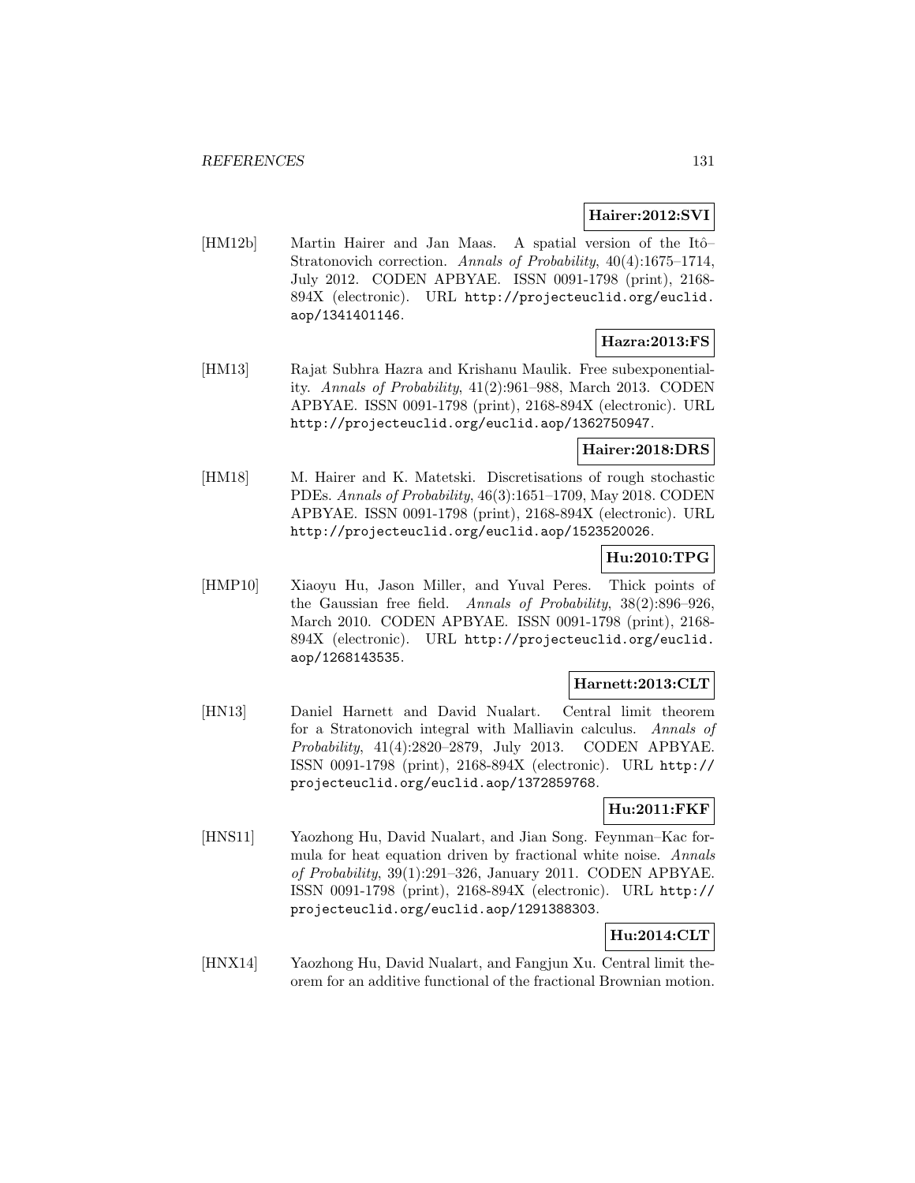**Hairer:2012:SVI**

[HM12b] Martin Hairer and Jan Maas. A spatial version of the Itô–Stratonovich correction. *Annals of Probability*, 40(4):1675–1714, July 2012. CODEN APBYAE. ISSN 0091-1798 (print), 2168-894X (electronic). URL http://projecteuclid.org/euclid.aop/1341401146.

**Hazra:2013:FS**

[HM13] Rajat Subhra Hazra and Krishanu Maulik. Free subexponentiality. *Annals of Probability*, 41(2):961–988, March 2013. CODEN APBYAE. ISSN 0091-1798 (print), 2168-894X (electronic). URL http://projecteuclid.org/euclid.aop/1362750947.

**Hairer:2018:DRS**

[HM18] M. Hairer and K. Matetski. Discretisations of rough stochastic PDEs. *Annals of Probability*, 46(3):1651–1709, May 2018. CODEN APBYAE. ISSN 0091-1798 (print), 2168-894X (electronic). URL http://projecteuclid.org/euclid.aop/1523520026.

**Hu:2010:TPG**

[HMP10] Xiaoyu Hu, Jason Miller, and Yuval Peres. Thick points of the Gaussian free field. *Annals of Probability*, 38(2):896–926, March 2010. CODEN APBYAE. ISSN 0091-1798 (print), 2168-894X (electronic). URL http://projecteuclid.org/euclid.aop/1268143535.

**Harnett:2013:CLT**

[HN13] Daniel Harnett and David Nualart. Central limit theorem for a Stratonovich integral with Malliavin calculus. *Annals of Probability*, 41(4):2820–2879, July 2013. CODEN APBYAE. ISSN 0091-1798 (print), 2168-894X (electronic). URL http://projecteuclid.org/euclid.aop/1372859768.

**Hu:2011:FKF**

[HNS11] Yaozhong Hu, David Nualart, and Jian Song. Feynman–Kac formula for heat equation driven by fractional white noise. *Annals of Probability*, 39(1):291–326, January 2011. CODEN APBYAE. ISSN 0091-1798 (print), 2168-894X (electronic). URL http://projecteuclid.org/euclid.aop/1291388303.

**Hu:2014:CLT**

[HNX14] Yaozhong Hu, David Nualart, and Fangjun Xu. Central limit theorem for an additive functional of the fractional Brownian motion.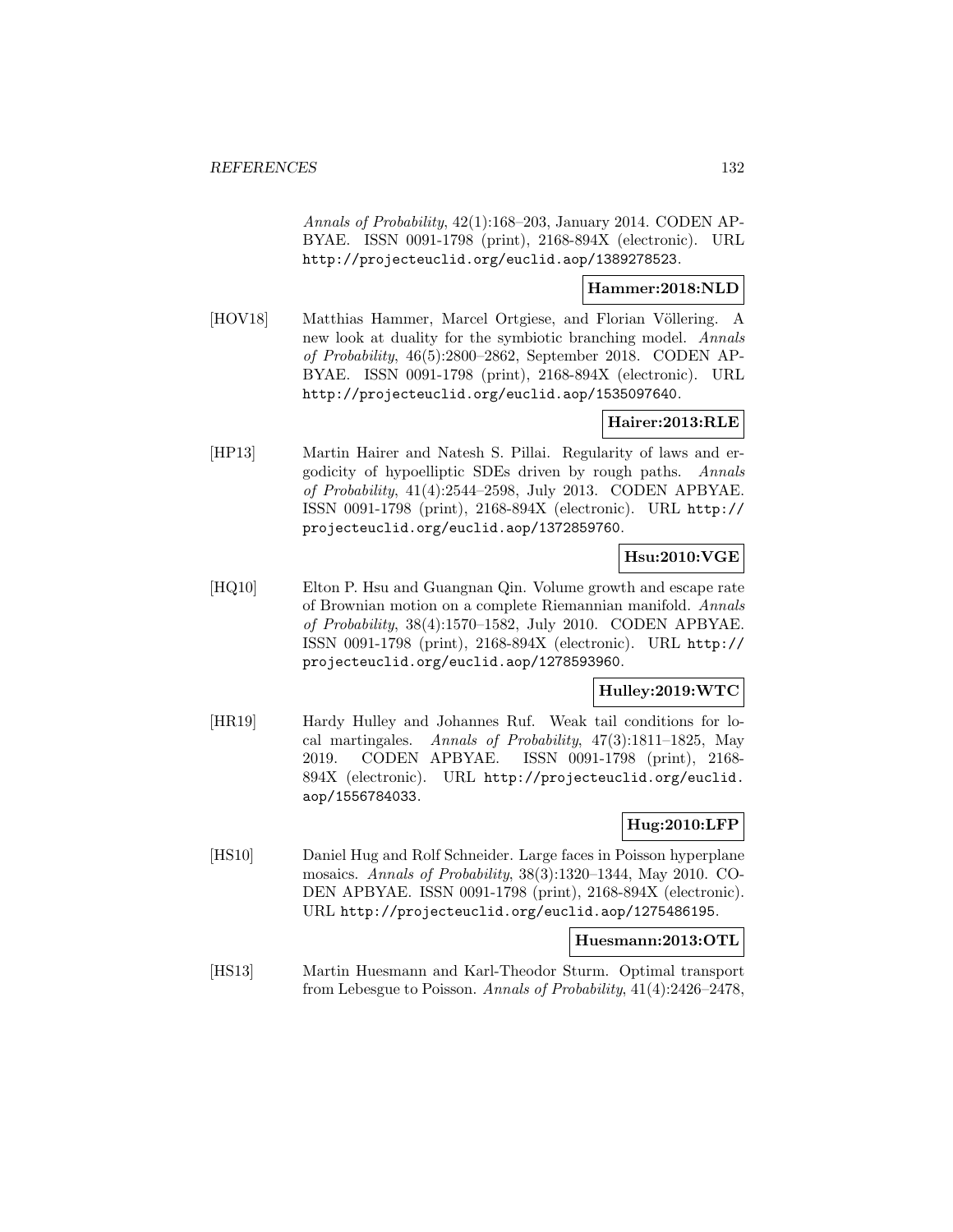*Annals of Probability*, 42(1):168–203, January 2014. CODEN APBYAE. ISSN 0091-1798 (print), 2168-894X (electronic). URL http://projecteuclid.org/euclid.aop/1389278523.

**Hammer:2018:NLD**

[HOV18] Matthias Hammer, Marcel Ortgiese, and Florian Völlering. A new look at duality for the symbiotic branching model. *Annals of Probability*, 46(5):2800–2862, September 2018. CODEN APBYAE. ISSN 0091-1798 (print), 2168-894X (electronic). URL http://projecteuclid.org/euclid.aop/1535097640.

**Hairer:2013:RLE**

[HP13] Martin Hairer and Natesh S. Pillai. Regularity of laws and ergodicity of hypoelliptic SDEs driven by rough paths. *Annals of Probability*, 41(4):2544–2598, July 2013. CODEN APBYAE. ISSN 0091-1798 (print), 2168-894X (electronic). URL http://projecteuclid.org/euclid.aop/1372859760.

**Hsu:2010:VGE**

[HQ10] Elton P. Hsu and Guangnan Qin. Volume growth and escape rate of Brownian motion on a complete Riemannian manifold. *Annals of Probability*, 38(4):1570–1582, July 2010. CODEN APBYAE. ISSN 0091-1798 (print), 2168-894X (electronic). URL http://projecteuclid.org/euclid.aop/1278593960.

**Hulley:2019:WTC**

[HR19] Hardy Hulley and Johannes Ruf. Weak tail conditions for local martingales. *Annals of Probability*, 47(3):1811–1825, May 2019. CODEN APBYAE. ISSN 0091-1798 (print), 2168-894X (electronic). URL http://projecteuclid.org/euclid.aop/1556784033.

**Hug:2010:LFP**

[HS10] Daniel Hug and Rolf Schneider. Large faces in Poisson hyperplane mosaics. *Annals of Probability*, 38(3):1320–1344, May 2010. CODEN APBYAE. ISSN 0091-1798 (print), 2168-894X (electronic). URL http://projecteuclid.org/euclid.aop/1275486195.

**Huesmann:2013:OTL**

[HS13] Martin Huesmann and Karl-Theodor Sturm. Optimal transport from Lebesgue to Poisson. *Annals of Probability*, 41(4):2426–2478,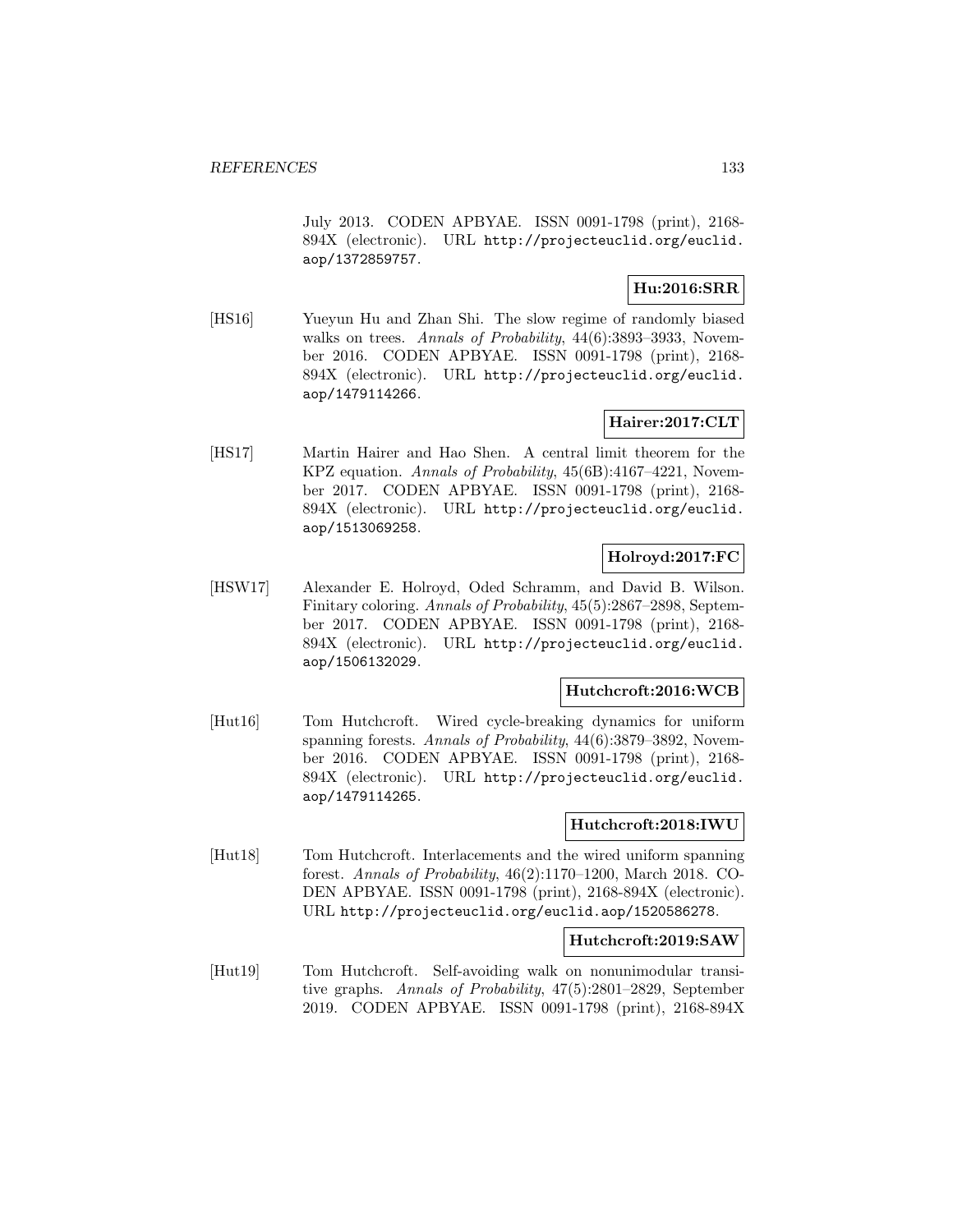July 2013. CODEN APBYAE. ISSN 0091-1798 (print), 2168-894X (electronic). URL http://projecteuclid.org/euclid.aop/1372859757.

**Hu:2016:SRR**

[HS16] Yueyun Hu and Zhan Shi. The slow regime of randomly biased walks on trees. *Annals of Probability*, 44(6):3893–3933, November 2016. CODEN APBYAE. ISSN 0091-1798 (print), 2168-894X (electronic). URL http://projecteuclid.org/euclid.aop/1479114266.

**Hairer:2017:CLT**

[HS17] Martin Hairer and Hao Shen. A central limit theorem for the KPZ equation. *Annals of Probability*, 45(6B):4167–4221, November 2017. CODEN APBYAE. ISSN 0091-1798 (print), 2168-894X (electronic). URL http://projecteuclid.org/euclid.aop/1513069258.

**Holroyd:2017:FC**

[HSW17] Alexander E. Holroyd, Oded Schramm, and David B. Wilson. Finitary coloring. *Annals of Probability*, 45(5):2867–2898, September 2017. CODEN APBYAE. ISSN 0091-1798 (print), 2168-894X (electronic). URL http://projecteuclid.org/euclid.aop/1506132029.

**Hutchcroft:2016:WCB**

[Hut16] Tom Hutchcroft. Wired cycle-breaking dynamics for uniform spanning forests. *Annals of Probability*, 44(6):3879–3892, November 2016. CODEN APBYAE. ISSN 0091-1798 (print), 2168-894X (electronic). URL http://projecteuclid.org/euclid.aop/1479114265.

**Hutchcroft:2018:IWU**

[Hut18] Tom Hutchcroft. Interlacements and the wired uniform spanning forest. *Annals of Probability*, 46(2):1170–1200, March 2018. CODEN APBYAE. ISSN 0091-1798 (print), 2168-894X (electronic). URL http://projecteuclid.org/euclid.aop/1520586278.

**Hutchcroft:2019:SAW**

[Hut19] Tom Hutchcroft. Self-avoiding walk on nonunimodular transitive graphs. *Annals of Probability*, 47(5):2801–2829, September 2019. CODEN APBYAE. ISSN 0091-1798 (print), 2168-894X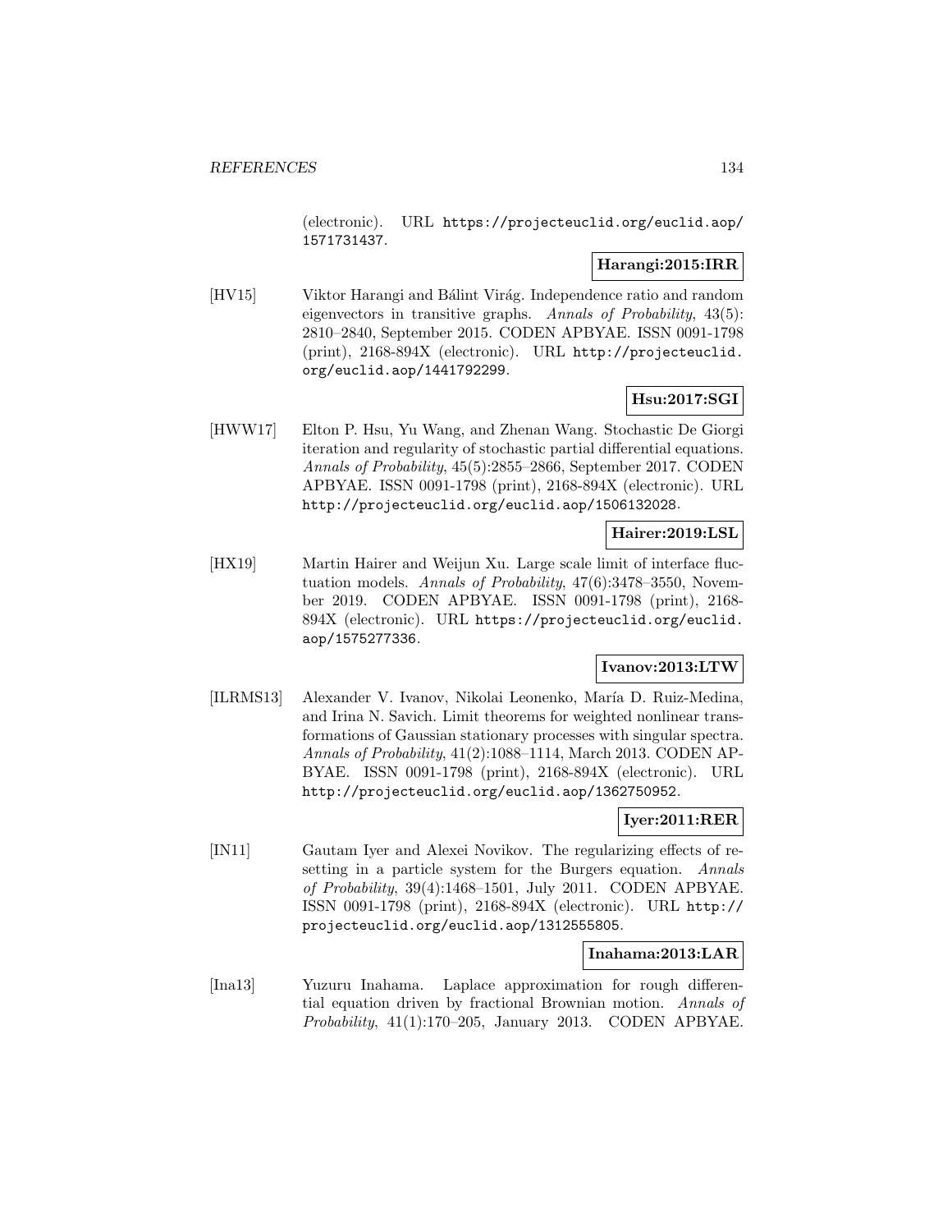(electronic). URL https://projecteuclid.org/euclid.aop/1571731437.

**Harangi:2015:IRR**

[HV15] Viktor Harangi and Bálint Virág. Independence ratio and random eigenvectors in transitive graphs. *Annals of Probability*, 43(5): 2810–2840, September 2015. CODEN APBYAE. ISSN 0091-1798 (print), 2168-894X (electronic). URL http://projecteuclid.org/euclid.aop/1441792299.

**Hsu:2017:SGI**

[HWW17] Elton P. Hsu, Yu Wang, and Zhenan Wang. Stochastic De Giorgi iteration and regularity of stochastic partial differential equations. *Annals of Probability*, 45(5):2855–2866, September 2017. CODEN APBYAE. ISSN 0091-1798 (print), 2168-894X (electronic). URL http://projecteuclid.org/euclid.aop/1506132028.

**Hairer:2019:LSL**

[HX19] Martin Hairer and Weijun Xu. Large scale limit of interface fluctuation models. *Annals of Probability*, 47(6):3478–3550, November 2019. CODEN APBYAE. ISSN 0091-1798 (print), 2168-894X (electronic). URL https://projecteuclid.org/euclid.aop/1575277336.

**Ivanov:2013:LTW**

[ILRMS13] Alexander V. Ivanov, Nikolai Leonenko, María D. Ruiz-Medina, and Irina N. Savich. Limit theorems for weighted nonlinear transformations of Gaussian stationary processes with singular spectra. *Annals of Probability*, 41(2):1088–1114, March 2013. CODEN APBYAE. ISSN 0091-1798 (print), 2168-894X (electronic). URL http://projecteuclid.org/euclid.aop/1362750952.

**Iyer:2011:RER**

[IN11] Gautam Iyer and Alexei Novikov. The regularizing effects of resetting in a particle system for the Burgers equation. *Annals of Probability*, 39(4):1468–1501, July 2011. CODEN APBYAE. ISSN 0091-1798 (print), 2168-894X (electronic). URL http://projecteuclid.org/euclid.aop/1312555805.

**Inahama:2013:LAR**

[Ina13] Yuzuru Inahama. Laplace approximation for rough differential equation driven by fractional Brownian motion. *Annals of Probability*, 41(1):170–205, January 2013. CODEN APBYAE.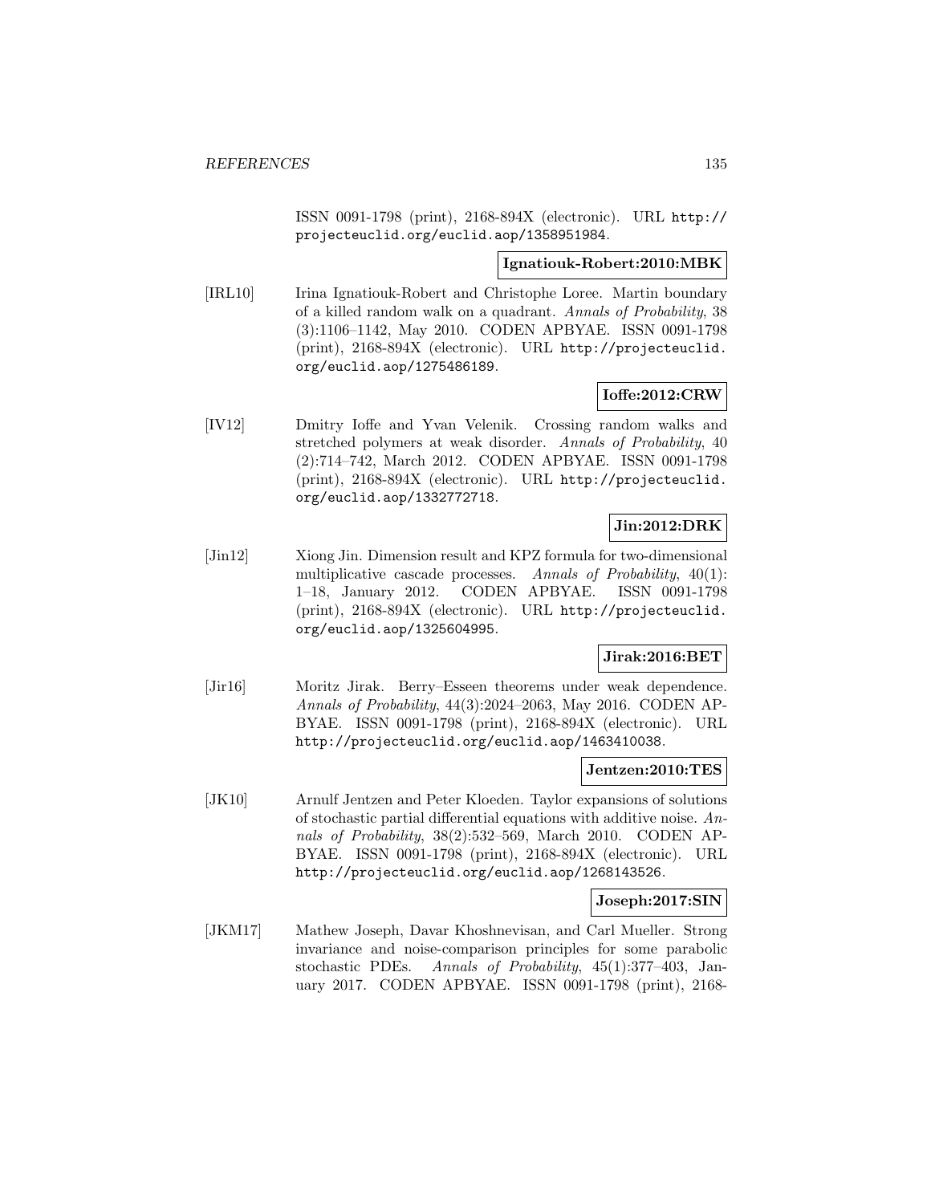ISSN 0091-1798 (print), 2168-894X (electronic). URL http://projecteuclid.org/euclid.aop/1358951984.

**Ignatiouk-Robert:2010:MBK**

[IRL10] Irina Ignatiouk-Robert and Christophe Loree. Martin boundary of a killed random walk on a quadrant. *Annals of Probability*, 38 (3):1106–1142, May 2010. CODEN APBYAE. ISSN 0091-1798 (print), 2168-894X (electronic). URL http://projecteuclid.org/euclid.aop/1275486189.

**Ioffe:2012:CRW**

[IV12] Dmitry Ioffe and Yvan Velenik. Crossing random walks and stretched polymers at weak disorder. *Annals of Probability*, 40 (2):714–742, March 2012. CODEN APBYAE. ISSN 0091-1798 (print), 2168-894X (electronic). URL http://projecteuclid.org/euclid.aop/1332772718.

**Jin:2012:DRK**

[Jin12] Xiong Jin. Dimension result and KPZ formula for two-dimensional multiplicative cascade processes. *Annals of Probability*, 40(1): 1–18, January 2012. CODEN APBYAE. ISSN 0091-1798 (print), 2168-894X (electronic). URL http://projecteuclid.org/euclid.aop/1325604995.

**Jirak:2016:BET**

[Jir16] Moritz Jirak. Berry–Esseen theorems under weak dependence. *Annals of Probability*, 44(3):2024–2063, May 2016. CODEN APBYAE. ISSN 0091-1798 (print), 2168-894X (electronic). URL http://projecteuclid.org/euclid.aop/1463410038.

**Jentzen:2010:TES**

[JK10] Arnulf Jentzen and Peter Kloeden. Taylor expansions of solutions of stochastic partial differential equations with additive noise. *Annals of Probability*, 38(2):532–569, March 2010. CODEN APBYAE. ISSN 0091-1798 (print), 2168-894X (electronic). URL http://projecteuclid.org/euclid.aop/1268143526.

**Joseph:2017:SIN**

[JKM17] Mathew Joseph, Davar Khoshnevisan, and Carl Mueller. Strong invariance and noise-comparison principles for some parabolic stochastic PDEs. *Annals of Probability*, 45(1):377–403, January 2017. CODEN APBYAE. ISSN 0091-1798 (print), 2168-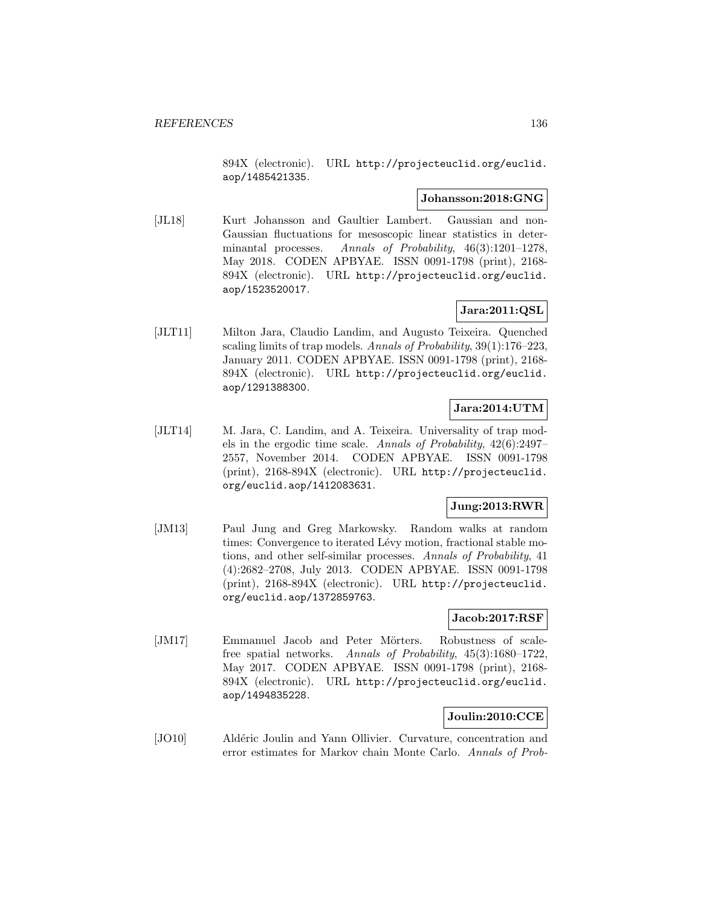894X (electronic). URL http://projecteuclid.org/euclid.aop/1485421335.

**Johansson:2018:GNG**

[JL18] Kurt Johansson and Gaultier Lambert. Gaussian and non-Gaussian fluctuations for mesoscopic linear statistics in determinantal processes. *Annals of Probability*, 46(3):1201–1278, May 2018. CODEN APBYAE. ISSN 0091-1798 (print), 2168-894X (electronic). URL http://projecteuclid.org/euclid.aop/1523520017.

**Jara:2011:QSL**

[JLT11] Milton Jara, Claudio Landim, and Augusto Teixeira. Quenched scaling limits of trap models. *Annals of Probability*, 39(1):176–223, January 2011. CODEN APBYAE. ISSN 0091-1798 (print), 2168-894X (electronic). URL http://projecteuclid.org/euclid.aop/1291388300.

**Jara:2014:UTM**

[JLT14] M. Jara, C. Landim, and A. Teixeira. Universality of trap models in the ergodic time scale. *Annals of Probability*, 42(6):2497–2557, November 2014. CODEN APBYAE. ISSN 0091-1798 (print), 2168-894X (electronic). URL http://projecteuclid.org/euclid.aop/1412083631.

**Jung:2013:RWR**

[JM13] Paul Jung and Greg Markowsky. Random walks at random times: Convergence to iterated Lévy motion, fractional stable motions, and other self-similar processes. *Annals of Probability*, 41 (4):2682–2708, July 2013. CODEN APBYAE. ISSN 0091-1798 (print), 2168-894X (electronic). URL http://projecteuclid.org/euclid.aop/1372859763.

**Jacob:2017:RSF**

[JM17] Emmanuel Jacob and Peter Mörters. Robustness of scale-free spatial networks. *Annals of Probability*, 45(3):1680–1722, May 2017. CODEN APBYAE. ISSN 0091-1798 (print), 2168-894X (electronic). URL http://projecteuclid.org/euclid.aop/1494835228.

**Joulin:2010:CCE**

[JO10] Aldéric Joulin and Yann Ollivier. Curvature, concentration and error estimates for Markov chain Monte Carlo. *Annals of Prob-*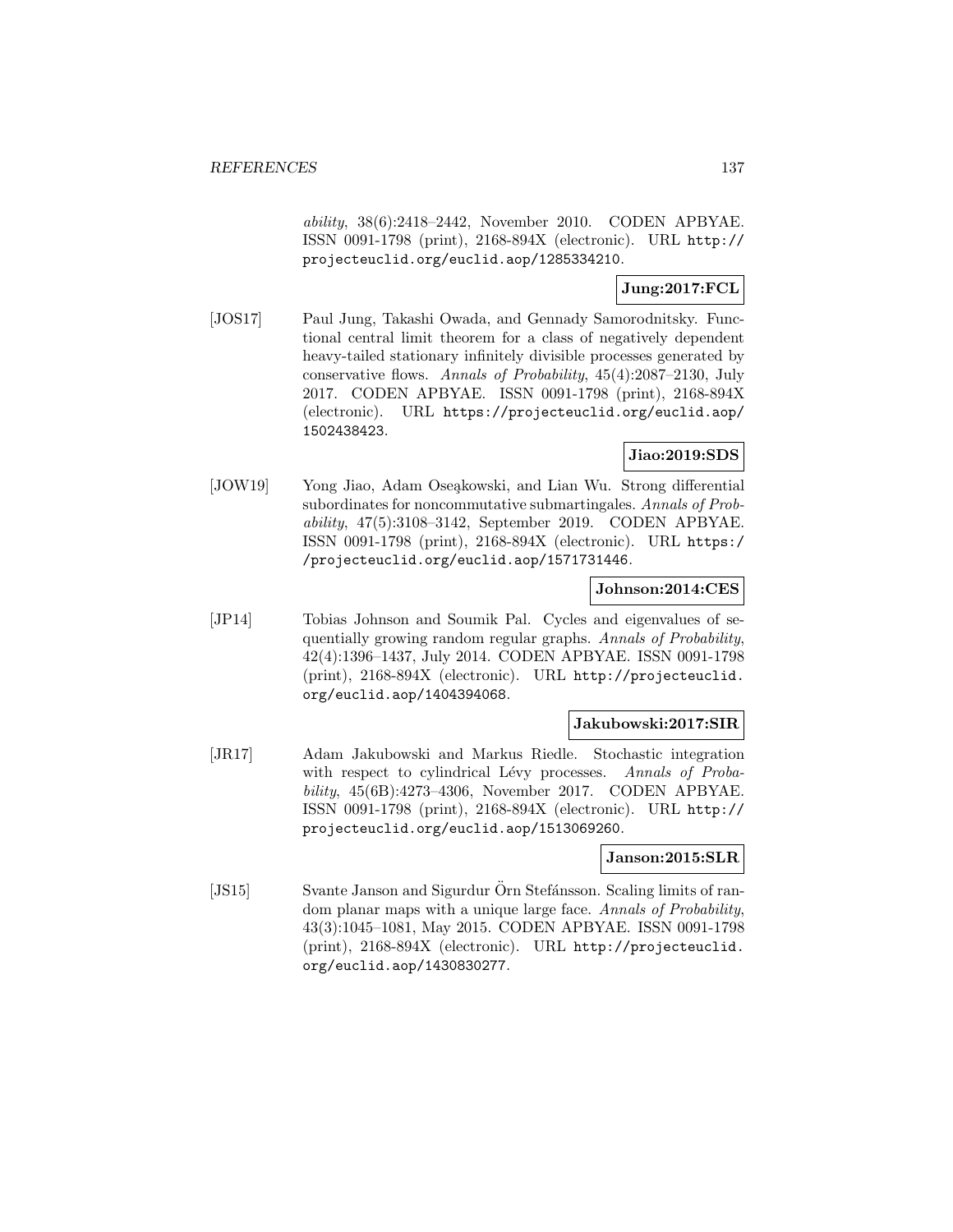*ability*, 38(6):2418–2442, November 2010. CODEN APBYAE. ISSN 0091-1798 (print), 2168-894X (electronic). URL http://projecteuclid.org/euclid.aop/1285334210.

**Jung:2017:FCL**

[JOS17] Paul Jung, Takashi Owada, and Gennady Samorodnitsky. Functional central limit theorem for a class of negatively dependent heavy-tailed stationary infinitely divisible processes generated by conservative flows. *Annals of Probability*, 45(4):2087–2130, July 2017. CODEN APBYAE. ISSN 0091-1798 (print), 2168-894X (electronic). URL https://projecteuclid.org/euclid.aop/1502438423.

**Jiao:2019:SDS**

[JOW19] Yong Jiao, Adam Osękowski, and Lian Wu. Strong differential subordinates for noncommutative submartingales. *Annals of Probability*, 47(5):3108–3142, September 2019. CODEN APBYAE. ISSN 0091-1798 (print), 2168-894X (electronic). URL https://projecteuclid.org/euclid.aop/1571731446.

**Johnson:2014:CES**

[JP14] Tobias Johnson and Soumik Pal. Cycles and eigenvalues of sequentially growing random regular graphs. *Annals of Probability*, 42(4):1396–1437, July 2014. CODEN APBYAE. ISSN 0091-1798 (print), 2168-894X (electronic). URL http://projecteuclid.org/euclid.aop/1404394068.

**Jakubowski:2017:SIR**

[JR17] Adam Jakubowski and Markus Riedle. Stochastic integration with respect to cylindrical Lévy processes. *Annals of Probability*, 45(6B):4273–4306, November 2017. CODEN APBYAE. ISSN 0091-1798 (print), 2168-894X (electronic). URL http://projecteuclid.org/euclid.aop/1513069260.

**Janson:2015:SLR**

[JS15] Svante Janson and Sigurdur Örn Stefánsson. Scaling limits of random planar maps with a unique large face. *Annals of Probability*, 43(3):1045–1081, May 2015. CODEN APBYAE. ISSN 0091-1798 (print), 2168-894X (electronic). URL http://projecteuclid.org/euclid.aop/1430830277.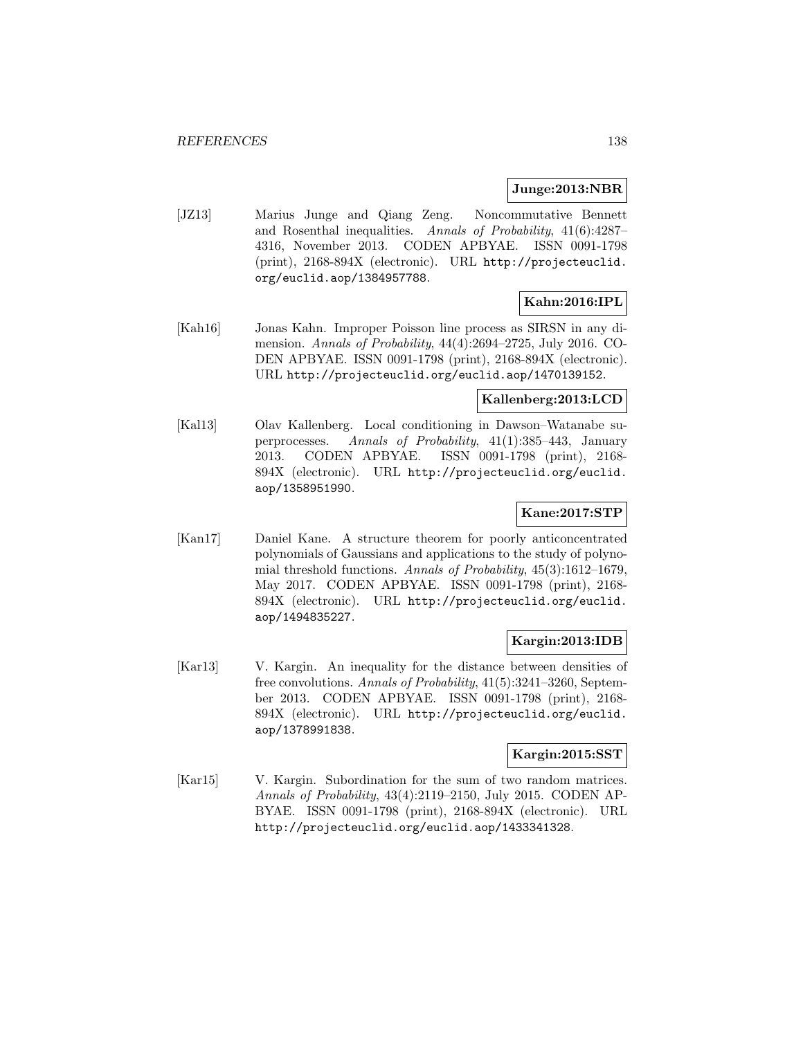**Junge:2013:NBR**

[JZ13] Marius Junge and Qiang Zeng. Noncommutative Bennett and Rosenthal inequalities. *Annals of Probability*, 41(6):4287–4316, November 2013. CODEN APBYAE. ISSN 0091-1798 (print), 2168-894X (electronic). URL http://projecteuclid.org/euclid.aop/1384957788.

**Kahn:2016:IPL**

[Kah16] Jonas Kahn. Improper Poisson line process as SIRSN in any dimension. *Annals of Probability*, 44(4):2694–2725, July 2016. CODEN APBYAE. ISSN 0091-1798 (print), 2168-894X (electronic). URL http://projecteuclid.org/euclid.aop/1470139152.

**Kallenberg:2013:LCD**

[Kal13] Olav Kallenberg. Local conditioning in Dawson–Watanabe superprocesses. *Annals of Probability*, 41(1):385–443, January 2013. CODEN APBYAE. ISSN 0091-1798 (print), 2168-894X (electronic). URL http://projecteuclid.org/euclid.aop/1358951990.

**Kane:2017:STP**

[Kan17] Daniel Kane. A structure theorem for poorly anticoncentrated polynomials of Gaussians and applications to the study of polynomial threshold functions. *Annals of Probability*, 45(3):1612–1679, May 2017. CODEN APBYAE. ISSN 0091-1798 (print), 2168-894X (electronic). URL http://projecteuclid.org/euclid.aop/1494835227.

**Kargin:2013:IDB**

[Kar13] V. Kargin. An inequality for the distance between densities of free convolutions. *Annals of Probability*, 41(5):3241–3260, September 2013. CODEN APBYAE. ISSN 0091-1798 (print), 2168-894X (electronic). URL http://projecteuclid.org/euclid.aop/1378991838.

**Kargin:2015:SST**

[Kar15] V. Kargin. Subordination for the sum of two random matrices. *Annals of Probability*, 43(4):2119–2150, July 2015. CODEN APBYAE. ISSN 0091-1798 (print), 2168-894X (electronic). URL http://projecteuclid.org/euclid.aop/1433341328.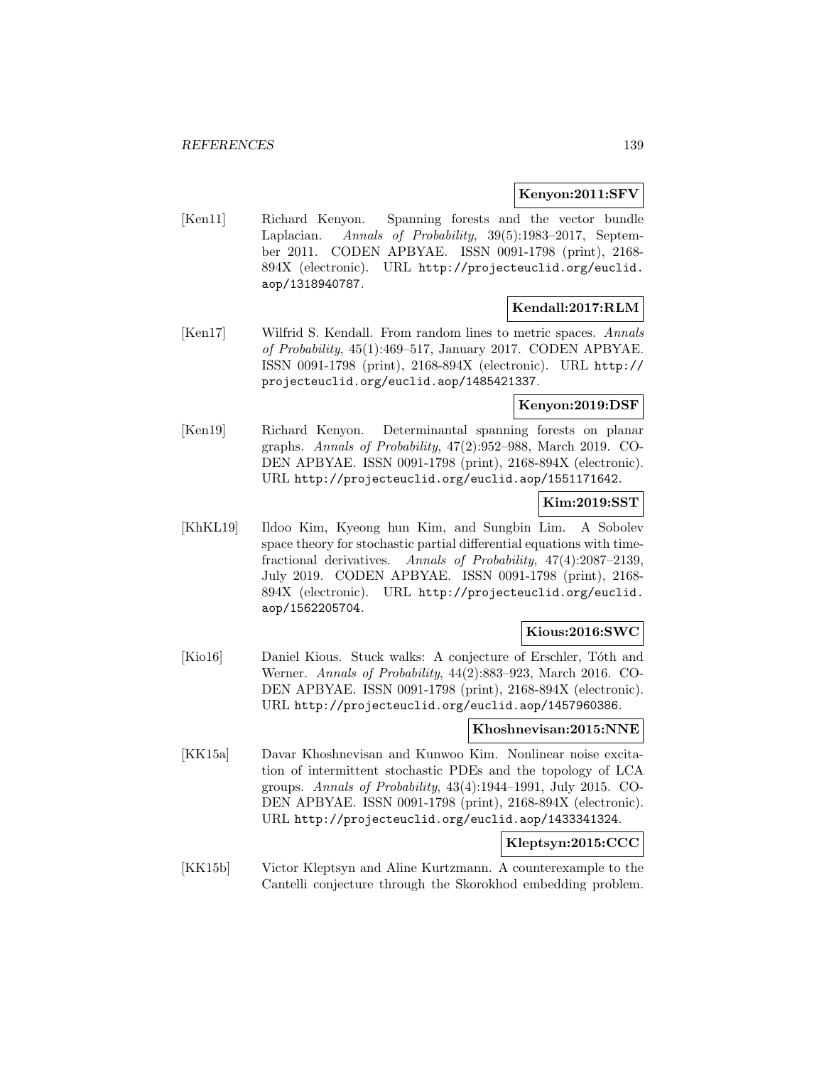**Kenyon:2011:SFV**

[Ken11] Richard Kenyon. Spanning forests and the vector bundle Laplacian. *Annals of Probability*, 39(5):1983–2017, September 2011. CODEN APBYAE. ISSN 0091-1798 (print), 2168-894X (electronic). URL http://projecteuclid.org/euclid.aop/1318940787.

**Kendall:2017:RLM**

[Ken17] Wilfrid S. Kendall. From random lines to metric spaces. *Annals of Probability*, 45(1):469–517, January 2017. CODEN APBYAE. ISSN 0091-1798 (print), 2168-894X (electronic). URL http://projecteuclid.org/euclid.aop/1485421337.

**Kenyon:2019:DSF**

[Ken19] Richard Kenyon. Determinantal spanning forests on planar graphs. *Annals of Probability*, 47(2):952–988, March 2019. CODEN APBYAE. ISSN 0091-1798 (print), 2168-894X (electronic). URL http://projecteuclid.org/euclid.aop/1551171642.

**Kim:2019:SST**

[KhKL19] Ildoo Kim, Kyeong hun Kim, and Sungbin Lim. A Sobolev space theory for stochastic partial differential equations with time-fractional derivatives. *Annals of Probability*, 47(4):2087–2139, July 2019. CODEN APBYAE. ISSN 0091-1798 (print), 2168-894X (electronic). URL http://projecteuclid.org/euclid.aop/1562205704.

**Kious:2016:SWC**

[Kio16] Daniel Kious. Stuck walks: A conjecture of Erschler, Tóth and Werner. *Annals of Probability*, 44(2):883–923, March 2016. CODEN APBYAE. ISSN 0091-1798 (print), 2168-894X (electronic). URL http://projecteuclid.org/euclid.aop/1457960386.

**Khoshnevisan:2015:NNE**

[KK15a] Davar Khoshnevisan and Kunwoo Kim. Nonlinear noise excitation of intermittent stochastic PDEs and the topology of LCA groups. *Annals of Probability*, 43(4):1944–1991, July 2015. CODEN APBYAE. ISSN 0091-1798 (print), 2168-894X (electronic). URL http://projecteuclid.org/euclid.aop/1433341324.

**Kleptsyn:2015:CCC**

[KK15b] Victor Kleptsyn and Aline Kurtzmann. A counterexample to the Cantelli conjecture through the Skorokhod embedding problem.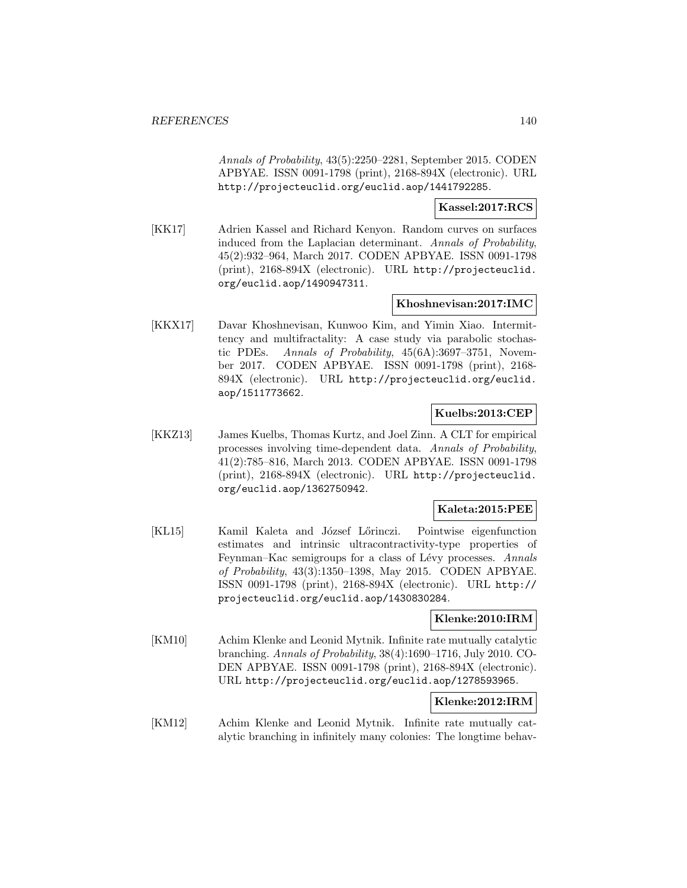*Annals of Probability*, 43(5):2250–2281, September 2015. CODEN APBYAE. ISSN 0091-1798 (print), 2168-894X (electronic). URL http://projecteuclid.org/euclid.aop/1441792285.

**Kassel:2017:RCS**

[KK17] Adrien Kassel and Richard Kenyon. Random curves on surfaces induced from the Laplacian determinant. *Annals of Probability*, 45(2):932–964, March 2017. CODEN APBYAE. ISSN 0091-1798 (print), 2168-894X (electronic). URL http://projecteuclid.org/euclid.aop/1490947311.

**Khoshnevisan:2017:IMC**

[KKX17] Davar Khoshnevisan, Kunwoo Kim, and Yimin Xiao. Intermittency and multifractality: A case study via parabolic stochastic PDEs. *Annals of Probability*, 45(6A):3697–3751, November 2017. CODEN APBYAE. ISSN 0091-1798 (print), 2168-894X (electronic). URL http://projecteuclid.org/euclid.aop/1511773662.

**Kuelbs:2013:CEP**

[KKZ13] James Kuelbs, Thomas Kurtz, and Joel Zinn. A CLT for empirical processes involving time-dependent data. *Annals of Probability*, 41(2):785–816, March 2013. CODEN APBYAE. ISSN 0091-1798 (print), 2168-894X (electronic). URL http://projecteuclid.org/euclid.aop/1362750942.

**Kaleta:2015:PEE**

[KL15] Kamil Kaleta and József Lőrinczi. Pointwise eigenfunction estimates and intrinsic ultracontractivity-type properties of Feynman–Kac semigroups for a class of Lévy processes. *Annals of Probability*, 43(3):1350–1398, May 2015. CODEN APBYAE. ISSN 0091-1798 (print), 2168-894X (electronic). URL http://projecteuclid.org/euclid.aop/1430830284.

**Klenke:2010:IRM**

[KM10] Achim Klenke and Leonid Mytnik. Infinite rate mutually catalytic branching. *Annals of Probability*, 38(4):1690–1716, July 2010. CODEN APBYAE. ISSN 0091-1798 (print), 2168-894X (electronic). URL http://projecteuclid.org/euclid.aop/1278593965.

**Klenke:2012:IRM**

[KM12] Achim Klenke and Leonid Mytnik. Infinite rate mutually catalytic branching in infinitely many colonies: The longtime behav-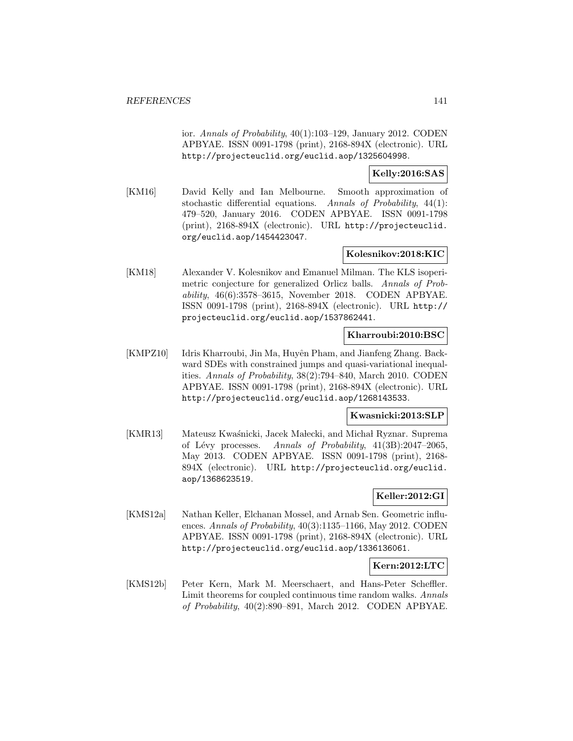ior. *Annals of Probability*, 40(1):103–129, January 2012. CODEN APBYAE. ISSN 0091-1798 (print), 2168-894X (electronic). URL http://projecteuclid.org/euclid.aop/1325604998.

**Kelly:2016:SAS**

[KM16] David Kelly and Ian Melbourne. Smooth approximation of stochastic differential equations. *Annals of Probability*, 44(1): 479–520, January 2016. CODEN APBYAE. ISSN 0091-1798 (print), 2168-894X (electronic). URL http://projecteuclid.org/euclid.aop/1454423047.

**Kolesnikov:2018:KIC**

[KM18] Alexander V. Kolesnikov and Emanuel Milman. The KLS isoperimetric conjecture for generalized Orlicz balls. *Annals of Probability*, 46(6):3578–3615, November 2018. CODEN APBYAE. ISSN 0091-1798 (print), 2168-894X (electronic). URL http://projecteuclid.org/euclid.aop/1537862441.

**Kharroubi:2010:BSC**

[KMPZ10] Idris Kharroubi, Jin Ma, Huyên Pham, and Jianfeng Zhang. Backward SDEs with constrained jumps and quasi-variational inequalities. *Annals of Probability*, 38(2):794–840, March 2010. CODEN APBYAE. ISSN 0091-1798 (print), 2168-894X (electronic). URL http://projecteuclid.org/euclid.aop/1268143533.

**Kwasnicki:2013:SLP**

[KMR13] Mateusz Kwaśnicki, Jacek Małecki, and Michał Ryznar. Suprema of Lévy processes. *Annals of Probability*, 41(3B):2047–2065, May 2013. CODEN APBYAE. ISSN 0091-1798 (print), 2168-894X (electronic). URL http://projecteuclid.org/euclid.aop/1368623519.

**Keller:2012:GI**

[KMS12a] Nathan Keller, Elchanan Mossel, and Arnab Sen. Geometric influences. *Annals of Probability*, 40(3):1135–1166, May 2012. CODEN APBYAE. ISSN 0091-1798 (print), 2168-894X (electronic). URL http://projecteuclid.org/euclid.aop/1336136061.

**Kern:2012:LTC**

[KMS12b] Peter Kern, Mark M. Meerschaert, and Hans-Peter Scheffler. Limit theorems for coupled continuous time random walks. *Annals of Probability*, 40(2):890–891, March 2012. CODEN APBYAE.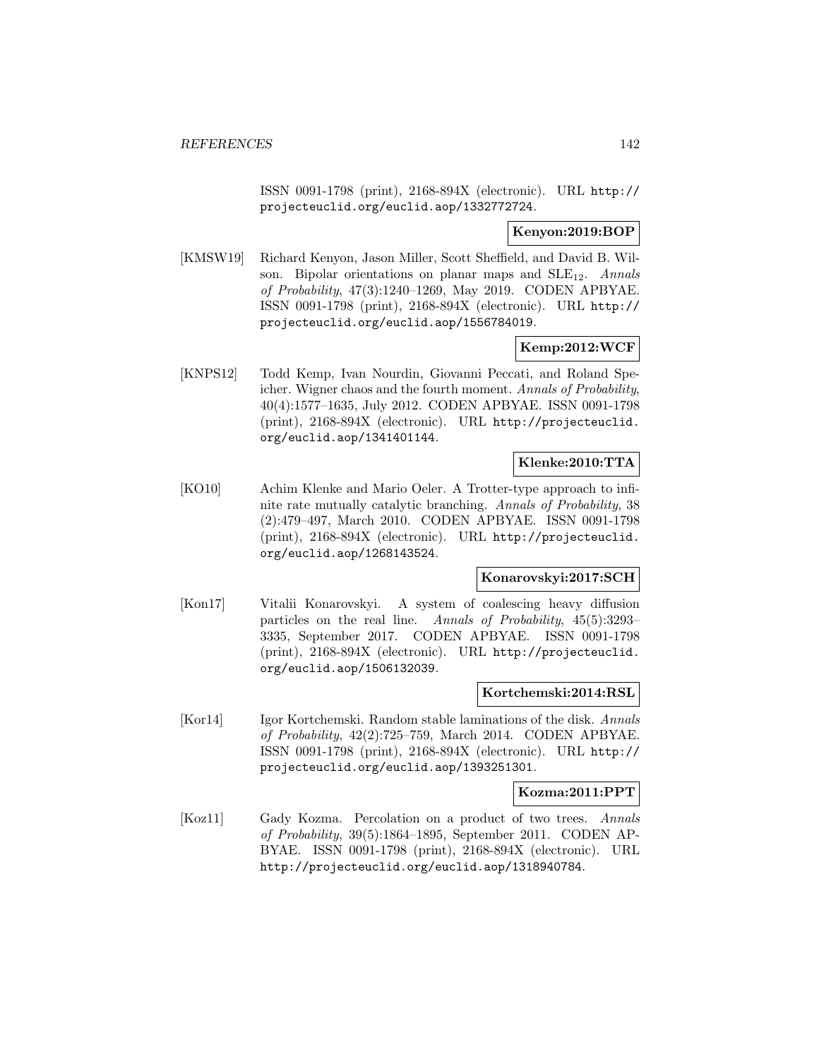ISSN 0091-1798 (print), 2168-894X (electronic). URL http://projecteuclid.org/euclid.aop/1332772724.

**Kenyon:2019:BOP**

[KMSW19] Richard Kenyon, Jason Miller, Scott Sheffield, and David B. Wilson. Bipolar orientations on planar maps and $\mathrm{SLE}_{12}$. *Annals of Probability*, 47(3):1240–1269, May 2019. CODEN APBYAE. ISSN 0091-1798 (print), 2168-894X (electronic). URL http://projecteuclid.org/euclid.aop/1556784019.

**Kemp:2012:WCF**

[KNPS12] Todd Kemp, Ivan Nourdin, Giovanni Peccati, and Roland Speicher. Wigner chaos and the fourth moment. *Annals of Probability*, 40(4):1577–1635, July 2012. CODEN APBYAE. ISSN 0091-1798 (print), 2168-894X (electronic). URL http://projecteuclid.org/euclid.aop/1341401144.

**Klenke:2010:TTA**

[KO10] Achim Klenke and Mario Oeler. A Trotter-type approach to infinite rate mutually catalytic branching. *Annals of Probability*, 38 (2):479–497, March 2010. CODEN APBYAE. ISSN 0091-1798 (print), 2168-894X (electronic). URL http://projecteuclid.org/euclid.aop/1268143524.

**Konarovskyi:2017:SCH**

[Kon17] Vitalii Konarovskyi. A system of coalescing heavy diffusion particles on the real line. *Annals of Probability*, 45(5):3293–3335, September 2017. CODEN APBYAE. ISSN 0091-1798 (print), 2168-894X (electronic). URL http://projecteuclid.org/euclid.aop/1506132039.

**Kortchemski:2014:RSL**

[Kor14] Igor Kortchemski. Random stable laminations of the disk. *Annals of Probability*, 42(2):725–759, March 2014. CODEN APBYAE. ISSN 0091-1798 (print), 2168-894X (electronic). URL http://projecteuclid.org/euclid.aop/1393251301.

**Kozma:2011:PPT**

[Koz11] Gady Kozma. Percolation on a product of two trees. *Annals of Probability*, 39(5):1864–1895, September 2011. CODEN APBYAE. ISSN 0091-1798 (print), 2168-894X (electronic). URL http://projecteuclid.org/euclid.aop/1318940784.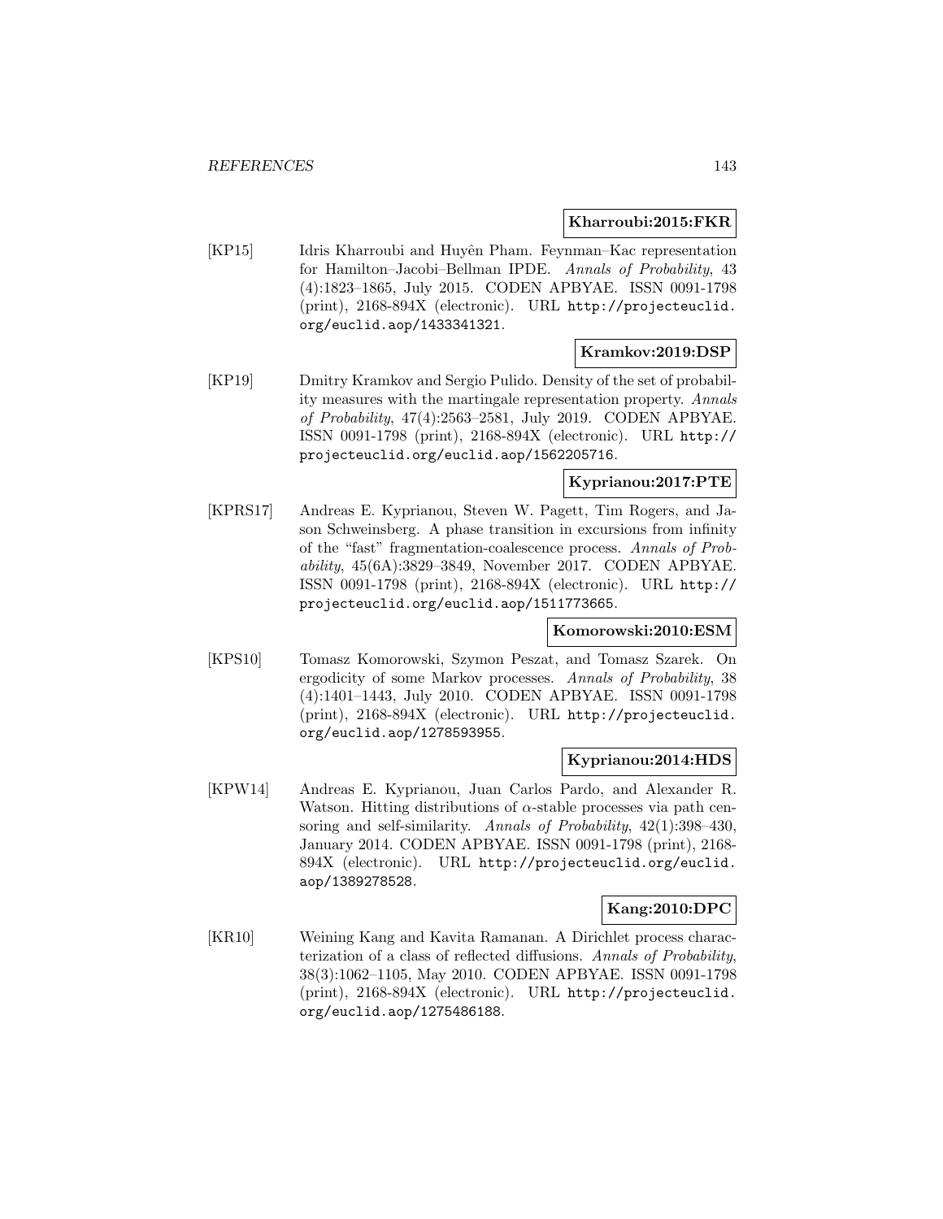**Kharroubi:2015:FKR**

[KP15] Idris Kharroubi and Huyên Pham. Feynman–Kac representation for Hamilton–Jacobi–Bellman IPDE. *Annals of Probability*, 43 (4):1823–1865, July 2015. CODEN APBYAE. ISSN 0091-1798 (print), 2168-894X (electronic). URL http://projecteuclid.org/euclid.aop/1433341321.

**Kramkov:2019:DSP**

[KP19] Dmitry Kramkov and Sergio Pulido. Density of the set of probability measures with the martingale representation property. *Annals of Probability*, 47(4):2563–2581, July 2019. CODEN APBYAE. ISSN 0091-1798 (print), 2168-894X (electronic). URL http://projecteuclid.org/euclid.aop/1562205716.

**Kyprianou:2017:PTE**

[KPRS17] Andreas E. Kyprianou, Steven W. Pagett, Tim Rogers, and Jason Schweinsberg. A phase transition in excursions from infinity of the "fast" fragmentation-coalescence process. *Annals of Probability*, 45(6A):3829–3849, November 2017. CODEN APBYAE. ISSN 0091-1798 (print), 2168-894X (electronic). URL http://projecteuclid.org/euclid.aop/1511773665.

**Komorowski:2010:ESM**

[KPS10] Tomasz Komorowski, Szymon Peszat, and Tomasz Szarek. On ergodicity of some Markov processes. *Annals of Probability*, 38 (4):1401–1443, July 2010. CODEN APBYAE. ISSN 0091-1798 (print), 2168-894X (electronic). URL http://projecteuclid.org/euclid.aop/1278593955.

**Kyprianou:2014:HDS**

[KPW14] Andreas E. Kyprianou, Juan Carlos Pardo, and Alexander R. Watson. Hitting distributions of $\alpha$-stable processes via path censoring and self-similarity. *Annals of Probability*, 42(1):398–430, January 2014. CODEN APBYAE. ISSN 0091-1798 (print), 2168-894X (electronic). URL http://projecteuclid.org/euclid.aop/1389278528.

**Kang:2010:DPC**

[KR10] Weining Kang and Kavita Ramanan. A Dirichlet process characterization of a class of reflected diffusions. *Annals of Probability*, 38(3):1062–1105, May 2010. CODEN APBYAE. ISSN 0091-1798 (print), 2168-894X (electronic). URL http://projecteuclid.org/euclid.aop/1275486188.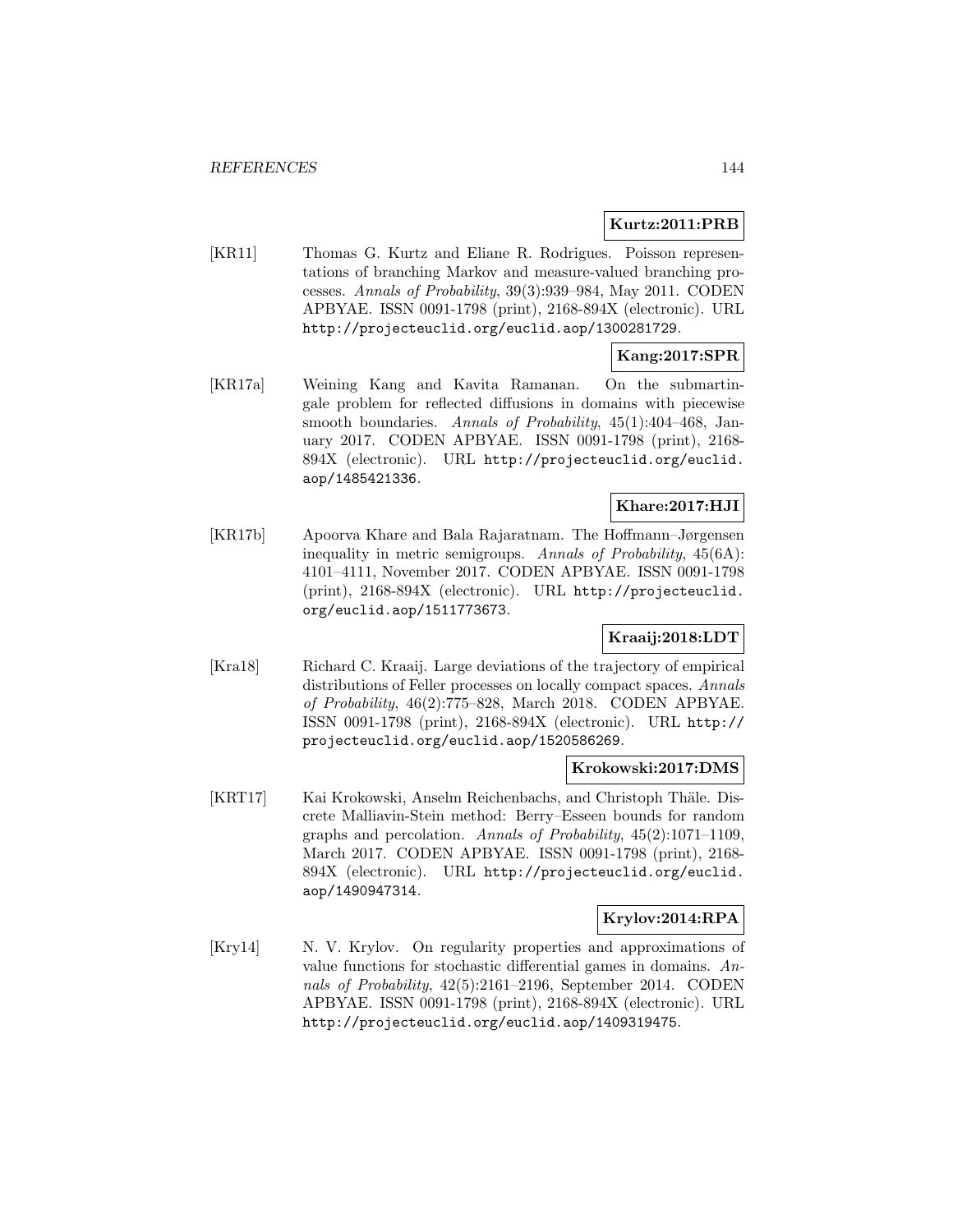**Kurtz:2011:PRB**

[KR11] Thomas G. Kurtz and Eliane R. Rodrigues. Poisson representations of branching Markov and measure-valued branching processes. *Annals of Probability*, 39(3):939–984, May 2011. CODEN APBYAE. ISSN 0091-1798 (print), 2168-894X (electronic). URL http://projecteuclid.org/euclid.aop/1300281729.

**Kang:2017:SPR**

[KR17a] Weining Kang and Kavita Ramanan. On the submartingale problem for reflected diffusions in domains with piecewise smooth boundaries. *Annals of Probability*, 45(1):404–468, January 2017. CODEN APBYAE. ISSN 0091-1798 (print), 2168-894X (electronic). URL http://projecteuclid.org/euclid.aop/1485421336.

**Khare:2017:HJI**

[KR17b] Apoorva Khare and Bala Rajaratnam. The Hoffmann–Jørgensen inequality in metric semigroups. *Annals of Probability*, 45(6A):4101–4111, November 2017. CODEN APBYAE. ISSN 0091-1798 (print), 2168-894X (electronic). URL http://projecteuclid.org/euclid.aop/1511773673.

**Kraaij:2018:LDT**

[Kra18] Richard C. Kraaij. Large deviations of the trajectory of empirical distributions of Feller processes on locally compact spaces. *Annals of Probability*, 46(2):775–828, March 2018. CODEN APBYAE. ISSN 0091-1798 (print), 2168-894X (electronic). URL http://projecteuclid.org/euclid.aop/1520586269.

**Krokowski:2017:DMS**

[KRT17] Kai Krokowski, Anselm Reichenbachs, and Christoph Thäle. Discrete Malliavin-Stein method: Berry–Esseen bounds for random graphs and percolation. *Annals of Probability*, 45(2):1071–1109, March 2017. CODEN APBYAE. ISSN 0091-1798 (print), 2168-894X (electronic). URL http://projecteuclid.org/euclid.aop/1490947314.

**Krylov:2014:RPA**

[Kry14] N. V. Krylov. On regularity properties and approximations of value functions for stochastic differential games in domains. *Annals of Probability*, 42(5):2161–2196, September 2014. CODEN APBYAE. ISSN 0091-1798 (print), 2168-894X (electronic). URL http://projecteuclid.org/euclid.aop/1409319475.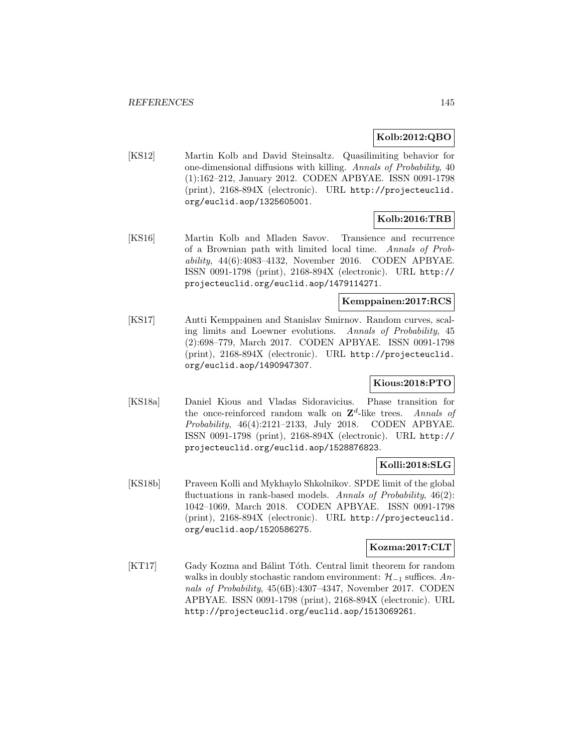**Kolb:2012:QBO**

[KS12] Martin Kolb and David Steinsaltz. Quasilimiting behavior for one-dimensional diffusions with killing. *Annals of Probability*, 40 (1):162–212, January 2012. CODEN APBYAE. ISSN 0091-1798 (print), 2168-894X (electronic). URL http://projecteuclid.org/euclid.aop/1325605001.

**Kolb:2016:TRB**

[KS16] Martin Kolb and Mladen Savov. Transience and recurrence of a Brownian path with limited local time. *Annals of Probability*, 44(6):4083–4132, November 2016. CODEN APBYAE. ISSN 0091-1798 (print), 2168-894X (electronic). URL http://projecteuclid.org/euclid.aop/1479114271.

**Kemppainen:2017:RCS**

[KS17] Antti Kemppainen and Stanislav Smirnov. Random curves, scaling limits and Loewner evolutions. *Annals of Probability*, 45 (2):698–779, March 2017. CODEN APBYAE. ISSN 0091-1798 (print), 2168-894X (electronic). URL http://projecteuclid.org/euclid.aop/1490947307.

**Kious:2018:PTO**

[KS18a] Daniel Kious and Vladas Sidoravicius. Phase transition for the once-reinforced random walk on $\mathbf{Z}^d$-like trees. *Annals of Probability*, 46(4):2121–2133, July 2018. CODEN APBYAE. ISSN 0091-1798 (print), 2168-894X (electronic). URL http://projecteuclid.org/euclid.aop/1528876823.

**Kolli:2018:SLG**

[KS18b] Praveen Kolli and Mykhaylo Shkolnikov. SPDE limit of the global fluctuations in rank-based models. *Annals of Probability*, 46(2): 1042–1069, March 2018. CODEN APBYAE. ISSN 0091-1798 (print), 2168-894X (electronic). URL http://projecteuclid.org/euclid.aop/1520586275.

**Kozma:2017:CLT**

[KT17] Gady Kozma and Bálint Tóth. Central limit theorem for random walks in doubly stochastic random environment: $\mathcal{H}_{-1}$ suffices. *Annals of Probability*, 45(6B):4307–4347, November 2017. CODEN APBYAE. ISSN 0091-1798 (print), 2168-894X (electronic). URL http://projecteuclid.org/euclid.aop/1513069261.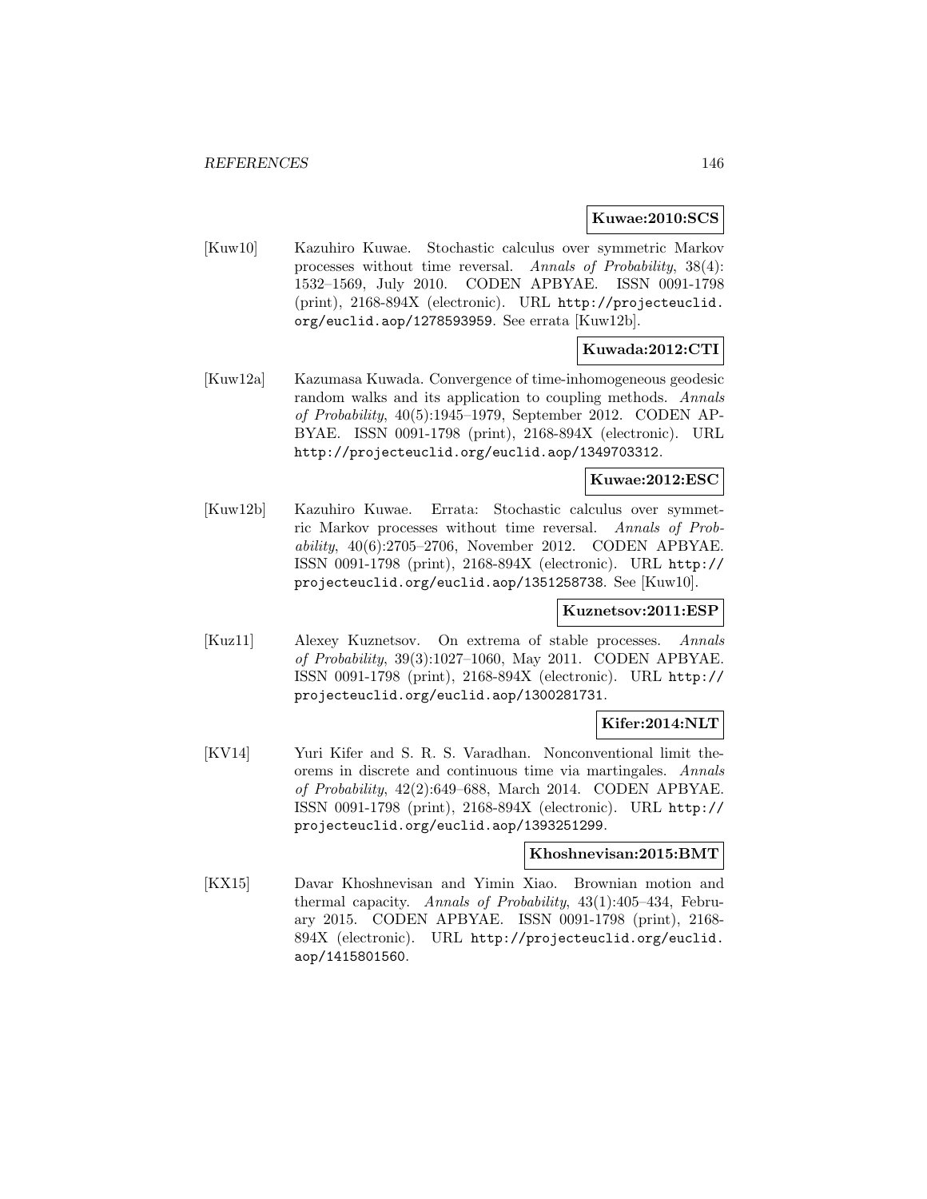**Kuwae:2010:SCS**

[Kuw10] Kazuhiro Kuwae. Stochastic calculus over symmetric Markov processes without time reversal. *Annals of Probability*, 38(4): 1532–1569, July 2010. CODEN APBYAE. ISSN 0091-1798 (print), 2168-894X (electronic). URL http://projecteuclid.org/euclid.aop/1278593959. See errata [Kuw12b].

**Kuwada:2012:CTI**

[Kuw12a] Kazumasa Kuwada. Convergence of time-inhomogeneous geodesic random walks and its application to coupling methods. *Annals of Probability*, 40(5):1945–1979, September 2012. CODEN APBYAE. ISSN 0091-1798 (print), 2168-894X (electronic). URL http://projecteuclid.org/euclid.aop/1349703312.

**Kuwae:2012:ESC**

[Kuw12b] Kazuhiro Kuwae. Errata: Stochastic calculus over symmetric Markov processes without time reversal. *Annals of Probability*, 40(6):2705–2706, November 2012. CODEN APBYAE. ISSN 0091-1798 (print), 2168-894X (electronic). URL http://projecteuclid.org/euclid.aop/1351258738. See [Kuw10].

**Kuznetsov:2011:ESP**

[Kuz11] Alexey Kuznetsov. On extrema of stable processes. *Annals of Probability*, 39(3):1027–1060, May 2011. CODEN APBYAE. ISSN 0091-1798 (print), 2168-894X (electronic). URL http://projecteuclid.org/euclid.aop/1300281731.

**Kifer:2014:NLT**

[KV14] Yuri Kifer and S. R. S. Varadhan. Nonconventional limit theorems in discrete and continuous time via martingales. *Annals of Probability*, 42(2):649–688, March 2014. CODEN APBYAE. ISSN 0091-1798 (print), 2168-894X (electronic). URL http://projecteuclid.org/euclid.aop/1393251299.

**Khoshnevisan:2015:BMT**

[KX15] Davar Khoshnevisan and Yimin Xiao. Brownian motion and thermal capacity. *Annals of Probability*, 43(1):405–434, February 2015. CODEN APBYAE. ISSN 0091-1798 (print), 2168-894X (electronic). URL http://projecteuclid.org/euclid.aop/1415801560.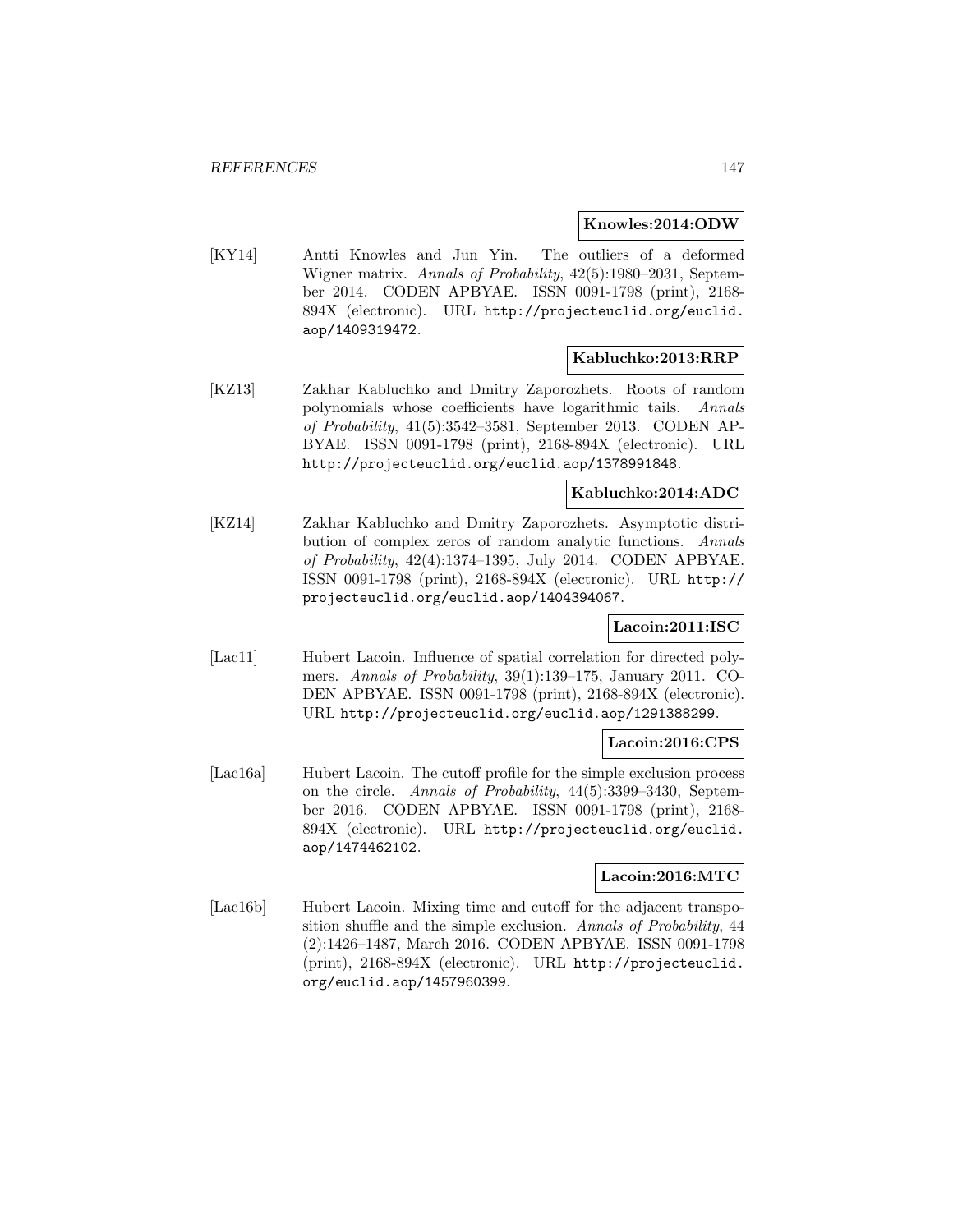**Knowles:2014:ODW**

[KY14] Antti Knowles and Jun Yin. The outliers of a deformed Wigner matrix. *Annals of Probability*, 42(5):1980–2031, September 2014. CODEN APBYAE. ISSN 0091-1798 (print), 2168-894X (electronic). URL http://projecteuclid.org/euclid.aop/1409319472.

**Kabluchko:2013:RRP**

[KZ13] Zakhar Kabluchko and Dmitry Zaporozhets. Roots of random polynomials whose coefficients have logarithmic tails. *Annals of Probability*, 41(5):3542–3581, September 2013. CODEN APBYAE. ISSN 0091-1798 (print), 2168-894X (electronic). URL http://projecteuclid.org/euclid.aop/1378991848.

**Kabluchko:2014:ADC**

[KZ14] Zakhar Kabluchko and Dmitry Zaporozhets. Asymptotic distribution of complex zeros of random analytic functions. *Annals of Probability*, 42(4):1374–1395, July 2014. CODEN APBYAE. ISSN 0091-1798 (print), 2168-894X (electronic). URL http://projecteuclid.org/euclid.aop/1404394067.

**Lacoin:2011:ISC**

[Lac11] Hubert Lacoin. Influence of spatial correlation for directed polymers. *Annals of Probability*, 39(1):139–175, January 2011. CODEN APBYAE. ISSN 0091-1798 (print), 2168-894X (electronic). URL http://projecteuclid.org/euclid.aop/1291388299.

**Lacoin:2016:CPS**

[Lac16a] Hubert Lacoin. The cutoff profile for the simple exclusion process on the circle. *Annals of Probability*, 44(5):3399–3430, September 2016. CODEN APBYAE. ISSN 0091-1798 (print), 2168-894X (electronic). URL http://projecteuclid.org/euclid.aop/1474462102.

**Lacoin:2016:MTC**

[Lac16b] Hubert Lacoin. Mixing time and cutoff for the adjacent transposition shuffle and the simple exclusion. *Annals of Probability*, 44 (2):1426–1487, March 2016. CODEN APBYAE. ISSN 0091-1798 (print), 2168-894X (electronic). URL http://projecteuclid.org/euclid.aop/1457960399.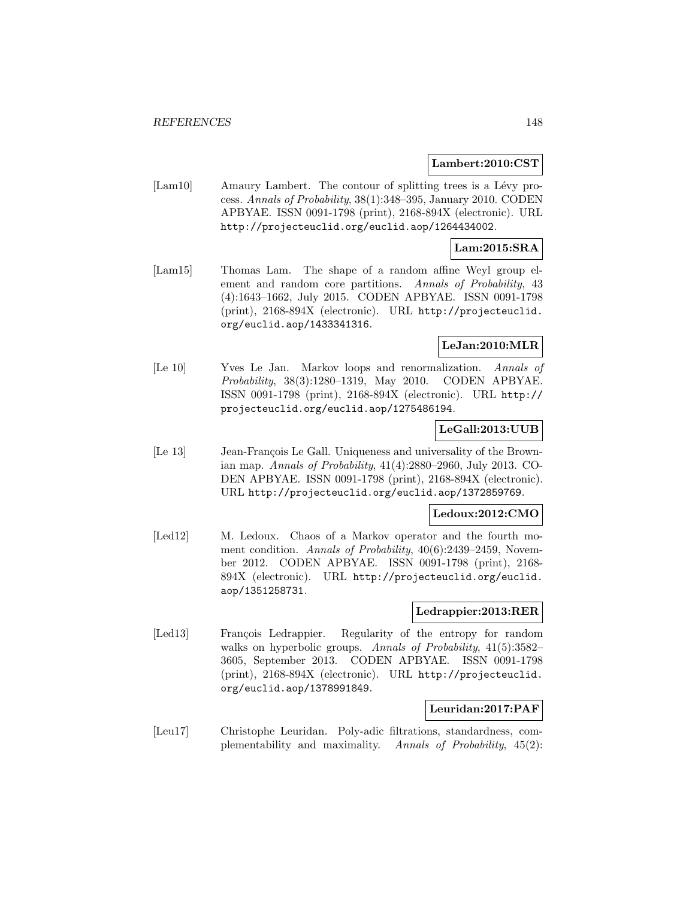**Lambert:2010:CST**

[Lam10] Amaury Lambert. The contour of splitting trees is a Lévy process. *Annals of Probability*, 38(1):348–395, January 2010. CODEN APBYAE. ISSN 0091-1798 (print), 2168-894X (electronic). URL http://projecteuclid.org/euclid.aop/1264434002.

**Lam:2015:SRA**

[Lam15] Thomas Lam. The shape of a random affine Weyl group element and random core partitions. *Annals of Probability*, 43 (4):1643–1662, July 2015. CODEN APBYAE. ISSN 0091-1798 (print), 2168-894X (electronic). URL http://projecteuclid.org/euclid.aop/1433341316.

**LeJan:2010:MLR**

[Le 10] Yves Le Jan. Markov loops and renormalization. *Annals of Probability*, 38(3):1280–1319, May 2010. CODEN APBYAE. ISSN 0091-1798 (print), 2168-894X (electronic). URL http://projecteuclid.org/euclid.aop/1275486194.

**LeGall:2013:UUB**

[Le 13] Jean-François Le Gall. Uniqueness and universality of the Brownian map. *Annals of Probability*, 41(4):2880–2960, July 2013. CODEN APBYAE. ISSN 0091-1798 (print), 2168-894X (electronic). URL http://projecteuclid.org/euclid.aop/1372859769.

**Ledoux:2012:CMO**

[Led12] M. Ledoux. Chaos of a Markov operator and the fourth moment condition. *Annals of Probability*, 40(6):2439–2459, November 2012. CODEN APBYAE. ISSN 0091-1798 (print), 2168-894X (electronic). URL http://projecteuclid.org/euclid.aop/1351258731.

**Ledrappier:2013:RER**

[Led13] François Ledrappier. Regularity of the entropy for random walks on hyperbolic groups. *Annals of Probability*, 41(5):3582–3605, September 2013. CODEN APBYAE. ISSN 0091-1798 (print), 2168-894X (electronic). URL http://projecteuclid.org/euclid.aop/1378991849.

**Leuridan:2017:PAF**

[Leu17] Christophe Leuridan. Poly-adic filtrations, standardness, complementability and maximality. *Annals of Probability*, 45(2):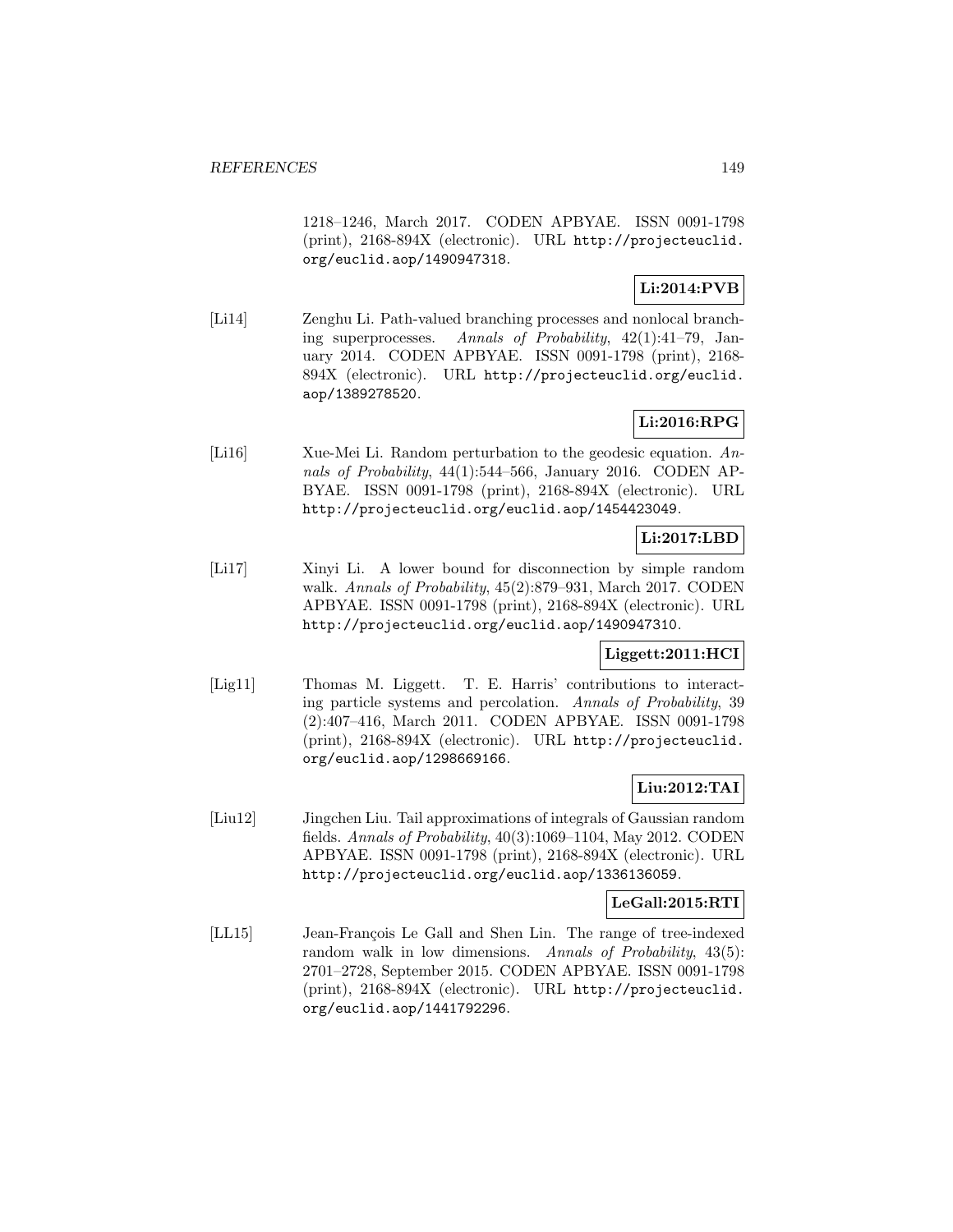1218–1246, March 2017. CODEN APBYAE. ISSN 0091-1798 (print), 2168-894X (electronic). URL http://projecteuclid.org/euclid.aop/1490947318.

**Li:2014:PVB**

[Li14] Zenghu Li. Path-valued branching processes and nonlocal branching superprocesses. *Annals of Probability*, 42(1):41–79, January 2014. CODEN APBYAE. ISSN 0091-1798 (print), 2168-894X (electronic). URL http://projecteuclid.org/euclid.aop/1389278520.

**Li:2016:RPG**

[Li16] Xue-Mei Li. Random perturbation to the geodesic equation. *Annals of Probability*, 44(1):544–566, January 2016. CODEN APBYAE. ISSN 0091-1798 (print), 2168-894X (electronic). URL http://projecteuclid.org/euclid.aop/1454423049.

**Li:2017:LBD**

[Li17] Xinyi Li. A lower bound for disconnection by simple random walk. *Annals of Probability*, 45(2):879–931, March 2017. CODEN APBYAE. ISSN 0091-1798 (print), 2168-894X (electronic). URL http://projecteuclid.org/euclid.aop/1490947310.

**Liggett:2011:HCI**

[Lig11] Thomas M. Liggett. T. E. Harris' contributions to interacting particle systems and percolation. *Annals of Probability*, 39 (2):407–416, March 2011. CODEN APBYAE. ISSN 0091-1798 (print), 2168-894X (electronic). URL http://projecteuclid.org/euclid.aop/1298669166.

**Liu:2012:TAI**

[Liu12] Jingchen Liu. Tail approximations of integrals of Gaussian random fields. *Annals of Probability*, 40(3):1069–1104, May 2012. CODEN APBYAE. ISSN 0091-1798 (print), 2168-894X (electronic). URL http://projecteuclid.org/euclid.aop/1336136059.

**LeGall:2015:RTI**

[LL15] Jean-François Le Gall and Shen Lin. The range of tree-indexed random walk in low dimensions. *Annals of Probability*, 43(5): 2701–2728, September 2015. CODEN APBYAE. ISSN 0091-1798 (print), 2168-894X (electronic). URL http://projecteuclid.org/euclid.aop/1441792296.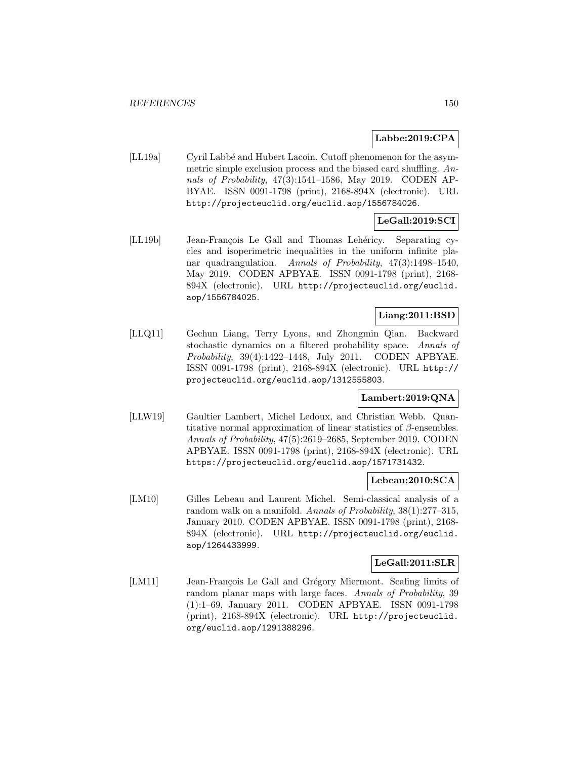**Labbe:2019:CPA**

[LL19a] Cyril Labbé and Hubert Lacoin. Cutoff phenomenon for the asymmetric simple exclusion process and the biased card shuffling. *Annals of Probability*, 47(3):1541–1586, May 2019. CODEN APBYAE. ISSN 0091-1798 (print), 2168-894X (electronic). URL http://projecteuclid.org/euclid.aop/1556784026.

**LeGall:2019:SCI**

[LL19b] Jean-François Le Gall and Thomas Lehéricy. Separating cycles and isoperimetric inequalities in the uniform infinite planar quadrangulation. *Annals of Probability*, 47(3):1498–1540, May 2019. CODEN APBYAE. ISSN 0091-1798 (print), 2168-894X (electronic). URL http://projecteuclid.org/euclid.aop/1556784025.

**Liang:2011:BSD**

[LLQ11] Gechun Liang, Terry Lyons, and Zhongmin Qian. Backward stochastic dynamics on a filtered probability space. *Annals of Probability*, 39(4):1422–1448, July 2011. CODEN APBYAE. ISSN 0091-1798 (print), 2168-894X (electronic). URL http://projecteuclid.org/euclid.aop/1312555803.

**Lambert:2019:QNA**

[LLW19] Gaultier Lambert, Michel Ledoux, and Christian Webb. Quantitative normal approximation of linear statistics of $\beta$-ensembles. *Annals of Probability*, 47(5):2619–2685, September 2019. CODEN APBYAE. ISSN 0091-1798 (print), 2168-894X (electronic). URL https://projecteuclid.org/euclid.aop/1571731432.

**Lebeau:2010:SCA**

[LM10] Gilles Lebeau and Laurent Michel. Semi-classical analysis of a random walk on a manifold. *Annals of Probability*, 38(1):277–315, January 2010. CODEN APBYAE. ISSN 0091-1798 (print), 2168-894X (electronic). URL http://projecteuclid.org/euclid.aop/1264433999.

**LeGall:2011:SLR**

[LM11] Jean-François Le Gall and Grégory Miermont. Scaling limits of random planar maps with large faces. *Annals of Probability*, 39 (1):1–69, January 2011. CODEN APBYAE. ISSN 0091-1798 (print), 2168-894X (electronic). URL http://projecteuclid.org/euclid.aop/1291388296.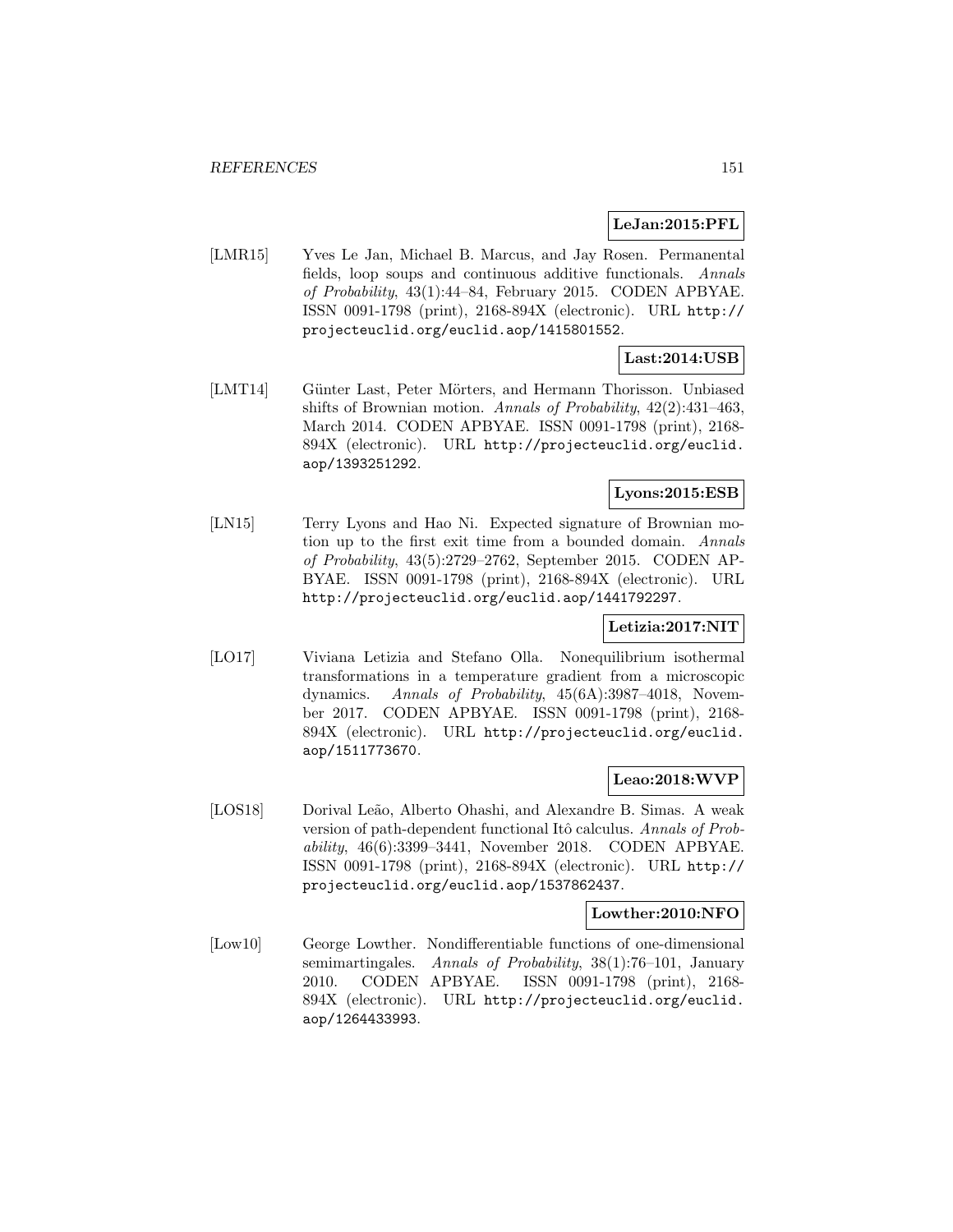**LeJan:2015:PFL**

[LMR15] Yves Le Jan, Michael B. Marcus, and Jay Rosen. Permanental fields, loop soups and continuous additive functionals. *Annals of Probability*, 43(1):44–84, February 2015. CODEN APBYAE. ISSN 0091-1798 (print), 2168-894X (electronic). URL http://projecteuclid.org/euclid.aop/1415801552.

**Last:2014:USB**

[LMT14] Günter Last, Peter Mörters, and Hermann Thorisson. Unbiased shifts of Brownian motion. *Annals of Probability*, 42(2):431–463, March 2014. CODEN APBYAE. ISSN 0091-1798 (print), 2168-894X (electronic). URL http://projecteuclid.org/euclid.aop/1393251292.

**Lyons:2015:ESB**

[LN15] Terry Lyons and Hao Ni. Expected signature of Brownian motion up to the first exit time from a bounded domain. *Annals of Probability*, 43(5):2729–2762, September 2015. CODEN APBYAE. ISSN 0091-1798 (print), 2168-894X (electronic). URL http://projecteuclid.org/euclid.aop/1441792297.

**Letizia:2017:NIT**

[LO17] Viviana Letizia and Stefano Olla. Nonequilibrium isothermal transformations in a temperature gradient from a microscopic dynamics. *Annals of Probability*, 45(6A):3987–4018, November 2017. CODEN APBYAE. ISSN 0091-1798 (print), 2168-894X (electronic). URL http://projecteuclid.org/euclid.aop/1511773670.

**Leao:2018:WVP**

[LOS18] Dorival Leão, Alberto Ohashi, and Alexandre B. Simas. A weak version of path-dependent functional Itô calculus. *Annals of Probability*, 46(6):3399–3441, November 2018. CODEN APBYAE. ISSN 0091-1798 (print), 2168-894X (electronic). URL http://projecteuclid.org/euclid.aop/1537862437.

**Lowther:2010:NFO**

[Low10] George Lowther. Nondifferentiable functions of one-dimensional semimartingales. *Annals of Probability*, 38(1):76–101, January 2010. CODEN APBYAE. ISSN 0091-1798 (print), 2168-894X (electronic). URL http://projecteuclid.org/euclid.aop/1264433993.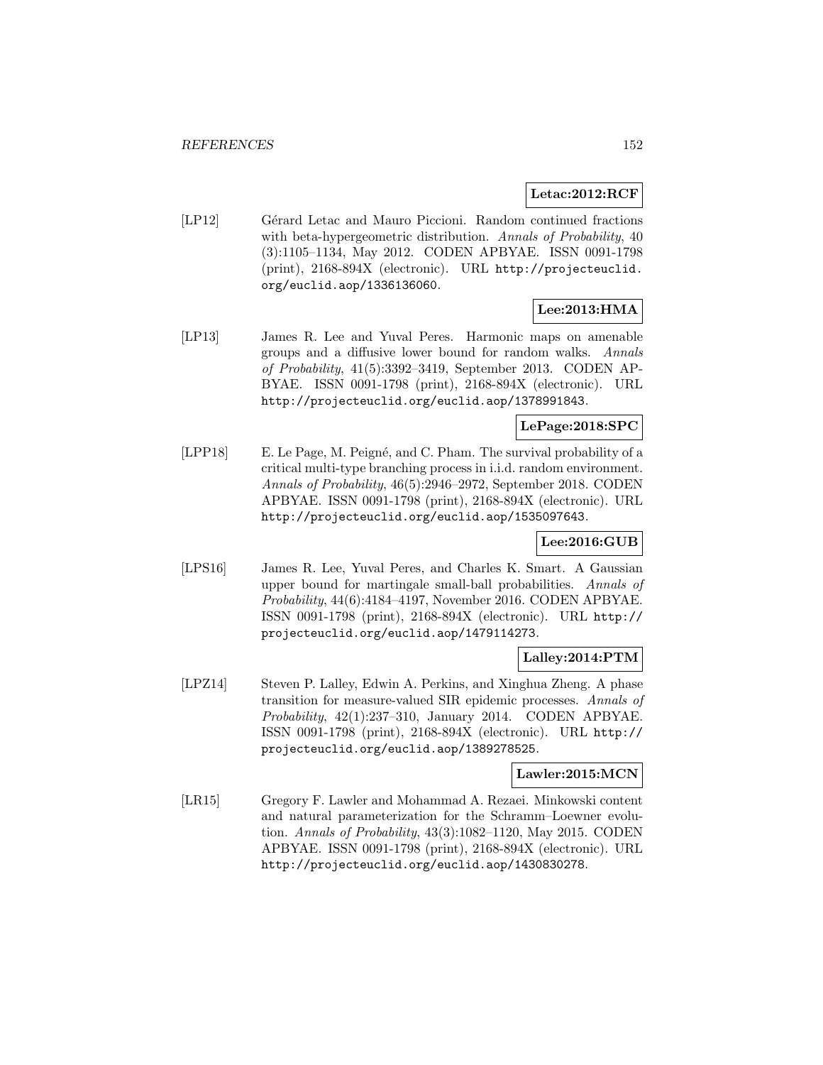**Letac:2012:RCF**

[LP12] Gérard Letac and Mauro Piccioni. Random continued fractions with beta-hypergeometric distribution. *Annals of Probability*, 40 (3):1105–1134, May 2012. CODEN APBYAE. ISSN 0091-1798 (print), 2168-894X (electronic). URL http://projecteuclid.org/euclid.aop/1336136060.

**Lee:2013:HMA**

[LP13] James R. Lee and Yuval Peres. Harmonic maps on amenable groups and a diffusive lower bound for random walks. *Annals of Probability*, 41(5):3392–3419, September 2013. CODEN APBYAE. ISSN 0091-1798 (print), 2168-894X (electronic). URL http://projecteuclid.org/euclid.aop/1378991843.

**LePage:2018:SPC**

[LPP18] E. Le Page, M. Peigné, and C. Pham. The survival probability of a critical multi-type branching process in i.i.d. random environment. *Annals of Probability*, 46(5):2946–2972, September 2018. CODEN APBYAE. ISSN 0091-1798 (print), 2168-894X (electronic). URL http://projecteuclid.org/euclid.aop/1535097643.

**Lee:2016:GUB**

[LPS16] James R. Lee, Yuval Peres, and Charles K. Smart. A Gaussian upper bound for martingale small-ball probabilities. *Annals of Probability*, 44(6):4184–4197, November 2016. CODEN APBYAE. ISSN 0091-1798 (print), 2168-894X (electronic). URL http://projecteuclid.org/euclid.aop/1479114273.

**Lalley:2014:PTM**

[LPZ14] Steven P. Lalley, Edwin A. Perkins, and Xinghua Zheng. A phase transition for measure-valued SIR epidemic processes. *Annals of Probability*, 42(1):237–310, January 2014. CODEN APBYAE. ISSN 0091-1798 (print), 2168-894X (electronic). URL http://projecteuclid.org/euclid.aop/1389278525.

**Lawler:2015:MCN**

[LR15] Gregory F. Lawler and Mohammad A. Rezaei. Minkowski content and natural parameterization for the Schramm–Loewner evolution. *Annals of Probability*, 43(3):1082–1120, May 2015. CODEN APBYAE. ISSN 0091-1798 (print), 2168-894X (electronic). URL http://projecteuclid.org/euclid.aop/1430830278.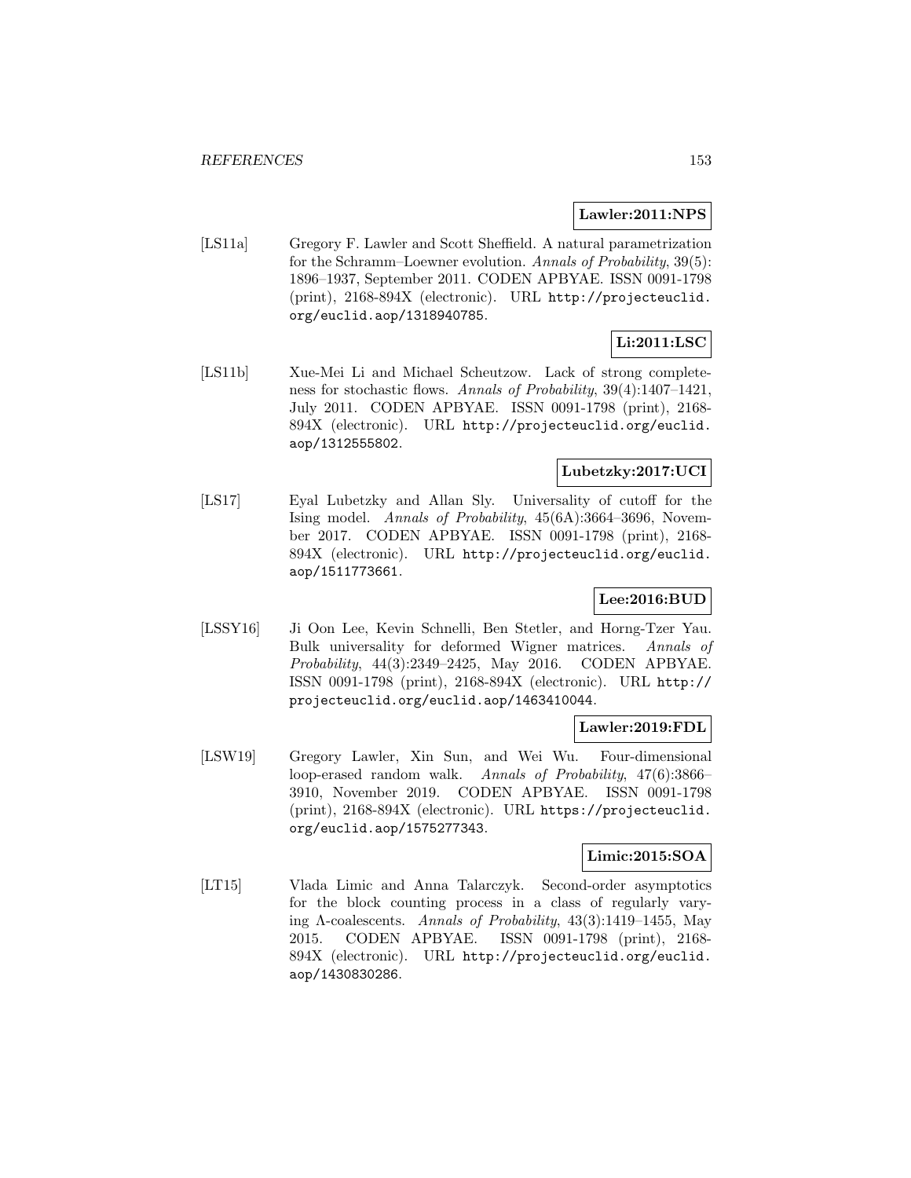**Lawler:2011:NPS**

[LS11a] Gregory F. Lawler and Scott Sheffield. A natural parametrization for the Schramm–Loewner evolution. *Annals of Probability*, 39(5): 1896–1937, September 2011. CODEN APBYAE. ISSN 0091-1798 (print), 2168-894X (electronic). URL http://projecteuclid.org/euclid.aop/1318940785.

**Li:2011:LSC**

[LS11b] Xue-Mei Li and Michael Scheutzow. Lack of strong completeness for stochastic flows. *Annals of Probability*, 39(4):1407–1421, July 2011. CODEN APBYAE. ISSN 0091-1798 (print), 2168-894X (electronic). URL http://projecteuclid.org/euclid.aop/1312555802.

**Lubetzky:2017:UCI**

[LS17] Eyal Lubetzky and Allan Sly. Universality of cutoff for the Ising model. *Annals of Probability*, 45(6A):3664–3696, November 2017. CODEN APBYAE. ISSN 0091-1798 (print), 2168-894X (electronic). URL http://projecteuclid.org/euclid.aop/1511773661.

**Lee:2016:BUD**

[LSSY16] Ji Oon Lee, Kevin Schnelli, Ben Stetler, and Horng-Tzer Yau. Bulk universality for deformed Wigner matrices. *Annals of Probability*, 44(3):2349–2425, May 2016. CODEN APBYAE. ISSN 0091-1798 (print), 2168-894X (electronic). URL http://projecteuclid.org/euclid.aop/1463410044.

**Lawler:2019:FDL**

[LSW19] Gregory Lawler, Xin Sun, and Wei Wu. Four-dimensional loop-erased random walk. *Annals of Probability*, 47(6):3866–3910, November 2019. CODEN APBYAE. ISSN 0091-1798 (print), 2168-894X (electronic). URL https://projecteuclid.org/euclid.aop/1575277343.

**Limic:2015:SOA**

[LT15] Vlada Limic and Anna Talarczyk. Second-order asymptotics for the block counting process in a class of regularly varying Λ-coalescents. *Annals of Probability*, 43(3):1419–1455, May 2015. CODEN APBYAE. ISSN 0091-1798 (print), 2168-894X (electronic). URL http://projecteuclid.org/euclid.aop/1430830286.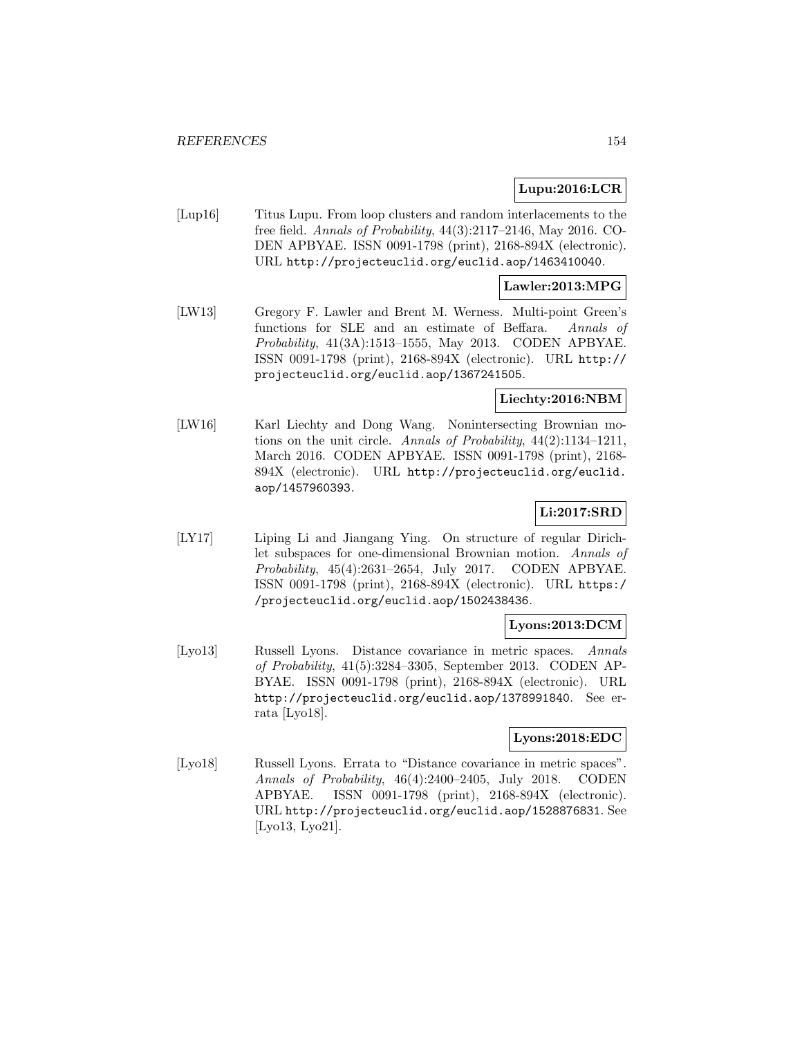**Lupu:2016:LCR**

[Lup16] Titus Lupu. From loop clusters and random interlacements to the free field. *Annals of Probability*, 44(3):2117–2146, May 2016. CODEN APBYAE. ISSN 0091-1798 (print), 2168-894X (electronic). URL http://projecteuclid.org/euclid.aop/1463410040.

**Lawler:2013:MPG**

[LW13] Gregory F. Lawler and Brent M. Werness. Multi-point Green's functions for SLE and an estimate of Beffara. *Annals of Probability*, 41(3A):1513–1555, May 2013. CODEN APBYAE. ISSN 0091-1798 (print), 2168-894X (electronic). URL http://projecteuclid.org/euclid.aop/1367241505.

**Liechty:2016:NBM**

[LW16] Karl Liechty and Dong Wang. Nonintersecting Brownian motions on the unit circle. *Annals of Probability*, 44(2):1134–1211, March 2016. CODEN APBYAE. ISSN 0091-1798 (print), 2168-894X (electronic). URL http://projecteuclid.org/euclid.aop/1457960393.

**Li:2017:SRD**

[LY17] Liping Li and Jiangang Ying. On structure of regular Dirichlet subspaces for one-dimensional Brownian motion. *Annals of Probability*, 45(4):2631–2654, July 2017. CODEN APBYAE. ISSN 0091-1798 (print), 2168-894X (electronic). URL https://projecteuclid.org/euclid.aop/1502438436.

**Lyons:2013:DCM**

[Lyo13] Russell Lyons. Distance covariance in metric spaces. *Annals of Probability*, 41(5):3284–3305, September 2013. CODEN APBYAE. ISSN 0091-1798 (print), 2168-894X (electronic). URL http://projecteuclid.org/euclid.aop/1378991840. See errata [Lyo18].

**Lyons:2018:EDC**

[Lyo18] Russell Lyons. Errata to "Distance covariance in metric spaces". *Annals of Probability*, 46(4):2400–2405, July 2018. CODEN APBYAE. ISSN 0091-1798 (print), 2168-894X (electronic). URL http://projecteuclid.org/euclid.aop/1528876831. See [Lyo13, Lyo21].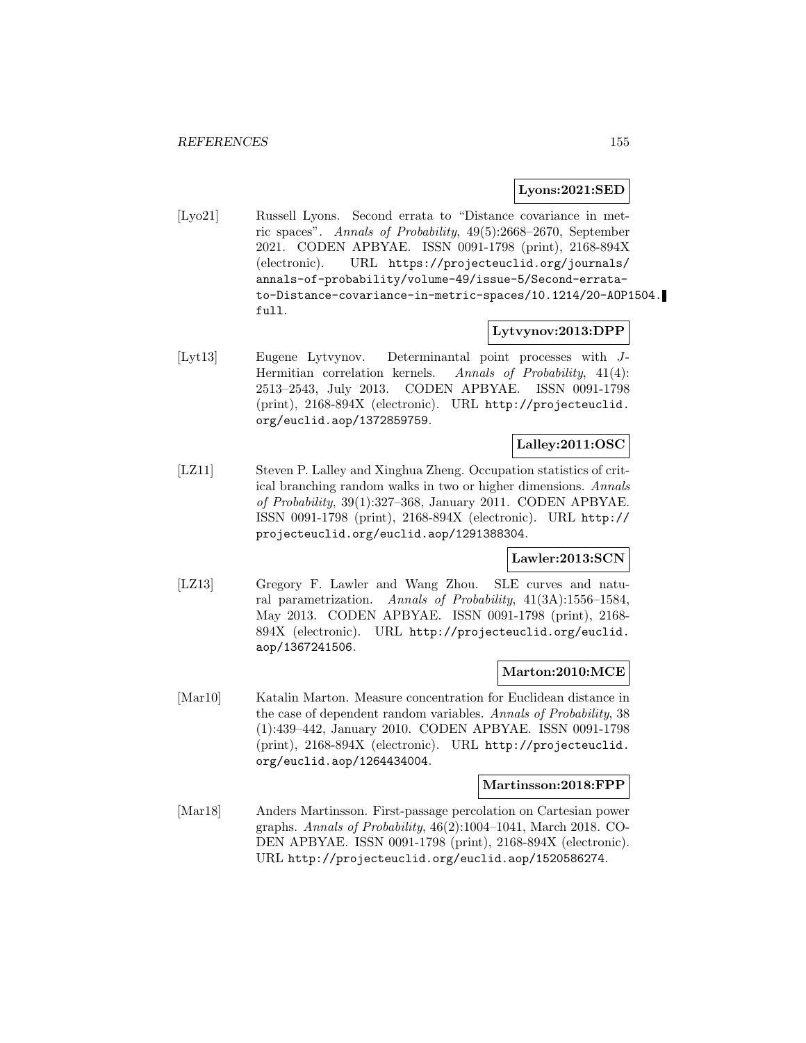**Lyons:2021:SED**

[Lyo21] Russell Lyons. Second errata to “Distance covariance in metric spaces”. *Annals of Probability*, 49(5):2668–2670, September 2021. CODEN APBYAE. ISSN 0091-1798 (print), 2168-894X (electronic). URL https://projecteuclid.org/journals/annals-of-probability/volume-49/issue-5/Second-errata-to-Distance-covariance-in-metric-spaces/10.1214/20-AOP1504.full.

**Lytvynov:2013:DPP**

[Lyt13] Eugene Lytvynov. Determinantal point processes with $J$-Hermitian correlation kernels. *Annals of Probability*, 41(4): 2513–2543, July 2013. CODEN APBYAE. ISSN 0091-1798 (print), 2168-894X (electronic). URL http://projecteuclid.org/euclid.aop/1372859759.

**Lalley:2011:OSC**

[LZ11] Steven P. Lalley and Xinghua Zheng. Occupation statistics of critical branching random walks in two or higher dimensions. *Annals of Probability*, 39(1):327–368, January 2011. CODEN APBYAE. ISSN 0091-1798 (print), 2168-894X (electronic). URL http://projecteuclid.org/euclid.aop/1291388304.

**Lawler:2013:SCN**

[LZ13] Gregory F. Lawler and Wang Zhou. SLE curves and natural parametrization. *Annals of Probability*, 41(3A):1556–1584, May 2013. CODEN APBYAE. ISSN 0091-1798 (print), 2168-894X (electronic). URL http://projecteuclid.org/euclid.aop/1367241506.

**Marton:2010:MCE**

[Mar10] Katalin Marton. Measure concentration for Euclidean distance in the case of dependent random variables. *Annals of Probability*, 38 (1):439–442, January 2010. CODEN APBYAE. ISSN 0091-1798 (print), 2168-894X (electronic). URL http://projecteuclid.org/euclid.aop/1264434004.

**Martinsson:2018:FPP**

[Mar18] Anders Martinsson. First-passage percolation on Cartesian power graphs. *Annals of Probability*, 46(2):1004–1041, March 2018. CODEN APBYAE. ISSN 0091-1798 (print), 2168-894X (electronic). URL http://projecteuclid.org/euclid.aop/1520586274.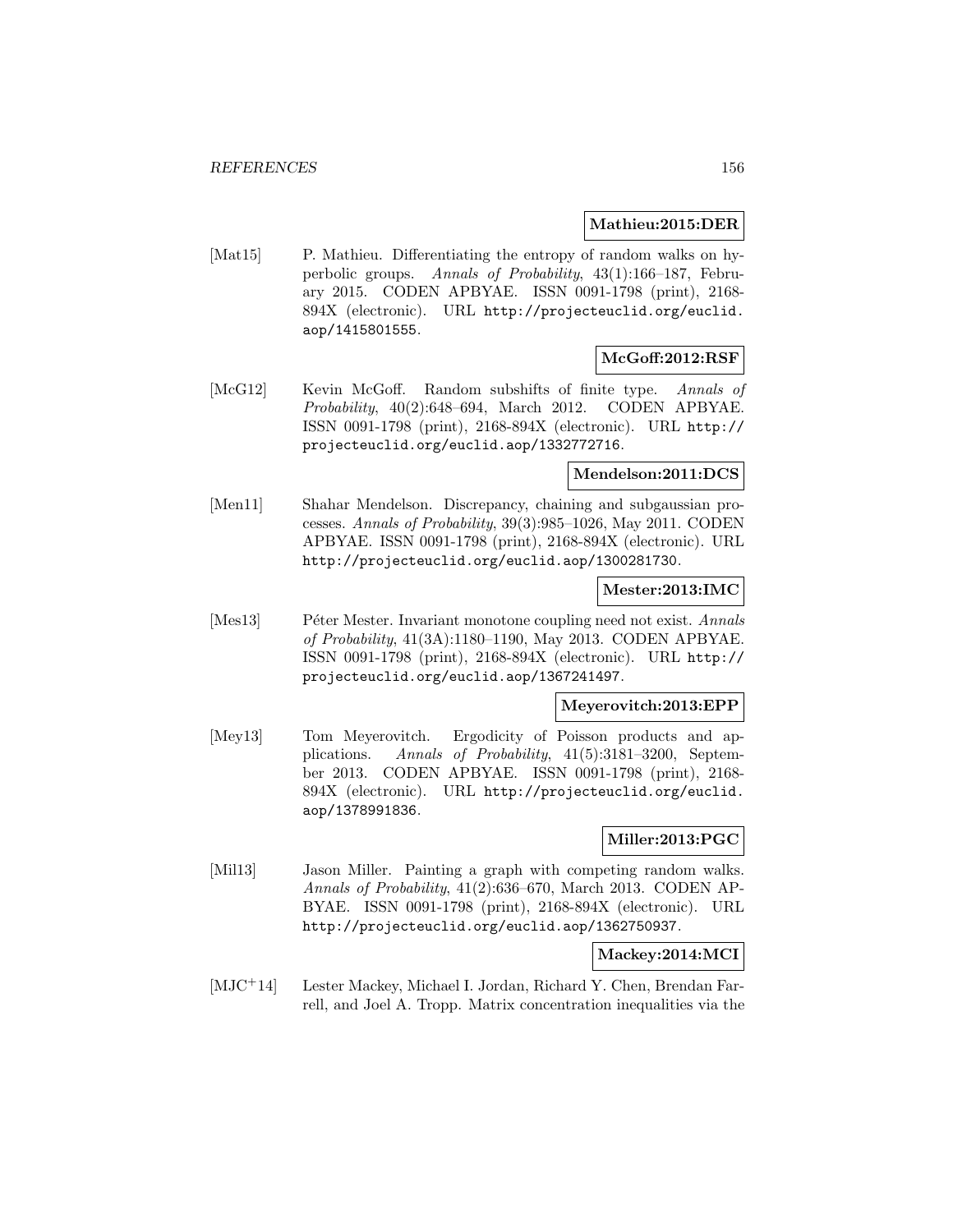**Mathieu:2015:DER**

[Mat15] P. Mathieu. Differentiating the entropy of random walks on hyperbolic groups. *Annals of Probability*, 43(1):166–187, February 2015. CODEN APBYAE. ISSN 0091-1798 (print), 2168-894X (electronic). URL http://projecteuclid.org/euclid.aop/1415801555.

**McGoff:2012:RSF**

[McG12] Kevin McGoff. Random subshifts of finite type. *Annals of Probability*, 40(2):648–694, March 2012. CODEN APBYAE. ISSN 0091-1798 (print), 2168-894X (electronic). URL http://projecteuclid.org/euclid.aop/1332772716.

**Mendelson:2011:DCS**

[Men11] Shahar Mendelson. Discrepancy, chaining and subgaussian processes. *Annals of Probability*, 39(3):985–1026, May 2011. CODEN APBYAE. ISSN 0091-1798 (print), 2168-894X (electronic). URL http://projecteuclid.org/euclid.aop/1300281730.

**Mester:2013:IMC**

[Mes13] Péter Mester. Invariant monotone coupling need not exist. *Annals of Probability*, 41(3A):1180–1190, May 2013. CODEN APBYAE. ISSN 0091-1798 (print), 2168-894X (electronic). URL http://projecteuclid.org/euclid.aop/1367241497.

**Meyerovitch:2013:EPP**

[Mey13] Tom Meyerovitch. Ergodicity of Poisson products and applications. *Annals of Probability*, 41(5):3181–3200, September 2013. CODEN APBYAE. ISSN 0091-1798 (print), 2168-894X (electronic). URL http://projecteuclid.org/euclid.aop/1378991836.

**Miller:2013:PGC**

[Mil13] Jason Miller. Painting a graph with competing random walks. *Annals of Probability*, 41(2):636–670, March 2013. CODEN APBYAE. ISSN 0091-1798 (print), 2168-894X (electronic). URL http://projecteuclid.org/euclid.aop/1362750937.

**Mackey:2014:MCI**

[MJC+14] Lester Mackey, Michael I. Jordan, Richard Y. Chen, Brendan Farrell, and Joel A. Tropp. Matrix concentration inequalities via the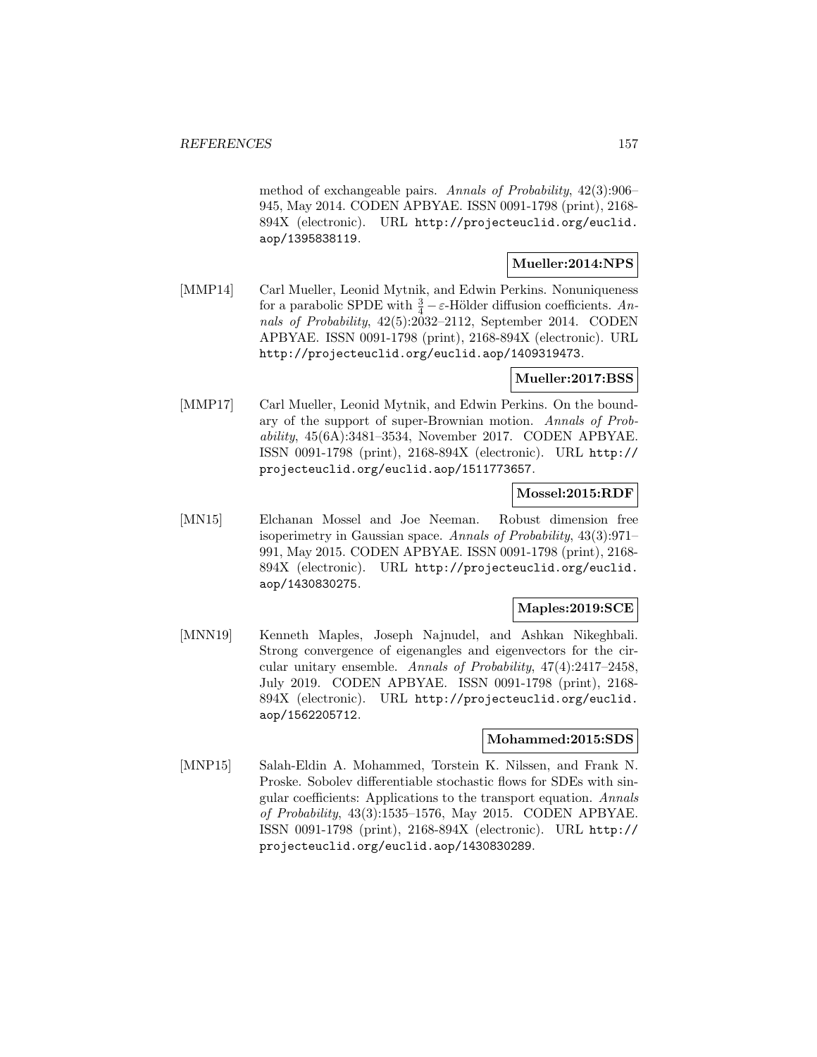method of exchangeable pairs. *Annals of Probability*, 42(3):906–945, May 2014. CODEN APBYAE. ISSN 0091-1798 (print), 2168-894X (electronic). URL http://projecteuclid.org/euclid.aop/1395838119.

**Mueller:2014:NPS**

[MMP14] Carl Mueller, Leonid Mytnik, and Edwin Perkins. Nonuniqueness for a parabolic SPDE with $\frac{3}{4} - \varepsilon$-Hölder diffusion coefficients. *Annals of Probability*, 42(5):2032–2112, September 2014. CODEN APBYAE. ISSN 0091-1798 (print), 2168-894X (electronic). URL http://projecteuclid.org/euclid.aop/1409319473.

**Mueller:2017:BSS**

[MMP17] Carl Mueller, Leonid Mytnik, and Edwin Perkins. On the boundary of the support of super-Brownian motion. *Annals of Probability*, 45(6A):3481–3534, November 2017. CODEN APBYAE. ISSN 0091-1798 (print), 2168-894X (electronic). URL http://projecteuclid.org/euclid.aop/1511773657.

**Mossel:2015:RDF**

[MN15] Elchanan Mossel and Joe Neeman. Robust dimension free isoperimetry in Gaussian space. *Annals of Probability*, 43(3):971–991, May 2015. CODEN APBYAE. ISSN 0091-1798 (print), 2168-894X (electronic). URL http://projecteuclid.org/euclid.aop/1430830275.

**Maples:2019:SCE**

[MNN19] Kenneth Maples, Joseph Najnudel, and Ashkan Nikeghbali. Strong convergence of eigenangles and eigenvectors for the circular unitary ensemble. *Annals of Probability*, 47(4):2417–2458, July 2019. CODEN APBYAE. ISSN 0091-1798 (print), 2168-894X (electronic). URL http://projecteuclid.org/euclid.aop/1562205712.

**Mohammed:2015:SDS**

[MNP15] Salah-Eldin A. Mohammed, Torstein K. Nilssen, and Frank N. Proske. Sobolev differentiable stochastic flows for SDEs with singular coefficients: Applications to the transport equation. *Annals of Probability*, 43(3):1535–1576, May 2015. CODEN APBYAE. ISSN 0091-1798 (print), 2168-894X (electronic). URL http://projecteuclid.org/euclid.aop/1430830289.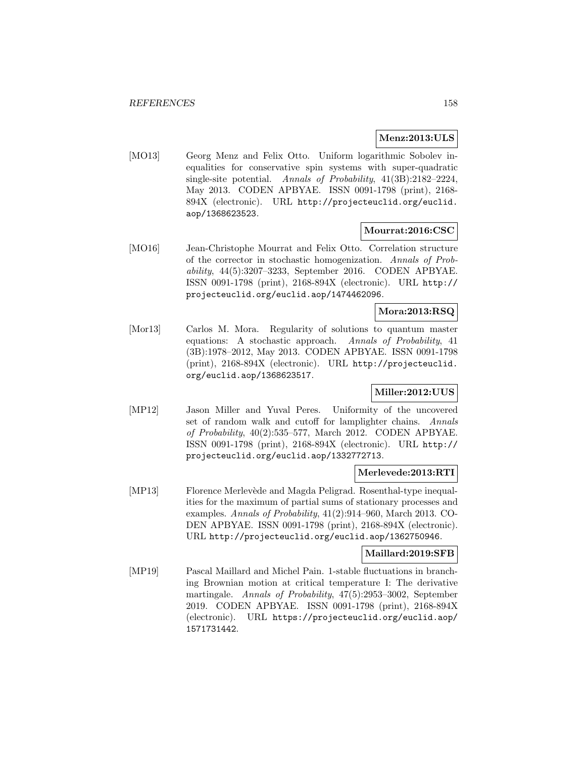**Menz:2013:ULS**

[MO13] Georg Menz and Felix Otto. Uniform logarithmic Sobolev inequalities for conservative spin systems with super-quadratic single-site potential. *Annals of Probability*, 41(3B):2182–2224, May 2013. CODEN APBYAE. ISSN 0091-1798 (print), 2168-894X (electronic). URL http://projecteuclid.org/euclid.aop/1368623523.

**Mourrat:2016:CSC**

[MO16] Jean-Christophe Mourrat and Felix Otto. Correlation structure of the corrector in stochastic homogenization. *Annals of Probability*, 44(5):3207–3233, September 2016. CODEN APBYAE. ISSN 0091-1798 (print), 2168-894X (electronic). URL http://projecteuclid.org/euclid.aop/1474462096.

**Mora:2013:RSQ**

[Mor13] Carlos M. Mora. Regularity of solutions to quantum master equations: A stochastic approach. *Annals of Probability*, 41 (3B):1978–2012, May 2013. CODEN APBYAE. ISSN 0091-1798 (print), 2168-894X (electronic). URL http://projecteuclid.org/euclid.aop/1368623517.

**Miller:2012:UUS**

[MP12] Jason Miller and Yuval Peres. Uniformity of the uncovered set of random walk and cutoff for lamplighter chains. *Annals of Probability*, 40(2):535–577, March 2012. CODEN APBYAE. ISSN 0091-1798 (print), 2168-894X (electronic). URL http://projecteuclid.org/euclid.aop/1332772713.

**Merlevede:2013:RTI**

[MP13] Florence Merlevède and Magda Peligrad. Rosenthal-type inequalities for the maximum of partial sums of stationary processes and examples. *Annals of Probability*, 41(2):914–960, March 2013. CODEN APBYAE. ISSN 0091-1798 (print), 2168-894X (electronic). URL http://projecteuclid.org/euclid.aop/1362750946.

**Maillard:2019:SFB**

[MP19] Pascal Maillard and Michel Pain. 1-stable fluctuations in branching Brownian motion at critical temperature I: The derivative martingale. *Annals of Probability*, 47(5):2953–3002, September 2019. CODEN APBYAE. ISSN 0091-1798 (print), 2168-894X (electronic). URL https://projecteuclid.org/euclid.aop/1571731442.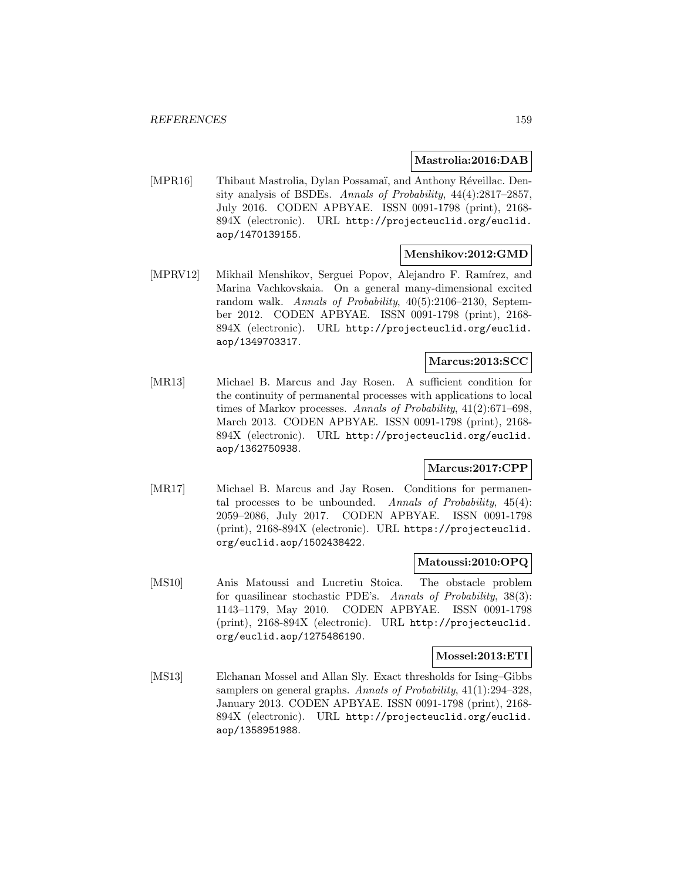**Mastrolia:2016:DAB**

[MPR16] Thibaut Mastrolia, Dylan Possamaï, and Anthony Réveillac. Density analysis of BSDEs. *Annals of Probability*, 44(4):2817–2857, July 2016. CODEN APBYAE. ISSN 0091-1798 (print), 2168-894X (electronic). URL http://projecteuclid.org/euclid.aop/1470139155.

**Menshikov:2012:GMD**

[MPRV12] Mikhail Menshikov, Serguei Popov, Alejandro F. Ramírez, and Marina Vachkovskaia. On a general many-dimensional excited random walk. *Annals of Probability*, 40(5):2106–2130, September 2012. CODEN APBYAE. ISSN 0091-1798 (print), 2168-894X (electronic). URL http://projecteuclid.org/euclid.aop/1349703317.

**Marcus:2013:SCC**

[MR13] Michael B. Marcus and Jay Rosen. A sufficient condition for the continuity of permanental processes with applications to local times of Markov processes. *Annals of Probability*, 41(2):671–698, March 2013. CODEN APBYAE. ISSN 0091-1798 (print), 2168-894X (electronic). URL http://projecteuclid.org/euclid.aop/1362750938.

**Marcus:2017:CPP**

[MR17] Michael B. Marcus and Jay Rosen. Conditions for permanental processes to be unbounded. *Annals of Probability*, 45(4):2059–2086, July 2017. CODEN APBYAE. ISSN 0091-1798 (print), 2168-894X (electronic). URL https://projecteuclid.org/euclid.aop/1502438422.

**Matoussi:2010:OPQ**

[MS10] Anis Matoussi and Lucretiu Stoica. The obstacle problem for quasilinear stochastic PDE's. *Annals of Probability*, 38(3):1143–1179, May 2010. CODEN APBYAE. ISSN 0091-1798 (print), 2168-894X (electronic). URL http://projecteuclid.org/euclid.aop/1275486190.

**Mossel:2013:ETI**

[MS13] Elchanan Mossel and Allan Sly. Exact thresholds for Ising–Gibbs samplers on general graphs. *Annals of Probability*, 41(1):294–328, January 2013. CODEN APBYAE. ISSN 0091-1798 (print), 2168-894X (electronic). URL http://projecteuclid.org/euclid.aop/1358951988.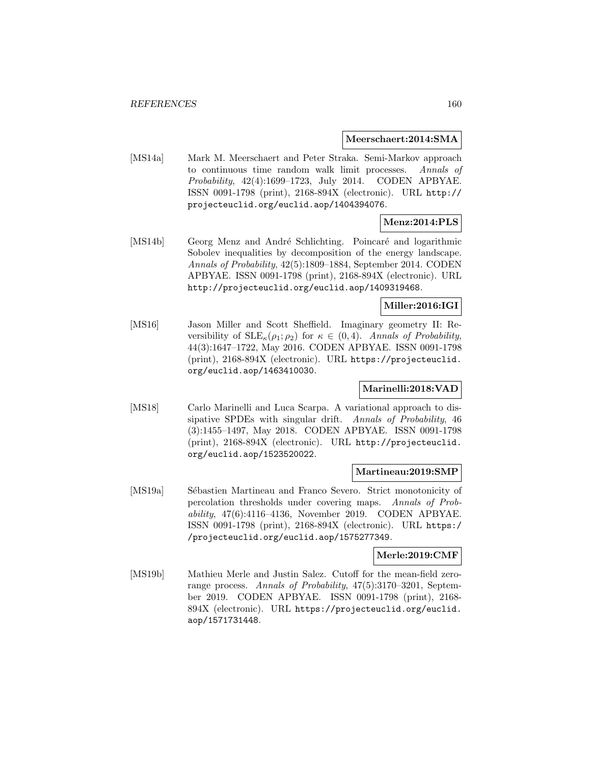**Meerschaert:2014:SMA**

[MS14a] Mark M. Meerschaert and Peter Straka. Semi-Markov approach to continuous time random walk limit processes. *Annals of Probability*, 42(4):1699–1723, July 2014. CODEN APBYAE. ISSN 0091-1798 (print), 2168-894X (electronic). URL http://projecteuclid.org/euclid.aop/1404394076.

**Menz:2014:PLS**

[MS14b] Georg Menz and André Schlichting. Poincaré and logarithmic Sobolev inequalities by decomposition of the energy landscape. *Annals of Probability*, 42(5):1809–1884, September 2014. CODEN APBYAE. ISSN 0091-1798 (print), 2168-894X (electronic). URL http://projecteuclid.org/euclid.aop/1409319468.

**Miller:2016:IGI**

[MS16] Jason Miller and Scott Sheffield. Imaginary geometry II: Reversibility of $\mathrm{SLE}_\kappa(\rho_1;\rho_2)$ for $\kappa \in (0,4)$. *Annals of Probability*, 44(3):1647–1722, May 2016. CODEN APBYAE. ISSN 0091-1798 (print), 2168-894X (electronic). URL https://projecteuclid.org/euclid.aop/1463410030.

**Marinelli:2018:VAD**

[MS18] Carlo Marinelli and Luca Scarpa. A variational approach to dissipative SPDEs with singular drift. *Annals of Probability*, 46 (3):1455–1497, May 2018. CODEN APBYAE. ISSN 0091-1798 (print), 2168-894X (electronic). URL http://projecteuclid.org/euclid.aop/1523520022.

**Martineau:2019:SMP**

[MS19a] Sébastien Martineau and Franco Severo. Strict monotonicity of percolation thresholds under covering maps. *Annals of Probability*, 47(6):4116–4136, November 2019. CODEN APBYAE. ISSN 0091-1798 (print), 2168-894X (electronic). URL https://projecteuclid.org/euclid.aop/1575277349.

**Merle:2019:CMF**

[MS19b] Mathieu Merle and Justin Salez. Cutoff for the mean-field zero-range process. *Annals of Probability*, 47(5):3170–3201, September 2019. CODEN APBYAE. ISSN 0091-1798 (print), 2168-894X (electronic). URL https://projecteuclid.org/euclid.aop/1571731448.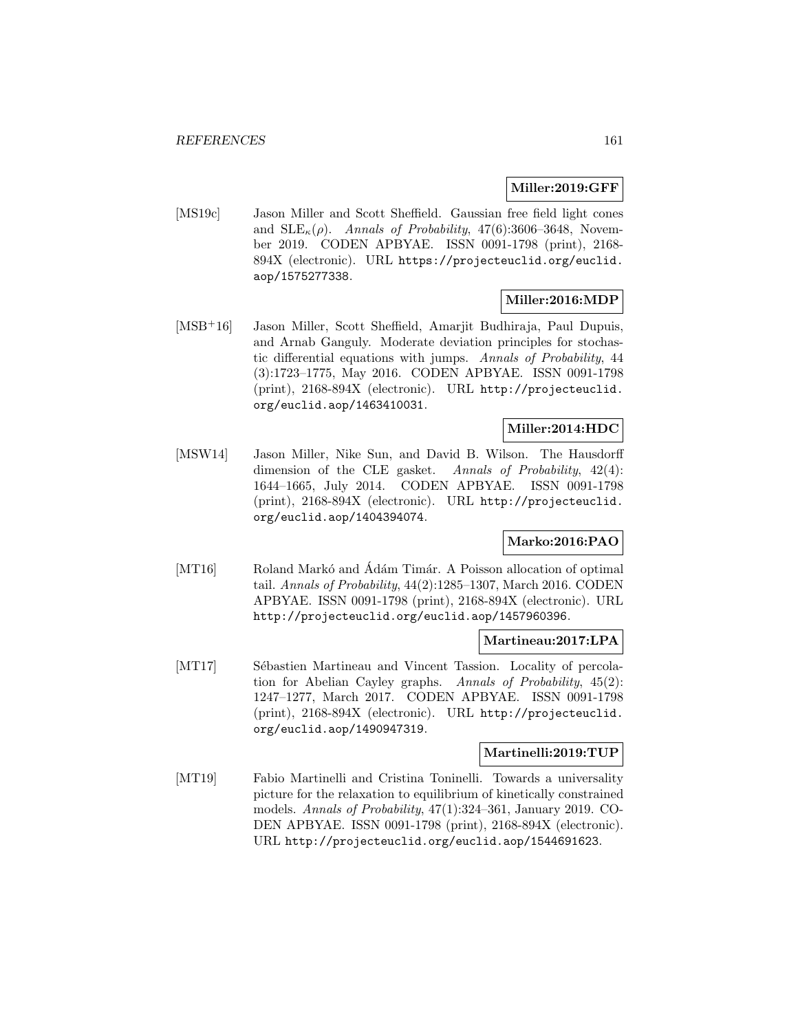**Miller:2019:GFF**

[MS19c] Jason Miller and Scott Sheffield. Gaussian free field light cones and $\mathrm{SLE}_\kappa(\rho)$. *Annals of Probability*, 47(6):3606–3648, November 2019. CODEN APBYAE. ISSN 0091-1798 (print), 2168-894X (electronic). URL https://projecteuclid.org/euclid.aop/1575277338.

**Miller:2016:MDP**

[MSB+16] Jason Miller, Scott Sheffield, Amarjit Budhiraja, Paul Dupuis, and Arnab Ganguly. Moderate deviation principles for stochastic differential equations with jumps. *Annals of Probability*, 44 (3):1723–1775, May 2016. CODEN APBYAE. ISSN 0091-1798 (print), 2168-894X (electronic). URL http://projecteuclid.org/euclid.aop/1463410031.

**Miller:2014:HDC**

[MSW14] Jason Miller, Nike Sun, and David B. Wilson. The Hausdorff dimension of the CLE gasket. *Annals of Probability*, 42(4): 1644–1665, July 2014. CODEN APBYAE. ISSN 0091-1798 (print), 2168-894X (electronic). URL http://projecteuclid.org/euclid.aop/1404394074.

**Marko:2016:PAO**

[MT16] Roland Markó and Ádám Timár. A Poisson allocation of optimal tail. *Annals of Probability*, 44(2):1285–1307, March 2016. CODEN APBYAE. ISSN 0091-1798 (print), 2168-894X (electronic). URL http://projecteuclid.org/euclid.aop/1457960396.

**Martineau:2017:LPA**

[MT17] Sébastien Martineau and Vincent Tassion. Locality of percolation for Abelian Cayley graphs. *Annals of Probability*, 45(2): 1247–1277, March 2017. CODEN APBYAE. ISSN 0091-1798 (print), 2168-894X (electronic). URL http://projecteuclid.org/euclid.aop/1490947319.

**Martinelli:2019:TUP**

[MT19] Fabio Martinelli and Cristina Toninelli. Towards a universality picture for the relaxation to equilibrium of kinetically constrained models. *Annals of Probability*, 47(1):324–361, January 2019. CODEN APBYAE. ISSN 0091-1798 (print), 2168-894X (electronic). URL http://projecteuclid.org/euclid.aop/1544691623.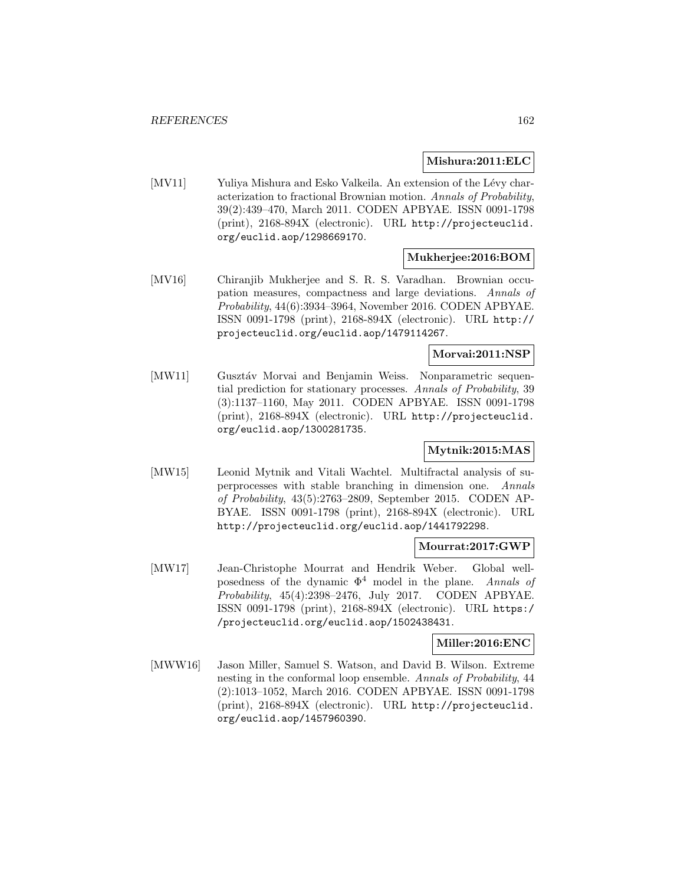**Mishura:2011:ELC**

[MV11] Yuliya Mishura and Esko Valkeila. An extension of the Lévy characterization to fractional Brownian motion. *Annals of Probability*, 39(2):439–470, March 2011. CODEN APBYAE. ISSN 0091-1798 (print), 2168-894X (electronic). URL http://projecteuclid.org/euclid.aop/1298669170.

**Mukherjee:2016:BOM**

[MV16] Chiranjib Mukherjee and S. R. S. Varadhan. Brownian occupation measures, compactness and large deviations. *Annals of Probability*, 44(6):3934–3964, November 2016. CODEN APBYAE. ISSN 0091-1798 (print), 2168-894X (electronic). URL http://projecteuclid.org/euclid.aop/1479114267.

**Morvai:2011:NSP**

[MW11] Gusztáv Morvai and Benjamin Weiss. Nonparametric sequential prediction for stationary processes. *Annals of Probability*, 39 (3):1137–1160, May 2011. CODEN APBYAE. ISSN 0091-1798 (print), 2168-894X (electronic). URL http://projecteuclid.org/euclid.aop/1300281735.

**Mytnik:2015:MAS**

[MW15] Leonid Mytnik and Vitali Wachtel. Multifractal analysis of superprocesses with stable branching in dimension one. *Annals of Probability*, 43(5):2763–2809, September 2015. CODEN APBYAE. ISSN 0091-1798 (print), 2168-894X (electronic). URL http://projecteuclid.org/euclid.aop/1441792298.

**Mourrat:2017:GWP**

[MW17] Jean-Christophe Mourrat and Hendrik Weber. Global well-posedness of the dynamic $\Phi^4$ model in the plane. *Annals of Probability*, 45(4):2398–2476, July 2017. CODEN APBYAE. ISSN 0091-1798 (print), 2168-894X (electronic). URL https://projecteuclid.org/euclid.aop/1502438431.

**Miller:2016:ENC**

[MWW16] Jason Miller, Samuel S. Watson, and David B. Wilson. Extreme nesting in the conformal loop ensemble. *Annals of Probability*, 44 (2):1013–1052, March 2016. CODEN APBYAE. ISSN 0091-1798 (print), 2168-894X (electronic). URL http://projecteuclid.org/euclid.aop/1457960390.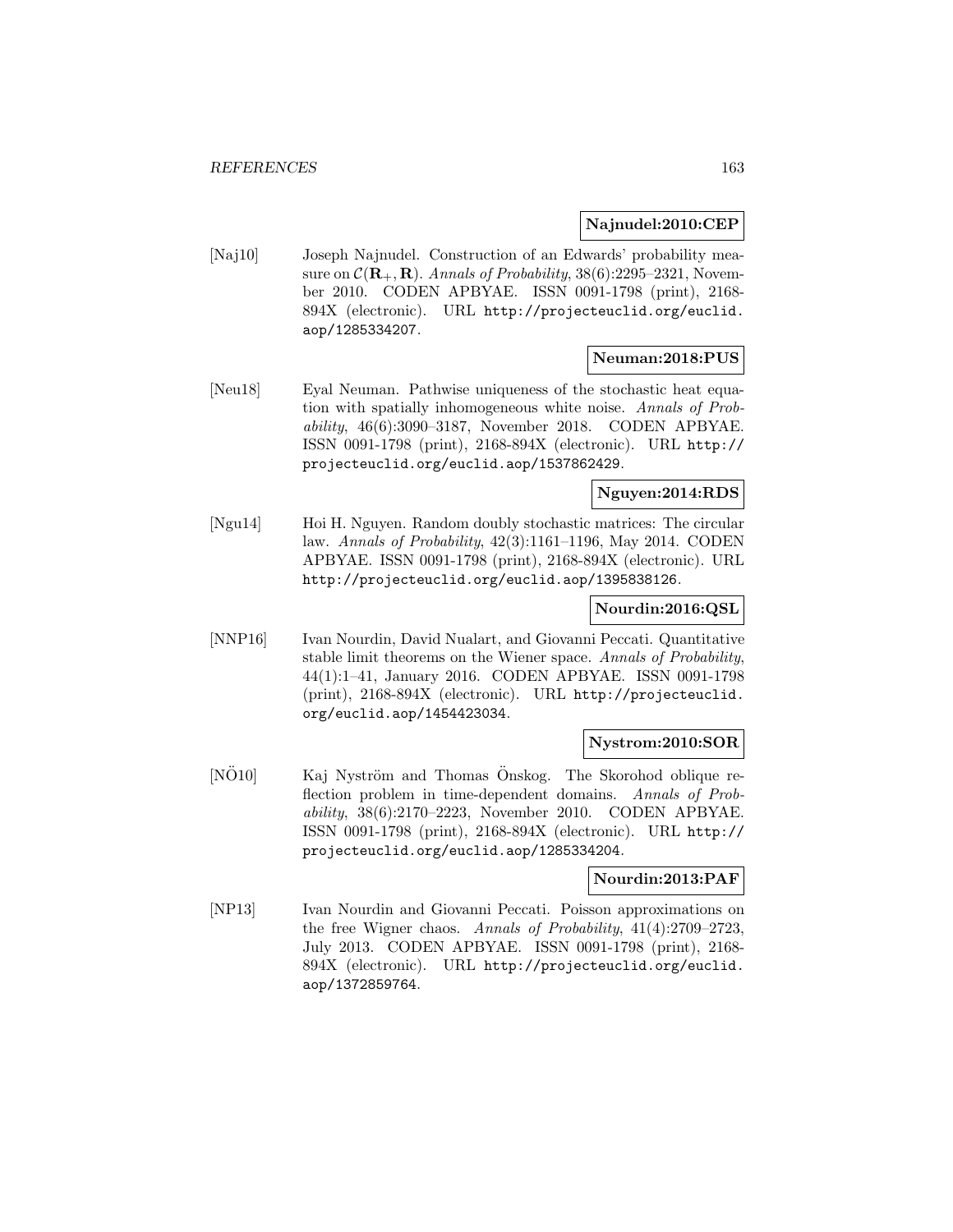**Najnudel:2010:CEP**

[Naj10] Joseph Najnudel. Construction of an Edwards' probability measure on $\mathcal{C}(\mathbf{R}_+, \mathbf{R})$. *Annals of Probability*, 38(6):2295–2321, November 2010. CODEN APBYAE. ISSN 0091-1798 (print), 2168-894X (electronic). URL http://projecteuclid.org/euclid.aop/1285334207.

**Neuman:2018:PUS**

[Neu18] Eyal Neuman. Pathwise uniqueness of the stochastic heat equation with spatially inhomogeneous white noise. *Annals of Probability*, 46(6):3090–3187, November 2018. CODEN APBYAE. ISSN 0091-1798 (print), 2168-894X (electronic). URL http://projecteuclid.org/euclid.aop/1537862429.

**Nguyen:2014:RDS**

[Ngu14] Hoi H. Nguyen. Random doubly stochastic matrices: The circular law. *Annals of Probability*, 42(3):1161–1196, May 2014. CODEN APBYAE. ISSN 0091-1798 (print), 2168-894X (electronic). URL http://projecteuclid.org/euclid.aop/1395838126.

**Nourdin:2016:QSL**

[NNP16] Ivan Nourdin, David Nualart, and Giovanni Peccati. Quantitative stable limit theorems on the Wiener space. *Annals of Probability*, 44(1):1–41, January 2016. CODEN APBYAE. ISSN 0091-1798 (print), 2168-894X (electronic). URL http://projecteuclid.org/euclid.aop/1454423034.

**Nystrom:2010:SOR**

[NÖ10] Kaj Nyström and Thomas Önskog. The Skorohod oblique reflection problem in time-dependent domains. *Annals of Probability*, 38(6):2170–2223, November 2010. CODEN APBYAE. ISSN 0091-1798 (print), 2168-894X (electronic). URL http://projecteuclid.org/euclid.aop/1285334204.

**Nourdin:2013:PAF**

[NP13] Ivan Nourdin and Giovanni Peccati. Poisson approximations on the free Wigner chaos. *Annals of Probability*, 41(4):2709–2723, July 2013. CODEN APBYAE. ISSN 0091-1798 (print), 2168-894X (electronic). URL http://projecteuclid.org/euclid.aop/1372859764.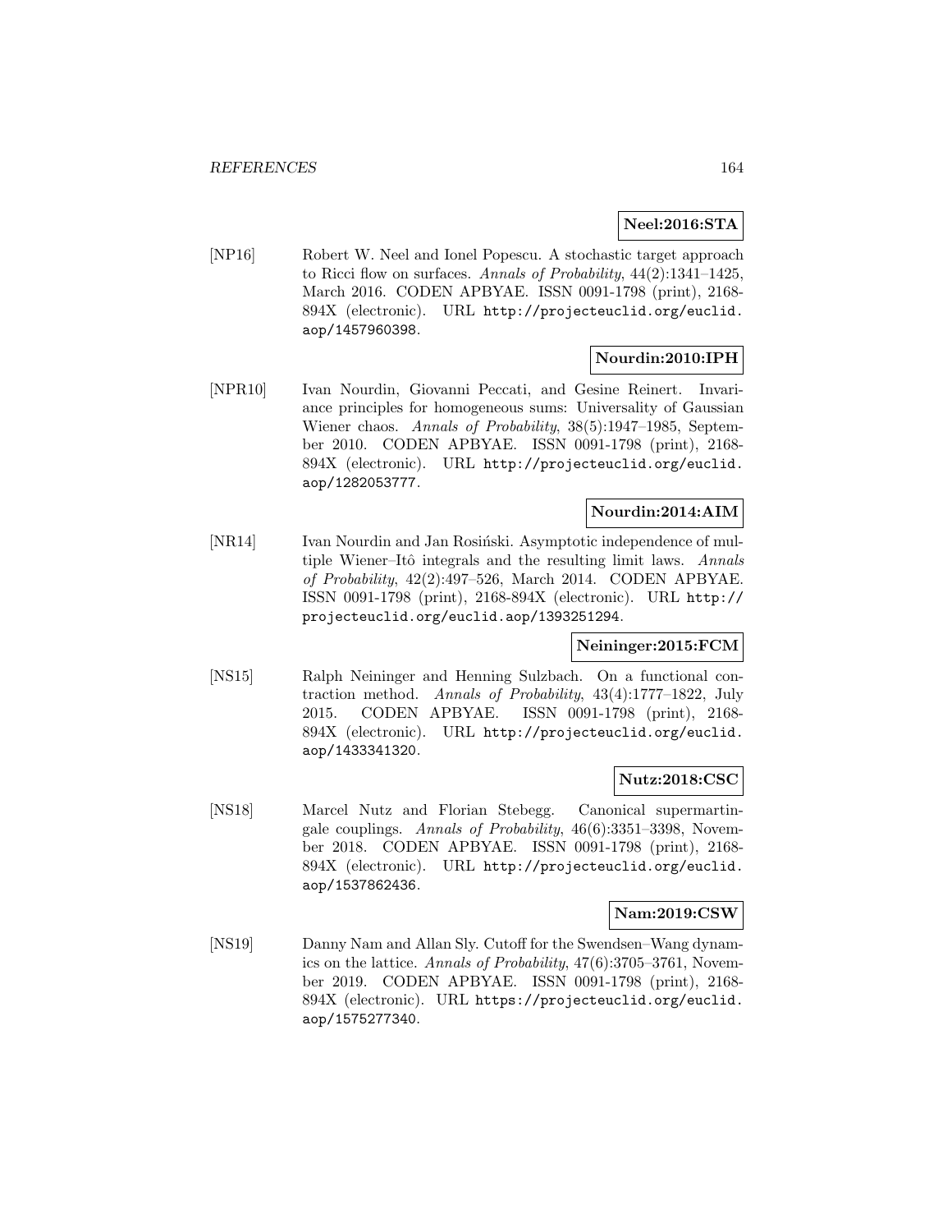**Neel:2016:STA**

[NP16] Robert W. Neel and Ionel Popescu. A stochastic target approach to Ricci flow on surfaces. *Annals of Probability*, 44(2):1341–1425, March 2016. CODEN APBYAE. ISSN 0091-1798 (print), 2168-894X (electronic). URL http://projecteuclid.org/euclid.aop/1457960398.

**Nourdin:2010:IPH**

[NPR10] Ivan Nourdin, Giovanni Peccati, and Gesine Reinert. Invariance principles for homogeneous sums: Universality of Gaussian Wiener chaos. *Annals of Probability*, 38(5):1947–1985, September 2010. CODEN APBYAE. ISSN 0091-1798 (print), 2168-894X (electronic). URL http://projecteuclid.org/euclid.aop/1282053777.

**Nourdin:2014:AIM**

[NR14] Ivan Nourdin and Jan Rosiński. Asymptotic independence of multiple Wiener–Itô integrals and the resulting limit laws. *Annals of Probability*, 42(2):497–526, March 2014. CODEN APBYAE. ISSN 0091-1798 (print), 2168-894X (electronic). URL http://projecteuclid.org/euclid.aop/1393251294.

**Neininger:2015:FCM**

[NS15] Ralph Neininger and Henning Sulzbach. On a functional contraction method. *Annals of Probability*, 43(4):1777–1822, July 2015. CODEN APBYAE. ISSN 0091-1798 (print), 2168-894X (electronic). URL http://projecteuclid.org/euclid.aop/1433341320.

**Nutz:2018:CSC**

[NS18] Marcel Nutz and Florian Stebegg. Canonical supermartingale couplings. *Annals of Probability*, 46(6):3351–3398, November 2018. CODEN APBYAE. ISSN 0091-1798 (print), 2168-894X (electronic). URL http://projecteuclid.org/euclid.aop/1537862436.

**Nam:2019:CSW**

[NS19] Danny Nam and Allan Sly. Cutoff for the Swendsen–Wang dynamics on the lattice. *Annals of Probability*, 47(6):3705–3761, November 2019. CODEN APBYAE. ISSN 0091-1798 (print), 2168-894X (electronic). URL https://projecteuclid.org/euclid.aop/1575277340.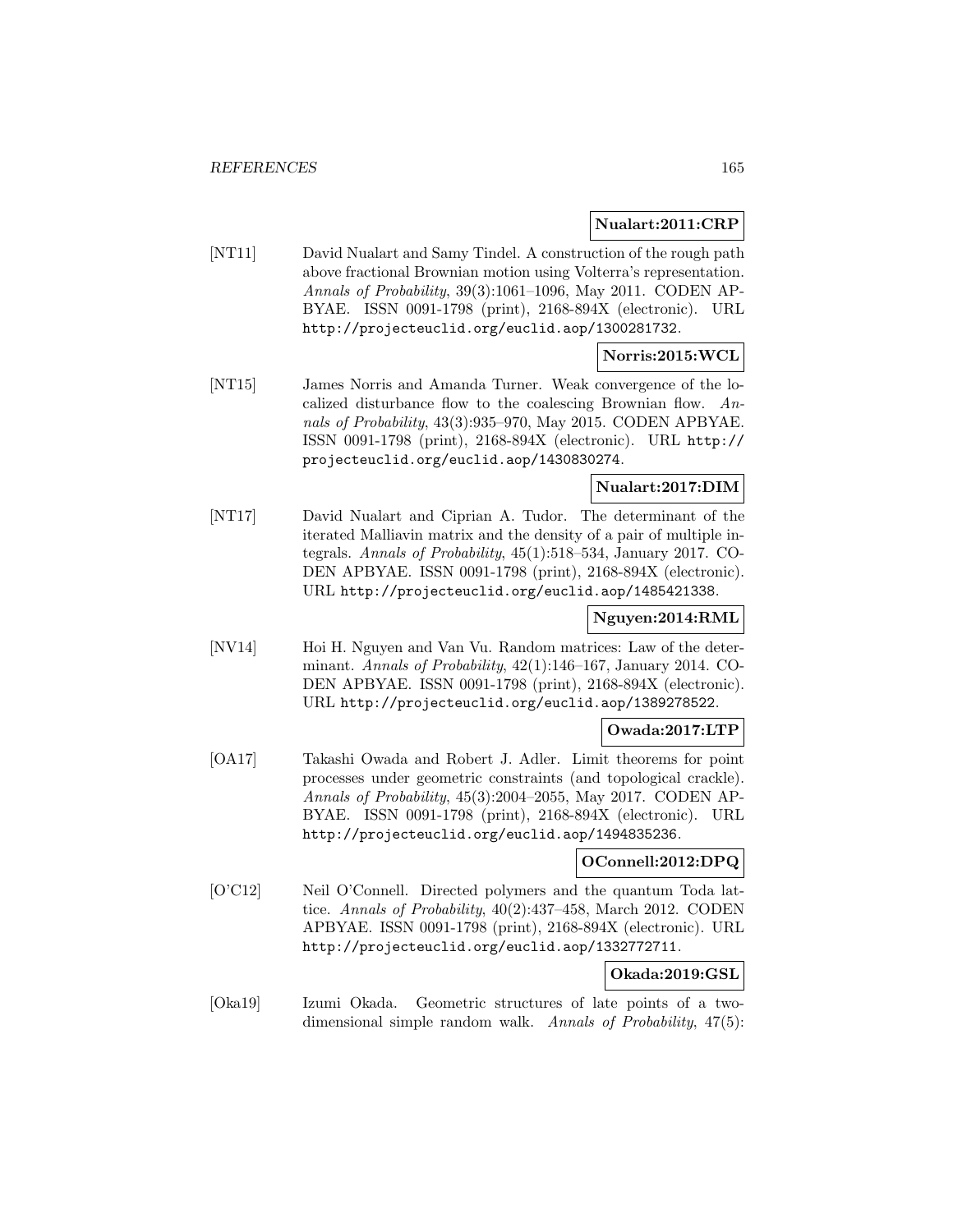**Nualart:2011:CRP**

[NT11] David Nualart and Samy Tindel. A construction of the rough path above fractional Brownian motion using Volterra's representation. *Annals of Probability*, 39(3):1061–1096, May 2011. CODEN APBYAE. ISSN 0091-1798 (print), 2168-894X (electronic). URL http://projecteuclid.org/euclid.aop/1300281732.

**Norris:2015:WCL**

[NT15] James Norris and Amanda Turner. Weak convergence of the localized disturbance flow to the coalescing Brownian flow. *Annals of Probability*, 43(3):935–970, May 2015. CODEN APBYAE. ISSN 0091-1798 (print), 2168-894X (electronic). URL http://projecteuclid.org/euclid.aop/1430830274.

**Nualart:2017:DIM**

[NT17] David Nualart and Ciprian A. Tudor. The determinant of the iterated Malliavin matrix and the density of a pair of multiple integrals. *Annals of Probability*, 45(1):518–534, January 2017. CODEN APBYAE. ISSN 0091-1798 (print), 2168-894X (electronic). URL http://projecteuclid.org/euclid.aop/1485421338.

**Nguyen:2014:RML**

[NV14] Hoi H. Nguyen and Van Vu. Random matrices: Law of the determinant. *Annals of Probability*, 42(1):146–167, January 2014. CODEN APBYAE. ISSN 0091-1798 (print), 2168-894X (electronic). URL http://projecteuclid.org/euclid.aop/1389278522.

**Owada:2017:LTP**

[OA17] Takashi Owada and Robert J. Adler. Limit theorems for point processes under geometric constraints (and topological crackle). *Annals of Probability*, 45(3):2004–2055, May 2017. CODEN APBYAE. ISSN 0091-1798 (print), 2168-894X (electronic). URL http://projecteuclid.org/euclid.aop/1494835236.

**OConnell:2012:DPQ**

[O'C12] Neil O'Connell. Directed polymers and the quantum Toda lattice. *Annals of Probability*, 40(2):437–458, March 2012. CODEN APBYAE. ISSN 0091-1798 (print), 2168-894X (electronic). URL http://projecteuclid.org/euclid.aop/1332772711.

**Okada:2019:GSL**

[Oka19] Izumi Okada. Geometric structures of late points of a two-dimensional simple random walk. *Annals of Probability*, 47(5):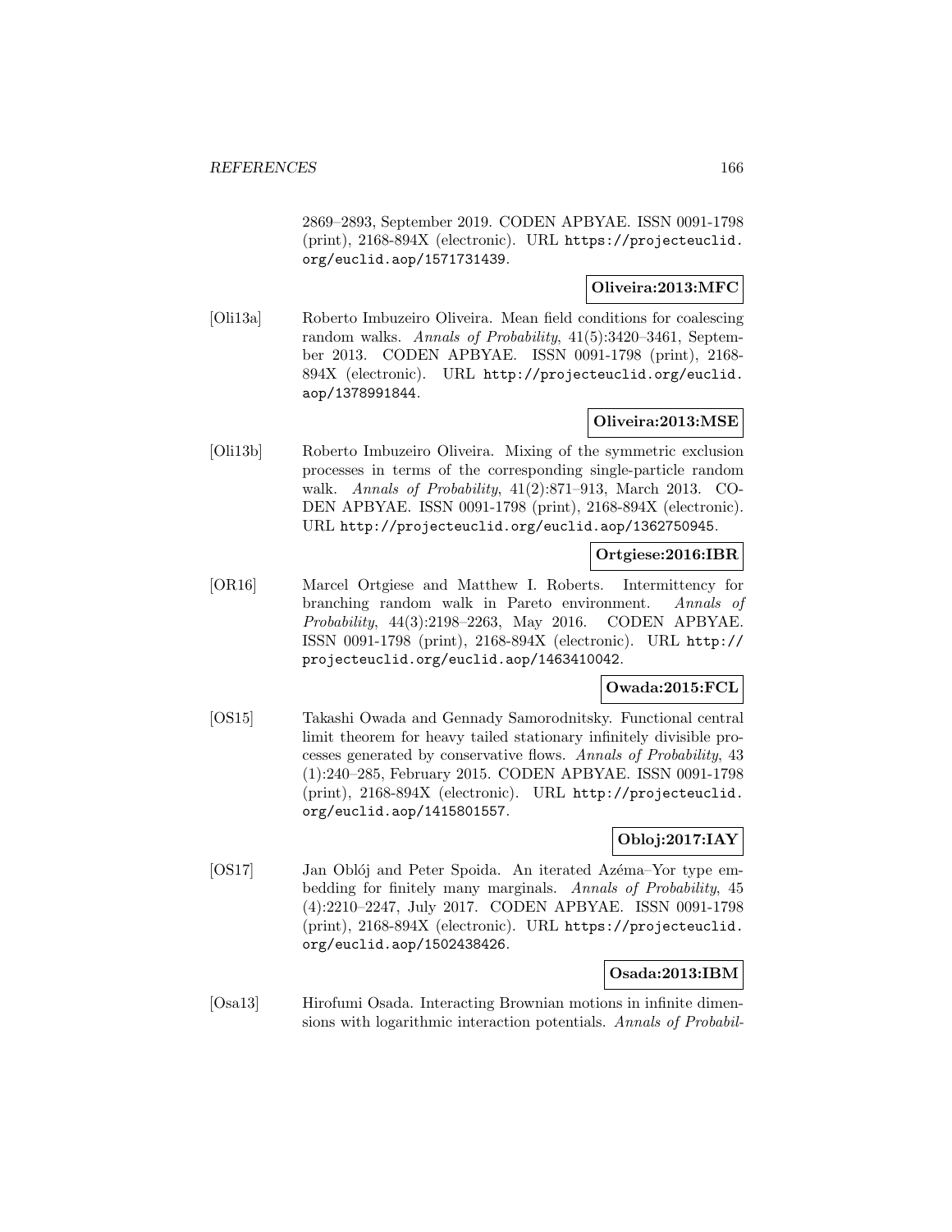2869–2893, September 2019. CODEN APBYAE. ISSN 0091-1798 (print), 2168-894X (electronic). URL https://projecteuclid.org/euclid.aop/1571731439.

**Oliveira:2013:MFC**

[Oli13a] Roberto Imbuzeiro Oliveira. Mean field conditions for coalescing random walks. *Annals of Probability*, 41(5):3420–3461, September 2013. CODEN APBYAE. ISSN 0091-1798 (print), 2168-894X (electronic). URL http://projecteuclid.org/euclid.aop/1378991844.

**Oliveira:2013:MSE**

[Oli13b] Roberto Imbuzeiro Oliveira. Mixing of the symmetric exclusion processes in terms of the corresponding single-particle random walk. *Annals of Probability*, 41(2):871–913, March 2013. CODEN APBYAE. ISSN 0091-1798 (print), 2168-894X (electronic). URL http://projecteuclid.org/euclid.aop/1362750945.

**Ortgiese:2016:IBR**

[OR16] Marcel Ortgiese and Matthew I. Roberts. Intermittency for branching random walk in Pareto environment. *Annals of Probability*, 44(3):2198–2263, May 2016. CODEN APBYAE. ISSN 0091-1798 (print), 2168-894X (electronic). URL http://projecteuclid.org/euclid.aop/1463410042.

**Owada:2015:FCL**

[OS15] Takashi Owada and Gennady Samorodnitsky. Functional central limit theorem for heavy tailed stationary infinitely divisible processes generated by conservative flows. *Annals of Probability*, 43 (1):240–285, February 2015. CODEN APBYAE. ISSN 0091-1798 (print), 2168-894X (electronic). URL http://projecteuclid.org/euclid.aop/1415801557.

**Obloj:2017:IAY**

[OS17] Jan Obłój and Peter Spoida. An iterated Azéma–Yor type embedding for finitely many marginals. *Annals of Probability*, 45 (4):2210–2247, July 2017. CODEN APBYAE. ISSN 0091-1798 (print), 2168-894X (electronic). URL https://projecteuclid.org/euclid.aop/1502438426.

**Osada:2013:IBM**

[Osa13] Hirofumi Osada. Interacting Brownian motions in infinite dimensions with logarithmic interaction potentials. *Annals of Probabil-*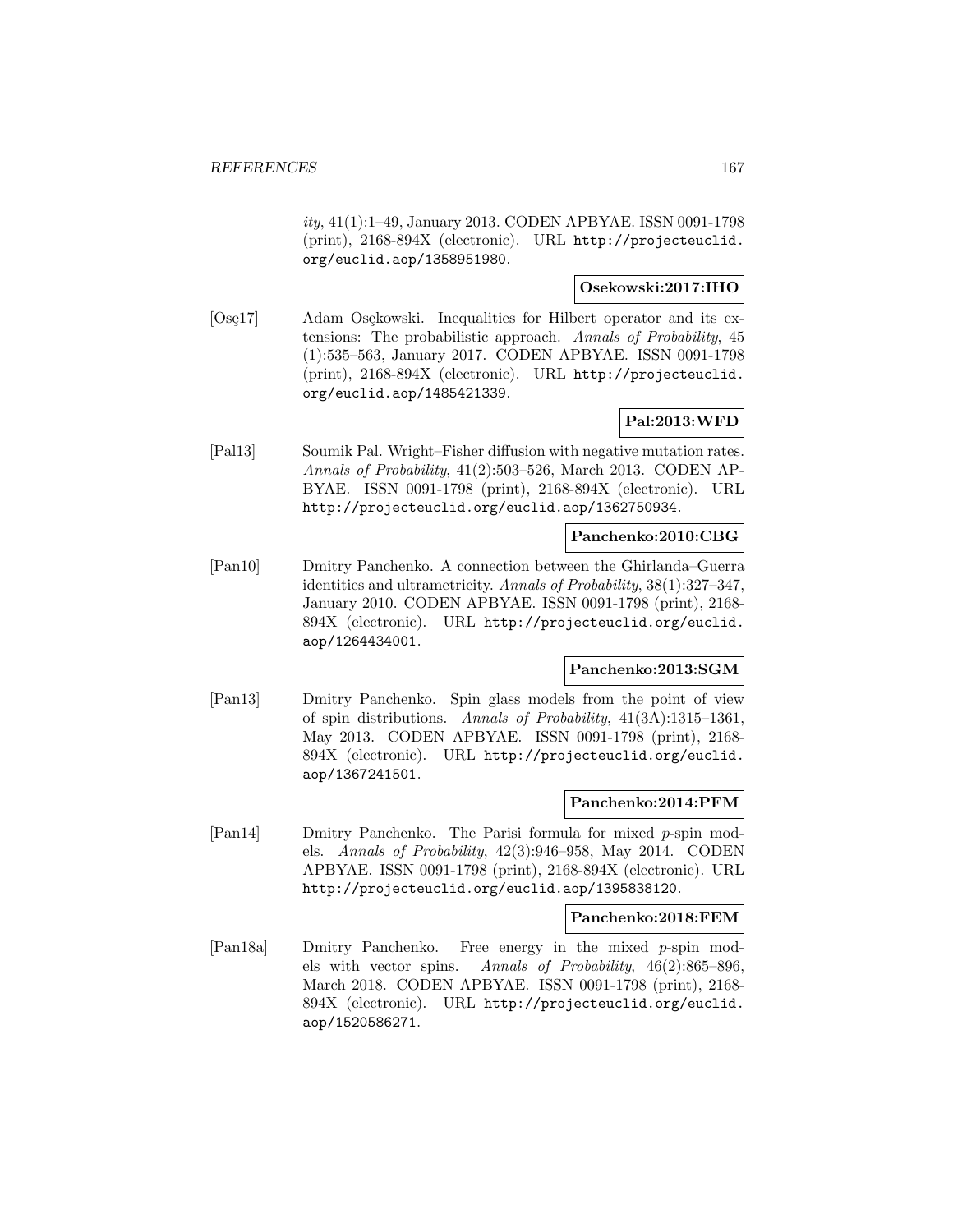*ity*, 41(1):1–49, January 2013. CODEN APBYAE. ISSN 0091-1798 (print), 2168-894X (electronic). URL http://projecteuclid.org/euclid.aop/1358951980.

**Osekowski:2017:IHO**

[Osę17] Adam Osękowski. Inequalities for Hilbert operator and its extensions: The probabilistic approach. *Annals of Probability*, 45 (1):535–563, January 2017. CODEN APBYAE. ISSN 0091-1798 (print), 2168-894X (electronic). URL http://projecteuclid.org/euclid.aop/1485421339.

**Pal:2013:WFD**

[Pal13] Soumik Pal. Wright–Fisher diffusion with negative mutation rates. *Annals of Probability*, 41(2):503–526, March 2013. CODEN APBYAE. ISSN 0091-1798 (print), 2168-894X (electronic). URL http://projecteuclid.org/euclid.aop/1362750934.

**Panchenko:2010:CBG**

[Pan10] Dmitry Panchenko. A connection between the Ghirlanda–Guerra identities and ultrametricity. *Annals of Probability*, 38(1):327–347, January 2010. CODEN APBYAE. ISSN 0091-1798 (print), 2168-894X (electronic). URL http://projecteuclid.org/euclid.aop/1264434001.

**Panchenko:2013:SGM**

[Pan13] Dmitry Panchenko. Spin glass models from the point of view of spin distributions. *Annals of Probability*, 41(3A):1315–1361, May 2013. CODEN APBYAE. ISSN 0091-1798 (print), 2168-894X (electronic). URL http://projecteuclid.org/euclid.aop/1367241501.

**Panchenko:2014:PFM**

[Pan14] Dmitry Panchenko. The Parisi formula for mixed $p$-spin models. *Annals of Probability*, 42(3):946–958, May 2014. CODEN APBYAE. ISSN 0091-1798 (print), 2168-894X (electronic). URL http://projecteuclid.org/euclid.aop/1395838120.

**Panchenko:2018:FEM**

[Pan18a] Dmitry Panchenko. Free energy in the mixed $p$-spin models with vector spins. *Annals of Probability*, 46(2):865–896, March 2018. CODEN APBYAE. ISSN 0091-1798 (print), 2168-894X (electronic). URL http://projecteuclid.org/euclid.aop/1520586271.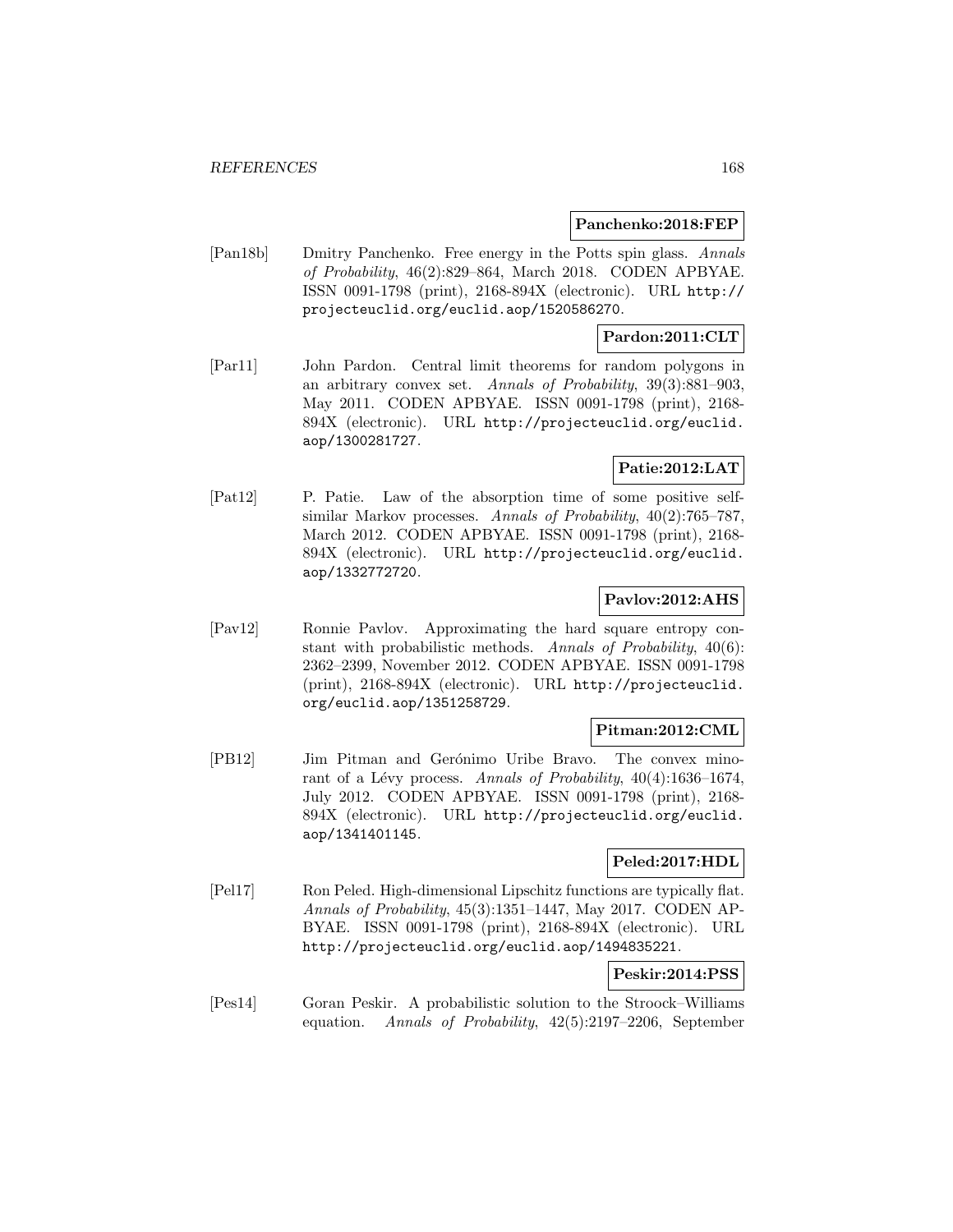**Panchenko:2018:FEP**

[Pan18b] Dmitry Panchenko. Free energy in the Potts spin glass. *Annals of Probability*, 46(2):829–864, March 2018. CODEN APBYAE. ISSN 0091-1798 (print), 2168-894X (electronic). URL http://projecteuclid.org/euclid.aop/1520586270.

**Pardon:2011:CLT**

[Par11] John Pardon. Central limit theorems for random polygons in an arbitrary convex set. *Annals of Probability*, 39(3):881–903, May 2011. CODEN APBYAE. ISSN 0091-1798 (print), 2168-894X (electronic). URL http://projecteuclid.org/euclid.aop/1300281727.

**Patie:2012:LAT**

[Pat12] P. Patie. Law of the absorption time of some positive self-similar Markov processes. *Annals of Probability*, 40(2):765–787, March 2012. CODEN APBYAE. ISSN 0091-1798 (print), 2168-894X (electronic). URL http://projecteuclid.org/euclid.aop/1332772720.

**Pavlov:2012:AHS**

[Pav12] Ronnie Pavlov. Approximating the hard square entropy constant with probabilistic methods. *Annals of Probability*, 40(6): 2362–2399, November 2012. CODEN APBYAE. ISSN 0091-1798 (print), 2168-894X (electronic). URL http://projecteuclid.org/euclid.aop/1351258729.

**Pitman:2012:CML**

[PB12] Jim Pitman and Gerónimo Uribe Bravo. The convex minorant of a Lévy process. *Annals of Probability*, 40(4):1636–1674, July 2012. CODEN APBYAE. ISSN 0091-1798 (print), 2168-894X (electronic). URL http://projecteuclid.org/euclid.aop/1341401145.

**Peled:2017:HDL**

[Pel17] Ron Peled. High-dimensional Lipschitz functions are typically flat. *Annals of Probability*, 45(3):1351–1447, May 2017. CODEN APBYAE. ISSN 0091-1798 (print), 2168-894X (electronic). URL http://projecteuclid.org/euclid.aop/1494835221.

**Peskir:2014:PSS**

[Pes14] Goran Peskir. A probabilistic solution to the Stroock–Williams equation. *Annals of Probability*, 42(5):2197–2206, September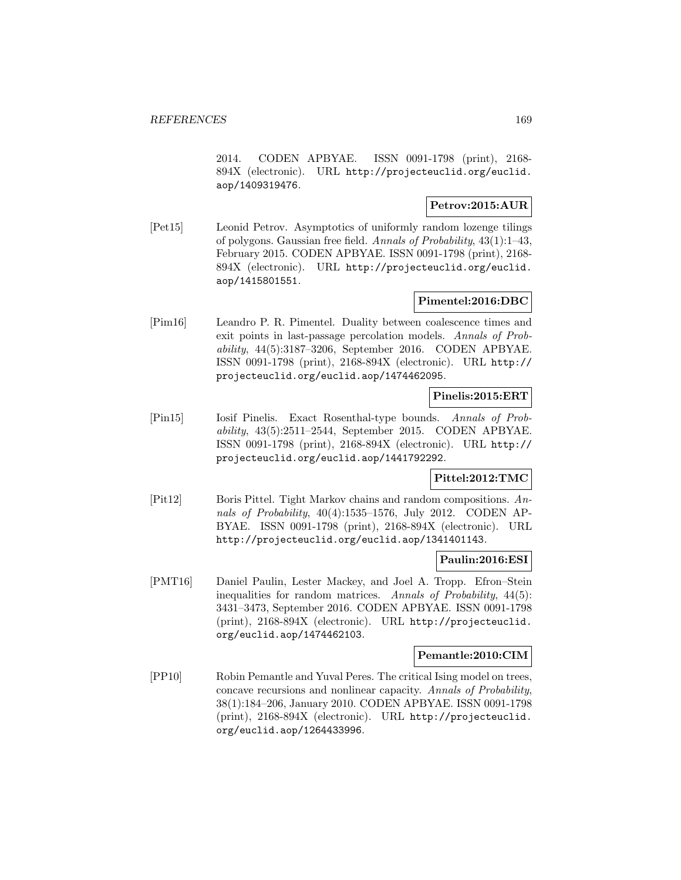2014. CODEN APBYAE. ISSN 0091-1798 (print), 2168-894X (electronic). URL http://projecteuclid.org/euclid.aop/1409319476.

**Petrov:2015:AUR**

[Pet15] Leonid Petrov. Asymptotics of uniformly random lozenge tilings of polygons. Gaussian free field. *Annals of Probability*, 43(1):1–43, February 2015. CODEN APBYAE. ISSN 0091-1798 (print), 2168-894X (electronic). URL http://projecteuclid.org/euclid.aop/1415801551.

**Pimentel:2016:DBC**

[Pim16] Leandro P. R. Pimentel. Duality between coalescence times and exit points in last-passage percolation models. *Annals of Probability*, 44(5):3187–3206, September 2016. CODEN APBYAE. ISSN 0091-1798 (print), 2168-894X (electronic). URL http://projecteuclid.org/euclid.aop/1474462095.

**Pinelis:2015:ERT**

[Pin15] Iosif Pinelis. Exact Rosenthal-type bounds. *Annals of Probability*, 43(5):2511–2544, September 2015. CODEN APBYAE. ISSN 0091-1798 (print), 2168-894X (electronic). URL http://projecteuclid.org/euclid.aop/1441792292.

**Pittel:2012:TMC**

[Pit12] Boris Pittel. Tight Markov chains and random compositions. *Annals of Probability*, 40(4):1535–1576, July 2012. CODEN APBYAE. ISSN 0091-1798 (print), 2168-894X (electronic). URL http://projecteuclid.org/euclid.aop/1341401143.

**Paulin:2016:ESI**

[PMT16] Daniel Paulin, Lester Mackey, and Joel A. Tropp. Efron–Stein inequalities for random matrices. *Annals of Probability*, 44(5): 3431–3473, September 2016. CODEN APBYAE. ISSN 0091-1798 (print), 2168-894X (electronic). URL http://projecteuclid.org/euclid.aop/1474462103.

**Pemantle:2010:CIM**

[PP10] Robin Pemantle and Yuval Peres. The critical Ising model on trees, concave recursions and nonlinear capacity. *Annals of Probability*, 38(1):184–206, January 2010. CODEN APBYAE. ISSN 0091-1798 (print), 2168-894X (electronic). URL http://projecteuclid.org/euclid.aop/1264433996.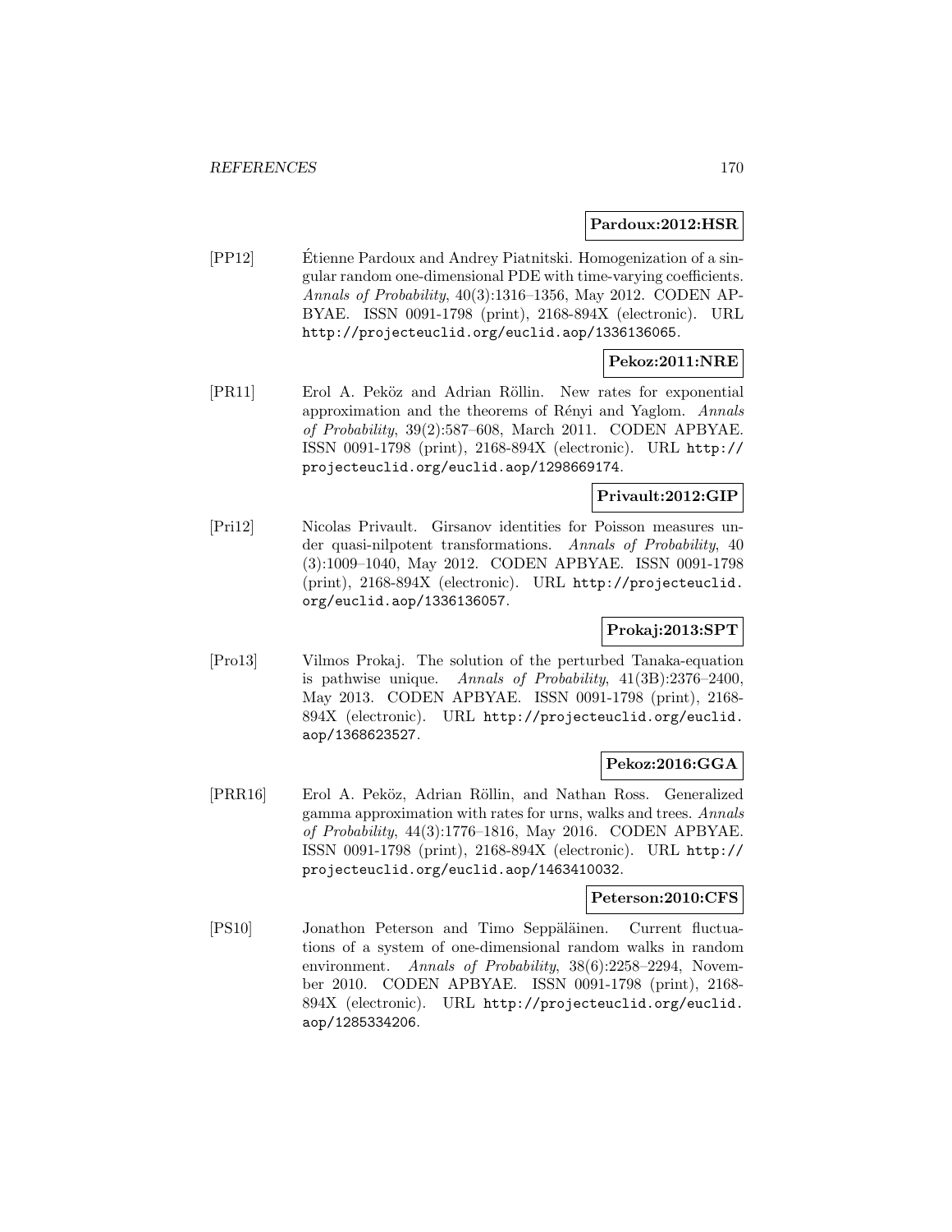**Pardoux:2012:HSR**

[PP12] Étienne Pardoux and Andrey Piatnitski. Homogenization of a singular random one-dimensional PDE with time-varying coefficients. *Annals of Probability*, 40(3):1316–1356, May 2012. CODEN APBYAE. ISSN 0091-1798 (print), 2168-894X (electronic). URL http://projecteuclid.org/euclid.aop/1336136065.

**Pekoz:2011:NRE**

[PR11] Erol A. Peköz and Adrian Röllin. New rates for exponential approximation and the theorems of Rényi and Yaglom. *Annals of Probability*, 39(2):587–608, March 2011. CODEN APBYAE. ISSN 0091-1798 (print), 2168-894X (electronic). URL http://projecteuclid.org/euclid.aop/1298669174.

**Privault:2012:GIP**

[Pri12] Nicolas Privault. Girsanov identities for Poisson measures under quasi-nilpotent transformations. *Annals of Probability*, 40 (3):1009–1040, May 2012. CODEN APBYAE. ISSN 0091-1798 (print), 2168-894X (electronic). URL http://projecteuclid.org/euclid.aop/1336136057.

**Prokaj:2013:SPT**

[Pro13] Vilmos Prokaj. The solution of the perturbed Tanaka-equation is pathwise unique. *Annals of Probability*, 41(3B):2376–2400, May 2013. CODEN APBYAE. ISSN 0091-1798 (print), 2168-894X (electronic). URL http://projecteuclid.org/euclid.aop/1368623527.

**Pekoz:2016:GGA**

[PRR16] Erol A. Peköz, Adrian Röllin, and Nathan Ross. Generalized gamma approximation with rates for urns, walks and trees. *Annals of Probability*, 44(3):1776–1816, May 2016. CODEN APBYAE. ISSN 0091-1798 (print), 2168-894X (electronic). URL http://projecteuclid.org/euclid.aop/1463410032.

**Peterson:2010:CFS**

[PS10] Jonathon Peterson and Timo Seppäläinen. Current fluctuations of a system of one-dimensional random walks in random environment. *Annals of Probability*, 38(6):2258–2294, November 2010. CODEN APBYAE. ISSN 0091-1798 (print), 2168-894X (electronic). URL http://projecteuclid.org/euclid.aop/1285334206.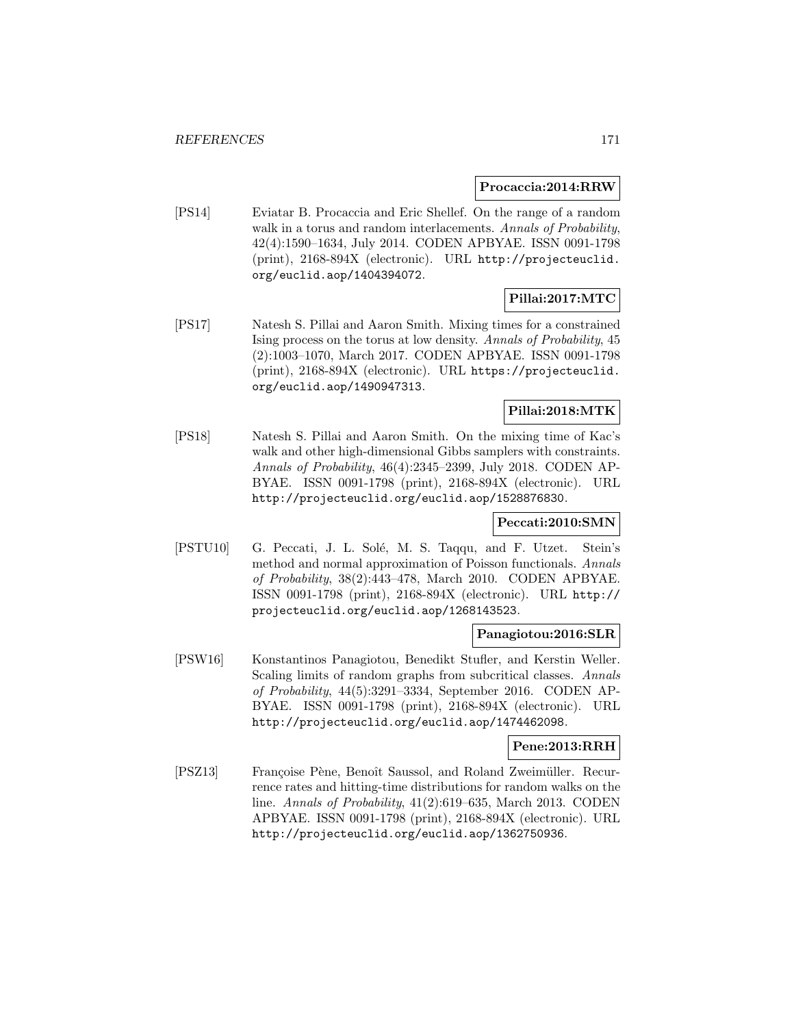**Procaccia:2014:RRW**

[PS14] Eviatar B. Procaccia and Eric Shellef. On the range of a random walk in a torus and random interlacements. *Annals of Probability*, 42(4):1590–1634, July 2014. CODEN APBYAE. ISSN 0091-1798 (print), 2168-894X (electronic). URL http://projecteuclid.org/euclid.aop/1404394072.

**Pillai:2017:MTC**

[PS17] Natesh S. Pillai and Aaron Smith. Mixing times for a constrained Ising process on the torus at low density. *Annals of Probability*, 45 (2):1003–1070, March 2017. CODEN APBYAE. ISSN 0091-1798 (print), 2168-894X (electronic). URL https://projecteuclid.org/euclid.aop/1490947313.

**Pillai:2018:MTK**

[PS18] Natesh S. Pillai and Aaron Smith. On the mixing time of Kac's walk and other high-dimensional Gibbs samplers with constraints. *Annals of Probability*, 46(4):2345–2399, July 2018. CODEN APBYAE. ISSN 0091-1798 (print), 2168-894X (electronic). URL http://projecteuclid.org/euclid.aop/1528876830.

**Peccati:2010:SMN**

[PSTU10] G. Peccati, J. L. Solé, M. S. Taqqu, and F. Utzet. Stein's method and normal approximation of Poisson functionals. *Annals of Probability*, 38(2):443–478, March 2010. CODEN APBYAE. ISSN 0091-1798 (print), 2168-894X (electronic). URL http://projecteuclid.org/euclid.aop/1268143523.

**Panagiotou:2016:SLR**

[PSW16] Konstantinos Panagiotou, Benedikt Stufler, and Kerstin Weller. Scaling limits of random graphs from subcritical classes. *Annals of Probability*, 44(5):3291–3334, September 2016. CODEN APBYAE. ISSN 0091-1798 (print), 2168-894X (electronic). URL http://projecteuclid.org/euclid.aop/1474462098.

**Pene:2013:RRH**

[PSZ13] Françoise Pène, Benoît Saussol, and Roland Zweimüller. Recurrence rates and hitting-time distributions for random walks on the line. *Annals of Probability*, 41(2):619–635, March 2013. CODEN APBYAE. ISSN 0091-1798 (print), 2168-894X (electronic). URL http://projecteuclid.org/euclid.aop/1362750936.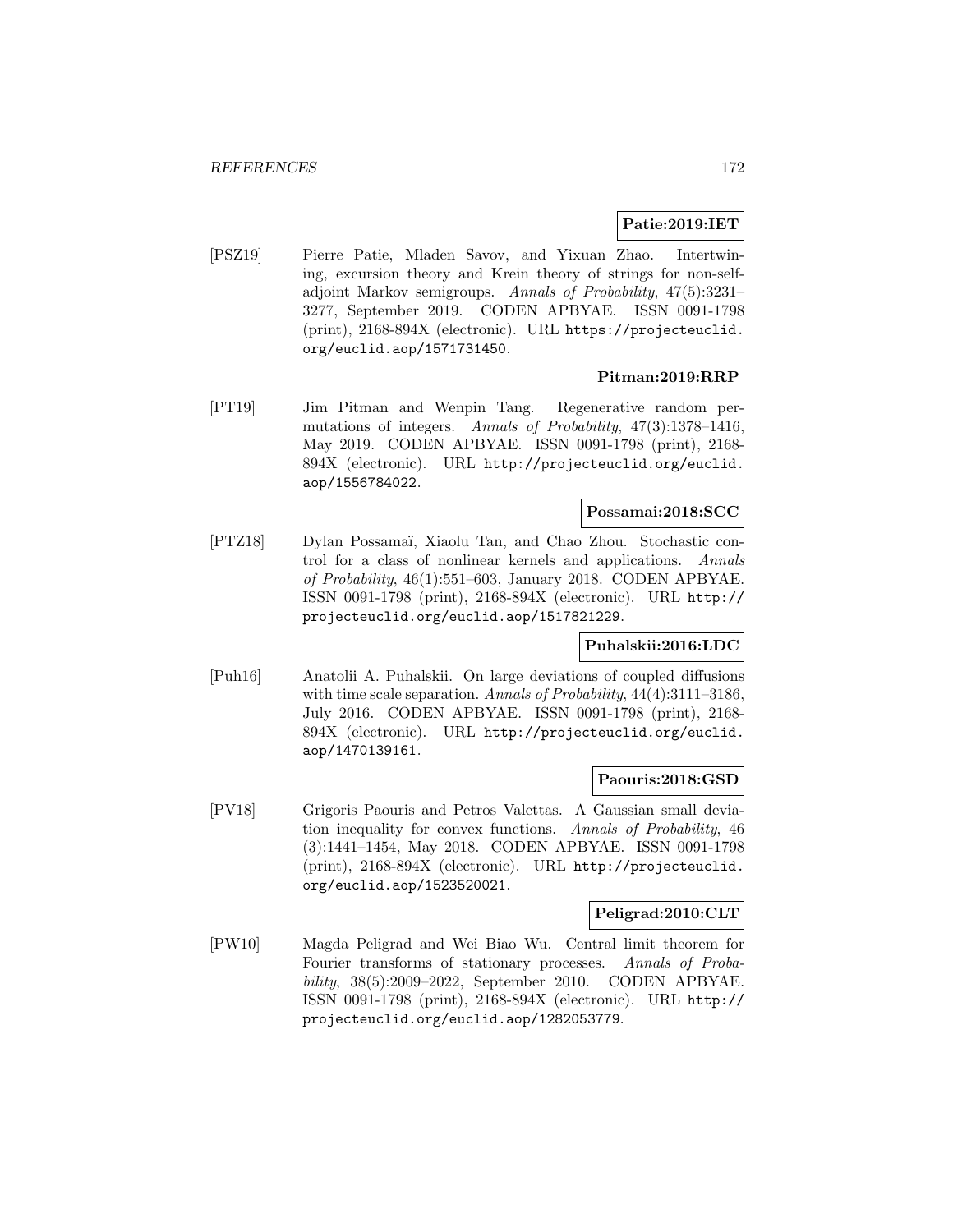**Patie:2019:IET**

[PSZ19] Pierre Patie, Mladen Savov, and Yixuan Zhao. Intertwining, excursion theory and Krein theory of strings for non-self-adjoint Markov semigroups. *Annals of Probability*, 47(5):3231–3277, September 2019. CODEN APBYAE. ISSN 0091-1798 (print), 2168-894X (electronic). URL https://projecteuclid.org/euclid.aop/1571731450.

**Pitman:2019:RRP**

[PT19] Jim Pitman and Wenpin Tang. Regenerative random permutations of integers. *Annals of Probability*, 47(3):1378–1416, May 2019. CODEN APBYAE. ISSN 0091-1798 (print), 2168-894X (electronic). URL http://projecteuclid.org/euclid.aop/1556784022.

**Possamai:2018:SCC**

[PTZ18] Dylan Possamaï, Xiaolu Tan, and Chao Zhou. Stochastic control for a class of nonlinear kernels and applications. *Annals of Probability*, 46(1):551–603, January 2018. CODEN APBYAE. ISSN 0091-1798 (print), 2168-894X (electronic). URL http://projecteuclid.org/euclid.aop/1517821229.

**Puhalskii:2016:LDC**

[Puh16] Anatolii A. Puhalskii. On large deviations of coupled diffusions with time scale separation. *Annals of Probability*, 44(4):3111–3186, July 2016. CODEN APBYAE. ISSN 0091-1798 (print), 2168-894X (electronic). URL http://projecteuclid.org/euclid.aop/1470139161.

**Paouris:2018:GSD**

[PV18] Grigoris Paouris and Petros Valettas. A Gaussian small deviation inequality for convex functions. *Annals of Probability*, 46 (3):1441–1454, May 2018. CODEN APBYAE. ISSN 0091-1798 (print), 2168-894X (electronic). URL http://projecteuclid.org/euclid.aop/1523520021.

**Peligrad:2010:CLT**

[PW10] Magda Peligrad and Wei Biao Wu. Central limit theorem for Fourier transforms of stationary processes. *Annals of Probability*, 38(5):2009–2022, September 2010. CODEN APBYAE. ISSN 0091-1798 (print), 2168-894X (electronic). URL http://projecteuclid.org/euclid.aop/1282053779.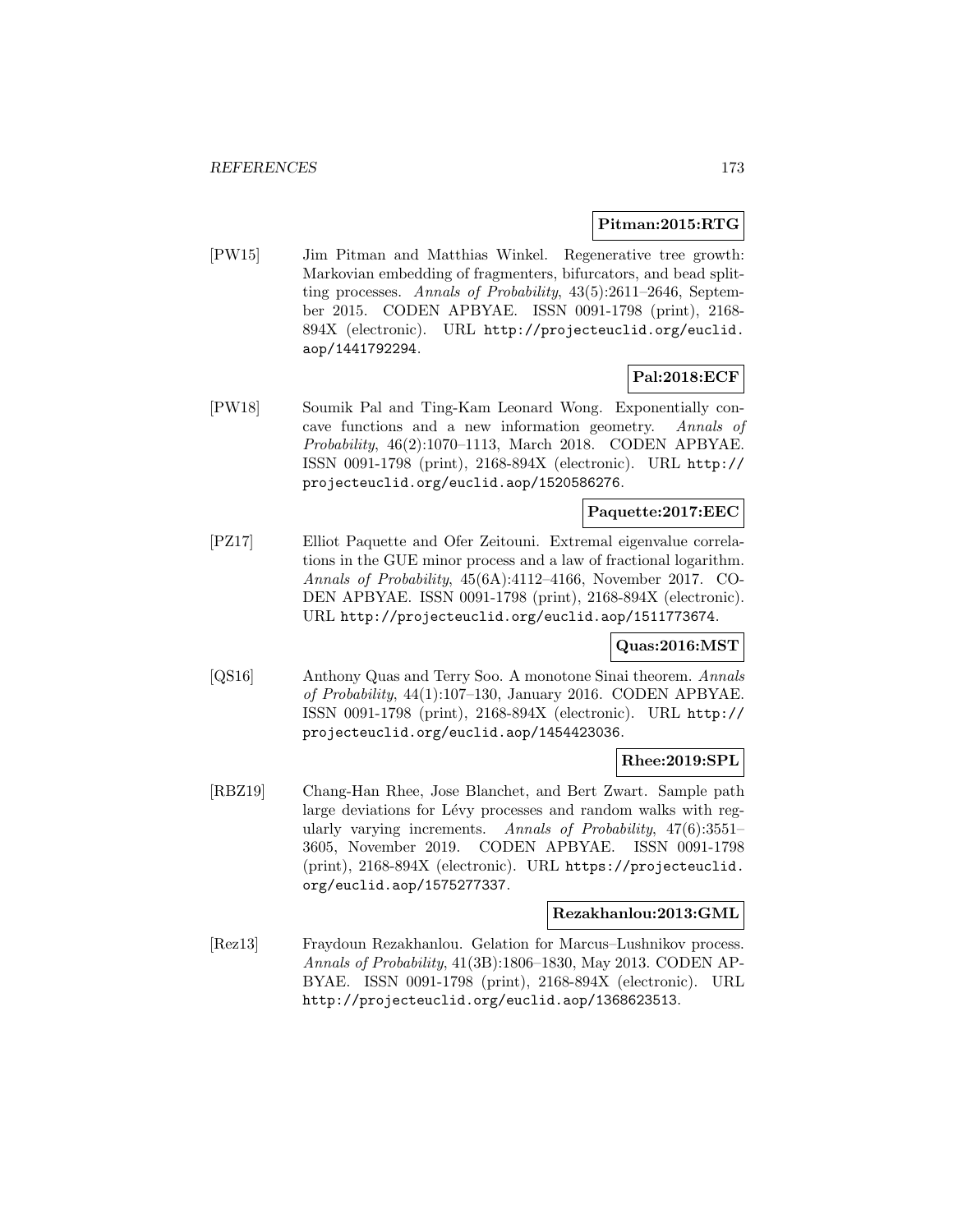**Pitman:2015:RTG**

[PW15] Jim Pitman and Matthias Winkel. Regenerative tree growth: Markovian embedding of fragmenters, bifurcators, and bead splitting processes. *Annals of Probability*, 43(5):2611–2646, September 2015. CODEN APBYAE. ISSN 0091-1798 (print), 2168-894X (electronic). URL http://projecteuclid.org/euclid.aop/1441792294.

**Pal:2018:ECF**

[PW18] Soumik Pal and Ting-Kam Leonard Wong. Exponentially concave functions and a new information geometry. *Annals of Probability*, 46(2):1070–1113, March 2018. CODEN APBYAE. ISSN 0091-1798 (print), 2168-894X (electronic). URL http://projecteuclid.org/euclid.aop/1520586276.

**Paquette:2017:EEC**

[PZ17] Elliot Paquette and Ofer Zeitouni. Extremal eigenvalue correlations in the GUE minor process and a law of fractional logarithm. *Annals of Probability*, 45(6A):4112–4166, November 2017. CODEN APBYAE. ISSN 0091-1798 (print), 2168-894X (electronic). URL http://projecteuclid.org/euclid.aop/1511773674.

**Quas:2016:MST**

[QS16] Anthony Quas and Terry Soo. A monotone Sinai theorem. *Annals of Probability*, 44(1):107–130, January 2016. CODEN APBYAE. ISSN 0091-1798 (print), 2168-894X (electronic). URL http://projecteuclid.org/euclid.aop/1454423036.

**Rhee:2019:SPL**

[RBZ19] Chang-Han Rhee, Jose Blanchet, and Bert Zwart. Sample path large deviations for Lévy processes and random walks with regularly varying increments. *Annals of Probability*, 47(6):3551–3605, November 2019. CODEN APBYAE. ISSN 0091-1798 (print), 2168-894X (electronic). URL https://projecteuclid.org/euclid.aop/1575277337.

**Rezakhanlou:2013:GML**

[Rez13] Fraydoun Rezakhanlou. Gelation for Marcus–Lushnikov process. *Annals of Probability*, 41(3B):1806–1830, May 2013. CODEN APBYAE. ISSN 0091-1798 (print), 2168-894X (electronic). URL http://projecteuclid.org/euclid.aop/1368623513.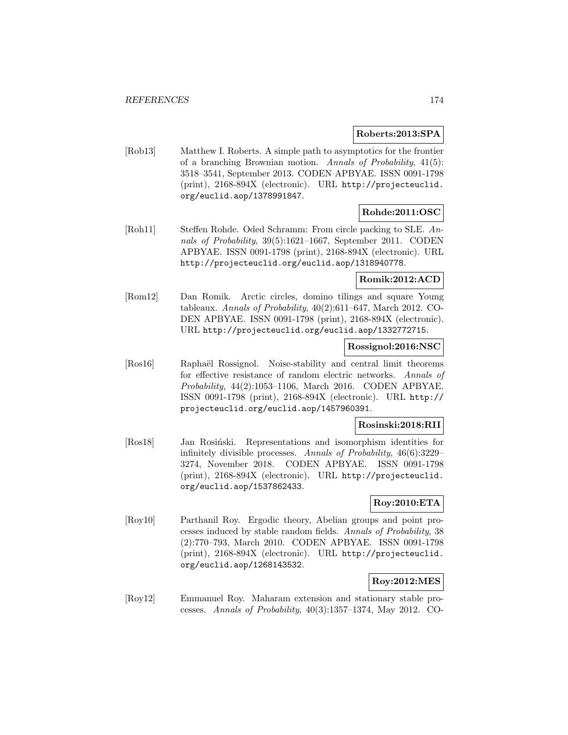**Roberts:2013:SPA**

[Rob13] Matthew I. Roberts. A simple path to asymptotics for the frontier of a branching Brownian motion. *Annals of Probability*, 41(5): 3518–3541, September 2013. CODEN APBYAE. ISSN 0091-1798 (print), 2168-894X (electronic). URL http://projecteuclid.org/euclid.aop/1378991847.

**Rohde:2011:OSC**

[Roh11] Steffen Rohde. Oded Schramm: From circle packing to SLE. *Annals of Probability*, 39(5):1621–1667, September 2011. CODEN APBYAE. ISSN 0091-1798 (print), 2168-894X (electronic). URL http://projecteuclid.org/euclid.aop/1318940778.

**Romik:2012:ACD**

[Rom12] Dan Romik. Arctic circles, domino tilings and square Young tableaux. *Annals of Probability*, 40(2):611–647, March 2012. CODEN APBYAE. ISSN 0091-1798 (print), 2168-894X (electronic). URL http://projecteuclid.org/euclid.aop/1332772715.

**Rossignol:2016:NSC**

[Ros16] Raphaël Rossignol. Noise-stability and central limit theorems for effective resistance of random electric networks. *Annals of Probability*, 44(2):1053–1106, March 2016. CODEN APBYAE. ISSN 0091-1798 (print), 2168-894X (electronic). URL http://projecteuclid.org/euclid.aop/1457960391.

**Rosinski:2018:RII**

[Ros18] Jan Rosiński. Representations and isomorphism identities for infinitely divisible processes. *Annals of Probability*, 46(6):3229–3274, November 2018. CODEN APBYAE. ISSN 0091-1798 (print), 2168-894X (electronic). URL http://projecteuclid.org/euclid.aop/1537862433.

**Roy:2010:ETA**

[Roy10] Parthanil Roy. Ergodic theory, Abelian groups and point processes induced by stable random fields. *Annals of Probability*, 38 (2):770–793, March 2010. CODEN APBYAE. ISSN 0091-1798 (print), 2168-894X (electronic). URL http://projecteuclid.org/euclid.aop/1268143532.

**Roy:2012:MES**

[Roy12] Emmanuel Roy. Maharam extension and stationary stable processes. *Annals of Probability*, 40(3):1357–1374, May 2012. CO-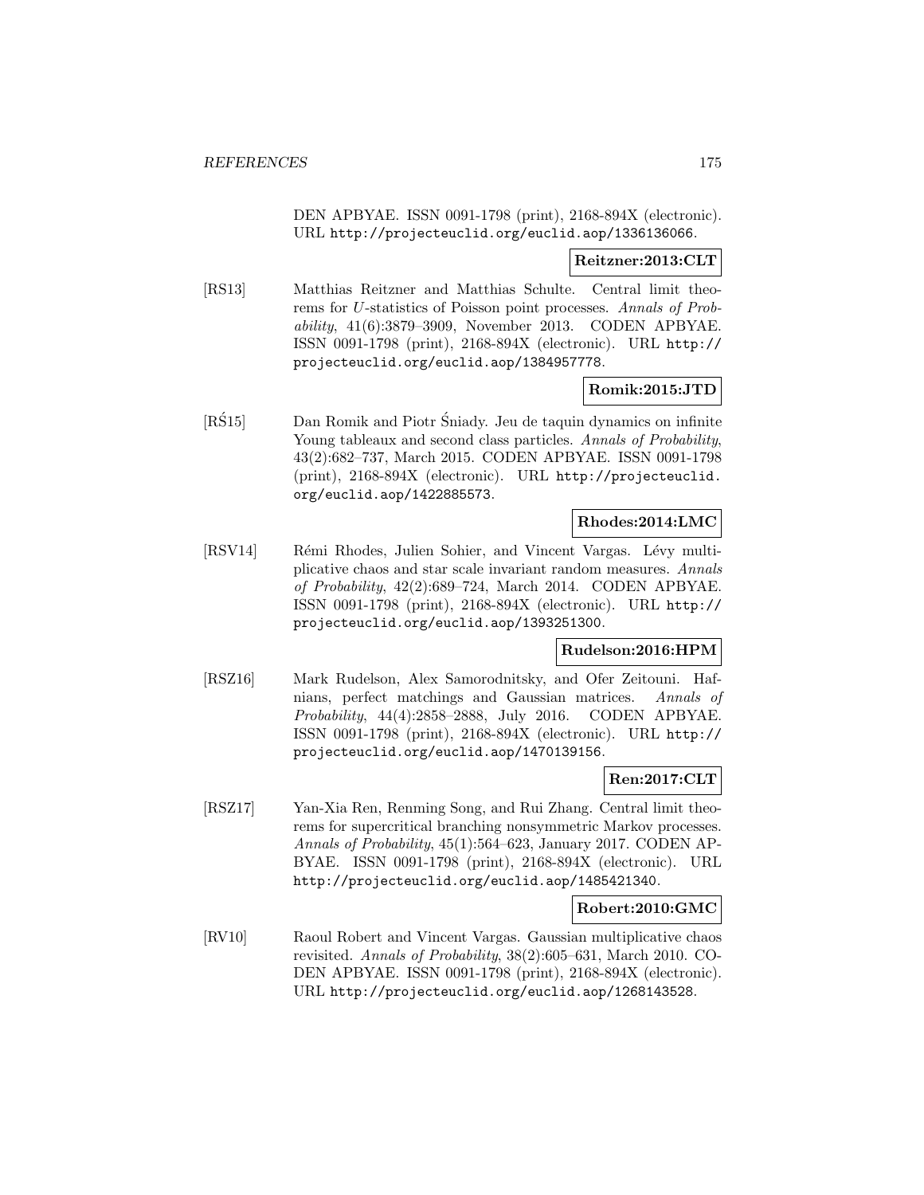DEN APBYAE. ISSN 0091-1798 (print), 2168-894X (electronic). URL http://projecteuclid.org/euclid.aop/1336136066.

**Reitzner:2013:CLT**

[RS13] Matthias Reitzner and Matthias Schulte. Central limit theorems for $U$-statistics of Poisson point processes. *Annals of Probability*, 41(6):3879–3909, November 2013. CODEN APBYAE. ISSN 0091-1798 (print), 2168-894X (electronic). URL http://projecteuclid.org/euclid.aop/1384957778.

**Romik:2015:JTD**

[RŚ15] Dan Romik and Piotr Śniady. Jeu de taquin dynamics on infinite Young tableaux and second class particles. *Annals of Probability*, 43(2):682–737, March 2015. CODEN APBYAE. ISSN 0091-1798 (print), 2168-894X (electronic). URL http://projecteuclid.org/euclid.aop/1422885573.

**Rhodes:2014:LMC**

[RSV14] Rémi Rhodes, Julien Sohier, and Vincent Vargas. Lévy multiplicative chaos and star scale invariant random measures. *Annals of Probability*, 42(2):689–724, March 2014. CODEN APBYAE. ISSN 0091-1798 (print), 2168-894X (electronic). URL http://projecteuclid.org/euclid.aop/1393251300.

**Rudelson:2016:HPM**

[RSZ16] Mark Rudelson, Alex Samorodnitsky, and Ofer Zeitouni. Hafnians, perfect matchings and Gaussian matrices. *Annals of Probability*, 44(4):2858–2888, July 2016. CODEN APBYAE. ISSN 0091-1798 (print), 2168-894X (electronic). URL http://projecteuclid.org/euclid.aop/1470139156.

**Ren:2017:CLT**

[RSZ17] Yan-Xia Ren, Renming Song, and Rui Zhang. Central limit theorems for supercritical branching nonsymmetric Markov processes. *Annals of Probability*, 45(1):564–623, January 2017. CODEN APBYAE. ISSN 0091-1798 (print), 2168-894X (electronic). URL http://projecteuclid.org/euclid.aop/1485421340.

**Robert:2010:GMC**

[RV10] Raoul Robert and Vincent Vargas. Gaussian multiplicative chaos revisited. *Annals of Probability*, 38(2):605–631, March 2010. CODEN APBYAE. ISSN 0091-1798 (print), 2168-894X (electronic). URL http://projecteuclid.org/euclid.aop/1268143528.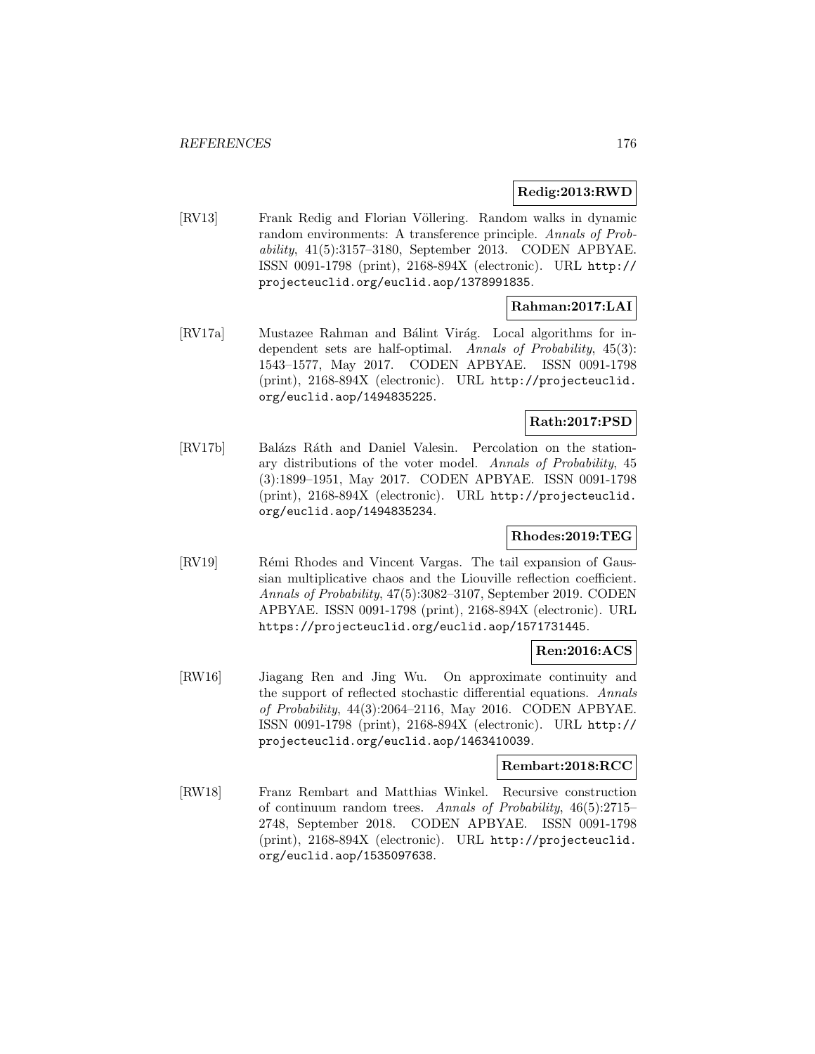**Redig:2013:RWD**

[RV13] Frank Redig and Florian Völlering. Random walks in dynamic random environments: A transference principle. *Annals of Probability*, 41(5):3157–3180, September 2013. CODEN APBYAE. ISSN 0091-1798 (print), 2168-894X (electronic). URL http://projecteuclid.org/euclid.aop/1378991835.

**Rahman:2017:LAI**

[RV17a] Mustazee Rahman and Bálint Virág. Local algorithms for independent sets are half-optimal. *Annals of Probability*, 45(3): 1543–1577, May 2017. CODEN APBYAE. ISSN 0091-1798 (print), 2168-894X (electronic). URL http://projecteuclid.org/euclid.aop/1494835225.

**Rath:2017:PSD**

[RV17b] Balázs Ráth and Daniel Valesin. Percolation on the stationary distributions of the voter model. *Annals of Probability*, 45 (3):1899–1951, May 2017. CODEN APBYAE. ISSN 0091-1798 (print), 2168-894X (electronic). URL http://projecteuclid.org/euclid.aop/1494835234.

**Rhodes:2019:TEG**

[RV19] Rémi Rhodes and Vincent Vargas. The tail expansion of Gaussian multiplicative chaos and the Liouville reflection coefficient. *Annals of Probability*, 47(5):3082–3107, September 2019. CODEN APBYAE. ISSN 0091-1798 (print), 2168-894X (electronic). URL https://projecteuclid.org/euclid.aop/1571731445.

**Ren:2016:ACS**

[RW16] Jiagang Ren and Jing Wu. On approximate continuity and the support of reflected stochastic differential equations. *Annals of Probability*, 44(3):2064–2116, May 2016. CODEN APBYAE. ISSN 0091-1798 (print), 2168-894X (electronic). URL http://projecteuclid.org/euclid.aop/1463410039.

**Rembart:2018:RCC**

[RW18] Franz Rembart and Matthias Winkel. Recursive construction of continuum random trees. *Annals of Probability*, 46(5):2715–2748, September 2018. CODEN APBYAE. ISSN 0091-1798 (print), 2168-894X (electronic). URL http://projecteuclid.org/euclid.aop/1535097638.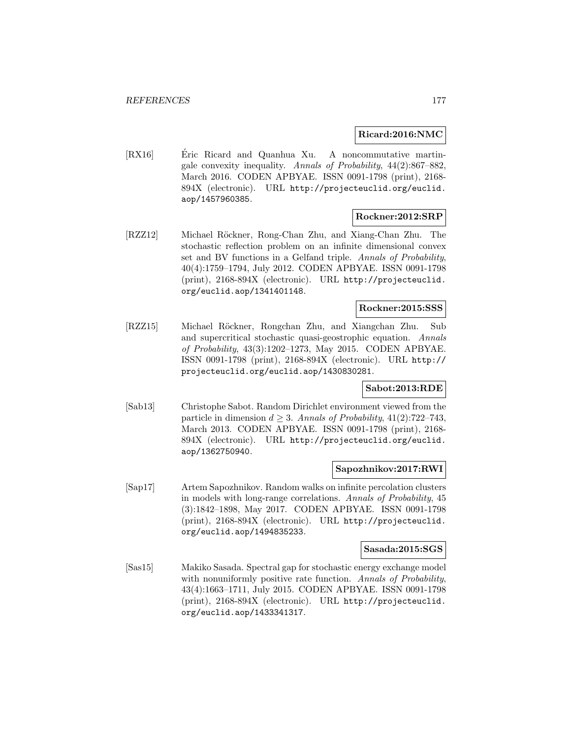**Ricard:2016:NMC**

[RX16] Éric Ricard and Quanhua Xu. A noncommutative martingale convexity inequality. *Annals of Probability*, 44(2):867–882, March 2016. CODEN APBYAE. ISSN 0091-1798 (print), 2168-894X (electronic). URL http://projecteuclid.org/euclid.aop/1457960385.

**Rockner:2012:SRP**

[RZZ12] Michael Röckner, Rong-Chan Zhu, and Xiang-Chan Zhu. The stochastic reflection problem on an infinite dimensional convex set and BV functions in a Gelfand triple. *Annals of Probability*, 40(4):1759–1794, July 2012. CODEN APBYAE. ISSN 0091-1798 (print), 2168-894X (electronic). URL http://projecteuclid.org/euclid.aop/1341401148.

**Rockner:2015:SSS**

[RZZ15] Michael Röckner, Rongchan Zhu, and Xiangchan Zhu. Sub and supercritical stochastic quasi-geostrophic equation. *Annals of Probability*, 43(3):1202–1273, May 2015. CODEN APBYAE. ISSN 0091-1798 (print), 2168-894X (electronic). URL http://projecteuclid.org/euclid.aop/1430830281.

**Sabot:2013:RDE**

[Sab13] Christophe Sabot. Random Dirichlet environment viewed from the particle in dimension $d \geq 3$. *Annals of Probability*, 41(2):722–743, March 2013. CODEN APBYAE. ISSN 0091-1798 (print), 2168-894X (electronic). URL http://projecteuclid.org/euclid.aop/1362750940.

**Sapozhnikov:2017:RWI**

[Sap17] Artem Sapozhnikov. Random walks on infinite percolation clusters in models with long-range correlations. *Annals of Probability*, 45 (3):1842–1898, May 2017. CODEN APBYAE. ISSN 0091-1798 (print), 2168-894X (electronic). URL http://projecteuclid.org/euclid.aop/1494835233.

**Sasada:2015:SGS**

[Sas15] Makiko Sasada. Spectral gap for stochastic energy exchange model with nonuniformly positive rate function. *Annals of Probability*, 43(4):1663–1711, July 2015. CODEN APBYAE. ISSN 0091-1798 (print), 2168-894X (electronic). URL http://projecteuclid.org/euclid.aop/1433341317.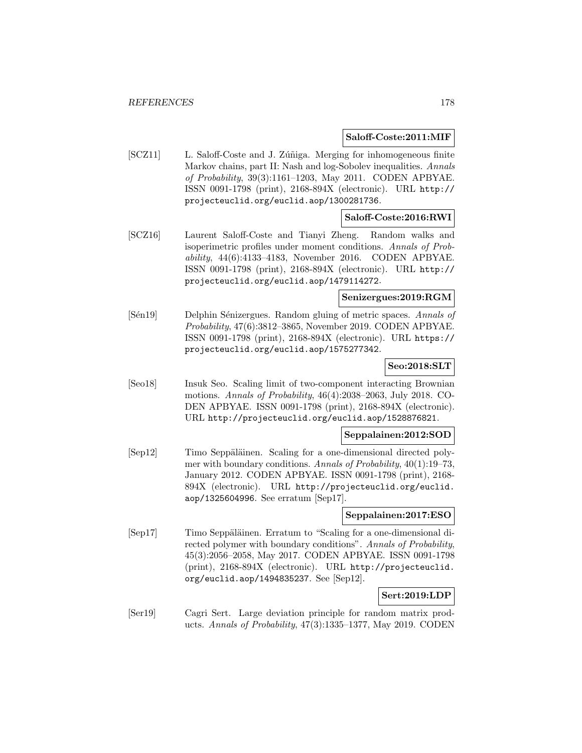**Saloff-Coste:2011:MIF**

[SCZ11] L. Saloff-Coste and J. Zúñiga. Merging for inhomogeneous finite Markov chains, part II: Nash and log-Sobolev inequalities. *Annals of Probability*, 39(3):1161–1203, May 2011. CODEN APBYAE. ISSN 0091-1798 (print), 2168-894X (electronic). URL http://projecteuclid.org/euclid.aop/1300281736.

**Saloff-Coste:2016:RWI**

[SCZ16] Laurent Saloff-Coste and Tianyi Zheng. Random walks and isoperimetric profiles under moment conditions. *Annals of Probability*, 44(6):4133–4183, November 2016. CODEN APBYAE. ISSN 0091-1798 (print), 2168-894X (electronic). URL http://projecteuclid.org/euclid.aop/1479114272.

**Senizergues:2019:RGM**

[Sén19] Delphin Sénizergues. Random gluing of metric spaces. *Annals of Probability*, 47(6):3812–3865, November 2019. CODEN APBYAE. ISSN 0091-1798 (print), 2168-894X (electronic). URL https://projecteuclid.org/euclid.aop/1575277342.

**Seo:2018:SLT**

[Seo18] Insuk Seo. Scaling limit of two-component interacting Brownian motions. *Annals of Probability*, 46(4):2038–2063, July 2018. CODEN APBYAE. ISSN 0091-1798 (print), 2168-894X (electronic). URL http://projecteuclid.org/euclid.aop/1528876821.

**Seppalainen:2012:SOD**

[Sep12] Timo Seppäläinen. Scaling for a one-dimensional directed polymer with boundary conditions. *Annals of Probability*, 40(1):19–73, January 2012. CODEN APBYAE. ISSN 0091-1798 (print), 2168-894X (electronic). URL http://projecteuclid.org/euclid.aop/1325604996. See erratum [Sep17].

**Seppalainen:2017:ESO**

[Sep17] Timo Seppäläinen. Erratum to "Scaling for a one-dimensional directed polymer with boundary conditions". *Annals of Probability*, 45(3):2056–2058, May 2017. CODEN APBYAE. ISSN 0091-1798 (print), 2168-894X (electronic). URL http://projecteuclid.org/euclid.aop/1494835237. See [Sep12].

**Sert:2019:LDP**

[Ser19] Cagri Sert. Large deviation principle for random matrix products. *Annals of Probability*, 47(3):1335–1377, May 2019. CODEN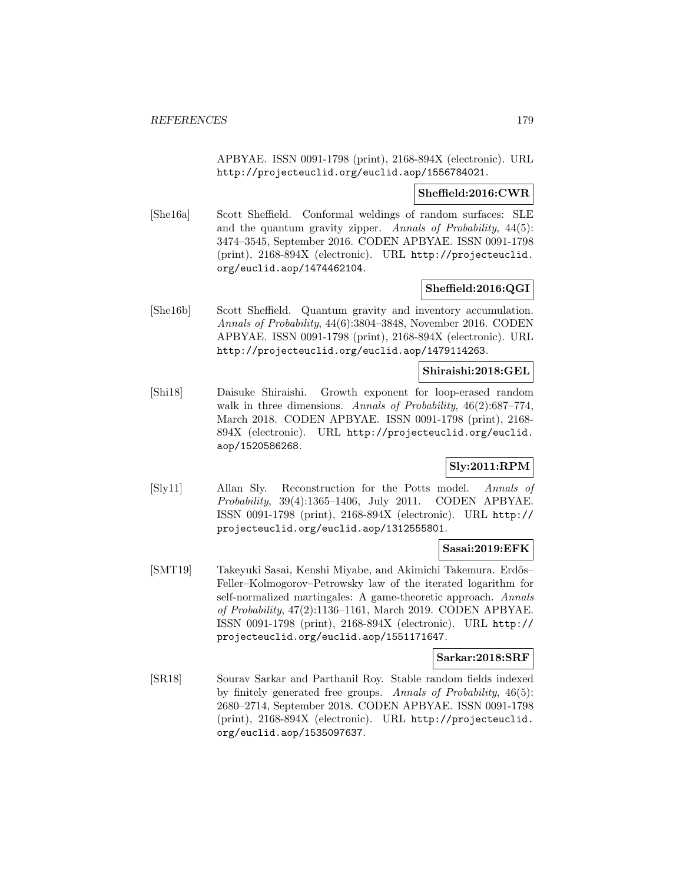APBYAE. ISSN 0091-1798 (print), 2168-894X (electronic). URL http://projecteuclid.org/euclid.aop/1556784021.

**Sheffield:2016:CWR**

[She16a] Scott Sheffield. Conformal weldings of random surfaces: SLE and the quantum gravity zipper. *Annals of Probability*, 44(5): 3474–3545, September 2016. CODEN APBYAE. ISSN 0091-1798 (print), 2168-894X (electronic). URL http://projecteuclid.org/euclid.aop/1474462104.

**Sheffield:2016:QGI**

[She16b] Scott Sheffield. Quantum gravity and inventory accumulation. *Annals of Probability*, 44(6):3804–3848, November 2016. CODEN APBYAE. ISSN 0091-1798 (print), 2168-894X (electronic). URL http://projecteuclid.org/euclid.aop/1479114263.

**Shiraishi:2018:GEL**

[Shi18] Daisuke Shiraishi. Growth exponent for loop-erased random walk in three dimensions. *Annals of Probability*, 46(2):687–774, March 2018. CODEN APBYAE. ISSN 0091-1798 (print), 2168-894X (electronic). URL http://projecteuclid.org/euclid.aop/1520586268.

**Sly:2011:RPM**

[Sly11] Allan Sly. Reconstruction for the Potts model. *Annals of Probability*, 39(4):1365–1406, July 2011. CODEN APBYAE. ISSN 0091-1798 (print), 2168-894X (electronic). URL http://projecteuclid.org/euclid.aop/1312555801.

**Sasai:2019:EFK**

[SMT19] Takeyuki Sasai, Kenshi Miyabe, and Akimichi Takemura. Erdős–Feller–Kolmogorov–Petrowsky law of the iterated logarithm for self-normalized martingales: A game-theoretic approach. *Annals of Probability*, 47(2):1136–1161, March 2019. CODEN APBYAE. ISSN 0091-1798 (print), 2168-894X (electronic). URL http://projecteuclid.org/euclid.aop/1551171647.

**Sarkar:2018:SRF**

[SR18] Sourav Sarkar and Parthanil Roy. Stable random fields indexed by finitely generated free groups. *Annals of Probability*, 46(5): 2680–2714, September 2018. CODEN APBYAE. ISSN 0091-1798 (print), 2168-894X (electronic). URL http://projecteuclid.org/euclid.aop/1535097637.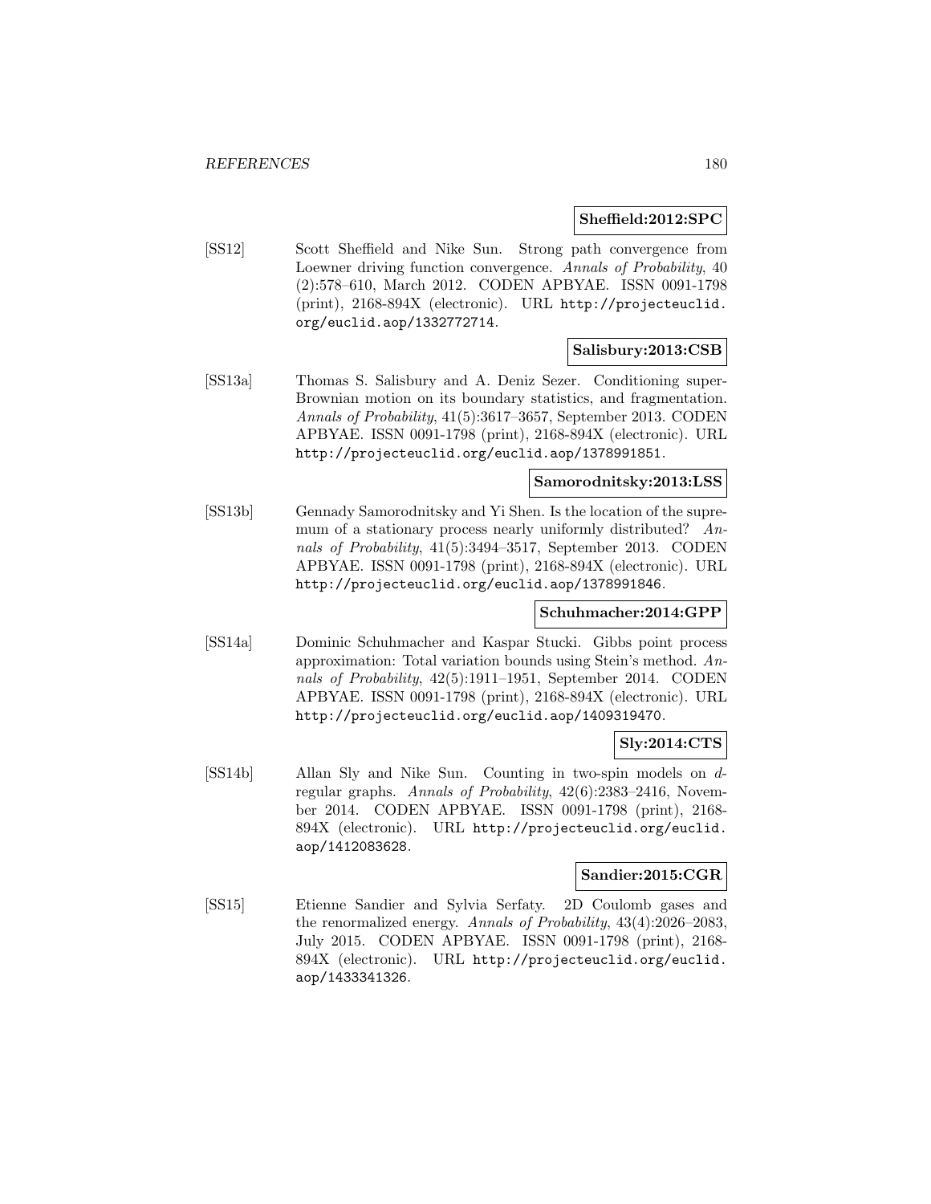**Sheffield:2012:SPC**

[SS12] Scott Sheffield and Nike Sun. Strong path convergence from Loewner driving function convergence. *Annals of Probability*, 40 (2):578–610, March 2012. CODEN APBYAE. ISSN 0091-1798 (print), 2168-894X (electronic). URL http://projecteuclid.org/euclid.aop/1332772714.

**Salisbury:2013:CSB**

[SS13a] Thomas S. Salisbury and A. Deniz Sezer. Conditioning super-Brownian motion on its boundary statistics, and fragmentation. *Annals of Probability*, 41(5):3617–3657, September 2013. CODEN APBYAE. ISSN 0091-1798 (print), 2168-894X (electronic). URL http://projecteuclid.org/euclid.aop/1378991851.

**Samorodnitsky:2013:LSS**

[SS13b] Gennady Samorodnitsky and Yi Shen. Is the location of the supremum of a stationary process nearly uniformly distributed? *Annals of Probability*, 41(5):3494–3517, September 2013. CODEN APBYAE. ISSN 0091-1798 (print), 2168-894X (electronic). URL http://projecteuclid.org/euclid.aop/1378991846.

**Schuhmacher:2014:GPP**

[SS14a] Dominic Schuhmacher and Kaspar Stucki. Gibbs point process approximation: Total variation bounds using Stein's method. *Annals of Probability*, 42(5):1911–1951, September 2014. CODEN APBYAE. ISSN 0091-1798 (print), 2168-894X (electronic). URL http://projecteuclid.org/euclid.aop/1409319470.

**Sly:2014:CTS**

[SS14b] Allan Sly and Nike Sun. Counting in two-spin models on $d$-regular graphs. *Annals of Probability*, 42(6):2383–2416, November 2014. CODEN APBYAE. ISSN 0091-1798 (print), 2168-894X (electronic). URL http://projecteuclid.org/euclid.aop/1412083628.

**Sandier:2015:CGR**

[SS15] Etienne Sandier and Sylvia Serfaty. 2D Coulomb gases and the renormalized energy. *Annals of Probability*, 43(4):2026–2083, July 2015. CODEN APBYAE. ISSN 0091-1798 (print), 2168-894X (electronic). URL http://projecteuclid.org/euclid.aop/1433341326.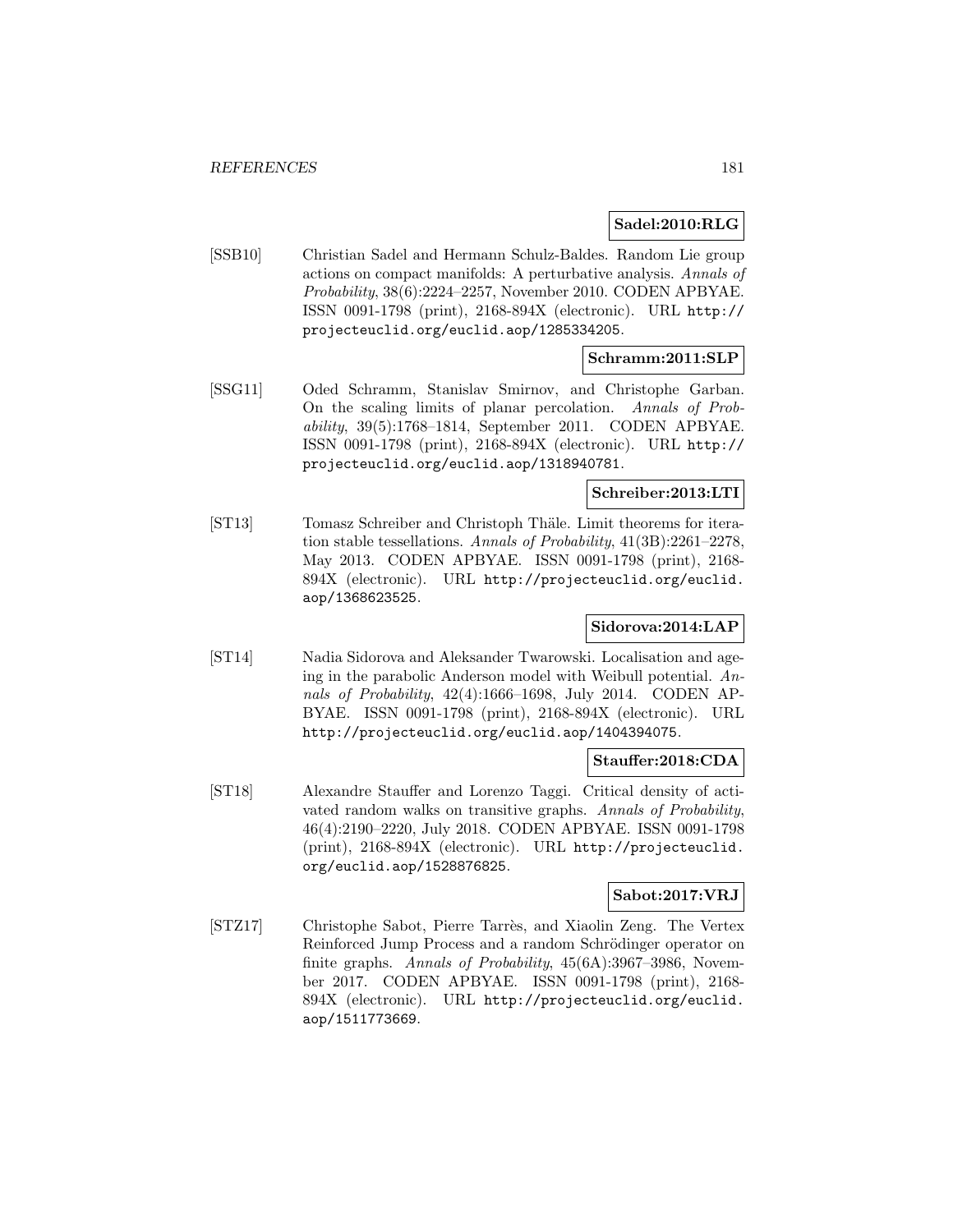**Sadel:2010:RLG**

[SSB10] Christian Sadel and Hermann Schulz-Baldes. Random Lie group actions on compact manifolds: A perturbative analysis. *Annals of Probability*, 38(6):2224–2257, November 2010. CODEN APBYAE. ISSN 0091-1798 (print), 2168-894X (electronic). URL http://projecteuclid.org/euclid.aop/1285334205.

**Schramm:2011:SLP**

[SSG11] Oded Schramm, Stanislav Smirnov, and Christophe Garban. On the scaling limits of planar percolation. *Annals of Probability*, 39(5):1768–1814, September 2011. CODEN APBYAE. ISSN 0091-1798 (print), 2168-894X (electronic). URL http://projecteuclid.org/euclid.aop/1318940781.

**Schreiber:2013:LTI**

[ST13] Tomasz Schreiber and Christoph Thäle. Limit theorems for iteration stable tessellations. *Annals of Probability*, 41(3B):2261–2278, May 2013. CODEN APBYAE. ISSN 0091-1798 (print), 2168-894X (electronic). URL http://projecteuclid.org/euclid.aop/1368623525.

**Sidorova:2014:LAP**

[ST14] Nadia Sidorova and Aleksander Twarowski. Localisation and ageing in the parabolic Anderson model with Weibull potential. *Annals of Probability*, 42(4):1666–1698, July 2014. CODEN APBYAE. ISSN 0091-1798 (print), 2168-894X (electronic). URL http://projecteuclid.org/euclid.aop/1404394075.

**Stauffer:2018:CDA**

[ST18] Alexandre Stauffer and Lorenzo Taggi. Critical density of activated random walks on transitive graphs. *Annals of Probability*, 46(4):2190–2220, July 2018. CODEN APBYAE. ISSN 0091-1798 (print), 2168-894X (electronic). URL http://projecteuclid.org/euclid.aop/1528876825.

**Sabot:2017:VRJ**

[STZ17] Christophe Sabot, Pierre Tarrès, and Xiaolin Zeng. The Vertex Reinforced Jump Process and a random Schrödinger operator on finite graphs. *Annals of Probability*, 45(6A):3967–3986, November 2017. CODEN APBYAE. ISSN 0091-1798 (print), 2168-894X (electronic). URL http://projecteuclid.org/euclid.aop/1511773669.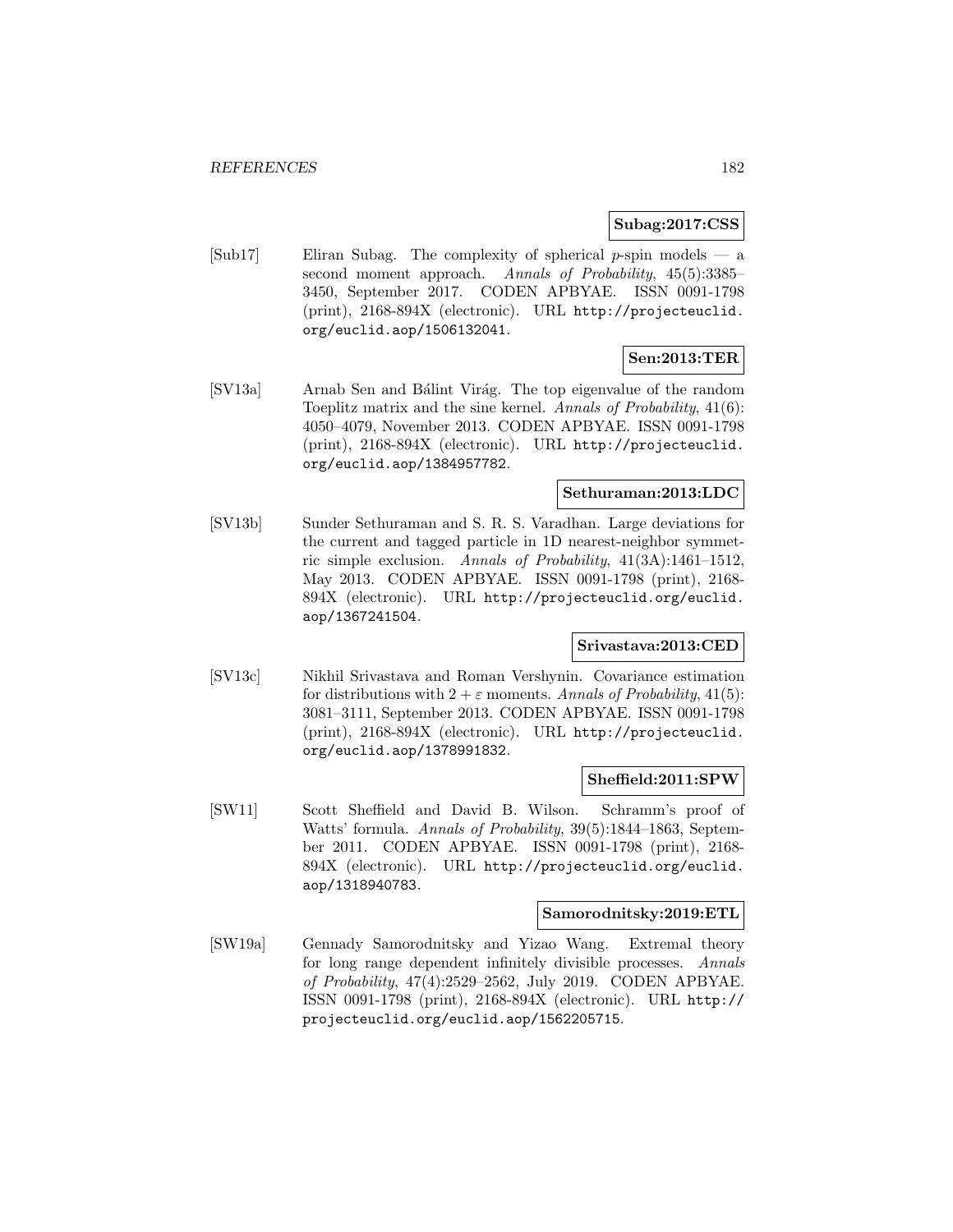**Subag:2017:CSS**

[Sub17] Eliran Subag. The complexity of spherical $p$-spin models — a second moment approach. *Annals of Probability*, 45(5):3385–3450, September 2017. CODEN APBYAE. ISSN 0091-1798 (print), 2168-894X (electronic). URL http://projecteuclid.org/euclid.aop/1506132041.

**Sen:2013:TER**

[SV13a] Arnab Sen and Bálint Virág. The top eigenvalue of the random Toeplitz matrix and the sine kernel. *Annals of Probability*, 41(6):4050–4079, November 2013. CODEN APBYAE. ISSN 0091-1798 (print), 2168-894X (electronic). URL http://projecteuclid.org/euclid.aop/1384957782.

**Sethuraman:2013:LDC**

[SV13b] Sunder Sethuraman and S. R. S. Varadhan. Large deviations for the current and tagged particle in 1D nearest-neighbor symmetric simple exclusion. *Annals of Probability*, 41(3A):1461–1512, May 2013. CODEN APBYAE. ISSN 0091-1798 (print), 2168-894X (electronic). URL http://projecteuclid.org/euclid.aop/1367241504.

**Srivastava:2013:CED**

[SV13c] Nikhil Srivastava and Roman Vershynin. Covariance estimation for distributions with $2 + \varepsilon$ moments. *Annals of Probability*, 41(5):3081–3111, September 2013. CODEN APBYAE. ISSN 0091-1798 (print), 2168-894X (electronic). URL http://projecteuclid.org/euclid.aop/1378991832.

**Sheffield:2011:SPW**

[SW11] Scott Sheffield and David B. Wilson. Schramm's proof of Watts' formula. *Annals of Probability*, 39(5):1844–1863, September 2011. CODEN APBYAE. ISSN 0091-1798 (print), 2168-894X (electronic). URL http://projecteuclid.org/euclid.aop/1318940783.

**Samorodnitsky:2019:ETL**

[SW19a] Gennady Samorodnitsky and Yizao Wang. Extremal theory for long range dependent infinitely divisible processes. *Annals of Probability*, 47(4):2529–2562, July 2019. CODEN APBYAE. ISSN 0091-1798 (print), 2168-894X (electronic). URL http://projecteuclid.org/euclid.aop/1562205715.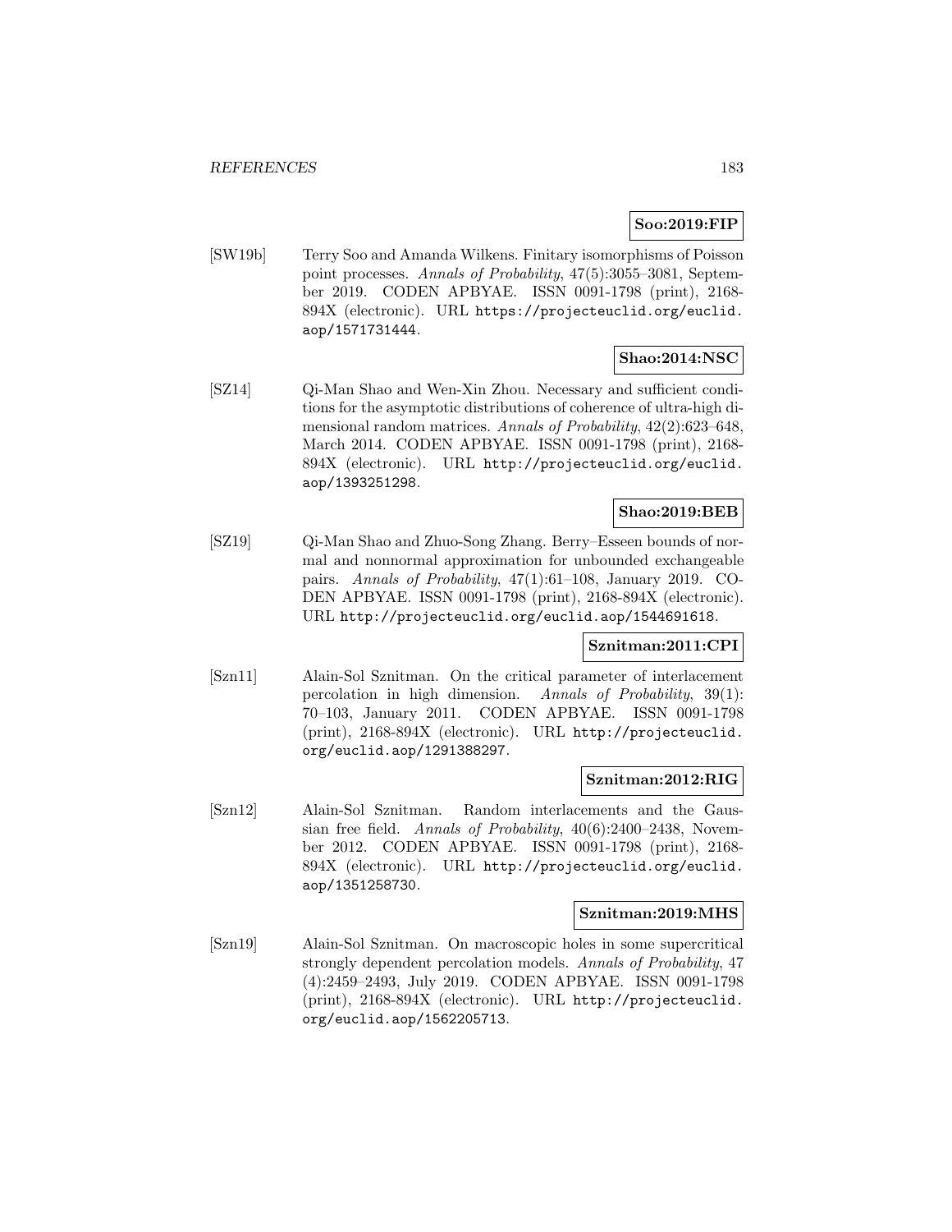**Soo:2019:FIP**

[SW19b] Terry Soo and Amanda Wilkens. Finitary isomorphisms of Poisson point processes. *Annals of Probability*, 47(5):3055–3081, September 2019. CODEN APBYAE. ISSN 0091-1798 (print), 2168-894X (electronic). URL `https://projecteuclid.org/euclid.aop/1571731444`.

**Shao:2014:NSC**

[SZ14] Qi-Man Shao and Wen-Xin Zhou. Necessary and sufficient conditions for the asymptotic distributions of coherence of ultra-high dimensional random matrices. *Annals of Probability*, 42(2):623–648, March 2014. CODEN APBYAE. ISSN 0091-1798 (print), 2168-894X (electronic). URL `http://projecteuclid.org/euclid.aop/1393251298`.

**Shao:2019:BEB**

[SZ19] Qi-Man Shao and Zhuo-Song Zhang. Berry–Esseen bounds of normal and nonnormal approximation for unbounded exchangeable pairs. *Annals of Probability*, 47(1):61–108, January 2019. CODEN APBYAE. ISSN 0091-1798 (print), 2168-894X (electronic). URL `http://projecteuclid.org/euclid.aop/1544691618`.

**Sznitman:2011:CPI**

[Szn11] Alain-Sol Sznitman. On the critical parameter of interlacement percolation in high dimension. *Annals of Probability*, 39(1): 70–103, January 2011. CODEN APBYAE. ISSN 0091-1798 (print), 2168-894X (electronic). URL `http://projecteuclid.org/euclid.aop/1291388297`.

**Sznitman:2012:RIG**

[Szn12] Alain-Sol Sznitman. Random interlacements and the Gaussian free field. *Annals of Probability*, 40(6):2400–2438, November 2012. CODEN APBYAE. ISSN 0091-1798 (print), 2168-894X (electronic). URL `http://projecteuclid.org/euclid.aop/1351258730`.

**Sznitman:2019:MHS**

[Szn19] Alain-Sol Sznitman. On macroscopic holes in some supercritical strongly dependent percolation models. *Annals of Probability*, 47 (4):2459–2493, July 2019. CODEN APBYAE. ISSN 0091-1798 (print), 2168-894X (electronic). URL `http://projecteuclid.org/euclid.aop/1562205713`.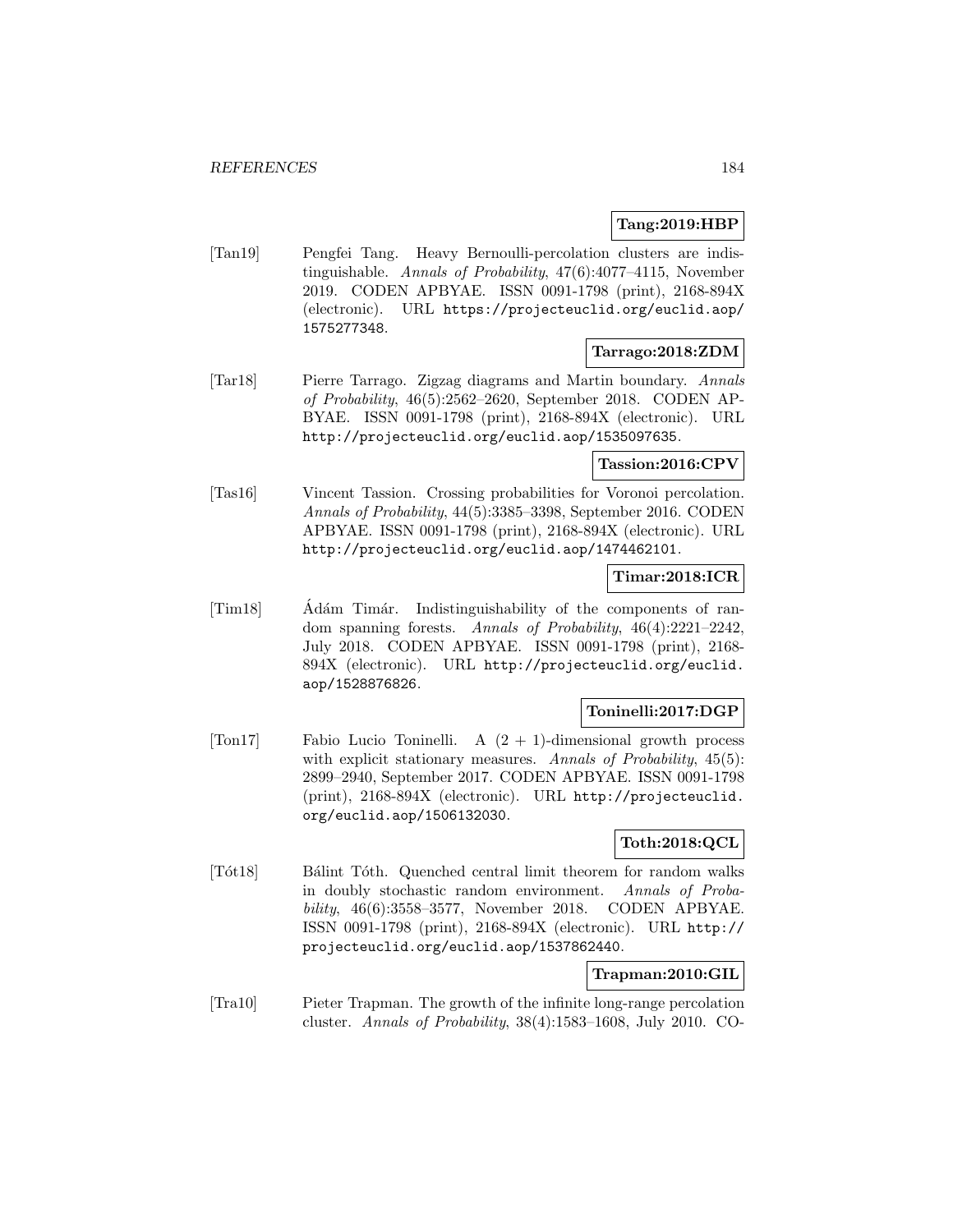**Tang:2019:HBP**

[Tan19] Pengfei Tang. Heavy Bernoulli-percolation clusters are indistinguishable. *Annals of Probability*, 47(6):4077–4115, November 2019. CODEN APBYAE. ISSN 0091-1798 (print), 2168-894X (electronic). URL https://projecteuclid.org/euclid.aop/1575277348.

**Tarrago:2018:ZDM**

[Tar18] Pierre Tarrago. Zigzag diagrams and Martin boundary. *Annals of Probability*, 46(5):2562–2620, September 2018. CODEN APBYAE. ISSN 0091-1798 (print), 2168-894X (electronic). URL http://projecteuclid.org/euclid.aop/1535097635.

**Tassion:2016:CPV**

[Tas16] Vincent Tassion. Crossing probabilities for Voronoi percolation. *Annals of Probability*, 44(5):3385–3398, September 2016. CODEN APBYAE. ISSN 0091-1798 (print), 2168-894X (electronic). URL http://projecteuclid.org/euclid.aop/1474462101.

**Timar:2018:ICR**

[Tim18] Ádám Timár. Indistinguishability of the components of random spanning forests. *Annals of Probability*, 46(4):2221–2242, July 2018. CODEN APBYAE. ISSN 0091-1798 (print), 2168-894X (electronic). URL http://projecteuclid.org/euclid.aop/1528876826.

**Toninelli:2017:DGP**

[Ton17] Fabio Lucio Toninelli. A $(2 + 1)$-dimensional growth process with explicit stationary measures. *Annals of Probability*, 45(5): 2899–2940, September 2017. CODEN APBYAE. ISSN 0091-1798 (print), 2168-894X (electronic). URL http://projecteuclid.org/euclid.aop/1506132030.

**Toth:2018:QCL**

[Tót18] Bálint Tóth. Quenched central limit theorem for random walks in doubly stochastic random environment. *Annals of Probability*, 46(6):3558–3577, November 2018. CODEN APBYAE. ISSN 0091-1798 (print), 2168-894X (electronic). URL http://projecteuclid.org/euclid.aop/1537862440.

**Trapman:2010:GIL**

[Tra10] Pieter Trapman. The growth of the infinite long-range percolation cluster. *Annals of Probability*, 38(4):1583–1608, July 2010. CO-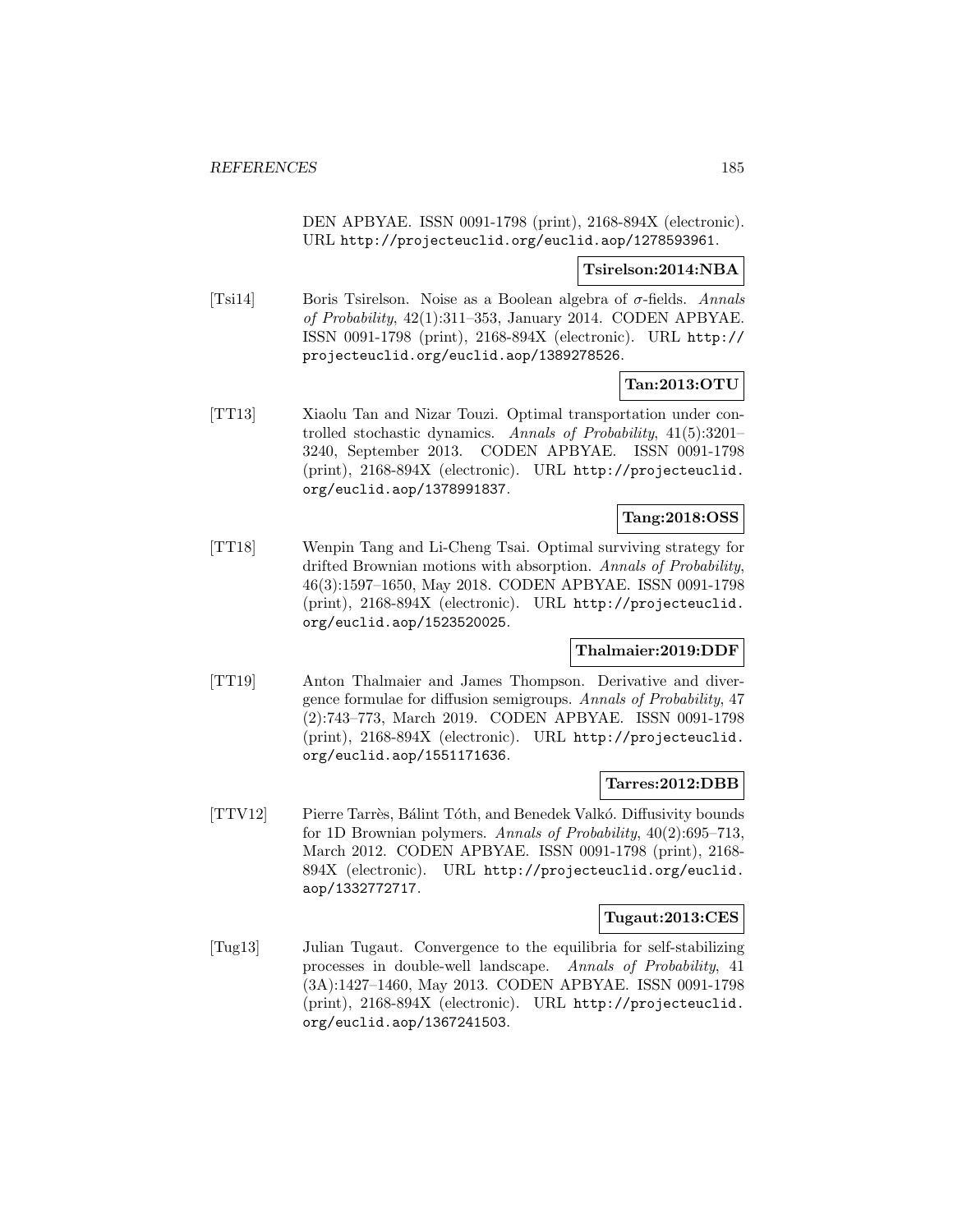DEN APBYAE. ISSN 0091-1798 (print), 2168-894X (electronic). URL http://projecteuclid.org/euclid.aop/1278593961.

**Tsirelson:2014:NBA**

[Tsi14] Boris Tsirelson. Noise as a Boolean algebra of $\sigma$-fields. *Annals of Probability*, 42(1):311–353, January 2014. CODEN APBYAE. ISSN 0091-1798 (print), 2168-894X (electronic). URL http://projecteuclid.org/euclid.aop/1389278526.

**Tan:2013:OTU**

[TT13] Xiaolu Tan and Nizar Touzi. Optimal transportation under controlled stochastic dynamics. *Annals of Probability*, 41(5):3201–3240, September 2013. CODEN APBYAE. ISSN 0091-1798 (print), 2168-894X (electronic). URL http://projecteuclid.org/euclid.aop/1378991837.

**Tang:2018:OSS**

[TT18] Wenpin Tang and Li-Cheng Tsai. Optimal surviving strategy for drifted Brownian motions with absorption. *Annals of Probability*, 46(3):1597–1650, May 2018. CODEN APBYAE. ISSN 0091-1798 (print), 2168-894X (electronic). URL http://projecteuclid.org/euclid.aop/1523520025.

**Thalmaier:2019:DDF**

[TT19] Anton Thalmaier and James Thompson. Derivative and divergence formulae for diffusion semigroups. *Annals of Probability*, 47 (2):743–773, March 2019. CODEN APBYAE. ISSN 0091-1798 (print), 2168-894X (electronic). URL http://projecteuclid.org/euclid.aop/1551171636.

**Tarres:2012:DBB**

[TTV12] Pierre Tarrès, Bálint Tóth, and Benedek Valkó. Diffusivity bounds for 1D Brownian polymers. *Annals of Probability*, 40(2):695–713, March 2012. CODEN APBYAE. ISSN 0091-1798 (print), 2168-894X (electronic). URL http://projecteuclid.org/euclid.aop/1332772717.

**Tugaut:2013:CES**

[Tug13] Julian Tugaut. Convergence to the equilibria for self-stabilizing processes in double-well landscape. *Annals of Probability*, 41 (3A):1427–1460, May 2013. CODEN APBYAE. ISSN 0091-1798 (print), 2168-894X (electronic). URL http://projecteuclid.org/euclid.aop/1367241503.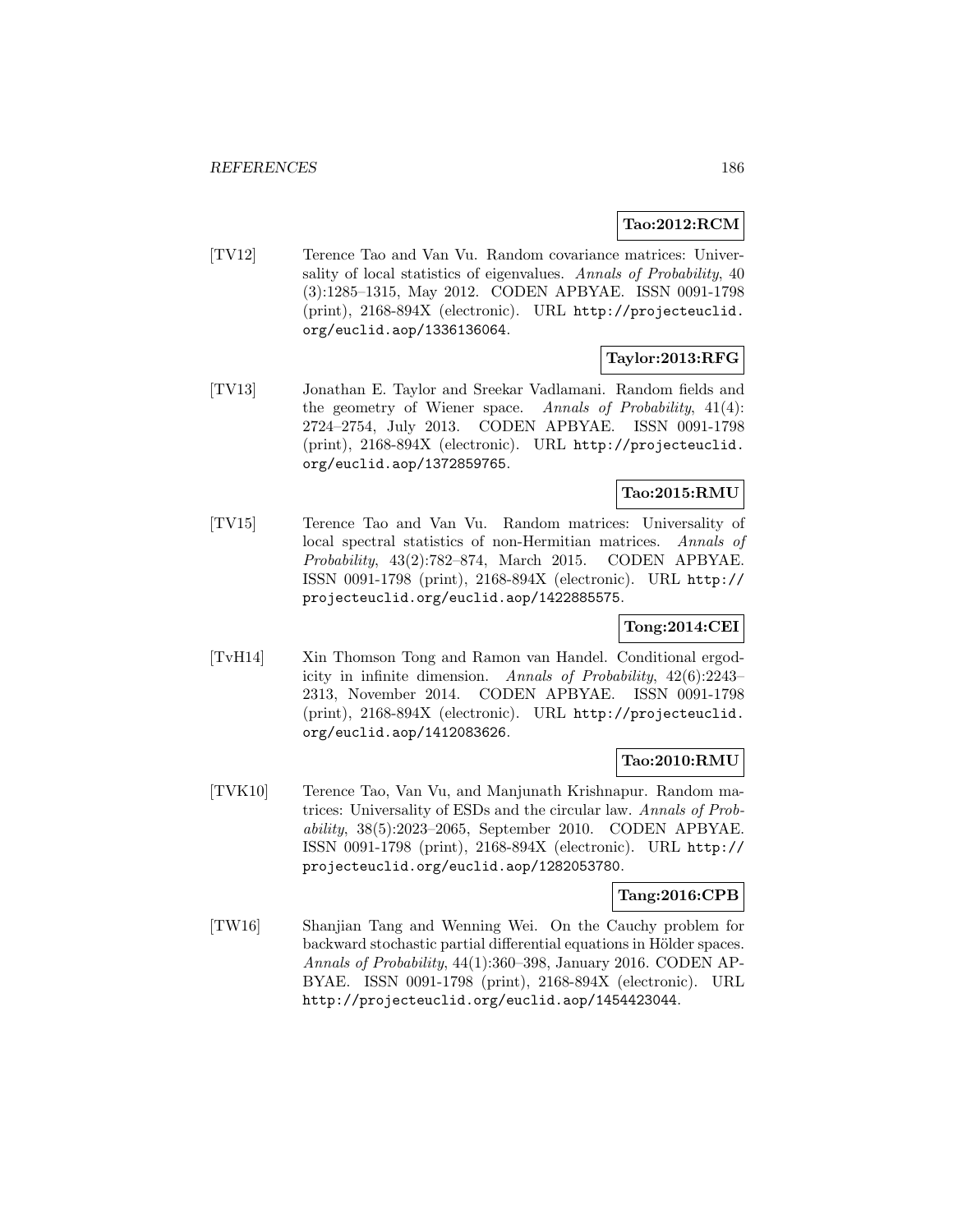**Tao:2012:RCM**

[TV12] Terence Tao and Van Vu. Random covariance matrices: Universality of local statistics of eigenvalues. *Annals of Probability*, 40 (3):1285–1315, May 2012. CODEN APBYAE. ISSN 0091-1798 (print), 2168-894X (electronic). URL `http://projecteuclid.org/euclid.aop/1336136064`.

**Taylor:2013:RFG**

[TV13] Jonathan E. Taylor and Sreekar Vadlamani. Random fields and the geometry of Wiener space. *Annals of Probability*, 41(4): 2724–2754, July 2013. CODEN APBYAE. ISSN 0091-1798 (print), 2168-894X (electronic). URL `http://projecteuclid.org/euclid.aop/1372859765`.

**Tao:2015:RMU**

[TV15] Terence Tao and Van Vu. Random matrices: Universality of local spectral statistics of non-Hermitian matrices. *Annals of Probability*, 43(2):782–874, March 2015. CODEN APBYAE. ISSN 0091-1798 (print), 2168-894X (electronic). URL `http://projecteuclid.org/euclid.aop/1422885575`.

**Tong:2014:CEI**

[TvH14] Xin Thomson Tong and Ramon van Handel. Conditional ergodicity in infinite dimension. *Annals of Probability*, 42(6):2243–2313, November 2014. CODEN APBYAE. ISSN 0091-1798 (print), 2168-894X (electronic). URL `http://projecteuclid.org/euclid.aop/1412083626`.

**Tao:2010:RMU**

[TVK10] Terence Tao, Van Vu, and Manjunath Krishnapur. Random matrices: Universality of ESDs and the circular law. *Annals of Probability*, 38(5):2023–2065, September 2010. CODEN APBYAE. ISSN 0091-1798 (print), 2168-894X (electronic). URL `http://projecteuclid.org/euclid.aop/1282053780`.

**Tang:2016:CPB**

[TW16] Shanjian Tang and Wenning Wei. On the Cauchy problem for backward stochastic partial differential equations in Hölder spaces. *Annals of Probability*, 44(1):360–398, January 2016. CODEN APBYAE. ISSN 0091-1798 (print), 2168-894X (electronic). URL `http://projecteuclid.org/euclid.aop/1454423044`.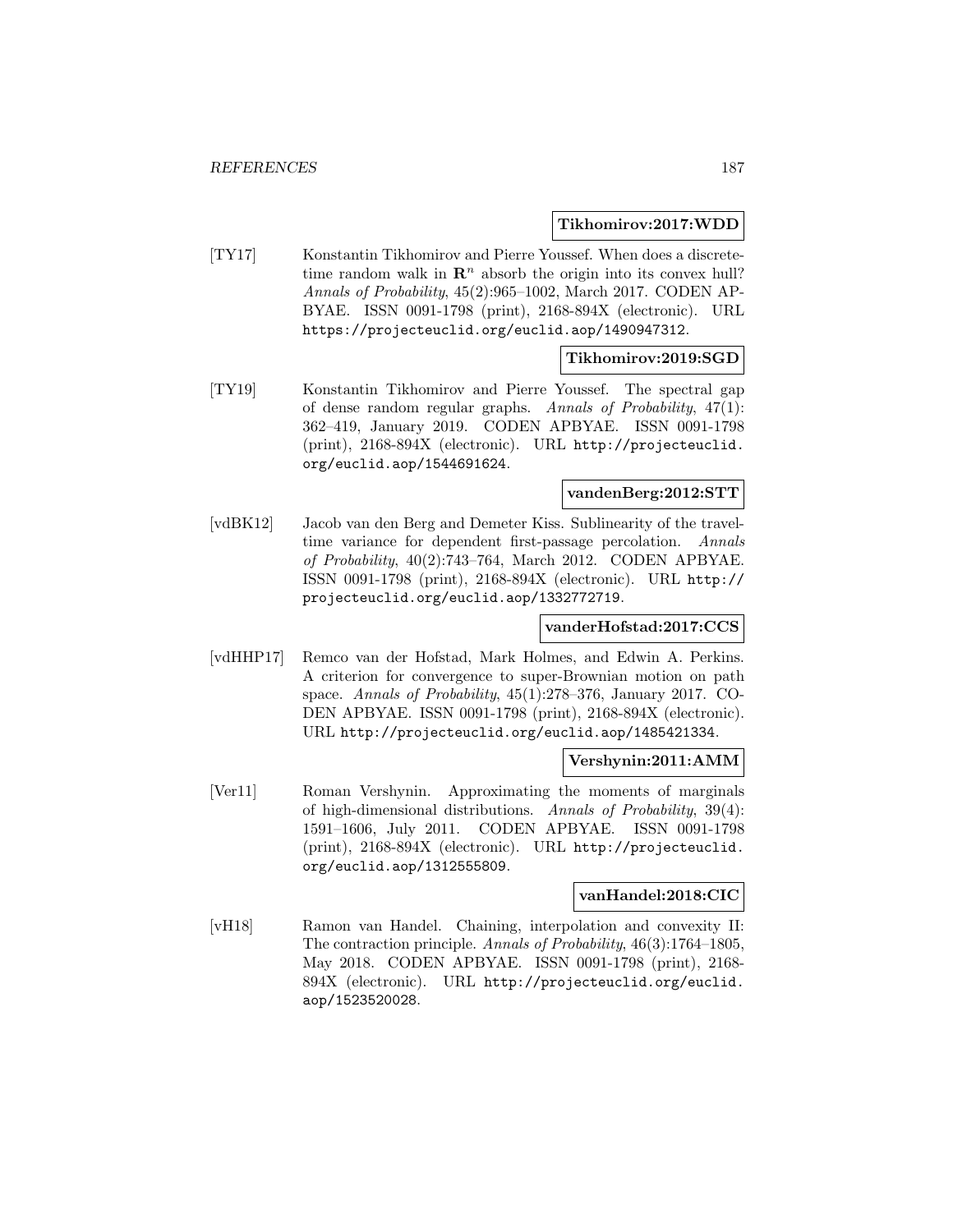**Tikhomirov:2017:WDD**

[TY17] Konstantin Tikhomirov and Pierre Youssef. When does a discrete-time random walk in $\mathbf{R}^n$ absorb the origin into its convex hull? *Annals of Probability*, 45(2):965–1002, March 2017. CODEN APBYAE. ISSN 0091-1798 (print), 2168-894X (electronic). URL `https://projecteuclid.org/euclid.aop/1490947312`.

**Tikhomirov:2019:SGD**

[TY19] Konstantin Tikhomirov and Pierre Youssef. The spectral gap of dense random regular graphs. *Annals of Probability*, 47(1): 362–419, January 2019. CODEN APBYAE. ISSN 0091-1798 (print), 2168-894X (electronic). URL `http://projecteuclid.org/euclid.aop/1544691624`.

**vandenBerg:2012:STT**

[vdBK12] Jacob van den Berg and Demeter Kiss. Sublinearity of the travel-time variance for dependent first-passage percolation. *Annals of Probability*, 40(2):743–764, March 2012. CODEN APBYAE. ISSN 0091-1798 (print), 2168-894X (electronic). URL `http://projecteuclid.org/euclid.aop/1332772719`.

**vanderHofstad:2017:CCS**

[vdHHP17] Remco van der Hofstad, Mark Holmes, and Edwin A. Perkins. A criterion for convergence to super-Brownian motion on path space. *Annals of Probability*, 45(1):278–376, January 2017. CODEN APBYAE. ISSN 0091-1798 (print), 2168-894X (electronic). URL `http://projecteuclid.org/euclid.aop/1485421334`.

**Vershynin:2011:AMM**

[Ver11] Roman Vershynin. Approximating the moments of marginals of high-dimensional distributions. *Annals of Probability*, 39(4): 1591–1606, July 2011. CODEN APBYAE. ISSN 0091-1798 (print), 2168-894X (electronic). URL `http://projecteuclid.org/euclid.aop/1312555809`.

**vanHandel:2018:CIC**

[vH18] Ramon van Handel. Chaining, interpolation and convexity II: The contraction principle. *Annals of Probability*, 46(3):1764–1805, May 2018. CODEN APBYAE. ISSN 0091-1798 (print), 2168-894X (electronic). URL `http://projecteuclid.org/euclid.aop/1523520028`.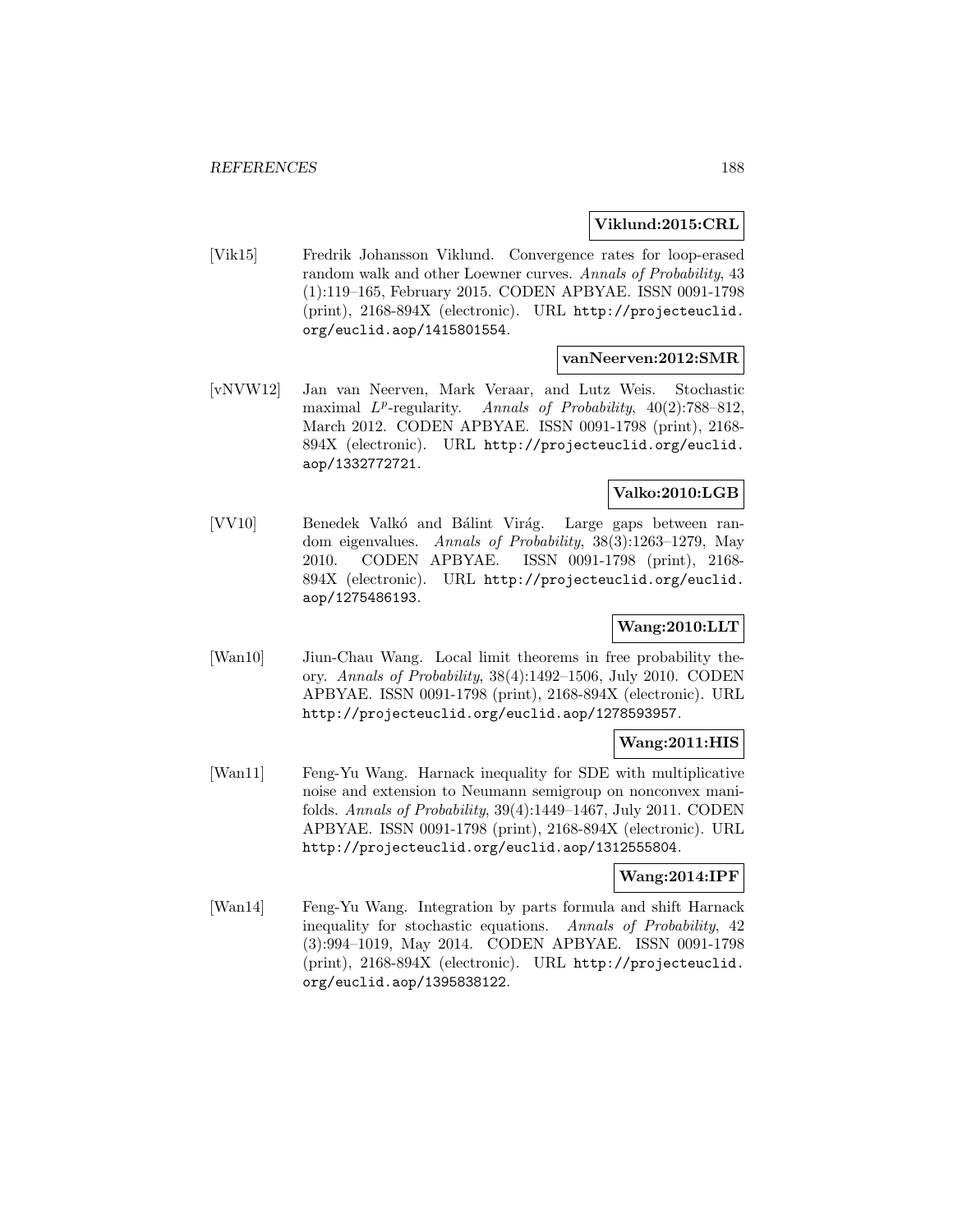**Viklund:2015:CRL**

[Vik15] Fredrik Johansson Viklund. Convergence rates for loop-erased random walk and other Loewner curves. *Annals of Probability*, 43 (1):119–165, February 2015. CODEN APBYAE. ISSN 0091-1798 (print), 2168-894X (electronic). URL http://projecteuclid.org/euclid.aop/1415801554.

**vanNeerven:2012:SMR**

[vNVW12] Jan van Neerven, Mark Veraar, and Lutz Weis. Stochastic maximal $L^p$-regularity. *Annals of Probability*, 40(2):788–812, March 2012. CODEN APBYAE. ISSN 0091-1798 (print), 2168-894X (electronic). URL http://projecteuclid.org/euclid.aop/1332772721.

**Valko:2010:LGB**

[VV10] Benedek Valkó and Bálint Virág. Large gaps between random eigenvalues. *Annals of Probability*, 38(3):1263–1279, May 2010. CODEN APBYAE. ISSN 0091-1798 (print), 2168-894X (electronic). URL http://projecteuclid.org/euclid.aop/1275486193.

**Wang:2010:LLT**

[Wan10] Jiun-Chau Wang. Local limit theorems in free probability theory. *Annals of Probability*, 38(4):1492–1506, July 2010. CODEN APBYAE. ISSN 0091-1798 (print), 2168-894X (electronic). URL http://projecteuclid.org/euclid.aop/1278593957.

**Wang:2011:HIS**

[Wan11] Feng-Yu Wang. Harnack inequality for SDE with multiplicative noise and extension to Neumann semigroup on nonconvex manifolds. *Annals of Probability*, 39(4):1449–1467, July 2011. CODEN APBYAE. ISSN 0091-1798 (print), 2168-894X (electronic). URL http://projecteuclid.org/euclid.aop/1312555804.

**Wang:2014:IPF**

[Wan14] Feng-Yu Wang. Integration by parts formula and shift Harnack inequality for stochastic equations. *Annals of Probability*, 42 (3):994–1019, May 2014. CODEN APBYAE. ISSN 0091-1798 (print), 2168-894X (electronic). URL http://projecteuclid.org/euclid.aop/1395838122.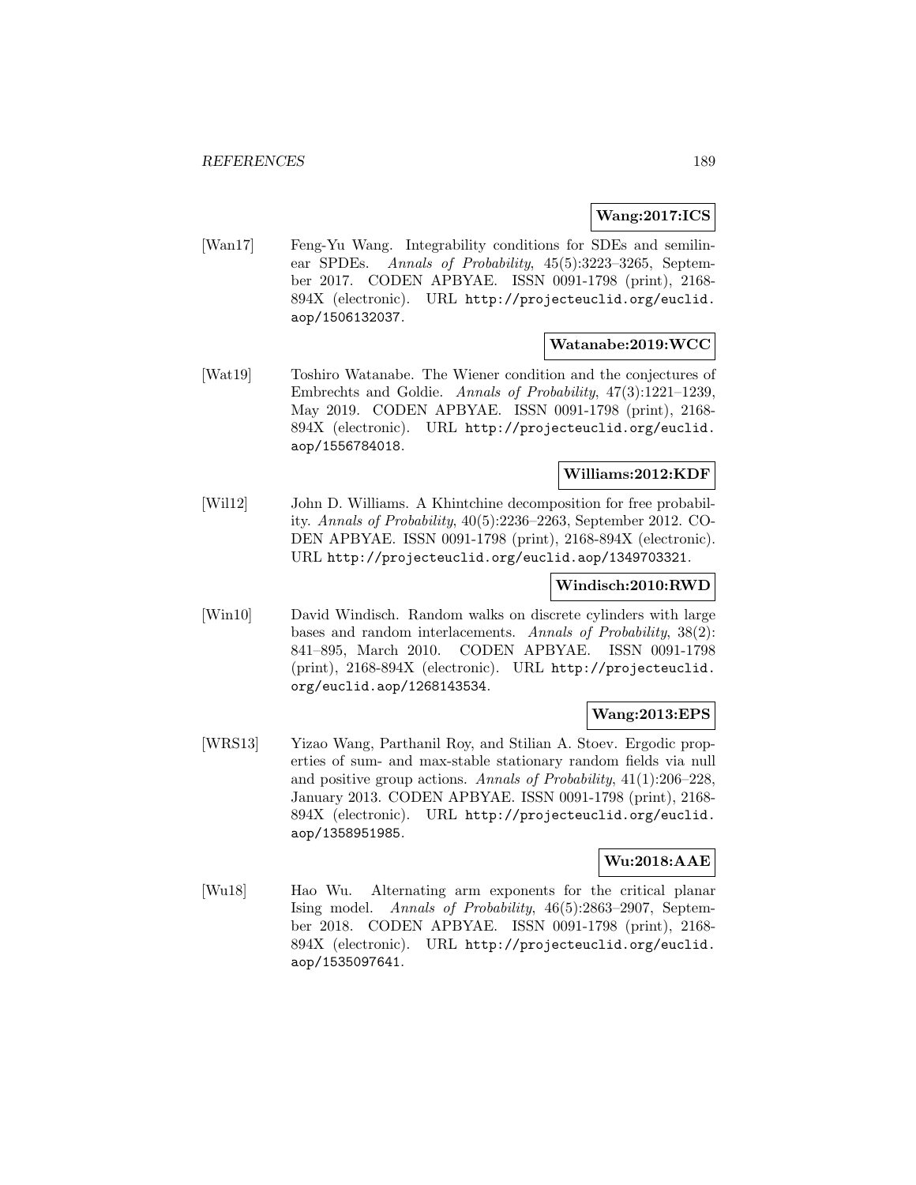**Wang:2017:ICS**

[Wan17] Feng-Yu Wang. Integrability conditions for SDEs and semilinear SPDEs. *Annals of Probability*, 45(5):3223–3265, September 2017. CODEN APBYAE. ISSN 0091-1798 (print), 2168-894X (electronic). URL http://projecteuclid.org/euclid.aop/1506132037.

**Watanabe:2019:WCC**

[Wat19] Toshiro Watanabe. The Wiener condition and the conjectures of Embrechts and Goldie. *Annals of Probability*, 47(3):1221–1239, May 2019. CODEN APBYAE. ISSN 0091-1798 (print), 2168-894X (electronic). URL http://projecteuclid.org/euclid.aop/1556784018.

**Williams:2012:KDF**

[Wil12] John D. Williams. A Khintchine decomposition for free probability. *Annals of Probability*, 40(5):2236–2263, September 2012. CODEN APBYAE. ISSN 0091-1798 (print), 2168-894X (electronic). URL http://projecteuclid.org/euclid.aop/1349703321.

**Windisch:2010:RWD**

[Win10] David Windisch. Random walks on discrete cylinders with large bases and random interlacements. *Annals of Probability*, 38(2): 841–895, March 2010. CODEN APBYAE. ISSN 0091-1798 (print), 2168-894X (electronic). URL http://projecteuclid.org/euclid.aop/1268143534.

**Wang:2013:EPS**

[WRS13] Yizao Wang, Parthanil Roy, and Stilian A. Stoev. Ergodic properties of sum- and max-stable stationary random fields via null and positive group actions. *Annals of Probability*, 41(1):206–228, January 2013. CODEN APBYAE. ISSN 0091-1798 (print), 2168-894X (electronic). URL http://projecteuclid.org/euclid.aop/1358951985.

**Wu:2018:AAE**

[Wu18] Hao Wu. Alternating arm exponents for the critical planar Ising model. *Annals of Probability*, 46(5):2863–2907, September 2018. CODEN APBYAE. ISSN 0091-1798 (print), 2168-894X (electronic). URL http://projecteuclid.org/euclid.aop/1535097641.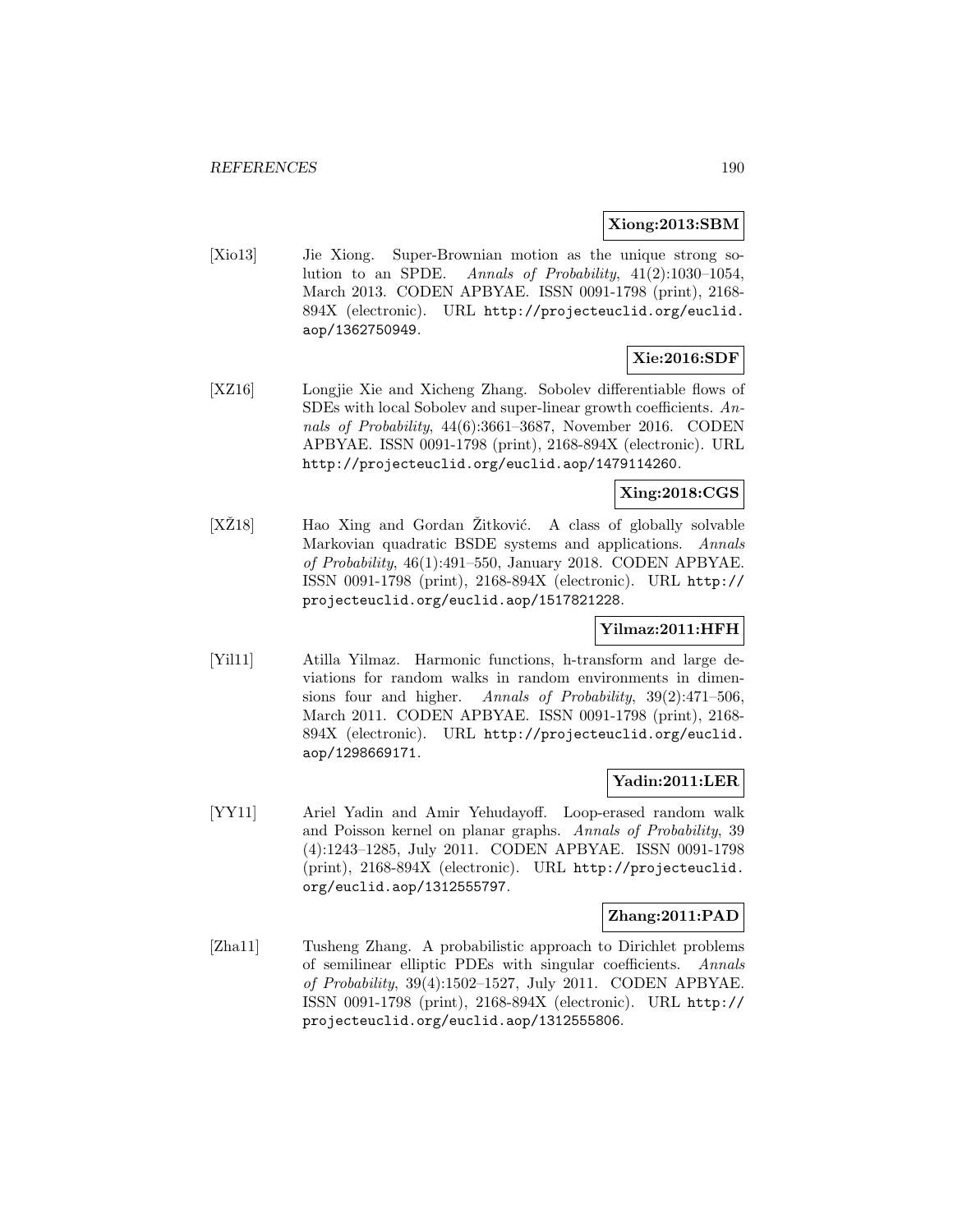**Xiong:2013:SBM**

[Xio13] Jie Xiong. Super-Brownian motion as the unique strong solution to an SPDE. *Annals of Probability*, 41(2):1030–1054, March 2013. CODEN APBYAE. ISSN 0091-1798 (print), 2168-894X (electronic). URL `http://projecteuclid.org/euclid.aop/1362750949`.

**Xie:2016:SDF**

[XZ16] Longjie Xie and Xicheng Zhang. Sobolev differentiable flows of SDEs with local Sobolev and super-linear growth coefficients. *Annals of Probability*, 44(6):3661–3687, November 2016. CODEN APBYAE. ISSN 0091-1798 (print), 2168-894X (electronic). URL `http://projecteuclid.org/euclid.aop/1479114260`.

**Xing:2018:CGS**

[XŽ18] Hao Xing and Gordan Žitković. A class of globally solvable Markovian quadratic BSDE systems and applications. *Annals of Probability*, 46(1):491–550, January 2018. CODEN APBYAE. ISSN 0091-1798 (print), 2168-894X (electronic). URL `http://projecteuclid.org/euclid.aop/1517821228`.

**Yilmaz:2011:HFH**

[Yil11] Atilla Yilmaz. Harmonic functions, h-transform and large deviations for random walks in random environments in dimensions four and higher. *Annals of Probability*, 39(2):471–506, March 2011. CODEN APBYAE. ISSN 0091-1798 (print), 2168-894X (electronic). URL `http://projecteuclid.org/euclid.aop/1298669171`.

**Yadin:2011:LER**

[YY11] Ariel Yadin and Amir Yehudayoff. Loop-erased random walk and Poisson kernel on planar graphs. *Annals of Probability*, 39 (4):1243–1285, July 2011. CODEN APBYAE. ISSN 0091-1798 (print), 2168-894X (electronic). URL `http://projecteuclid.org/euclid.aop/1312555797`.

**Zhang:2011:PAD**

[Zha11] Tusheng Zhang. A probabilistic approach to Dirichlet problems of semilinear elliptic PDEs with singular coefficients. *Annals of Probability*, 39(4):1502–1527, July 2011. CODEN APBYAE. ISSN 0091-1798 (print), 2168-894X (electronic). URL `http://projecteuclid.org/euclid.aop/1312555806`.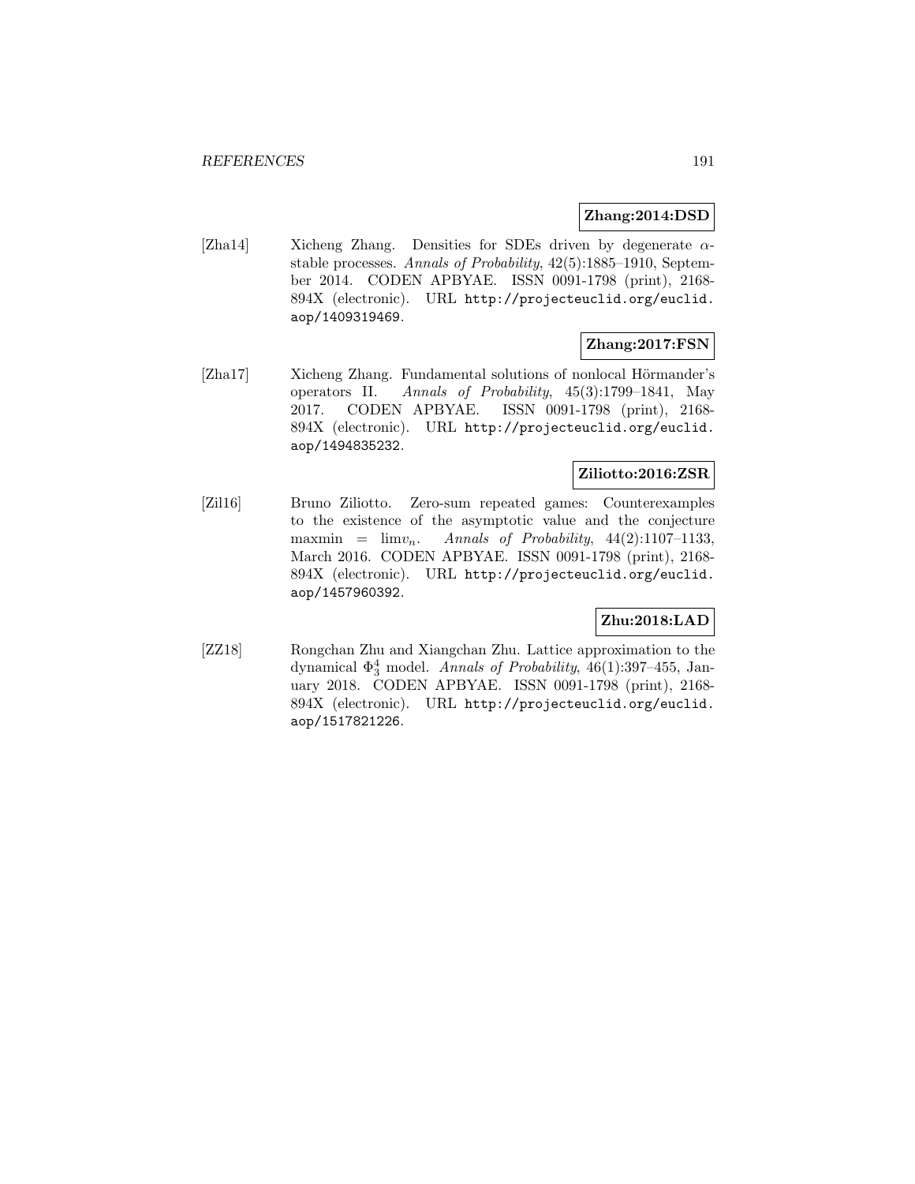**Zhang:2014:DSD**

[Zha14] Xicheng Zhang. Densities for SDEs driven by degenerate $\alpha$-stable processes. *Annals of Probability*, 42(5):1885–1910, September 2014. CODEN APBYAE. ISSN 0091-1798 (print), 2168-894X (electronic). URL http://projecteuclid.org/euclid.aop/1409319469.

**Zhang:2017:FSN**

[Zha17] Xicheng Zhang. Fundamental solutions of nonlocal Hörmander's operators II. *Annals of Probability*, 45(3):1799–1841, May 2017. CODEN APBYAE. ISSN 0091-1798 (print), 2168-894X (electronic). URL http://projecteuclid.org/euclid.aop/1494835232.

**Ziliotto:2016:ZSR**

[Zil16] Bruno Ziliotto. Zero-sum repeated games: Counterexamples to the existence of the asymptotic value and the conjecture $\mathrm{maxmin} = \lim v_n$. *Annals of Probability*, 44(2):1107–1133, March 2016. CODEN APBYAE. ISSN 0091-1798 (print), 2168-894X (electronic). URL http://projecteuclid.org/euclid.aop/1457960392.

**Zhu:2018:LAD**

[ZZ18] Rongchan Zhu and Xiangchan Zhu. Lattice approximation to the dynamical $\Phi_3^4$ model. *Annals of Probability*, 46(1):397–455, January 2018. CODEN APBYAE. ISSN 0091-1798 (print), 2168-894X (electronic). URL http://projecteuclid.org/euclid.aop/1517821226.